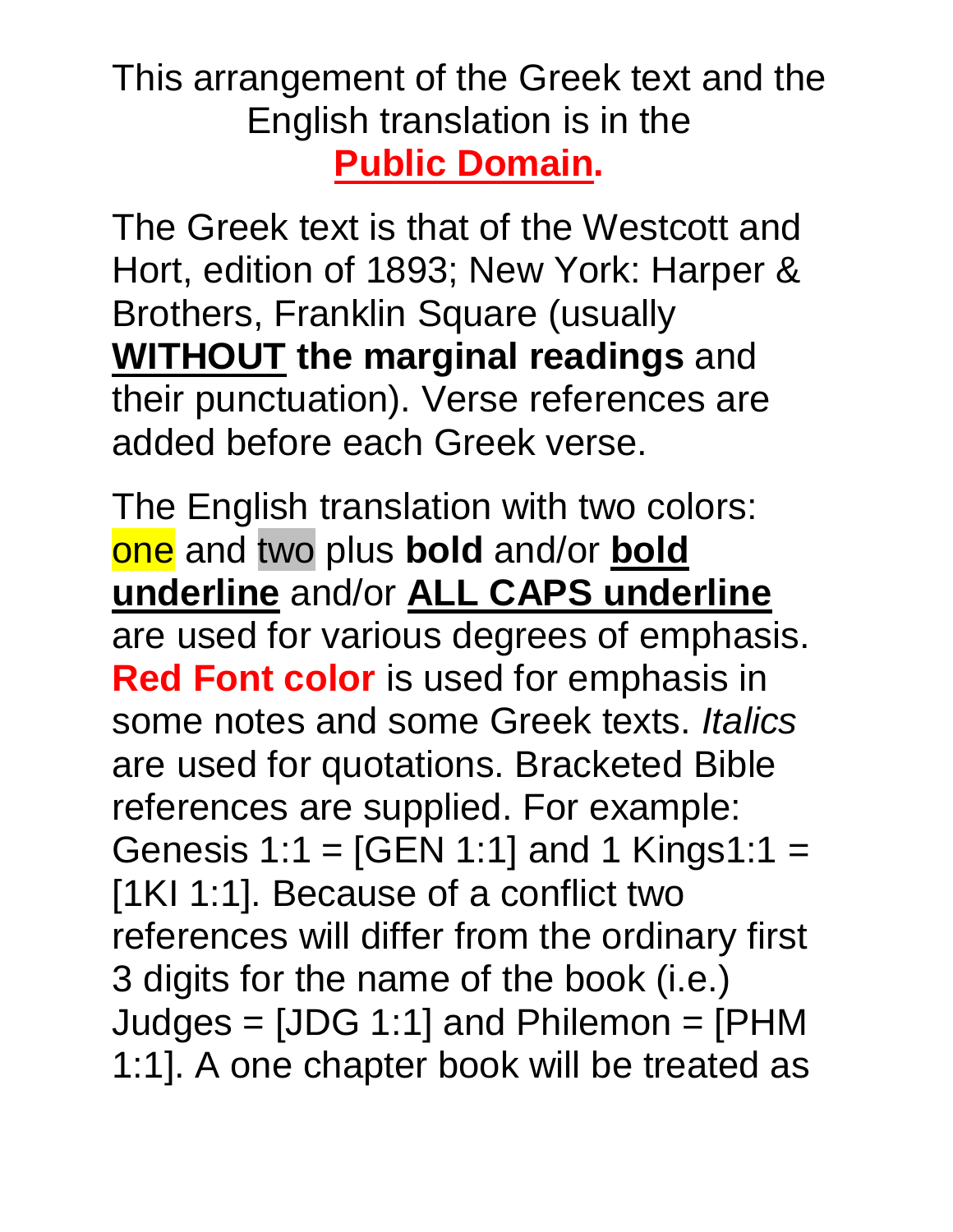This arrangement of the Greek text and the English translation is in the **Public Domain.**

The Greek text is that of the Westcott and Hort, edition of 1893; New York: Harper & Brothers, Franklin Square (usually **WITHOUT the marginal readings** and their punctuation). Verse references are added before each Greek verse.

The English translation with two colors: one and two plus **bold** and/or **bold underline** and/or **ALL CAPS underline** are used for various degrees of emphasis. **Red Font color** is used for emphasis in some notes and some Greek texts. *Italics* are used for quotations. Bracketed Bible references are supplied. For example: Genesis 1:1 = [GEN 1:1] and 1 Kings1:1 = [1KI 1:1]. Because of a conflict two references will differ from the ordinary first 3 digits for the name of the book (i.e.) Judges = [JDG 1:1] and Philemon = [PHM 1:1]. A one chapter book will be treated as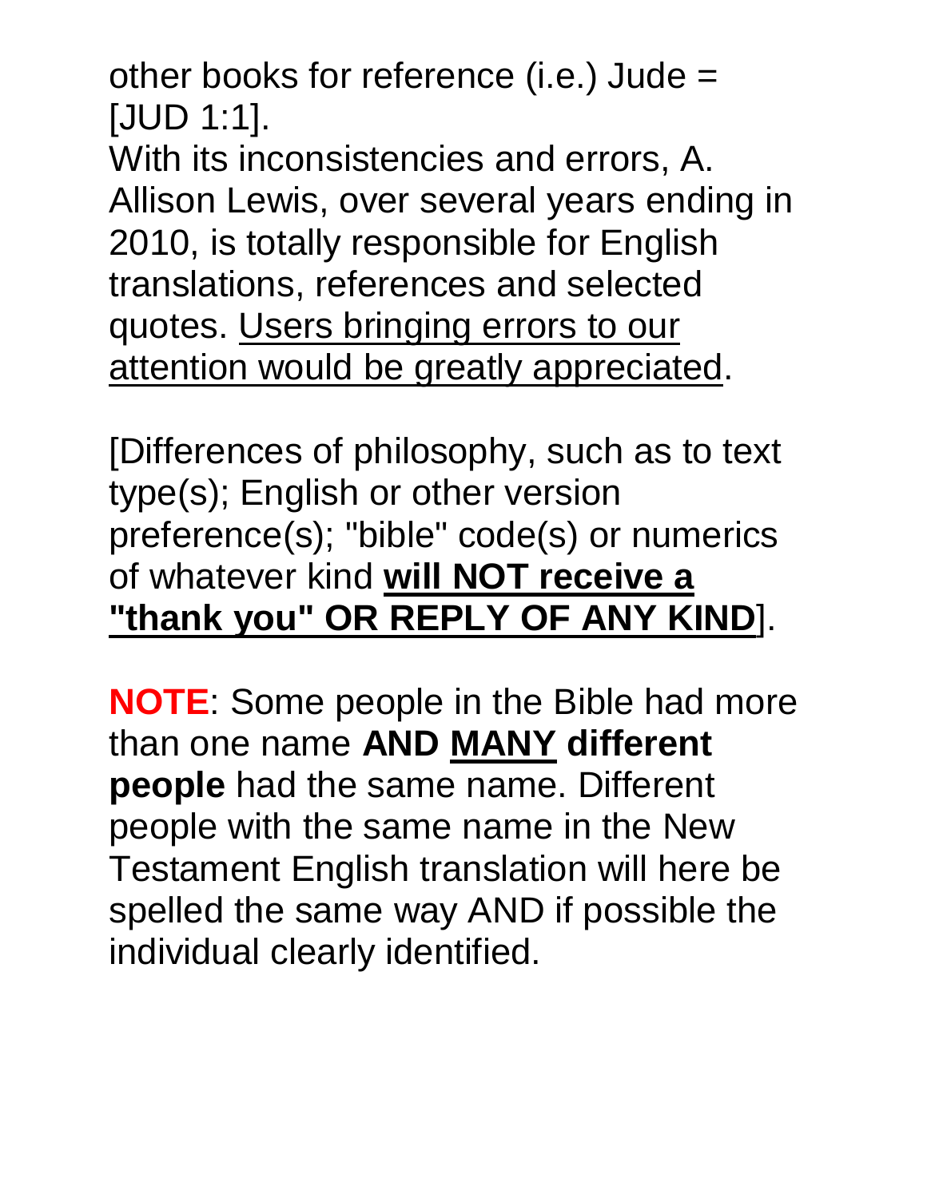other books for reference (i.e.) Jude = [JUD 1:1].

With its inconsistencies and errors, A. Allison Lewis, over several years ending in 2010, is totally responsible for English translations, references and selected quotes. <u>Users bringing errors to our attention would be greatly appreciated</u>.

[Differences of philosophy, such as to text type(s); English or other version preference(s); "bible" code(s) or numerics of whatever kind <u>**will NOT receive a "thank you" OR REPLY OF ANY KIND**</u>].

**NOTE**: Some people in the Bible had more than one name **AND <u>MANY</u> different people** had the same name. Different people with the same name in the New Testament English translation will here be spelled the same way AND if possible the individual clearly identified.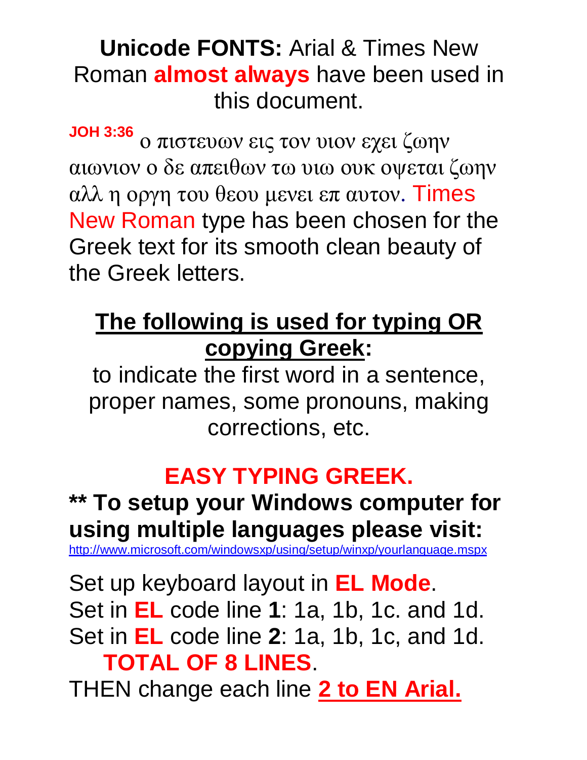**Unicode FONTS:** Arial & Times New Roman **almost always** have been used in this document.

**JOH 3:36** ο πιστευων εις τον υιον εχει ζωην αιωνιον ο δε απειθων τω υιω ουκ οψεται ζωην αλλ η οργη του θεου μενει επ αυτον. Times New Roman type has been chosen for the Greek text for its smooth clean beauty of the Greek letters.

## The following is used for typing OR copying Greek:

to indicate the first word in a sentence, proper names, some pronouns, making corrections, etc.

## EASY TYPING GREEK.

**\*\* To setup your Windows computer for using multiple languages please visit:**
http://www.microsoft.com/windowsxp/using/setup/winxp/yourlanguage.mspx

Set up keyboard layout in **EL Mode**.
Set in **EL** code line **1**: 1a, 1b, 1c. and 1d.
Set in **EL** code line **2**: 1a, 1b, 1c, and 1d.
**TOTAL OF 8 LINES**.
THEN change each line **2 to EN Arial.**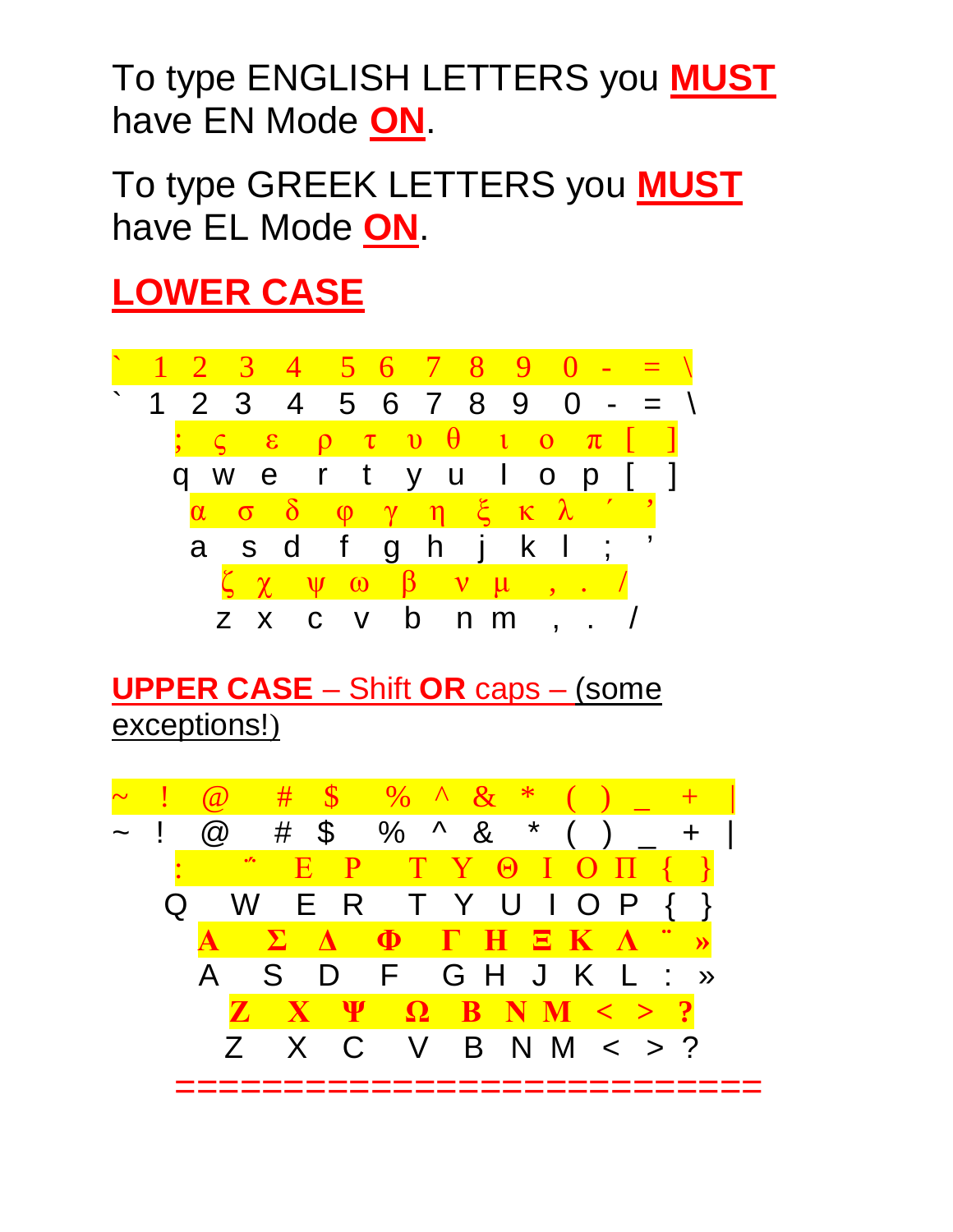To type ENGLISH LETTERS you **MUST** have EN Mode **ON**.

To type GREEK LETTERS you **MUST** have EL Mode **ON**.

## LOWER CASE

` 1 2 3 4 5 6 7 8 9 0 - = \
` 1 2 3 4 5 6 7 8 9 0 - = \

; ς ε ρ τ υ θ ι ο π [ ]
q w e r t y u I o p [ ]

α σ δ φ γ η ξ κ λ ΄ ’
a s d f g h j k l ; ’

ζ χ ψ ω β ν μ , . /
z x c v b n m , . /

## UPPER CASE – Shift OR caps – (some exceptions!)

~ ! @ # $ % ^ & * ( ) _ + |
~ ! @ # $ % ^ & * ( ) _ + |

: ΅ Ε Ρ Τ Υ Θ Ι Ο Π { }
Q W E R T Y U I O P { }

**Α Σ Δ Φ Γ Η Ξ Κ Λ ¨ »**
A S D F G H J K L : »

**Ζ Χ Ψ Ω Β Ν Μ < > ?**
Z X C V B N M < > ?

==========================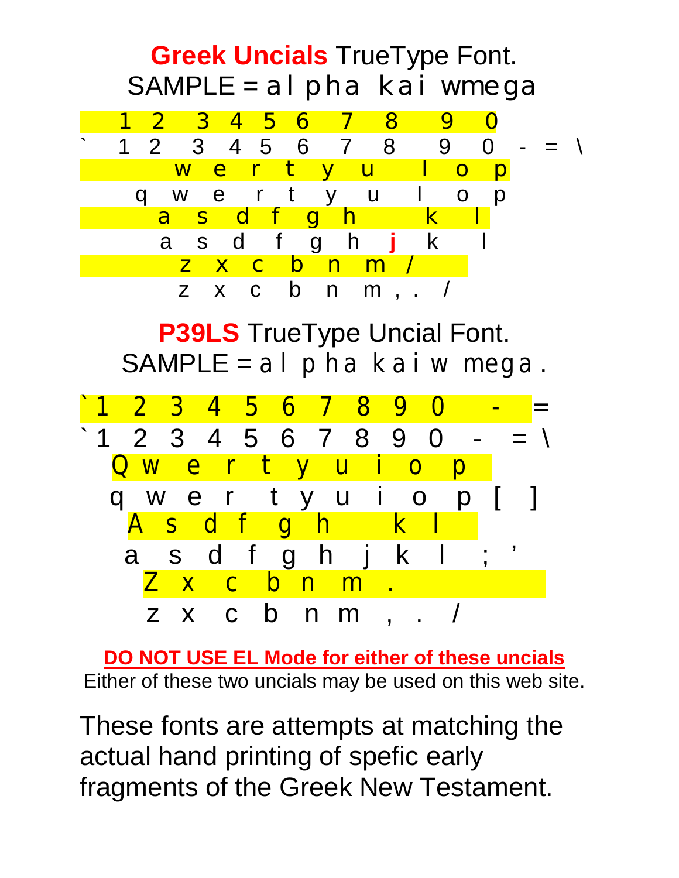**Greek Uncials** TrueType Font.

SAMPLE = alpha kai wmega

1 2 3 4 5 6 7 8 9 0

` 1 2 3 4 5 6 7 8 9 0 - = \

w e r t y u I o p

q w e r t y u I o p

a s d f g h k l

a s d f g h **j** k l

z x c b n m /

z x c b n m , . /

**P39LS** TrueType Uncial Font.

SAMPLE = al pha kai w mega.

`1 2 3 4 5 6 7 8 9 0 - =

`1 2 3 4 5 6 7 8 9 0 - = \

Q w e r t y u i o p

q w e r t y u i o p [ ]

A s d f g h k l

a s d f g h j k l ; '

Z x c b n m .

z x c b n m , . /

**DO NOT USE EL Mode for either of these uncials**

Either of these two uncials may be used on this web site.

These fonts are attempts at matching the actual hand printing of spefic early fragments of the Greek New Testament.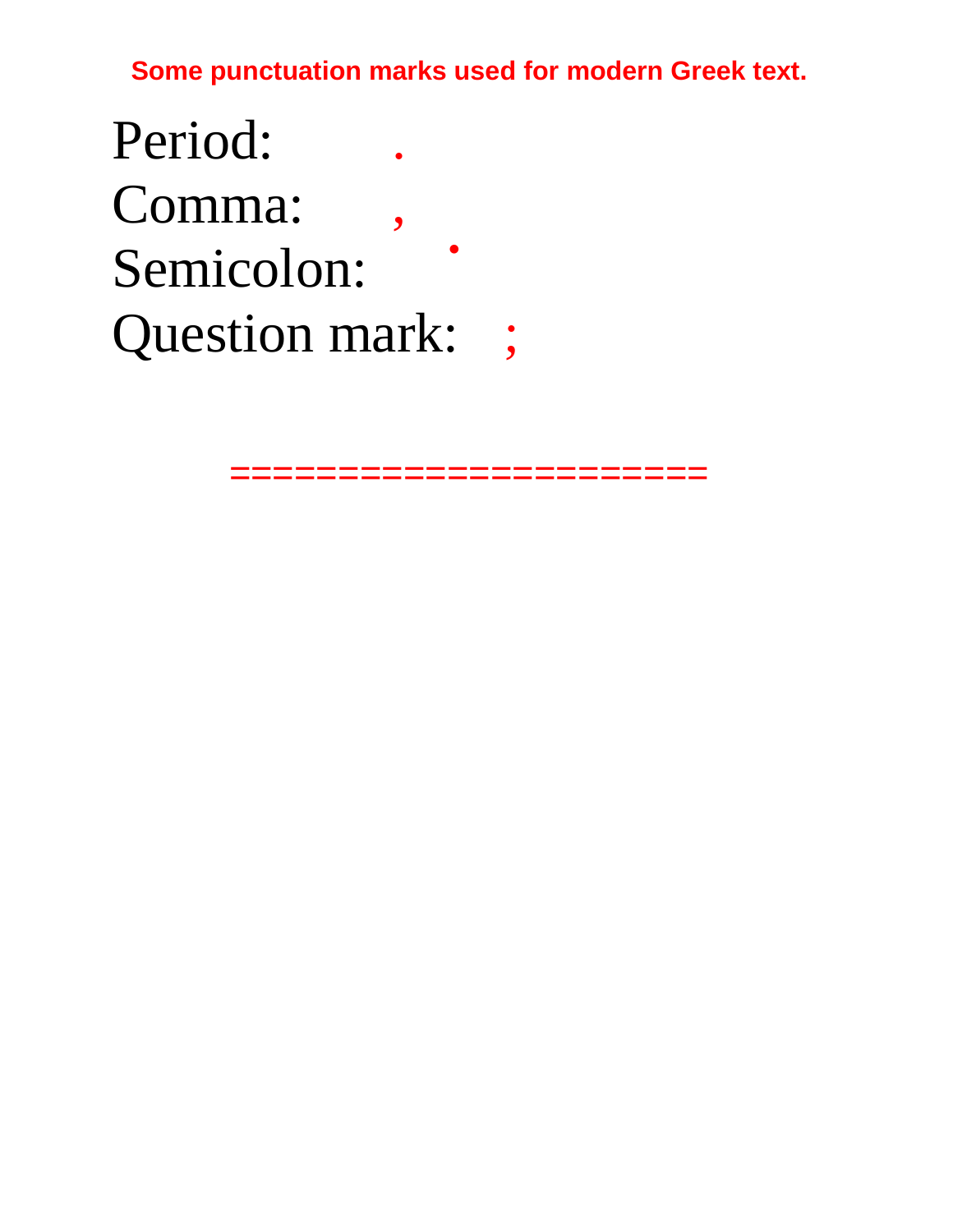**Some punctuation marks used for modern Greek text.**

Period: .

Comma: ,

Semicolon: ·

Question mark: ;

=====================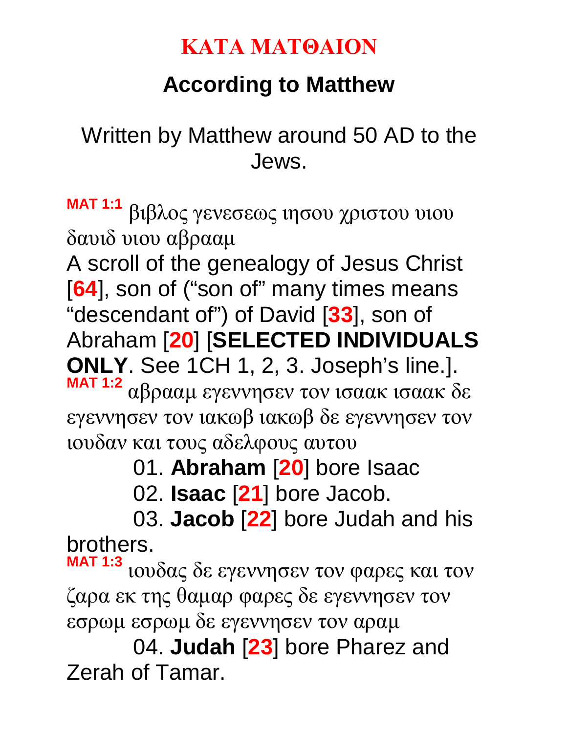# ΚΑΤΑ ΜΑΤΘΑΙΟΝ

## According to Matthew

Written by Matthew around 50 AD to the Jews.

**MAT 1:1** βιβλος γενεσεως ιησου χριστου υιου δαυιδ υιου αβρααμ

A scroll of the genealogy of Jesus Christ [**64**], son of ("son of" many times means "descendant of") of David [**33**], son of Abraham [**20**] [**SELECTED INDIVIDUALS ONLY**. See 1CH 1, 2, 3. Joseph's line.].

**MAT 1:2** αβρααμ εγεννησεν τον ισαακ ισαακ δε εγεννησεν τον ιακωβ ιακωβ δε εγεννησεν τον ιουδαν και τους αδελφους αυτου

01. **Abraham** [**20**] bore Isaac

02. **Isaac** [**21**] bore Jacob.

03. **Jacob** [**22**] bore Judah and his brothers.

**MAT 1:3** ιουδας δε εγεννησεν τον φαρες και τον ζαρα εκ της θαμαρ φαρες δε εγεννησεν τον εσρωμ εσρωμ δε εγεννησεν τον αραμ

04. **Judah** [**23**] bore Pharez and Zerah of Tamar.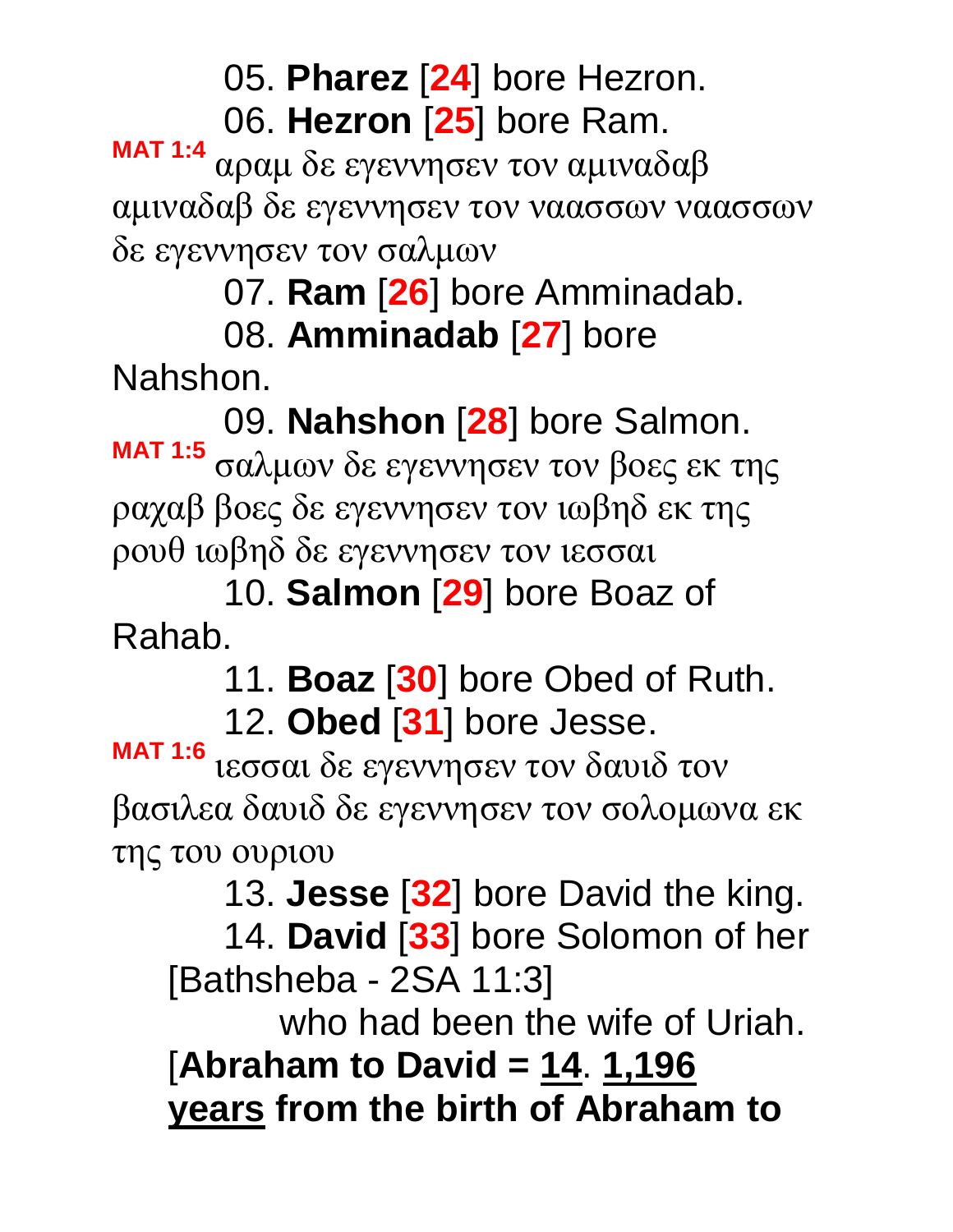05. **Pharez** [**24**] bore Hezron.

06. **Hezron** [**25**] bore Ram.

**MAT 1:4** αραμ δε εγεννησεν τον αμιναδαβ αμιναδαβ δε εγεννησεν τον ναασσων ναασσων δε εγεννησεν τον σαλμων

07. **Ram** [**26**] bore Amminadab.

08. **Amminadab** [**27**] bore Nahshon.

09. **Nahshon** [**28**] bore Salmon.

**MAT 1:5** σαλμων δε εγεννησεν τον βοες εκ της ραχαβ βοες δε εγεννησεν τον ιωβηδ εκ της ρουθ ιωβηδ δε εγεννησεν τον ιεσσαι

10. **Salmon** [**29**] bore Boaz of Rahab.

11. **Boaz** [**30**] bore Obed of Ruth.

12. **Obed** [**31**] bore Jesse.

**MAT 1:6** ιεσσαι δε εγεννησεν τον δαυιδ τον βασιλεα δαυιδ δε εγεννησεν τον σολομωνα εκ της του ουριου

13. **Jesse** [**32**] bore David the king.

14. **David** [**33**] bore Solomon of her [Bathsheba - 2SA 11:3] who had been the wife of Uriah.

[**Abraham to David = <u>14</u>. <u>1,196</u> <u>years</u> from the birth of Abraham to**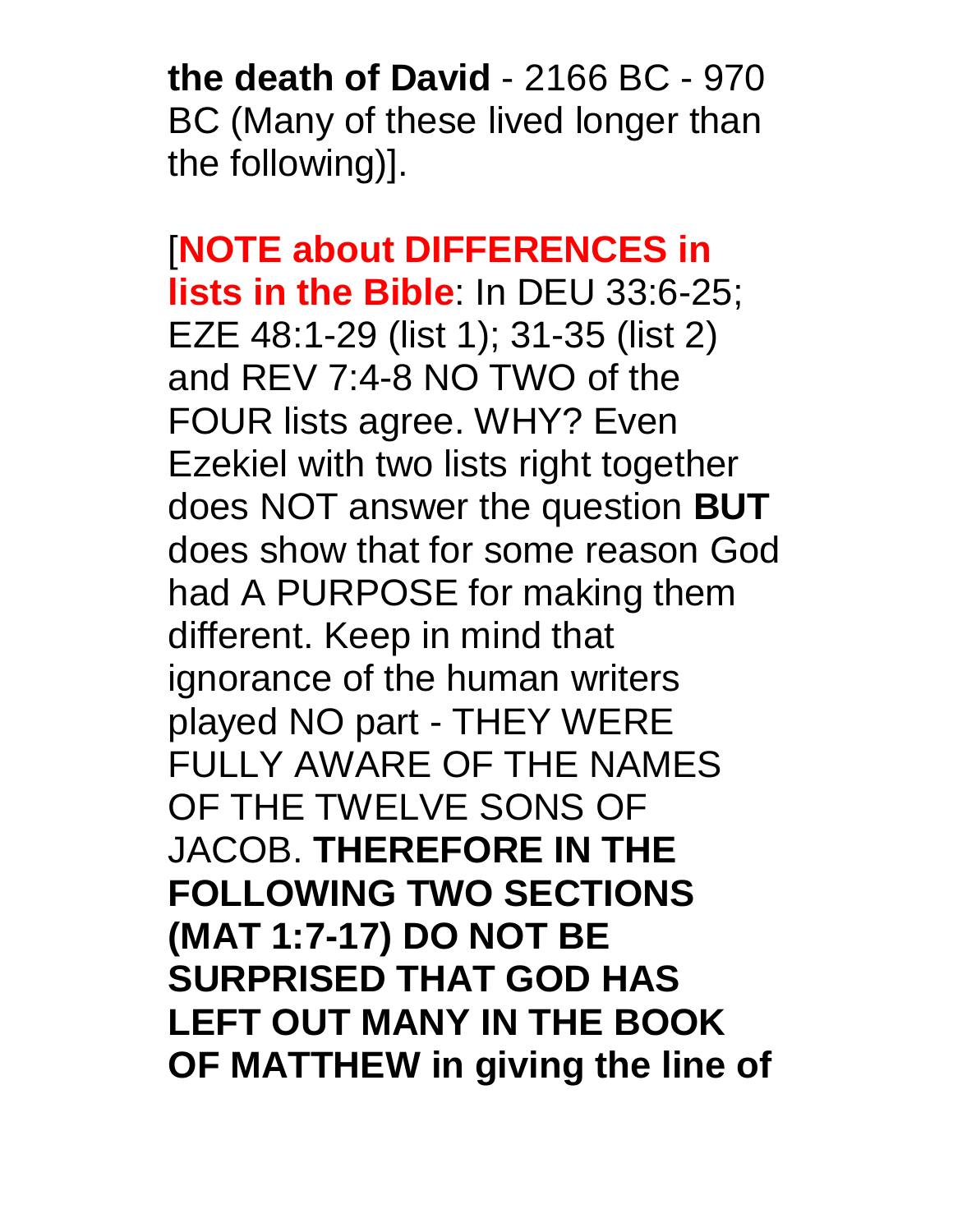**the death of David** - 2166 BC - 970 BC (Many of these lived longer than the following)].

[**NOTE about DIFFERENCES in lists in the Bible**: In DEU 33:6-25; EZE 48:1-29 (list 1); 31-35 (list 2) and REV 7:4-8 NO TWO of the FOUR lists agree. WHY? Even Ezekiel with two lists right together does NOT answer the question **BUT** does show that for some reason God had A PURPOSE for making them different. Keep in mind that ignorance of the human writers played NO part - THEY WERE FULLY AWARE OF THE NAMES OF THE TWELVE SONS OF JACOB. **THEREFORE IN THE FOLLOWING TWO SECTIONS (MAT 1:7-17) DO NOT BE SURPRISED THAT GOD HAS LEFT OUT MANY IN THE BOOK OF MATTHEW in giving the line of**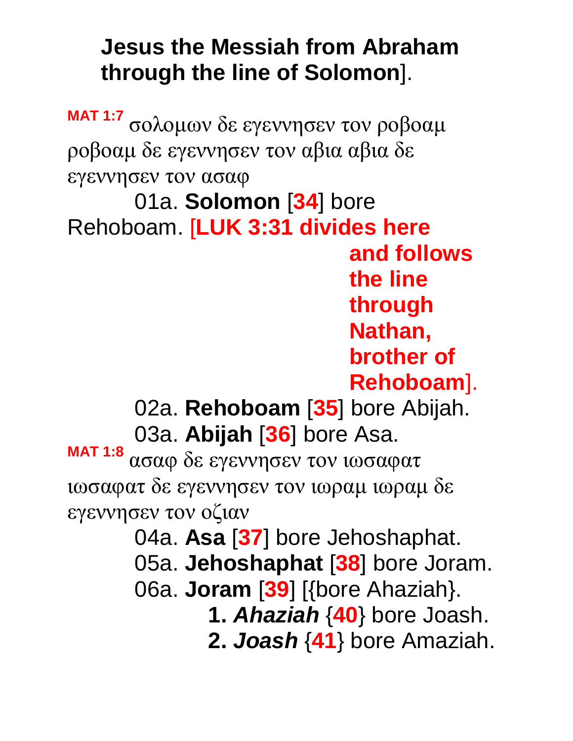**Jesus the Messiah from Abraham through the line of Solomon**].

**MAT 1:7** σολομων δε εγεννησεν τον ροβοαμ ροβοαμ δε εγεννησεν τον αβια αβια δε εγεννησεν τον ασαφ

01a. **Solomon** [**34**] bore Rehoboam. [**LUK 3:31 divides here and follows the line through Nathan, brother of Rehoboam**].

02a. **Rehoboam** [**35**] bore Abijah.

03a. **Abijah** [**36**] bore Asa.

**MAT 1:8** ασαφ δε εγεννησεν τον ιωσαφατ ιωσαφατ δε εγεννησεν τον ιωραμ ιωραμ δε εγεννησεν τον οζιαν

04a. **Asa** [**37**] bore Jehoshaphat.

05a. **Jehoshaphat** [**38**] bore Joram.

06a. **Joram** [**39**] [{bore Ahaziah}.

**1.** ***Ahaziah*** {**40**} bore Joash.

**2.** ***Joash*** {**41**} bore Amaziah.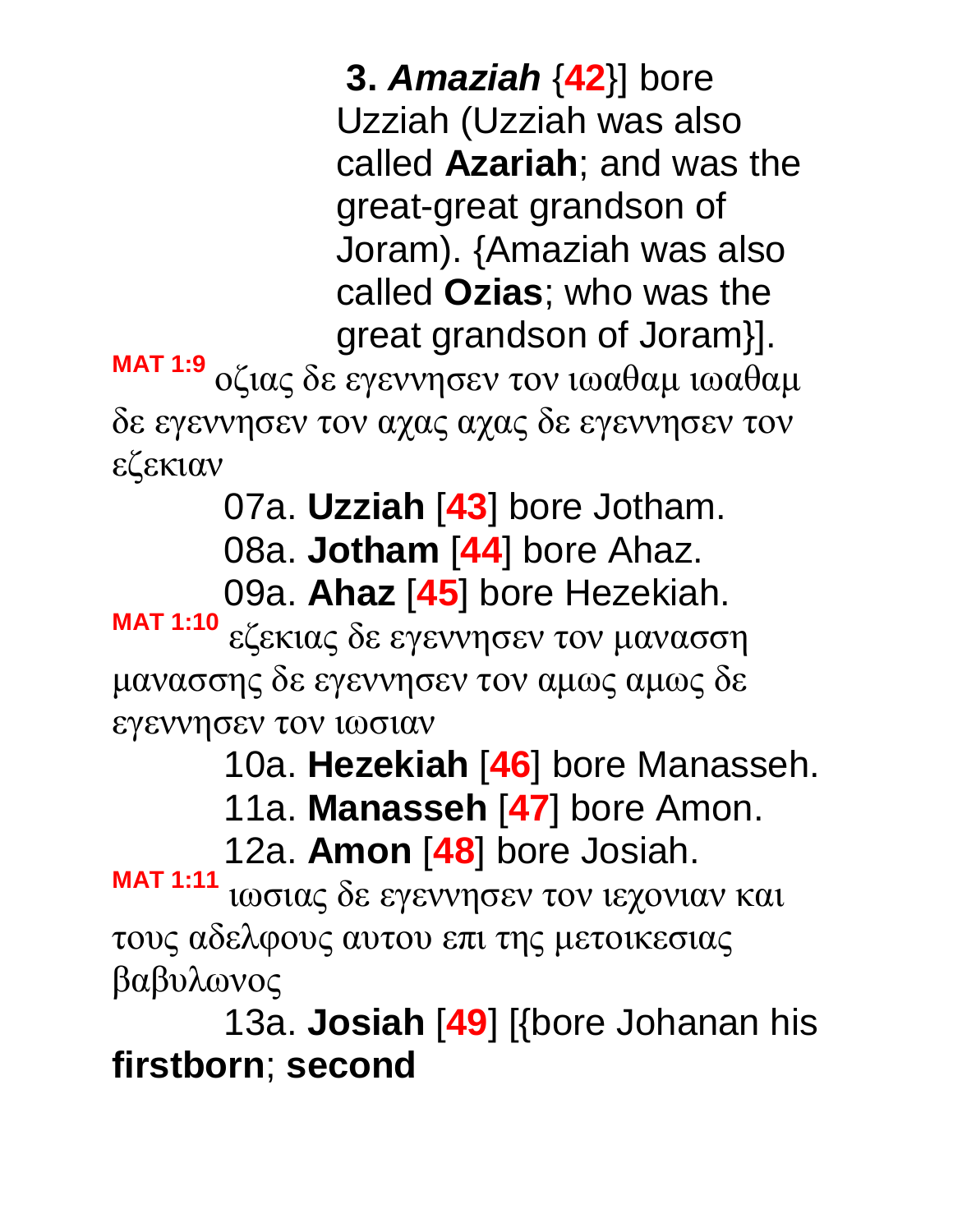**3. *Amaziah*** {**42**}] bore Uzziah (Uzziah was also called **Azariah**; and was the great-great grandson of Joram). {Amaziah was also called **Ozias**; who was the great grandson of Joram}].

**MAT 1:9** οζιας δε εγεννησεν τον ιωαθαμ ιωαθαμ δε εγεννησεν τον αχας αχας δε εγεννησεν τον εζεκιαν

07a. **Uzziah** [**43**] bore Jotham.

08a. **Jotham** [**44**] bore Ahaz.

09a. **Ahaz** [**45**] bore Hezekiah.

**MAT 1:10** εζεκιας δε εγεννησεν τον μανασση μανασσης δε εγεννησεν τον αμως αμως δε εγεννησεν τον ιωσιαν

10a. **Hezekiah** [**46**] bore Manasseh.

11a. **Manasseh** [**47**] bore Amon.

12a. **Amon** [**48**] bore Josiah.

**MAT 1:11** ιωσιας δε εγεννησεν τον ιεχονιαν και τους αδελφους αυτου επι της μετοικεσιας βαβυλωνος

13a. **Josiah** [**49**] [{bore Johanan his **firstborn**; **second**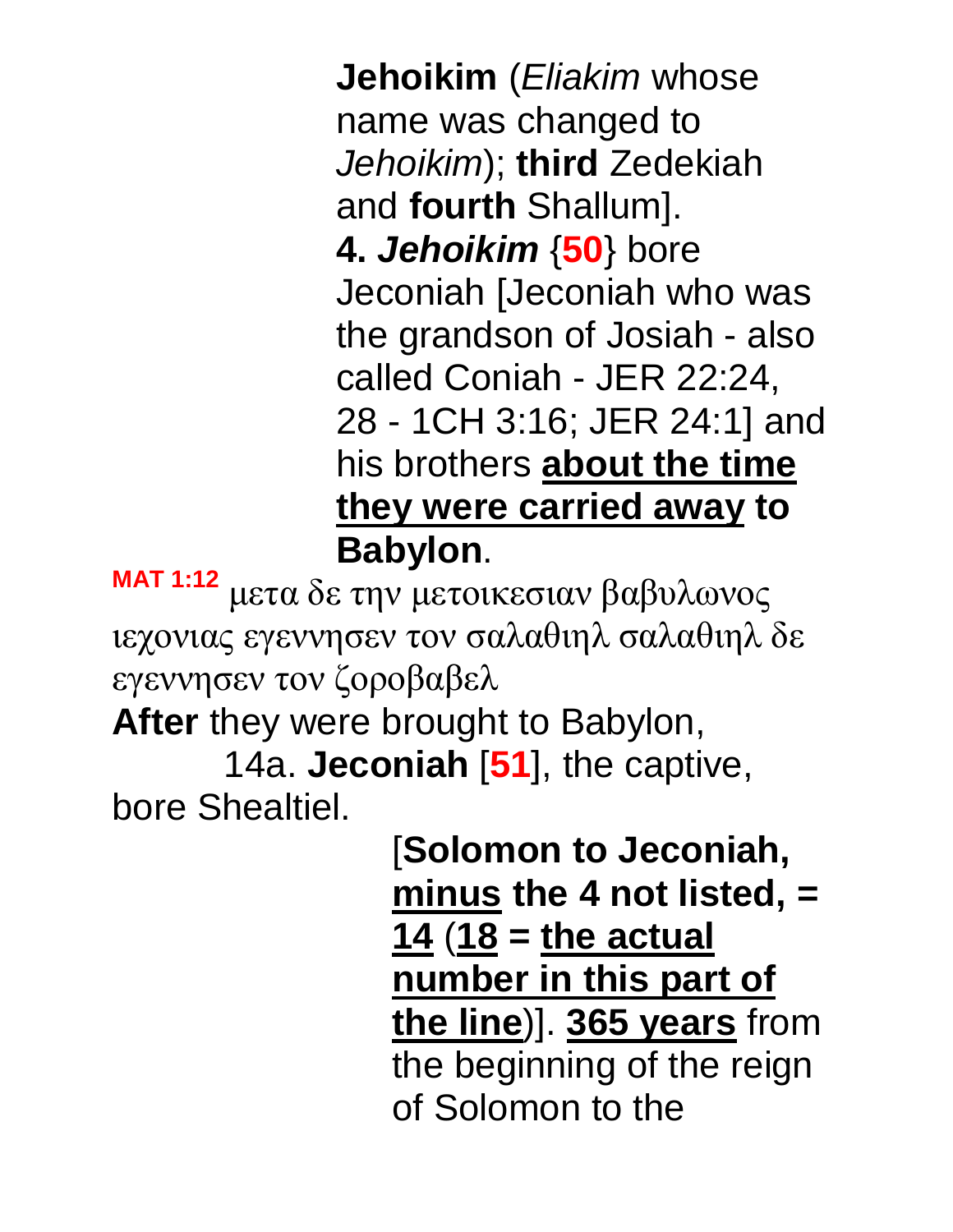**Jehoikim** (*Eliakim* whose name was changed to *Jehoikim*); **third** Zedekiah and **fourth** Shallum].

**4. *Jehoikim*** {**50**} bore Jeconiah [Jeconiah who was the grandson of Josiah - also called Coniah - JER 22:24, 28 - 1CH 3:16; JER 24:1] and his brothers **<u>about the time they were carried away</u> to Babylon**.

**MAT 1:12** μετα δε την μετοικεσιαν βαβυλωνος ιεχονιας εγεννησεν τον σαλαθιηλ σαλαθιηλ δε εγεννησεν τον ζοροβαβελ

**After** they were brought to Babylon,

14a. **Jeconiah** [**51**], the captive, bore Shealtiel.

[**Solomon to Jeconiah, <u>minus</u> the 4 not listed, = <u>14</u> (<u>18</u> = <u>the actual number in this part of the line</u>)**]. **<u>365 years</u>** from the beginning of the reign of Solomon to the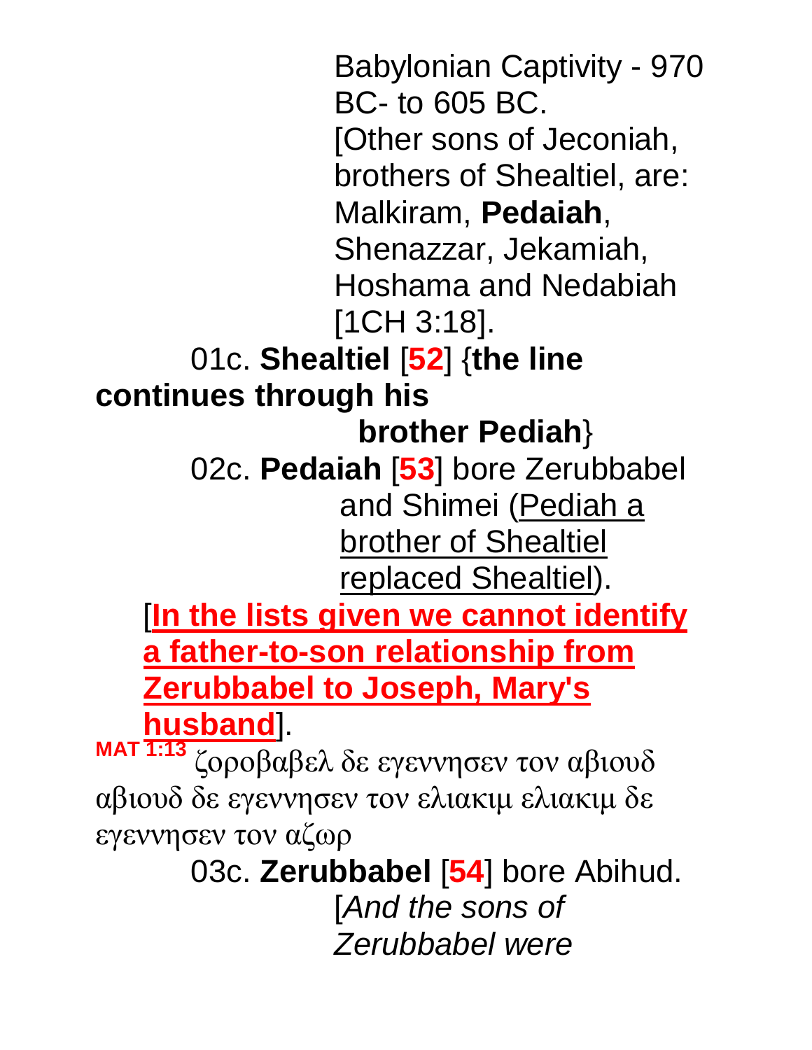Babylonian Captivity - 970 BC- to 605 BC.
[Other sons of Jeconiah, brothers of Shealtiel, are: Malkiram, **Pedaiah**, Shenazzar, Jekamiah, Hoshama and Nedabiah [1CH 3:18].

01c. **Shealtiel** [**52**] {**the line continues through his brother Pediah**}

02c. **Pedaiah** [**53**] bore Zerubbabel and Shimei (Pediah a brother of Shealtiel replaced Shealtiel).

[**In the lists given we cannot identify a father-to-son relationship from Zerubbabel to Joseph, Mary's husband**].

**MAT 1:13** ζοροβαβελ δε εγεννησεν τον αβιουδ αβιουδ δε εγεννησεν τον ελιακιμ ελιακιμ δε εγεννησεν τον αζωρ

03c. **Zerubbabel** [**54**] bore Abihud.
[*And the sons of Zerubbabel were*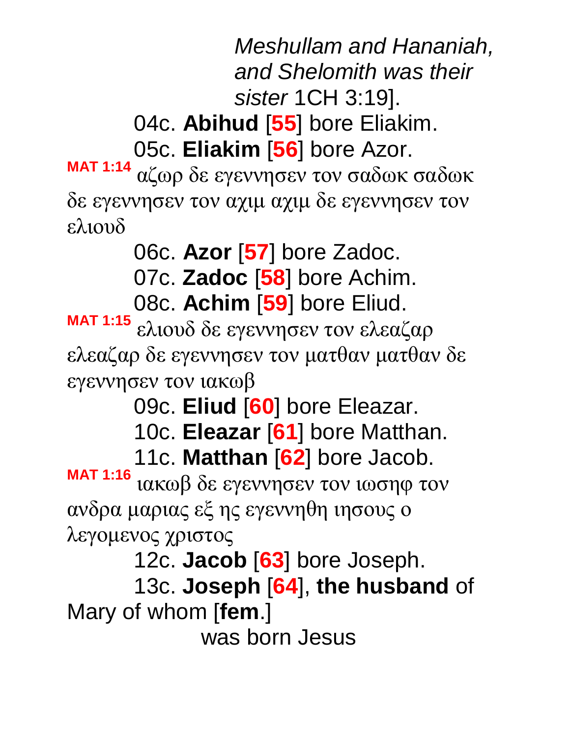*Meshullam and Hananiah, and Shelomith was their sister* 1CH 3:19].

04c. **Abihud** [**55**] bore Eliakim.

05c. **Eliakim** [**56**] bore Azor.

**MAT 1:14** αζωρ δε εγεννησεν τον σαδωκ σαδωκ δε εγεννησεν τον αχιμ αχιμ δε εγεννησεν τον ελιουδ

06c. **Azor** [**57**] bore Zadoc.

07c. **Zadoc** [**58**] bore Achim.

08c. **Achim** [**59**] bore Eliud.

**MAT 1:15** ελιουδ δε εγεννησεν τον ελεαζαρ ελεαζαρ δε εγεννησεν τον ματθαν ματθαν δε εγεννησεν τον ιακωβ

09c. **Eliud** [**60**] bore Eleazar.

10c. **Eleazar** [**61**] bore Matthan.

11c. **Matthan** [**62**] bore Jacob.

**MAT 1:16** ιακωβ δε εγεννησεν τον ιωσηφ τον ανδρα μαριας εξ ης εγεννηθη ιησους ο λεγομενος χριστος

12c. **Jacob** [**63**] bore Joseph.

13c. **Joseph** [**64**], **the husband** of Mary of whom [**fem**.]

was born Jesus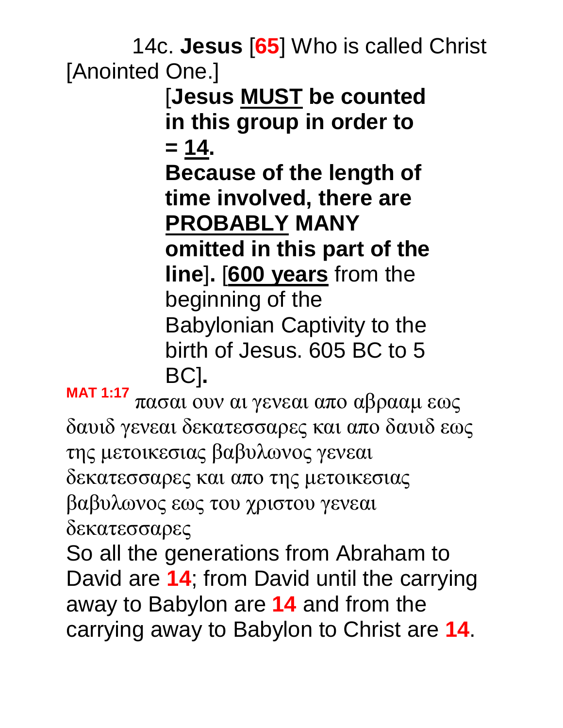14c. **Jesus** [**65**] Who is called Christ [Anointed One.]

[**Jesus MUST be counted in this group in order to = 14.**

**Because of the length of time involved, there are PROBABLY MANY omitted in this part of the line**]**.** [**600 years** from the beginning of the Babylonian Captivity to the birth of Jesus. 605 BC to 5 BC]**.**

**MAT 1:17** πασαι ουν αι γενεαι απο αβρααμ εως δαυιδ γενεαι δεκατεσσαρες και απο δαυιδ εως της μετοικεσιας βαβυλωνος γενεαι δεκατεσσαρες και απο της μετοικεσιας βαβυλωνος εως του χριστου γενεαι δεκατεσσαρες

So all the generations from Abraham to David are **14**; from David until the carrying away to Babylon are **14** and from the carrying away to Babylon to Christ are **14**.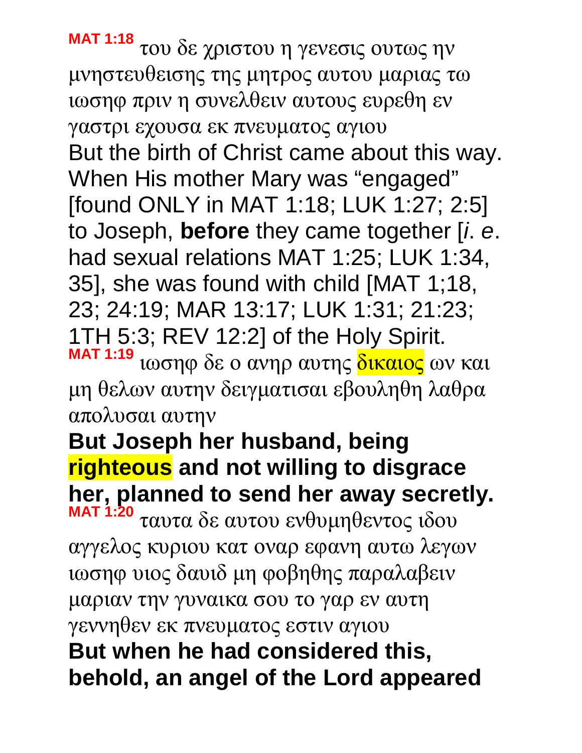**MAT 1:18** του δε χριστου η γενεσις ουτως ην μνηστευθεισης της μητρος αυτου μαριας τω ιωσηφ πριν η συνελθειν αυτους ευρεθη εν γαστρι εχουσα εκ πνευματος αγιου

But the birth of Christ came about this way. When His mother Mary was "engaged" [found ONLY in MAT 1:18; LUK 1:27; 2:5] to Joseph, **before** they came together [*i*. *e*. had sexual relations MAT 1:25; LUK 1:34, 35], she was found with child [MAT 1;18, 23; 24:19; MAR 13:17; LUK 1:31; 21:23; 1TH 5:3; REV 12:2] of the Holy Spirit.

**MAT 1:19** ιωσηφ δε ο ανηρ αυτης δικαιος ων και μη θελων αυτην δειγματισαι εβουληθη λαθρα απολυσαι αυτην

**But Joseph her husband, being righteous and not willing to disgrace her, planned to send her away secretly.**

**MAT 1:20** ταυτα δε αυτου ενθυμηθεντος ιδου αγγελος κυριου κατ οναρ εφανη αυτω λεγων ιωσηφ υιος δαυιδ μη φοβηθης παραλαβειν μαριαν την γυναικα σου το γαρ εν αυτη γεννηθεν εκ πνευματος εστιν αγιου

**But when he had considered this, behold, an angel of the Lord appeared**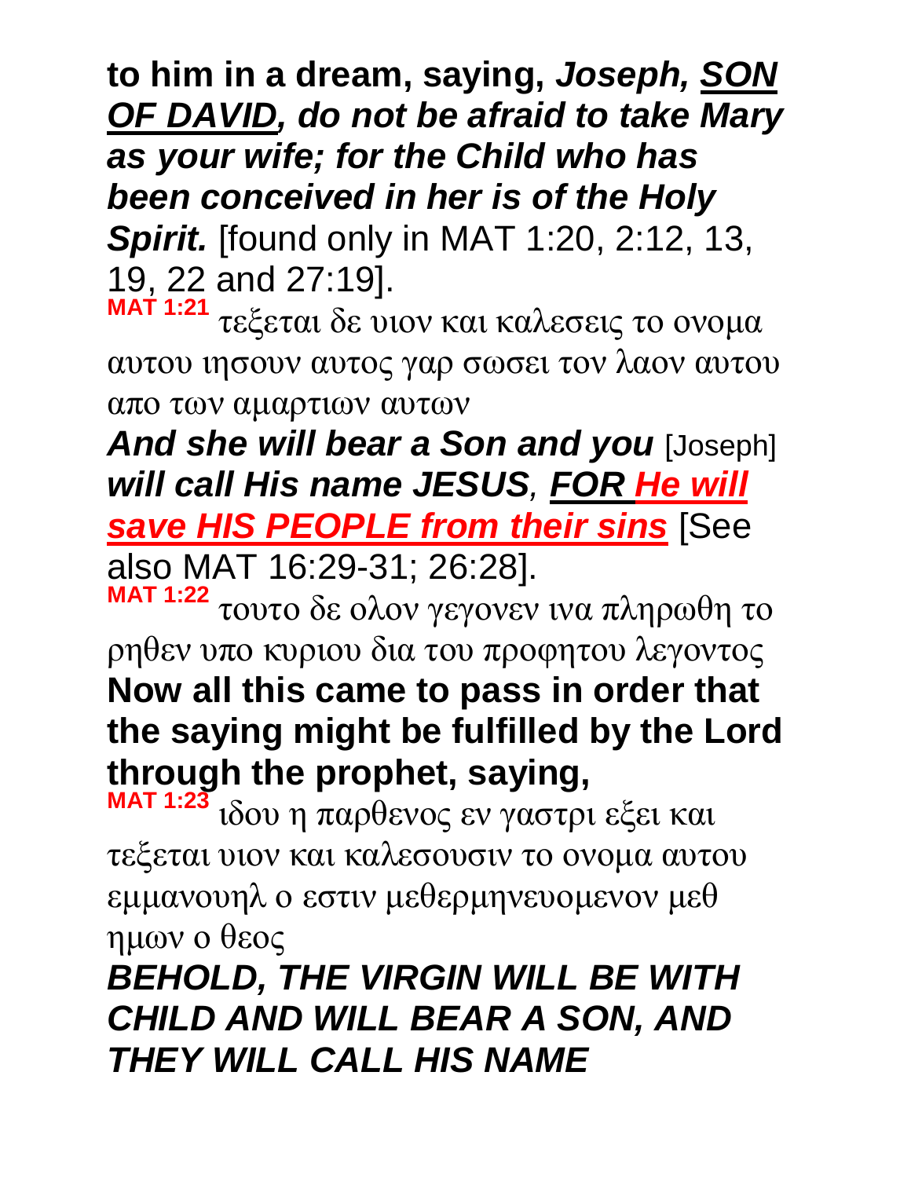**to him in a dream, saying, *Joseph, SON OF DAVID, do not be afraid to take Mary as your wife; for the Child who has been conceived in her is of the Holy Spirit.*** [found only in MAT 1:20, 2:12, 13, 19, 22 and 27:19].

**MAT 1:21** τεξεται δε υιον και καλεσεις το ονομα αυτου ιησουν αυτος γαρ σωσει τον λαον αυτου απο των αμαρτιων αυτων

***And she will bear a Son and you*** [Joseph] ***will call His name JESUS, FOR He will save HIS PEOPLE from their sins*** [See also MAT 16:29-31; 26:28].

**MAT 1:22** τουτο δε ολον γεγονεν ινα πληρωθη το ρηθεν υπο κυριου δια του προφητου λεγοντος

**Now all this came to pass in order that the saying might be fulfilled by the Lord through the prophet, saying,**

**MAT 1:23** ιδου η παρθενος εν γαστρι εξει και τεξεται υιον και καλεσουσιν το ονομα αυτου εμμανουηλ ο εστιν μεθερμηνευομενον μεθ ημων ο θεος

***BEHOLD, THE VIRGIN WILL BE WITH CHILD AND WILL BEAR A SON, AND THEY WILL CALL HIS NAME***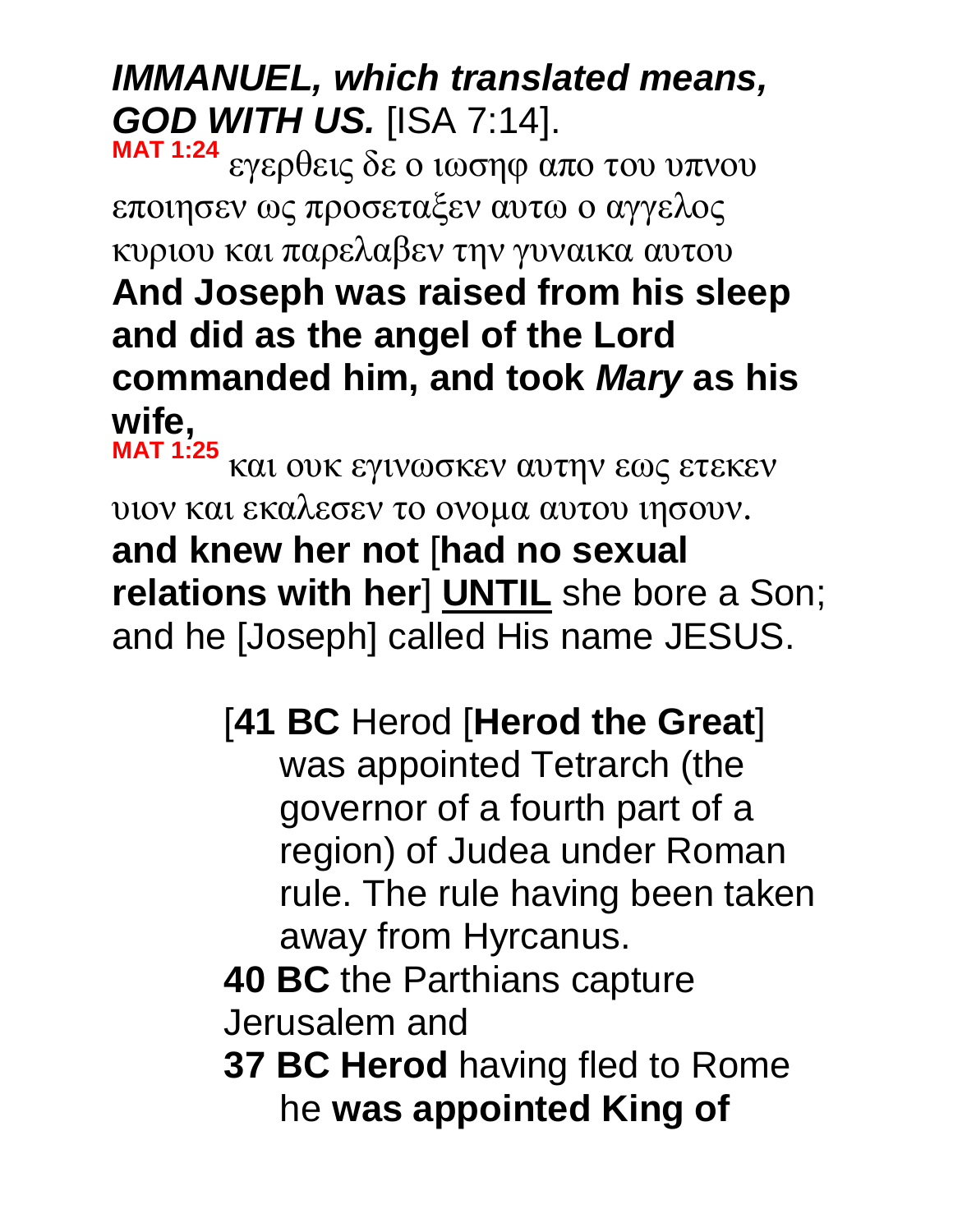***IMMANUEL, which translated means, GOD WITH US.*** [ISA 7:14].

**MAT 1:24** εγερθεις δε ο ιωσηφ απο του υπνου εποιησεν ως προσεταξεν αυτω ο αγγελος κυριου και παρελαβεν την γυναικα αυτου

**And Joseph was raised from his sleep and did as the angel of the Lord commanded him, and took *Mary* as his wife,**

**MAT 1:25** και ουκ εγινωσκεν αυτην εως ετεκεν υιον και εκαλεσεν το ονομα αυτου ιησουν.

**and knew her not** [**had no sexual relations with her**] <u>**UNTIL**</u> she bore a Son; and he [Joseph] called His name JESUS.

[**41 BC** Herod [**Herod the Great**] was appointed Tetrarch (the governor of a fourth part of a region) of Judea under Roman rule. The rule having been taken away from Hyrcanus.

**40 BC** the Parthians capture Jerusalem and

**37 BC Herod** having fled to Rome he **was appointed King of**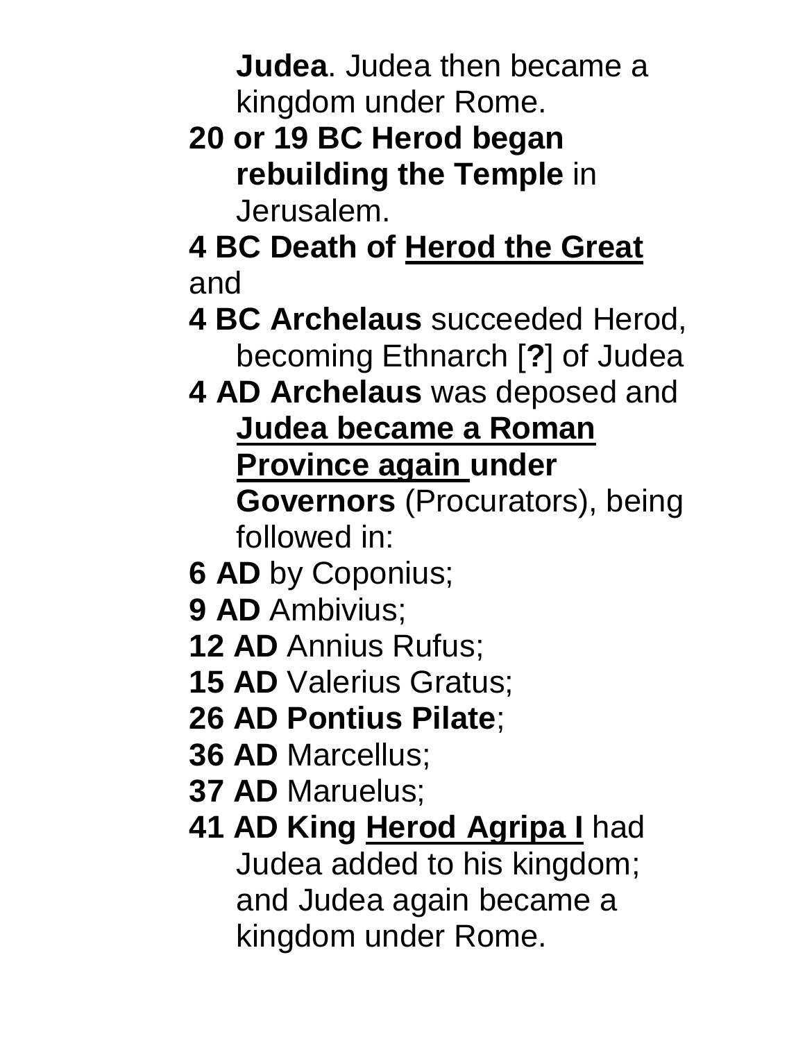**Judea**. Judea then became a kingdom under Rome.

**20 or 19 BC Herod began rebuilding the Temple** in Jerusalem.

**4 BC Death of Herod the Great** and

**4 BC Archelaus** succeeded Herod, becoming Ethnarch [**?**] of Judea

**4 AD Archelaus** was deposed and **Judea became a Roman Province again under Governors** (Procurators), being followed in:

**6 AD** by Coponius;

**9 AD** Ambivius;

**12 AD** Annius Rufus;

**15 AD** Valerius Gratus;

**26 AD Pontius Pilate**;

**36 AD** Marcellus;

**37 AD** Maruelus;

**41 AD King Herod Agripa I** had Judea added to his kingdom; and Judea again became a kingdom under Rome.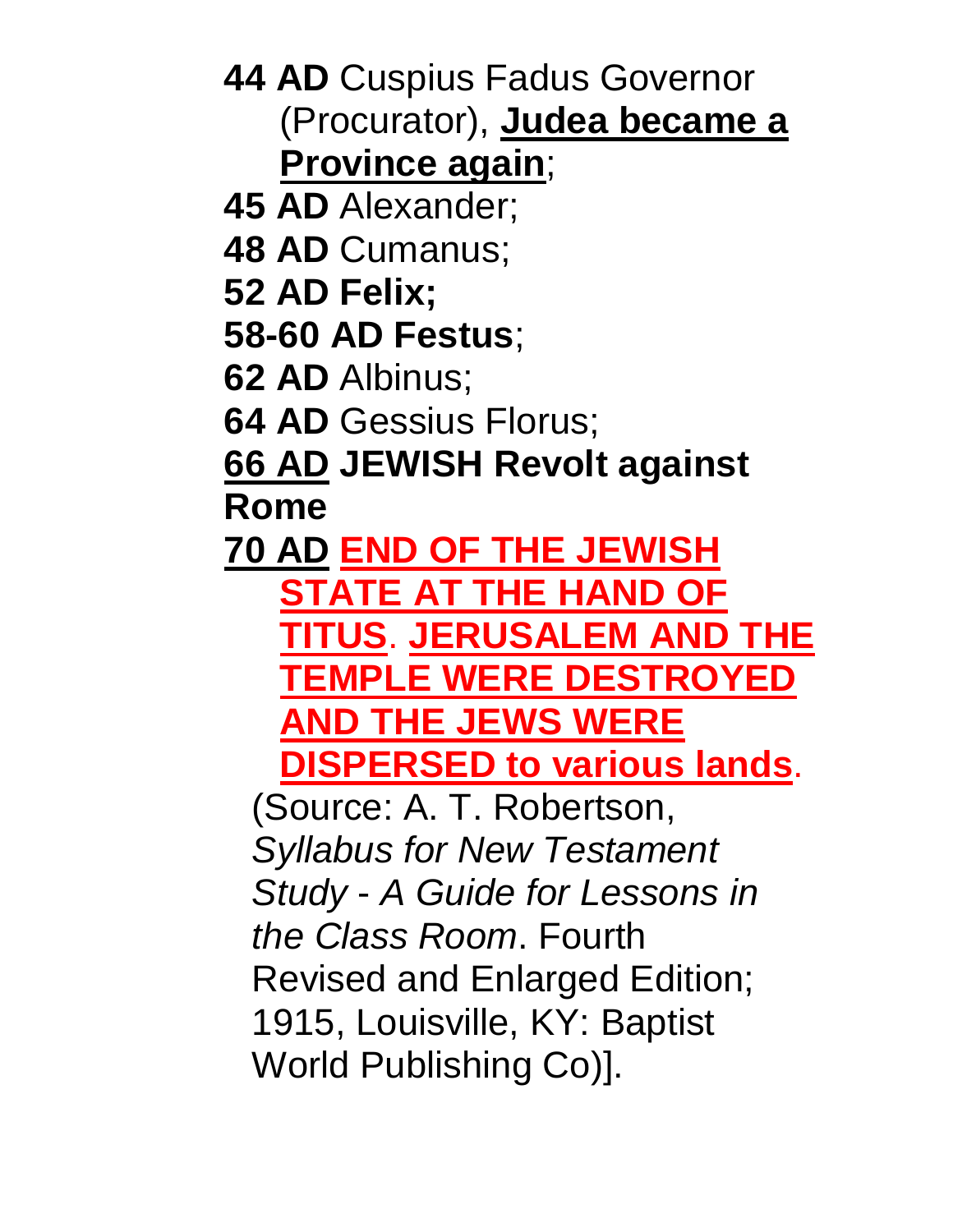**44 AD** Cuspius Fadus Governor (Procurator), **Judea became a Province again**;

**45 AD** Alexander;

**48 AD** Cumanus;

**52 AD Felix;**

**58-60 AD Festus**;

**62 AD** Albinus;

**64 AD** Gessius Florus;

**66 AD JEWISH Revolt against Rome**

**70 AD END OF THE JEWISH STATE AT THE HAND OF TITUS**. **JERUSALEM AND THE TEMPLE WERE DESTROYED AND THE JEWS WERE DISPERSED to various lands**.

(Source: A. T. Robertson, *Syllabus for New Testament Study - A Guide for Lessons in the Class Room*. Fourth Revised and Enlarged Edition; 1915, Louisville, KY: Baptist World Publishing Co)].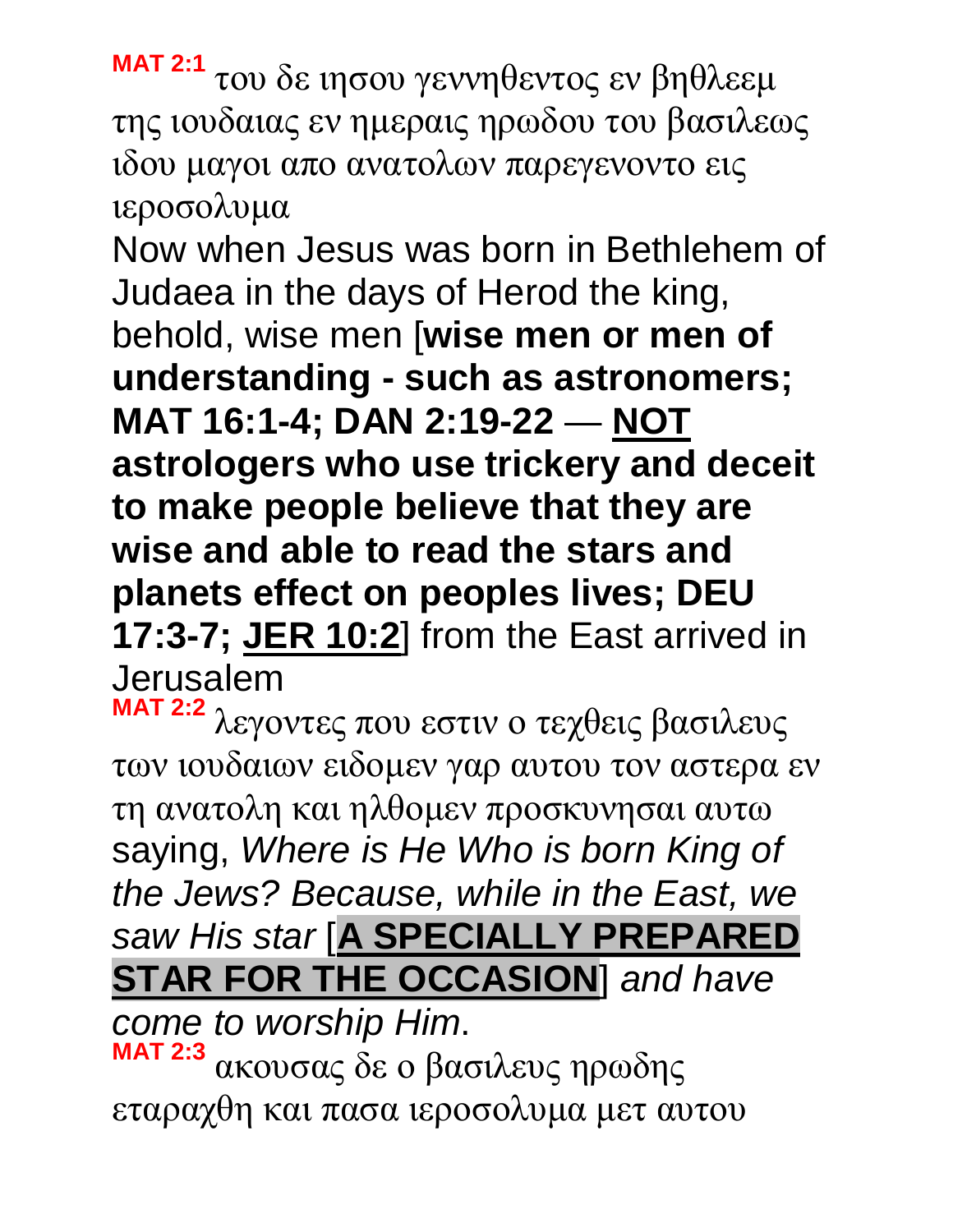**MAT 2:1** του δε ιησου γεννηθεντος εν βηθλεεμ της ιουδαιας εν ημεραις ηρωδου του βασιλεως ιδου μαγοι απο ανατολων παρεγενοντο εις ιεροσολυμα

Now when Jesus was born in Bethlehem of Judaea in the days of Herod the king, behold, wise men [**wise men or men of understanding - such as astronomers; MAT 16:1-4; DAN 2:19-22 — NOT astrologers who use trickery and deceit to make people believe that they are wise and able to read the stars and planets effect on peoples lives; DEU 17:3-7; JER 10:2**] from the East arrived in Jerusalem

**MAT 2:2** λεγοντες που εστιν ο τεχθεις βασιλευς των ιουδαιων ειδομεν γαρ αυτου τον αστερα εν τη ανατολη και ηλθομεν προσκυνησαι αυτω

saying, *Where is He Who is born King of the Jews? Because, while in the East, we saw His star* [**A SPECIALLY PREPARED STAR FOR THE OCCASION**] *and have come to worship Him*.

**MAT 2:3** ακουσας δε ο βασιλευς ηρωδης εταραχθη και πασα ιεροσολυμα μετ αυτου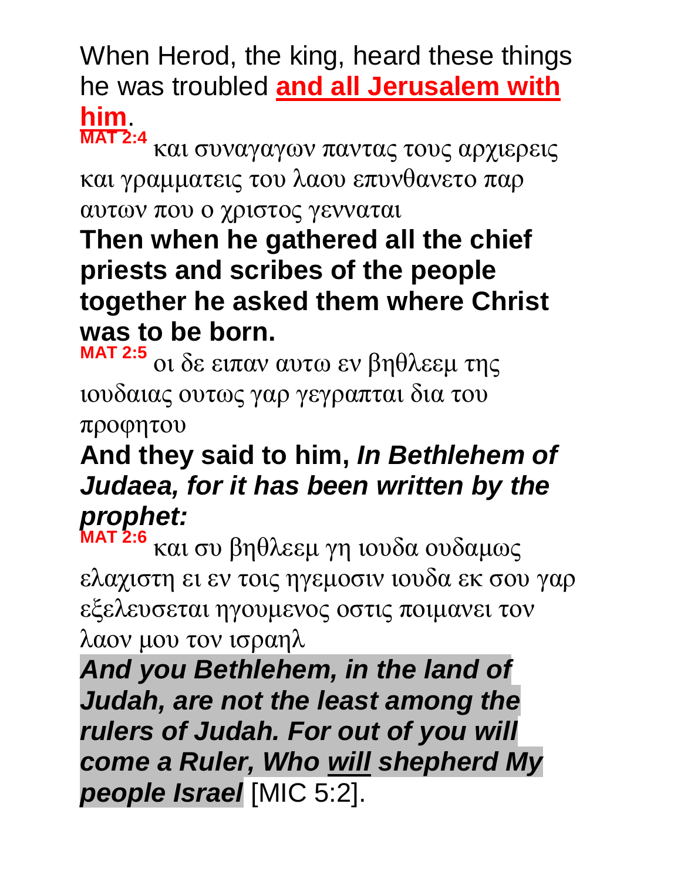When Herod, the king, heard these things he was troubled **<u>and all Jerusalem with him</u>**.

**MAT 2:4** και συναγαγων παντας τους αρχιερεις και γραμματεις του λαου επυνθανετο παρ αυτων που ο χριστος γενναται

**Then when he gathered all the chief priests and scribes of the people together he asked them where Christ was to be born.**

**MAT 2:5** οι δε ειπαν αυτω εν βηθλεεμ της ιουδαιας ουτως γαρ γεγραπται δια του προφητου

**And they said to him, *In Bethlehem of Judaea, for it has been written by the prophet:***

**MAT 2:6** και συ βηθλεεμ γη ιουδα ουδαμως ελαχιστη ει εν τοις ηγεμοσιν ιουδα εκ σου γαρ εξελευσεται ηγουμενος οστις ποιμανει τον λαον μου τον ισραηλ

***And you Bethlehem, in the land of Judah, are not the least among the rulers of Judah. For out of you will come a Ruler, Who <u>will</u> shepherd My people Israel*** [MIC 5:2].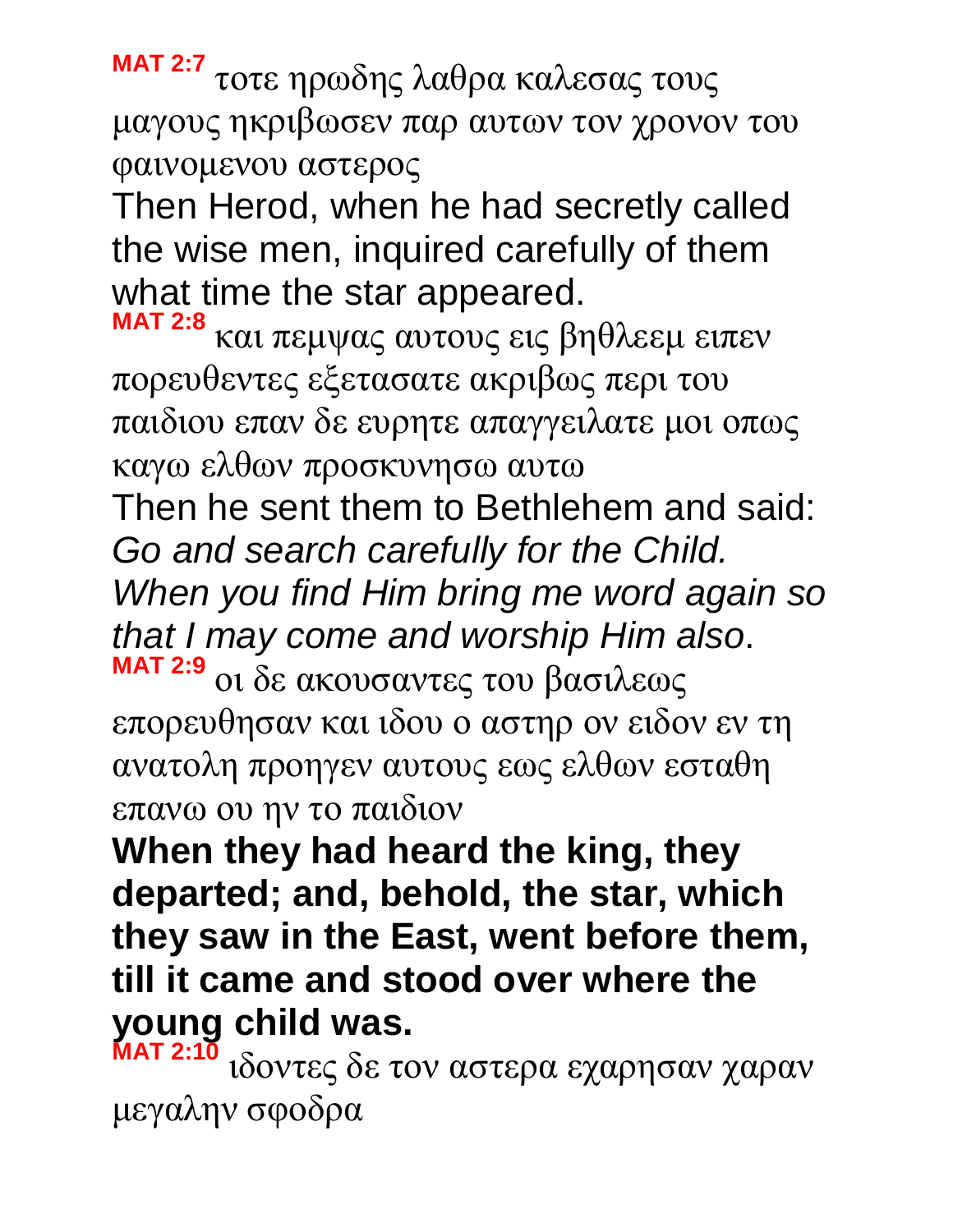**MAT 2:7** τοτε ηρωδης λαθρα καλεσας τους μαγους ηκριβωσεν παρ αυτων τον χρονον του φαινομενου αστερος

Then Herod, when he had secretly called the wise men, inquired carefully of them what time the star appeared.

**MAT 2:8** και πεμψας αυτους εις βηθλεεμ ειπεν πορευθεντες εξετασατε ακριβως περι του παιδιου επαν δε ευρητε απαγγειλατε μοι οπως καγω ελθων προσκυνησω αυτω

Then he sent them to Bethlehem and said: *Go and search carefully for the Child. When you find Him bring me word again so that I may come and worship Him also*.

**MAT 2:9** οι δε ακουσαντες του βασιλεως επορευθησαν και ιδου ο αστηρ ον ειδον εν τη ανατολη προηγεν αυτους εως ελθων εσταθη επανω ου ην το παιδιον

**When they had heard the king, they departed; and, behold, the star, which they saw in the East, went before them, till it came and stood over where the young child was.**

**MAT 2:10** ιδοντες δε τον αστερα εχαρησαν χαραν μεγαλην σφοδρα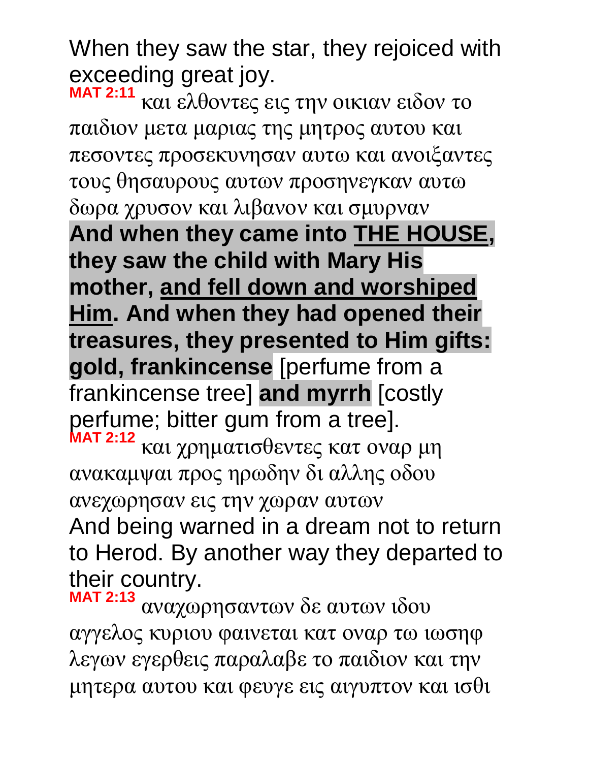When they saw the star, they rejoiced with exceeding great joy.

**MAT 2:11** και ελθοντες εις την οικιαν ειδον το παιδιον μετα μαριας της μητρος αυτου και πεσοντες προσεκυνησαν αυτω και ανοιξαντες τους θησαυρους αυτων προσηνεγκαν αυτω δωρα χρυσον και λιβανον και σμυρναν

**And when they came into <u>THE HOUSE</u>, they saw the child with Mary His mother, <u>and fell down and worshiped Him</u>. And when they had opened their treasures, they presented to Him gifts: gold, frankincense** [perfume from a frankincense tree] **and myrrh** [costly perfume; bitter gum from a tree].

**MAT 2:12** και χρηματισθεντες κατ οναρ μη ανακαμψαι προς ηρωδην δι αλλης οδου ανεχωρησαν εις την χωραν αυτων

And being warned in a dream not to return to Herod. By another way they departed to their country.

**MAT 2:13** αναχωρησαντων δε αυτων ιδου αγγελος κυριου φαινεται κατ οναρ τω ιωσηφ λεγων εγερθεις παραλαβε το παιδιον και την μητερα αυτου και φευγε εις αιγυπτον και ισθι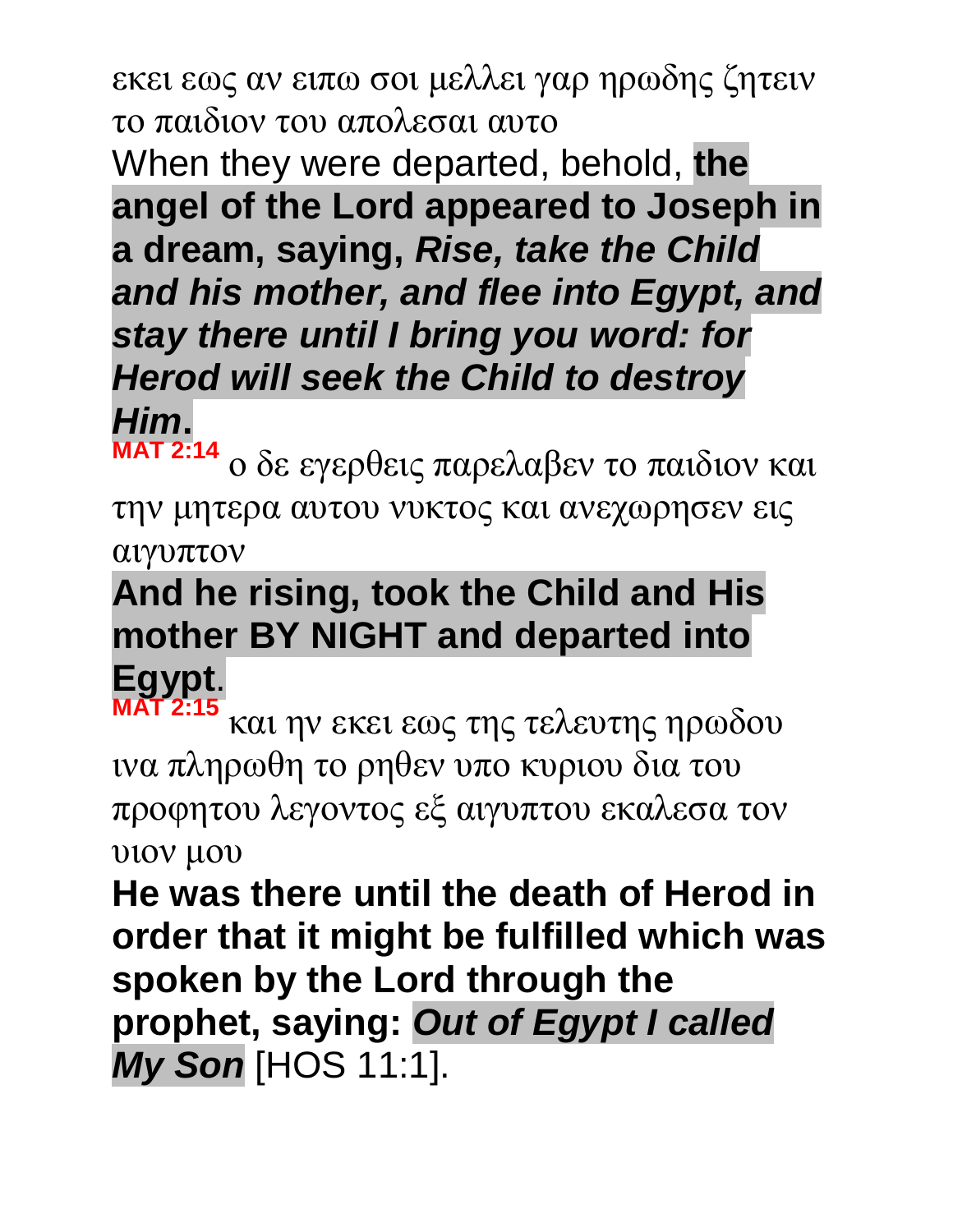εκει εως αν ειπω σοι μελλει γαρ ηρωδης ζητειν το παιδιον του απολεσαι αυτο

When they were departed, behold, **the angel of the Lord appeared to Joseph in a dream, saying, *Rise, take the Child and his mother, and flee into Egypt, and stay there until I bring you word: for Herod will seek the Child to destroy Him*.**

**MAT 2:14** ο δε εγερθεις παρελαβεν το παιδιον και την μητερα αυτου νυκτος και ανεχωρησεν εις αιγυπτον

**And he rising, took the Child and His mother BY NIGHT and departed into Egypt**.

**MAT 2:15** και ην εκει εως της τελευτης ηρωδου ινα πληρωθη το ρηθεν υπο κυριου δια του προφητου λεγοντος εξ αιγυπτου εκαλεσα τον υιον μου

**He was there until the death of Herod in order that it might be fulfilled which was spoken by the Lord through the prophet, saying: *Out of Egypt I called My Son*** [HOS 11:1].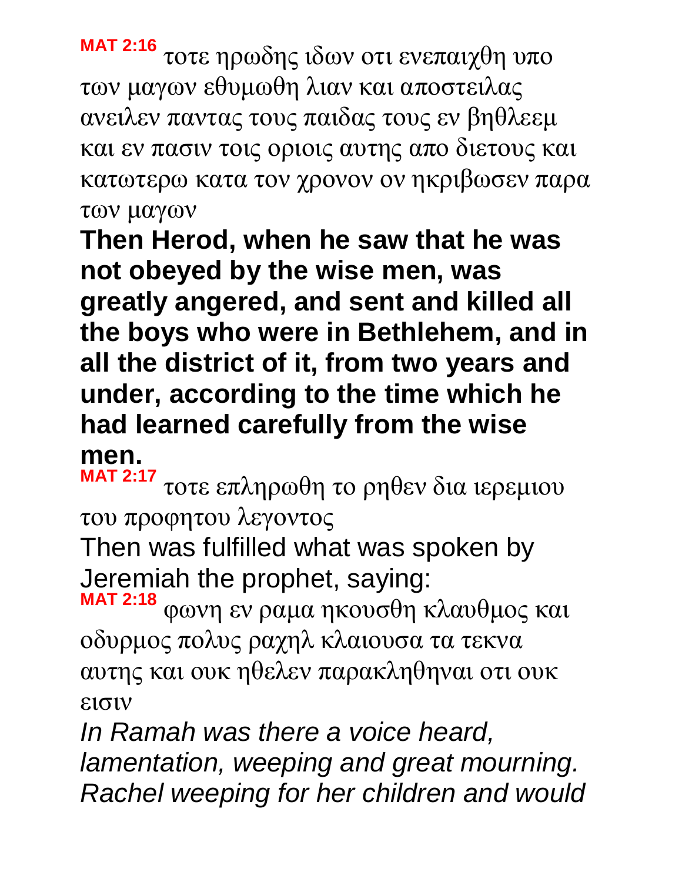**MAT 2:16** τοτε ηρωδης ιδων οτι ενεπαιχθη υπο των μαγων εθυμωθη λιαν και αποστειλας ανειλεν παντας τους παιδας τους εν βηθλεεμ και εν πασιν τοις οριοις αυτης απο διετους και κατωτερω κατα τον χρονον ον ηκριβωσεν παρα των μαγων

**Then Herod, when he saw that he was not obeyed by the wise men, was greatly angered, and sent and killed all the boys who were in Bethlehem, and in all the district of it, from two years and under, according to the time which he had learned carefully from the wise men.**

**MAT 2:17** τοτε επληρωθη το ρηθεν δια ιερεμιου του προφητου λεγοντος

Then was fulfilled what was spoken by Jeremiah the prophet, saying:

**MAT 2:18** φωνη εν ραμα ηκουσθη κλαυθμος και οδυρμος πολυς ραχηλ κλαιουσα τα τεκνα αυτης και ουκ ηθελεν παρακληθηναι οτι ουκ εισιν

*In Ramah was there a voice heard, lamentation, weeping and great mourning. Rachel weeping for her children and would*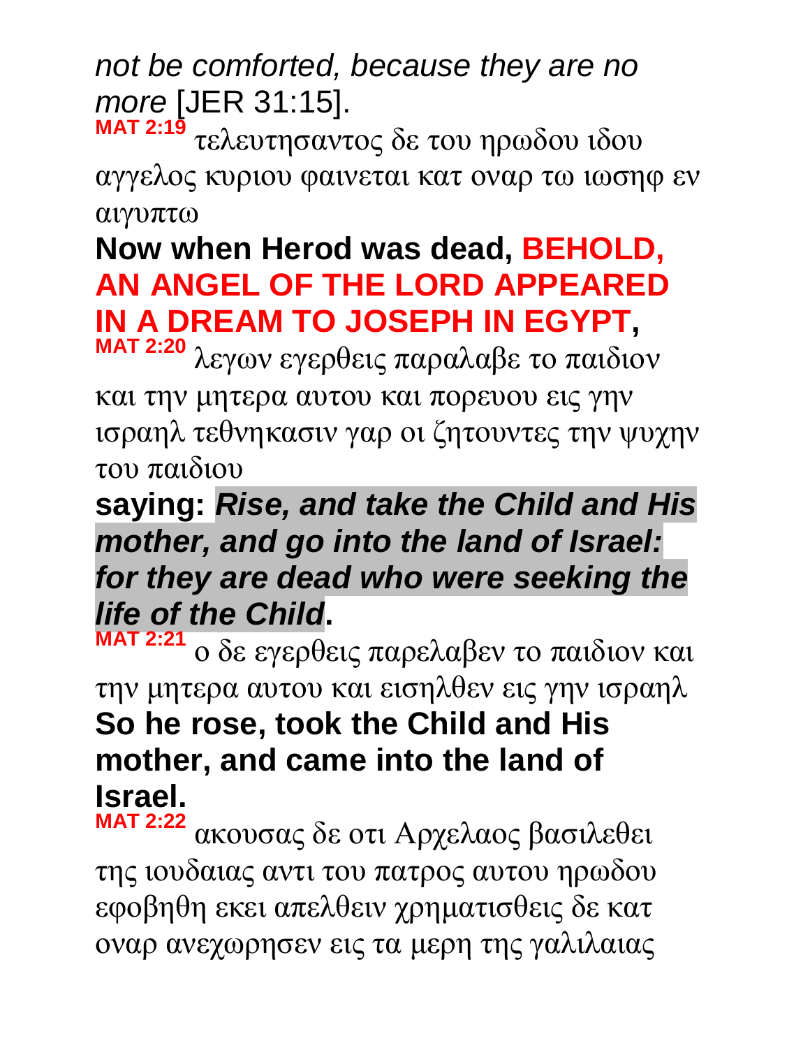*not be comforted, because they are no more* [JER 31:15].

**MAT 2:19** τελευτησαντος δε του ηρωδου ιδου αγγελος κυριου φαινεται κατ οναρ τω ιωσηφ εν αιγυπτω

**Now when Herod was dead, BEHOLD, AN ANGEL OF THE LORD APPEARED IN A DREAM TO JOSEPH IN EGYPT,**

**MAT 2:20** λεγων εγερθεις παραλαβε το παιδιον και την μητερα αυτου και πορευου εις γην ισραηλ τεθνηκασιν γαρ οι ζητουντες την ψυχην του παιδιου

**saying: *Rise, and take the Child and His mother, and go into the land of Israel: for they are dead who were seeking the life of the Child*.**

**MAT 2:21** ο δε εγερθεις παρελαβεν το παιδιον και την μητερα αυτου και εισηλθεν εις γην ισραηλ

**So he rose, took the Child and His mother, and came into the land of Israel.**

**MAT 2:22** ακουσας δε οτι Αρχελαος βασιλεθει της ιουδαιας αντι του πατρος αυτου ηρωδου εφοβηθη εκει απελθειν χρηματισθεις δε κατ οναρ ανεχωρησεν εις τα μερη της γαλιλαιας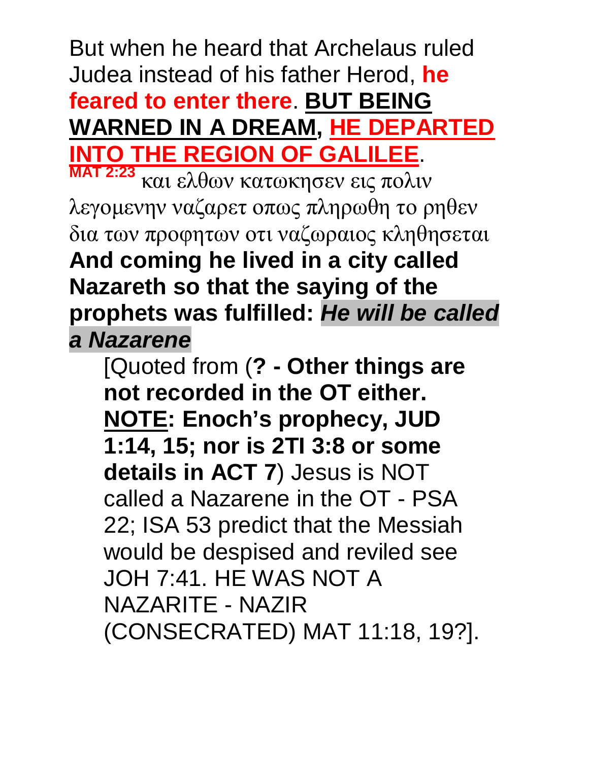But when he heard that Archelaus ruled Judea instead of his father Herod, **he feared to enter there**. **BUT BEING WARNED IN A DREAM, HE DEPARTED INTO THE REGION OF GALILEE**.

**MAT 2:23** και ελθων κατωκησεν εις πολιν λεγομενην ναζαρετ οπως πληρωθη το ρηθεν δια των προφητων οτι ναζωραιος κληθησεται

**And coming he lived in a city called Nazareth so that the saying of the prophets was fulfilled: *He will be called a Nazarene***

[Quoted from (**? - Other things are not recorded in the OT either. NOTE: Enoch's prophecy, JUD 1:14, 15; nor is 2TI 3:8 or some details in ACT 7**) Jesus is NOT called a Nazarene in the OT - PSA 22; ISA 53 predict that the Messiah would be despised and reviled see JOH 7:41. HE WAS NOT A NAZARITE - NAZIR (CONSECRATED) MAT 11:18, 19?].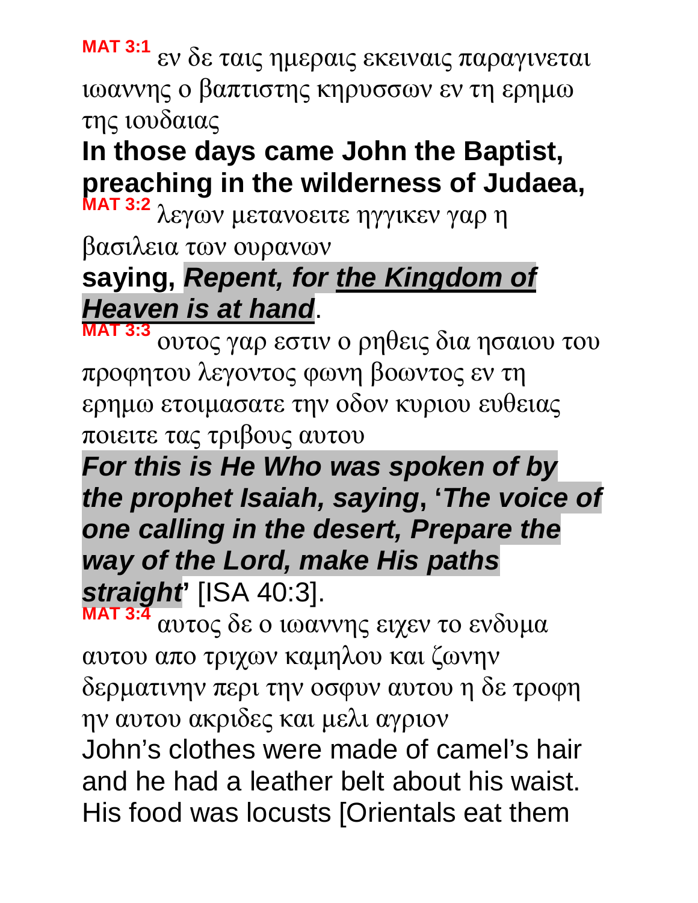**MAT 3:1** εν δε ταις ημεραις εκειναις παραγινεται ιωαννης ο βαπτιστης κηρυσσων εν τη ερημω της ιουδαιας

**In those days came John the Baptist, preaching in the wilderness of Judaea,**

**MAT 3:2** λεγων μετανοειτε ηγγικεν γαρ η βασιλεια των ουρανων

**saying,** ***Repent, for <u>the Kingdom of Heaven is at hand</u>***.

**MAT 3:3** ουτος γαρ εστιν ο ρηθεις δια ησαιου του προφητου λεγοντος φωνη βοωντος εν τη ερημω ετοιμασατε την οδον κυριου ευθειας ποιειτε τας τριβους αυτου

***For this is He Who was spoken of by the prophet Isaiah, saying*, '*The voice of one calling in the desert, Prepare the way of the Lord, make His paths straight*'** [ISA 40:3].

**MAT 3:4** αυτος δε ο ιωαννης ειχεν το ενδυμα αυτου απο τριχων καμηλου και ζωνην δερματινην περι την οσφυν αυτου η δε τροφη ην αυτου ακριδες και μελι αγριον

John's clothes were made of camel's hair and he had a leather belt about his waist. His food was locusts [Orientals eat them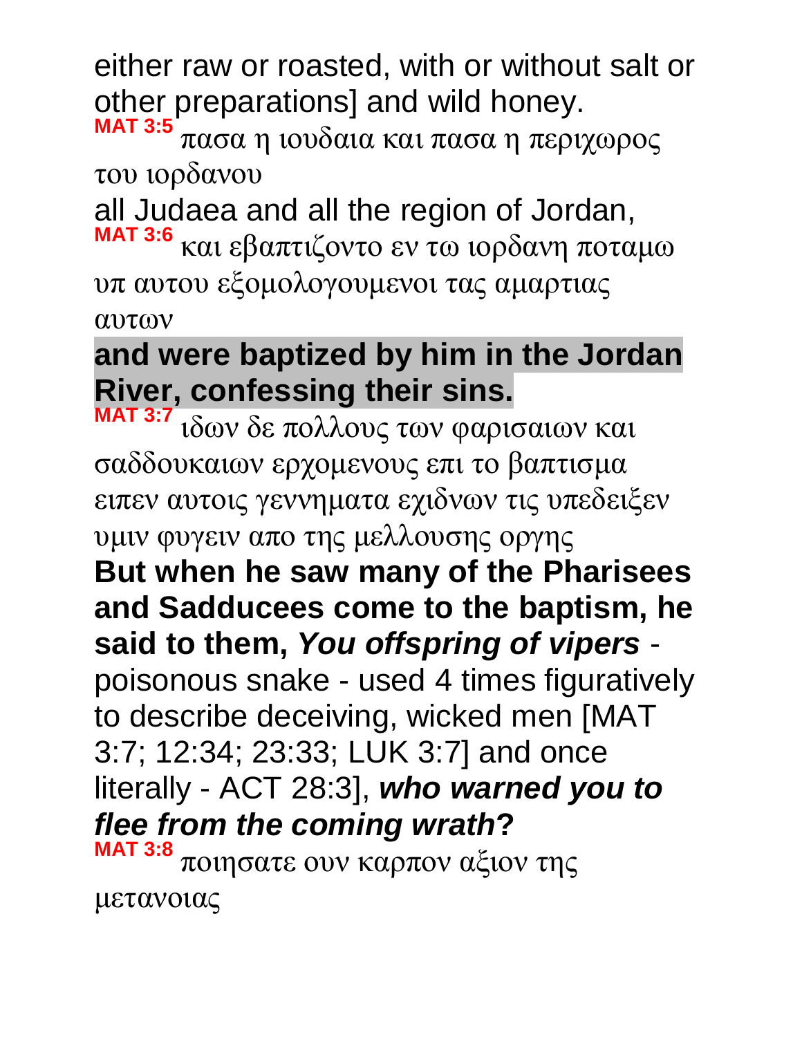either raw or roasted, with or without salt or other preparations] and wild honey.

**MAT 3:5** πασα η ιουδαια και πασα η περιχωρος του ιορδανου

all Judaea and all the region of Jordan,

**MAT 3:6** και εβαπτιζοντο εν τω ιορδανη ποταμω υπ αυτου εξομολογουμενοι τας αμαρτιας αυτων

**and were baptized by him in the Jordan River, confessing their sins.**

**MAT 3:7** ιδων δε πολλους των φαρισαιων και σαδδουκαιων ερχομενους επι το βαπτισμα ειπεν αυτοις γεννηματα εχιδνων τις υπεδειξεν υμιν φυγειν απο της μελλουσης οργης

**But when he saw many of the Pharisees and Sadducees come to the baptism, he said to them, *You offspring of vipers*** - poisonous snake - used 4 times figuratively to describe deceiving, wicked men [MAT 3:7; 12:34; 23:33; LUK 3:7] and once literally - ACT 28:3], ***who warned you to flee from the coming wrath*?**

**MAT 3:8** ποιησατε ουν καρπον αξιον της μετανοιας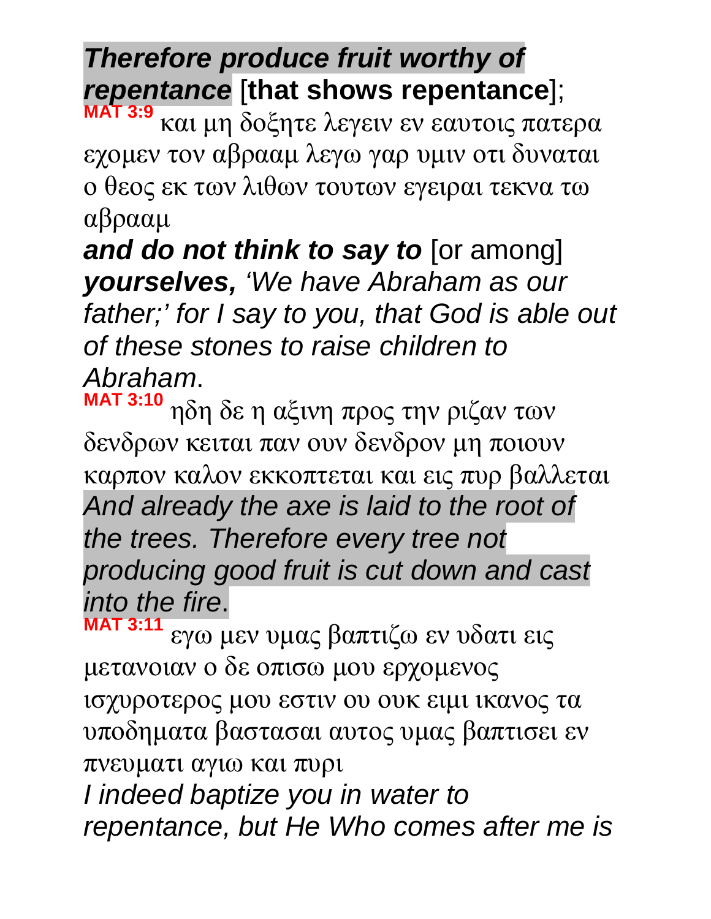***Therefore produce fruit worthy of repentance*** [**that shows repentance**];

**MAT 3:9** και μη δοξητε λεγειν εν εαυτοις πατερα εχομεν τον αβρααμ λεγω γαρ υμιν οτι δυναται ο θεος εκ των λιθων τουτων εγειραι τεκνα τω αβρααμ

***and do not think to say to*** [or among] ***yourselves,*** *'We have Abraham as our father;' for I say to you, that God is able out of these stones to raise children to Abraham*.

**MAT 3:10** ηδη δε η αξινη προς την ριζαν των δενδρων κειται παν ουν δενδρον μη ποιουν καρπον καλον εκκοπτεται και εις πυρ βαλλεται

*And already the axe is laid to the root of the trees. Therefore every tree not producing good fruit is cut down and cast into the fire*.

**MAT 3:11** εγω μεν υμας βαπτιζω εν υδατι εις μετανοιαν ο δε οπισω μου ερχομενος ισχυροτερος μου εστιν ου ουκ ειμι ικανος τα υποδηματα βαστασαι αυτος υμας βαπτισει εν πνευματι αγιω και πυρι

*I indeed baptize you in water to repentance, but He Who comes after me is*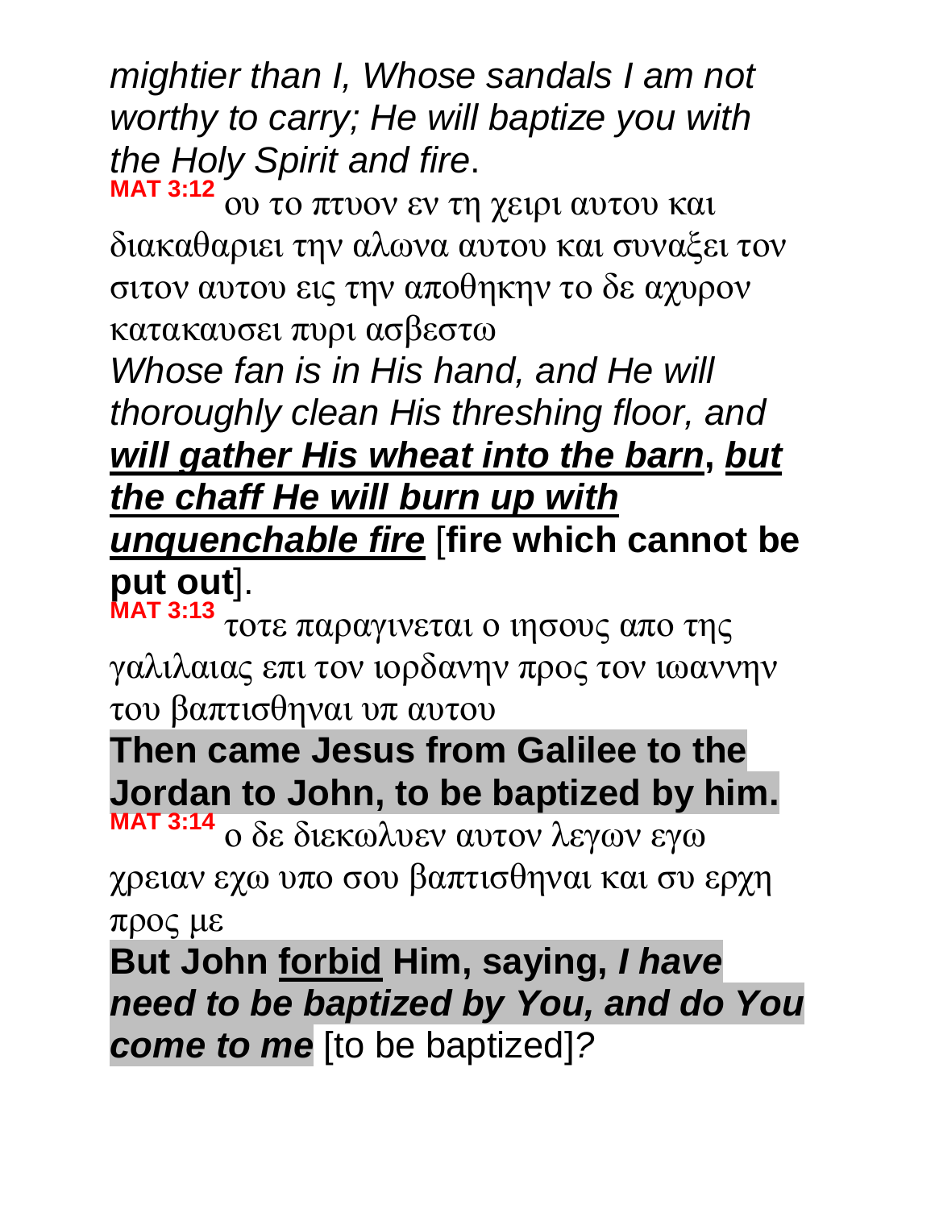*mightier than I, Whose sandals I am not worthy to carry; He will baptize you with the Holy Spirit and fire*.

**MAT 3:12** ου το πτυον εν τη χειρι αυτου και διακαθαριει την αλωνα αυτου και συναξει τον σιτον αυτου εις την αποθηκην το δε αχυρον κατακαυσει πυρι ασβεστω

*Whose fan is in His hand, and He will thoroughly clean His threshing floor, and* ***will gather His wheat into the barn***, ***but the chaff He will burn up with unquenchable fire*** [**fire which cannot be put out**].

**MAT 3:13** τοτε παραγινεται ο ιησους απο της γαλιλαιας επι τον ιορδανην προς τον ιωαννην του βαπτισθηναι υπ αυτου

**Then came Jesus from Galilee to the Jordan to John, to be baptized by him.**

**MAT 3:14** ο δε διεκωλυεν αυτον λεγων εγω χρειαν εχω υπο σου βαπτισθηναι και συ ερχη προς με

**But John forbid Him, saying, *I have need to be baptized by You, and do You come to me*** [to be baptized]*?*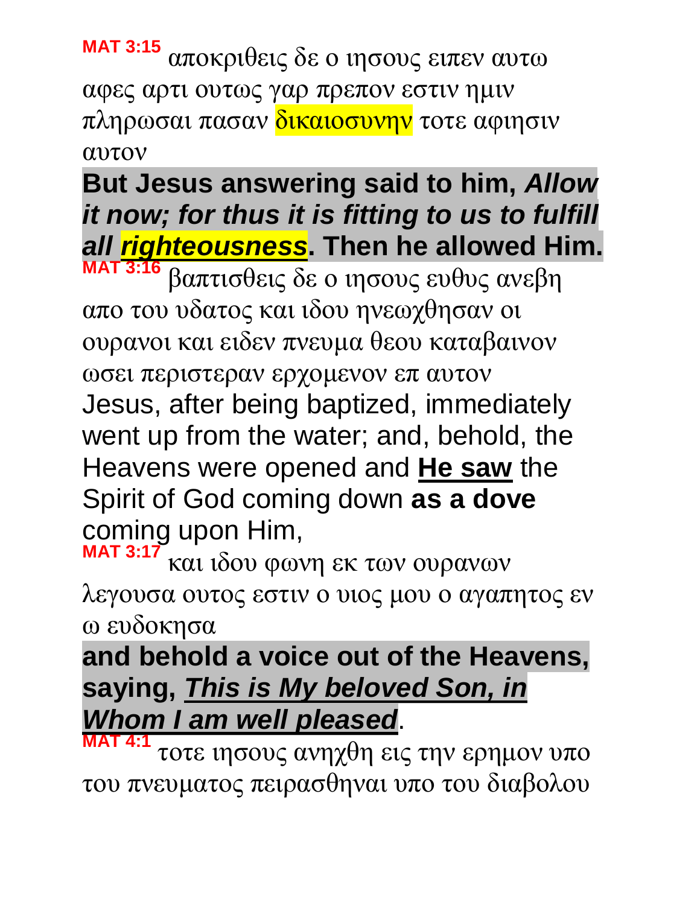**MAT 3:15** αποκριθεις δε ο ιησους ειπεν αυτω αφες αρτι ουτως γαρ πρεπον εστιν ημιν πληρωσαι πασαν δικαιοσυνην τοτε αφιησιν αυτον

**But Jesus answering said to him, *Allow it now; for thus it is fitting to us to fulfill all righteousness*. Then he allowed Him.**

**MAT 3:16** βαπτισθεις δε ο ιησους ευθυς ανεβη απο του υδατος και ιδου ηνεωχθησαν οι ουρανοι και ειδεν πνευμα θεου καταβαινον ωσει περιστεραν ερχομενον επ αυτον

Jesus, after being baptized, immediately went up from the water; and, behold, the Heavens were opened and **He saw** the Spirit of God coming down **as a dove** coming upon Him,

**MAT 3:17** και ιδου φωνη εκ των ουρανων λεγουσα ουτος εστιν ο υιος μου ο αγαπητος εν ω ευδοκησα

**and behold a voice out of the Heavens, saying, *This is My beloved Son, in Whom I am well pleased*.**

**MAT 4:1** τοτε ιησους ανηχθη εις την ερημον υπο του πνευματος πειρασθηναι υπο του διαβολου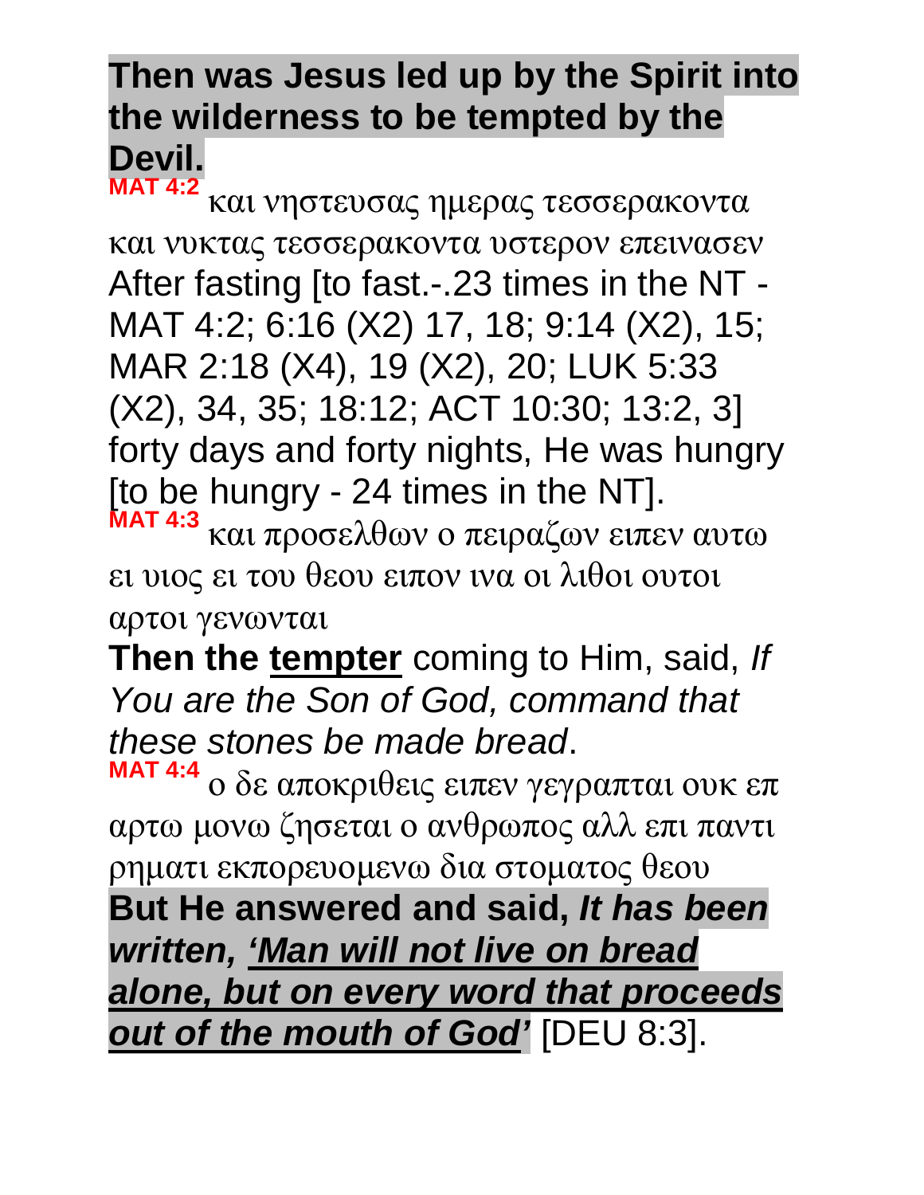**Then was Jesus led up by the Spirit into the wilderness to be tempted by the Devil.**

**MAT 4:2** και νηστευσας ημερας τεσσερακοντα και νυκτας τεσσερακοντα υστερον επεινασεν

After fasting [to fast.-.23 times in the NT - MAT 4:2; 6:16 (X2) 17, 18; 9:14 (X2), 15; MAR 2:18 (X4), 19 (X2), 20; LUK 5:33 (X2), 34, 35; 18:12; ACT 10:30; 13:2, 3] forty days and forty nights, He was hungry [to be hungry - 24 times in the NT].

**MAT 4:3** και προσελθων ο πειραζων ειπεν αυτω ει υιος ει του θεου ειπον ινα οι λιθοι ουτοι αρτοι γενωνται

**Then the tempter** coming to Him, said, *If You are the Son of God, command that these stones be made bread*.

**MAT 4:4** ο δε αποκριθεις ειπεν γεγραπται ουκ επ αρτω μονω ζησεται ο ανθρωπος αλλ επι παντι ρηματι εκπορευομενω δια στοματος θεου

**But He answered and said, *It has been written, 'Man will not live on bread alone, but on every word that proceeds out of the mouth of God'*** [DEU 8:3].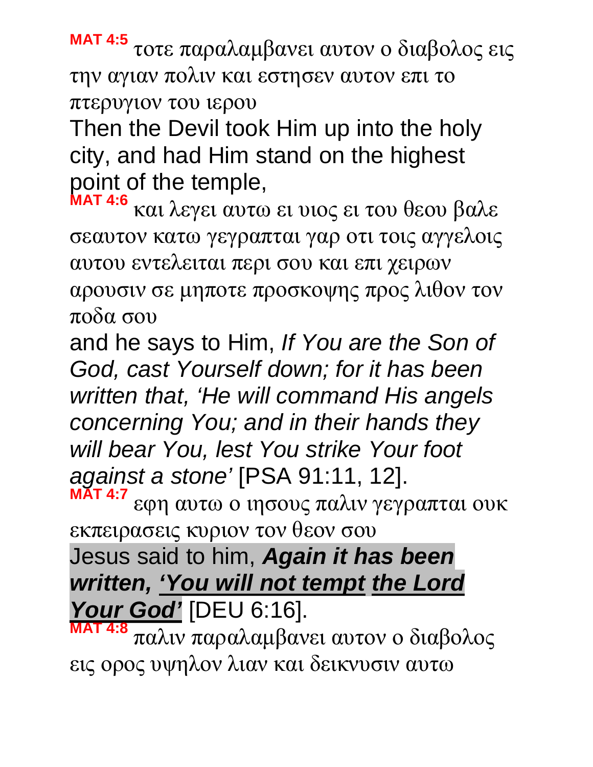**MAT 4:5** τοτε παραλαμβανει αυτον ο διαβολος εις την αγιαν πολιν και εστησεν αυτον επι το πτερυγιον του ιερου

Then the Devil took Him up into the holy city, and had Him stand on the highest point of the temple,

**MAT 4:6** και λεγει αυτω ει υιος ει του θεου βαλε σεαυτον κατω γεγραπται γαρ οτι τοις αγγελοις αυτου εντελειται περι σου και επι χειρων αρουσιν σε μηποτε προσκοψης προς λιθον τον ποδα σου

and he says to Him, *If You are the Son of God, cast Yourself down; for it has been written that, 'He will command His angels concerning You; and in their hands they will bear You, lest You strike Your foot against a stone'* [PSA 91:11, 12].

**MAT 4:7** εφη αυτω ο ιησους παλιν γεγραπται ουκ εκπειρασεις κυριον τον θεον σου

Jesus said to him, ***Again it has been written, 'You will not tempt the Lord Your God'*** [DEU 6:16].

**MAT 4:8** παλιν παραλαμβανει αυτον ο διαβολος εις ορος υψηλον λιαν και δεικνυσιν αυτω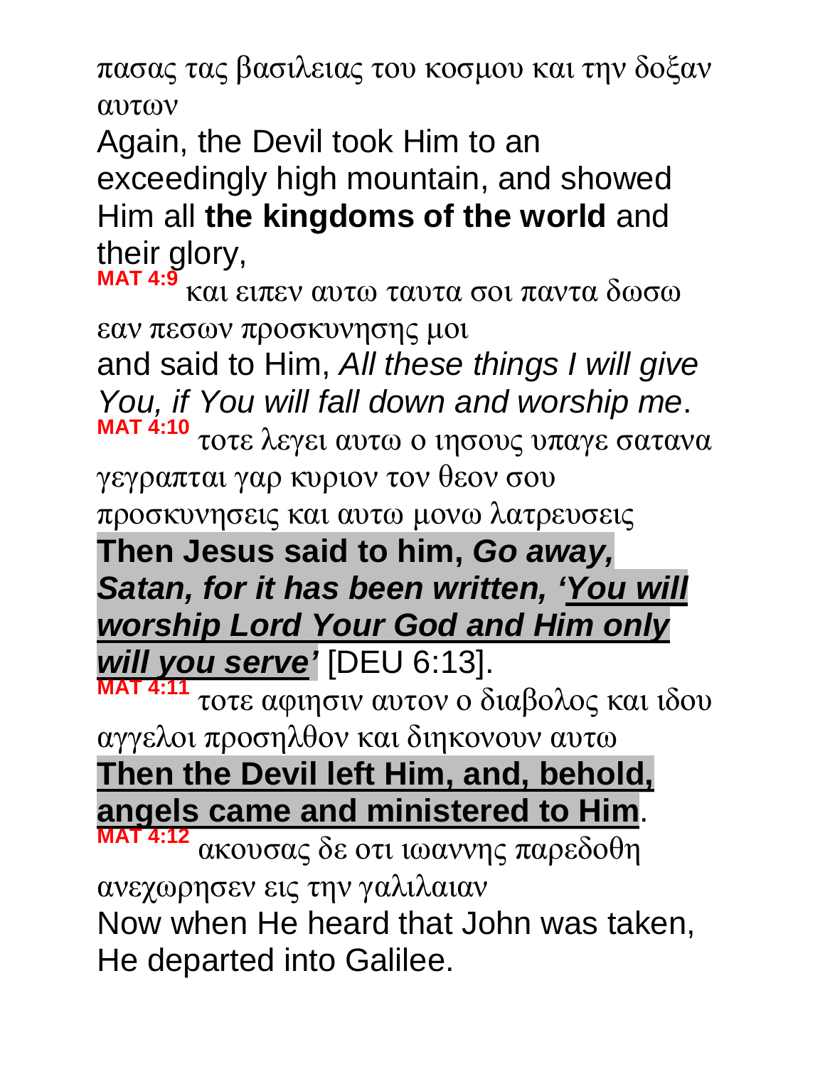πασας τας βασιλειας του κοσμου και την δοξαν αυτων

Again, the Devil took Him to an exceedingly high mountain, and showed Him all **the kingdoms of the world** and their glory,

**MAT 4:9** και ειπεν αυτω ταυτα σοι παντα δωσω εαν πεσων προσκυνησης μοι

and said to Him, *All these things I will give You, if You will fall down and worship me*.

**MAT 4:10** τοτε λεγει αυτω ο ιησους υπαγε σατανα γεγραπται γαρ κυριον τον θεον σου προσκυνησεις και αυτω μονω λατρευσεις

**Then Jesus said to him, *Go away, Satan, for it has been written, 'You will worship Lord Your God and Him only will you serve'*** [DEU 6:13].

**MAT 4:11** τοτε αφιησιν αυτον ο διαβολος και ιδου αγγελοι προσηλθον και διηκονουν αυτω

**Then the Devil left Him, and, behold, angels came and ministered to Him**.

**MAT 4:12** ακουσας δε οτι ιωαννης παρεδοθη ανεχωρησεν εις την γαλιλαιαν

Now when He heard that John was taken, He departed into Galilee.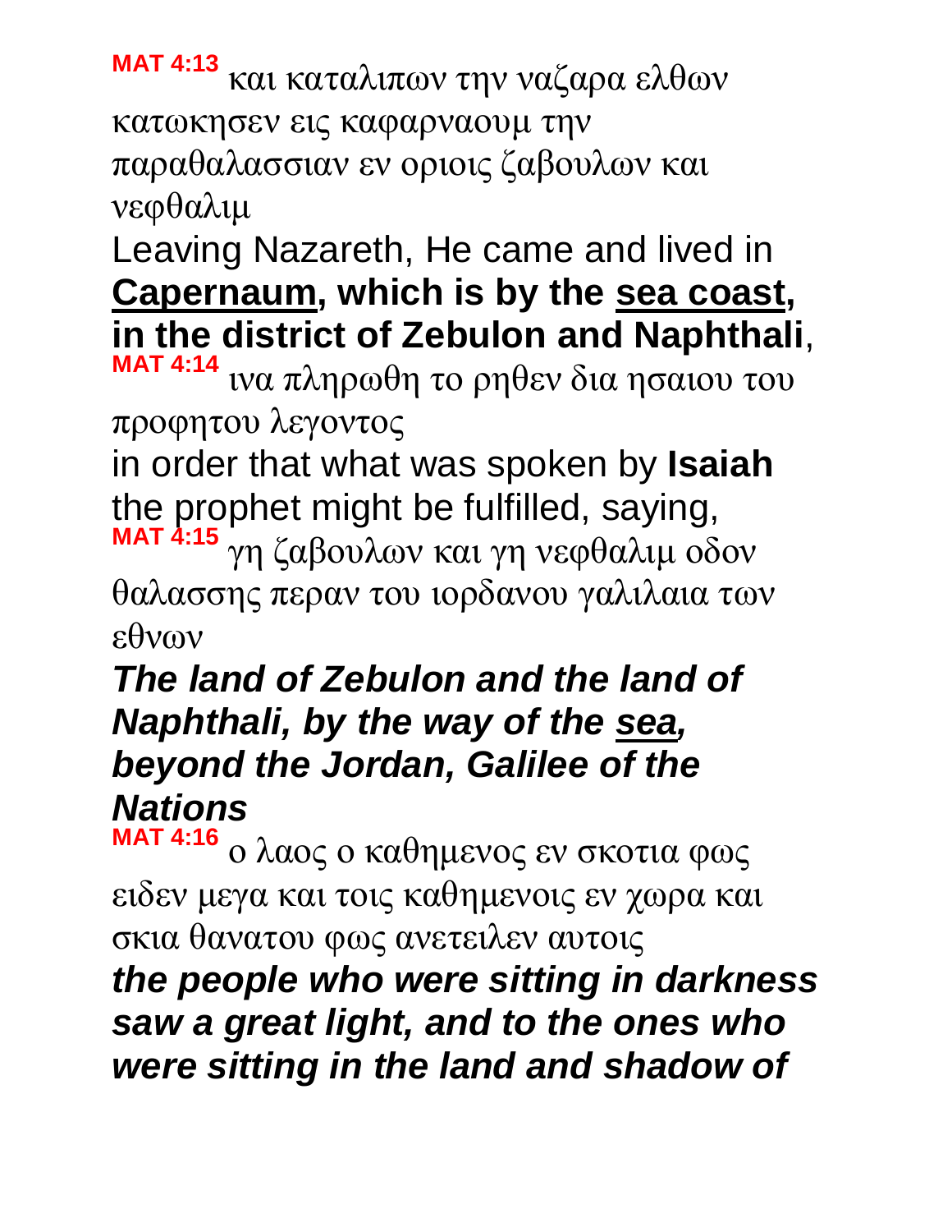**MAT 4:13** και καταλιπων την ναζαρα ελθων κατωκησεν εις καφαρναουμ την παραθαλασσιαν εν οριοις ζαβουλων και νεφθαλιμ

Leaving Nazareth, He came and lived in **Capernaum, which is by the sea coast, in the district of Zebulon and Naphthali**,

**MAT 4:14** ινα πληρωθη το ρηθεν δια ησαιου του προφητου λεγοντος

in order that what was spoken by **Isaiah** the prophet might be fulfilled, saying,

**MAT 4:15** γη ζαβουλων και γη νεφθαλιμ οδον θαλασσης περαν του ιορδανου γαλιλαια των εθνων

***The land of Zebulon and the land of Naphthali, by the way of the sea, beyond the Jordan, Galilee of the Nations***

**MAT 4:16** ο λαος ο καθημενος εν σκοτια φως ειδεν μεγα και τοις καθημενοις εν χωρα και σκια θανατου φως ανετειλεν αυτοις

***the people who were sitting in darkness saw a great light, and to the ones who were sitting in the land and shadow of***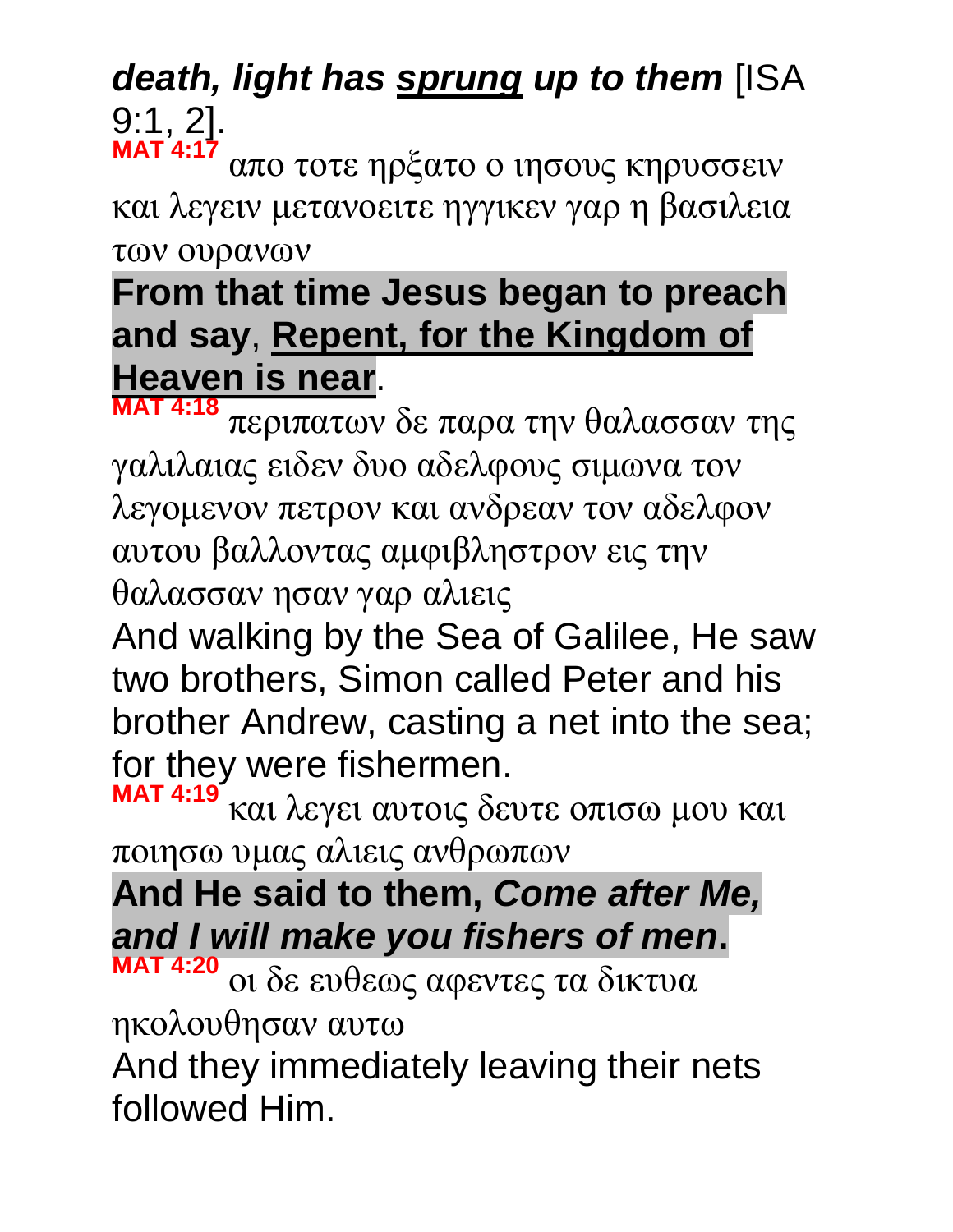***death, light has sprung up to them*** [ISA 9:1, 2].

**MAT 4:17** απο τοτε ηρξατο ο ιησους κηρυσσειν και λεγειν μετανοειτε ηγγικεν γαρ η βασιλεια των ουρανων

**From that time Jesus began to preach and say**, **Repent, for the Kingdom of Heaven is near**.

**MAT 4:18** περιπατων δε παρα την θαλασσαν της γαλιλαιας ειδεν δυο αδελφους σιμωνα τον λεγομενον πετρον και ανδρεαν τον αδελφον αυτου βαλλοντας αμφιβληστρον εις την θαλασσαν ησαν γαρ αλιεις

And walking by the Sea of Galilee, He saw two brothers, Simon called Peter and his brother Andrew, casting a net into the sea; for they were fishermen.

**MAT 4:19** και λεγει αυτοις δευτε οπισω μου και ποιησω υμας αλιεις ανθρωπων

**And He said to them, *Come after Me, and I will make you fishers of men*.**

**MAT 4:20** οι δε ευθεως αφεντες τα δικτυα ηκολουθησαν αυτω

And they immediately leaving their nets followed Him.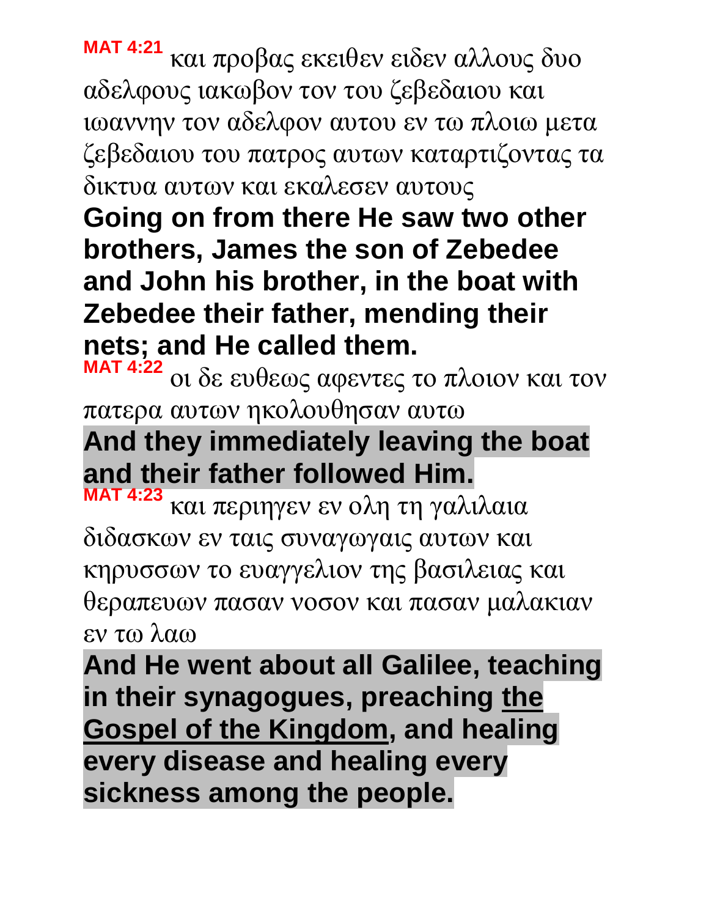**MAT 4:21** και προβας εκειθεν ειδεν αλλους δυο αδελφους ιακωβον τον του ζεβεδαιου και ιωαννην τον αδελφον αυτου εν τω πλοιω μετα ζεβεδαιου του πατρος αυτων καταρτιζοντας τα δικτυα αυτων και εκαλεσεν αυτους

**Going on from there He saw two other brothers, James the son of Zebedee and John his brother, in the boat with Zebedee their father, mending their nets; and He called them.**

**MAT 4:22** οι δε ευθεως αφεντες το πλοιον και τον πατερα αυτων ηκολουθησαν αυτω

**And they immediately leaving the boat and their father followed Him.**

**MAT 4:23** και περιηγεν εν ολη τη γαλιλαια διδασκων εν ταις συναγωγαις αυτων και κηρυσσων το ευαγγελιον της βασιλειας και θεραπευων πασαν νοσον και πασαν μαλακιαν εν τω λαω

**And He went about all Galilee, teaching in their synagogues, preaching <u>the Gospel of the Kingdom</u>, and healing every disease and healing every sickness among the people.**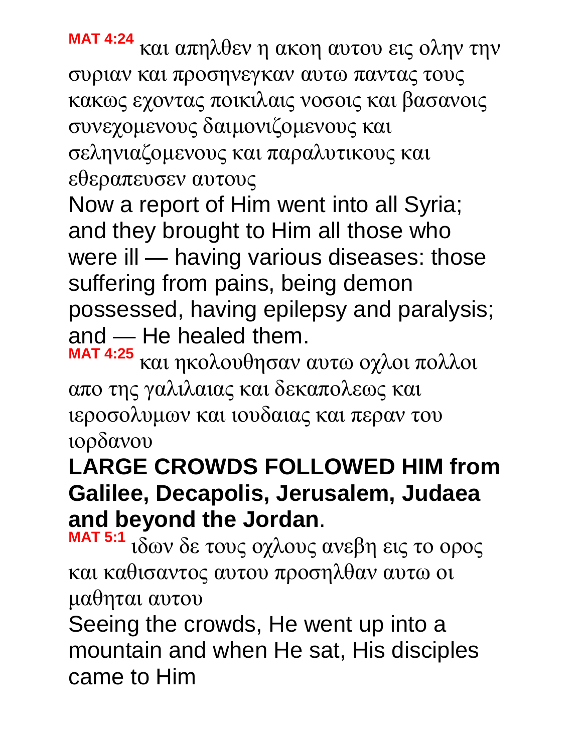**MAT 4:24** και απηλθεν η ακοη αυτου εις ολην την συριαν και προσηνεγκαν αυτω παντας τους κακως εχοντας ποικιλαις νοσοις και βασανοις συνεχομενους δαιμονιζομενους και σεληνιαζομενους και παραλυτικους και εθεραπευσεν αυτους

Now a report of Him went into all Syria; and they brought to Him all those who were ill — having various diseases: those suffering from pains, being demon possessed, having epilepsy and paralysis; and — He healed them.

**MAT 4:25** και ηκολουθησαν αυτω οχλοι πολλοι απο της γαλιλαιας και δεκαπολεως και ιεροσολυμων και ιουδαιας και περαν του ιορδανου

**LARGE CROWDS FOLLOWED HIM from Galilee, Decapolis, Jerusalem, Judaea and beyond the Jordan**.

**MAT 5:1** ιδων δε τους οχλους ανεβη εις το ορος και καθισαντος αυτου προσηλθαν αυτω οι μαθηται αυτου

Seeing the crowds, He went up into a mountain and when He sat, His disciples came to Him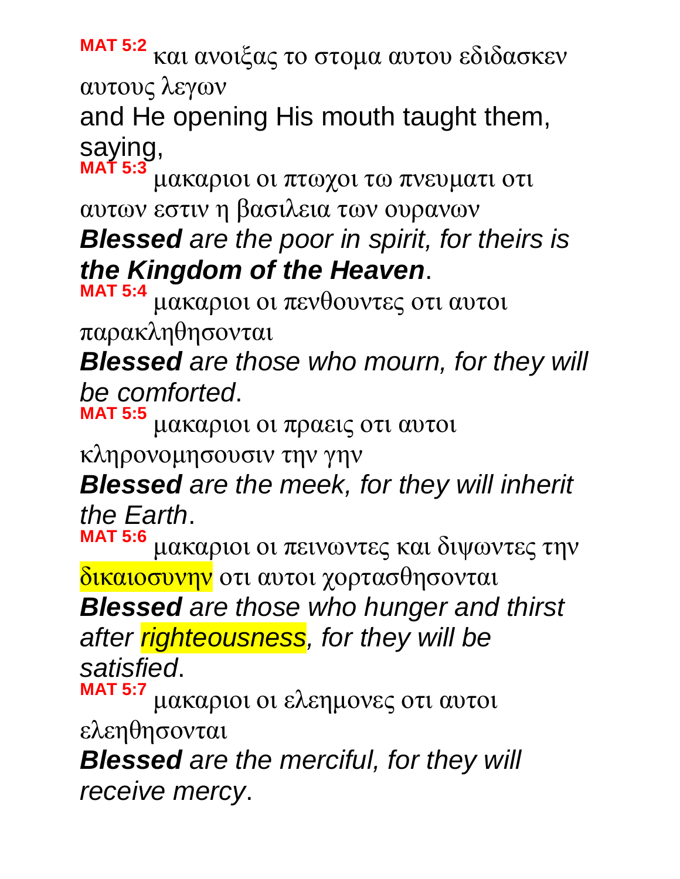**MAT 5:2** και ανοιξας το στομα αυτου εδιδασκεν αυτους λεγων

and He opening His mouth taught them, saying,

**MAT 5:3** μακαριοι οι πτωχοι τω πνευματι οτι αυτων εστιν η βασιλεια των ουρανων

***Blessed*** *are the poor in spirit, for theirs is* ***the Kingdom of the Heaven***.

**MAT 5:4** μακαριοι οι πενθουντες οτι αυτοι παρακληθησονται

***Blessed*** *are those who mourn, for they will be comforted*.

**MAT 5:5** μακαριοι οι πραεις οτι αυτοι κληρονομησουσιν την γην

***Blessed*** *are the meek, for they will inherit the Earth*.

**MAT 5:6** μακαριοι οι πεινωντες και διψωντες την δικαιοσυνην οτι αυτοι χορτασθησονται

***Blessed*** *are those who hunger and thirst after righteousness, for they will be satisfied*.

**MAT 5:7** μακαριοι οι ελεημονες οτι αυτοι ελεηθησονται

***Blessed*** *are the merciful, for they will receive mercy*.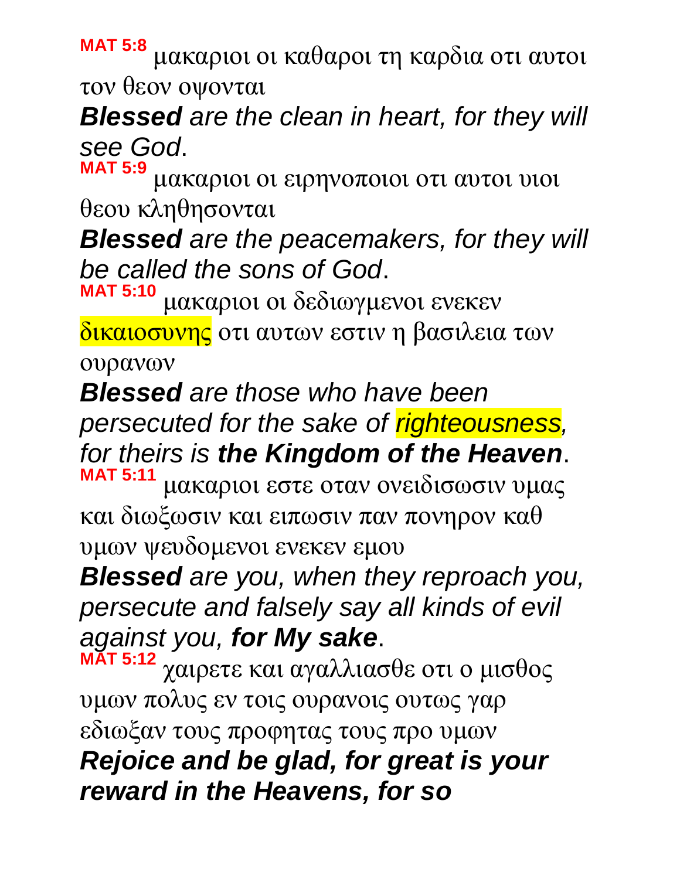**MAT 5:8** μακαριοι οι καθαροι τη καρδια οτι αυτοι τον θεον οψονται

***Blessed** are the clean in heart, for they will see God.*

**MAT 5:9** μακαριοι οι ειρηνοποιοι οτι αυτοι υιοι θεου κληθησονται

***Blessed** are the peacemakers, for they will be called the sons of God.*

**MAT 5:10** μακαριοι οι δεδιωγμενοι ενεκεν δικαιοσυνης οτι αυτων εστιν η βασιλεια των ουρανων

***Blessed** are those who have been persecuted for the sake of righteousness, for theirs is **the Kingdom of the Heaven**.*

**MAT 5:11** μακαριοι εστε οταν ονειδισωσιν υμας και διωξωσιν και ειπωσιν παν πονηρον καθ υμων ψευδομενοι ενεκεν εμου

***Blessed** are you, when they reproach you, persecute and falsely say all kinds of evil against you, **for My sake**.*

**MAT 5:12** χαιρετε και αγαλλιασθε οτι ο μισθος υμων πολυς εν τοις ουρανοις ουτως γαρ εδιωξαν τους προφητας τους προ υμων

***Rejoice and be glad, for great is your reward in the Heavens, for so***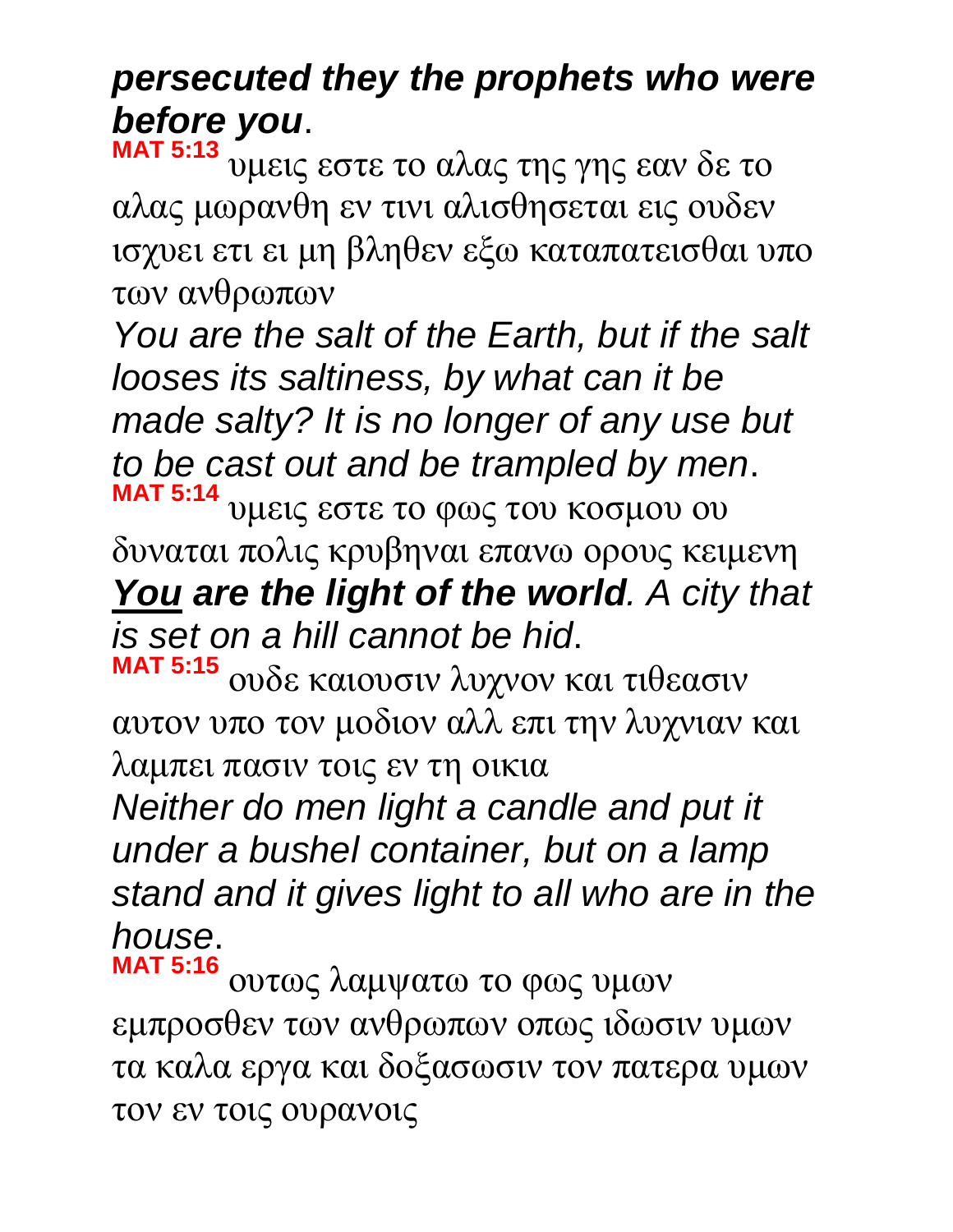***persecuted they the prophets who were before you***.

**MAT 5:13** υμεις εστε το αλας της γης εαν δε το αλας μωρανθη εν τινι αλισθησεται εις ουδεν ισχυει ετι ει μη βληθεν εξω καταπατεισθαι υπο των ανθρωπων

*You are the salt of the Earth, but if the salt looses its saltiness, by what can it be made salty? It is no longer of any use but to be cast out and be trampled by men*.

**MAT 5:14** υμεις εστε το φως του κοσμου ου δυναται πολις κρυβηναι επανω ορους κειμενη

***<u>You</u> are the light of the world****. A city that is set on a hill cannot be hid*.

**MAT 5:15** ουδε καιουσιν λυχνον και τιθεασιν αυτον υπο τον μοδιον αλλ επι την λυχνιαν και λαμπει πασιν τοις εν τη οικια

*Neither do men light a candle and put it under a bushel container, but on a lamp stand and it gives light to all who are in the house*.

**MAT 5:16** ουτως λαμψατω το φως υμων εμπροσθεν των ανθρωπων οπως ιδωσιν υμων τα καλα εργα και δοξασωσιν τον πατερα υμων τον εν τοις ουρανοις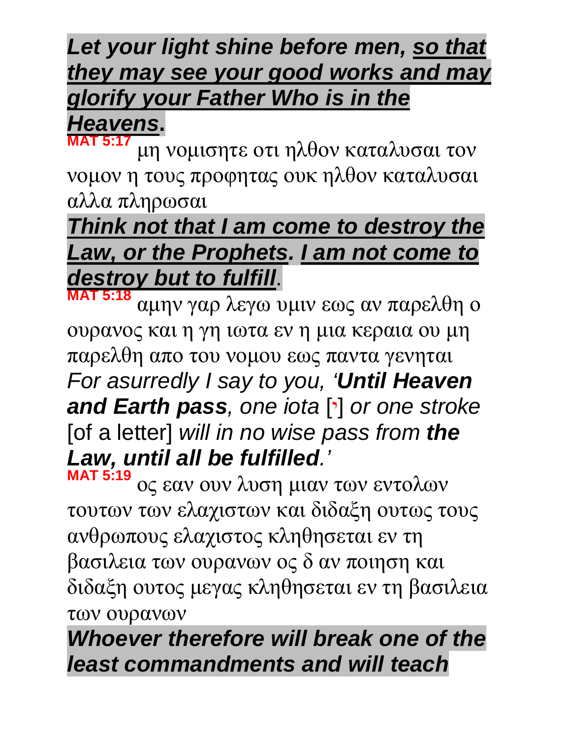***Let your light shine before men, so that they may see your good works and may glorify your Father Who is in the Heavens*.**

**MAT 5:17** μη νομισητε οτι ηλθον καταλυσαι τον νομον η τους προφητας ουκ ηλθον καταλυσαι αλλα πληρωσαι

***Think not that I am come to destroy the Law, or the Prophets. I am not come to destroy but to fulfill*.**

**MAT 5:18** αμην γαρ λεγω υμιν εως αν παρελθη ο ουρανος και η γη ιωτα εν η μια κεραια ου μη παρελθη απο του νομου εως παντα γενηται

*For asurredly I say to you, '**Until Heaven and Earth pass**, one iota* [י] *or one stroke* [of a letter] *will in no wise pass from **the Law, until all be fulfilled**.'*

**MAT 5:19** ος εαν ουν λυση μιαν των εντολων τουτων των ελαχιστων και διδαξη ουτως τους ανθρωπους ελαχιστος κληθησεται εν τη βασιλεια των ουρανων ος δ αν ποιηση και διδαξη ουτος μεγας κληθησεται εν τη βασιλεια των ουρανων

***Whoever therefore will break one of the least commandments and will teach***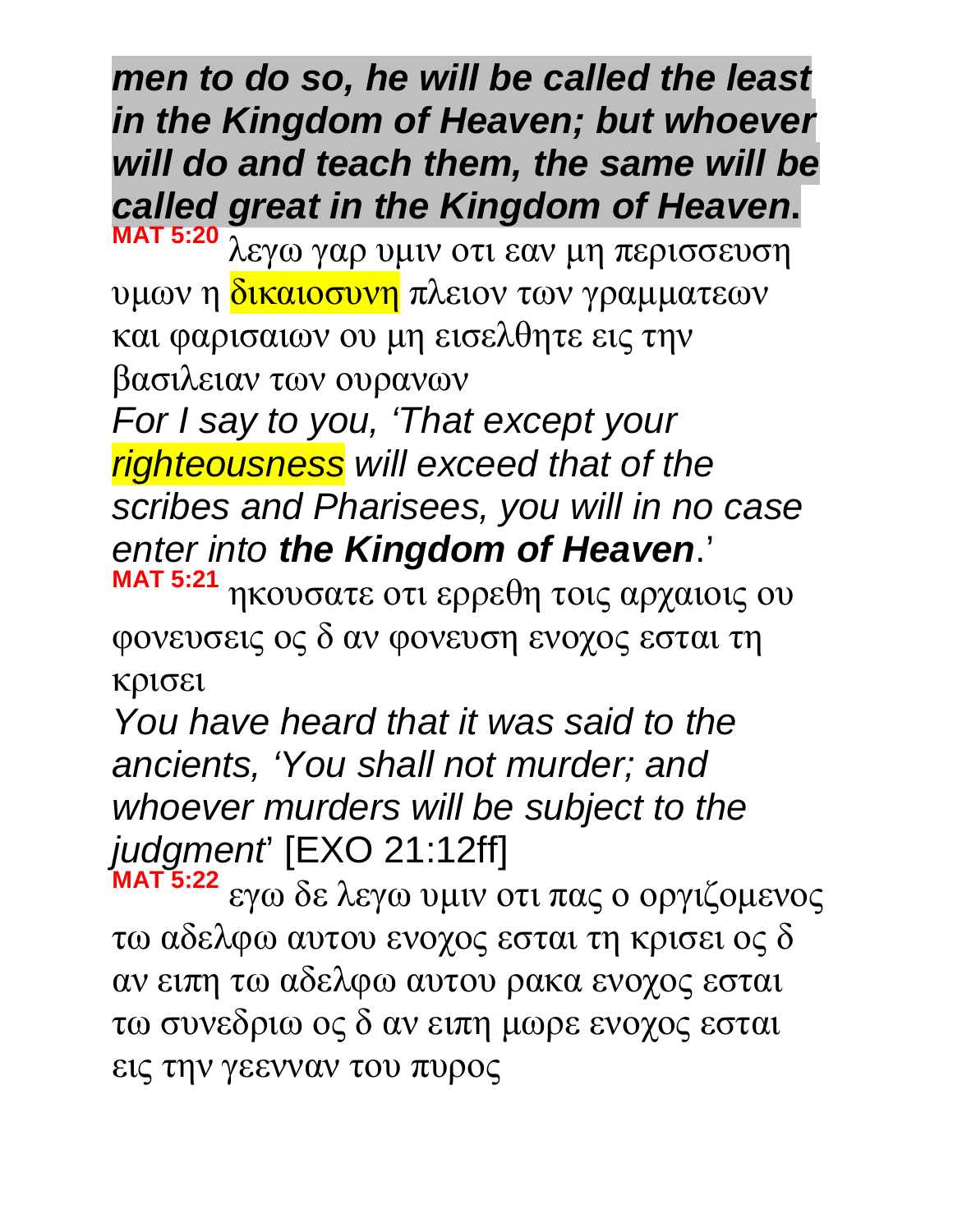***men to do so, he will be called the least in the Kingdom of Heaven; but whoever will do and teach them, the same will be called great in the Kingdom of Heaven*.**

**MAT 5:20** λεγω γαρ υμιν οτι εαν μη περισσευση υμων η δικαιοσυνη πλειον των γραμματεων και φαρισαιων ου μη εισελθητε εις την βασιλειαν των ουρανων

*For I say to you, 'That except your righteousness will exceed that of the scribes and Pharisees, you will in no case enter into* ***the Kingdom of Heaven***.'

**MAT 5:21** ηκουσατε οτι ερρεθη τοις αρχαιοις ου φονευσεις ος δ αν φονευση ενοχος εσται τη κρισει

*You have heard that it was said to the ancients, 'You shall not murder; and whoever murders will be subject to the judgment*' [EXO 21:12ff]

**MAT 5:22** εγω δε λεγω υμιν οτι πας ο οργιζομενος τω αδελφω αυτου ενοχος εσται τη κρισει ος δ αν ειπη τω αδελφω αυτου ρακα ενοχος εσται τω συνεδριω ος δ αν ειπη μωρε ενοχος εσται εις την γεενναν του πυρος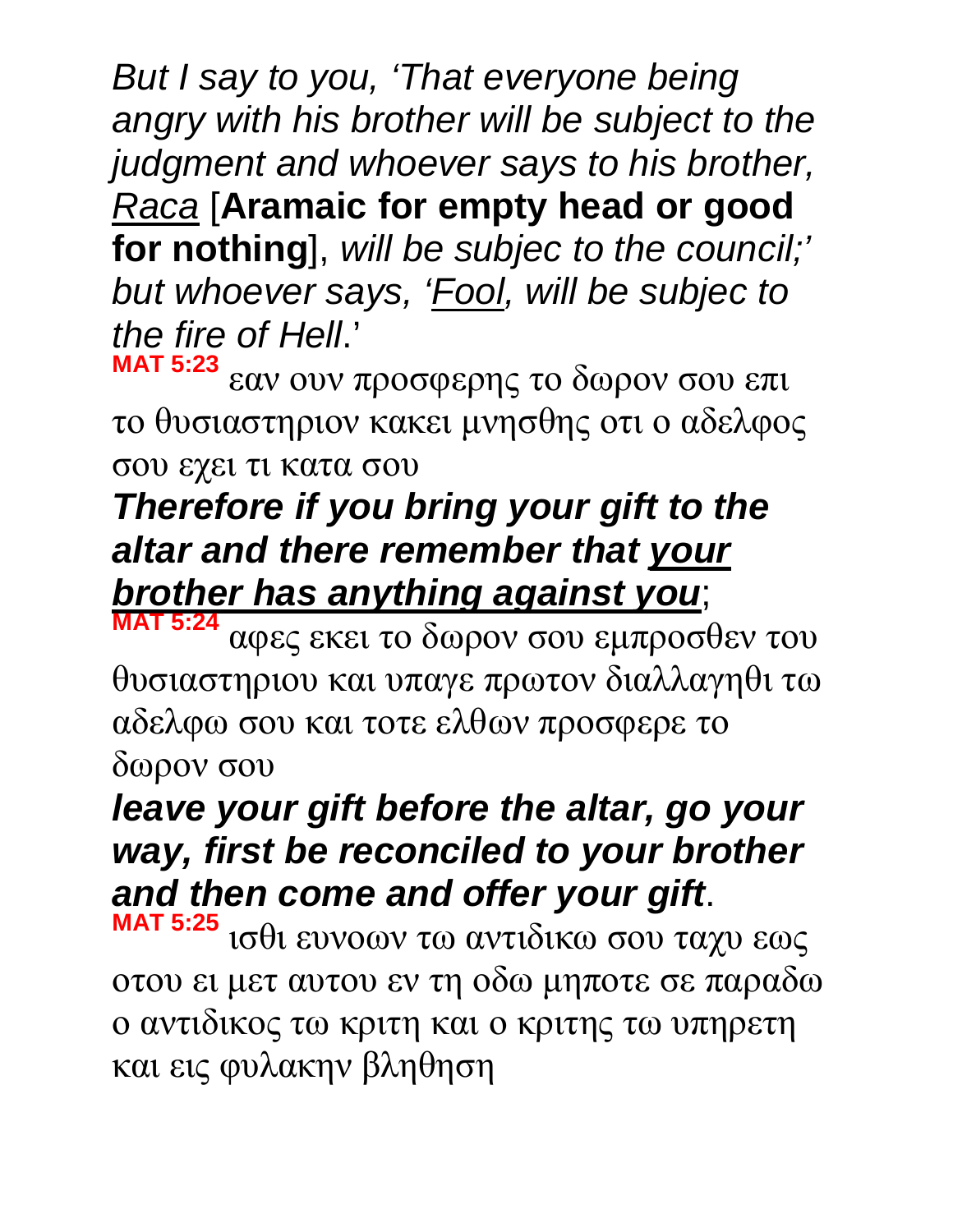*But I say to you, 'That everyone being angry with his brother will be subject to the judgment and whoever says to his brother, <u>Raca</u>* [**Aramaic for empty head or good for nothing**], *will be subjec to the council;' but whoever says, '<u>Fool</u>, will be subjec to the fire of Hell*.'

**MAT 5:23** εαν ουν προσφερης το δωρον σου επι το θυσιαστηριον κακει μνησθης οτι ο αδελφος σου εχει τι κατα σου

***Therefore if you bring your gift to the altar and there remember that <u>your brother has anything against you</u>***;

**MAT 5:24** αφες εκει το δωρον σου εμπροσθεν του θυσιαστηριου και υπαγε πρωτον διαλλαγηθι τω αδελφω σου και τοτε ελθων προσφερε το δωρον σου

***leave your gift before the altar, go your way, first be reconciled to your brother and then come and offer your gift***.

**MAT 5:25** ισθι ευνοων τω αντιδικω σου ταχυ εως οτου ει μετ αυτου εν τη οδω μηποτε σε παραδω ο αντιδικος τω κριτη και ο κριτης τω υπηρετη και εις φυλακην βληθηση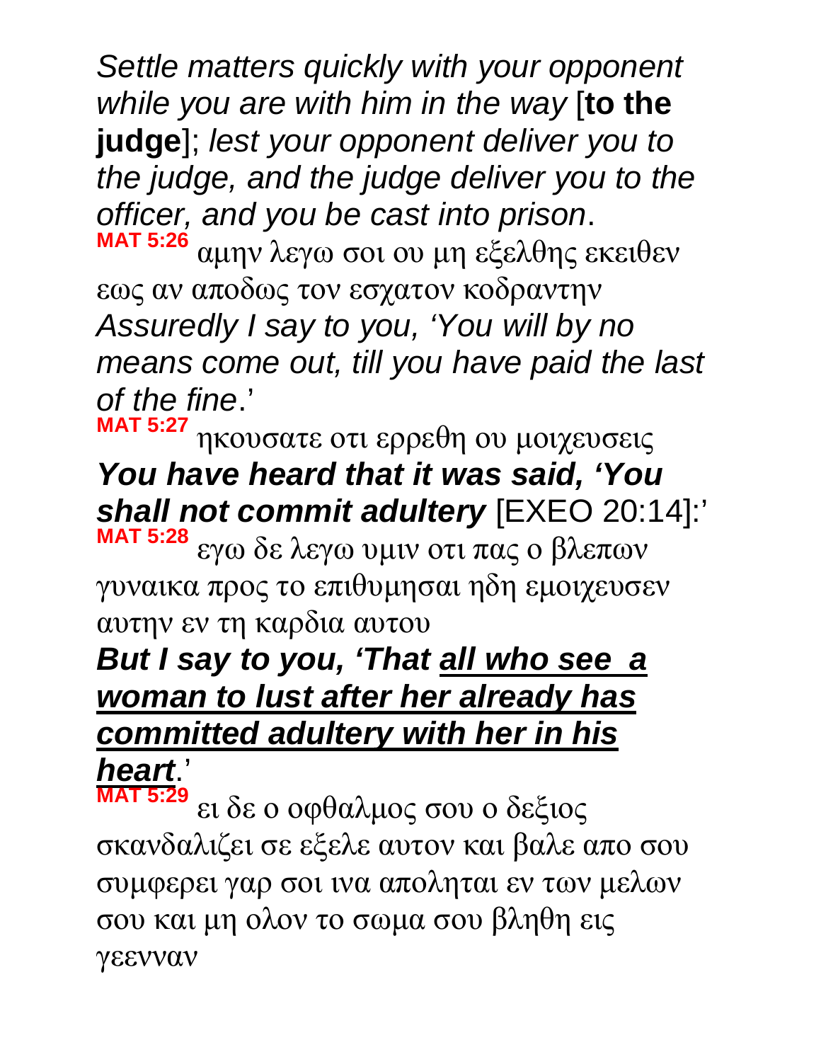*Settle matters quickly with your opponent while you are with him in the way* [**to the judge**]; *lest your opponent deliver you to the judge, and the judge deliver you to the officer, and you be cast into prison*.

**MAT 5:26** αμην λεγω σοι ου μη εξελθης εκειθεν εως αν αποδως τον εσχατον κοδραντην

*Assuredly I say to you, 'You will by no means come out, till you have paid the last of the fine*.'

**MAT 5:27** ηκουσατε οτι ερρεθη ου μοιχευσεις

***You have heard that it was said, 'You shall not commit adultery*** [EXEO 20:14]:'

**MAT 5:28** εγω δε λεγω υμιν οτι πας ο βλεπων γυναικα προς το επιθυμησαι ηδη εμοιχευσεν αυτην εν τη καρδια αυτου

***But I say to you, 'That <u>all who see a woman to lust after her already has committed adultery with her in his heart</u>*.'**

**MAT 5:29** ει δε ο οφθαλμος σου ο δεξιος σκανδαλιζει σε εξελε αυτον και βαλε απο σου συμφερει γαρ σοι ινα αποληται εν των μελων σου και μη ολον το σωμα σου βληθη εις γεενναν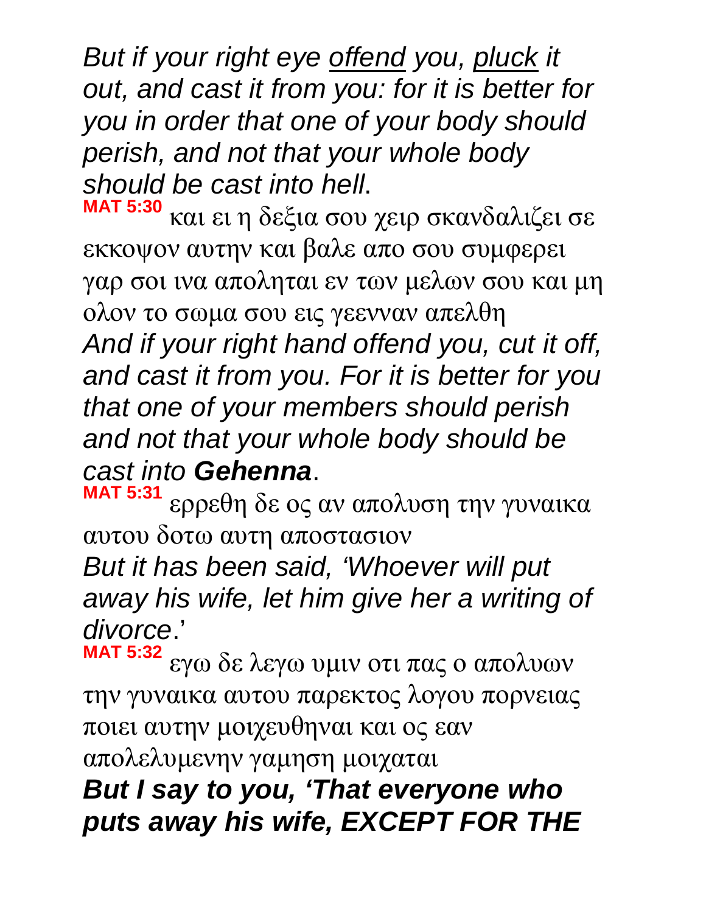*But if your right eye offend you, pluck it out, and cast it from you: for it is better for you in order that one of your body should perish, and not that your whole body should be cast into hell*.

**MAT 5:30** και ει η δεξια σου χειρ σκανδαλιζει σε εκκοψον αυτην και βαλε απο σου συμφερει γαρ σοι ινα αποληται εν των μελων σου και μη ολον το σωμα σου εις γεενναν απελθη

*And if your right hand offend you, cut it off, and cast it from you. For it is better for you that one of your members should perish and not that your whole body should be cast into* ***Gehenna***.

**MAT 5:31** ερρεθη δε ος αν απολυση την γυναικα αυτου δοτω αυτη αποστασιον

*But it has been said, 'Whoever will put away his wife, let him give her a writing of divorce*.'

**MAT 5:32** εγω δε λεγω υμιν οτι πας ο απολυων την γυναικα αυτου παρεκτος λογου πορνειας ποιει αυτην μοιχευθηναι και ος εαν απολελυμενην γαμηση μοιχαται

***But I say to you, 'That everyone who puts away his wife, EXCEPT FOR THE***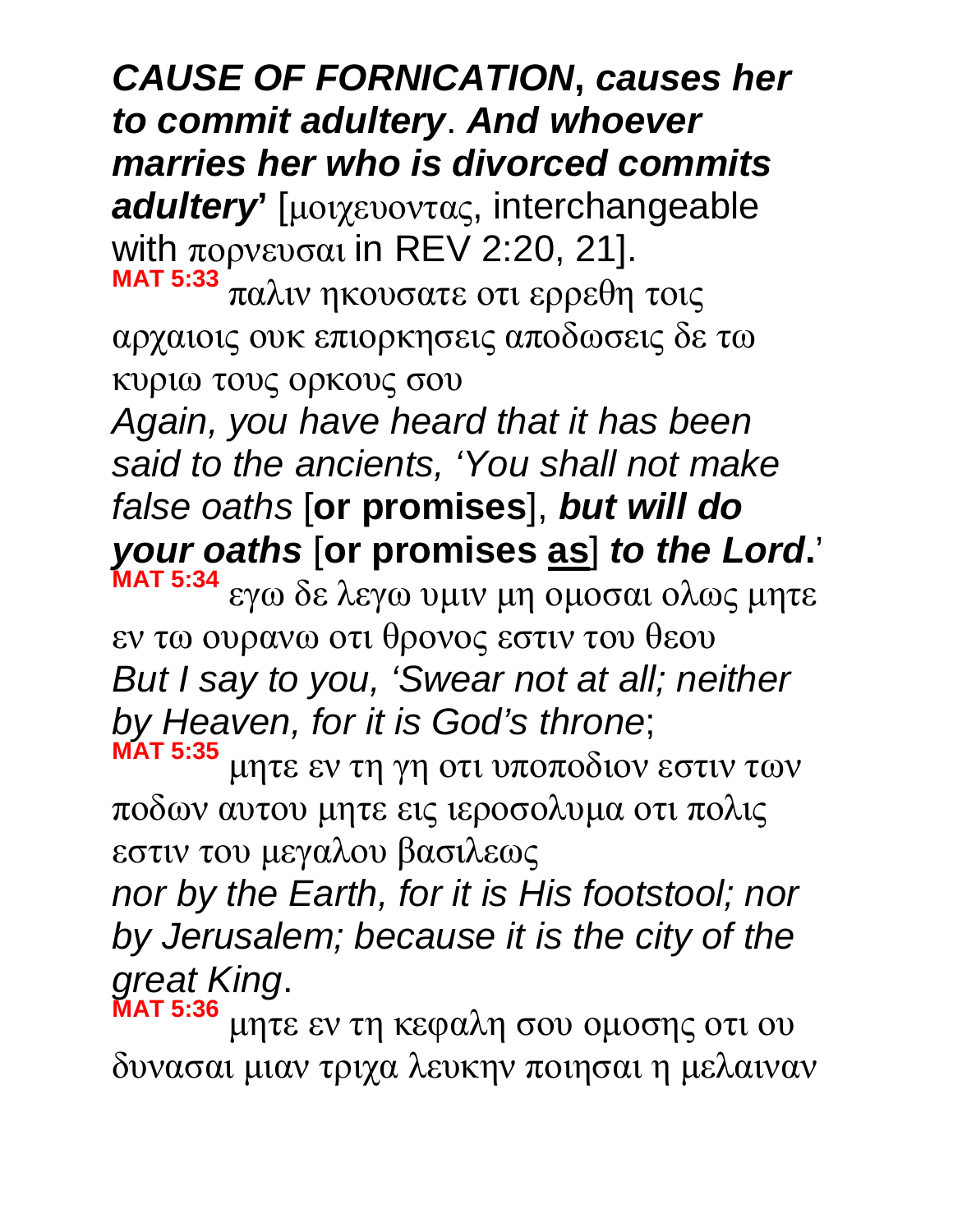***CAUSE OF FORNICATION*, *causes her to commit adultery*. *And whoever marries her who is divorced commits adultery*'** [μοιχευοντας, interchangeable with πορνευσαι in REV 2:20, 21].

**MAT 5:33** παλιν ηκουσατε οτι ερρεθη τοις αρχαιοις ουκ επιορκησεις αποδωσεις δε τω κυριω τους ορκους σου

*Again, you have heard that it has been said to the ancients, 'You shall not make false oaths* [**or promises**], ***but will do your oaths*** [**or promises <u>as</u>**] ***to the Lord*.**'

**MAT 5:34** εγω δε λεγω υμιν μη ομοσαι ολως μητε εν τω ουρανω οτι θρονος εστιν του θεου

*But I say to you, 'Swear not at all; neither by Heaven, for it is God's throne*;

**MAT 5:35** μητε εν τη γη οτι υποποδιον εστιν των ποδων αυτου μητε εις ιεροσολυμα οτι πολις εστιν του μεγαλου βασιλεως

*nor by the Earth, for it is His footstool; nor by Jerusalem; because it is the city of the great King*.

**MAT 5:36** μητε εν τη κεφαλη σου ομοσης οτι ου δυνασαι μιαν τριχα λευκην ποιησαι η μελαιναν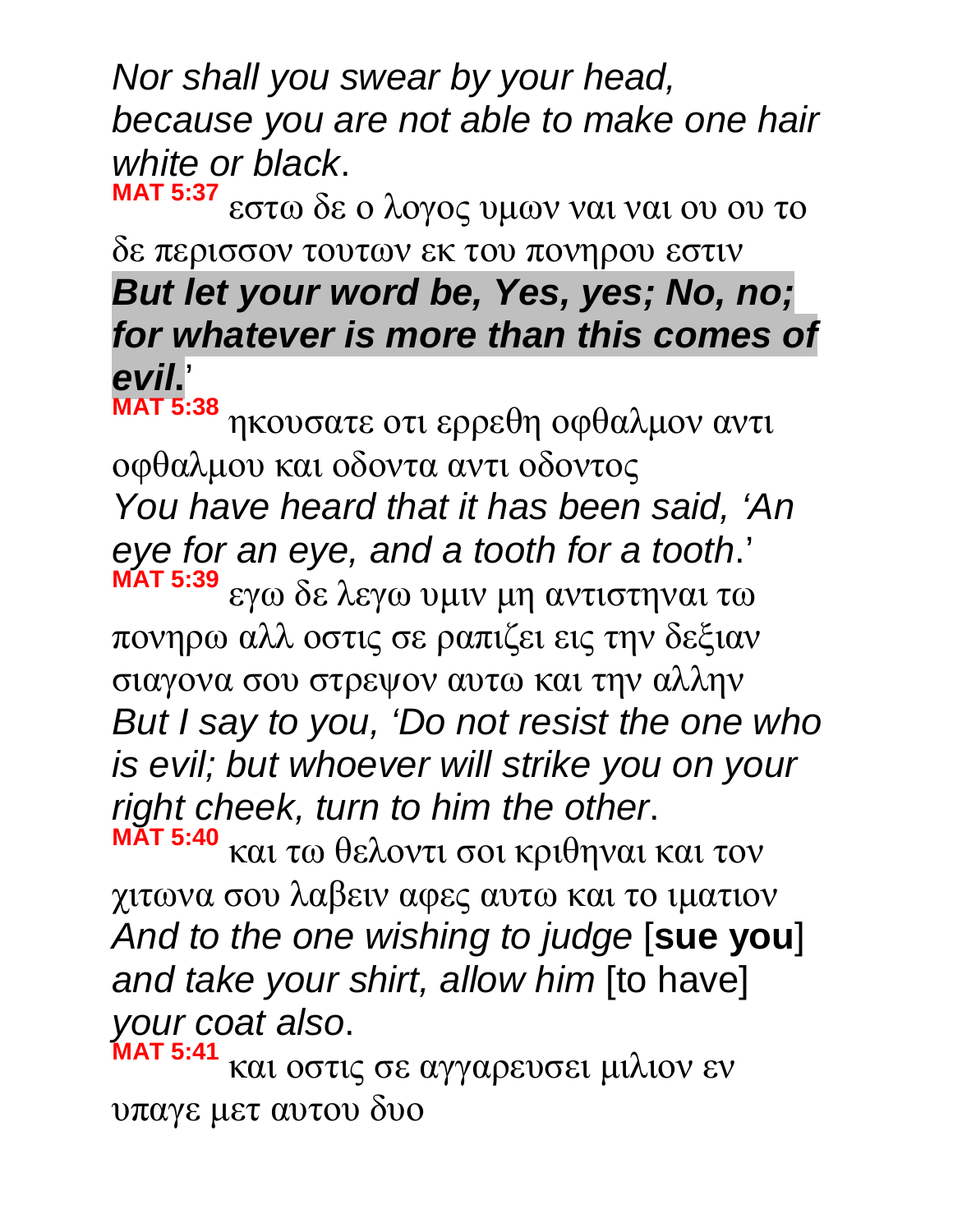*Nor shall you swear by your head, because you are not able to make one hair white or black*.

**MAT 5:37** εστω δε ο λογος υμων ναι ναι ου ου το δε περισσον τουτων εκ του πονηρου εστιν

***But let your word be, Yes, yes; No, no; for whatever is more than this comes of evil*.**'

**MAT 5:38** ηκουσατε οτι ερρεθη οφθαλμον αντι οφθαλμου και οδοντα αντι οδοντος

*You have heard that it has been said, 'An eye for an eye, and a tooth for a tooth*.'

**MAT 5:39** εγω δε λεγω υμιν μη αντιστηναι τω πονηρω αλλ οστις σε ραπιζει εις την δεξιαν σιαγονα σου στρεψον αυτω και την αλλην

*But I say to you, 'Do not resist the one who is evil; but whoever will strike you on your right cheek, turn to him the other*.

**MAT 5:40** και τω θελοντι σοι κριθηναι και τον χιτωνα σου λαβειν αφες αυτω και το ιματιον

*And to the one wishing to judge* [**sue you**] *and take your shirt, allow him* [to have] *your coat also*.

**MAT 5:41** και οστις σε αγγαρευσει μιλιον εν υπαγε μετ αυτου δυο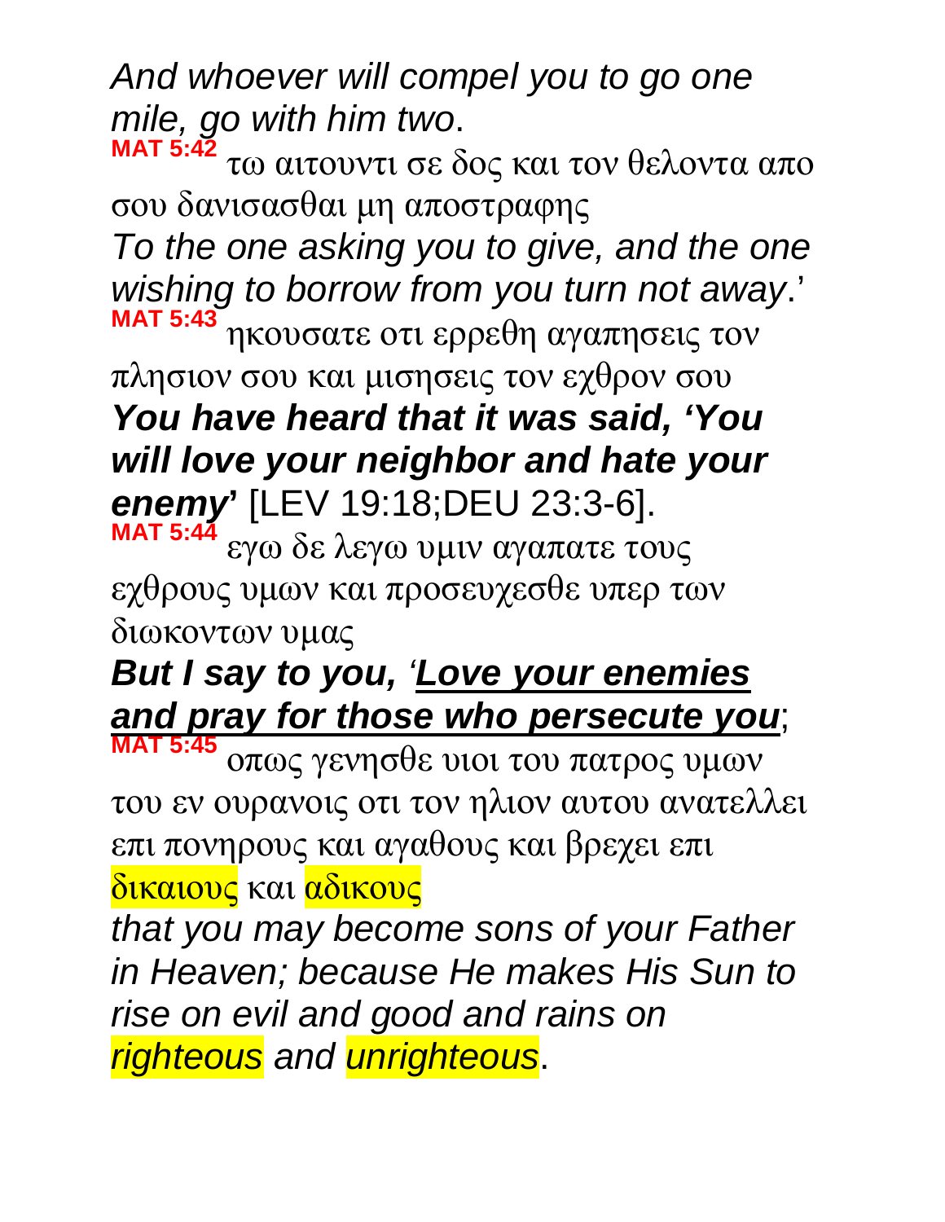*And whoever will compel you to go one mile, go with him two*.

**MAT 5:42** τω αιτουντι σε δος και τον θελοντα απο σου δανισασθαι μη αποστραφης

*To the one asking you to give, and the one wishing to borrow from you turn not away*.'

**MAT 5:43** ηκουσατε οτι ερρεθη αγαπησεις τον πλησιον σου και μισησεις τον εχθρον σου

***You have heard that it was said, 'You will love your neighbor and hate your enemy*'** [LEV 19:18;DEU 23:3-6].

**MAT 5:44** εγω δε λεγω υμιν αγαπατε τους εχθρους υμων και προσευχεσθε υπερ των διωκοντων υμας

***But I say to you, '<u>Love your enemies and pray for those who persecute you</u>***;

**MAT 5:45** οπως γενησθε υιοι του πατρος υμων του εν ουρανοις οτι τον ηλιον αυτου ανατελλει επι πονηρους και αγαθους και βρεχει επι δικαιους και αδικους

*that you may become sons of your Father in Heaven; because He makes His Sun to rise on evil and good and rains on righteous and unrighteous*.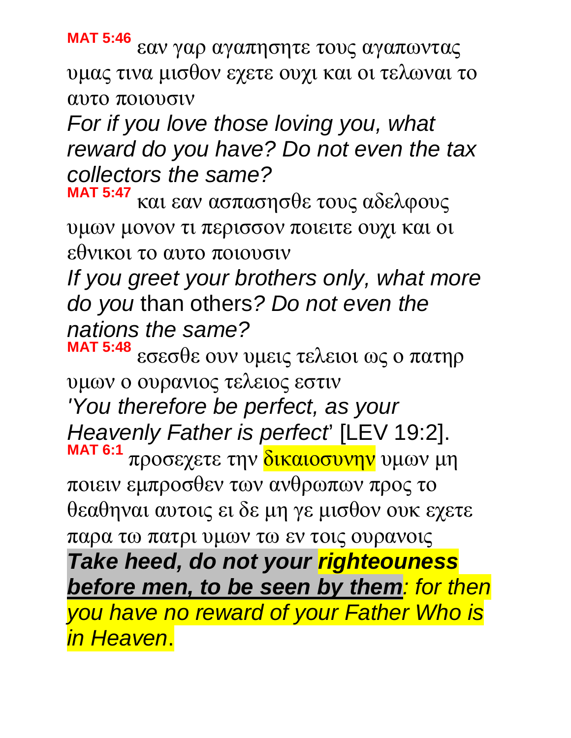**MAT 5:46** εαν γαρ αγαπησητε τους αγαπωντας υμας τινα μισθον εχετε ουχι και οι τελωναι το αυτο ποιουσιν

*For if you love those loving you, what reward do you have? Do not even the tax collectors the same?*

**MAT 5:47** και εαν ασπασησθε τους αδελφους υμων μονον τι περισσον ποιειτε ουχι και οι εθνικοι το αυτο ποιουσιν

*If you greet your brothers only, what more do you* than others*? Do not even the nations the same?*

**MAT 5:48** εσεσθε ουν υμεις τελειοι ως ο πατηρ υμων ο ουρανιος τελειος εστιν

*'You therefore be perfect, as your Heavenly Father is perfect*' [LEV 19:2].

**MAT 6:1** προσεχετε την δικαιοσυνην υμων μη ποιειν εμπροσθεν των ανθρωπων προς το θεαθηναι αυτοις ει δε μη γε μισθον ουκ εχετε παρα τω πατρι υμων τω εν τοις ουρανοις

***Take heed, do not your righteouness before men, to be seen by them****: for then you have no reward of your Father Who is in Heaven*.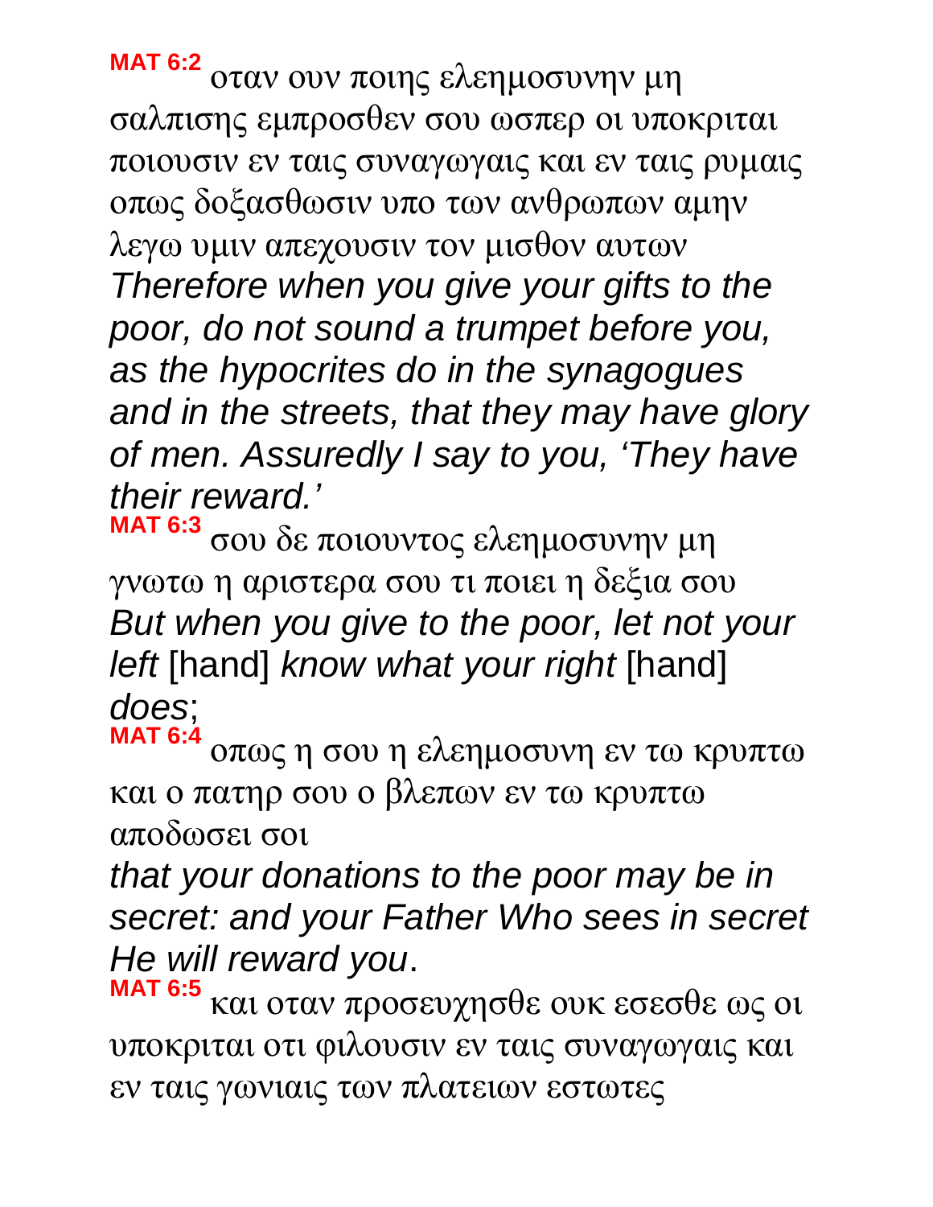**MAT 6:2** οταν ουν ποιης ελεημοσυνην μη σαλπισης εμπροσθεν σου ωσπερ οι υποκριται ποιουσιν εν ταις συναγωγαις και εν ταις ρυμαις οπως δοξασθωσιν υπο των ανθρωπων αμην λεγω υμιν απεχουσιν τον μισθον αυτων

*Therefore when you give your gifts to the poor, do not sound a trumpet before you, as the hypocrites do in the synagogues and in the streets, that they may have glory of men. Assuredly I say to you, 'They have their reward.'*

**MAT 6:3** σου δε ποιουντος ελεημοσυνην μη γνωτω η αριστερα σου τι ποιει η δεξια σου

*But when you give to the poor, let not your left* [hand] *know what your right* [hand] *does*;

**MAT 6:4** οπως η σου η ελεημοσυνη εν τω κρυπτω και ο πατηρ σου ο βλεπων εν τω κρυπτω αποδωσει σοι

*that your donations to the poor may be in secret: and your Father Who sees in secret He will reward you*.

**MAT 6:5** και οταν προσευχησθε ουκ εσεσθε ως οι υποκριται οτι φιλουσιν εν ταις συναγωγαις και εν ταις γωνιαις των πλατειων εστωτες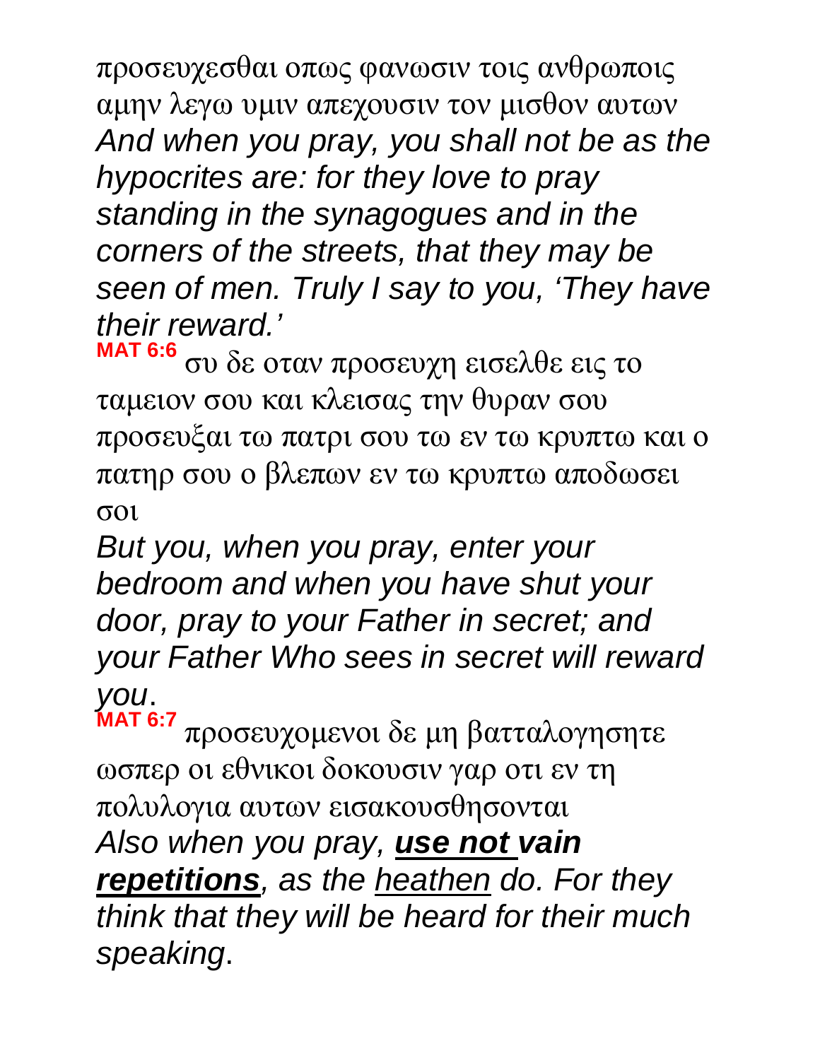προσευχεσθαι οπως φανωσιν τοις ανθρωποις αμην λεγω υμιν απεχουσιν τον μισθον αυτων

*And when you pray, you shall not be as the hypocrites are: for they love to pray standing in the synagogues and in the corners of the streets, that they may be seen of men. Truly I say to you, 'They have their reward.'*

**MAT 6:6** συ δε οταν προσευχη εισελθε εις το ταμειον σου και κλεισας την θυραν σου προσευξαι τω πατρι σου τω εν τω κρυπτω και ο πατηρ σου ο βλεπων εν τω κρυπτω αποδωσει σοι

*But you, when you pray, enter your bedroom and when you have shut your door, pray to your Father in secret; and your Father Who sees in secret will reward you*.

**MAT 6:7** προσευχομενοι δε μη βατταλογησητε ωσπερ οι εθνικοι δοκουσιν γαρ οτι εν τη πολυλογια αυτων εισακουσθησονται

*Also when you pray, **<u>use not vain repetitions</u>**, as the <u>heathen</u> do. For they think that they will be heard for their much speaking*.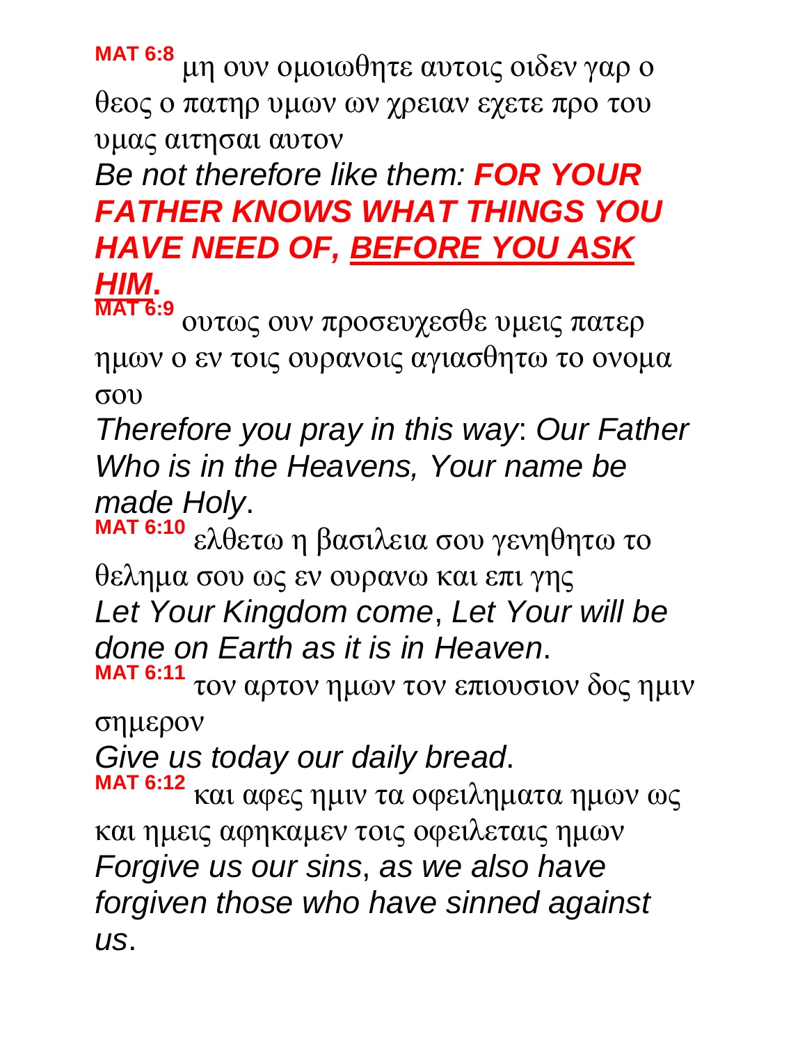**MAT 6:8** μη ουν ομοιωθητε αυτοις οιδεν γαρ ο θεος ο πατηρ υμων ων χρειαν εχετε προ του υμας αιτησαι αυτον

*Be not therefore like them:* ***FOR YOUR FATHER KNOWS WHAT THINGS YOU HAVE NEED OF, <u>BEFORE YOU ASK HIM</u>.***

**MAT 6:9** ουτως ουν προσευχεσθε υμεις πατερ ημων ο εν τοις ουρανοις αγιασθητω το ονομα σου

*Therefore you pray in this way*: *Our Father Who is in the Heavens, Your name be made Holy*.

**MAT 6:10** ελθετω η βασιλεια σου γενηθητω το θελημα σου ως εν ουρανω και επι γης

*Let Your Kingdom come*, *Let Your will be done on Earth as it is in Heaven*.

**MAT 6:11** τον αρτον ημων τον επιουσιον δος ημιν σημερον

*Give us today our daily bread*.

**MAT 6:12** και αφες ημιν τα οφειληματα ημων ως και ημεις αφηκαμεν τοις οφειλεταις ημων

*Forgive us our sins*, *as we also have forgiven those who have sinned against us*.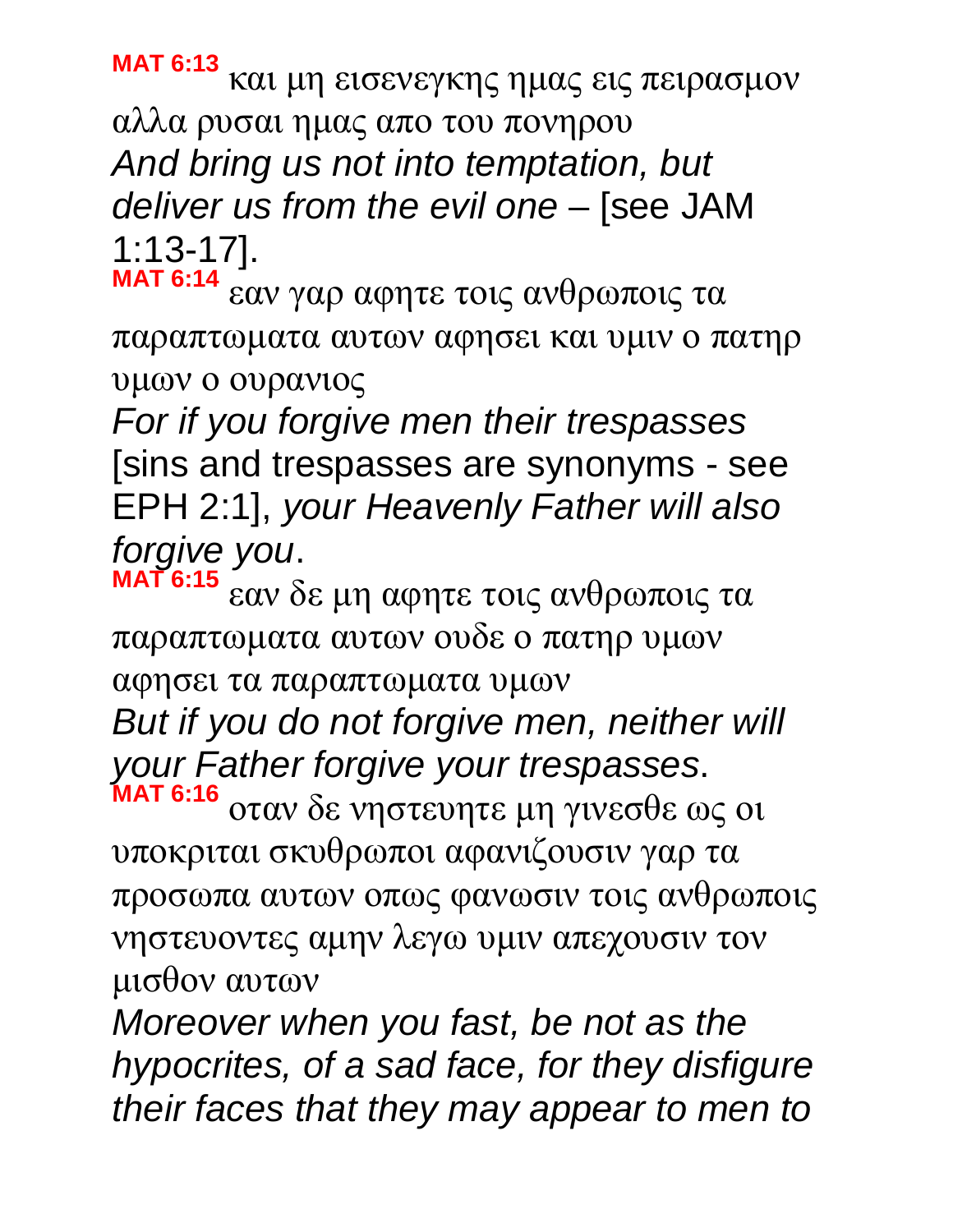**MAT 6:13** και μη εισενεγκης ημας εις πειρασμον αλλα ρυσαι ημας απο του πονηρου

*And bring us not into temptation, but deliver us from the evil one* – [see JAM 1:13-17].

**MAT 6:14** εαν γαρ αφητε τοις ανθρωποις τα παραπτωματα αυτων αφησει και υμιν ο πατηρ υμων ο ουρανιος

*For if you forgive men their trespasses* [sins and trespasses are synonyms - see EPH 2:1], *your Heavenly Father will also forgive you*.

**MAT 6:15** εαν δε μη αφητε τοις ανθρωποις τα παραπτωματα αυτων ουδε ο πατηρ υμων αφησει τα παραπτωματα υμων

*But if you do not forgive men, neither will your Father forgive your trespasses*.

**MAT 6:16** οταν δε νηστευητε μη γινεσθε ως οι υποκριται σκυθρωποι αφανιζουσιν γαρ τα προσωπα αυτων οπως φανωσιν τοις ανθρωποις νηστευοντες αμην λεγω υμιν απεχουσιν τον μισθον αυτων

*Moreover when you fast, be not as the hypocrites, of a sad face, for they disfigure their faces that they may appear to men to*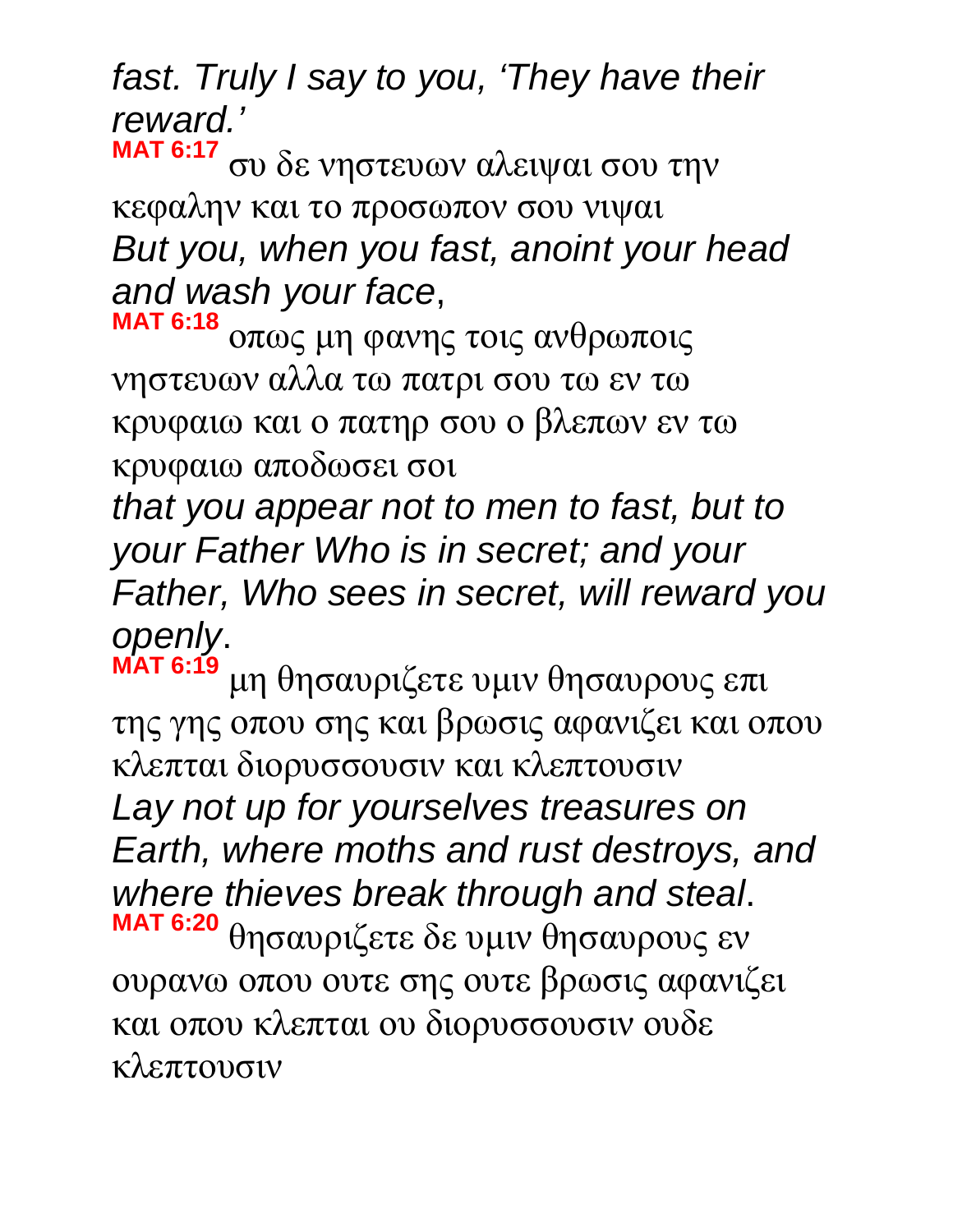*fast. Truly I say to you, 'They have their reward.'*

**MAT 6:17** συ δε νηστευων αλειψαι σου την κεφαλην και το προσωπον σου νιψαι

*But you, when you fast, anoint your head and wash your face*,

**MAT 6:18** οπως μη φανης τοις ανθρωποις νηστευων αλλα τω πατρι σου τω εν τω κρυφαιω και ο πατηρ σου ο βλεπων εν τω κρυφαιω αποδωσει σοι

*that you appear not to men to fast, but to your Father Who is in secret; and your Father, Who sees in secret, will reward you openly*.

**MAT 6:19** μη θησαυριζετε υμιν θησαυρους επι της γης οπου σης και βρωσις αφανιζει και οπου κλεπται διορυσσουσιν και κλεπτουσιν

*Lay not up for yourselves treasures on Earth, where moths and rust destroys, and where thieves break through and steal*.

**MAT 6:20** θησαυριζετε δε υμιν θησαυρους εν ουρανω οπου ουτε σης ουτε βρωσις αφανιζει και οπου κλεπται ου διορυσσουσιν ουδε κλεπτουσιν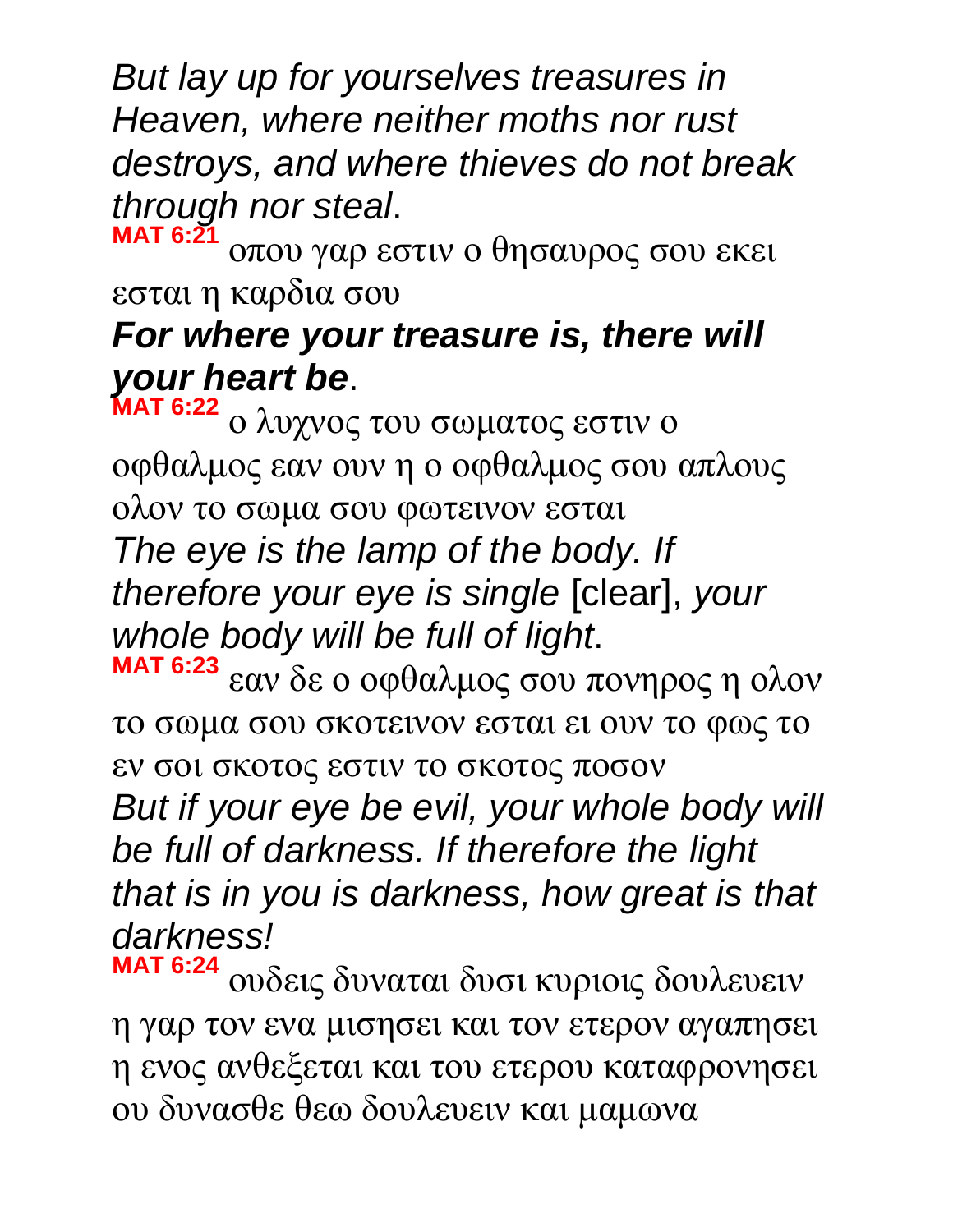*But lay up for yourselves treasures in Heaven, where neither moths nor rust destroys, and where thieves do not break through nor steal*.

**MAT 6:21** οπου γαρ εστιν ο θησαυρος σου εκει εσται η καρδια σου

***For where your treasure is, there will your heart be***.

**MAT 6:22** ο λυχνος του σωματος εστιν ο οφθαλμος εαν ουν η ο οφθαλμος σου απλους ολον το σωμα σου φωτεινον εσται

*The eye is the lamp of the body. If therefore your eye is single* [clear], *your whole body will be full of light*.

**MAT 6:23** εαν δε ο οφθαλμος σου πονηρος η ολον το σωμα σου σκοτεινον εσται ει ουν το φως το εν σοι σκοτος εστιν το σκοτος ποσον

*But if your eye be evil, your whole body will be full of darkness. If therefore the light that is in you is darkness, how great is that darkness!*

**MAT 6:24** ουδεις δυναται δυσι κυριοις δουλευειν η γαρ τον ενα μισησει και τον ετερον αγαπησει η ενος ανθεξεται και του ετερου καταφρονησει ου δυνασθε θεω δουλευειν και μαμωνα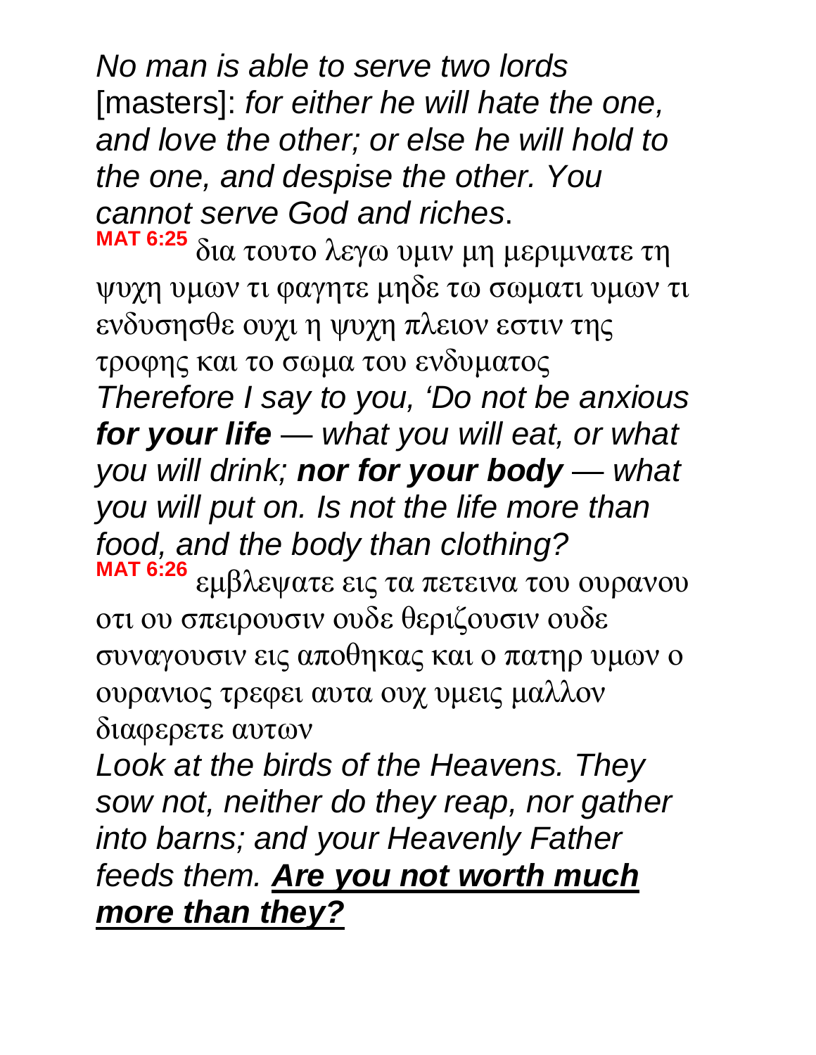*No man is able to serve two lords* [masters]: *for either he will hate the one, and love the other; or else he will hold to the one, and despise the other. You cannot serve God and riches*.

**MAT 6:25** δια τουτο λεγω υμιν μη μεριμνατε τη ψυχη υμων τι φαγητε μηδε τω σωματι υμων τι ενδυσησθε ουχι η ψυχη πλειον εστιν της τροφης και το σωμα του ενδυματος

*Therefore I say to you, 'Do not be anxious **for your life** — what you will eat, or what you will drink; **nor for your body** — what you will put on. Is not the life more than food, and the body than clothing?*

**MAT 6:26** εμβλεψατε εις τα πετεινα του ουρανου οτι ου σπειρουσιν ουδε θεριζουσιν ουδε συναγουσιν εις αποθηκας και ο πατηρ υμων ο ουρανιος τρεφει αυτα ουχ υμεις μαλλον διαφερετε αυτων

*Look at the birds of the Heavens. They sow not, neither do they reap, nor gather into barns; and your Heavenly Father feeds them.* ***Are you not worth much more than they?***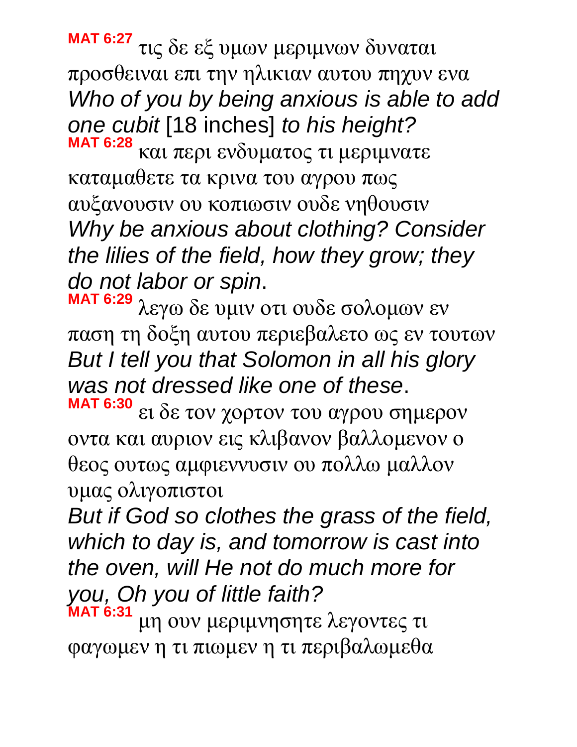**MAT 6:27** τις δε εξ υμων μεριμνων δυναται προσθειναι επι την ηλικιαν αυτου πηχυν ενα
*Who of you by being anxious is able to add one cubit* [18 inches] *to his height?*

**MAT 6:28** και περι ενδυματος τι μεριμνατε καταμαθετε τα κρινα του αγρου πως αυξανουσιν ου κοπιωσιν ουδε νηθουσιν
*Why be anxious about clothing? Consider the lilies of the field, how they grow; they do not labor or spin*.

**MAT 6:29** λεγω δε υμιν οτι ουδε σολομων εν παση τη δοξη αυτου περιεβαλετο ως εν τουτων
*But I tell you that Solomon in all his glory was not dressed like one of these*.

**MAT 6:30** ει δε τον χορτον του αγρου σημερον οντα και αυριον εις κλιβανον βαλλομενον ο θεος ουτως αμφιεννυσιν ου πολλω μαλλον υμας ολιγοπιστοι
*But if God so clothes the grass of the field, which to day is, and tomorrow is cast into the oven, will He not do much more for you, Oh you of little faith?*

**MAT 6:31** μη ουν μεριμνησητε λεγοντες τι φαγωμεν η τι πιωμεν η τι περιβαλωμεθα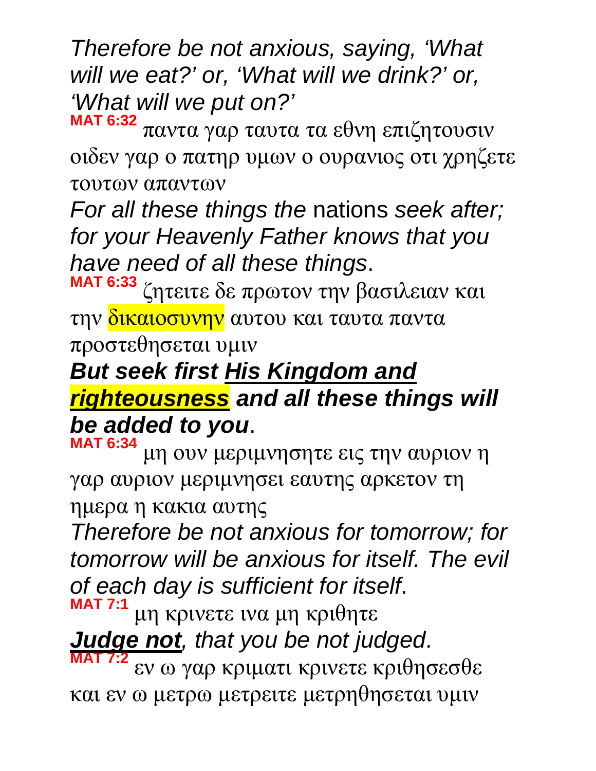*Therefore be not anxious, saying, 'What will we eat?' or, 'What will we drink?' or, 'What will we put on?'*

**MAT 6:32** παντα γαρ ταυτα τα εθνη επιζητουσιν οιδεν γαρ ο πατηρ υμων ο ουρανιος οτι χρηζετε τουτων απαντων

*For all these things the* nations *seek after; for your Heavenly Father knows that you have need of all these things*.

**MAT 6:33** ζητειτε δε πρωτον την βασιλειαν και την δικαιοσυνην αυτου και ταυτα παντα προστεθησεται υμιν

***But seek first His Kingdom and righteousness and all these things will be added to you***.

**MAT 6:34** μη ουν μεριμνησητε εις την αυριον η γαρ αυριον μεριμνησει εαυτης αρκετον τη ημερα η κακια αυτης

*Therefore be not anxious for tomorrow; for tomorrow will be anxious for itself. The evil of each day is sufficient for itself*.

**MAT 7:1** μη κρινετε ινα μη κριθητε

***Judge not****, that you be not judged*.

**MAT 7:2** εν ω γαρ κριματι κρινετε κριθησεσθε και εν ω μετρω μετρειτε μετρηθησεται υμιν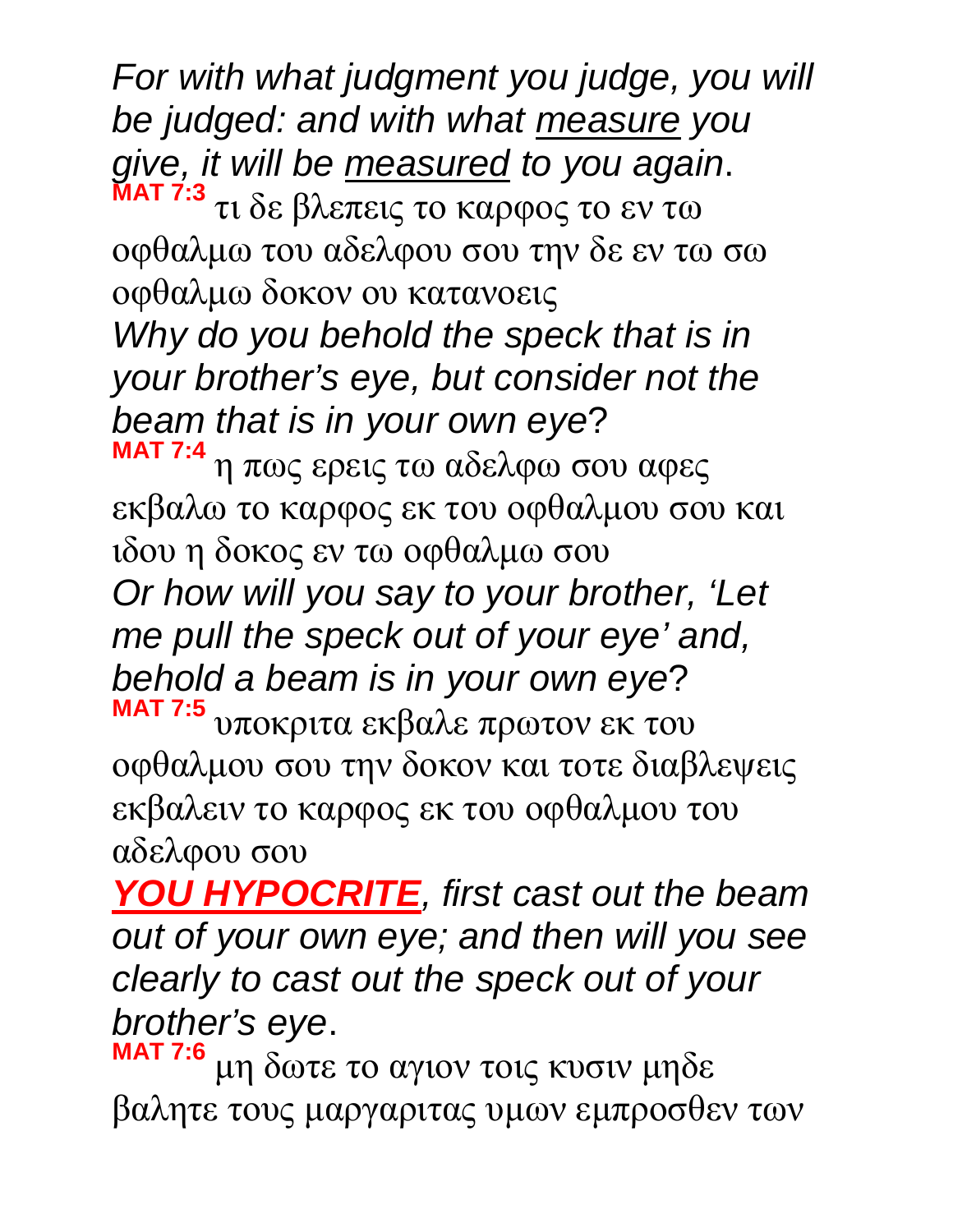*For with what judgment you judge, you will be judged: and with what <u>measure</u> you give, it will be <u>measured</u> to you again*.

**MAT 7:3** τι δε βλεπεις το καρφος το εν τω οφθαλμω του αδελφου σου την δε εν τω σω οφθαλμω δοκον ου κατανοεις

*Why do you behold the speck that is in your brother's eye, but consider not the beam that is in your own eye*?

**MAT 7:4** η πως ερεις τω αδελφω σου αφες εκβαλω το καρφος εκ του οφθαλμου σου και ιδου η δοκος εν τω οφθαλμω σου

*Or how will you say to your brother, 'Let me pull the speck out of your eye' and, behold a beam is in your own eye*?

**MAT 7:5** υποκριτα εκβαλε πρωτον εκ του οφθαλμου σου την δοκον και τοτε διαβλεψεις εκβαλειν το καρφος εκ του οφθαλμου του αδελφου σου

***<u>YOU HYPOCRITE</u>****, first cast out the beam out of your own eye; and then will you see clearly to cast out the speck out of your brother's eye*.

**MAT 7:6** μη δωτε το αγιον τοις κυσιν μηδε βαλητε τους μαργαριτας υμων εμπροσθεν των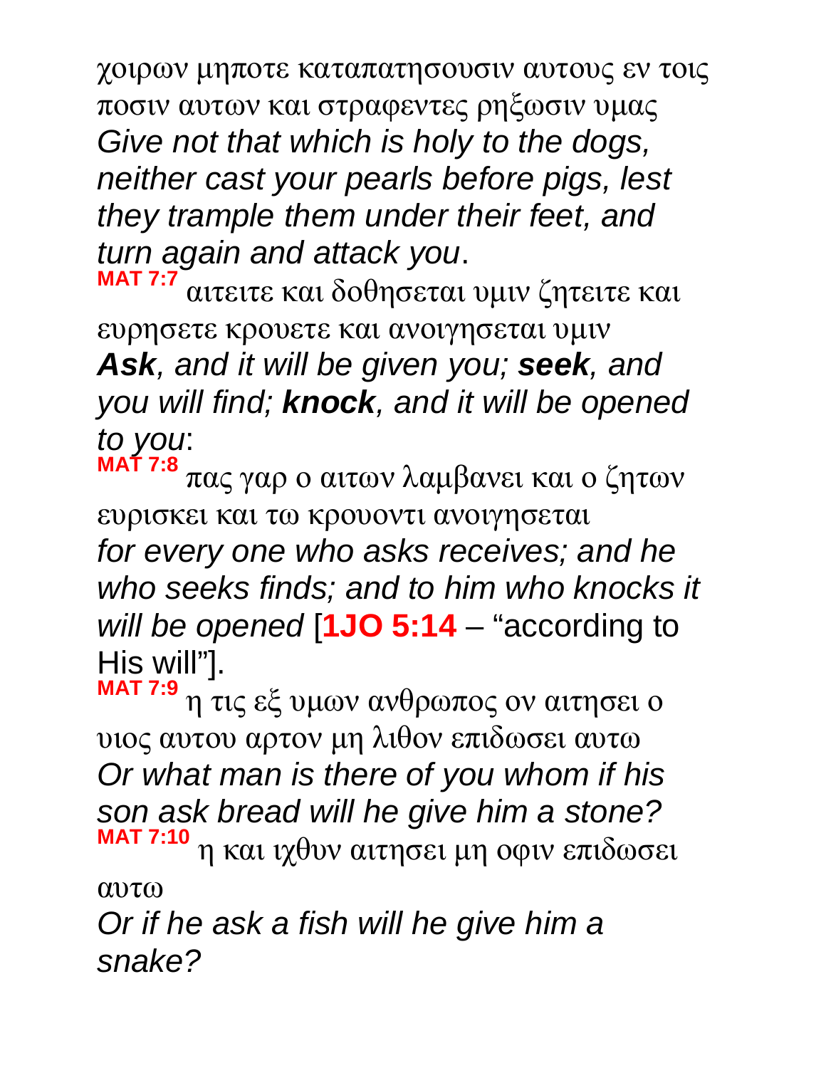χοιρων μηποτε καταπατησουσιν αυτους εν τοις ποσιν αυτων και στραφεντες ρηξωσιν υμας
*Give not that which is holy to the dogs, neither cast your pearls before pigs, lest they trample them under their feet, and turn again and attack you*.

**MAT 7:7** αιτειτε και δοθησεται υμιν ζητειτε και ευρησετε κρουετε και ανοιγησεται υμιν
***Ask**, and it will be given you; **seek**, and you will find; **knock**, and it will be opened to you*:

**MAT 7:8** πας γαρ ο αιτων λαμβανει και ο ζητων ευρισκει και τω κρουοντι ανοιγησεται
*for every one who asks receives; and he who seeks finds; and to him who knocks it will be opened* [**1JO 5:14** – "according to His will"].

**MAT 7:9** η τις εξ υμων ανθρωπος ον αιτησει ο υιος αυτου αρτον μη λιθον επιδωσει αυτω
*Or what man is there of you whom if his son ask bread will he give him a stone?*

**MAT 7:10** η και ιχθυν αιτησει μη οφιν επιδωσει αυτω
*Or if he ask a fish will he give him a snake?*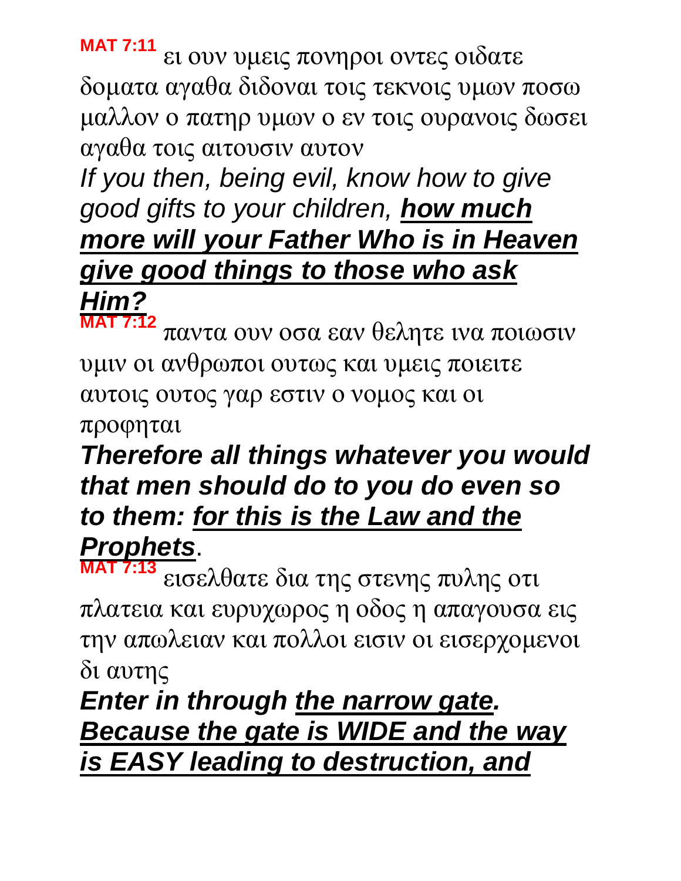**MAT 7:11** ει ουν υμεις πονηροι οντες οιδατε δοματα αγαθα διδοναι τοις τεκνοις υμων ποσω μαλλον ο πατηρ υμων ο εν τοις ουρανοις δωσει αγαθα τοις αιτουσιν αυτον

*If you then, being evil, know how to give good gifts to your children,* ***<u>how much more will your Father Who is in Heaven give good things to those who ask Him?</u>***

**MAT 7:12** παντα ουν οσα εαν θελητε ινα ποιωσιν υμιν οι ανθρωποι ουτως και υμεις ποιειτε αυτοις ουτος γαρ εστιν ο νομος και οι προφηται

***Therefore all things whatever you would that men should do to you do even so to them: <u>for this is the Law and the Prophets</u>.***

**MAT 7:13** εισελθατε δια της στενης πυλης οτι πλατεια και ευρυχωρος η οδος η απαγουσα εις την απωλειαν και πολλοι εισιν οι εισερχομενοι δι αυτης

***Enter in through <u>the narrow gate</u>. <u>Because the gate is WIDE and the way is EASY leading to destruction, and</u>***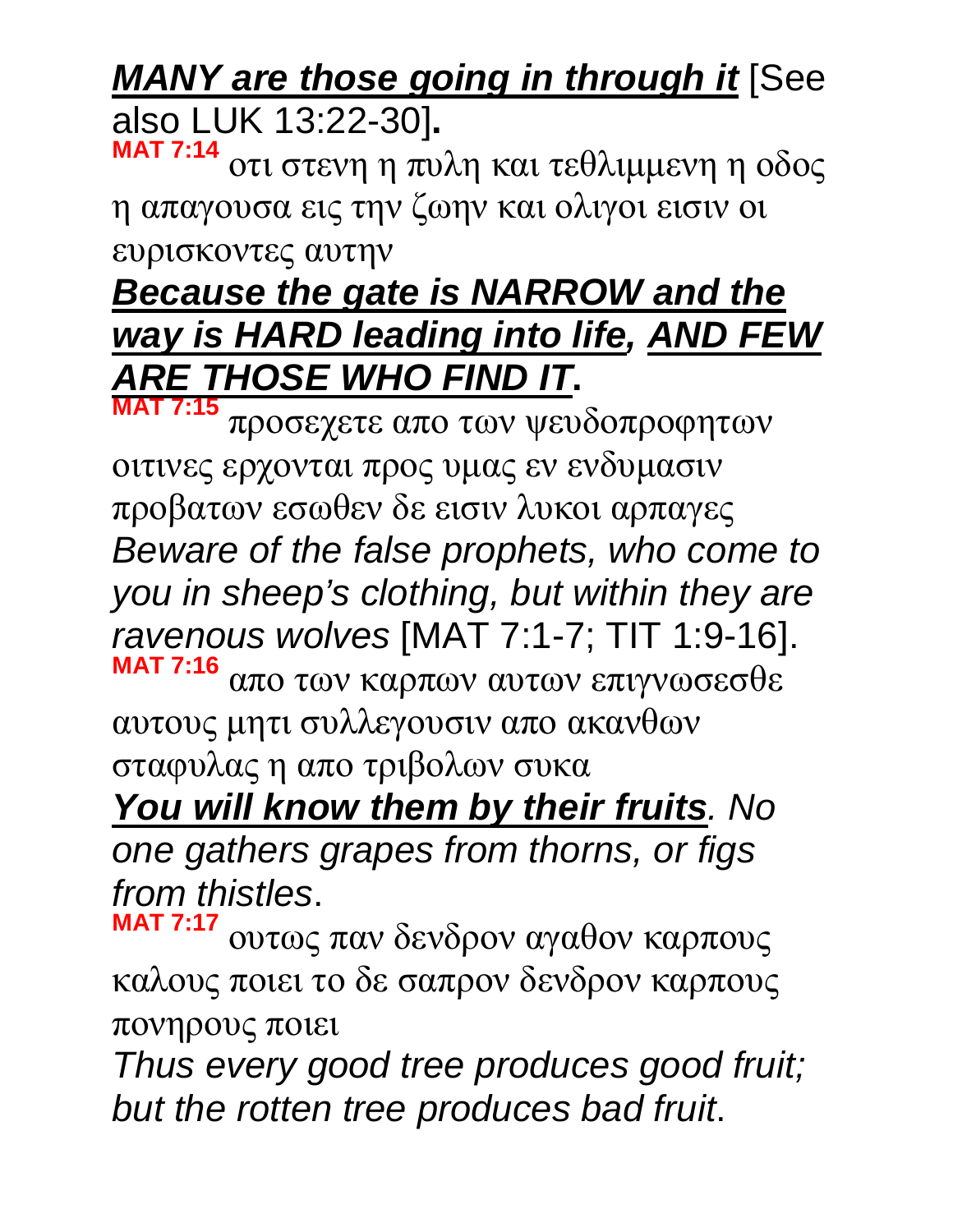***<u>MANY are those going in through it</u>*** [See also LUK 13:22-30]**.**

**MAT 7:14** οτι στενη η πυλη και τεθλιμμενη η οδος η απαγουσα εις την ζωην και ολιγοι εισιν οι ευρισκοντες αυτην

***<u>Because the gate is NARROW and the way is HARD leading into life</u>, <u>AND FEW ARE THOSE WHO FIND IT</u>*****.**

**MAT 7:15** προσεχετε απο των ψευδοπροφητων οιτινες ερχονται προς υμας εν ενδυμασιν προβατων εσωθεν δε εισιν λυκοι αρπαγες

*Beware of the false prophets, who come to you in sheep's clothing, but within they are ravenous wolves* [MAT 7:1-7; TIT 1:9-16].

**MAT 7:16** απο των καρπων αυτων επιγνωσεσθε αυτους μητι συλλεγουσιν απο ακανθων σταφυλας η απο τριβολων συκα

***<u>You will know them by their fruits</u>****. No one gathers grapes from thorns, or figs from thistles*.

**MAT 7:17** ουτως παν δενδρον αγαθον καρπους καλους ποιει το δε σαπρον δενδρον καρπους πονηρους ποιει

*Thus every good tree produces good fruit; but the rotten tree produces bad fruit*.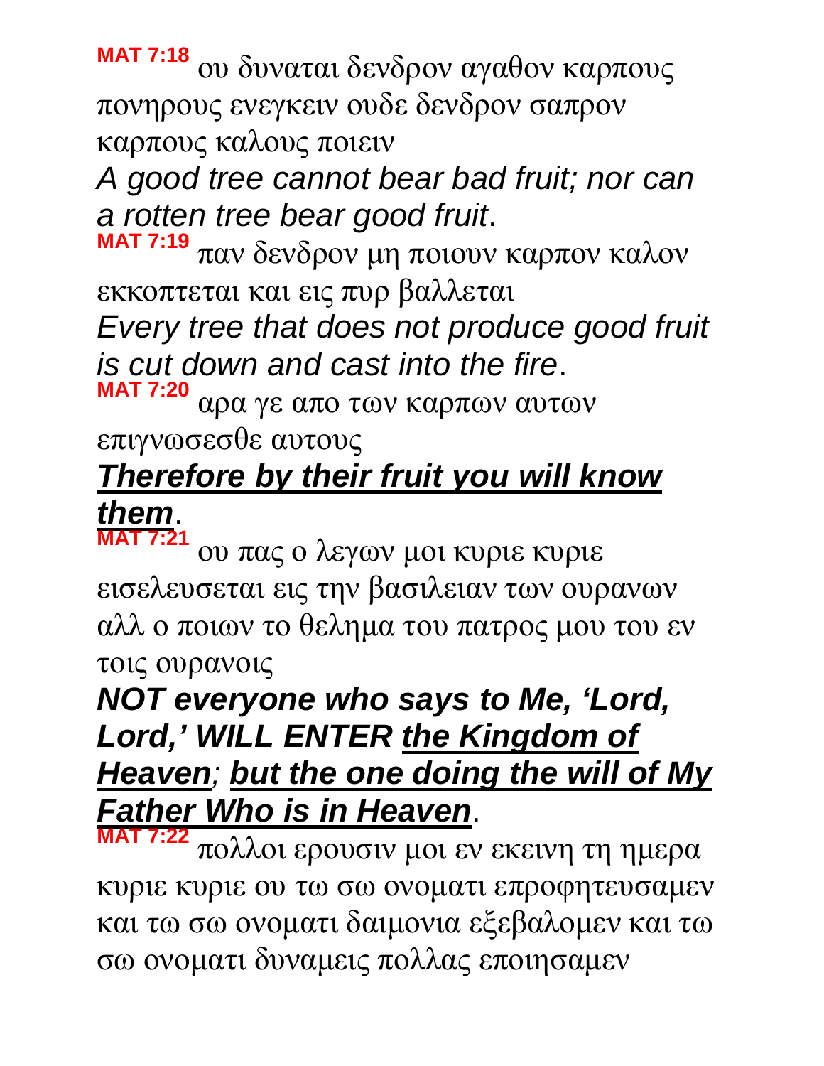**MAT 7:18** ου δυναται δενδρον αγαθον καρπους πονηρους ενεγκειν ουδε δενδρον σαπρον καρπους καλους ποιειν

*A good tree cannot bear bad fruit; nor can a rotten tree bear good fruit*.

**MAT 7:19** παν δενδρον μη ποιουν καρπον καλον εκκοπτεται και εις πυρ βαλλεται

*Every tree that does not produce good fruit is cut down and cast into the fire*.

**MAT 7:20** αρα γε απο των καρπων αυτων επιγνωσεσθε αυτους

<u>***Therefore by their fruit you will know them***</u>.

**MAT 7:21** ου πας ο λεγων μοι κυριε κυριε εισελευσεται εις την βασιλειαν των ουρανων αλλ ο ποιων το θελημα του πατρος μου του εν τοις ουρανοις

***NOT everyone who says to Me, 'Lord, Lord,' WILL ENTER <u>the Kingdom of Heaven</u>; <u>but the one doing the will of My Father Who is in Heaven</u>***.

**MAT 7:22** πολλοι ερουσιν μοι εν εκεινη τη ημερα κυριε κυριε ου τω σω ονοματι επροφητευσαμεν και τω σω ονοματι δαιμονια εξεβαλομεν και τω σω ονοματι δυναμεις πολλας εποιησαμεν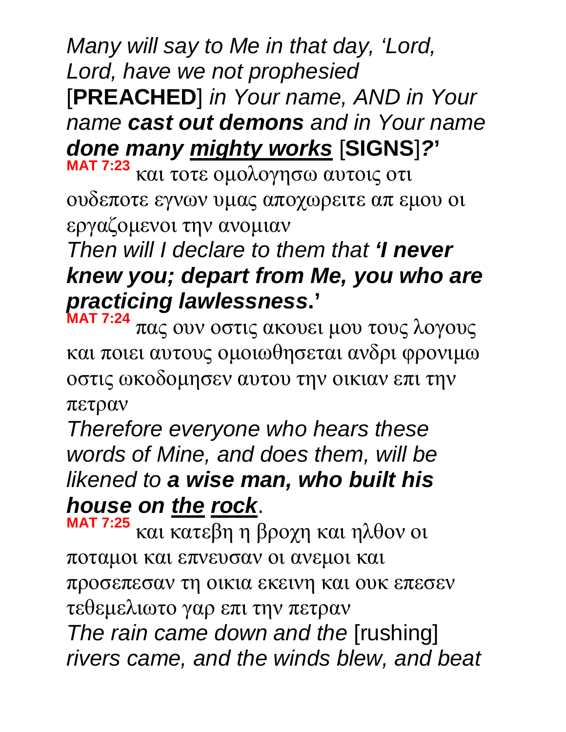*Many will say to Me in that day, 'Lord, Lord, have we not prophesied* [**PREACHED**] *in Your name, AND in Your name **cast out demons** and in Your name **done many <u>mighty works</u>*** [**SIGNS**]***?'***

**MAT 7:23** και τοτε ομολογησω αυτοις οτι ουδεποτε εγνων υμας αποχωρειτε απ εμου οι εργαζομενοι την ανομιαν

*Then will I declare to them that **'I never knew you; depart from Me, you who are practicing lawlessness**.'*

**MAT 7:24** πας ουν οστις ακουει μου τους λογους και ποιει αυτους ομοιωθησεται ανδρι φρονιμω οστις ωκοδομησεν αυτου την οικιαν επι την πετραν

*Therefore everyone who hears these words of Mine, and does them, will be likened to **a wise man, who built his house on <u>the</u> <u>rock</u>**.*

**MAT 7:25** και κατεβη η βροχη και ηλθον οι ποταμοι και επνευσαν οι ανεμοι και προσεπεσαν τη οικια εκεινη και ουκ επεσεν τεθεμελιωτο γαρ επι την πετραν

*The rain came down and the* [rushing] *rivers came, and the winds blew, and beat*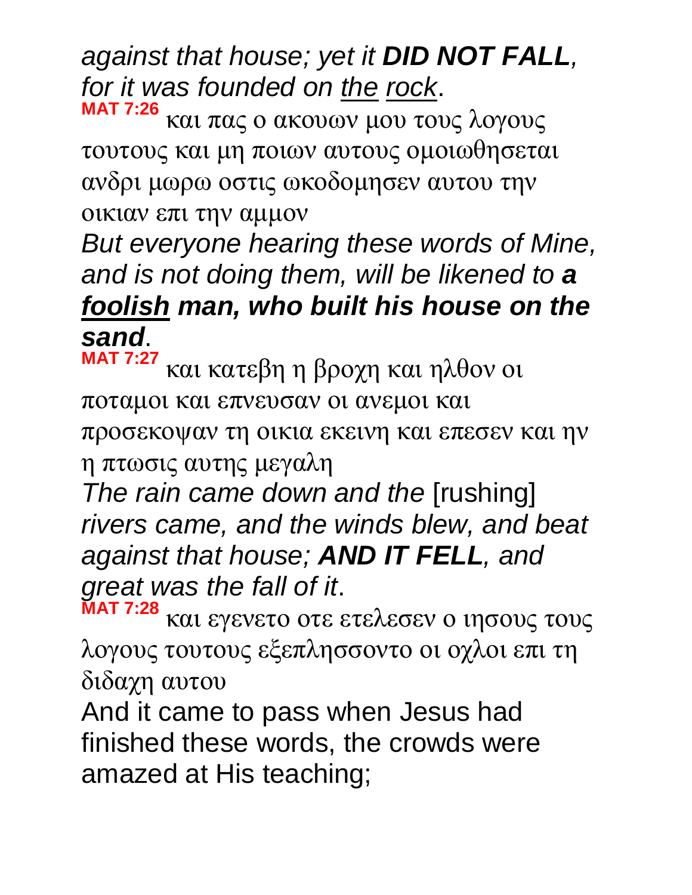*against that house; yet it **DID NOT FALL**, for it was founded on <u>the</u> <u>rock</u>.*

**MAT 7:26** και πας ο ακουων μου τους λογους τουτους και μη ποιων αυτους ομοιωθησεται ανδρι μωρω οστις ωκοδομησεν αυτου την οικιαν επι την αμμον

*But everyone hearing these words of Mine, and is not doing them, will be likened to **a <u>foolish</u> man, who built his house on the sand**.*

**MAT 7:27** και κατεβη η βροχη και ηλθον οι ποταμοι και επνευσαν οι ανεμοι και προσεκοψαν τη οικια εκεινη και επεσεν και ην η πτωσις αυτης μεγαλη

*The rain came down and the* [rushing] *rivers came, and the winds blew, and beat against that house; **AND IT FELL**, and great was the fall of it*.

**MAT 7:28** και εγενετο οτε ετελεσεν ο ιησους τους λογους τουτους εξεπλησσοντο οι οχλοι επι τη διδαχη αυτου

And it came to pass when Jesus had finished these words, the crowds were amazed at His teaching;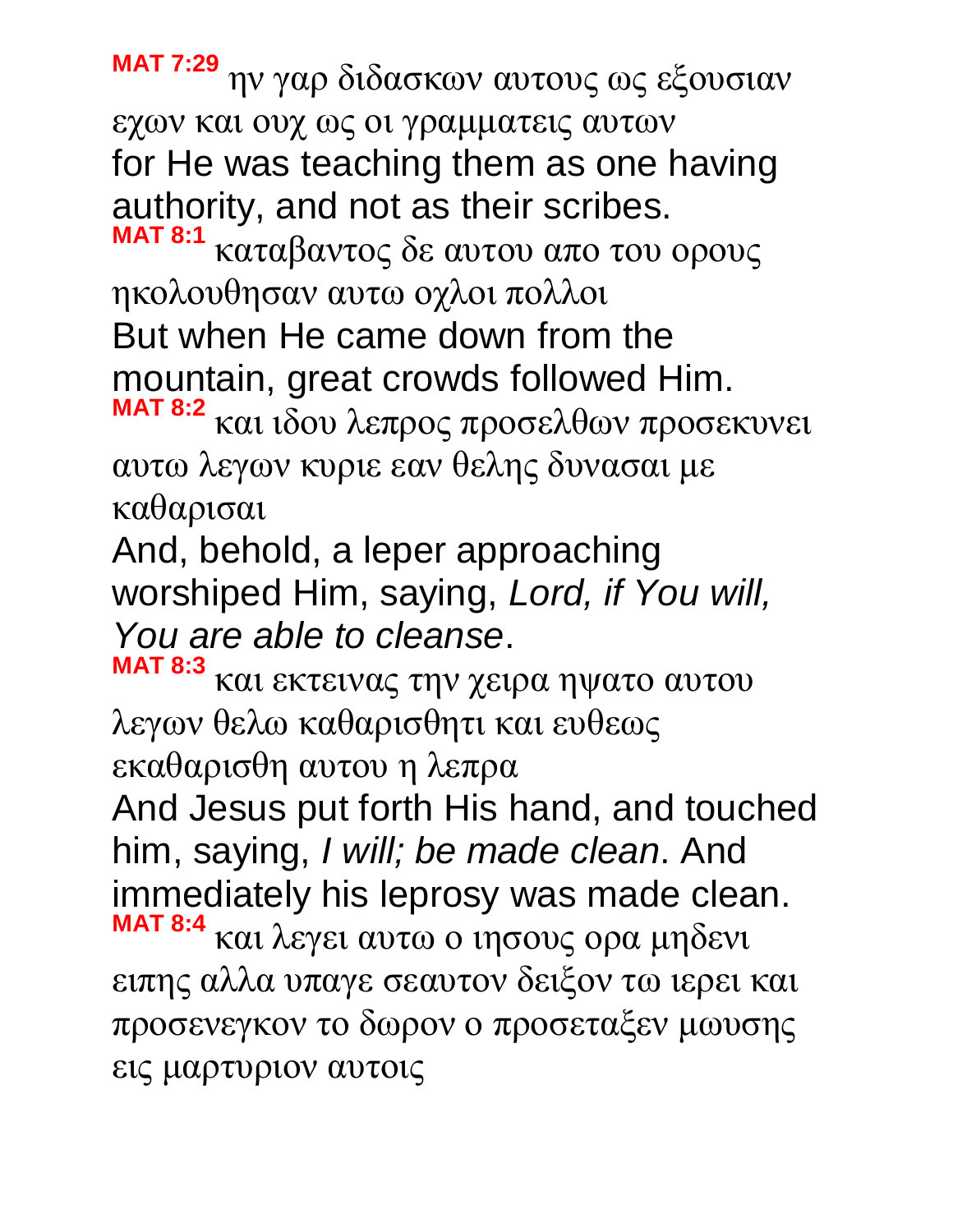**MAT 7:29** ην γαρ διδασκων αυτους ως εξουσιαν εχων και ουχ ως οι γραμματεις αυτων
for He was teaching them as one having authority, and not as their scribes.

**MAT 8:1** καταβαντος δε αυτου απο του ορους ηκολουθησαν αυτω οχλοι πολλοι
But when He came down from the mountain, great crowds followed Him.

**MAT 8:2** και ιδου λεπρος προσελθων προσεκυνει αυτω λεγων κυριε εαν θελης δυνασαι με καθαρισαι
And, behold, a leper approaching worshiped Him, saying, *Lord, if You will, You are able to cleanse*.

**MAT 8:3** και εκτεινας την χειρα ηψατο αυτου λεγων θελω καθαρισθητι και ευθεως εκαθαρισθη αυτου η λεπρα
And Jesus put forth His hand, and touched him, saying, *I will; be made clean*. And immediately his leprosy was made clean.

**MAT 8:4** και λεγει αυτω ο ιησους ορα μηδενι ειπης αλλα υπαγε σεαυτον δειξον τω ιερει και προσενεγκον το δωρον ο προσεταξεν μωυσης εις μαρτυριον αυτοις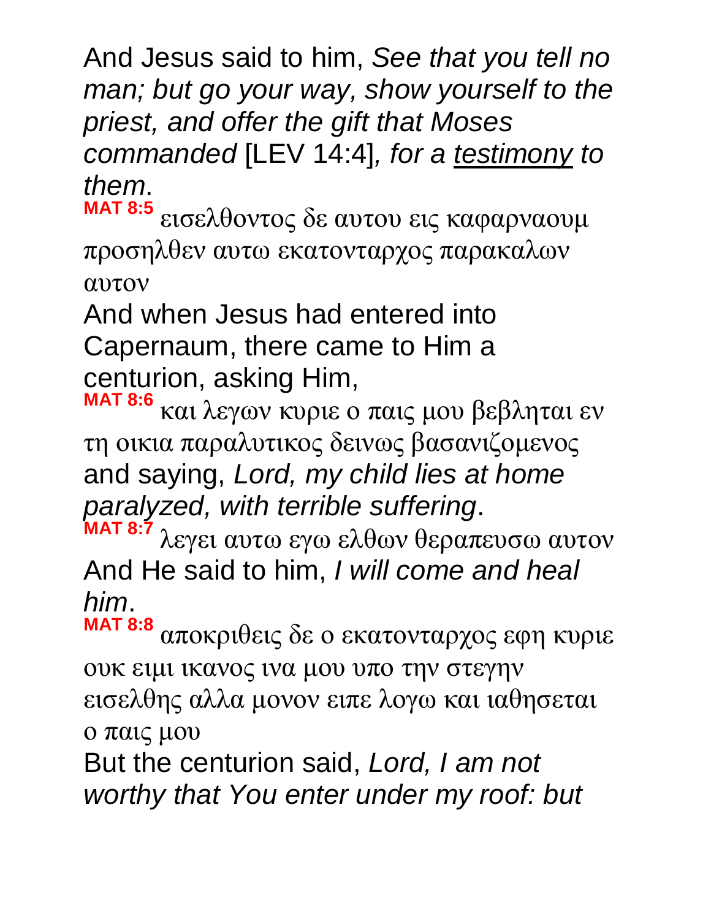And Jesus said to him, *See that you tell no man; but go your way, show yourself to the priest, and offer the gift that Moses commanded* [LEV 14:4], *for a testimony to them*.

**MAT 8:5** εισελθοντος δε αυτου εις καφαρναουμ προσηλθεν αυτω εκατονταρχος παρακαλων αυτον

And when Jesus had entered into Capernaum, there came to Him a centurion, asking Him,

**MAT 8:6** και λεγων κυριε ο παις μου βεβληται εν τη οικια παραλυτικος δεινως βασανιζομενος

and saying, *Lord, my child lies at home paralyzed, with terrible suffering*.

**MAT 8:7** λεγει αυτω εγω ελθων θεραπευσω αυτον

And He said to him, *I will come and heal him*.

**MAT 8:8** αποκριθεις δε ο εκατονταρχος εφη κυριε ουκ ειμι ικανος ινα μου υπο την στεγην εισελθης αλλα μονον ειπε λογω και ιαθησεται ο παις μου

But the centurion said, *Lord, I am not worthy that You enter under my roof: but*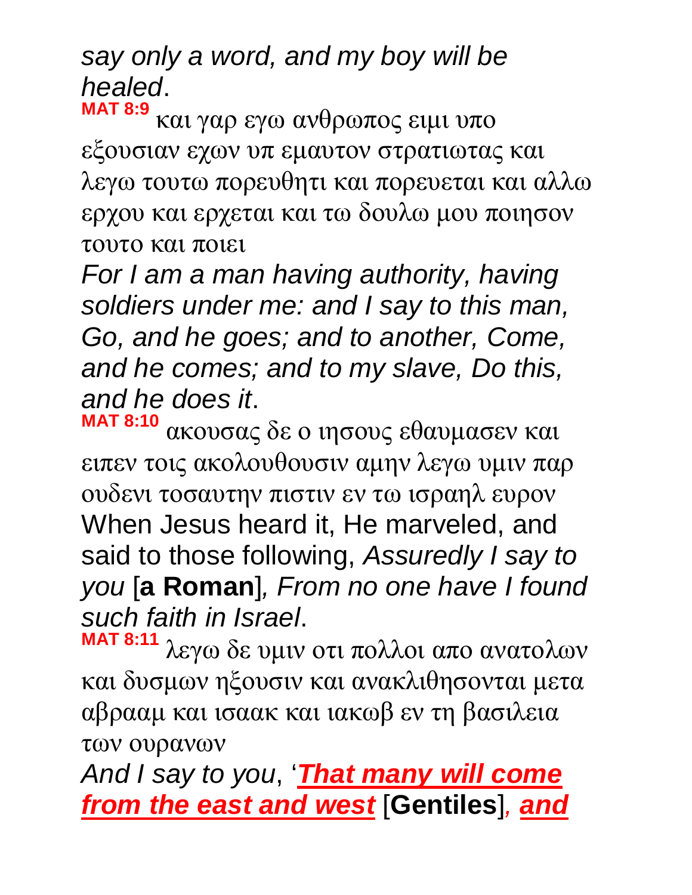*say only a word, and my boy will be healed*.

**MAT 8:9** και γαρ εγω ανθρωπος ειμι υπο εξουσιαν εχων υπ εμαυτον στρατιωτας και λεγω τουτω πορευθητι και πορευεται και αλλω ερχου και ερχεται και τω δουλω μου ποιησον τουτο και ποιει

*For I am a man having authority, having soldiers under me: and I say to this man, Go, and he goes; and to another, Come, and he comes; and to my slave, Do this, and he does it*.

**MAT 8:10** ακουσας δε ο ιησους εθαυμασεν και ειπεν τοις ακολουθουσιν αμην λεγω υμιν παρ ουδενι τοσαυτην πιστιν εν τω ισραηλ ευρον

When Jesus heard it, He marveled, and said to those following, *Assuredly I say to you* [**a Roman**]*, From no one have I found such faith in Israel*.

**MAT 8:11** λεγω δε υμιν οτι πολλοι απο ανατολων και δυσμων ηξουσιν και ανακλιθησονται μετα αβρααμ και ισαακ και ιακωβ εν τη βασιλεια των ουρανων

*And I say to you*, '***That many will come from the east and west*** [**Gentiles**]*,* ***and***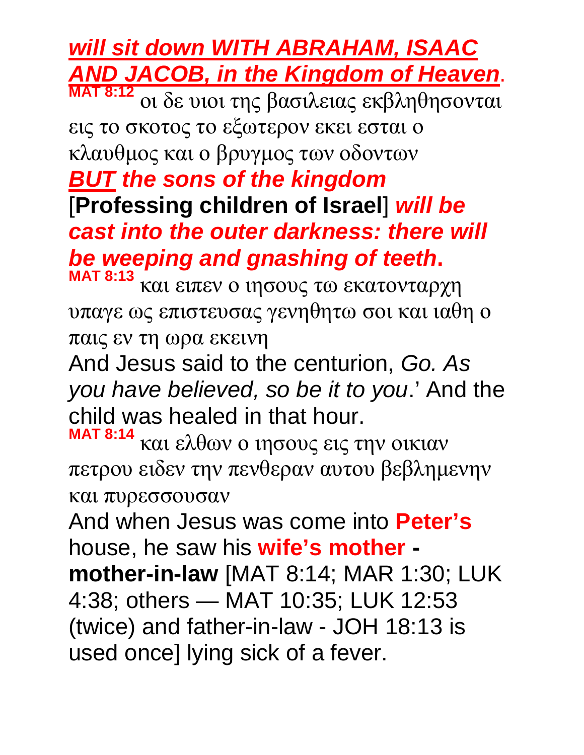***will sit down WITH ABRAHAM, ISAAC AND JACOB, in the Kingdom of Heaven***.

**MAT 8:12** οι δε υιοι της βασιλειας εκβληθησονται εις το σκοτος το εξωτερον εκει εσται ο κλαυθμος και ο βρυγμος των οδοντων

***BUT the sons of the kingdom*** [**Professing children of Israel**] ***will be cast into the outer darkness: there will be weeping and gnashing of teeth*****.**

**MAT 8:13** και ειπεν ο ιησους τω εκατονταρχη υπαγε ως επιστευσας γενηθητω σοι και ιαθη ο παις εν τη ωρα εκεινη

And Jesus said to the centurion, *Go. As you have believed, so be it to you*.' And the child was healed in that hour.

**MAT 8:14** και ελθων ο ιησους εις την οικιαν πετρου ειδεν την πενθεραν αυτου βεβλημενην και πυρεσσουσαν

And when Jesus was come into **Peter's** house, he saw his **wife's mother - mother-in-law** [MAT 8:14; MAR 1:30; LUK 4:38; others — MAT 10:35; LUK 12:53 (twice) and father-in-law - JOH 18:13 is used once] lying sick of a fever.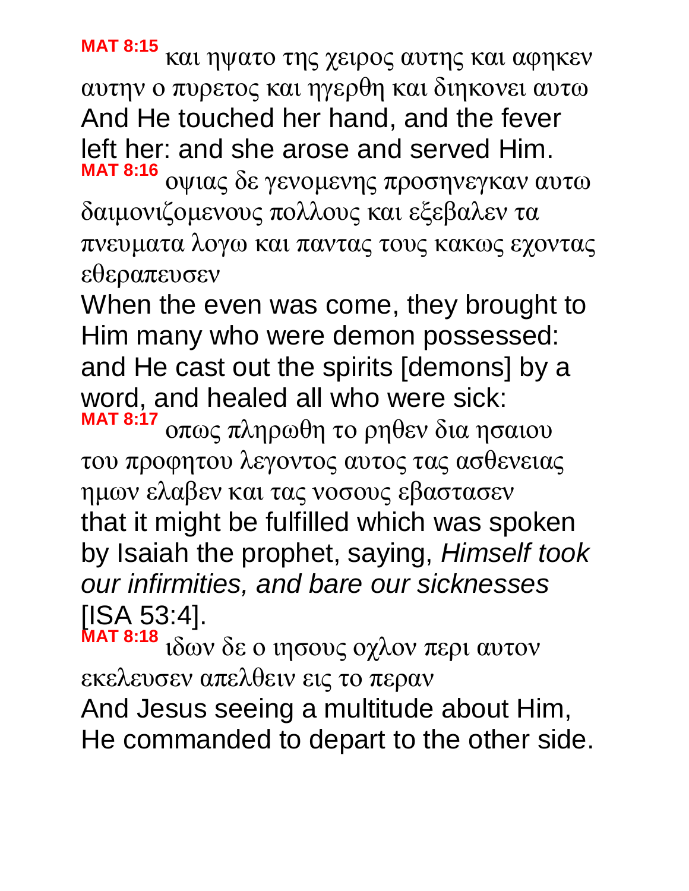**MAT 8:15** και ηψατο της χειρος αυτης και αφηκεν αυτην ο πυρετος και ηγερθη και διηκονει αυτω
And He touched her hand, and the fever left her: and she arose and served Him.

**MAT 8:16** οψιας δε γενομενης προσηνεγκαν αυτω δαιμονιζομενους πολλους και εξεβαλεν τα πνευματα λογω και παντας τους κακως εχοντας εθεραπευσεν
When the even was come, they brought to Him many who were demon possessed: and He cast out the spirits [demons] by a word, and healed all who were sick:

**MAT 8:17** οπως πληρωθη το ρηθεν δια ησαιου του προφητου λεγοντος αυτος τας ασθενειας ημων ελαβεν και τας νοσους εβαστασεν
that it might be fulfilled which was spoken by Isaiah the prophet, saying, *Himself took our infirmities, and bare our sicknesses* [ISA 53:4].

**MAT 8:18** ιδων δε ο ιησους οχλον περι αυτον εκελευσεν απελθειν εις το περαν
And Jesus seeing a multitude about Him, He commanded to depart to the other side.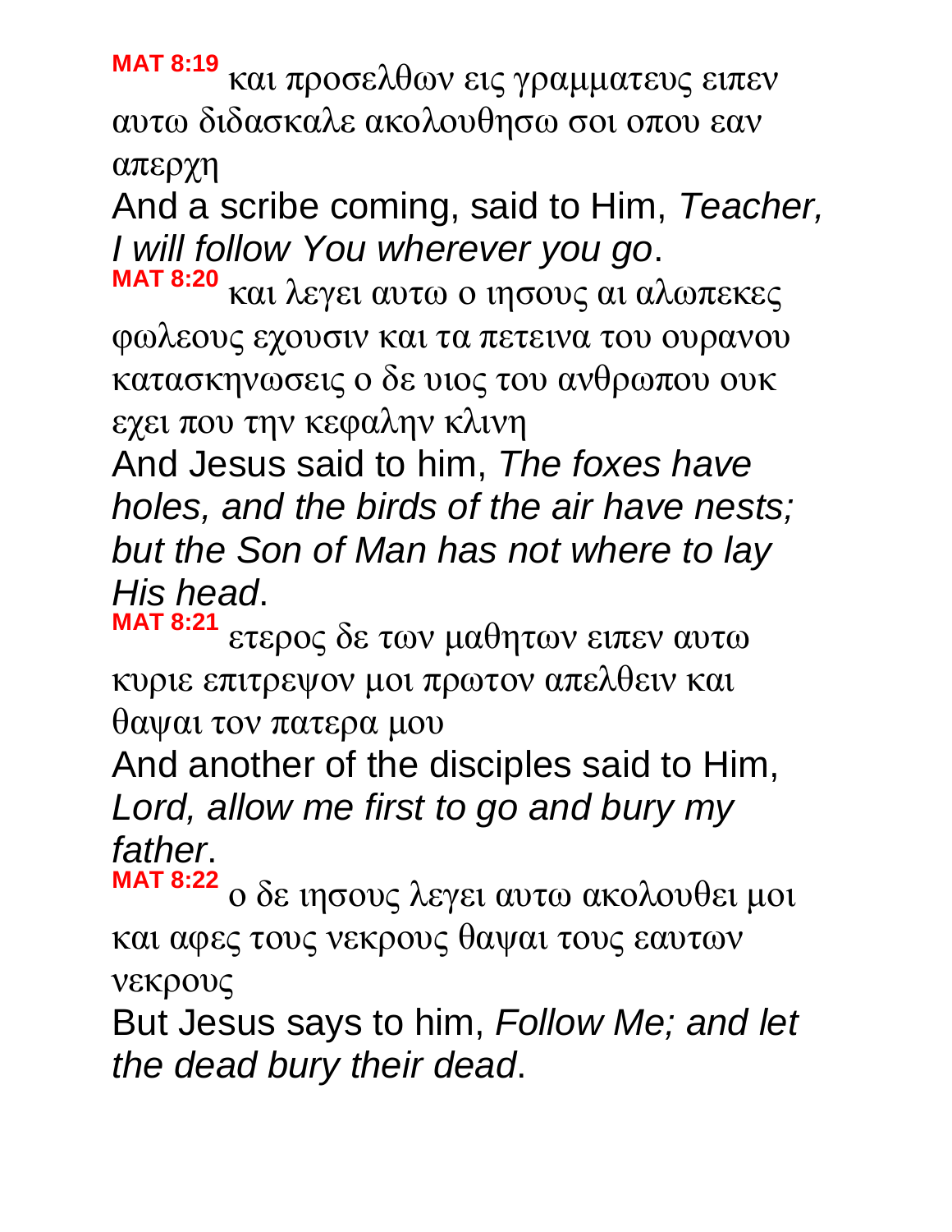**MAT 8:19** και προσελθων εις γραμματευς ειπεν αυτω διδασκαλε ακολουθησω σοι οπου εαν απερχη

And a scribe coming, said to Him, *Teacher, I will follow You wherever you go*.

**MAT 8:20** και λεγει αυτω ο ιησους αι αλωπεκες φωλεους εχουσιν και τα πετεινα του ουρανου κατασκηνωσεις ο δε υιος του ανθρωπου ουκ εχει που την κεφαλην κλινη

And Jesus said to him, *The foxes have holes, and the birds of the air have nests; but the Son of Man has not where to lay His head*.

**MAT 8:21** ετερος δε των μαθητων ειπεν αυτω κυριε επιτρεψον μοι πρωτον απελθειν και θαψαι τον πατερα μου

And another of the disciples said to Him, *Lord, allow me first to go and bury my father*.

**MAT 8:22** ο δε ιησους λεγει αυτω ακολουθει μοι και αφες τους νεκρους θαψαι τους εαυτων νεκρους

But Jesus says to him, *Follow Me; and let the dead bury their dead*.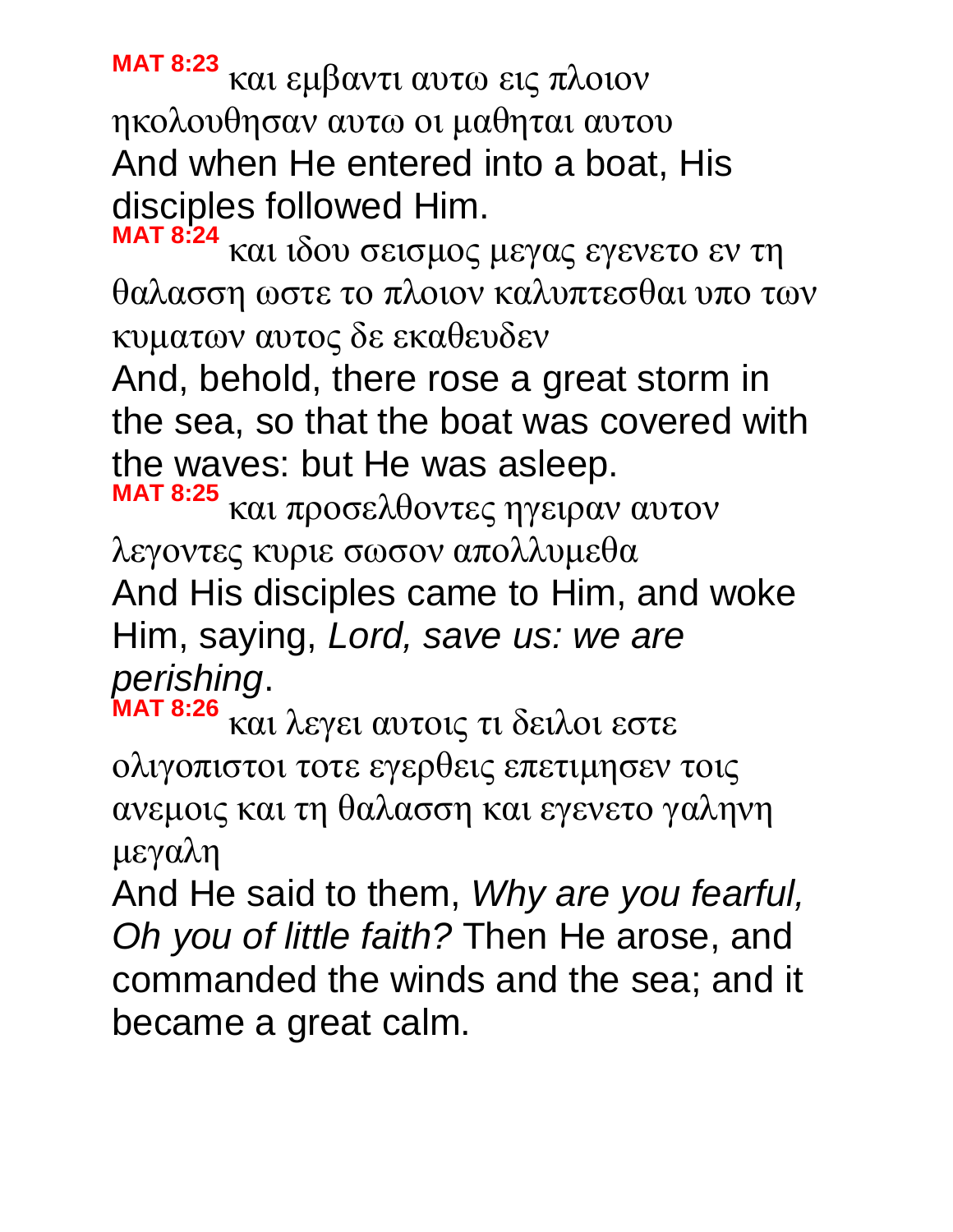**MAT 8:23** και εμβαντι αυτω εις πλοιον ηκολουθησαν αυτω οι μαθηται αυτου

And when He entered into a boat, His disciples followed Him.

**MAT 8:24** και ιδου σεισμος μεγας εγενετο εν τη θαλασση ωστε το πλοιον καλυπτεσθαι υπο των κυματων αυτος δε εκαθευδεν

And, behold, there rose a great storm in the sea, so that the boat was covered with the waves: but He was asleep.

**MAT 8:25** και προσελθοντες ηγειραν αυτον λεγοντες κυριε σωσον απολλυμεθα

And His disciples came to Him, and woke Him, saying, *Lord, save us: we are perishing*.

**MAT 8:26** και λεγει αυτοις τι δειλοι εστε ολιγοπιστοι τοτε εγερθεις επετιμησεν τοις ανεμοις και τη θαλασση και εγενετο γαληνη μεγαλη

And He said to them, *Why are you fearful, Oh you of little faith?* Then He arose, and commanded the winds and the sea; and it became a great calm.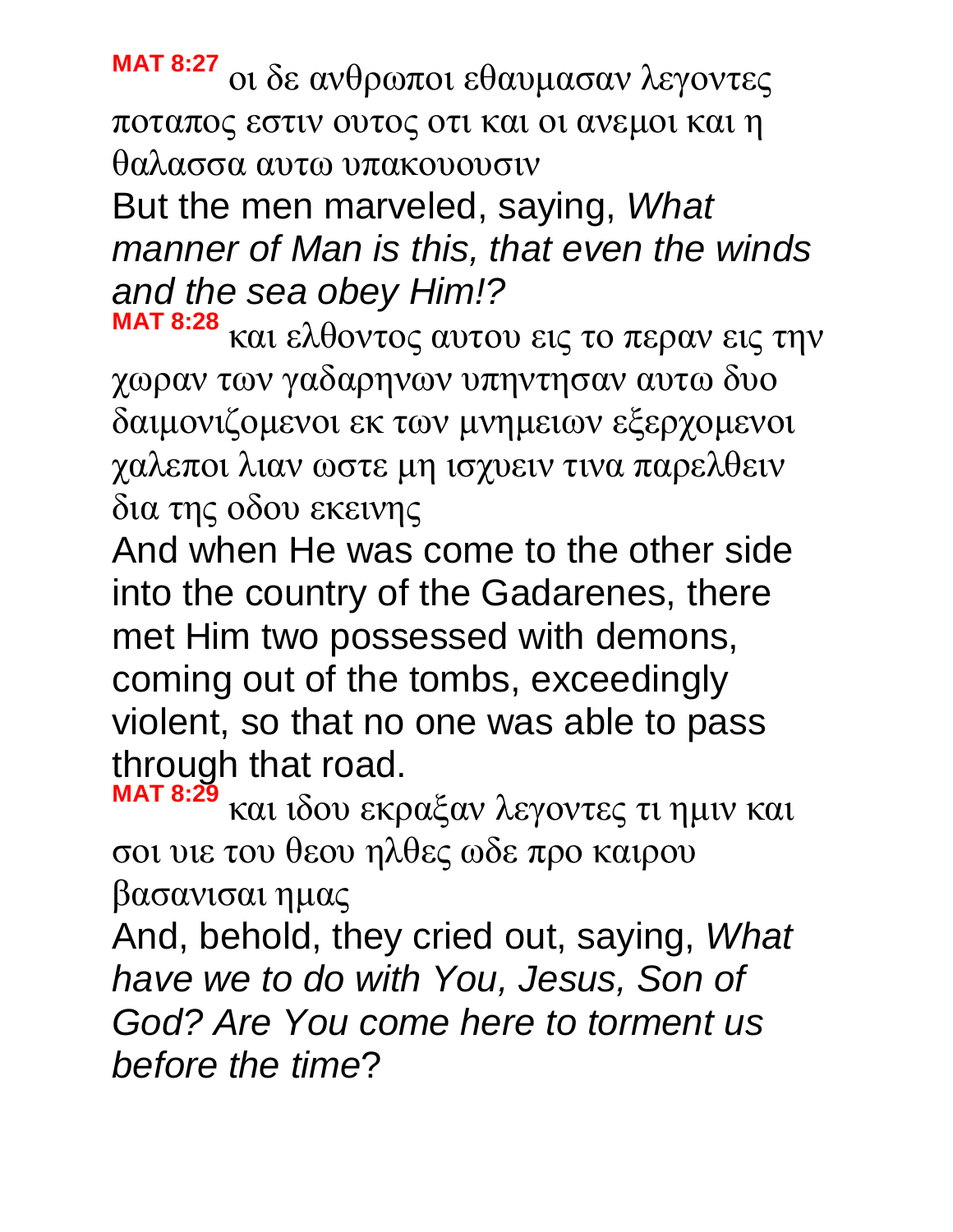**MAT 8:27** οι δε ανθρωποι εθαυμασαν λεγοντες ποταπος εστιν ουτος οτι και οι ανεμοι και η θαλασσα αυτω υπακουουσιν

But the men marveled, saying, *What manner of Man is this, that even the winds and the sea obey Him!?*

**MAT 8:28** και ελθοντος αυτου εις το περαν εις την χωραν των γαδαρηνων υπηντησαν αυτω δυο δαιμονιζομενοι εκ των μνημειων εξερχομενοι χαλεποι λιαν ωστε μη ισχυειν τινα παρελθειν δια της οδου εκεινης

And when He was come to the other side into the country of the Gadarenes, there met Him two possessed with demons, coming out of the tombs, exceedingly violent, so that no one was able to pass through that road.

**MAT 8:29** και ιδου εκραξαν λεγοντες τι ημιν και σοι υιε του θεου ηλθες ωδε προ καιρου βασανισαι ημας

And, behold, they cried out, saying, *What have we to do with You, Jesus, Son of God? Are You come here to torment us before the time*?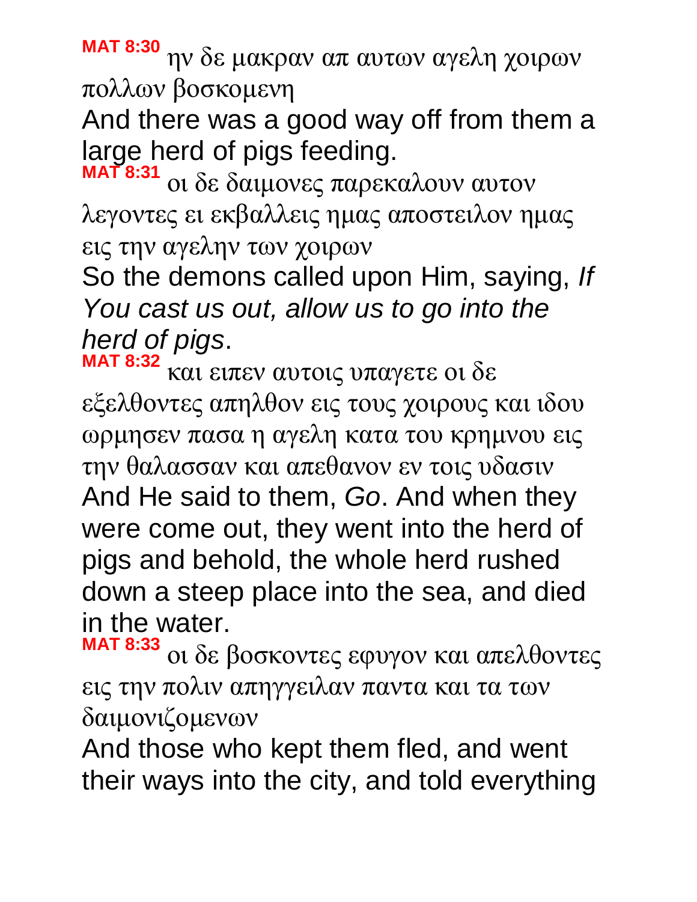**MAT 8:30** ην δε μακραν απ αυτων αγελη χοιρων πολλων βοσκομενη

And there was a good way off from them a large herd of pigs feeding.

**MAT 8:31** οι δε δαιμονες παρεκαλουν αυτον λεγοντες ει εκβαλλεις ημας αποστειλον ημας εις την αγελην των χοιρων

So the demons called upon Him, saying, *If You cast us out, allow us to go into the herd of pigs*.

**MAT 8:32** και ειπεν αυτοις υπαγετε οι δε εξελθοντες απηλθον εις τους χοιρους και ιδου ωρμησεν πασα η αγελη κατα του κρημνου εις την θαλασσαν και απεθανον εν τοις υδασιν

And He said to them, *Go*. And when they were come out, they went into the herd of pigs and behold, the whole herd rushed down a steep place into the sea, and died in the water.

**MAT 8:33** οι δε βοσκοντες εφυγον και απελθοντες εις την πολιν απηγγειλαν παντα και τα των δαιμονιζομενων

And those who kept them fled, and went their ways into the city, and told everything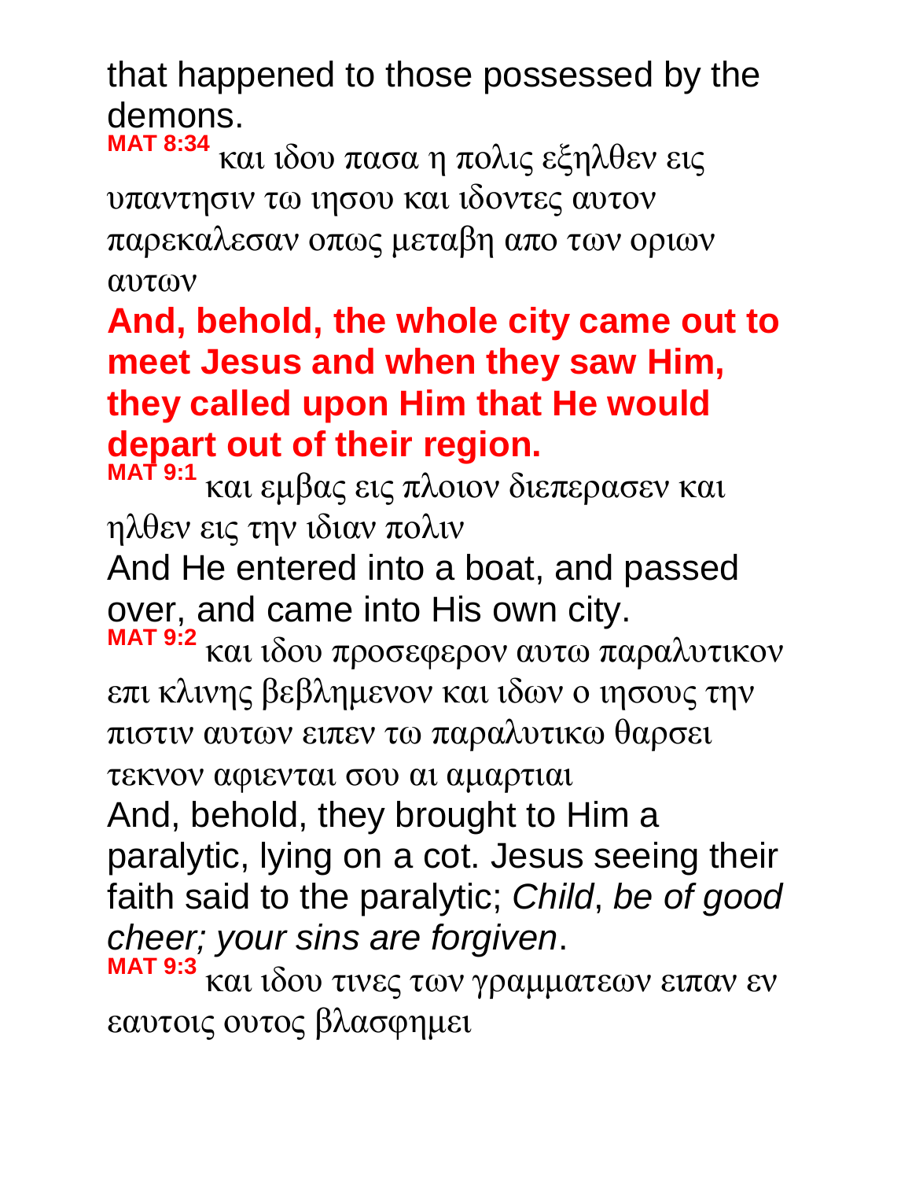that happened to those possessed by the demons.

**MAT 8:34** και ιδου πασα η πολις εξηλθεν εις υπαντησιν τω ιησου και ιδοντες αυτον παρεκαλεσαν οπως μεταβη απο των οριων αυτων

**And, behold, the whole city came out to meet Jesus and when they saw Him, they called upon Him that He would depart out of their region.**

**MAT 9:1** και εμβας εις πλοιον διεπερασεν και ηλθεν εις την ιδιαν πολιν

And He entered into a boat, and passed over, and came into His own city.

**MAT 9:2** και ιδου προσεφερον αυτω παραλυτικον επι κλινης βεβλημενον και ιδων ο ιησους την πιστιν αυτων ειπεν τω παραλυτικω θαρσει τεκνον αφιενται σου αι αμαρτιαι

And, behold, they brought to Him a paralytic, lying on a cot. Jesus seeing their faith said to the paralytic; *Child*, *be of good cheer; your sins are forgiven*.

**MAT 9:3** και ιδου τινες των γραμματεων ειπαν εν εαυτοις ουτος βλασφημει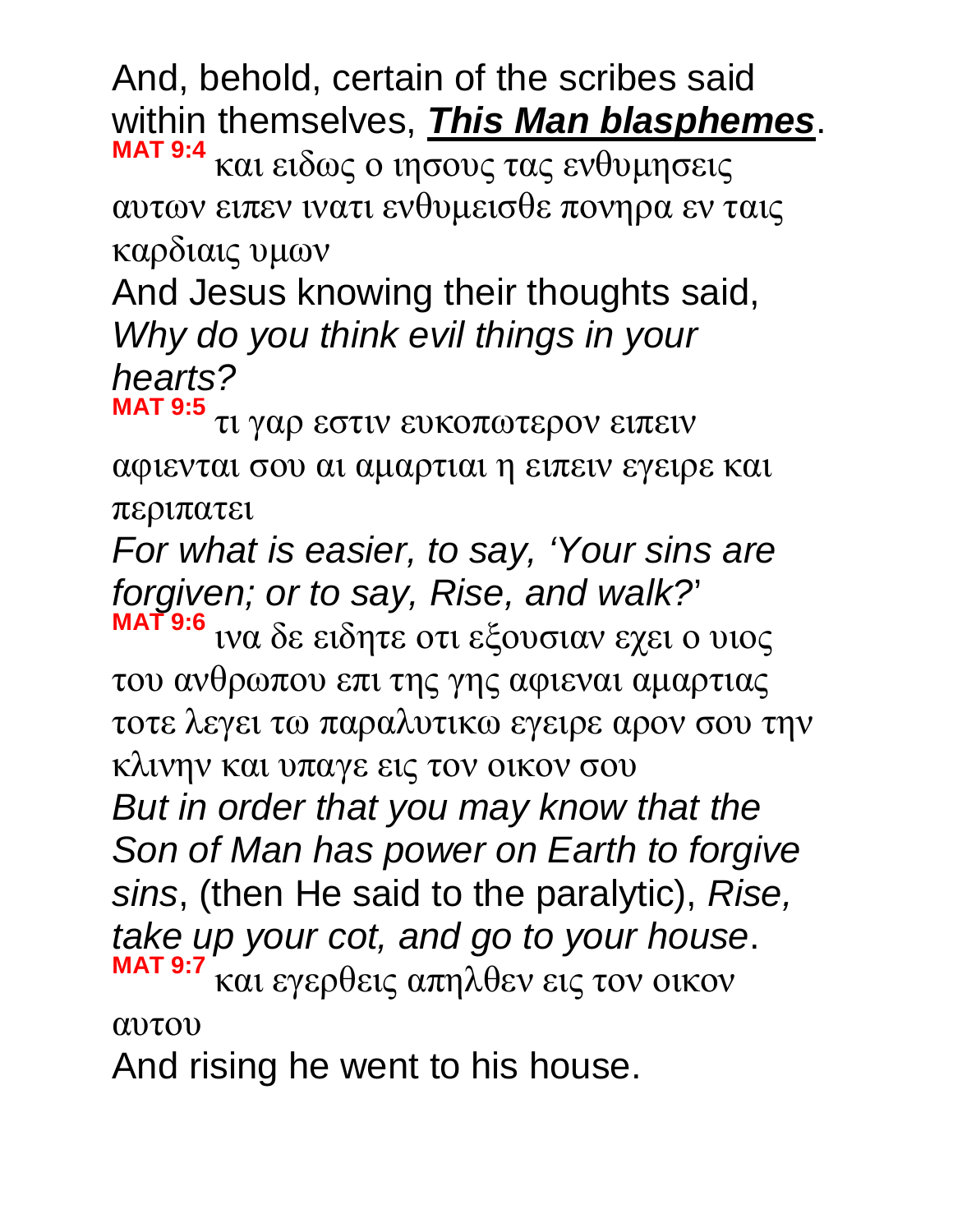And, behold, certain of the scribes said within themselves, ***This Man blasphemes***.

**MAT 9:4** και ειδως ο ιησους τας ενθυμησεις αυτων ειπεν ινατι ενθυμεισθε πονηρα εν ταις καρδιαις υμων

And Jesus knowing their thoughts said, *Why do you think evil things in your hearts?*

**MAT 9:5** τι γαρ εστιν ευκοπωτερον ειπειν αφιενται σου αι αμαρτιαι η ειπειν εγειρε και περιπατει

*For what is easier, to say, 'Your sins are forgiven; or to say, Rise, and walk?*'

**MAT 9:6** ινα δε ειδητε οτι εξουσιαν εχει ο υιος του ανθρωπου επι της γης αφιεναι αμαρτιας τοτε λεγει τω παραλυτικω εγειρε αρον σου την κλινην και υπαγε εις τον οικον σου

*But in order that you may know that the Son of Man has power on Earth to forgive sins*, (then He said to the paralytic), *Rise, take up your cot, and go to your house*.

**MAT 9:7** και εγερθεις απηλθεν εις τον οικον αυτου

And rising he went to his house.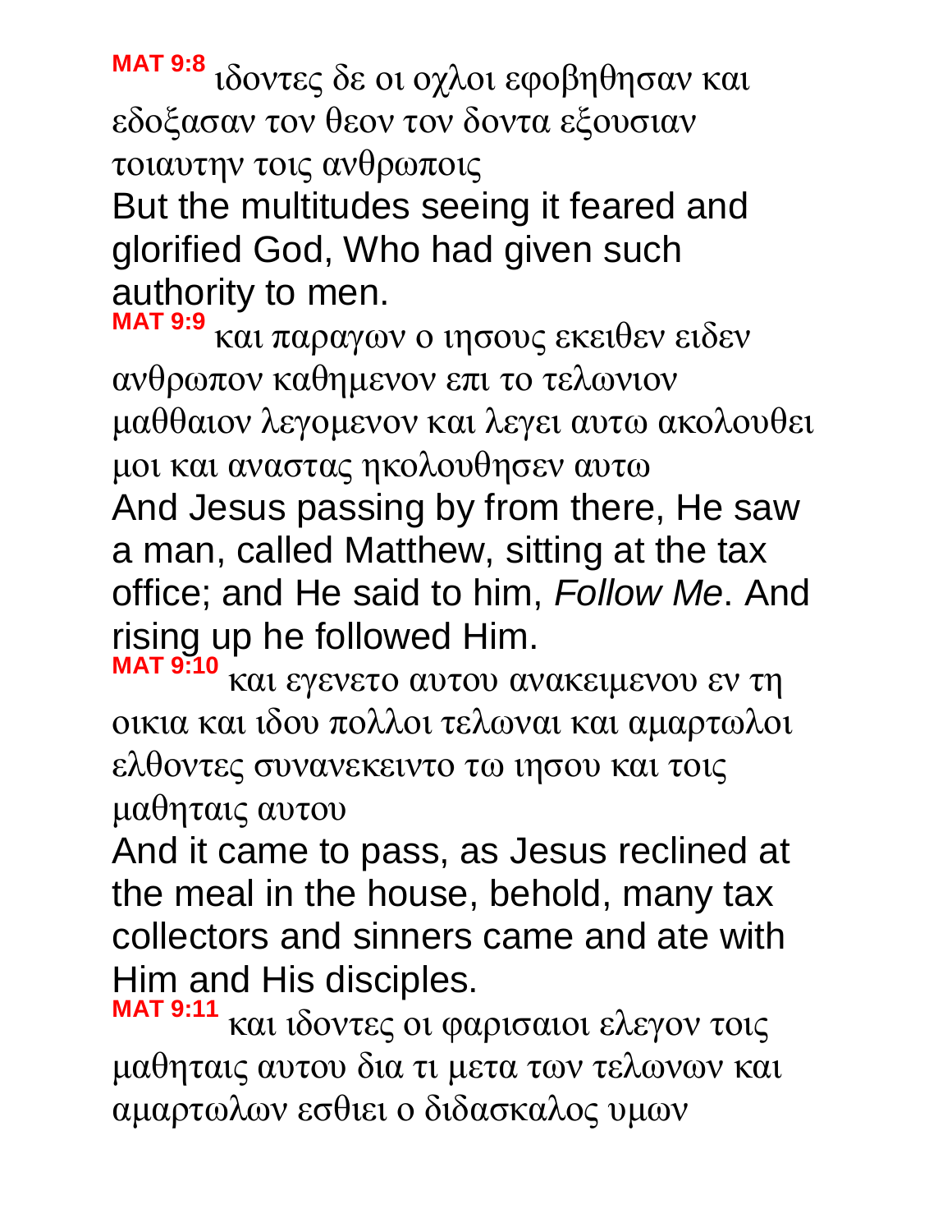**MAT 9:8** ιδοντες δε οι οχλοι εφοβηθησαν και εδοξασαν τον θεον τον δοντα εξουσιαν τοιαυτην τοις ανθρωποις

But the multitudes seeing it feared and glorified God, Who had given such authority to men.

**MAT 9:9** και παραγων ο ιησους εκειθεν ειδεν ανθρωπον καθημενον επι το τελωνιον μαθθαιον λεγομενον και λεγει αυτω ακολουθει μοι και αναστας ηκολουθησεν αυτω

And Jesus passing by from there, He saw a man, called Matthew, sitting at the tax office; and He said to him, *Follow Me*. And rising up he followed Him.

**MAT 9:10** και εγενετο αυτου ανακειμενου εν τη οικια και ιδου πολλοι τελωναι και αμαρτωλοι ελθοντες συνανεκειντο τω ιησου και τοις μαθηταις αυτου

And it came to pass, as Jesus reclined at the meal in the house, behold, many tax collectors and sinners came and ate with Him and His disciples.

**MAT 9:11** και ιδοντες οι φαρισαιοι ελεγον τοις μαθηταις αυτου δια τι μετα των τελωνων και αμαρτωλων εσθιει ο διδασκαλος υμων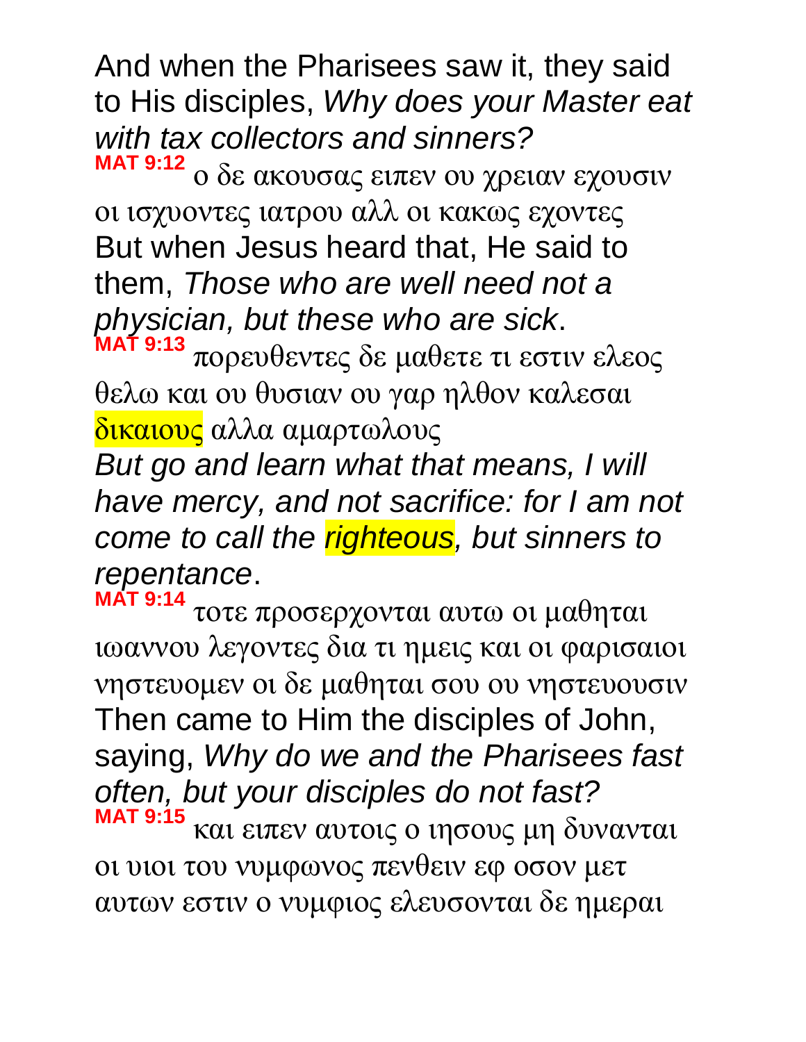And when the Pharisees saw it, they said to His disciples, *Why does your Master eat with tax collectors and sinners?*

**MAT 9:12** ο δε ακουσας ειπεν ου χρειαν εχουσιν οι ισχυοντες ιατρου αλλ οι κακως εχοντες

But when Jesus heard that, He said to them, *Those who are well need not a physician, but these who are sick*.

**MAT 9:13** πορευθεντες δε μαθετε τι εστιν ελεος θελω και ου θυσιαν ου γαρ ηλθον καλεσαι δικαιους αλλα αμαρτωλους

*But go and learn what that means, I will have mercy, and not sacrifice: for I am not come to call the righteous, but sinners to repentance*.

**MAT 9:14** τοτε προσερχονται αυτω οι μαθηται ιωαννου λεγοντες δια τι ημεις και οι φαρισαιοι νηστευομεν οι δε μαθηται σου ου νηστευουσιν

Then came to Him the disciples of John, saying, *Why do we and the Pharisees fast often, but your disciples do not fast?*

**MAT 9:15** και ειπεν αυτοις ο ιησους μη δυνανται οι υιοι του νυμφωνος πενθειν εφ οσον μετ αυτων εστιν ο νυμφιος ελευσονται δε ημεραι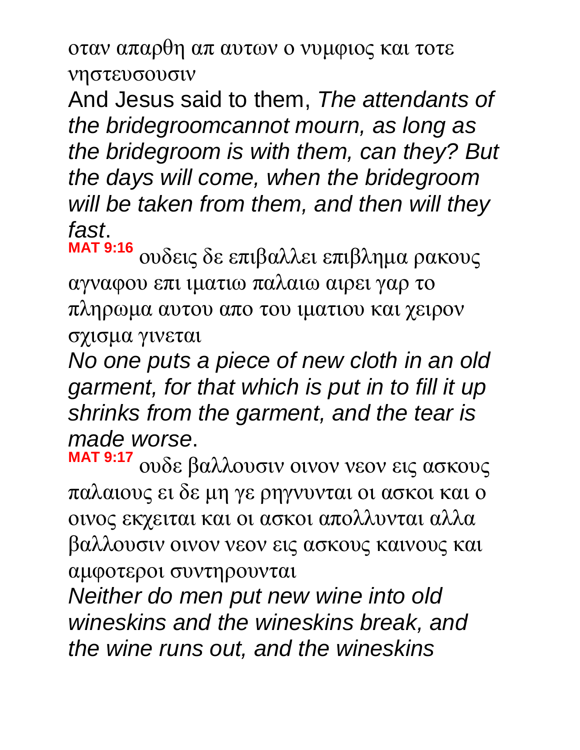οταν απαρθη απ αυτων ο νυμφιος και τοτε νηστευσουσιν

And Jesus said to them, *The attendants of the bridegroomcannot mourn, as long as the bridegroom is with them, can they? But the days will come, when the bridegroom will be taken from them, and then will they fast*.

**MAT 9:16** ουδεις δε επιβαλλει επιβλημα ρακους αγναφου επι ιματιω παλαιω αιρει γαρ το πληρωμα αυτου απο του ιματιου και χειρον σχισμα γινεται

*No one puts a piece of new cloth in an old garment, for that which is put in to fill it up shrinks from the garment, and the tear is made worse*.

**MAT 9:17** ουδε βαλλουσιν οινον νεον εις ασκους παλαιους ει δε μη γε ρηγνυνται οι ασκοι και ο οινος εκχειται και οι ασκοι απολλυνται αλλα βαλλουσιν οινον νεον εις ασκους καινους και αμφοτεροι συντηρουνται

*Neither do men put new wine into old wineskins and the wineskins break, and the wine runs out, and the wineskins*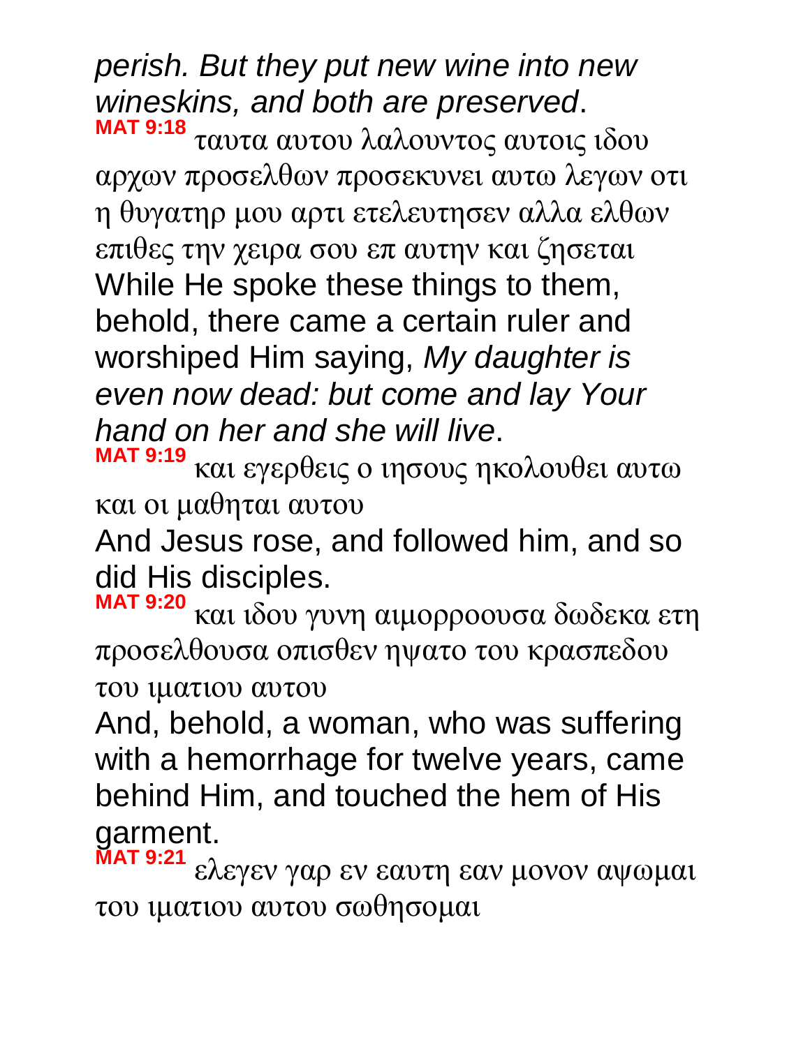*perish. But they put new wine into new wineskins, and both are preserved*.

**MAT 9:18** ταυτα αυτου λαλουντος αυτοις ιδου αρχων προσελθων προσεκυνει αυτω λεγων οτι η θυγατηρ μου αρτι ετελευτησεν αλλα ελθων επιθες την χειρα σου επ αυτην και ζησεται

While He spoke these things to them, behold, there came a certain ruler and worshiped Him saying, *My daughter is even now dead: but come and lay Your hand on her and she will live*.

**MAT 9:19** και εγερθεις ο ιησους ηκολουθει αυτω και οι μαθηται αυτου

And Jesus rose, and followed him, and so did His disciples.

**MAT 9:20** και ιδου γυνη αιμορροουσα δωδεκα ετη προσελθουσα οπισθεν ηψατο του κρασπεδου του ιματιου αυτου

And, behold, a woman, who was suffering with a hemorrhage for twelve years, came behind Him, and touched the hem of His garment.

**MAT 9:21** ελεγεν γαρ εν εαυτη εαν μονον αψωμαι του ιματιου αυτου σωθησομαι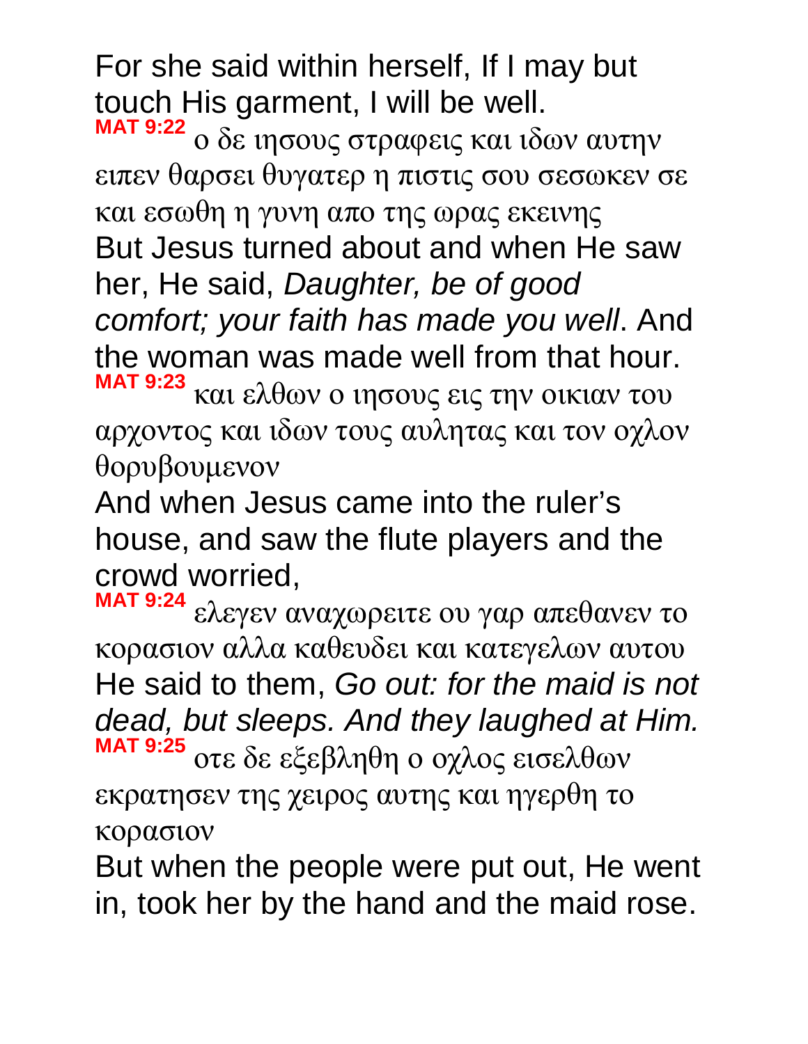For she said within herself, If I may but touch His garment, I will be well.

**MAT 9:22** ο δε ιησους στραφεις και ιδων αυτην ειπεν θαρσει θυγατερ η πιστις σου σεσωκεν σε και εσωθη η γυνη απο της ωρας εκεινης

But Jesus turned about and when He saw her, He said, *Daughter, be of good comfort; your faith has made you well*. And the woman was made well from that hour.

**MAT 9:23** και ελθων ο ιησους εις την οικιαν του αρχοντος και ιδων τους αυλητας και τον οχλον θορυβουμενον

And when Jesus came into the ruler's house, and saw the flute players and the crowd worried,

**MAT 9:24** ελεγεν αναχωρειτε ου γαρ απεθανεν το κορασιον αλλα καθευδει και κατεγελων αυτου

He said to them, *Go out: for the maid is not dead, but sleeps. And they laughed at Him.*

**MAT 9:25** οτε δε εξεβληθη ο οχλος εισελθων εκρατησεν της χειρος αυτης και ηγερθη το κορασιον

But when the people were put out, He went in, took her by the hand and the maid rose.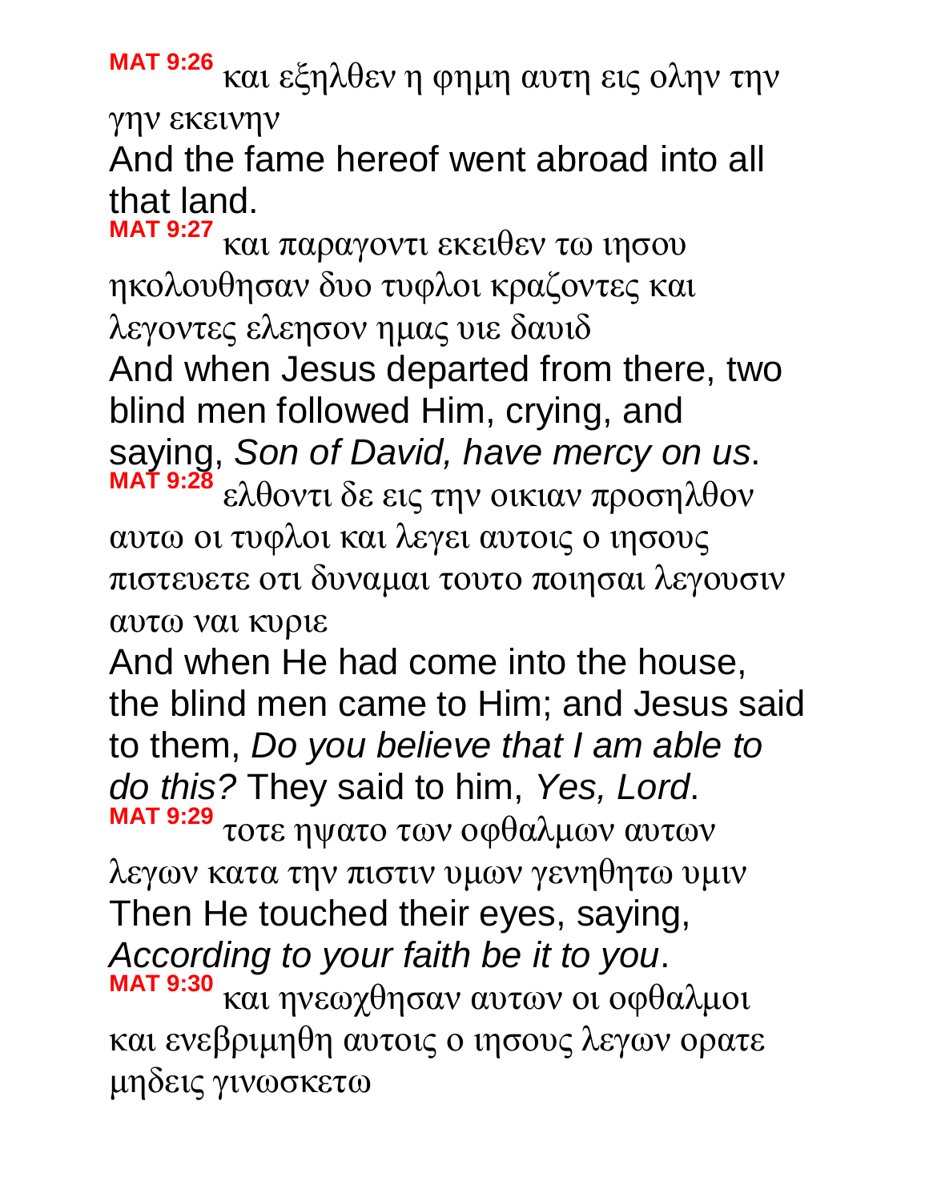**MAT 9:26** και εξηλθεν η φημη αυτη εις ολην την γην εκεινην

And the fame hereof went abroad into all that land.

**MAT 9:27** και παραγοντι εκειθεν τω ιησου ηκολουθησαν δυο τυφλοι κραζοντες και λεγοντες ελεησον ημας υιε δαυιδ

And when Jesus departed from there, two blind men followed Him, crying, and saying, *Son of David, have mercy on us*.

**MAT 9:28** ελθοντι δε εις την οικιαν προσηλθον αυτω οι τυφλοι και λεγει αυτοις ο ιησους πιστευετε οτι δυναμαι τουτο ποιησαι λεγουσιν αυτω ναι κυριε

And when He had come into the house, the blind men came to Him; and Jesus said to them, *Do you believe that I am able to do this?* They said to him, *Yes, Lord*.

**MAT 9:29** τοτε ηψατο των οφθαλμων αυτων λεγων κατα την πιστιν υμων γενηθητω υμιν

Then He touched their eyes, saying, *According to your faith be it to you*.

**MAT 9:30** και ηνεωχθησαν αυτων οι οφθαλμοι και ενεβριμηθη αυτοις ο ιησους λεγων ορατε μηδεις γινωσκετω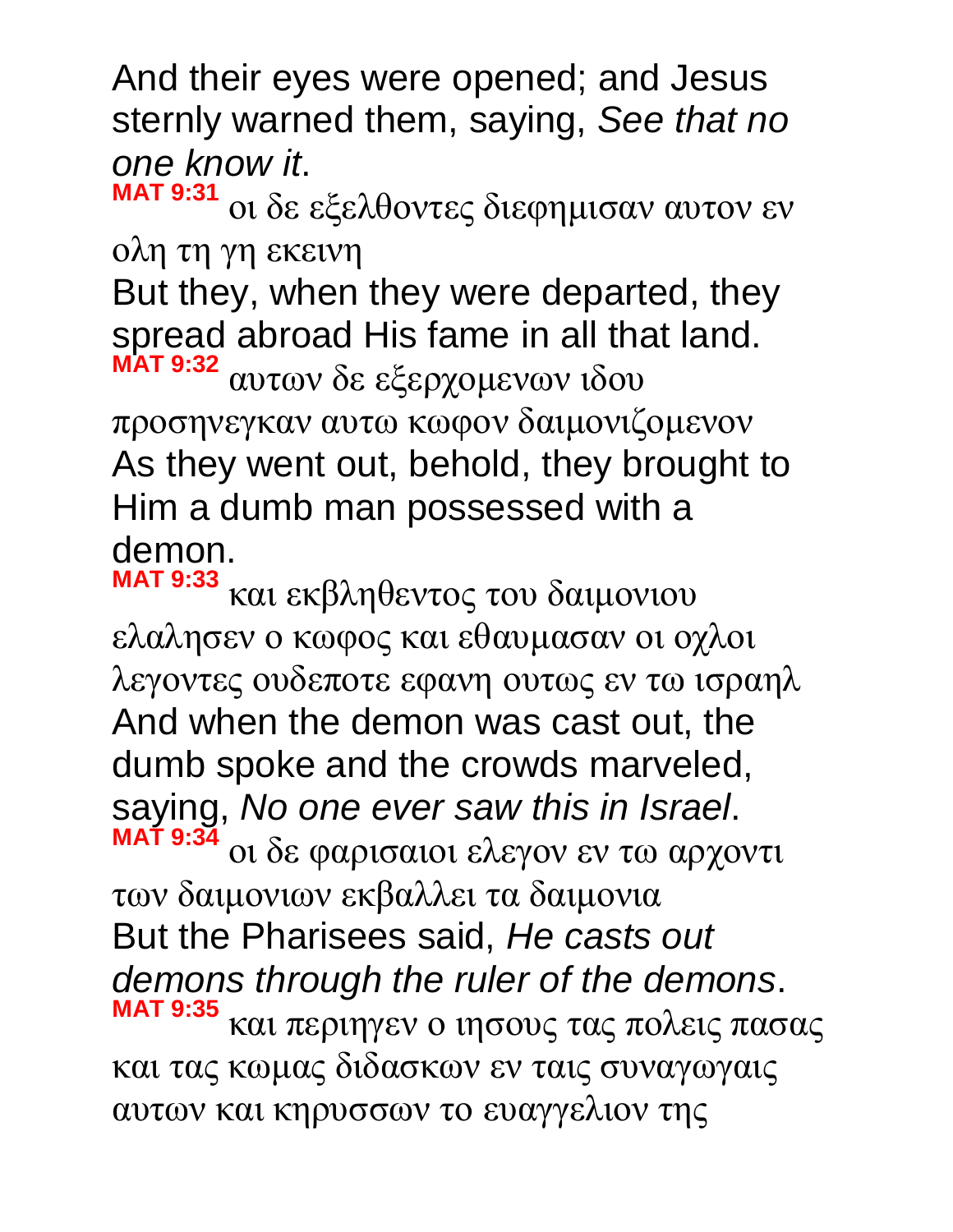And their eyes were opened; and Jesus sternly warned them, saying, *See that no one know it*.

**MAT 9:31** οι δε εξελθοντες διεφημισαν αυτον εν ολη τη γη εκεινη

But they, when they were departed, they spread abroad His fame in all that land.

**MAT 9:32** αυτων δε εξερχομενων ιδου προσηνεγκαν αυτω κωφον δαιμονιζομενον

As they went out, behold, they brought to Him a dumb man possessed with a demon.

**MAT 9:33** και εκβληθεντος του δαιμονιου ελαλησεν ο κωφος και εθαυμασαν οι οχλοι λεγοντες ουδεποτε εφανη ουτως εν τω ισραηλ

And when the demon was cast out, the dumb spoke and the crowds marveled, saying, *No one ever saw this in Israel*.

**MAT 9:34** οι δε φαρισαιοι ελεγον εν τω αρχοντι των δαιμονιων εκβαλλει τα δαιμονια

But the Pharisees said, *He casts out demons through the ruler of the demons*.

**MAT 9:35** και περιηγεν ο ιησους τας πολεις πασας και τας κωμας διδασκων εν ταις συναγωγαις αυτων και κηρυσσων το ευαγγελιον της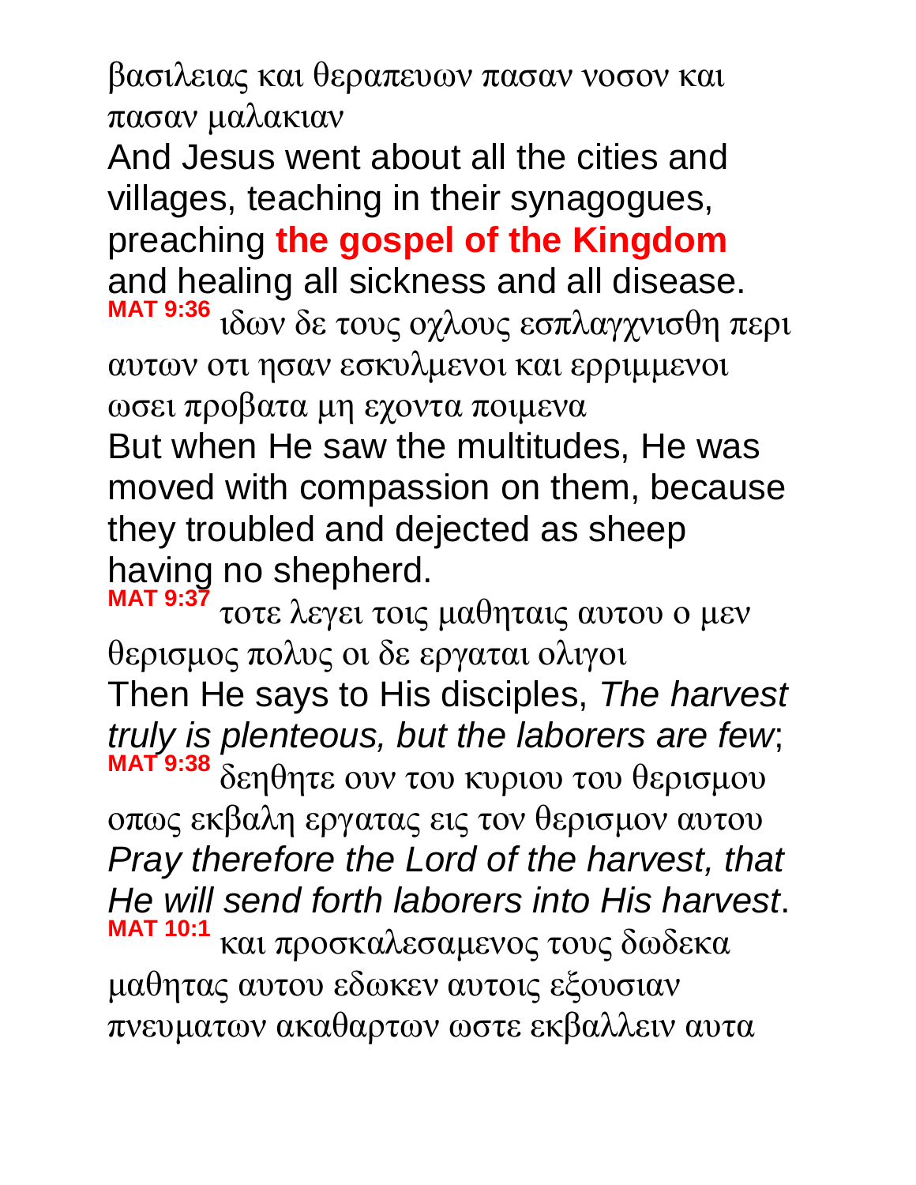βασιλειας και θεραπευων πασαν νοσον και πασαν μαλακιαν

And Jesus went about all the cities and villages, teaching in their synagogues, preaching **the gospel of the Kingdom** and healing all sickness and all disease.

**MAT 9:36** ιδων δε τους οχλους εσπλαγχνισθη περι αυτων οτι ησαν εσκυλμενοι και ερριμμενοι ωσει προβατα μη εχοντα ποιμενα

But when He saw the multitudes, He was moved with compassion on them, because they troubled and dejected as sheep having no shepherd.

**MAT 9:37** τοτε λεγει τοις μαθηταις αυτου ο μεν θερισμος πολυς οι δε εργαται ολιγοι

Then He says to His disciples, *The harvest truly is plenteous, but the laborers are few*;

**MAT 9:38** δεηθητε ουν του κυριου του θερισμου οπως εκβαλη εργατας εις τον θερισμον αυτου

*Pray therefore the Lord of the harvest, that He will send forth laborers into His harvest*.

**MAT 10:1** και προσκαλεσαμενος τους δωδεκα μαθητας αυτου εδωκεν αυτοις εξουσιαν πνευματων ακαθαρτων ωστε εκβαλλειν αυτα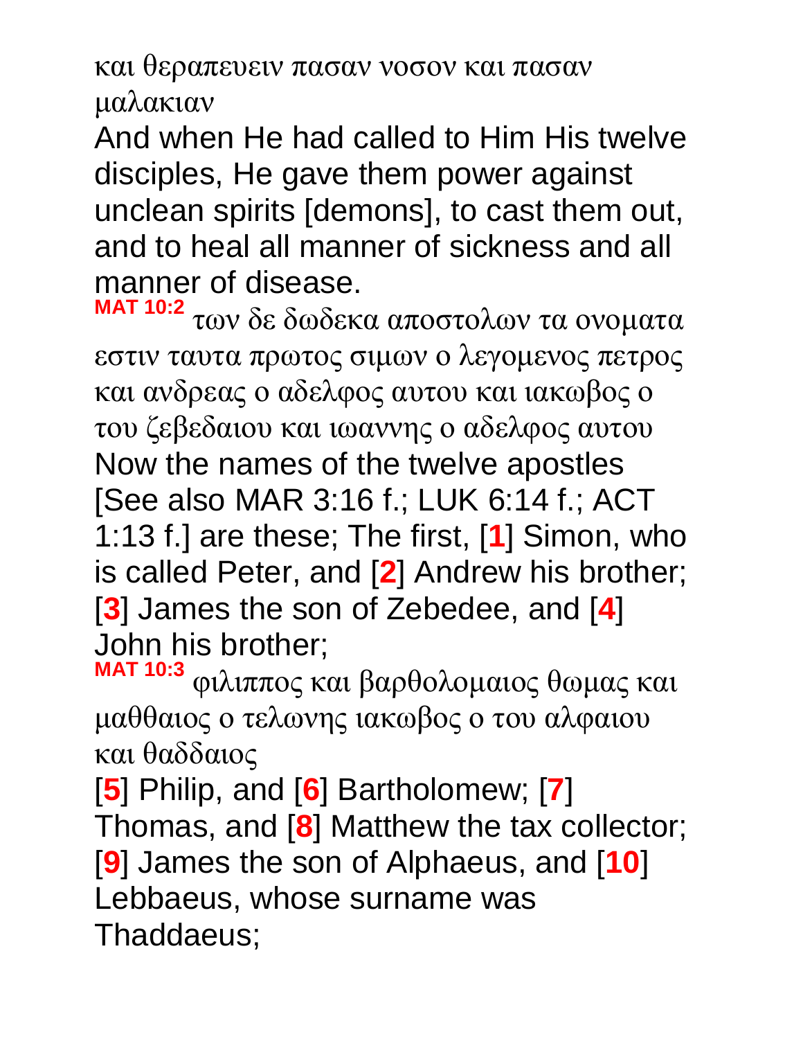και θεραπευειν πασαν νοσον και πασαν μαλακιαν

And when He had called to Him His twelve disciples, He gave them power against unclean spirits [demons], to cast them out, and to heal all manner of sickness and all manner of disease.

**MAT 10:2** των δε δωδεκα αποστολων τα ονοματα εστιν ταυτα πρωτος σιμων ο λεγομενος πετρος και ανδρεας ο αδελφος αυτου και ιακωβος ο του ζεβεδαιου και ιωαννης ο αδελφος αυτου

Now the names of the twelve apostles [See also MAR 3:16 f.; LUK 6:14 f.; ACT 1:13 f.] are these; The first, [**1**] Simon, who is called Peter, and [**2**] Andrew his brother; [**3**] James the son of Zebedee, and [**4**] John his brother;

**MAT 10:3** φιλιππος και βαρθολομαιος θωμας και μαθθαιος ο τελωνης ιακωβος ο του αλφαιου και θαδδαιος

[**5**] Philip, and [**6**] Bartholomew; [**7**] Thomas, and [**8**] Matthew the tax collector; [**9**] James the son of Alphaeus, and [**10**] Lebbaeus, whose surname was Thaddaeus;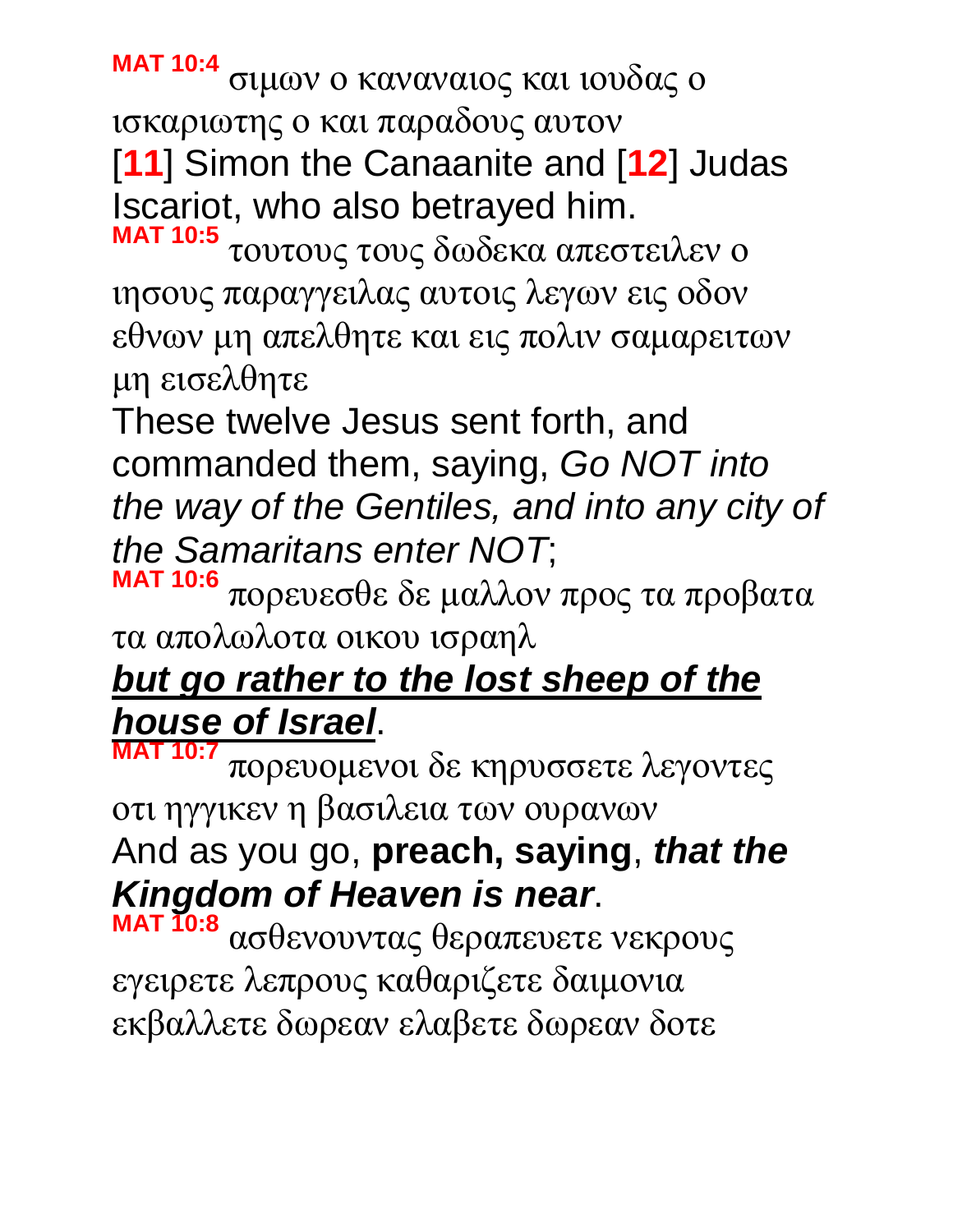**MAT 10:4** σιμων ο καναναιος και ιουδας ο ισκαριωτης ο και παραδους αυτον

[**11**] Simon the Canaanite and [**12**] Judas Iscariot, who also betrayed him.

**MAT 10:5** τουτους τους δωδεκα απεστειλεν ο ιησους παραγγειλας αυτοις λεγων εις οδον εθνων μη απελθητε και εις πολιν σαμαρειτων μη εισελθητε

These twelve Jesus sent forth, and commanded them, saying, *Go NOT into the way of the Gentiles, and into any city of the Samaritans enter NOT*;

**MAT 10:6** πορευεσθε δε μαλλον προς τα προβατα τα απολωλοτα οικου ισραηλ

***but go rather to the lost sheep of the house of Israel***.

**MAT 10:7** πορευομενοι δε κηρυσσετε λεγοντες οτι ηγγικεν η βασιλεια των ουρανων

And as you go, **preach, saying**, ***that the Kingdom of Heaven is near***.

**MAT 10:8** ασθενουντας θεραπευετε νεκρους εγειρετε λεπρους καθαριζετε δαιμονια εκβαλλετε δωρεαν ελαβετε δωρεαν δοτε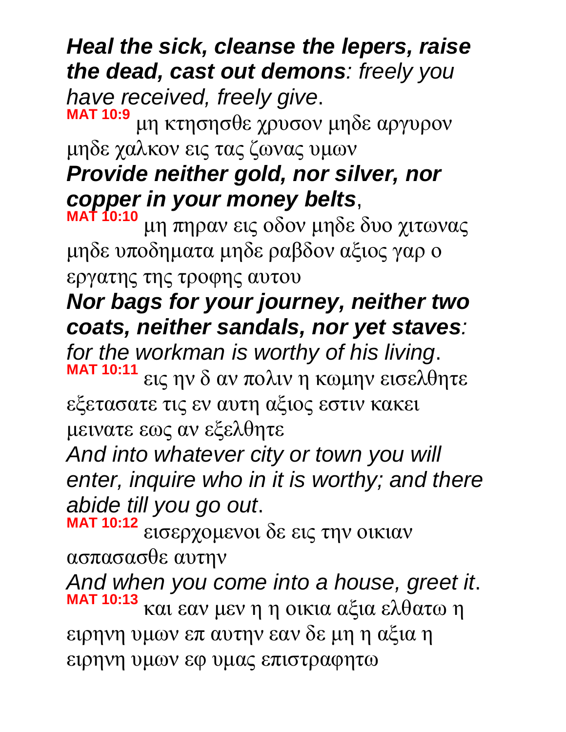***Heal the sick, cleanse the lepers, raise the dead, cast out demons**: freely you have received, freely give*.

**MAT 10:9** μη κτησησθε χρυσον μηδε αργυρον μηδε χαλκον εις τας ζωνας υμων

***Provide neither gold, nor silver, nor copper in your money belts***,

**MAT 10:10** μη πηραν εις οδον μηδε δυο χιτωνας μηδε υποδηματα μηδε ραβδον αξιος γαρ ο εργατης της τροφης αυτου

***Nor bags for your journey, neither two coats, neither sandals, nor yet staves**: for the workman is worthy of his living*.

**MAT 10:11** εις ην δ αν πολιν η κωμην εισελθητε εξετασατε τις εν αυτη αξιος εστιν κακει μεινατε εως αν εξελθητε

*And into whatever city or town you will enter, inquire who in it is worthy; and there abide till you go out*.

**MAT 10:12** εισερχομενοι δε εις την οικιαν ασπασασθε αυτην

*And when you come into a house, greet it*.

**MAT 10:13** και εαν μεν η η οικια αξια ελθατω η ειρηνη υμων επ αυτην εαν δε μη η αξια η ειρηνη υμων εφ υμας επιστραφητω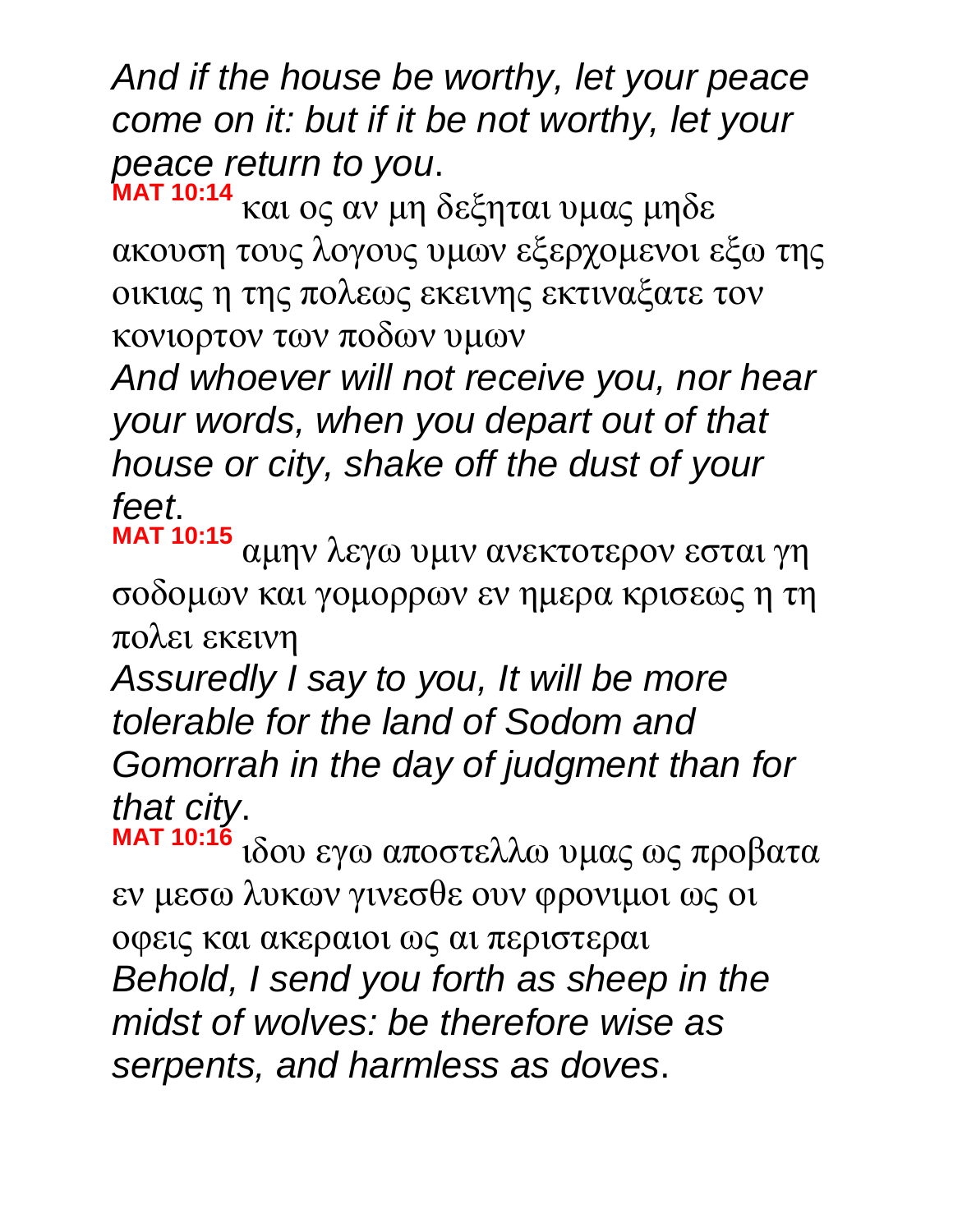*And if the house be worthy, let your peace come on it: but if it be not worthy, let your peace return to you*.

**MAT 10:14** και ος αν μη δεξηται υμας μηδε ακουση τους λογους υμων εξερχομενοι εξω της οικιας η της πολεως εκεινης εκτιναξατε τον κονιορτον των ποδων υμων

*And whoever will not receive you, nor hear your words, when you depart out of that house or city, shake off the dust of your feet*.

**MAT 10:15** αμην λεγω υμιν ανεκτοτερον εσται γη σοδομων και γομορρων εν ημερα κρισεως η τη πολει εκεινη

*Assuredly I say to you, It will be more tolerable for the land of Sodom and Gomorrah in the day of judgment than for that city*.

**MAT 10:16** ιδου εγω αποστελλω υμας ως προβατα εν μεσω λυκων γινεσθε ουν φρονιμοι ως οι οφεις και ακεραιοι ως αι περιστεραι

*Behold, I send you forth as sheep in the midst of wolves: be therefore wise as serpents, and harmless as doves*.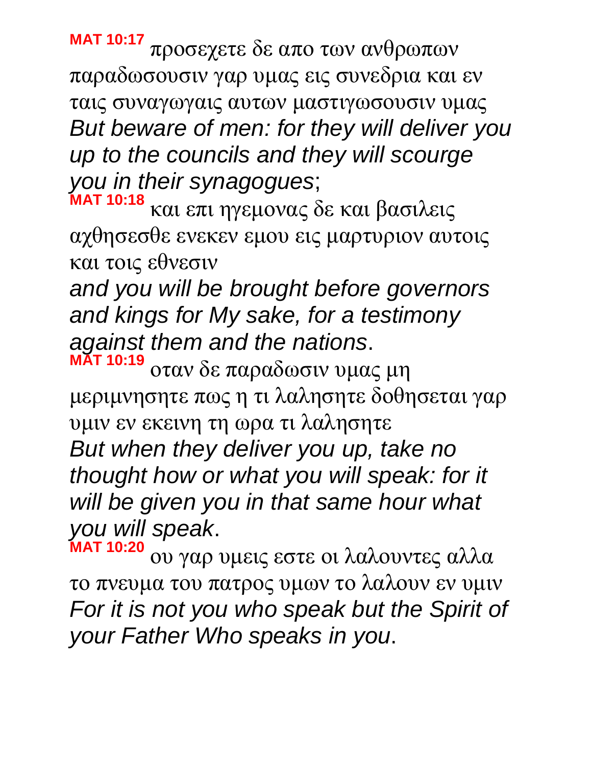**MAT 10:17** προσεχετε δε απο των ανθρωπων παραδωσουσιν γαρ υμας εις συνεδρια και εν ταις συναγωγαις αυτων μαστιγωσουσιν υμας
*But beware of men: for they will deliver you up to the councils and they will scourge you in their synagogues*;

**MAT 10:18** και επι ηγεμονας δε και βασιλεις αχθησεσθε ενεκεν εμου εις μαρτυριον αυτοις και τοις εθνεσιν
*and you will be brought before governors and kings for My sake, for a testimony against them and the nations*.

**MAT 10:19** οταν δε παραδωσιν υμας μη μεριμνησητε πως η τι λαλησητε δοθησεται γαρ υμιν εν εκεινη τη ωρα τι λαλησητε
*But when they deliver you up, take no thought how or what you will speak: for it will be given you in that same hour what you will speak*.

**MAT 10:20** ου γαρ υμεις εστε οι λαλουντες αλλα το πνευμα του πατρος υμων το λαλουν εν υμιν
*For it is not you who speak but the Spirit of your Father Who speaks in you*.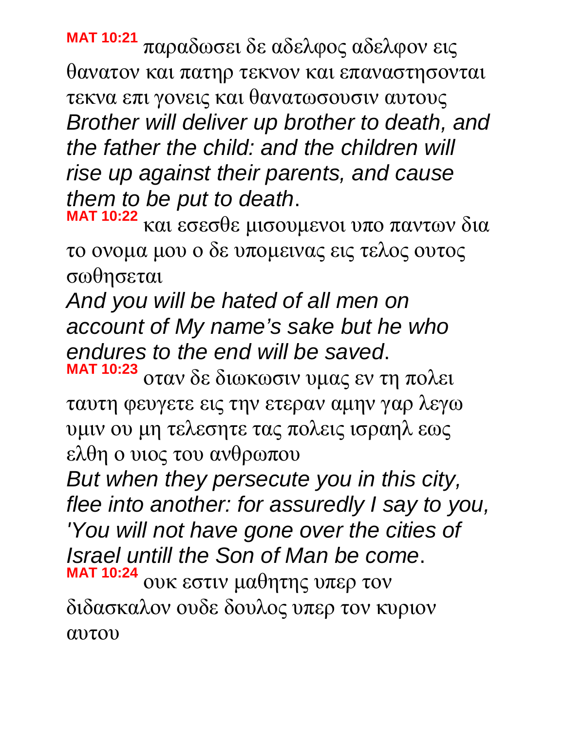**MAT 10:21** παραδωσει δε αδελφος αδελφον εις θανατον και πατηρ τεκνον και επαναστησονται τεκνα επι γονεις και θανατωσουσιν αυτους

*Brother will deliver up brother to death, and the father the child: and the children will rise up against their parents, and cause them to be put to death*.

**MAT 10:22** και εσεσθε μισουμενοι υπο παντων δια το ονομα μου ο δε υπομεινας εις τελος ουτος σωθησεται

*And you will be hated of all men on account of My name's sake but he who endures to the end will be saved*.

**MAT 10:23** οταν δε διωκωσιν υμας εν τη πολει ταυτη φευγετε εις την ετεραν αμην γαρ λεγω υμιν ου μη τελεσητε τας πολεις ισραηλ εως ελθη ο υιος του ανθρωπου

*But when they persecute you in this city, flee into another: for assuredly I say to you, 'You will not have gone over the cities of Israel untill the Son of Man be come*.

**MAT 10:24** ουκ εστιν μαθητης υπερ τον διδασκαλον ουδε δουλος υπερ τον κυριον αυτου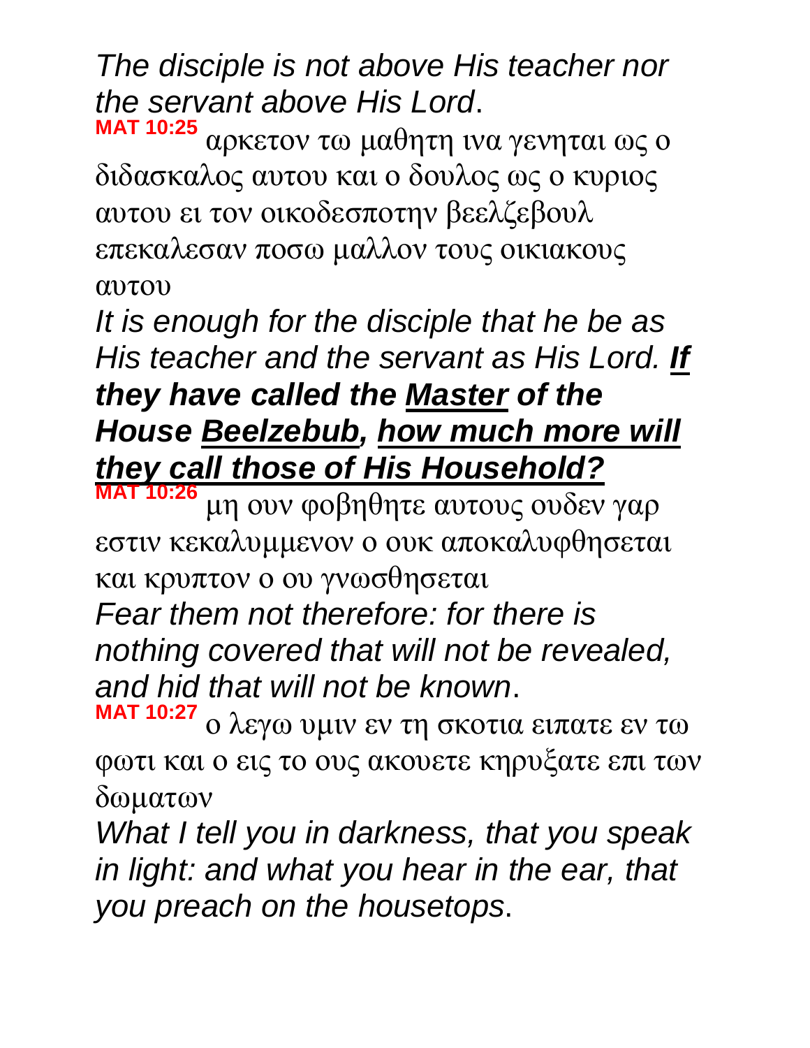*The disciple is not above His teacher nor the servant above His Lord*.

**MAT 10:25** αρκετον τω μαθητη ινα γενηται ως ο διδασκαλος αυτου και ο δουλος ως ο κυριος αυτου ει τον οικοδεσποτην βεελζεβουλ επεκαλεσαν ποσω μαλλον τους οικιακους αυτου

*It is enough for the disciple that he be as His teacher and the servant as His Lord.* ***If they have called the Master of the House Beelzebub, how much more will they call those of His Household?***

**MAT 10:26** μη ουν φοβηθητε αυτους ουδεν γαρ εστιν κεκαλυμμενον ο ουκ αποκαλυφθησεται και κρυπτον ο ου γνωσθησεται

*Fear them not therefore: for there is nothing covered that will not be revealed, and hid that will not be known*.

**MAT 10:27** ο λεγω υμιν εν τη σκοτια ειπατε εν τω φωτι και ο εις το ους ακουετε κηρυξατε επι των δωματων

*What I tell you in darkness, that you speak in light: and what you hear in the ear, that you preach on the housetops*.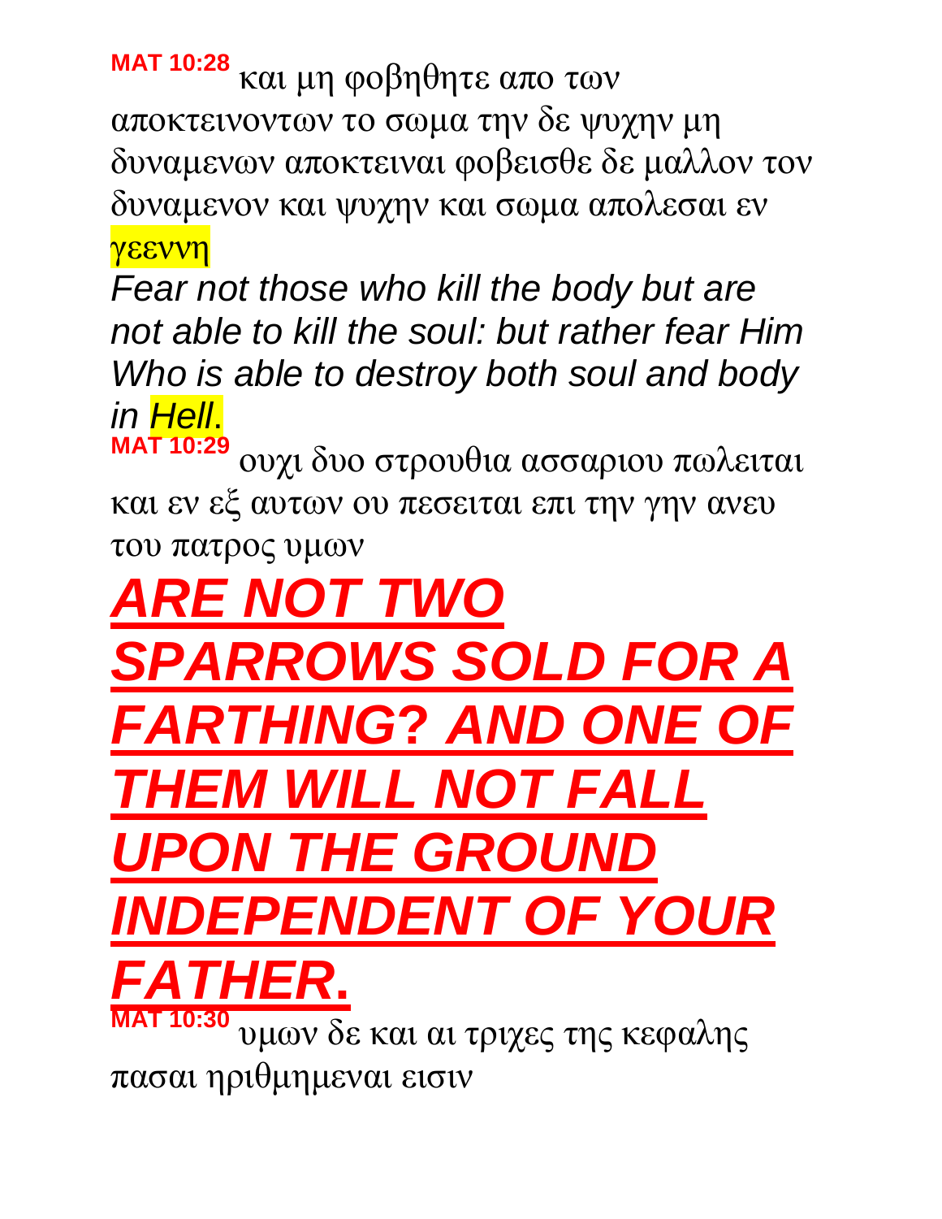**MAT 10:28** και μη φοβηθητε απο των αποκτεινοντων το σωμα την δε ψυχην μη δυναμενων αποκτειναι φοβεισθε δε μαλλον τον δυναμενον και ψυχην και σωμα απολεσαι εν γεεννη

*Fear not those who kill the body but are not able to kill the soul: but rather fear Him Who is able to destroy both soul and body in Hell.*

**MAT 10:29** ουχι δυο στρουθια ασσαριου πωλειται και εν εξ αυτων ου πεσειται επι την γην ανευ του πατρος υμων

***ARE NOT TWO SPARROWS SOLD FOR A FARTHING? AND ONE OF THEM WILL NOT FALL UPON THE GROUND INDEPENDENT OF YOUR FATHER.***

**MAT 10:30** υμων δε και αι τριχες της κεφαλης πασαι ηριθμημεναι εισιν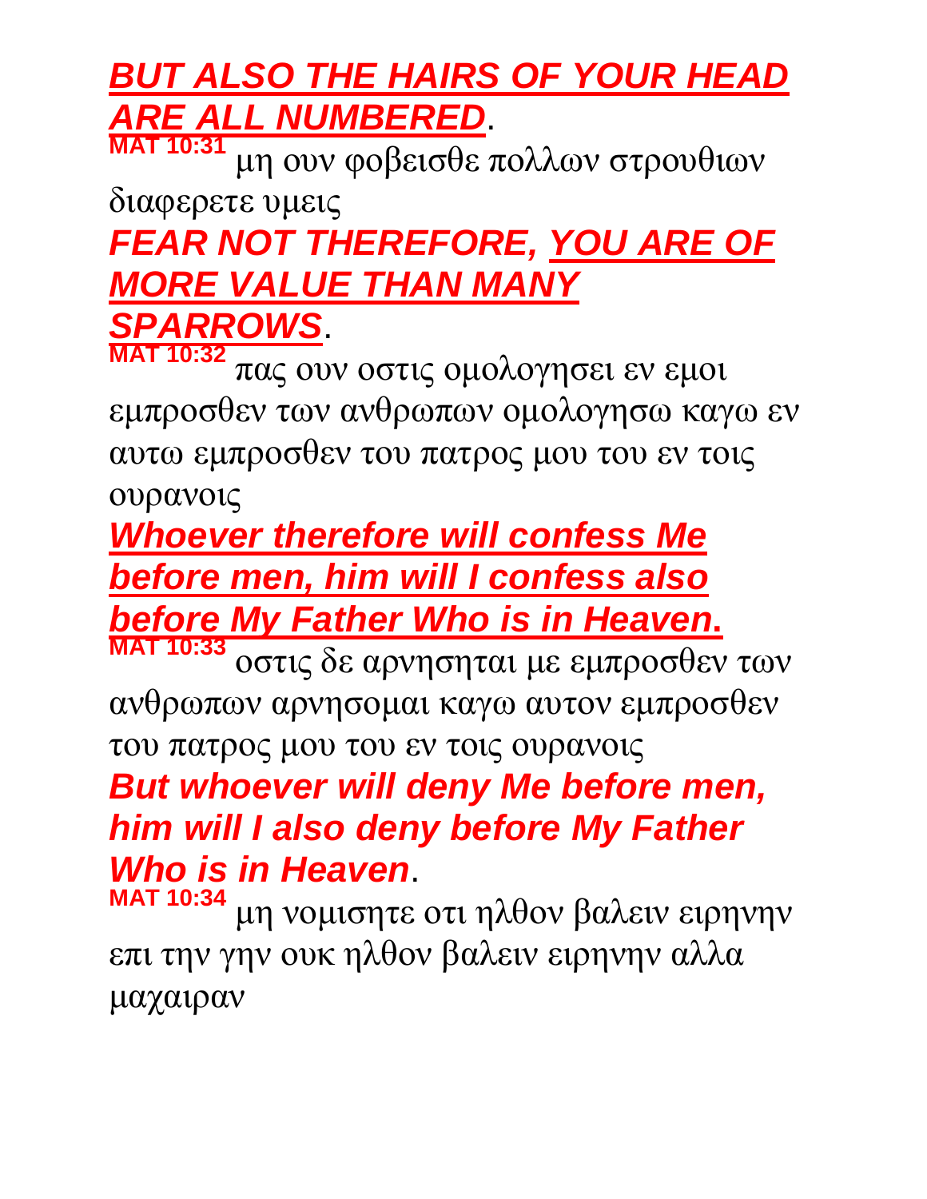***<u>BUT ALSO THE HAIRS OF YOUR HEAD ARE ALL NUMBERED</u>***.

**MAT 10:31** μη ουν φοβεισθε πολλων στρουθιων διαφερετε υμεις

***FEAR NOT THEREFORE, <u>YOU ARE OF MORE VALUE THAN MANY SPARROWS</u>***.

**MAT 10:32** πας ουν οστις ομολογησει εν εμοι εμπροσθεν των ανθρωπων ομολογησω καγω εν αυτω εμπροσθεν του πατρος μου του εν τοις ουρανοις

***<u>Whoever therefore will confess Me before men, him will I confess also before My Father Who is in Heaven</u>*.**

**MAT 10:33** οστις δε αρνησηται με εμπροσθεν των ανθρωπων αρνησομαι καγω αυτον εμπροσθεν του πατρος μου του εν τοις ουρανοις

***But whoever will deny Me before men, him will I also deny before My Father Who is in Heaven***.

**MAT 10:34** μη νομισητε οτι ηλθον βαλειν ειρηνην επι την γην ουκ ηλθον βαλειν ειρηνην αλλα μαχαιραν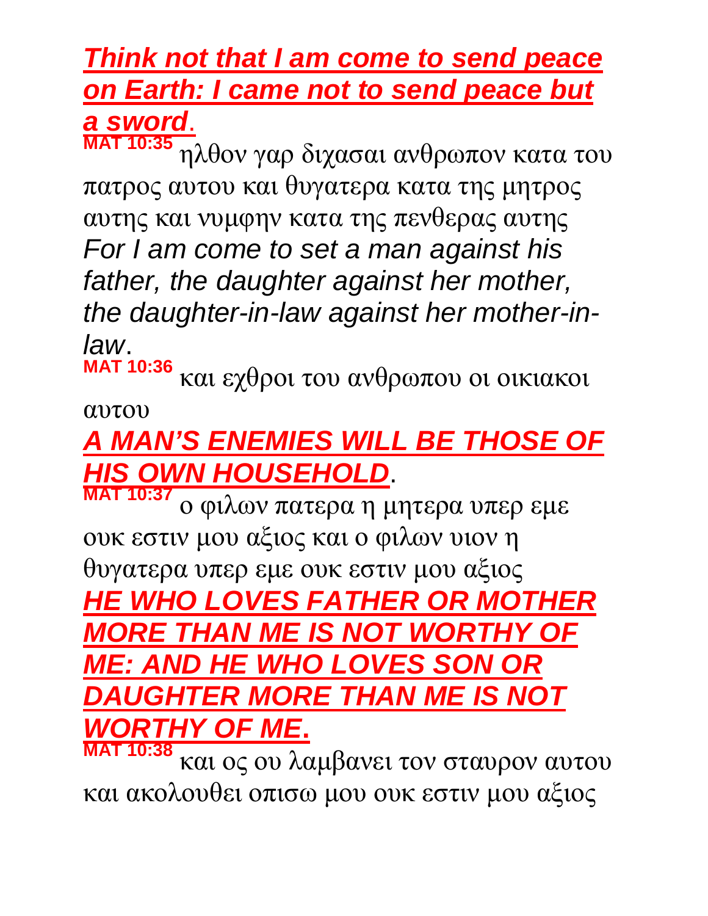***Think not that I am come to send peace on Earth: I came not to send peace but a sword*.**

**MAT 10:35** ηλθον γαρ διχασαι ανθρωπον κατα του πατρος αυτου και θυγατερα κατα της μητρος αυτης και νυμφην κατα της πενθερας αυτης

*For I am come to set a man against his father, the daughter against her mother, the daughter-in-law against her mother-in-law*.

**MAT 10:36** και εχθροι του ανθρωπου οι οικιακοι αυτου

***A MAN'S ENEMIES WILL BE THOSE OF HIS OWN HOUSEHOLD*.**

**MAT 10:37** ο φιλων πατερα η μητερα υπερ εμε ουκ εστιν μου αξιος και ο φιλων υιον η θυγατερα υπερ εμε ουκ εστιν μου αξιος

***HE WHO LOVES FATHER OR MOTHER MORE THAN ME IS NOT WORTHY OF ME: AND HE WHO LOVES SON OR DAUGHTER MORE THAN ME IS NOT WORTHY OF ME*.**

**MAT 10:38** και ος ου λαμβανει τον σταυρον αυτου και ακολουθει οπισω μου ουκ εστιν μου αξιος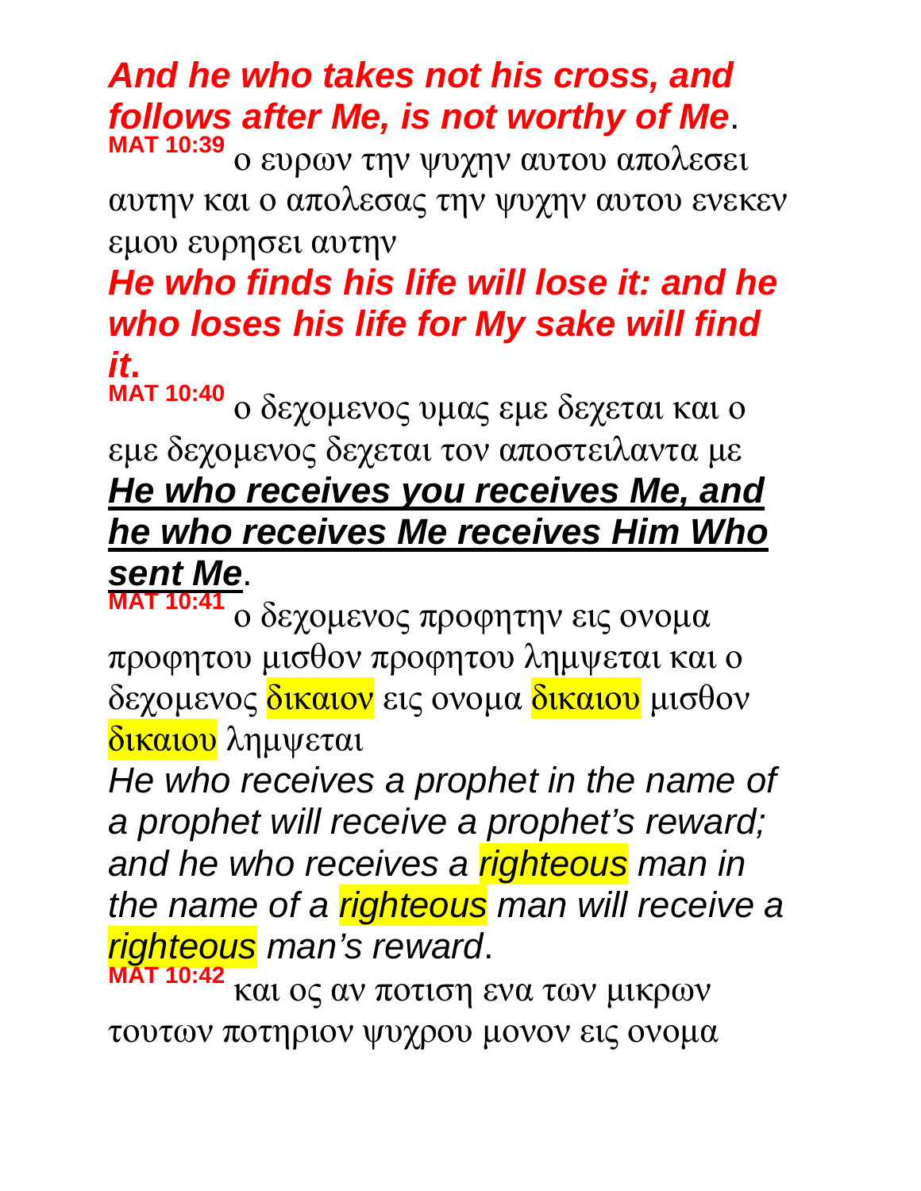***And he who takes not his cross, and follows after Me, is not worthy of Me***.

**MAT 10:39** ο ευρων την ψυχην αυτου απολεσει αυτην και ο απολεσας την ψυχην αυτου ενεκεν εμου ευρησει αυτην

***He who finds his life will lose it: and he who loses his life for My sake will find it*.**

**MAT 10:40** ο δεχομενος υμας εμε δεχεται και ο εμε δεχομενος δεχεται τον αποστειλαντα με

***He who receives you receives Me, and he who receives Me receives Him Who sent Me***.

**MAT 10:41** ο δεχομενος προφητην εις ονομα προφητου μισθον προφητου λημψεται και ο δεχομενος δικαιον εις ονομα δικαιου μισθον δικαιου λημψεται

*He who receives a prophet in the name of a prophet will receive a prophet's reward; and he who receives a righteous man in the name of a righteous man will receive a righteous man's reward*.

**MAT 10:42** και ος αν ποτιση ενα των μικρων τουτων ποτηριον ψυχρου μονον εις ονομα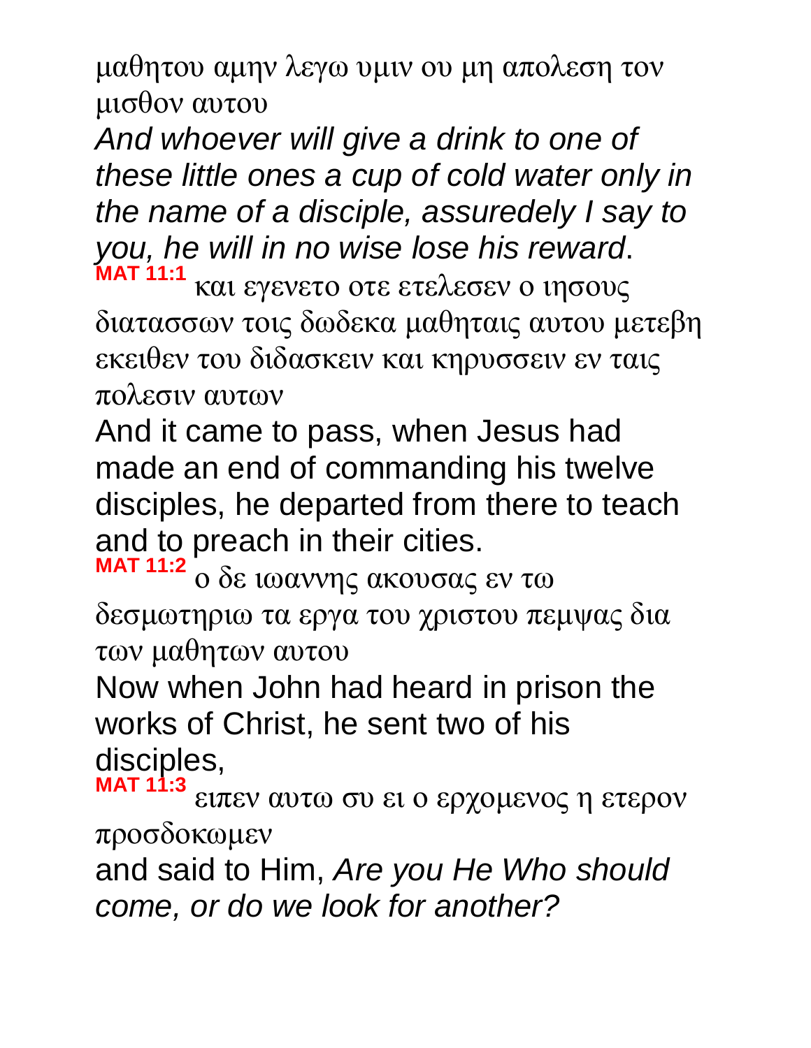μαθητου αμην λεγω υμιν ου μη απολεση τον μισθον αυτου

*And whoever will give a drink to one of these little ones a cup of cold water only in the name of a disciple, assuredely I say to you, he will in no wise lose his reward*.

**MAT 11:1** και εγενετο οτε ετελεσεν ο ιησους διατασσων τοις δωδεκα μαθηταις αυτου μετεβη εκειθεν του διδασκειν και κηρυσσειν εν ταις πολεσιν αυτων

And it came to pass, when Jesus had made an end of commanding his twelve disciples, he departed from there to teach and to preach in their cities.

**MAT 11:2** ο δε ιωαννης ακουσας εν τω δεσμωτηριω τα εργα του χριστου πεμψας δια των μαθητων αυτου

Now when John had heard in prison the works of Christ, he sent two of his disciples,

**MAT 11:3** ειπεν αυτω συ ει ο ερχομενος η ετερον προσδοκωμεν

and said to Him, *Are you He Who should come, or do we look for another?*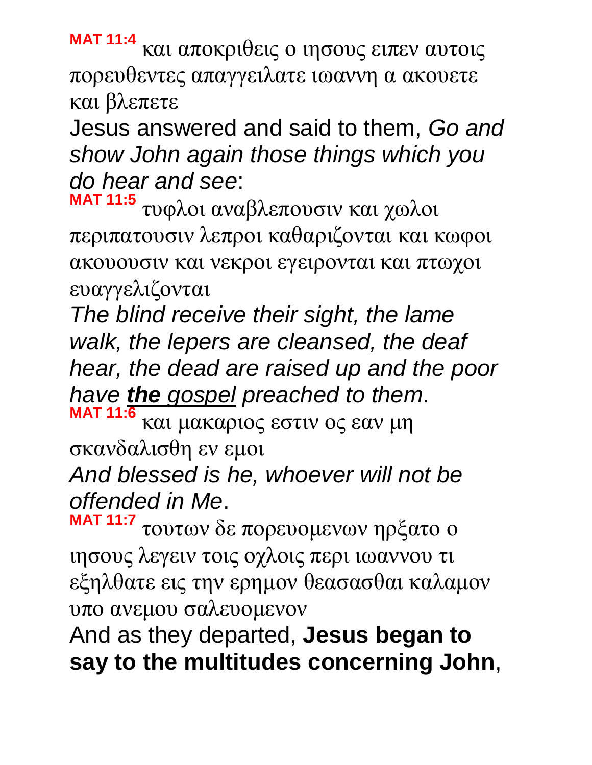**MAT 11:4** και αποκριθεις ο ιησους ειπεν αυτοις πορευθεντες απαγγειλατε ιωαννη α ακουετε και βλεπετε

Jesus answered and said to them, *Go and show John again those things which you do hear and see*:

**MAT 11:5** τυφλοι αναβλεπουσιν και χωλοι περιπατουσιν λεπροι καθαριζονται και κωφοι ακουουσιν και νεκροι εγειρονται και πτωχοι ευαγγελιζονται

*The blind receive their sight, the lame walk, the lepers are cleansed, the deaf hear, the dead are raised up and the poor have **the** gospel preached to them*.

**MAT 11:6** και μακαριος εστιν ος εαν μη σκανδαλισθη εν εμοι

*And blessed is he, whoever will not be offended in Me*.

**MAT 11:7** τουτων δε πορευομενων ηρξατο ο ιησους λεγειν τοις οχλοις περι ιωαννου τι εξηλθατε εις την ερημον θεασασθαι καλαμον υπο ανεμου σαλευομενον

And as they departed, **Jesus began to say to the multitudes concerning John**,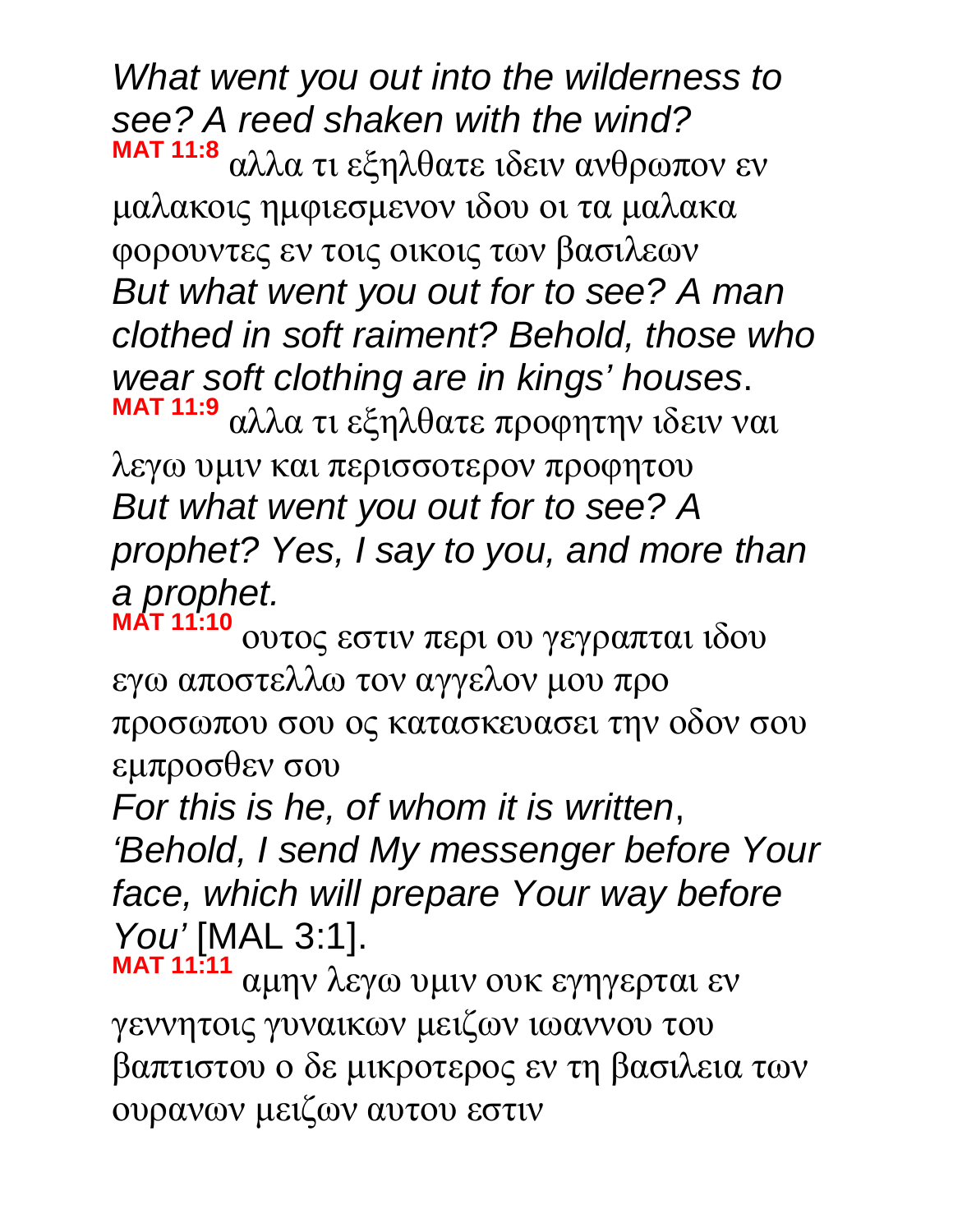*What went you out into the wilderness to see? A reed shaken with the wind?*

**MAT 11:8** αλλα τι εξηλθατε ιδειν ανθρωπον εν μαλακοις ημφιεσμενον ιδου οι τα μαλακα φορουντες εν τοις οικοις των βασιλεων

*But what went you out for to see? A man clothed in soft raiment? Behold, those who wear soft clothing are in kings' houses*.

**MAT 11:9** αλλα τι εξηλθατε προφητην ιδειν ναι λεγω υμιν και περισσοτερον προφητου

*But what went you out for to see? A prophet? Yes, I say to you, and more than a prophet.*

**MAT 11:10** ουτος εστιν περι ου γεγραπται ιδου εγω αποστελλω τον αγγελον μου προ προσωπου σου ος κατασκευασει την οδον σου εμπροσθεν σου

*For this is he, of whom it is written*, *'Behold, I send My messenger before Your face, which will prepare Your way before You'* [MAL 3:1].

**MAT 11:11** αμην λεγω υμιν ουκ εγηγερται εν γεννητοις γυναικων μειζων ιωαννου του βαπτιστου ο δε μικροτερος εν τη βασιλεια των ουρανων μειζων αυτου εστιν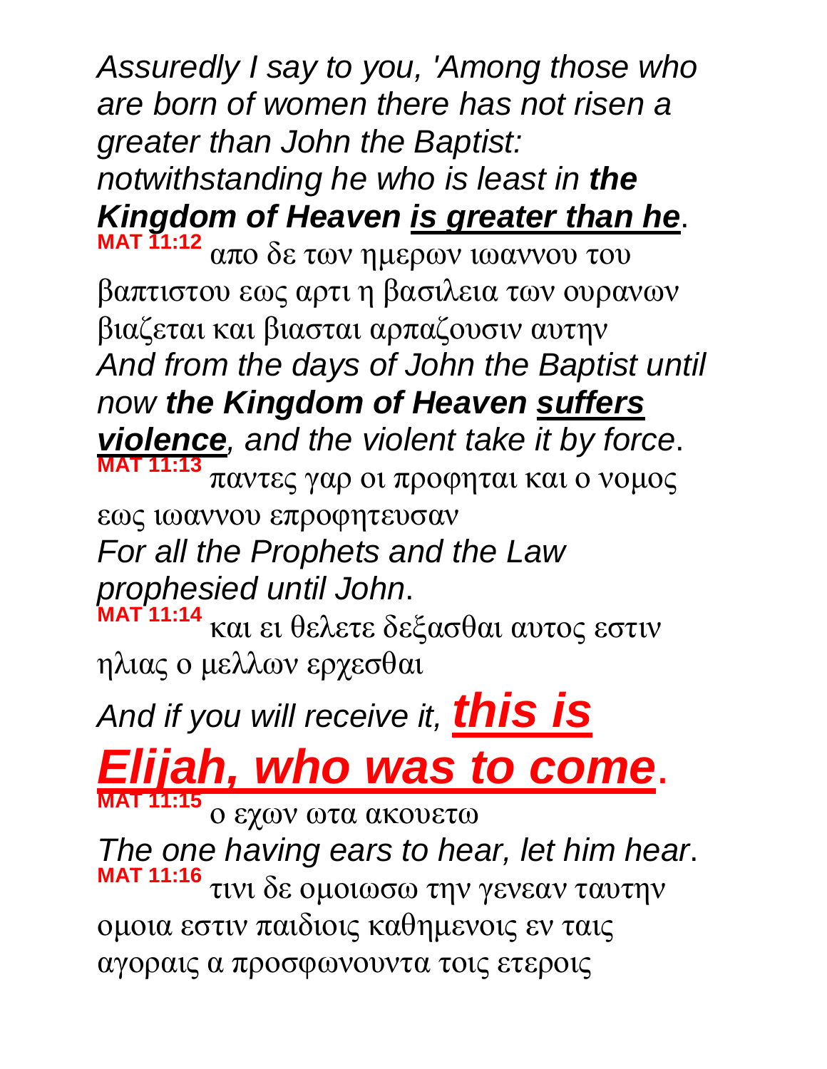*Assuredly I say to you, 'Among those who are born of women there has not risen a greater than John the Baptist: notwithstanding he who is least in **the Kingdom of Heaven** <u>**is greater than he**</u>.*

**MAT 11:12** απο δε των ημερων ιωαννου του βαπτιστου εως αρτι η βασιλεια των ουρανων βιαζεται και βιασται αρπαζουσιν αυτην

*And from the days of John the Baptist until now **the Kingdom of Heaven** <u>**suffers violence**</u>, and the violent take it by force.*

**MAT 11:13** παντες γαρ οι προφηται και ο νομος εως ιωαννου επροφητευσαν

*For all the Prophets and the Law prophesied until John.*

**MAT 11:14** και ει θελετε δεξασθαι αυτος εστιν ηλιας ο μελλων ερχεσθαι

*And if you will receive it, <u>**this is Elijah, who was to come**</u>.*

**MAT 11:15** ο εχων ωτα ακουετω

*The one having ears to hear, let him hear.*

**MAT 11:16** τινι δε ομοιωσω την γενεαν ταυτην ομοια εστιν παιδιοις καθημενοις εν ταις αγοραις α προσφωνουντα τοις ετεροις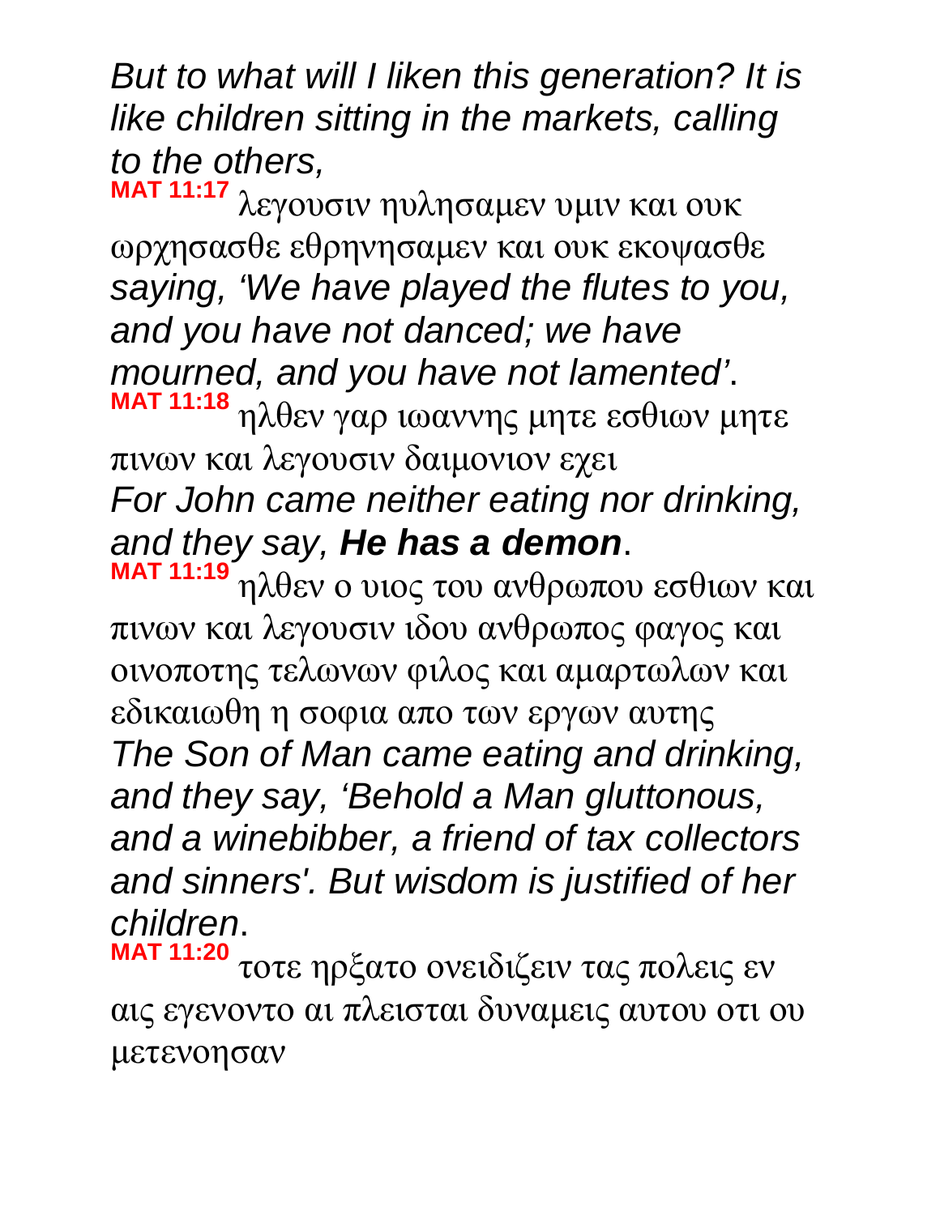*But to what will I liken this generation? It is like children sitting in the markets, calling to the others,*

**MAT 11:17** λεγουσιν ηυλησαμεν υμιν και ουκ ωρχησασθε εθρηνησαμεν και ουκ εκοψασθε
*saying, 'We have played the flutes to you, and you have not danced; we have mourned, and you have not lamented'*.

**MAT 11:18** ηλθεν γαρ ιωαννης μητε εσθιων μητε πινων και λεγουσιν δαιμονιον εχει
*For John came neither eating nor drinking, and they say,* ***He has a demon***.

**MAT 11:19** ηλθεν ο υιος του ανθρωπου εσθιων και πινων και λεγουσιν ιδου ανθρωπος φαγος και οινοποτης τελωνων φιλος και αμαρτωλων και εδικαιωθη η σοφια απο των εργων αυτης
*The Son of Man came eating and drinking, and they say, 'Behold a Man gluttonous, and a winebibber, a friend of tax collectors and sinners'. But wisdom is justified of her children*.

**MAT 11:20** τοτε ηρξατο ονειδιζειν τας πολεις εν αις εγενοντο αι πλεισται δυναμεις αυτου οτι ου μετενοησαν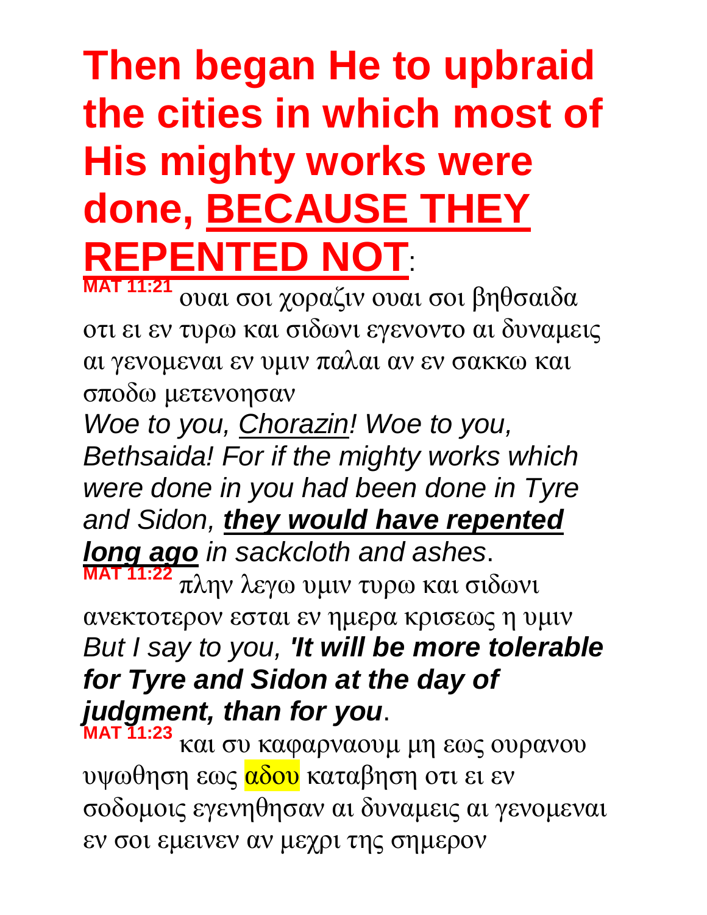# Then began He to upbraid the cities in which most of His mighty works were done, <u>BECAUSE THEY REPENTED NOT</u>:

**MAT 11:21** ουαι σοι χοραζιν ουαι σοι βηθσαιδα οτι ει εν τυρω και σιδωνι εγενοντο αι δυναμεις αι γενομεναι εν υμιν παλαι αν εν σακκω και σποδω μετενοησαν

*Woe to you, <u>Chorazin</u>! Woe to you, Bethsaida! For if the mighty works which were done in you had been done in Tyre and Sidon, **<u>they would have repented long ago</u>** in sackcloth and ashes*.

**MAT 11:22** πλην λεγω υμιν τυρω και σιδωνι ανεκτοτερον εσται εν ημερα κρισεως η υμιν

*But I say to you, **'It will be more tolerable for Tyre and Sidon at the day of judgment, than for you***.

**MAT 11:23** και συ καφαρναουμ μη εως ουρανου υψωθηση εως αδου καταβηση οτι ει εν σοδομοις εγενηθησαν αι δυναμεις αι γενομεναι εν σοι εμεινεν αν μεχρι της σημερον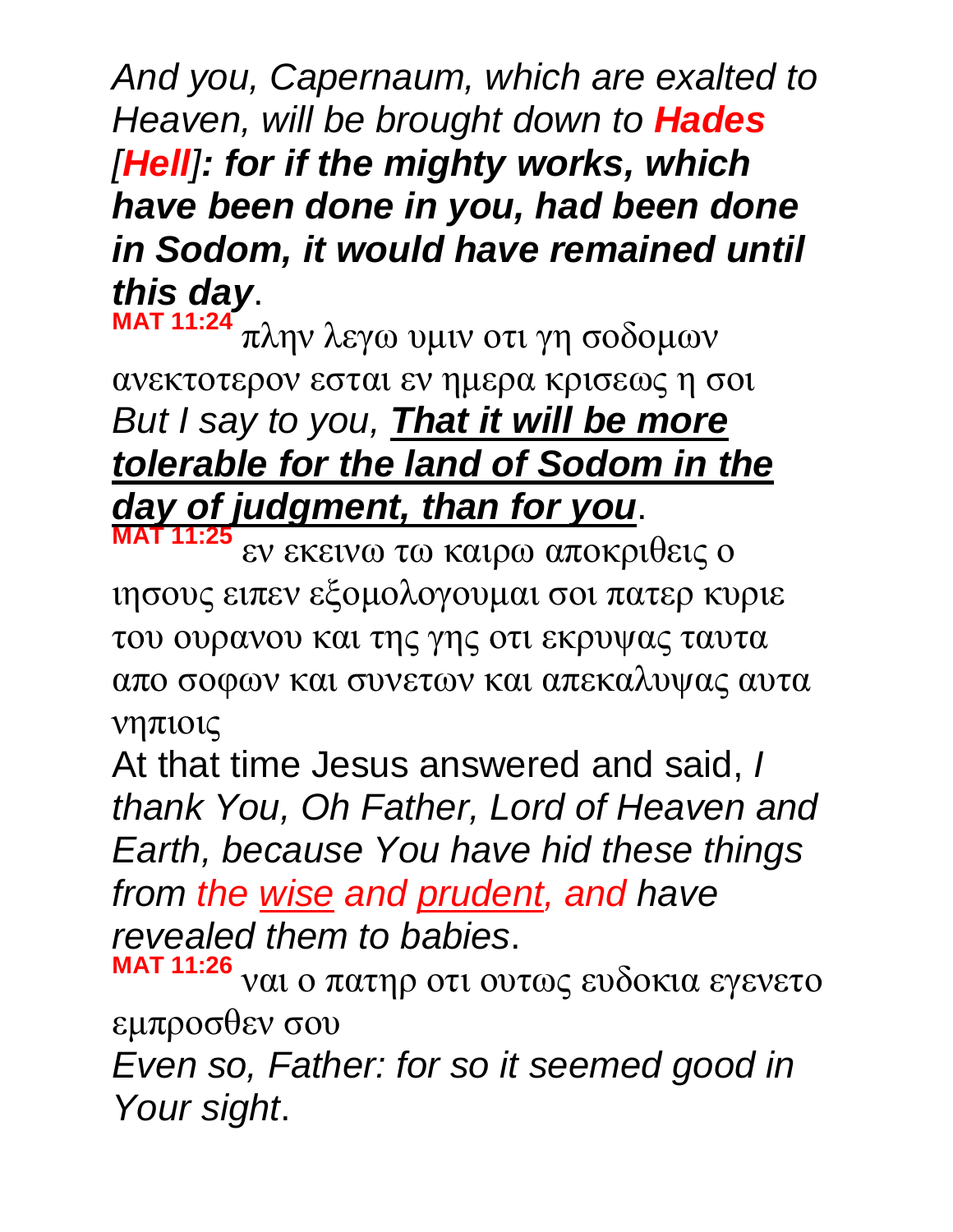*And you, Capernaum, which are exalted to Heaven, will be brought down to* ***Hades*** *[**Hell**]**: for if the mighty works, which have been done in you, had been done in Sodom, it would have remained until this day***.

**MAT 11:24** πλην λεγω υμιν οτι γη σοδομων ανεκτοτερον εσται εν ημερα κρισεως η σοι

*But I say to you,* ***<u>That it will be more tolerable for the land of Sodom in the day of judgment, than for you</u>***.

**MAT 11:25** εν εκεινω τω καιρω αποκριθεις ο ιησους ειπεν εξομολογουμαι σοι πατερ κυριε του ουρανου και της γης οτι εκρυψας ταυτα απο σοφων και συνετων και απεκαλυψας αυτα νηπιοις

At that time Jesus answered and said, *I thank You, Oh Father, Lord of Heaven and Earth, because You have hid these things from the <u>wise</u> and <u>prudent</u>, and have revealed them to babies*.

**MAT 11:26** ναι ο πατηρ οτι ουτως ευδοκια εγενετο εμπροσθεν σου

*Even so, Father: for so it seemed good in Your sight*.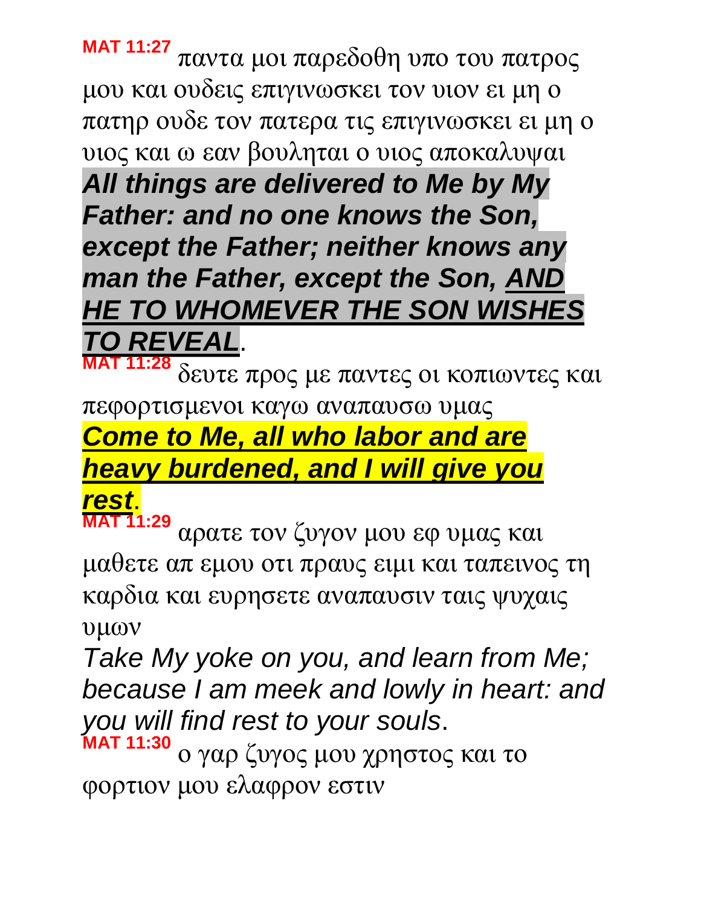**MAT 11:27** παντα μοι παρεδοθη υπο του πατρος μου και ουδεις επιγινωσκει τον υιον ει μη ο πατηρ ουδε τον πατερα τις επιγινωσκει ει μη ο υιος και ω εαν βουληται ο υιος αποκαλυψαι

***All things are delivered to Me by My Father: and no one knows the Son, except the Father; neither knows any man the Father, except the Son, AND HE TO WHOMEVER THE SON WISHES TO REVEAL***.

**MAT 11:28** δευτε προς με παντες οι κοπιωντες και πεφορτισμενοι καγω αναπαυσω υμας

***Come to Me, all who labor and are heavy burdened, and I will give you rest***.

**MAT 11:29** αρατε τον ζυγον μου εφ υμας και μαθετε απ εμου οτι πραυς ειμι και ταπεινος τη καρδια και ευρησετε αναπαυσιν ταις ψυχαις υμων

*Take My yoke on you, and learn from Me; because I am meek and lowly in heart: and you will find rest to your souls*.

**MAT 11:30** ο γαρ ζυγος μου χρηστος και το φορτιον μου ελαφρον εστιν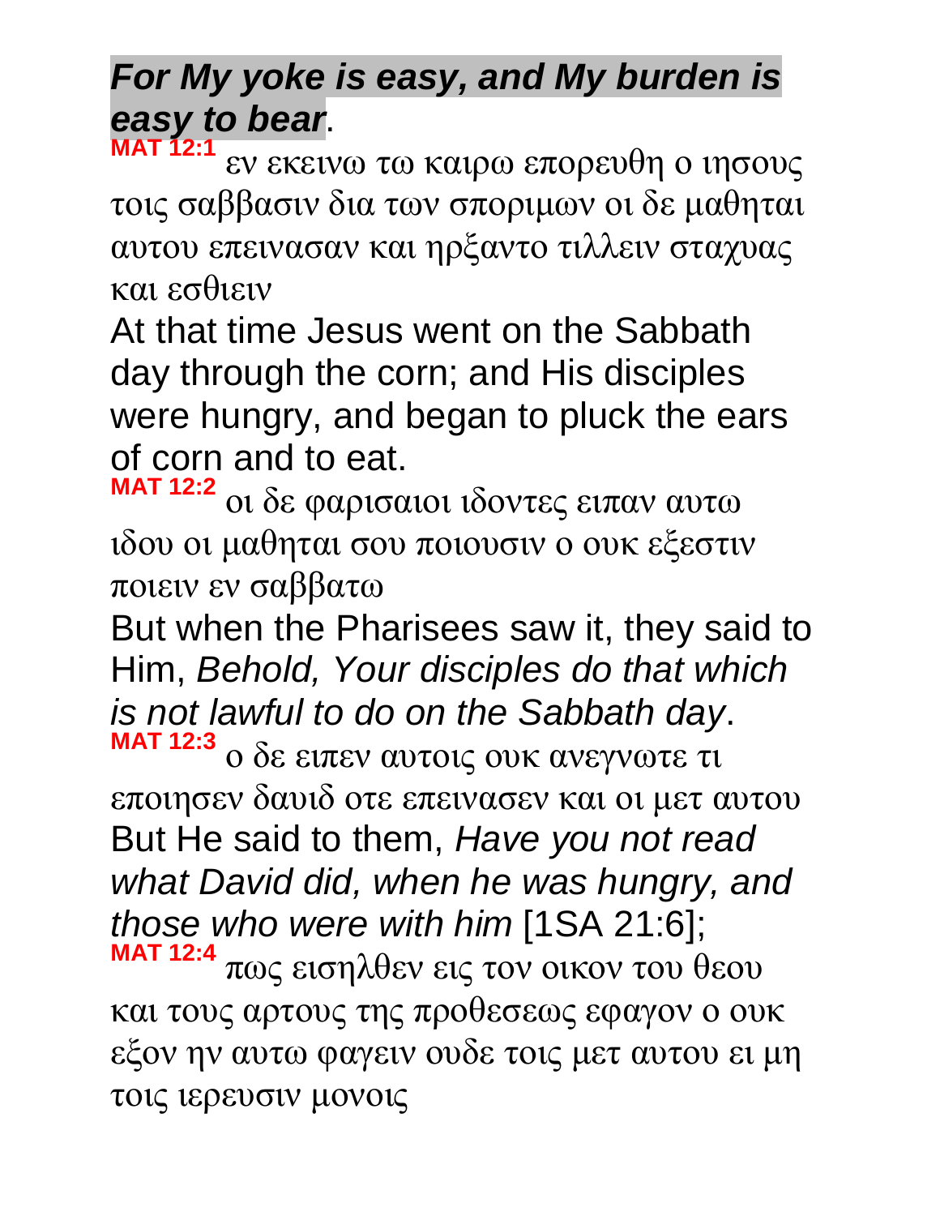***For My yoke is easy, and My burden is easy to bear*.**

**MAT 12:1** εν εκεινω τω καιρω επορευθη ο ιησους τοις σαββασιν δια των σποριμων οι δε μαθηται αυτου επεινασαν και ηρξαντο τιλλειν σταχυας και εσθιειν

At that time Jesus went on the Sabbath day through the corn; and His disciples were hungry, and began to pluck the ears of corn and to eat.

**MAT 12:2** οι δε φαρισαιοι ιδοντες ειπαν αυτω ιδου οι μαθηται σου ποιουσιν ο ουκ εξεστιν ποιειν εν σαββατω

But when the Pharisees saw it, they said to Him, *Behold, Your disciples do that which is not lawful to do on the Sabbath day*.

**MAT 12:3** ο δε ειπεν αυτοις ουκ ανεγνωτε τι εποιησεν δαυιδ οτε επεινασεν και οι μετ αυτου

But He said to them, *Have you not read what David did, when he was hungry, and those who were with him* [1SA 21:6];

**MAT 12:4** πως εισηλθεν εις τον οικον του θεου και τους αρτους της προθεσεως εφαγον ο ουκ εξον ην αυτω φαγειν ουδε τοις μετ αυτου ει μη τοις ιερευσιν μονοις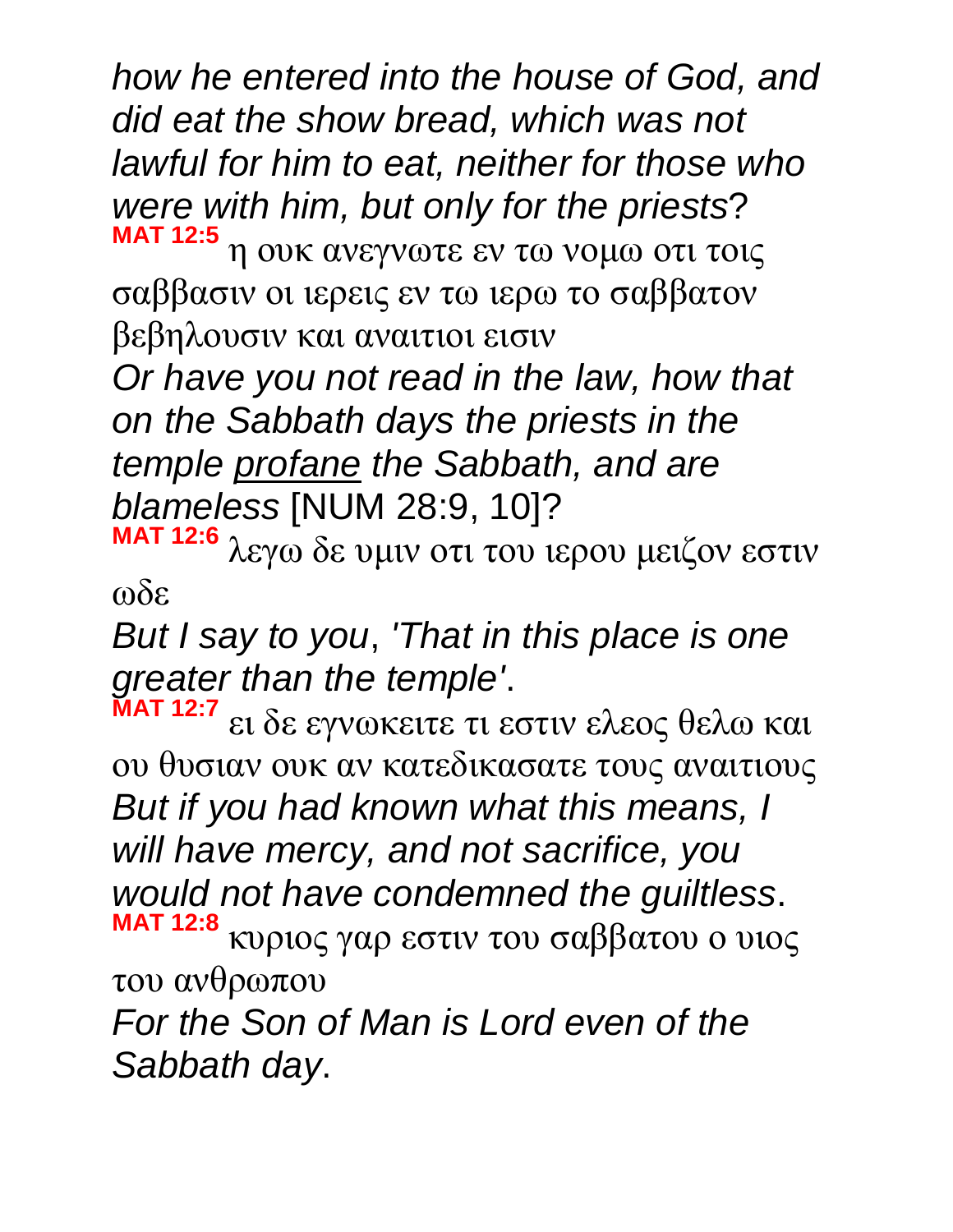*how he entered into the house of God, and did eat the show bread, which was not lawful for him to eat, neither for those who were with him, but only for the priests*?

**MAT 12:5** η ουκ ανεγνωτε εν τω νομω οτι τοις σαββασιν οι ιερεις εν τω ιερω το σαββατον βεβηλουσιν και αναιτιοι εισιν

*Or have you not read in the law, how that on the Sabbath days the priests in the temple <u>profane</u> the Sabbath, and are blameless* [NUM 28:9, 10]?

**MAT 12:6** λεγω δε υμιν οτι του ιερου μειζον εστιν ωδε

*But I say to you*, *'That in this place is one greater than the temple'*.

**MAT 12:7** ει δε εγνωκειτε τι εστιν ελεος θελω και ου θυσιαν ουκ αν κατεδικασατε τους αναιτιους

*But if you had known what this means, I will have mercy, and not sacrifice, you would not have condemned the guiltless*.

**MAT 12:8** κυριος γαρ εστιν του σαββατου ο υιος του ανθρωπου

*For the Son of Man is Lord even of the Sabbath day*.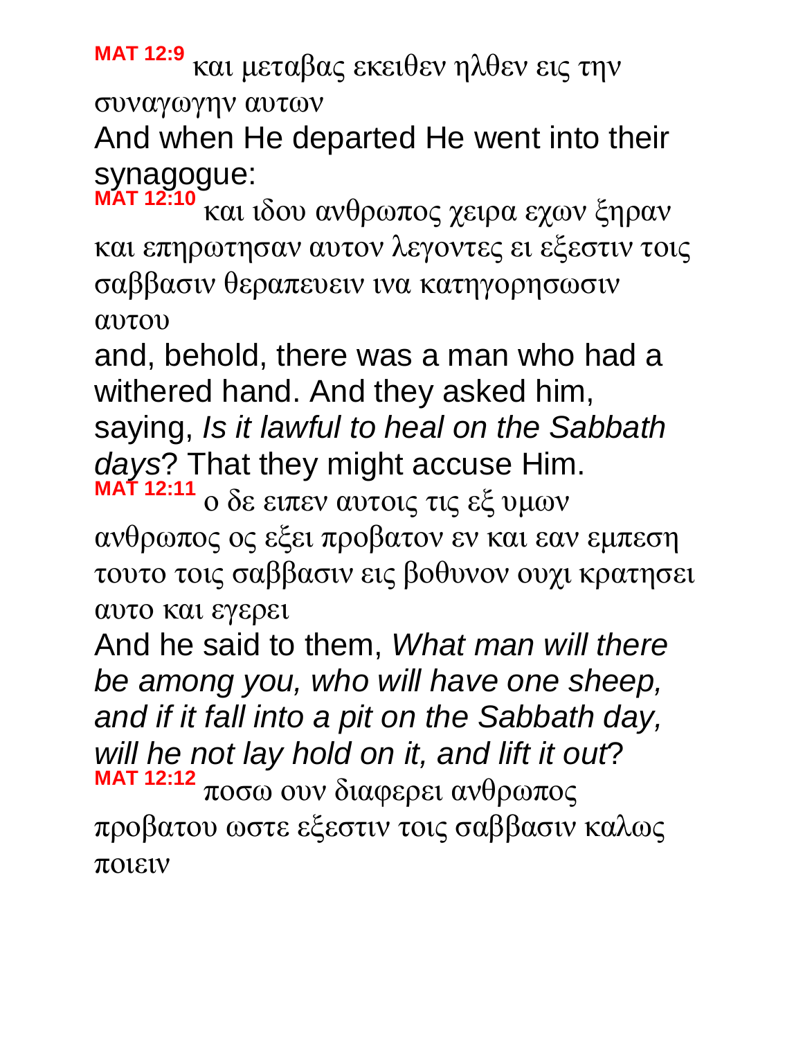**MAT 12:9** και μεταβας εκειθεν ηλθεν εις την συναγωγην αυτων

And when He departed He went into their synagogue:

**MAT 12:10** και ιδου ανθρωπος χειρα εχων ξηραν και επηρωτησαν αυτον λεγοντες ει εξεστιν τοις σαββασιν θεραπευειν ινα κατηγορησωσιν αυτου

and, behold, there was a man who had a withered hand. And they asked him, saying, *Is it lawful to heal on the Sabbath days*? That they might accuse Him.

**MAT 12:11** ο δε ειπεν αυτοις τις εξ υμων ανθρωπος ος εξει προβατον εν και εαν εμπεση τουτο τοις σαββασιν εις βοθυνον ουχι κρατησει αυτο και εγερει

And he said to them, *What man will there be among you, who will have one sheep, and if it fall into a pit on the Sabbath day, will he not lay hold on it, and lift it out*?

**MAT 12:12** ποσω ουν διαφερει ανθρωπος προβατου ωστε εξεστιν τοις σαββασιν καλως ποιειν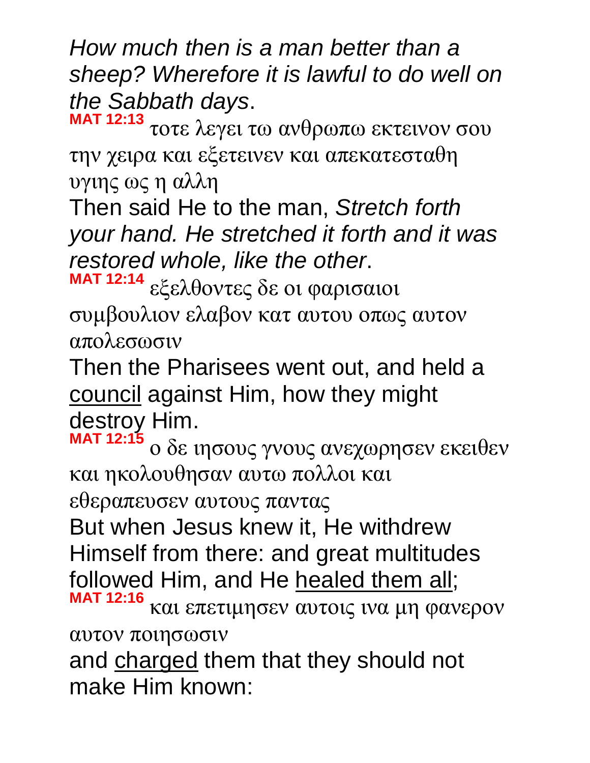*How much then is a man better than a sheep? Wherefore it is lawful to do well on the Sabbath days*.

**MAT 12:13** τοτε λεγει τω ανθρωπω εκτεινον σου την χειρα και εξετεινεν και απεκατεσταθη υγιης ως η αλλη

Then said He to the man, *Stretch forth your hand. He stretched it forth and it was restored whole, like the other*.

**MAT 12:14** εξελθοντες δε οι φαρισαιοι συμβουλιον ελαβον κατ αυτου οπως αυτον απολεσωσιν

Then the Pharisees went out, and held a <u>council</u> against Him, how they might destroy Him.

**MAT 12:15** ο δε ιησους γνους ανεχωρησεν εκειθεν και ηκολουθησαν αυτω πολλοι και εθεραπευσεν αυτους παντας

But when Jesus knew it, He withdrew Himself from there: and great multitudes followed Him, and He <u>healed them all</u>;

**MAT 12:16** και επετιμησεν αυτοις ινα μη φανερον αυτον ποιησωσιν

and <u>charged</u> them that they should not make Him known: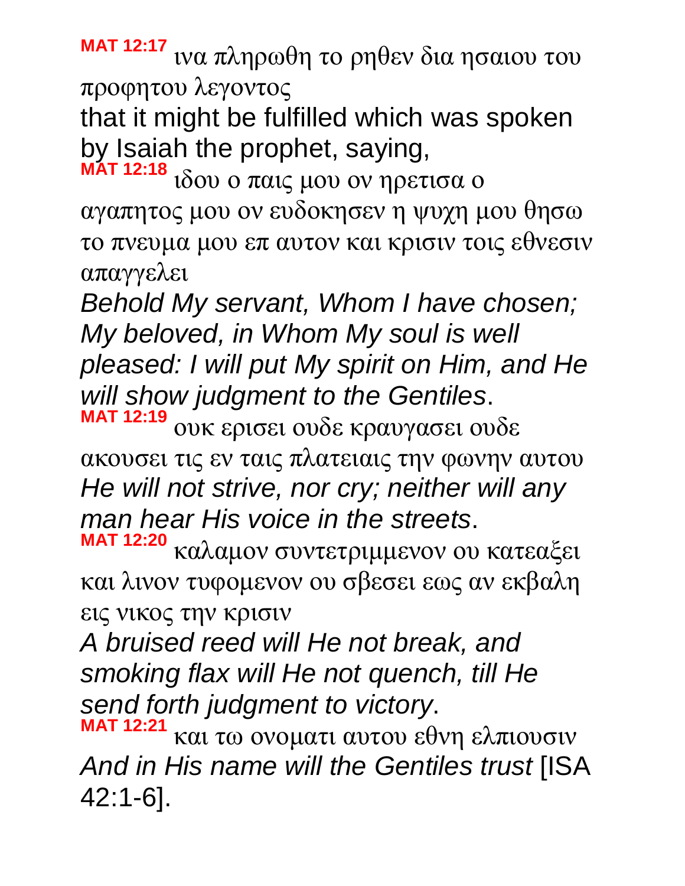**MAT 12:17** ινα πληρωθη το ρηθεν δια ησαιου του προφητου λεγοντος

that it might be fulfilled which was spoken by Isaiah the prophet, saying,

**MAT 12:18** ιδου ο παις μου ον ηρετισα ο αγαπητος μου ον ευδοκησεν η ψυχη μου θησω το πνευμα μου επ αυτον και κρισιν τοις εθνεσιν απαγγελει

*Behold My servant, Whom I have chosen; My beloved, in Whom My soul is well pleased: I will put My spirit on Him, and He will show judgment to the Gentiles*.

**MAT 12:19** ουκ ερισει ουδε κραυγασει ουδε ακουσει τις εν ταις πλατειαις την φωνην αυτου

*He will not strive, nor cry; neither will any man hear His voice in the streets*.

**MAT 12:20** καλαμον συντετριμμενον ου κατεαξει και λινον τυφομενον ου σβεσει εως αν εκβαλη εις νικος την κρισιν

*A bruised reed will He not break, and smoking flax will He not quench, till He send forth judgment to victory*.

**MAT 12:21** και τω ονοματι αυτου εθνη ελπιουσιν

*And in His name will the Gentiles trust* [ISA 42:1-6].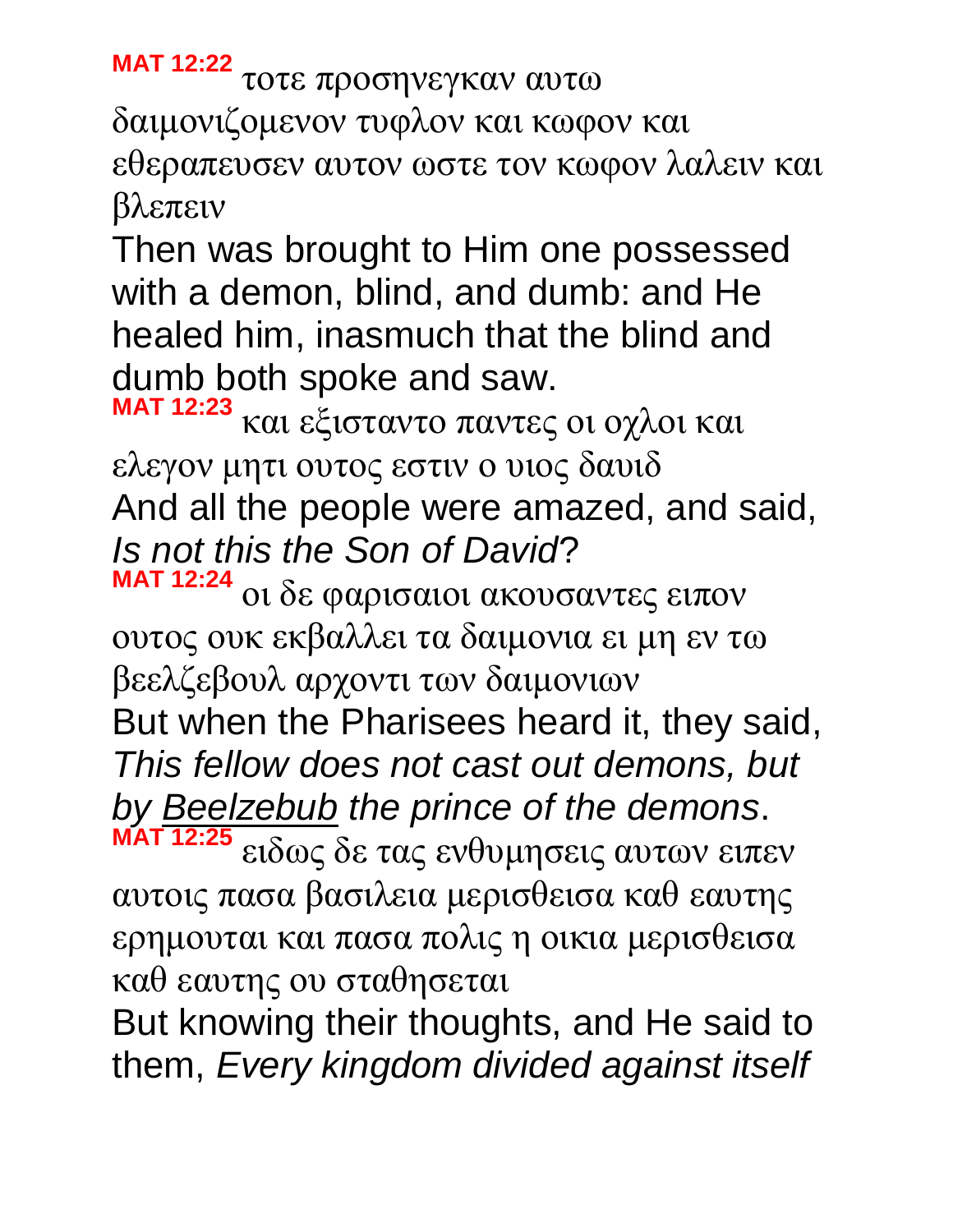**MAT 12:22** τοτε προσηνεγκαν αυτω δαιμονιζομενον τυφλον και κωφον και εθεραπευσεν αυτον ωστε τον κωφον λαλειν και βλεπειν

Then was brought to Him one possessed with a demon, blind, and dumb: and He healed him, inasmuch that the blind and dumb both spoke and saw.

**MAT 12:23** και εξισταντο παντες οι οχλοι και ελεγον μητι ουτος εστιν ο υιος δαυιδ

And all the people were amazed, and said, *Is not this the Son of David*?

**MAT 12:24** οι δε φαρισαιοι ακουσαντες ειπον ουτος ουκ εκβαλλει τα δαιμονια ει μη εν τω βεελζεβουλ αρχοντι των δαιμονιων

But when the Pharisees heard it, they said, *This fellow does not cast out demons, but by Beelzebub the prince of the demons*.

**MAT 12:25** ειδως δε τας ενθυμησεις αυτων ειπεν αυτοις πασα βασιλεια μερισθεισα καθ εαυτης ερημουται και πασα πολις η οικια μερισθεισα καθ εαυτης ου σταθησεται

But knowing their thoughts, and He said to them, *Every kingdom divided against itself*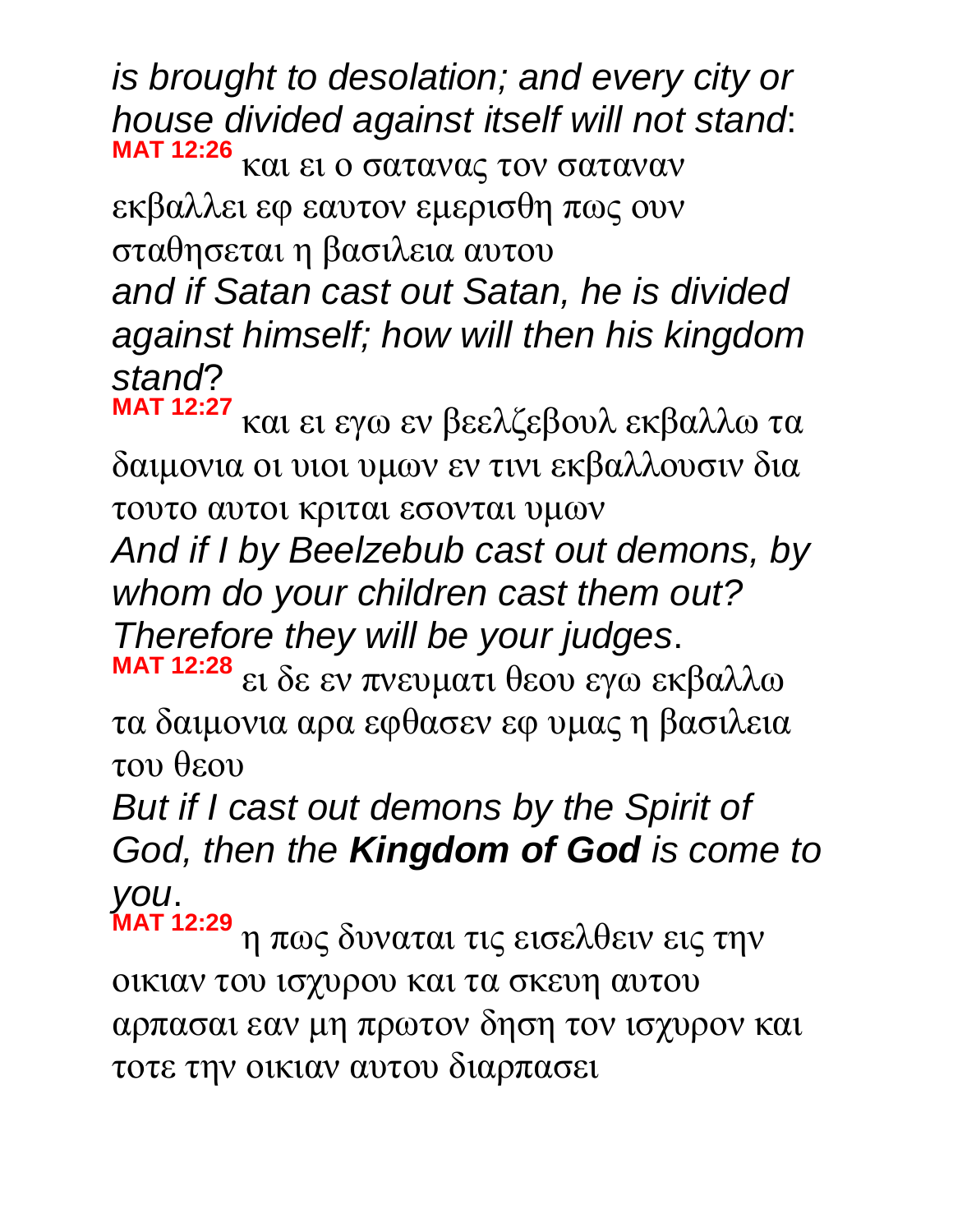*is brought to desolation; and every city or house divided against itself will not stand*:

**MAT 12:26** και ει ο σατανας τον σαταναν εκβαλλει εφ εαυτον εμερισθη πως ουν σταθησεται η βασιλεια αυτου

*and if Satan cast out Satan, he is divided against himself; how will then his kingdom stand*?

**MAT 12:27** και ει εγω εν βεελζεβουλ εκβαλλω τα δαιμονια οι υιοι υμων εν τινι εκβαλλουσιν δια τουτο αυτοι κριται εσονται υμων

*And if I by Beelzebub cast out demons, by whom do your children cast them out? Therefore they will be your judges*.

**MAT 12:28** ει δε εν πνευματι θεου εγω εκβαλλω τα δαιμονια αρα εφθασεν εφ υμας η βασιλεια του θεου

*But if I cast out demons by the Spirit of God, then the* ***Kingdom of God*** *is come to you*.

**MAT 12:29** η πως δυναται τις εισελθειν εις την οικιαν του ισχυρου και τα σκευη αυτου αρπασαι εαν μη πρωτον δηση τον ισχυρον και τοτε την οικιαν αυτου διαρπασει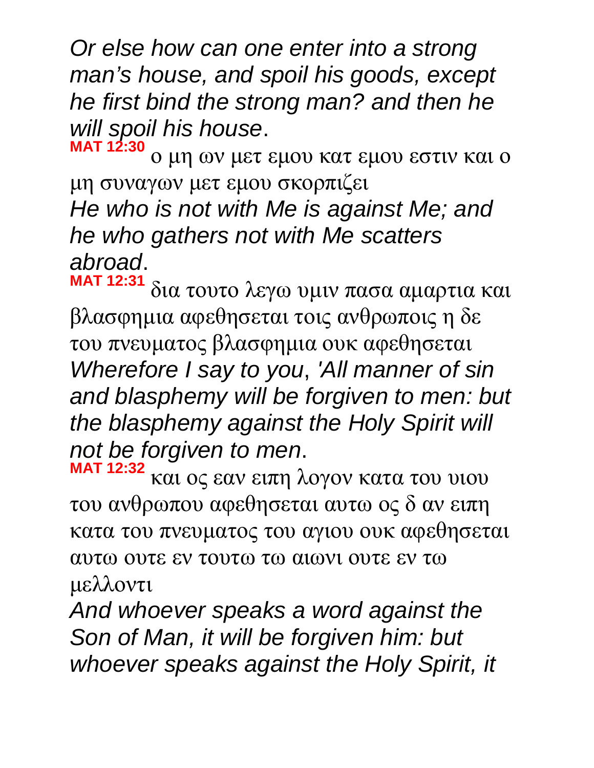*Or else how can one enter into a strong man's house, and spoil his goods, except he first bind the strong man? and then he will spoil his house*.

**MAT 12:30** ο μη ων μετ εμου κατ εμου εστιν και ο μη συναγων μετ εμου σκορπιζει

*He who is not with Me is against Me; and he who gathers not with Me scatters abroad*.

**MAT 12:31** δια τουτο λεγω υμιν πασα αμαρτια και βλασφημια αφεθησεται τοις ανθρωποις η δε του πνευματος βλασφημια ουκ αφεθησεται

*Wherefore I say to you*, *'All manner of sin and blasphemy will be forgiven to men: but the blasphemy against the Holy Spirit will not be forgiven to men*.

**MAT 12:32** και ος εαν ειπη λογον κατα του υιου του ανθρωπου αφεθησεται αυτω ος δ αν ειπη κατα του πνευματος του αγιου ουκ αφεθησεται αυτω ουτε εν τουτω τω αιωνι ουτε εν τω μελλοντι

*And whoever speaks a word against the Son of Man, it will be forgiven him: but whoever speaks against the Holy Spirit, it*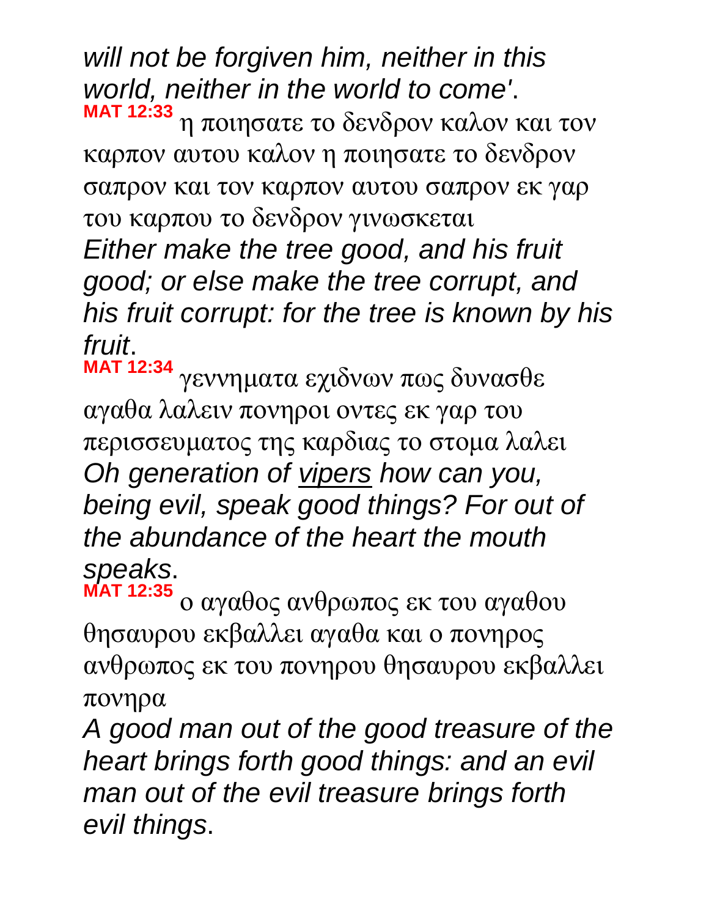*will not be forgiven him, neither in this world, neither in the world to come'*.

**MAT 12:33** η ποιησατε το δενδρον καλον και τον καρπον αυτου καλον η ποιησατε το δενδρον σαπρον και τον καρπον αυτου σαπρον εκ γαρ του καρπου το δενδρον γινωσκεται

*Either make the tree good, and his fruit good; or else make the tree corrupt, and his fruit corrupt: for the tree is known by his fruit*.

**MAT 12:34** γεννηματα εχιδνων πως δυνασθε αγαθα λαλειν πονηροι οντες εκ γαρ του περισσευματος της καρδιας το στομα λαλει

*Oh generation of vipers how can you, being evil, speak good things? For out of the abundance of the heart the mouth speaks*.

**MAT 12:35** ο αγαθος ανθρωπος εκ του αγαθου θησαυρου εκβαλλει αγαθα και ο πονηρος ανθρωπος εκ του πονηρου θησαυρου εκβαλλει πονηρα

*A good man out of the good treasure of the heart brings forth good things: and an evil man out of the evil treasure brings forth evil things*.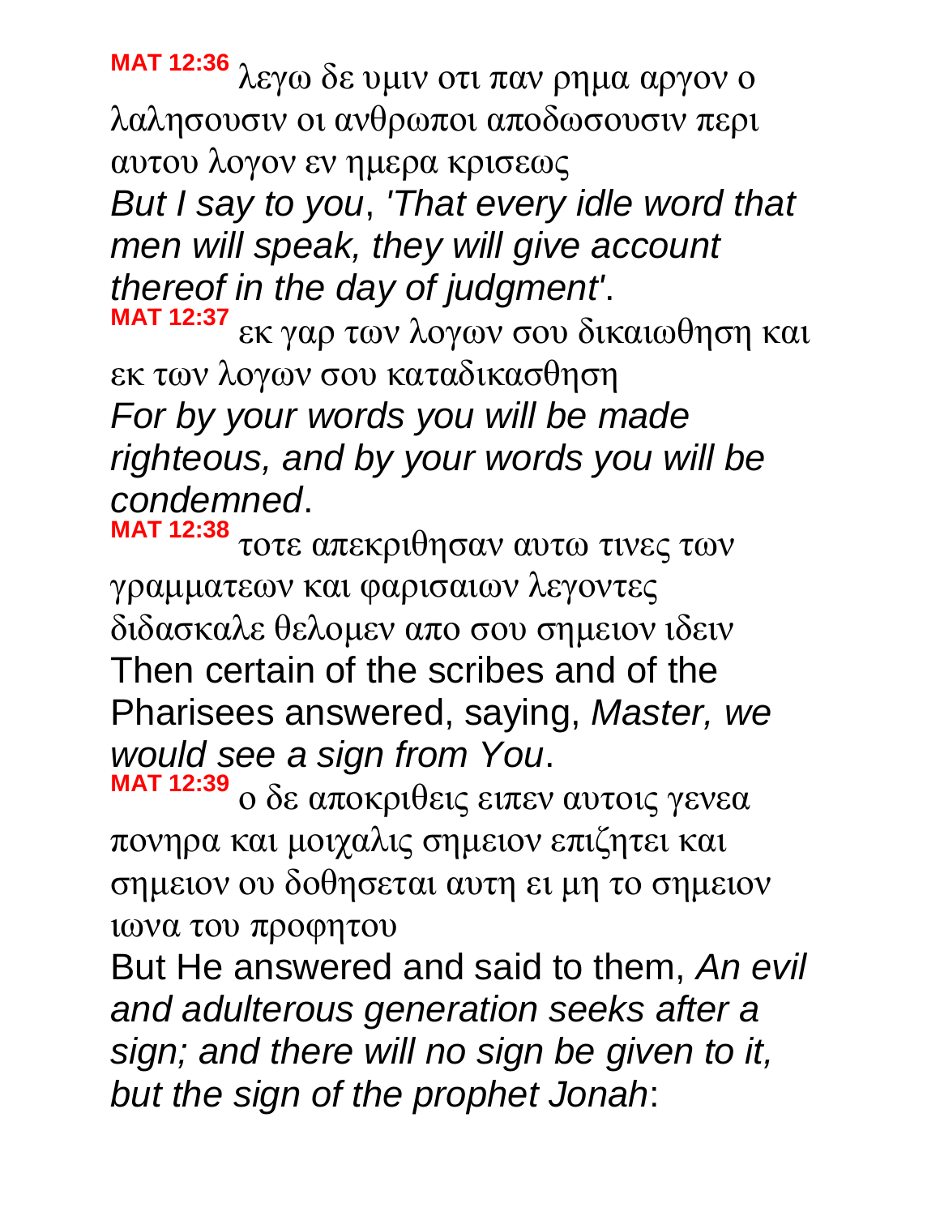**MAT 12:36** λεγω δε υμιν οτι παν ρημα αργον ο λαλησουσιν οι ανθρωποι αποδωσουσιν περι αυτου λογον εν ημερα κρισεως

*But I say to you*, *'That every idle word that men will speak, they will give account thereof in the day of judgment'*.

**MAT 12:37** εκ γαρ των λογων σου δικαιωθηση και εκ των λογων σου καταδικασθηση

*For by your words you will be made righteous, and by your words you will be condemned*.

**MAT 12:38** τοτε απεκριθησαν αυτω τινες των γραμματεων και φαρισαιων λεγοντες διδασκαλε θελομεν απο σου σημειον ιδειν

Then certain of the scribes and of the Pharisees answered, saying, *Master, we would see a sign from You*.

**MAT 12:39** ο δε αποκριθεις ειπεν αυτοις γενεα πονηρα και μοιχαλις σημειον επιζητει και σημειον ου δοθησεται αυτη ει μη το σημειον ιωνα του προφητου

But He answered and said to them, *An evil and adulterous generation seeks after a sign; and there will no sign be given to it, but the sign of the prophet Jonah*: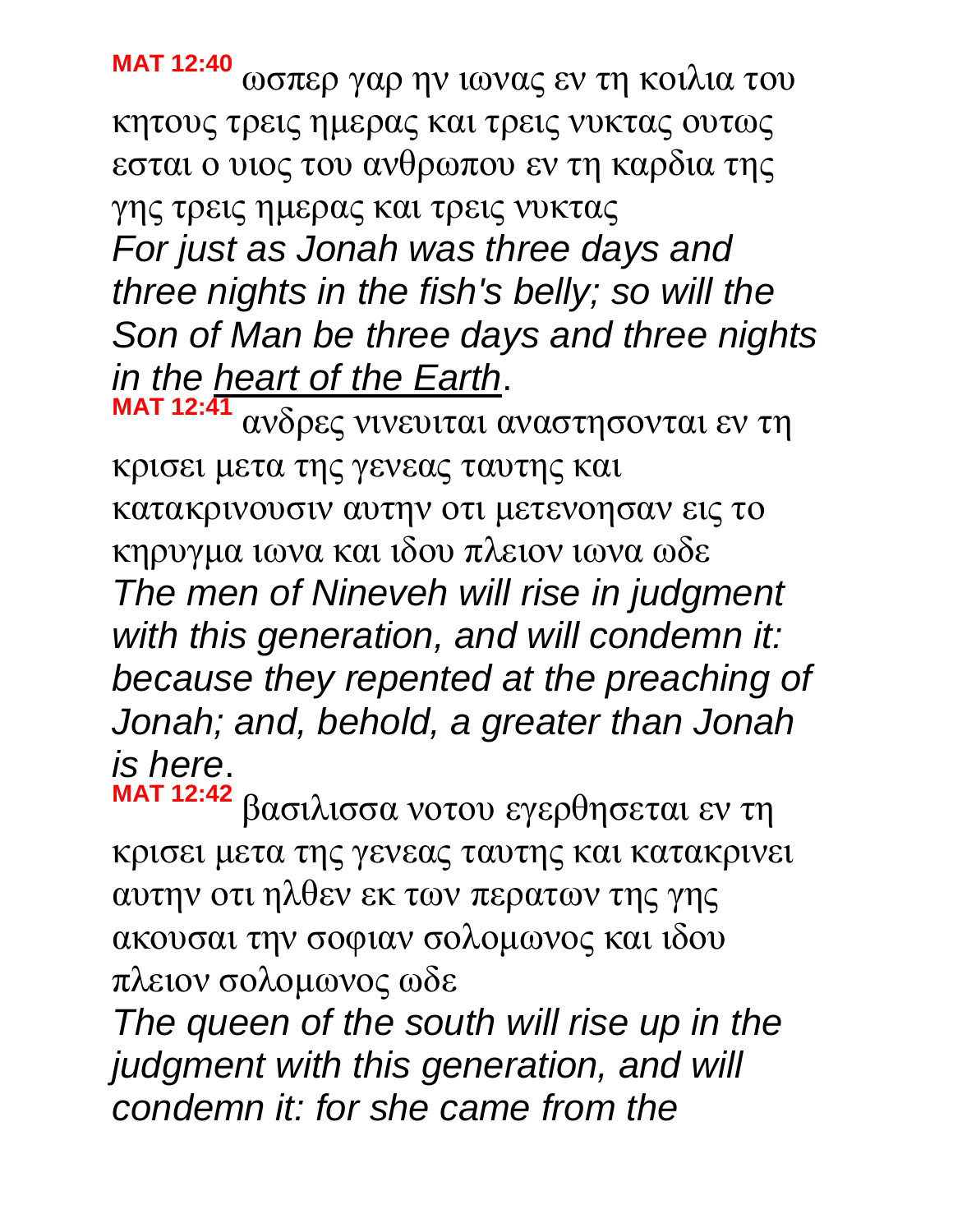**MAT 12:40** ωσπερ γαρ ην ιωνας εν τη κοιλια του κητους τρεις ημερας και τρεις νυκτας ουτως εσται ο υιος του ανθρωπου εν τη καρδια της γης τρεις ημερας και τρεις νυκτας

*For just as Jonah was three days and three nights in the fish's belly; so will the Son of Man be three days and three nights in the <u>heart of the Earth</u>.*

**MAT 12:41** ανδρες νινευιται αναστησονται εν τη κρισει μετα της γενεας ταυτης και κατακρινουσιν αυτην οτι μετενοησαν εις το κηρυγμα ιωνα και ιδου πλειον ιωνα ωδε

*The men of Nineveh will rise in judgment with this generation, and will condemn it: because they repented at the preaching of Jonah; and, behold, a greater than Jonah is here.*

**MAT 12:42** βασιλισσα νοτου εγερθησεται εν τη κρισει μετα της γενεας ταυτης και κατακρινει αυτην οτι ηλθεν εκ των περατων της γης ακουσαι την σοφιαν σολομωνος και ιδου πλειον σολομωνος ωδε

*The queen of the south will rise up in the judgment with this generation, and will condemn it: for she came from the*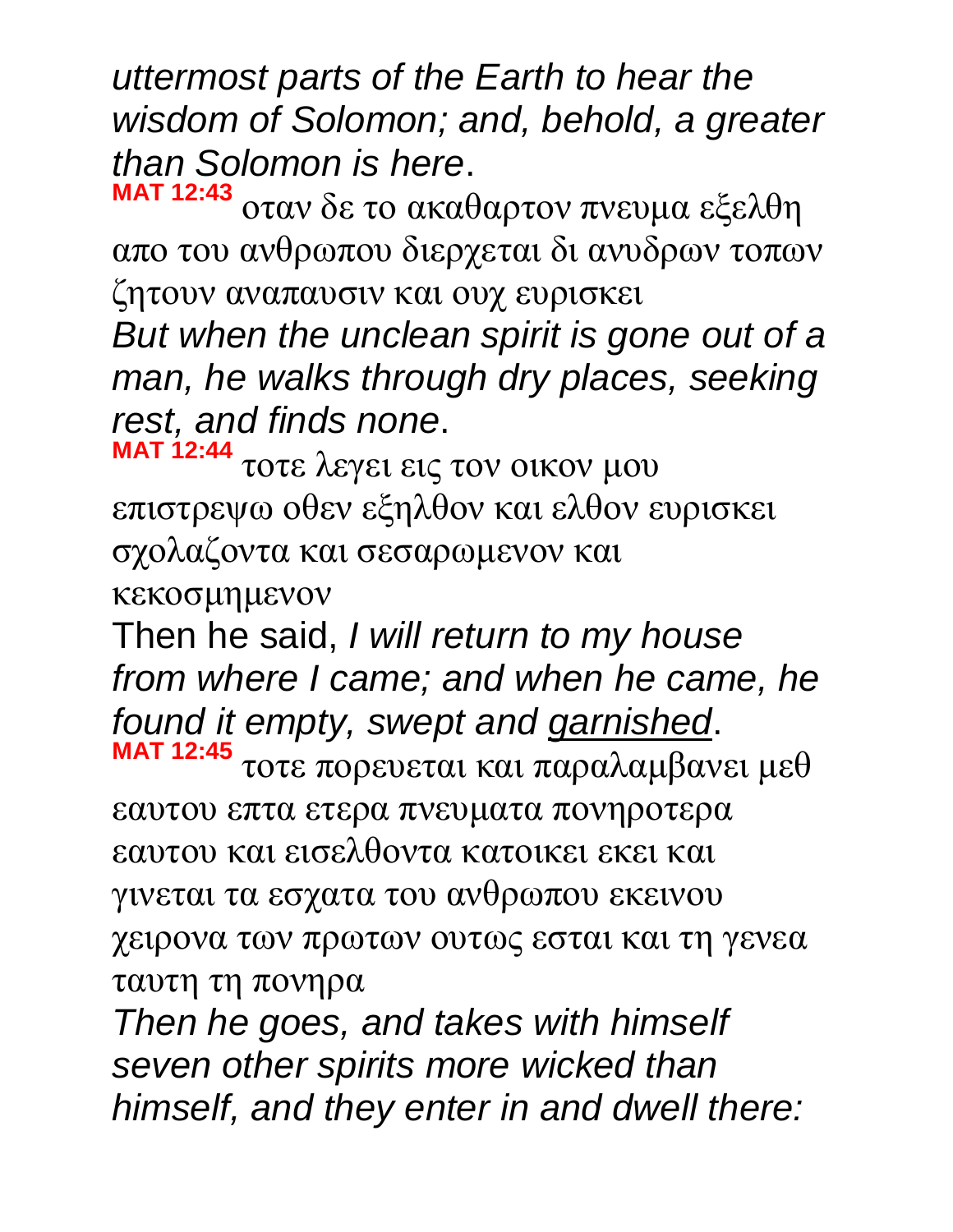*uttermost parts of the Earth to hear the wisdom of Solomon; and, behold, a greater than Solomon is here*.

**MAT 12:43** οταν δε το ακαθαρτον πνευμα εξελθη απο του ανθρωπου διερχεται δι ανυδρων τοπων ζητουν αναπαυσιν και ουχ ευρισκει

*But when the unclean spirit is gone out of a man, he walks through dry places, seeking rest, and finds none*.

**MAT 12:44** τοτε λεγει εις τον οικον μου επιστρεψω οθεν εξηλθον και ελθον ευρισκει σχολαζοντα και σεσαρωμενον και κεκοσμημενον

Then he said, *I will return to my house from where I came; and when he came, he found it empty, swept and <u>garnished</u>*.

**MAT 12:45** τοτε πορευεται και παραλαμβανει μεθ εαυτου επτα ετερα πνευματα πονηροτερα εαυτου και εισελθοντα κατοικει εκει και γινεται τα εσχατα του ανθρωπου εκεινου χειρονα των πρωτων ουτως εσται και τη γενεα ταυτη τη πονηρα

*Then he goes, and takes with himself seven other spirits more wicked than himself, and they enter in and dwell there:*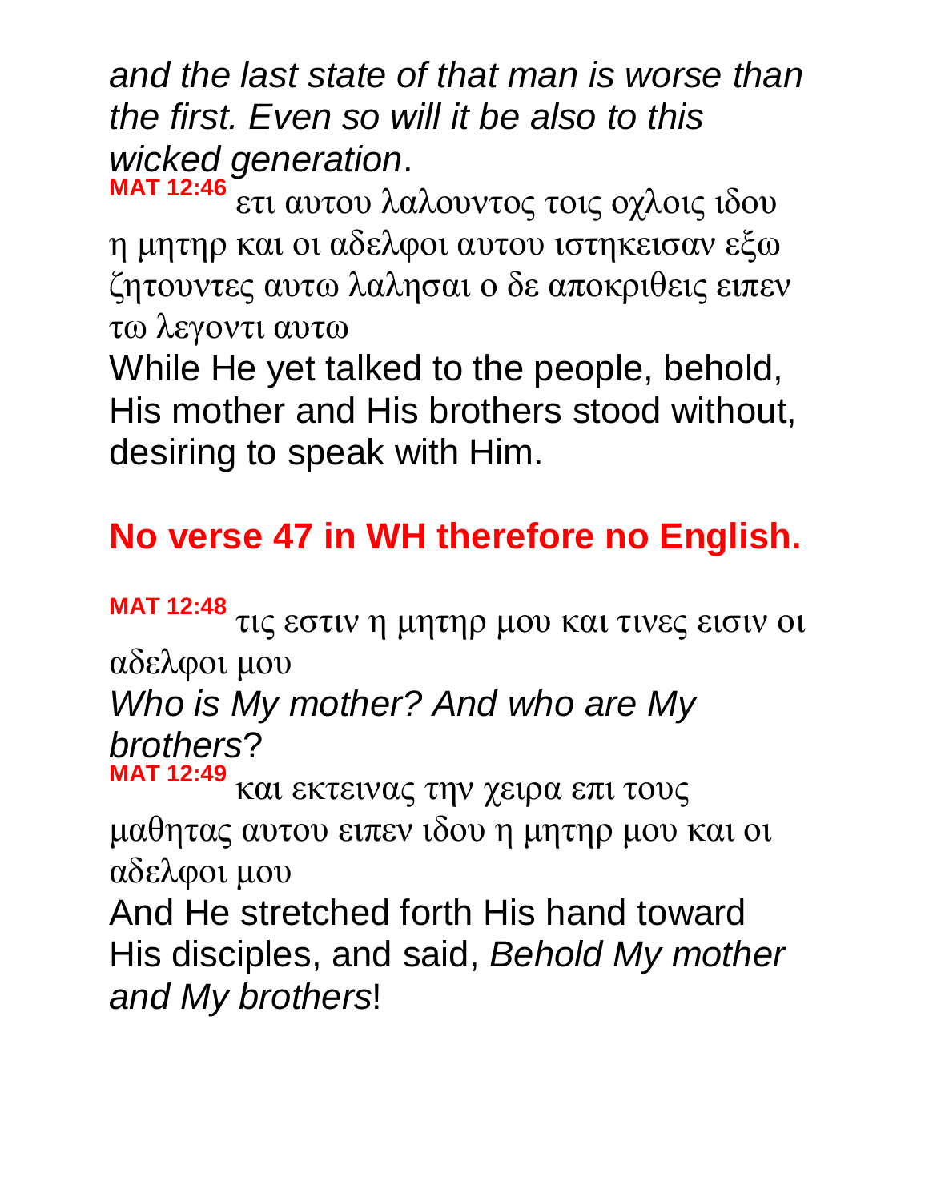*and the last state of that man is worse than the first. Even so will it be also to this wicked generation*.

**MAT 12:46** ετι αυτου λαλουντος τοις οχλοις ιδου η μητηρ και οι αδελφοι αυτου ιστηκεισαν εξω ζητουντες αυτω λαλησαι ο δε αποκριθεις ειπεν τω λεγοντι αυτω

While He yet talked to the people, behold, His mother and His brothers stood without, desiring to speak with Him.

**No verse 47 in WH therefore no English.**

**MAT 12:48** τις εστιν η μητηρ μου και τινες εισιν οι αδελφοι μου

*Who is My mother? And who are My brothers*?

**MAT 12:49** και εκτεινας την χειρα επι τους μαθητας αυτου ειπεν ιδου η μητηρ μου και οι αδελφοι μου

And He stretched forth His hand toward His disciples, and said, *Behold My mother and My brothers*!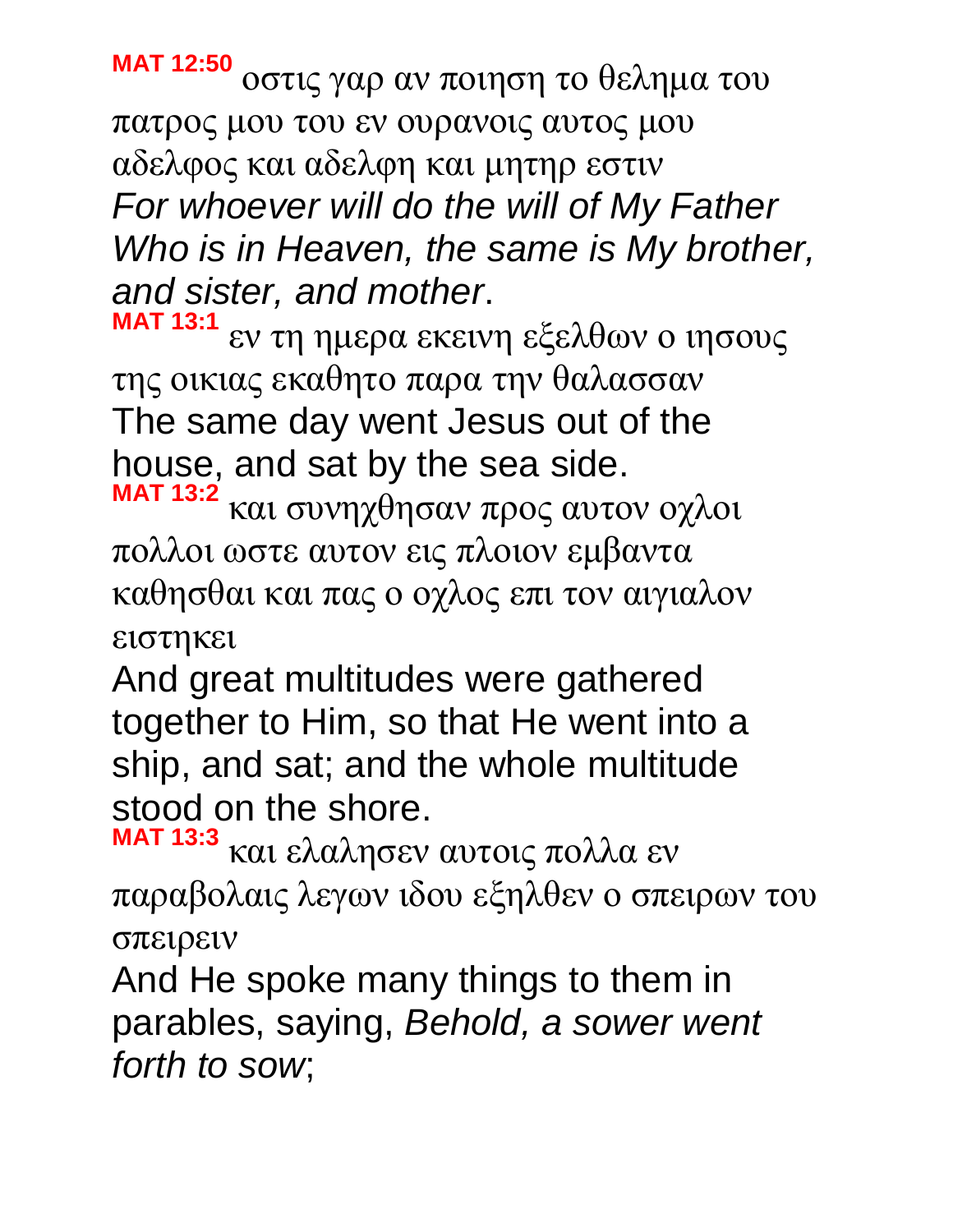**MAT 12:50** οστις γαρ αν ποιηση το θελημα του πατρος μου του εν ουρανοις αυτος μου αδελφος και αδελφη και μητηρ εστιν
*For whoever will do the will of My Father Who is in Heaven, the same is My brother, and sister, and mother*.

**MAT 13:1** εν τη ημερα εκεινη εξελθων ο ιησους της οικιας εκαθητο παρα την θαλασσαν
The same day went Jesus out of the house, and sat by the sea side.

**MAT 13:2** και συνηχθησαν προς αυτον οχλοι πολλοι ωστε αυτον εις πλοιον εμβαντα καθησθαι και πας ο οχλος επι τον αιγιαλον ειστηκει
And great multitudes were gathered together to Him, so that He went into a ship, and sat; and the whole multitude stood on the shore.

**MAT 13:3** και ελαλησεν αυτοις πολλα εν παραβολαις λεγων ιδου εξηλθεν ο σπειρων του σπειρειν
And He spoke many things to them in parables, saying, *Behold, a sower went forth to sow*;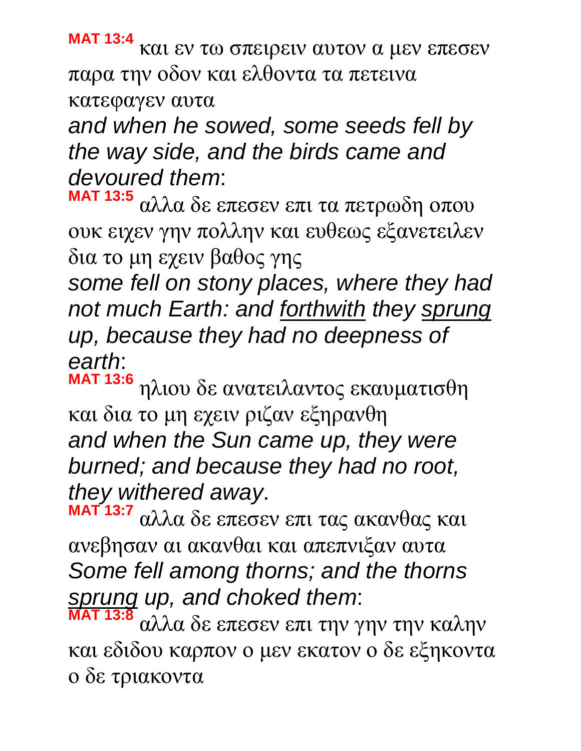**MAT 13:4** και εν τω σπειρειν αυτον α μεν επεσεν παρα την οδον και ελθοντα τα πετεινα κατεφαγεν αυτα

*and when he sowed, some seeds fell by the way side, and the birds came and devoured them*:

**MAT 13:5** αλλα δε επεσεν επι τα πετρωδη οπου ουκ ειχεν γην πολλην και ευθεως εξανετειλεν δια το μη εχειν βαθος γης

*some fell on stony places, where they had not much Earth: and <u>forthwith</u> they <u>sprung</u> up, because they had no deepness of earth*:

**MAT 13:6** ηλιου δε ανατειλαντος εκαυματισθη και δια το μη εχειν ριζαν εξηρανθη

*and when the Sun came up, they were burned; and because they had no root, they withered away*.

**MAT 13:7** αλλα δε επεσεν επι τας ακανθας και ανεβησαν αι ακανθαι και απεπνιξαν αυτα

*Some fell among thorns; and the thorns <u>sprung</u> up, and choked them*:

**MAT 13:8** αλλα δε επεσεν επι την γην την καλην και εδιδου καρπον ο μεν εκατον ο δε εξηκοντα ο δε τριακοντα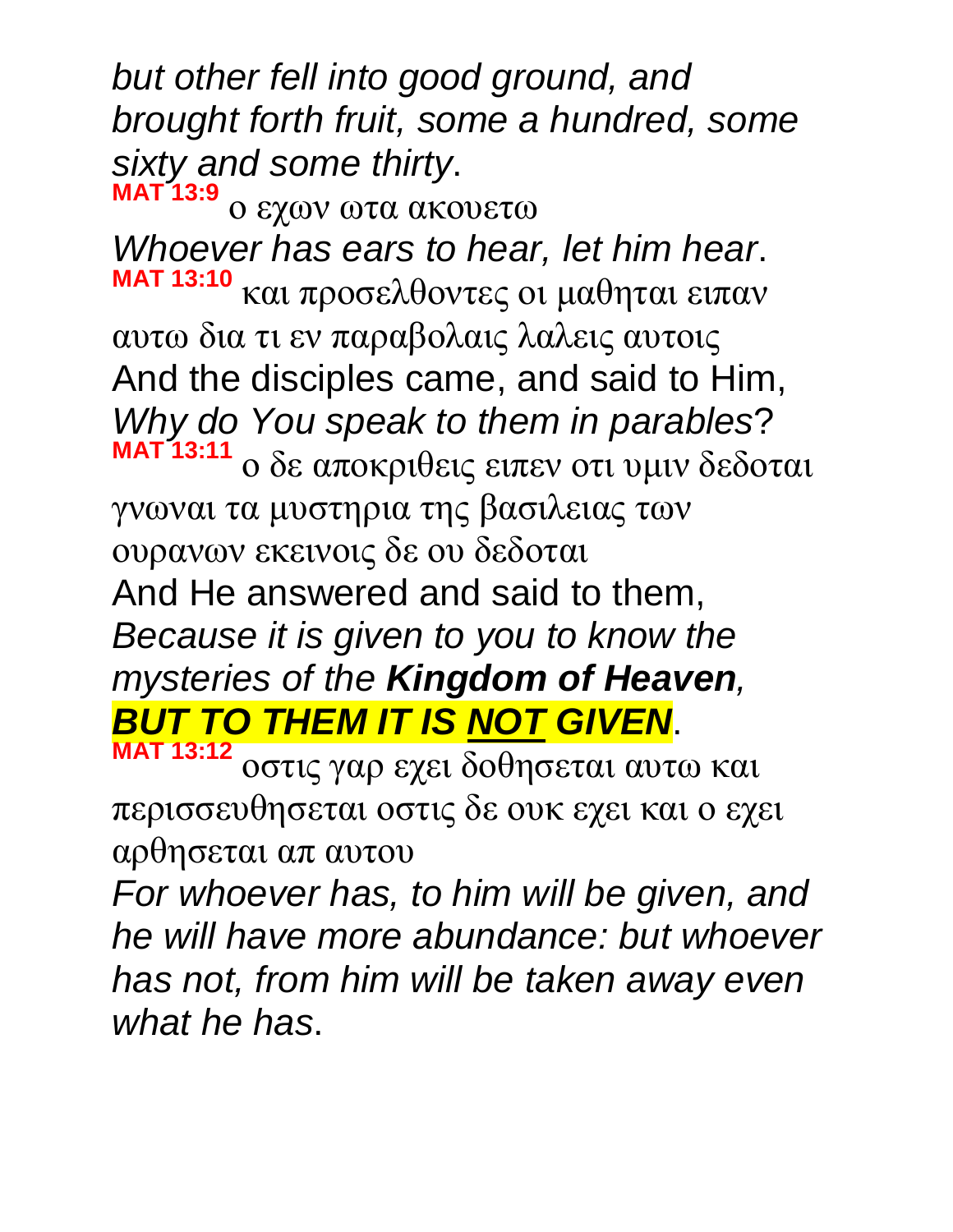*but other fell into good ground, and brought forth fruit, some a hundred, some sixty and some thirty*.

**MAT 13:9** ο εχων ωτα ακουετω

*Whoever has ears to hear, let him hear*.

**MAT 13:10** και προσελθοντες οι μαθηται ειπαν αυτω δια τι εν παραβολαις λαλεις αυτοις

And the disciples came, and said to Him, *Why do You speak to them in parables*?

**MAT 13:11** ο δε αποκριθεις ειπεν οτι υμιν δεδοται γνωναι τα μυστηρια της βασιλειας των ουρανων εκεινοις δε ου δεδοται

And He answered and said to them, *Because it is given to you to know the mysteries of the **Kingdom of Heaven**, **BUT TO THEM IT IS <u>NOT</u> GIVEN***.

**MAT 13:12** οστις γαρ εχει δοθησεται αυτω και περισσευθησεται οστις δε ουκ εχει και ο εχει αρθησεται απ αυτου

*For whoever has, to him will be given, and he will have more abundance: but whoever has not, from him will be taken away even what he has*.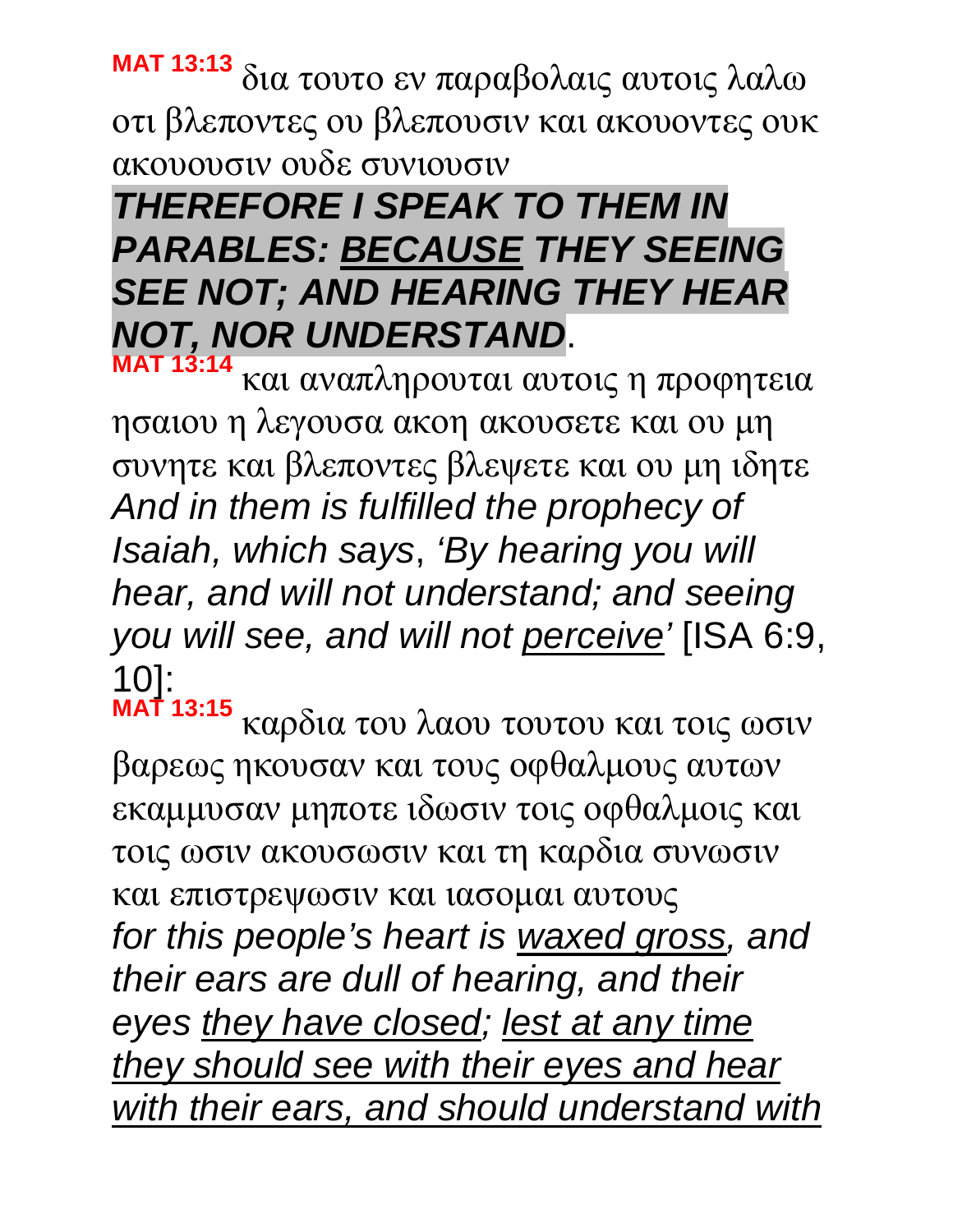**MAT 13:13** δια τουτο εν παραβολαις αυτοις λαλω οτι βλεποντες ου βλεπουσιν και ακουοντες ουκ ακουουσιν ουδε συνιουσιν

***THEREFORE I SPEAK TO THEM IN PARABLES: <u>BECAUSE</u> THEY SEEING SEE NOT; AND HEARING THEY HEAR NOT, NOR UNDERSTAND***.

**MAT 13:14** και αναπληρουται αυτοις η προφητεια ησαιου η λεγουσα ακοη ακουσετε και ου μη συνητε και βλεποντες βλεψετε και ου μη ιδητε

*And in them is fulfilled the prophecy of Isaiah, which says*, *'By hearing you will hear, and will not understand; and seeing you will see, and will not <u>perceive</u>'* [ISA 6:9, 10]:

**MAT 13:15** καρδια του λαου τουτου και τοις ωσιν βαρεως ηκουσαν και τους οφθαλμους αυτων εκαμμυσαν μηποτε ιδωσιν τοις οφθαλμοις και τοις ωσιν ακουσωσιν και τη καρδια συνωσιν και επιστρεψωσιν και ιασομαι αυτους

*for this people's heart is <u>waxed gross</u>, and their ears are dull of hearing, and their eyes <u>they have closed</u>; <u>lest at any time they should see with their eyes and hear with their ears, and should understand with</u>*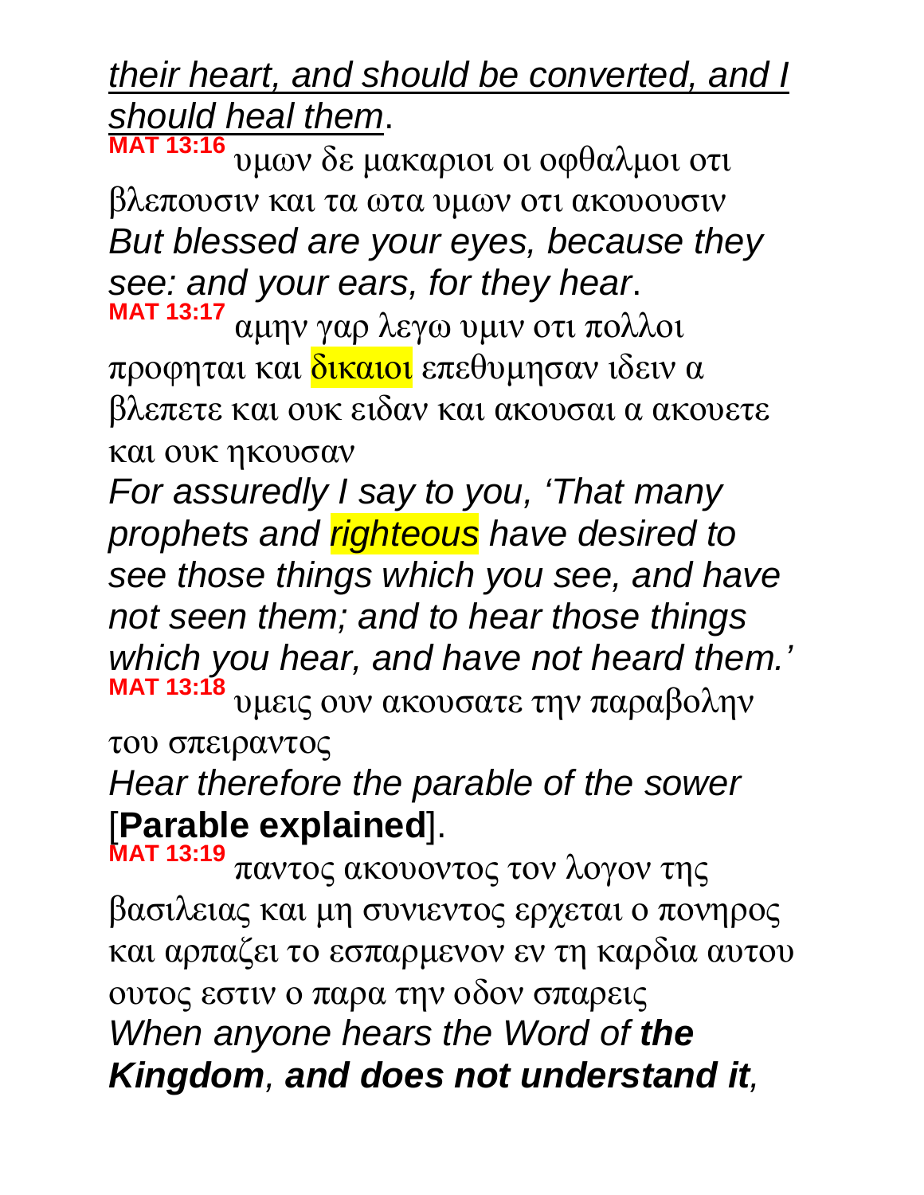*<u>their heart, and should be converted, and I should heal them</u>*.

**MAT 13:16** υμων δε μακαριοι οι οφθαλμοι οτι βλεπουσιν και τα ωτα υμων οτι ακουουσιν
*But blessed are your eyes, because they see: and your ears, for they hear*.

**MAT 13:17** αμην γαρ λεγω υμιν οτι πολλοι προφηται και δικαιοι επεθυμησαν ιδειν α βλεπετε και ουκ ειδαν και ακουσαι α ακουετε και ουκ ηκουσαν
*For assuredly I say to you, 'That many prophets and righteous have desired to see those things which you see, and have not seen them; and to hear those things which you hear, and have not heard them.'*

**MAT 13:18** υμεις ουν ακουσατε την παραβολην του σπειραντος
*Hear therefore the parable of the sower* [**Parable explained**].

**MAT 13:19** παντος ακουοντος τον λογον της βασιλειας και μη συνιεντος ερχεται ο πονηρος και αρπαζει το εσπαρμενον εν τη καρδια αυτου ουτος εστιν ο παρα την οδον σπαρεις
*When anyone hears the Word of **the Kingdom**, **and does not understand it**,*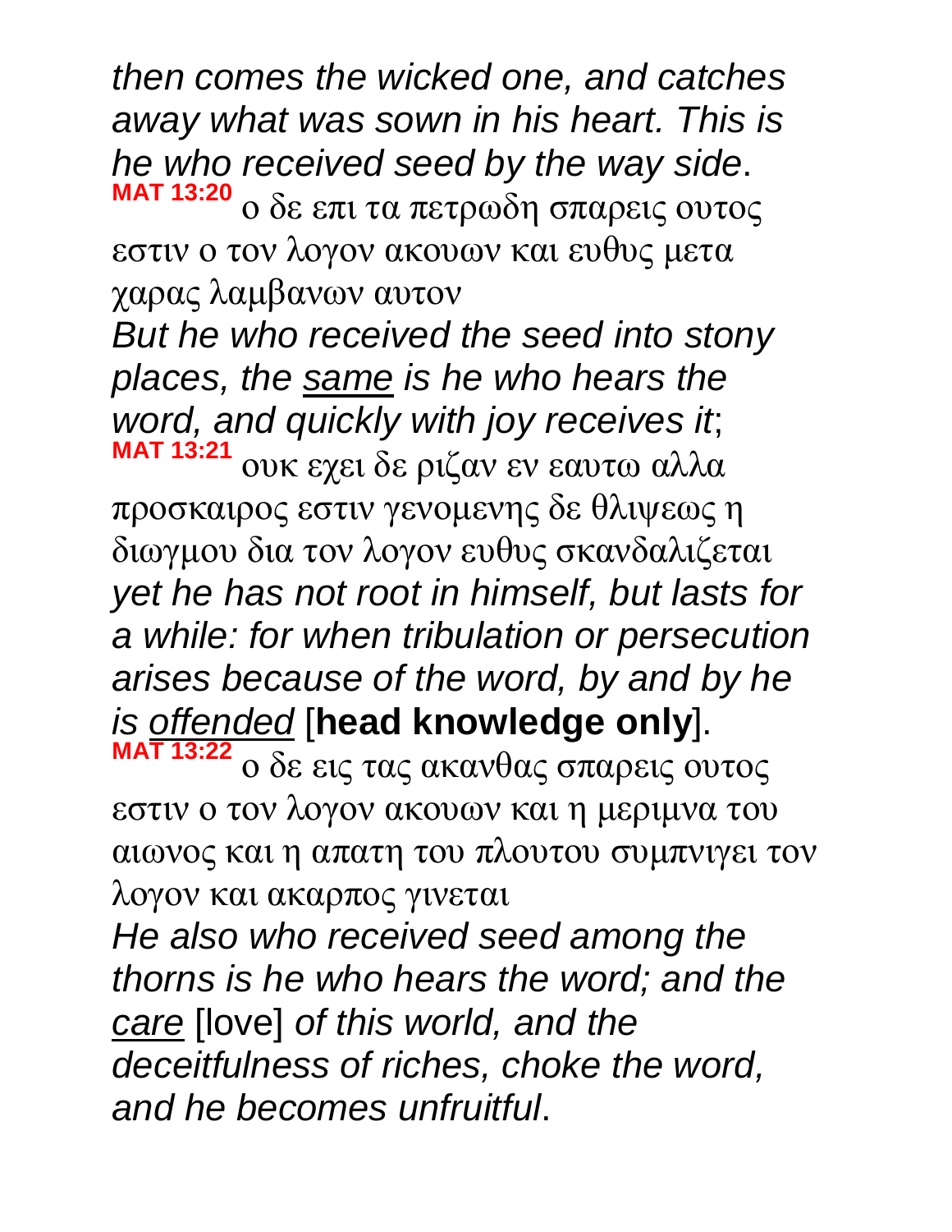*then comes the wicked one, and catches away what was sown in his heart. This is he who received seed by the way side*.

**MAT 13:20** ο δε επι τα πετρωδη σπαρεις ουτος εστιν ο τον λογον ακουων και ευθυς μετα χαρας λαμβανων αυτον

*But he who received the seed into stony places, the <u>same</u> is he who hears the word, and quickly with joy receives it*;

**MAT 13:21** ουκ εχει δε ριζαν εν εαυτω αλλα προσκαιρος εστιν γενομενης δε θλιψεως η διωγμου δια τον λογον ευθυς σκανδαλιζεται

*yet he has not root in himself, but lasts for a while: for when tribulation or persecution arises because of the word, by and by he is <u>offended</u>* [**head knowledge only**].

**MAT 13:22** ο δε εις τας ακανθας σπαρεις ουτος εστιν ο τον λογον ακουων και η μεριμνα του αιωνος και η απατη του πλουτου συμπνιγει τον λογον και ακαρπος γινεται

*He also who received seed among the thorns is he who hears the word; and the <u>care</u>* [love] *of this world, and the deceitfulness of riches, choke the word, and he becomes unfruitful*.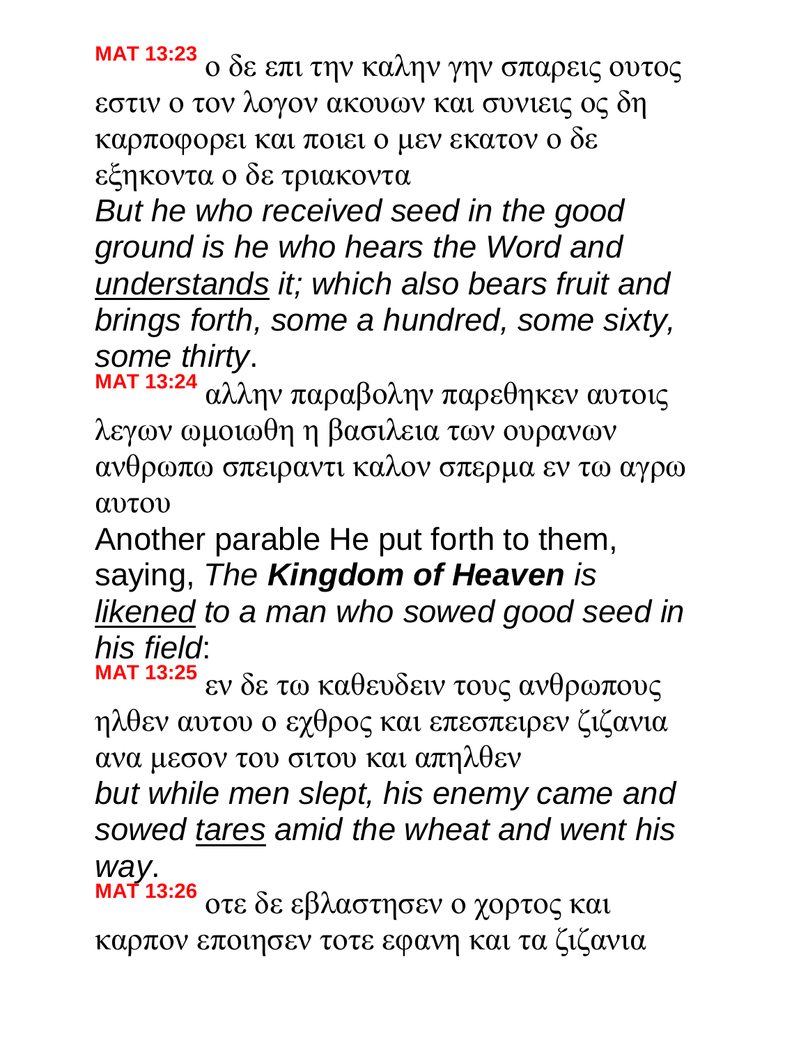**MAT 13:23** ο δε επι την καλην γην σπαρεις ουτος εστιν ο τον λογον ακουων και συνιεις ος δη καρποφορει και ποιει ο μεν εκατον ο δε εξηκοντα ο δε τριακοντα

*But he who received seed in the good ground is he who hears the Word and understands it; which also bears fruit and brings forth, some a hundred, some sixty, some thirty*.

**MAT 13:24** αλλην παραβολην παρεθηκεν αυτοις λεγων ωμοιωθη η βασιλεια των ουρανων ανθρωπω σπειραντι καλον σπερμα εν τω αγρω αυτου

Another parable He put forth to them, saying, *The **Kingdom of Heaven** is likened to a man who sowed good seed in his field*:

**MAT 13:25** εν δε τω καθευδειν τους ανθρωπους ηλθεν αυτου ο εχθρος και επεσπειρεν ζιζανια ανα μεσον του σιτου και απηλθεν

*but while men slept, his enemy came and sowed tares amid the wheat and went his way*.

**MAT 13:26** οτε δε εβλαστησεν ο χορτος και καρπον εποιησεν τοτε εφανη και τα ζιζανια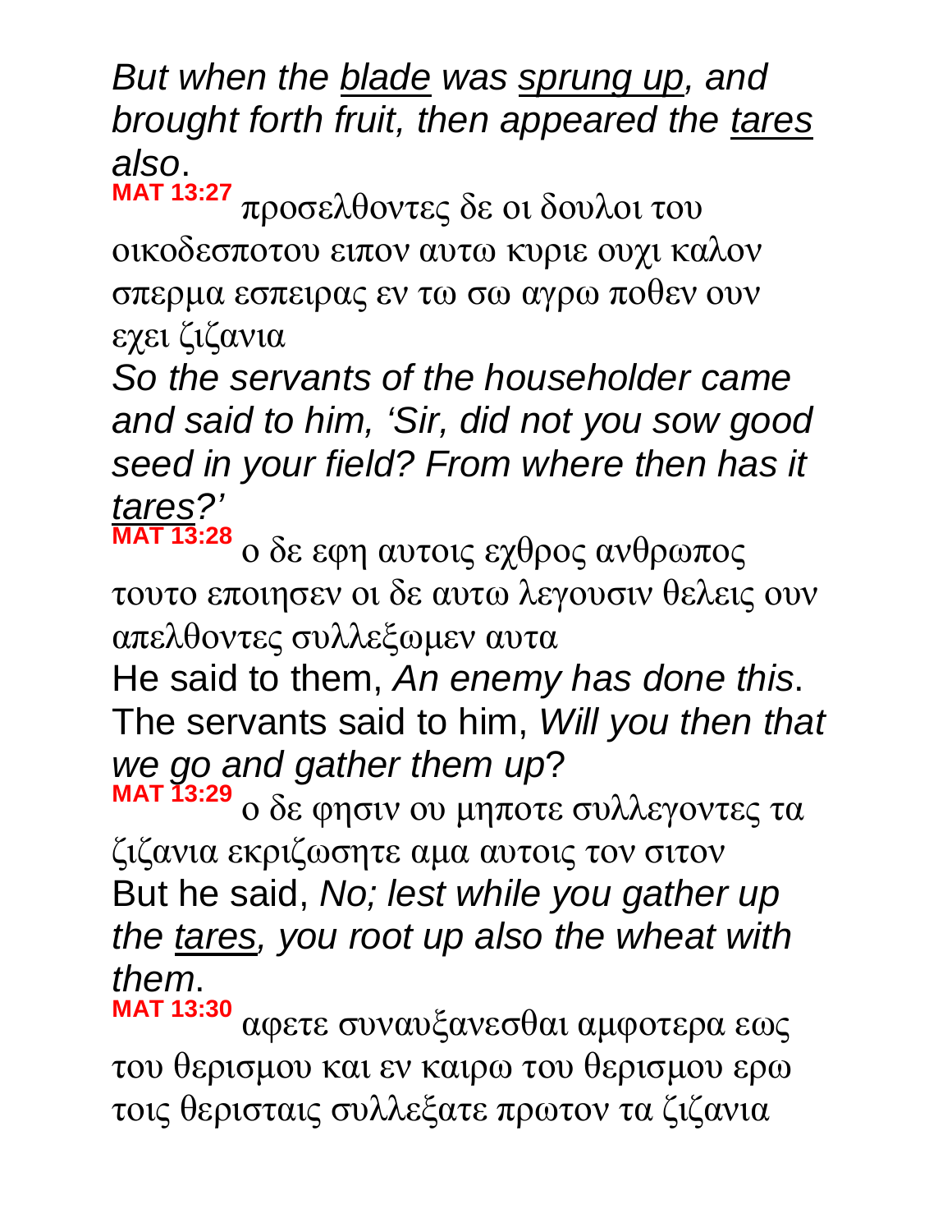*But when the <u>blade</u> was <u>sprung up</u>, and brought forth fruit, then appeared the <u>tares</u> also*.

**MAT 13:27** προσελθοντες δε οι δουλοι του οικοδεσποτου ειπον αυτω κυριε ουχι καλον σπερμα εσπειρας εν τω σω αγρω ποθεν ουν εχει ζιζανια

*So the servants of the householder came and said to him, 'Sir, did not you sow good seed in your field? From where then has it <u>tares</u>?'*

**MAT 13:28** ο δε εφη αυτοις εχθρος ανθρωπος τουτο εποιησεν οι δε αυτω λεγουσιν θελεις ουν απελθοντες συλλεξωμεν αυτα

He said to them, *An enemy has done this*. The servants said to him, *Will you then that we go and gather them up*?

**MAT 13:29** ο δε φησιν ου μηποτε συλλεγοντες τα ζιζανια εκριζωσητε αμα αυτοις τον σιτον

But he said, *No; lest while you gather up the <u>tares</u>, you root up also the wheat with them*.

**MAT 13:30** αφετε συναυξανεσθαι αμφοτερα εως του θερισμου και εν καιρω του θερισμου ερω τοις θερισταις συλλεξατε πρωτον τα ζιζανια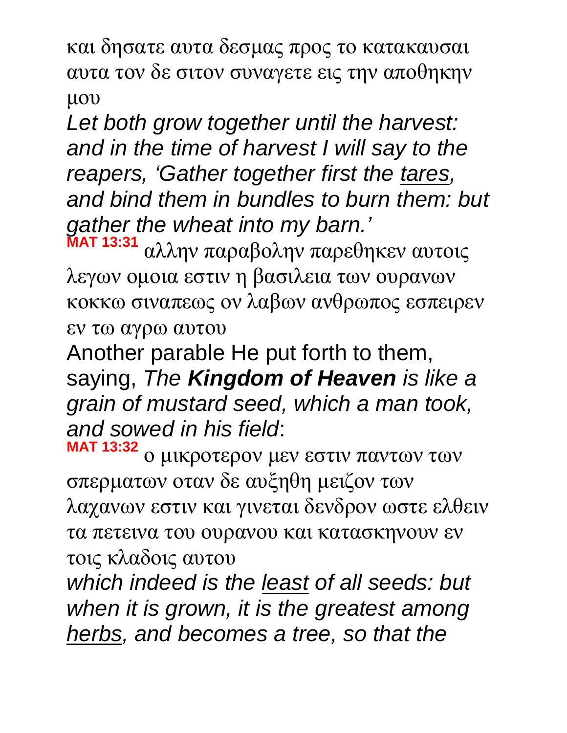και δησατε αυτα δεσμας προς το κατακαυσαι αυτα τον δε σιτον συναγετε εις την αποθηκην μου

*Let both grow together until the harvest: and in the time of harvest I will say to the reapers, 'Gather together first the tares, and bind them in bundles to burn them: but gather the wheat into my barn.'*

**MAT 13:31** αλλην παραβολην παρεθηκεν αυτοις λεγων ομοια εστιν η βασιλεια των ουρανων κοκκω σιναπεως ον λαβων ανθρωπος εσπειρεν εν τω αγρω αυτου

Another parable He put forth to them, saying, *The **Kingdom of Heaven** is like a grain of mustard seed, which a man took, and sowed in his field*:

**MAT 13:32** ο μικροτερον μεν εστιν παντων των σπερματων οταν δε αυξηθη μειζον των λαχανων εστιν και γινεται δενδρον ωστε ελθειν τα πετεινα του ουρανου και κατασκηνουν εν τοις κλαδοις αυτου

*which indeed is the least of all seeds: but when it is grown, it is the greatest among herbs, and becomes a tree, so that the*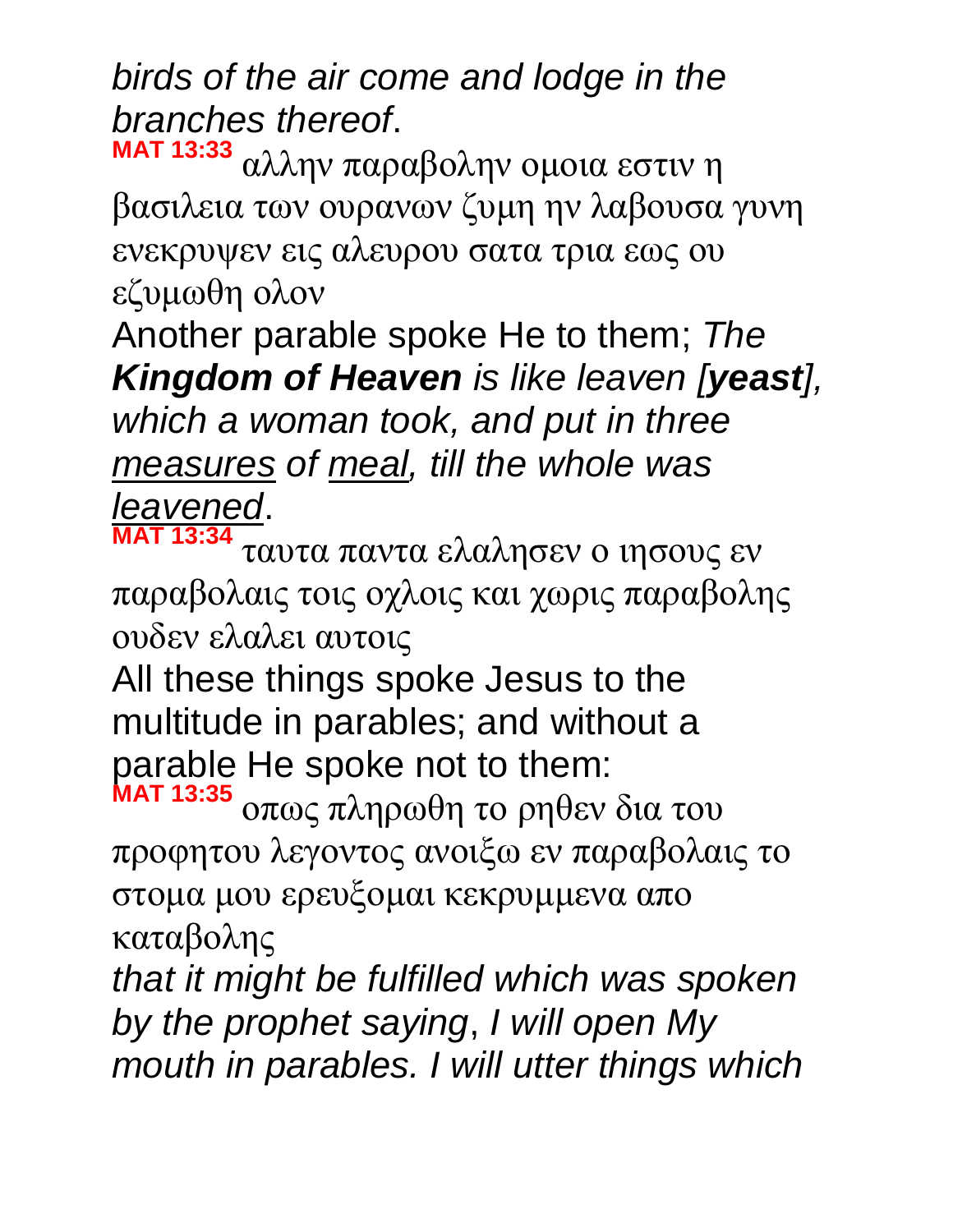*birds of the air come and lodge in the branches thereof*.

**MAT 13:33** αλλην παραβολην ομοια εστιν η βασιλεια των ουρανων ζυμη ην λαβουσα γυνη ενεκρυψεν εις αλευρου σατα τρια εως ου εζυμωθη ολον

Another parable spoke He to them; *The **Kingdom of Heaven** is like leaven [**yeast**], which a woman took, and put in three measures of meal, till the whole was leavened*.

**MAT 13:34** ταυτα παντα ελαλησεν ο ιησους εν παραβολαις τοις οχλοις και χωρις παραβολης ουδεν ελαλει αυτοις

All these things spoke Jesus to the multitude in parables; and without a parable He spoke not to them:

**MAT 13:35** οπως πληρωθη το ρηθεν δια του προφητου λεγοντος ανοιξω εν παραβολαις το στομα μου ερευξομαι κεκρυμμενα απο καταβολης

*that it might be fulfilled which was spoken by the prophet saying*, *I will open My mouth in parables. I will utter things which*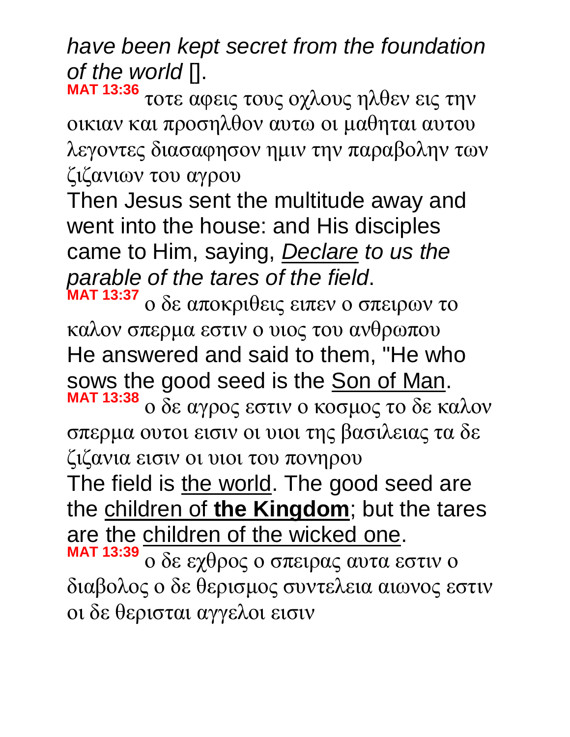*have been kept secret from the foundation of the world* [].

**MAT 13:36** τοτε αφεις τους οχλους ηλθεν εις την οικιαν και προσηλθον αυτω οι μαθηται αυτου λεγοντες διασαφησον ημιν την παραβολην των ζιζανιων του αγρου

Then Jesus sent the multitude away and went into the house: and His disciples came to Him, saying, *Declare to us the parable of the tares of the field*.

**MAT 13:37** ο δε αποκριθεις ειπεν ο σπειρων το καλον σπερμα εστιν ο υιος του ανθρωπου

He answered and said to them, "He who sows the good seed is the Son of Man.

**MAT 13:38** ο δε αγρος εστιν ο κοσμος το δε καλον σπερμα ουτοι εισιν οι υιοι της βασιλειας τα δε ζιζανια εισιν οι υιοι του πονηρου

The field is the world. The good seed are the children of **the Kingdom**; but the tares are the children of the wicked one.

**MAT 13:39** ο δε εχθρος ο σπειρας αυτα εστιν ο διαβολος ο δε θερισμος συντελεια αιωνος εστιν οι δε θερισται αγγελοι εισιν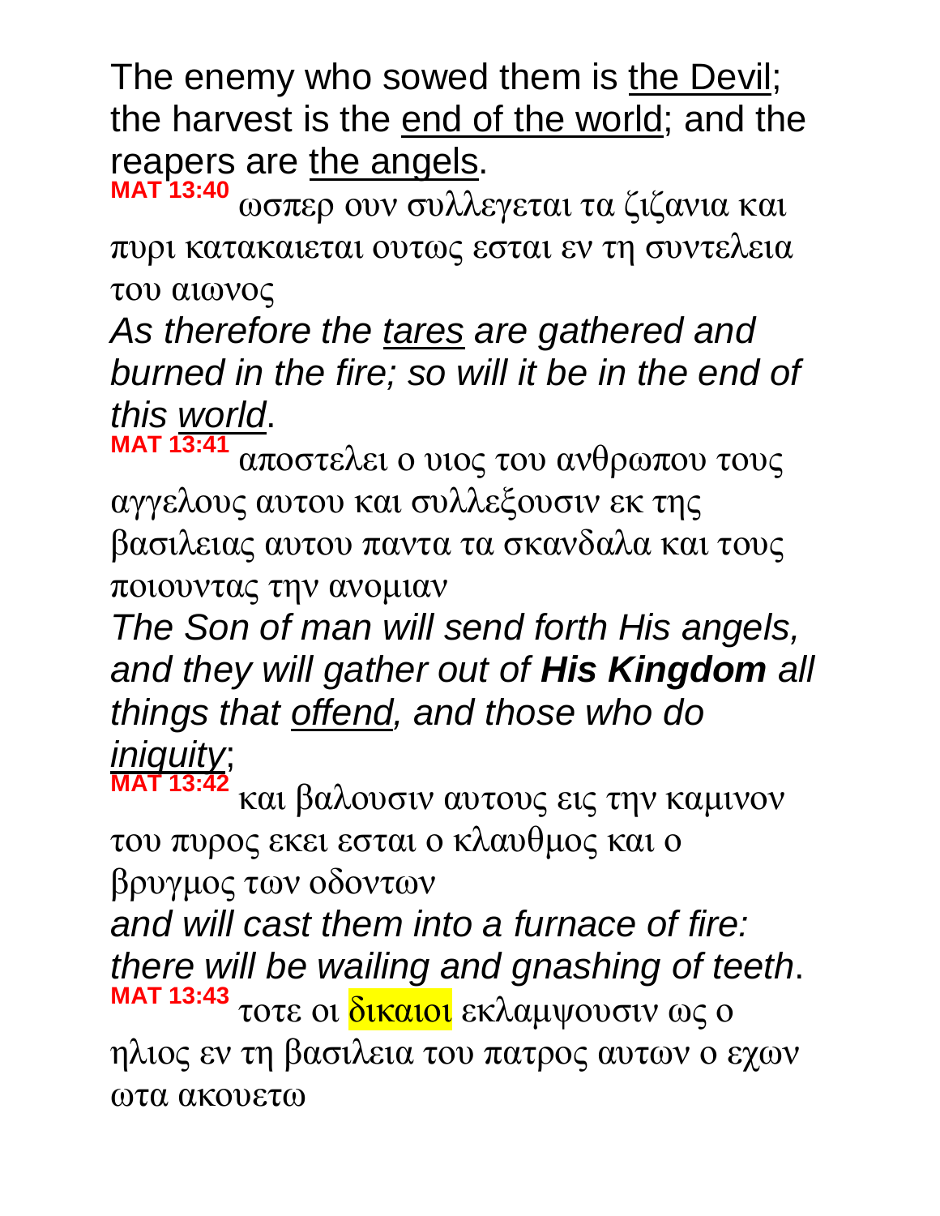The enemy who sowed them is <u>the Devil</u>; the harvest is the <u>end of the world</u>; and the reapers are <u>the angels</u>.

**MAT 13:40** ωσπερ ουν συλλεγεται τα ζιζανια και πυρι κατακαιεται ουτως εσται εν τη συντελεια του αιωνος

*As therefore the <u>tares</u> are gathered and burned in the fire; so will it be in the end of this <u>world</u>.*

**MAT 13:41** αποστελει ο υιος του ανθρωπου τους αγγελους αυτου και συλλεξουσιν εκ της βασιλειας αυτου παντα τα σκανδαλα και τους ποιουντας την ανομιαν

*The Son of man will send forth His angels, and they will gather out of **His Kingdom** all things that <u>offend</u>, and those who do <u>iniquity</u>;*

**MAT 13:42** και βαλουσιν αυτους εις την καμινον του πυρος εκει εσται ο κλαυθμος και ο βρυγμος των οδοντων

*and will cast them into a furnace of fire: there will be wailing and gnashing of teeth.*

**MAT 13:43** τοτε οι <u>δικαιοι</u> εκλαμψουσιν ως ο ηλιος εν τη βασιλεια του πατρος αυτων ο εχων ωτα ακουετω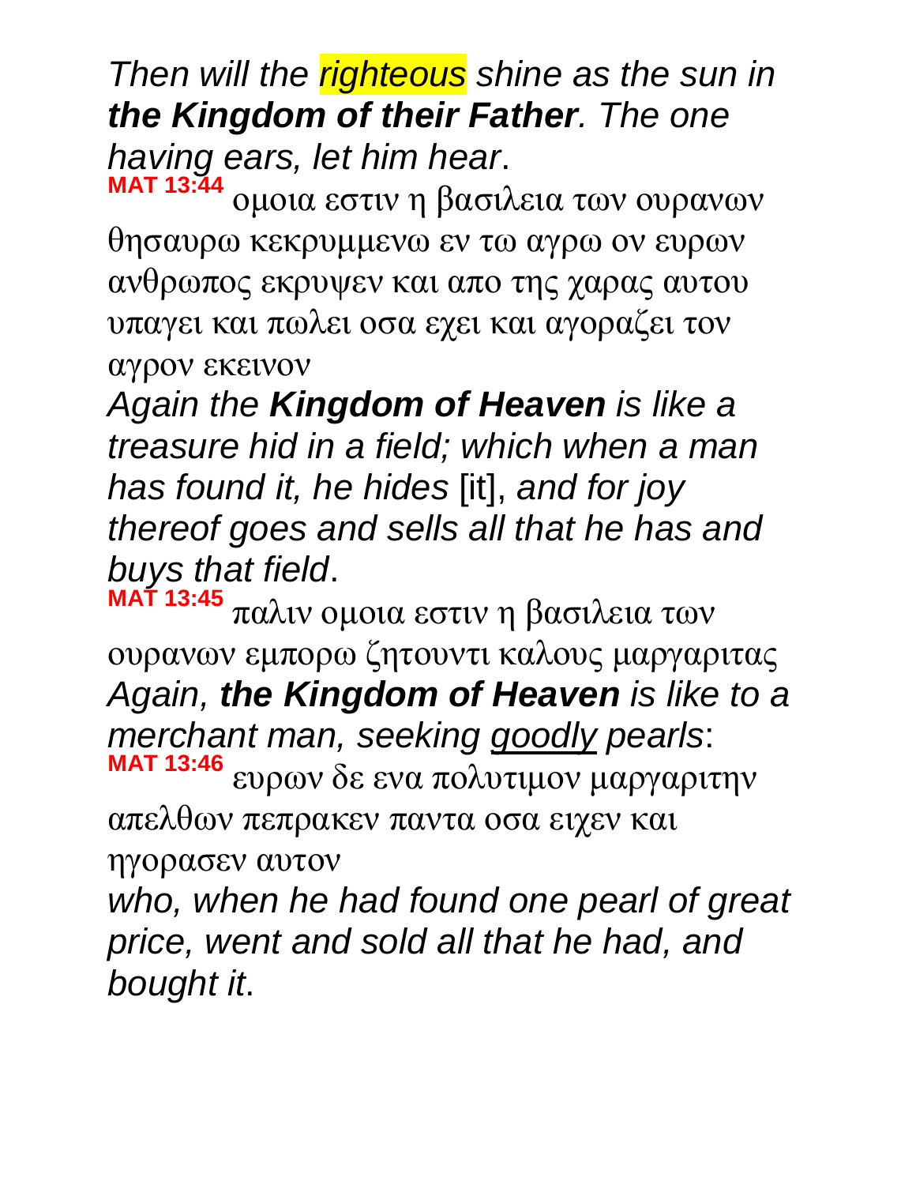*Then will the righteous shine as the sun in* ***the Kingdom of their Father****. The one having ears, let him hear*.

**MAT 13:44** ομοια εστιν η βασιλεια των ουρανων θησαυρω κεκρυμμενω εν τω αγρω ον ευρων ανθρωπος εκρυψεν και απο της χαρας αυτου υπαγει και πωλει οσα εχει και αγοραζει τον αγρον εκεινον

*Again the* ***Kingdom of Heaven*** *is like a treasure hid in a field; which when a man has found it, he hides* [it], *and for joy thereof goes and sells all that he has and buys that field*.

**MAT 13:45** παλιν ομοια εστιν η βασιλεια των ουρανων εμπορω ζητουντι καλους μαργαριτας

*Again,* ***the Kingdom of Heaven*** *is like to a merchant man, seeking goodly pearls*:

**MAT 13:46** ευρων δε ενα πολυτιμον μαργαριτην απελθων πεπρακεν παντα οσα ειχεν και ηγορασεν αυτον

*who, when he had found one pearl of great price, went and sold all that he had, and bought it*.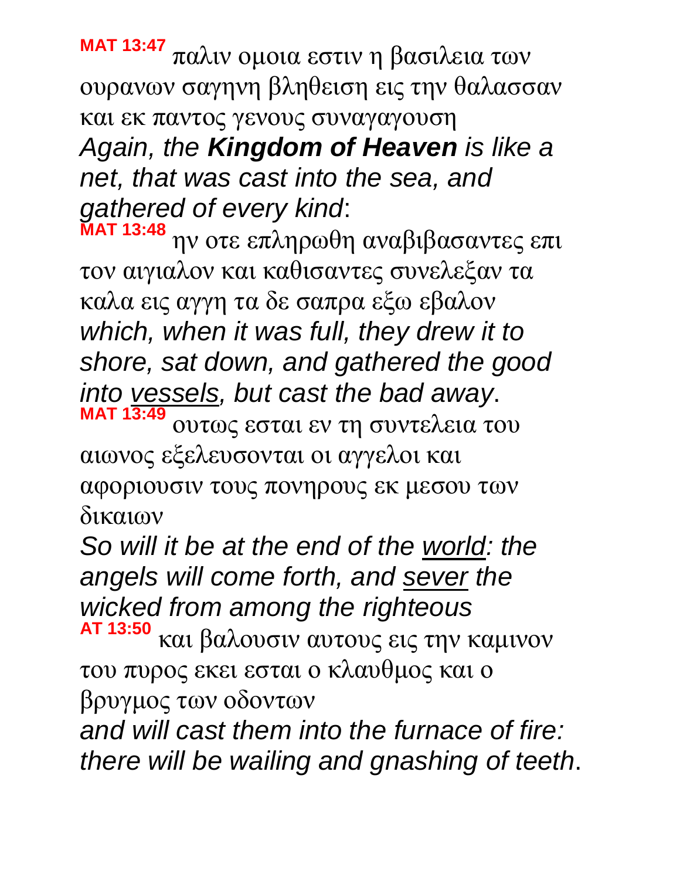**MAT 13:47** παλιν ομοια εστιν η βασιλεια των ουρανων σαγηνη βληθειση εις την θαλασσαν και εκ παντος γενους συναγαγουση

*Again, the **Kingdom of Heaven** is like a net, that was cast into the sea, and gathered of every kind*:

**MAT 13:48** ην οτε επληρωθη αναβιβασαντες επι τον αιγιαλον και καθισαντες συνελεξαν τα καλα εις αγγη τα δε σαπρα εξω εβαλον

*which, when it was full, they drew it to shore, sat down, and gathered the good into vessels, but cast the bad away*.

**MAT 13:49** ουτως εσται εν τη συντελεια του αιωνος εξελευσονται οι αγγελοι και αφοριουσιν τους πονηρους εκ μεσου των δικαιων

*So will it be at the end of the world: the angels will come forth, and sever the wicked from among the righteous*

**AT 13:50** και βαλουσιν αυτους εις την καμινον του πυρος εκει εσται ο κλαυθμος και ο βρυγμος των οδοντων

*and will cast them into the furnace of fire: there will be wailing and gnashing of teeth*.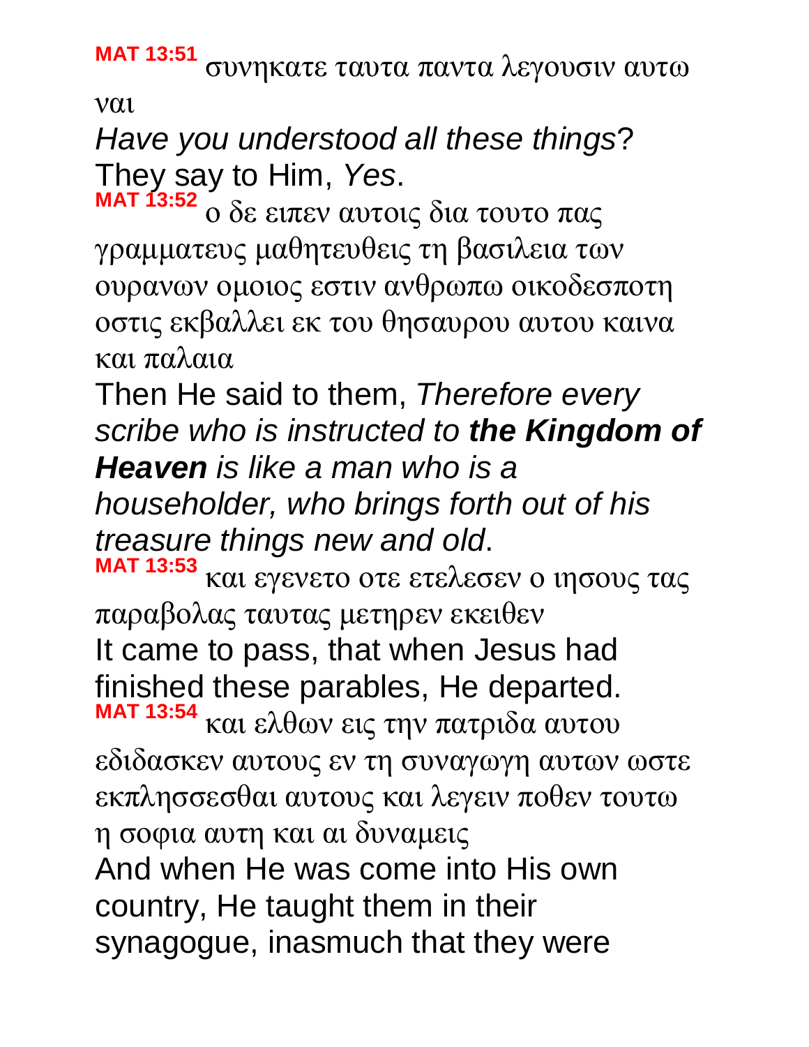**MAT 13:51** συνηκατε ταυτα παντα λεγουσιν αυτω ναι

*Have you understood all these things*? They say to Him, *Yes*.

**MAT 13:52** ο δε ειπεν αυτοις δια τουτο πας γραμματευς μαθητευθεις τη βασιλεια των ουρανων ομοιος εστιν ανθρωπω οικοδεσποτη οστις εκβαλλει εκ του θησαυρου αυτου καινα και παλαια

Then He said to them, *Therefore every scribe who is instructed to* ***the Kingdom of Heaven*** *is like a man who is a householder, who brings forth out of his treasure things new and old*.

**MAT 13:53** και εγενετο οτε ετελεσεν ο ιησους τας παραβολας ταυτας μετηρεν εκειθεν

It came to pass, that when Jesus had finished these parables, He departed.

**MAT 13:54** και ελθων εις την πατριδα αυτου εδιδασκεν αυτους εν τη συναγωγη αυτων ωστε εκπλησσεσθαι αυτους και λεγειν ποθεν τουτω η σοφια αυτη και αι δυναμεις

And when He was come into His own country, He taught them in their synagogue, inasmuch that they were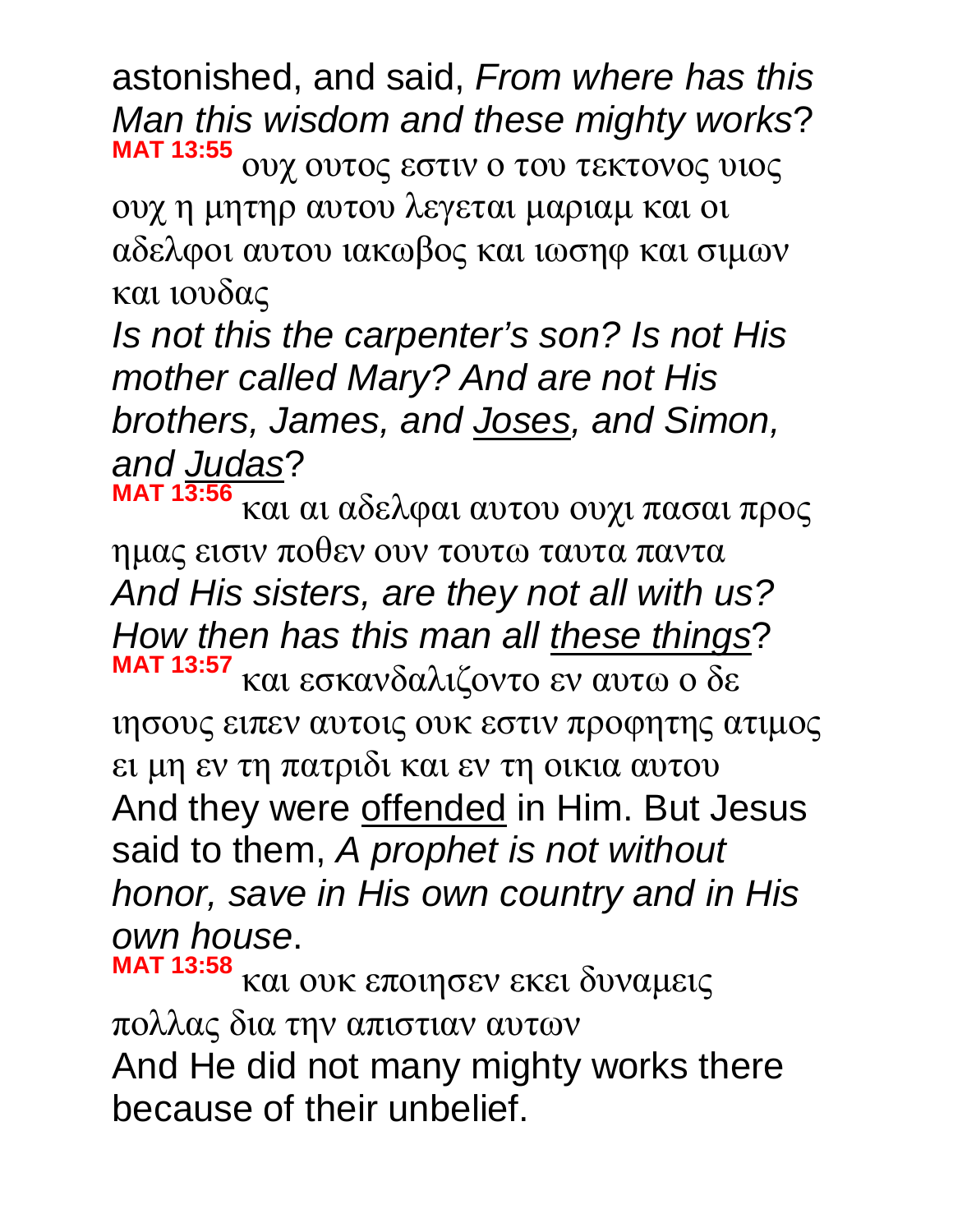astonished, and said, *From where has this Man this wisdom and these mighty works*?

**MAT 13:55** ουχ ουτος εστιν ο του τεκτονος υιος ουχ η μητηρ αυτου λεγεται μαριαμ και οι αδελφοι αυτου ιακωβος και ιωσηφ και σιμων και ιουδας

*Is not this the carpenter's son? Is not His mother called Mary? And are not His brothers, James, and <u>Joses</u>, and Simon, and <u>Judas</u>*?

**MAT 13:56** και αι αδελφαι αυτου ουχι πασαι προς ημας εισιν ποθεν ουν τουτω ταυτα παντα

*And His sisters, are they not all with us? How then has this man all <u>these things</u>*?

**MAT 13:57** και εσκανδαλιζοντο εν αυτω ο δε ιησους ειπεν αυτοις ουκ εστιν προφητης ατιμος ει μη εν τη πατριδι και εν τη οικια αυτου

And they were <u>offended</u> in Him. But Jesus said to them, *A prophet is not without honor, save in His own country and in His own house*.

**MAT 13:58** και ουκ εποιησεν εκει δυναμεις πολλας δια την απιστιαν αυτων

And He did not many mighty works there because of their unbelief.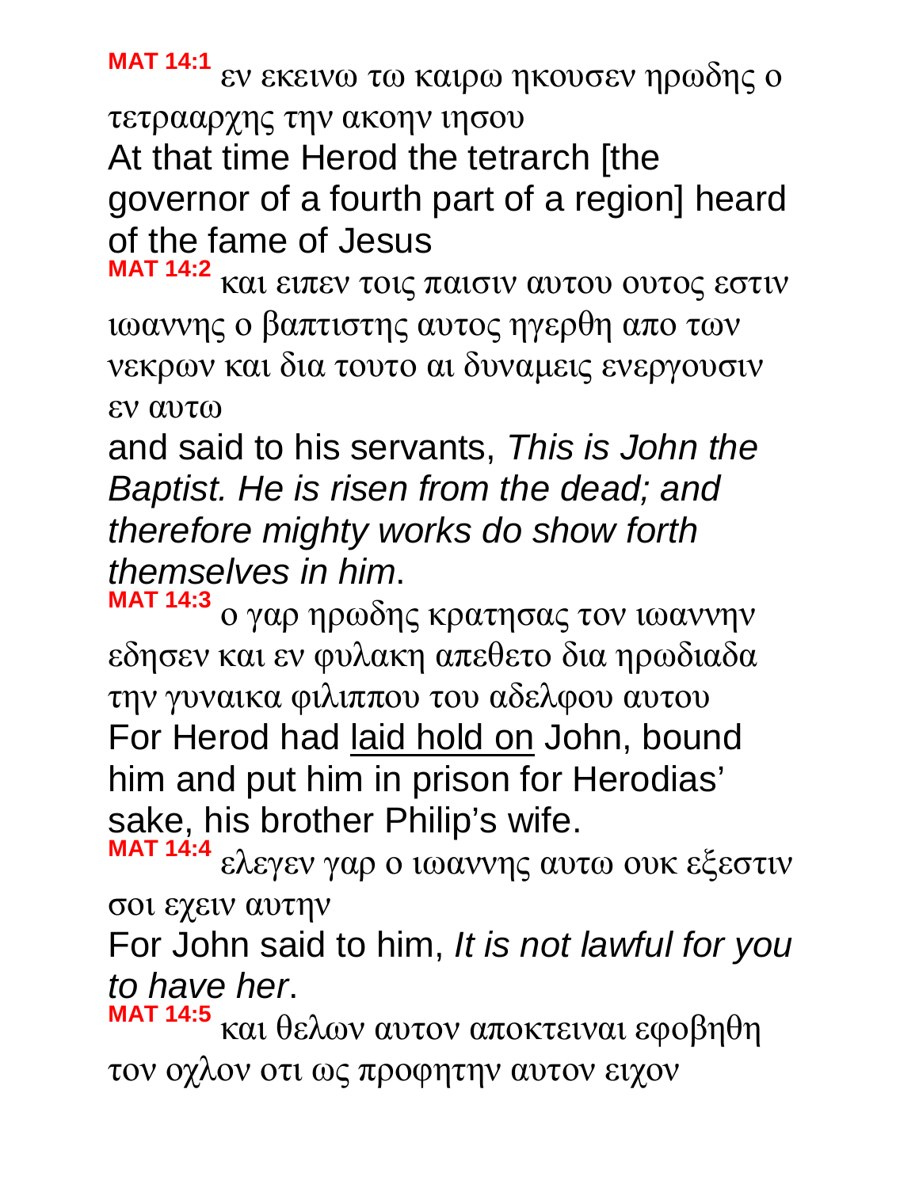**MAT 14:1** εν εκεινω τω καιρω ηκουσεν ηρωδης ο τετρααρχης την ακοην ιησου

At that time Herod the tetrarch [the governor of a fourth part of a region] heard of the fame of Jesus

**MAT 14:2** και ειπεν τοις παισιν αυτου ουτος εστιν ιωαννης ο βαπτιστης αυτος ηγερθη απο των νεκρων και δια τουτο αι δυναμεις ενεργουσιν εν αυτω

and said to his servants, *This is John the Baptist. He is risen from the dead; and therefore mighty works do show forth themselves in him*.

**MAT 14:3** ο γαρ ηρωδης κρατησας τον ιωαννην εδησεν και εν φυλακη απεθετο δια ηρωδιαδα την γυναικα φιλιππου του αδελφου αυτου

For Herod had <u>laid hold on</u> John, bound him and put him in prison for Herodias' sake, his brother Philip's wife.

**MAT 14:4** ελεγεν γαρ ο ιωαννης αυτω ουκ εξεστιν σοι εχειν αυτην

For John said to him, *It is not lawful for you to have her*.

**MAT 14:5** και θελων αυτον αποκτειναι εφοβηθη τον οχλον οτι ως προφητην αυτον ειχον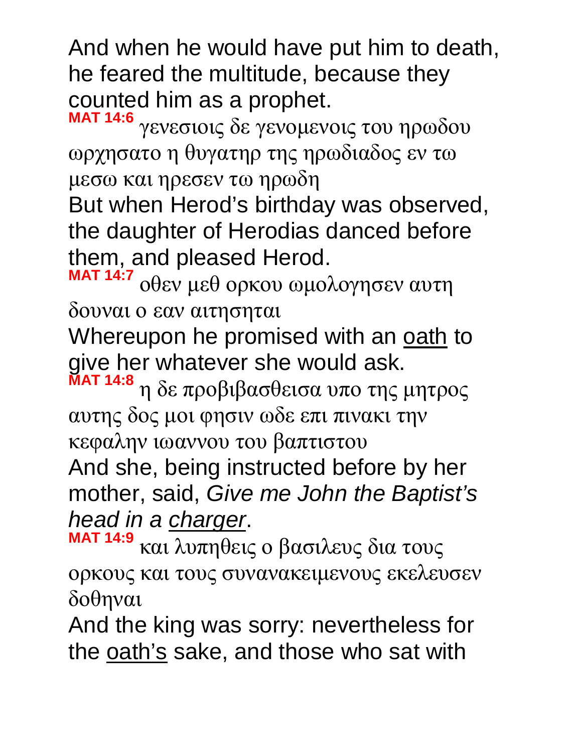And when he would have put him to death, he feared the multitude, because they counted him as a prophet.

**MAT 14:6** γενεσιοις δε γενομενοις του ηρωδου ωρχησατο η θυγατηρ της ηρωδιαδος εν τω μεσω και ηρεσεν τω ηρωδη

But when Herod’s birthday was observed, the daughter of Herodias danced before them, and pleased Herod.

**MAT 14:7** οθεν μεθ ορκου ωμολογησεν αυτη δουναι ο εαν αιτησηται

Whereupon he promised with an oath to give her whatever she would ask.

**MAT 14:8** η δε προβιβασθεισα υπο της μητρος αυτης δος μοι φησιν ωδε επι πινακι την κεφαλην ιωαννου του βαπτιστου

And she, being instructed before by her mother, said, *Give me John the Baptist’s head in a charger*.

**MAT 14:9** και λυπηθεις ο βασιλευς δια τους ορκους και τους συνανακειμενους εκελευσεν δοθηναι

And the king was sorry: nevertheless for the oath’s sake, and those who sat with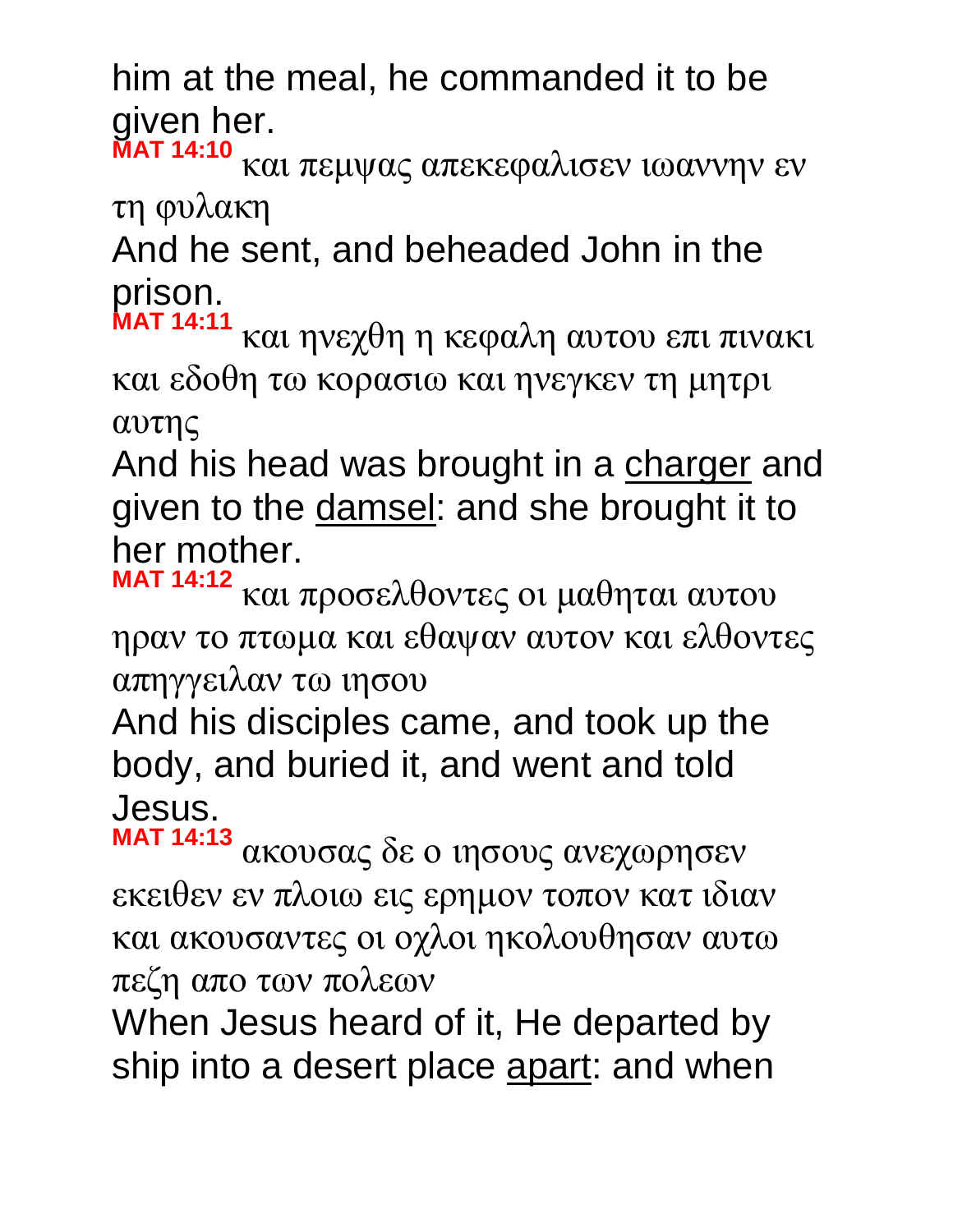him at the meal, he commanded it to be given her.

**MAT 14:10** και πεμψας απεκεφαλισεν ιωαννην εν τη φυλακη

And he sent, and beheaded John in the prison.

**MAT 14:11** και ηνεχθη η κεφαλη αυτου επι πινακι και εδοθη τω κορασιω και ηνεγκεν τη μητρι αυτης

And his head was brought in a charger and given to the damsel: and she brought it to her mother.

**MAT 14:12** και προσελθοντες οι μαθηται αυτου ηραν το πτωμα και εθαψαν αυτον και ελθοντες απηγγειλαν τω ιησου

And his disciples came, and took up the body, and buried it, and went and told Jesus.

**MAT 14:13** ακουσας δε ο ιησους ανεχωρησεν εκειθεν εν πλοιω εις ερημον τοπον κατ ιδιαν και ακουσαντες οι οχλοι ηκολουθησαν αυτω πεζη απο των πολεων

When Jesus heard of it, He departed by ship into a desert place apart: and when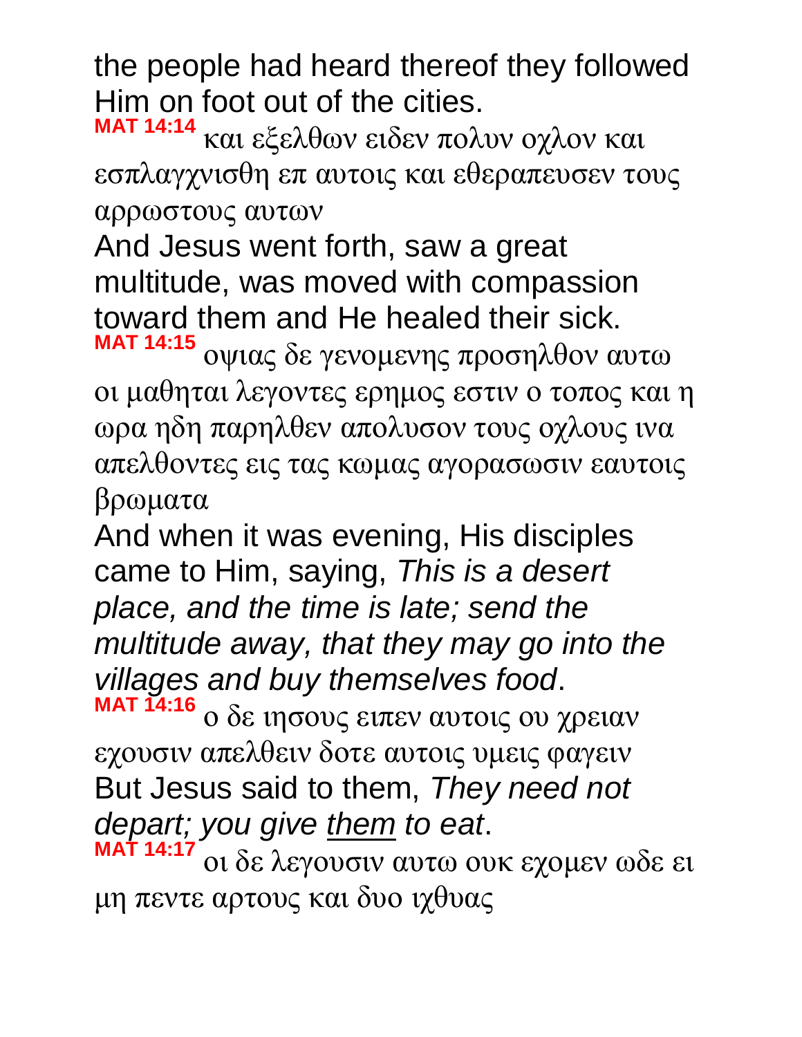the people had heard thereof they followed Him on foot out of the cities.

**MAT 14:14** και εξελθων ειδεν πολυν οχλον και εσπλαγχνισθη επ αυτοις και εθεραπευσεν τους αρρωστους αυτων

And Jesus went forth, saw a great multitude, was moved with compassion toward them and He healed their sick.

**MAT 14:15** οψιας δε γενομενης προσηλθον αυτω οι μαθηται λεγοντες ερημος εστιν ο τοπος και η ωρα ηδη παρηλθεν απολυσον τους οχλους ινα απελθοντες εις τας κωμας αγορασωσιν εαυτοις βρωματα

And when it was evening, His disciples came to Him, saying, *This is a desert place, and the time is late; send the multitude away, that they may go into the villages and buy themselves food*.

**MAT 14:16** ο δε ιησους ειπεν αυτοις ου χρειαν εχουσιν απελθειν δοτε αυτοις υμεις φαγειν

But Jesus said to them, *They need not depart; you give <u>them</u> to eat*.

**MAT 14:17** οι δε λεγουσιν αυτω ουκ εχομεν ωδε ει μη πεντε αρτους και δυο ιχθυας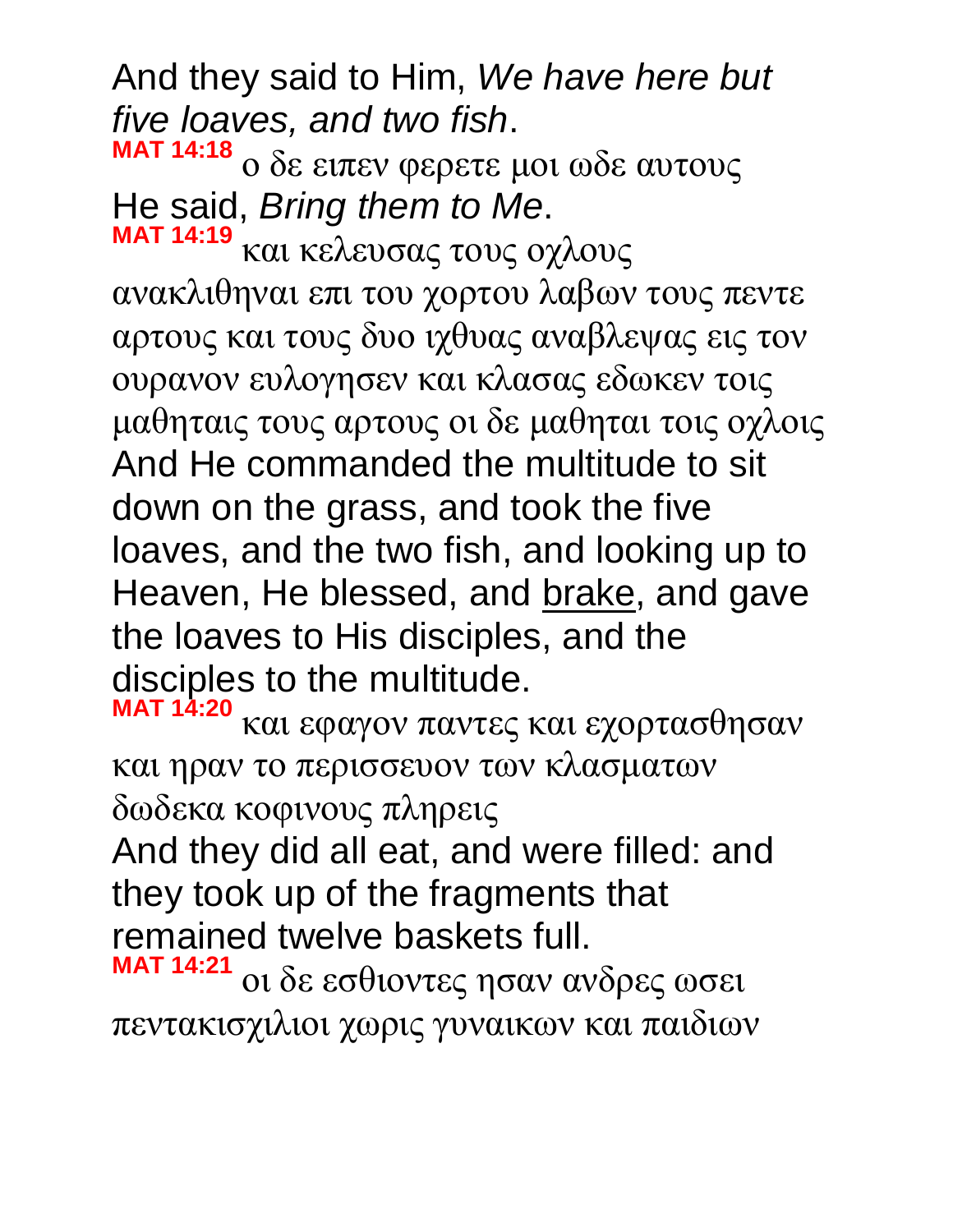And they said to Him, *We have here but five loaves, and two fish*.

**MAT 14:18** ο δε ειπεν φερετε μοι ωδε αυτους
He said, *Bring them to Me*.

**MAT 14:19** και κελευσας τους οχλους ανακλιθηναι επι του χορτου λαβων τους πεντε αρτους και τους δυο ιχθυας αναβλεψας εις τον ουρανον ευλογησεν και κλασας εδωκεν τοις μαθηταις τους αρτους οι δε μαθηται τοις οχλοις
And He commanded the multitude to sit down on the grass, and took the five loaves, and the two fish, and looking up to Heaven, He blessed, and <u>brake</u>, and gave the loaves to His disciples, and the disciples to the multitude.

**MAT 14:20** και εφαγον παντες και εχορτασθησαν και ηραν το περισσευον των κλασματων δωδεκα κοφινους πληρεις
And they did all eat, and were filled: and they took up of the fragments that remained twelve baskets full.

**MAT 14:21** οι δε εσθιοντες ησαν ανδρες ωσει πεντακισχιλιοι χωρις γυναικων και παιδιων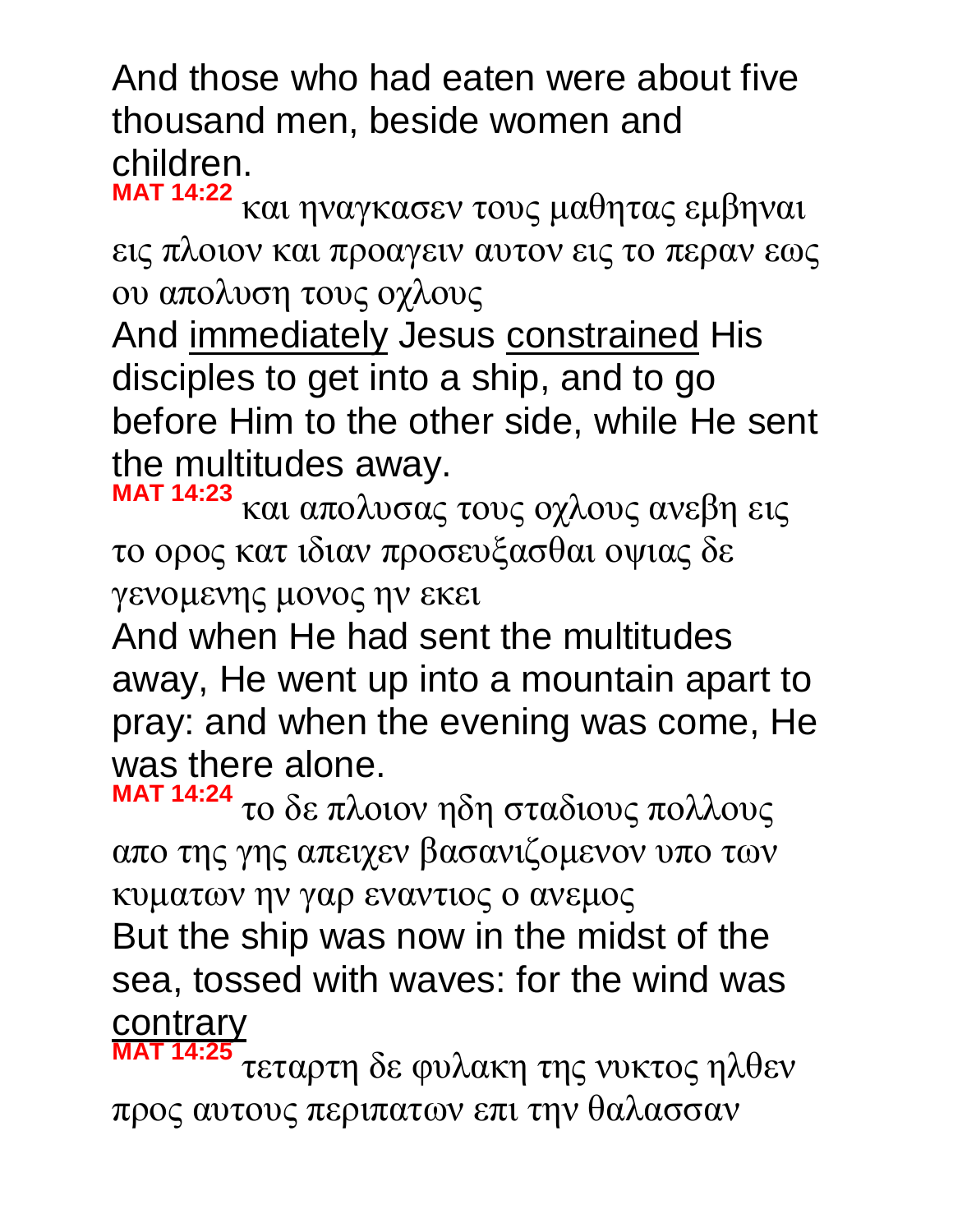And those who had eaten were about five thousand men, beside women and children.

**MAT 14:22** και ηναγκασεν τους μαθητας εμβηναι εις πλοιον και προαγειν αυτον εις το περαν εως ου απολυση τους οχλους

And <u>immediately</u> Jesus <u>constrained</u> His disciples to get into a ship, and to go before Him to the other side, while He sent the multitudes away.

**MAT 14:23** και απολυσας τους οχλους ανεβη εις το ορος κατ ιδιαν προσευξασθαι οψιας δε γενομενης μονος ην εκει

And when He had sent the multitudes away, He went up into a mountain apart to pray: and when the evening was come, He was there alone.

**MAT 14:24** το δε πλοιον ηδη σταδιους πολλους απο της γης απειχεν βασανιζομενον υπο των κυματων ην γαρ εναντιος ο ανεμος

But the ship was now in the midst of the sea, tossed with waves: for the wind was <u>contrary</u>

**MAT 14:25** τεταρτη δε φυλακη της νυκτος ηλθεν προς αυτους περιπατων επι την θαλασσαν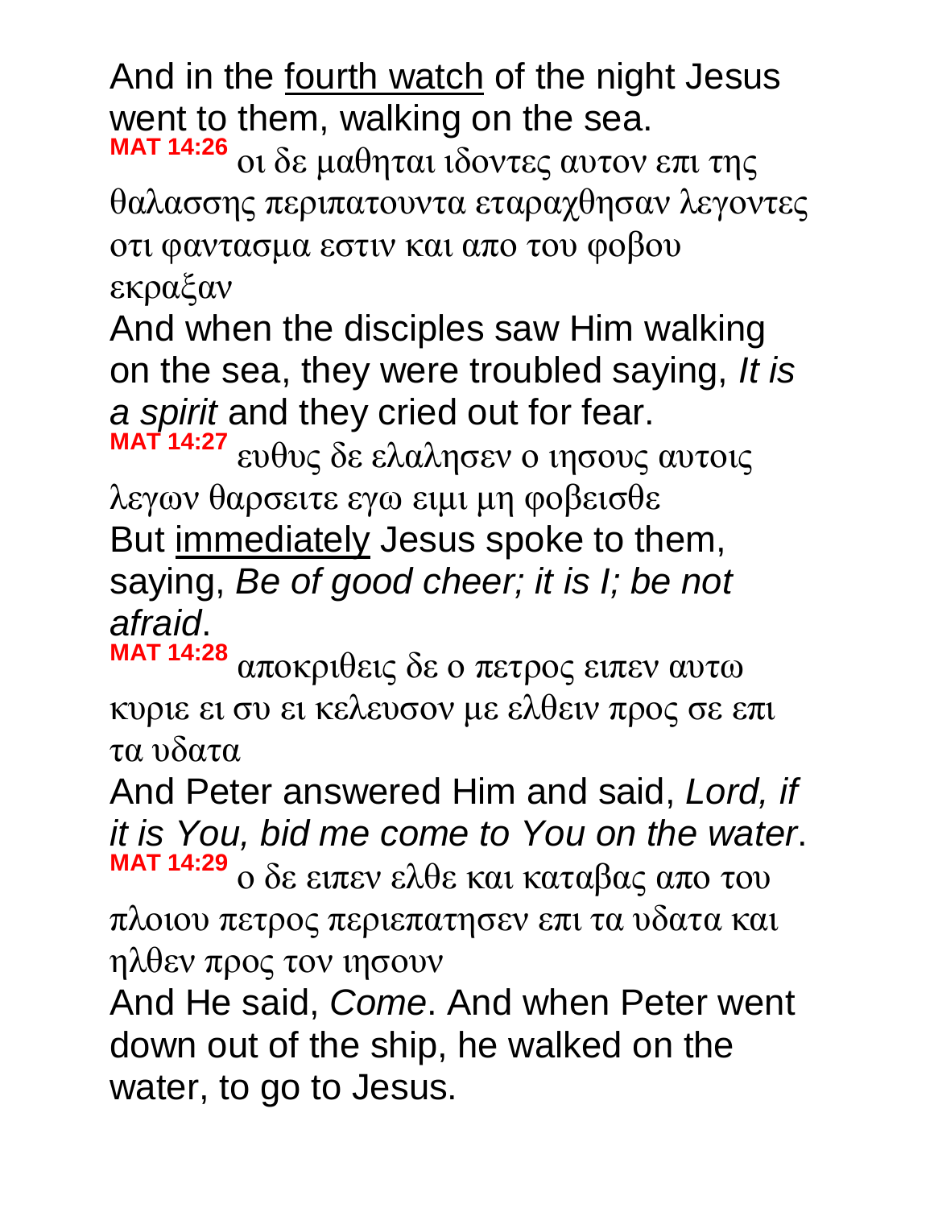And in the <u>fourth watch</u> of the night Jesus went to them, walking on the sea.

**MAT 14:26** οι δε μαθηται ιδοντες αυτον επι της θαλασσης περιπατουντα εταραχθησαν λεγοντες οτι φαντασμα εστιν και απο του φοβου εκραξαν

And when the disciples saw Him walking on the sea, they were troubled saying, *It is a spirit* and they cried out for fear.

**MAT 14:27** ευθυς δε ελαλησεν ο ιησους αυτοις λεγων θαρσειτε εγω ειμι μη φοβεισθε

But <u>immediately</u> Jesus spoke to them, saying, *Be of good cheer; it is I; be not afraid*.

**MAT 14:28** αποκριθεις δε ο πετρος ειπεν αυτω κυριε ει συ ει κελευσον με ελθειν προς σε επι τα υδατα

And Peter answered Him and said, *Lord, if it is You, bid me come to You on the water*.

**MAT 14:29** ο δε ειπεν ελθε και καταβας απο του πλοιου πετρος περιεπατησεν επι τα υδατα και ηλθεν προς τον ιησουν

And He said, *Come*. And when Peter went down out of the ship, he walked on the water, to go to Jesus.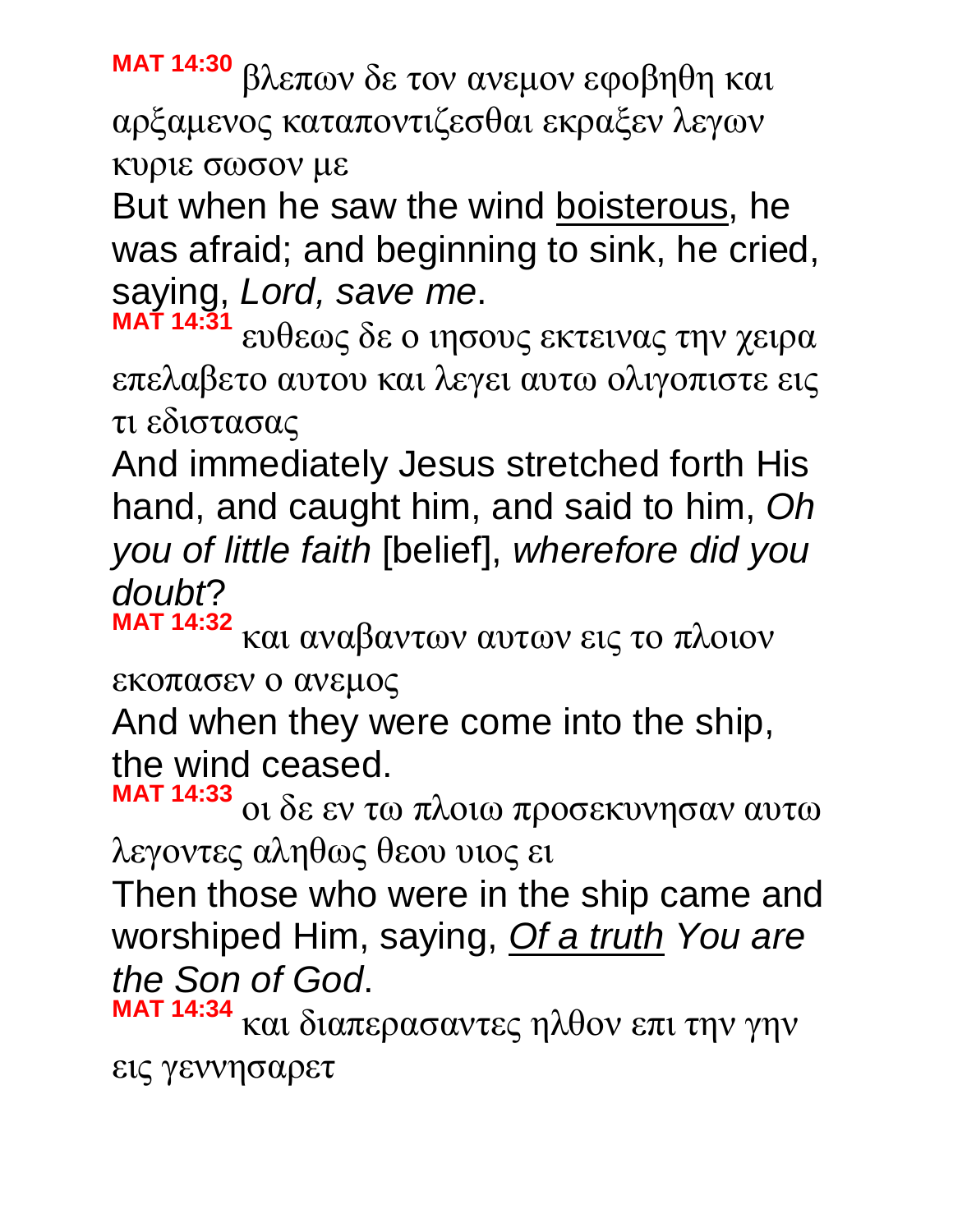**MAT 14:30** βλεπων δε τον ανεμον εφοβηθη και αρξαμενος καταποντιζεσθαι εκραξεν λεγων κυριε σωσον με

But when he saw the wind <u>boisterous</u>, he was afraid; and beginning to sink, he cried, saying, *Lord, save me*.

**MAT 14:31** ευθεως δε ο ιησους εκτεινας την χειρα επελαβετο αυτου και λεγει αυτω ολιγοπιστε εις τι εδιστασας

And immediately Jesus stretched forth His hand, and caught him, and said to him, *Oh you of little faith* [belief], *wherefore did you doubt*?

**MAT 14:32** και αναβαντων αυτων εις το πλοιον εκοπασεν ο ανεμος

And when they were come into the ship, the wind ceased.

**MAT 14:33** οι δε εν τω πλοιω προσεκυνησαν αυτω λεγοντες αληθως θεου υιος ει

Then those who were in the ship came and worshiped Him, saying, <u>*Of a truth*</u> *You are the Son of God*.

**MAT 14:34** και διαπερασαντες ηλθον επι την γην εις γεννησαρετ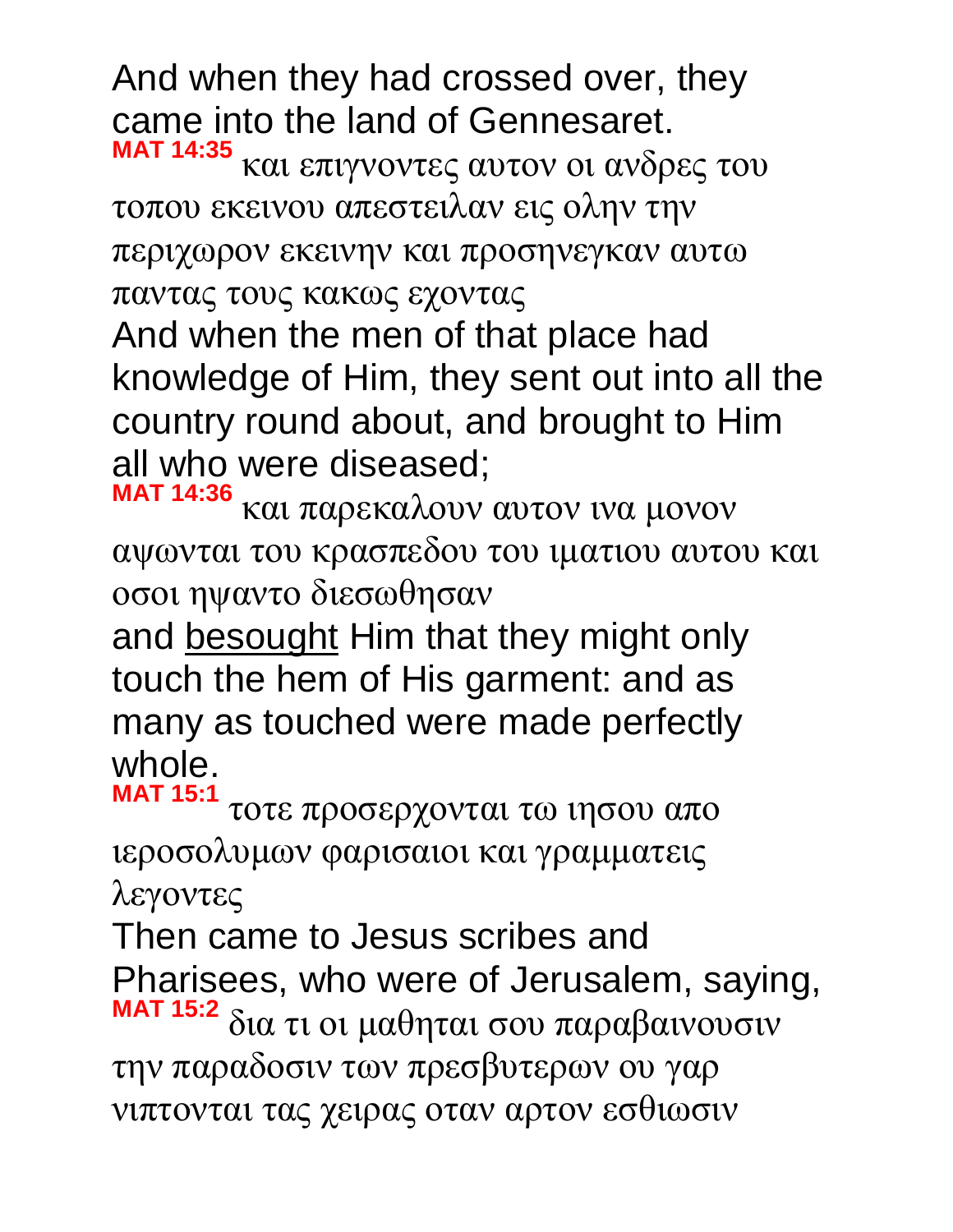And when they had crossed over, they came into the land of Gennesaret.

**MAT 14:35** και επιγνοντες αυτον οι ανδρες του τοπου εκεινου απεστειλαν εις ολην την περιχωρον εκεινην και προσηνεγκαν αυτω παντας τους κακως εχοντας

And when the men of that place had knowledge of Him, they sent out into all the country round about, and brought to Him all who were diseased;

**MAT 14:36** και παρεκαλουν αυτον ινα μονον αψωνται του κρασπεδου του ιματιου αυτου και οσοι ηψαντο διεσωθησαν

and besought Him that they might only touch the hem of His garment: and as many as touched were made perfectly whole.

**MAT 15:1** τοτε προσερχονται τω ιησου απο ιεροσολυμων φαρισαιοι και γραμματεις λεγοντες

Then came to Jesus scribes and Pharisees, who were of Jerusalem, saying,

**MAT 15:2** δια τι οι μαθηται σου παραβαινουσιν την παραδοσιν των πρεσβυτερων ου γαρ νιπτονται τας χειρας οταν αρτον εσθιωσιν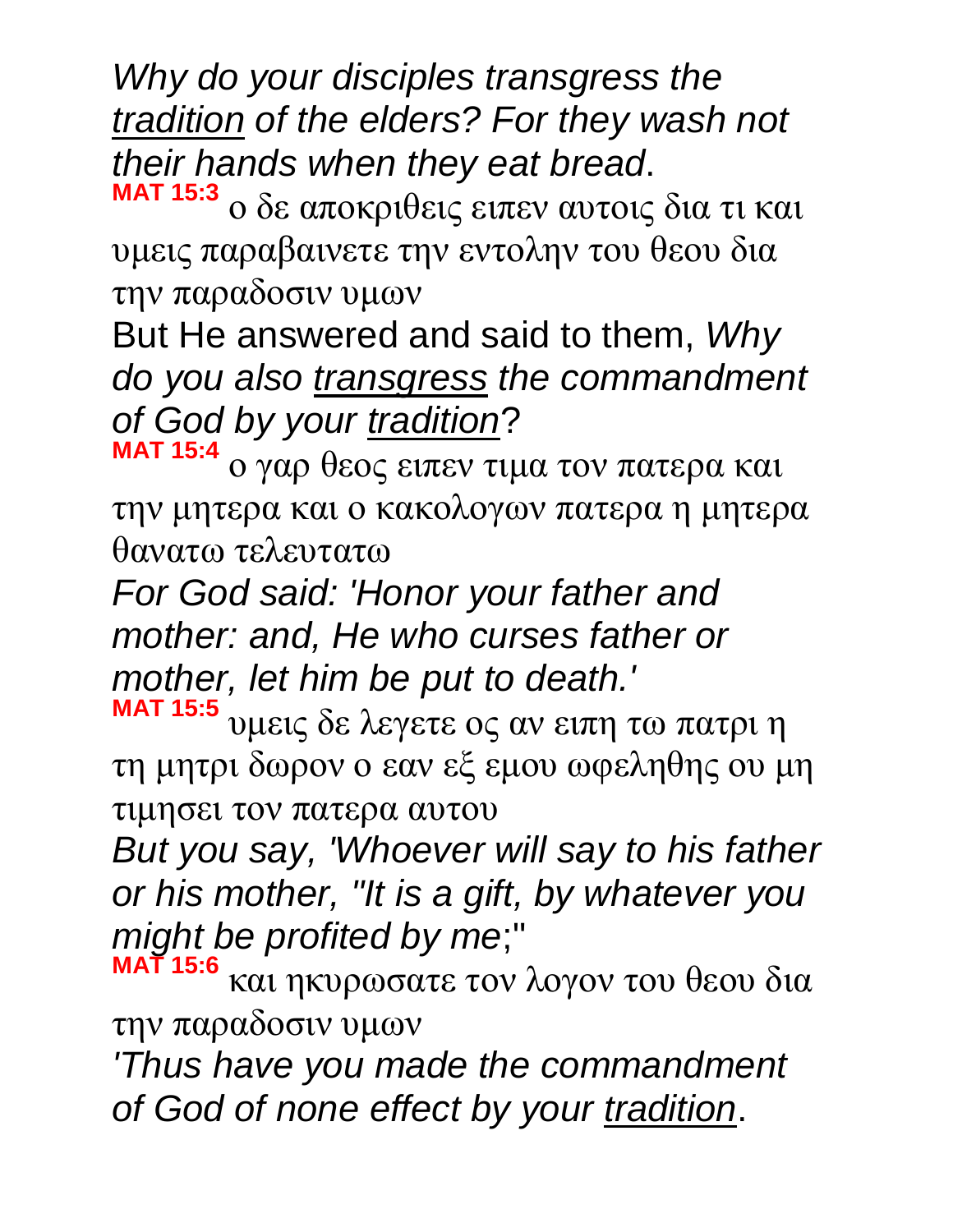*Why do your disciples transgress the <u>tradition</u> of the elders? For they wash not their hands when they eat bread*.

**MAT 15:3** ο δε αποκριθεις ειπεν αυτοις δια τι και υμεις παραβαινετε την εντολην του θεου δια την παραδοσιν υμων

But He answered and said to them, *Why do you also <u>transgress</u> the commandment of God by your <u>tradition</u>?*

**MAT 15:4** ο γαρ θεος ειπεν τιμα τον πατερα και την μητερα και ο κακολογων πατερα η μητερα θανατω τελευτατω

*For God said: 'Honor your father and mother: and, He who curses father or mother, let him be put to death.'*

**MAT 15:5** υμεις δε λεγετε ος αν ειπη τω πατρι η τη μητρι δωρον ο εαν εξ εμου ωφεληθης ου μη τιμησει τον πατερα αυτου

*But you say, 'Whoever will say to his father or his mother, "It is a gift, by whatever you might be profited by me*;"

**MAT 15:6** και ηκυρωσατε τον λογον του θεου δια την παραδοσιν υμων

*'Thus have you made the commandment of God of none effect by your <u>tradition</u>*.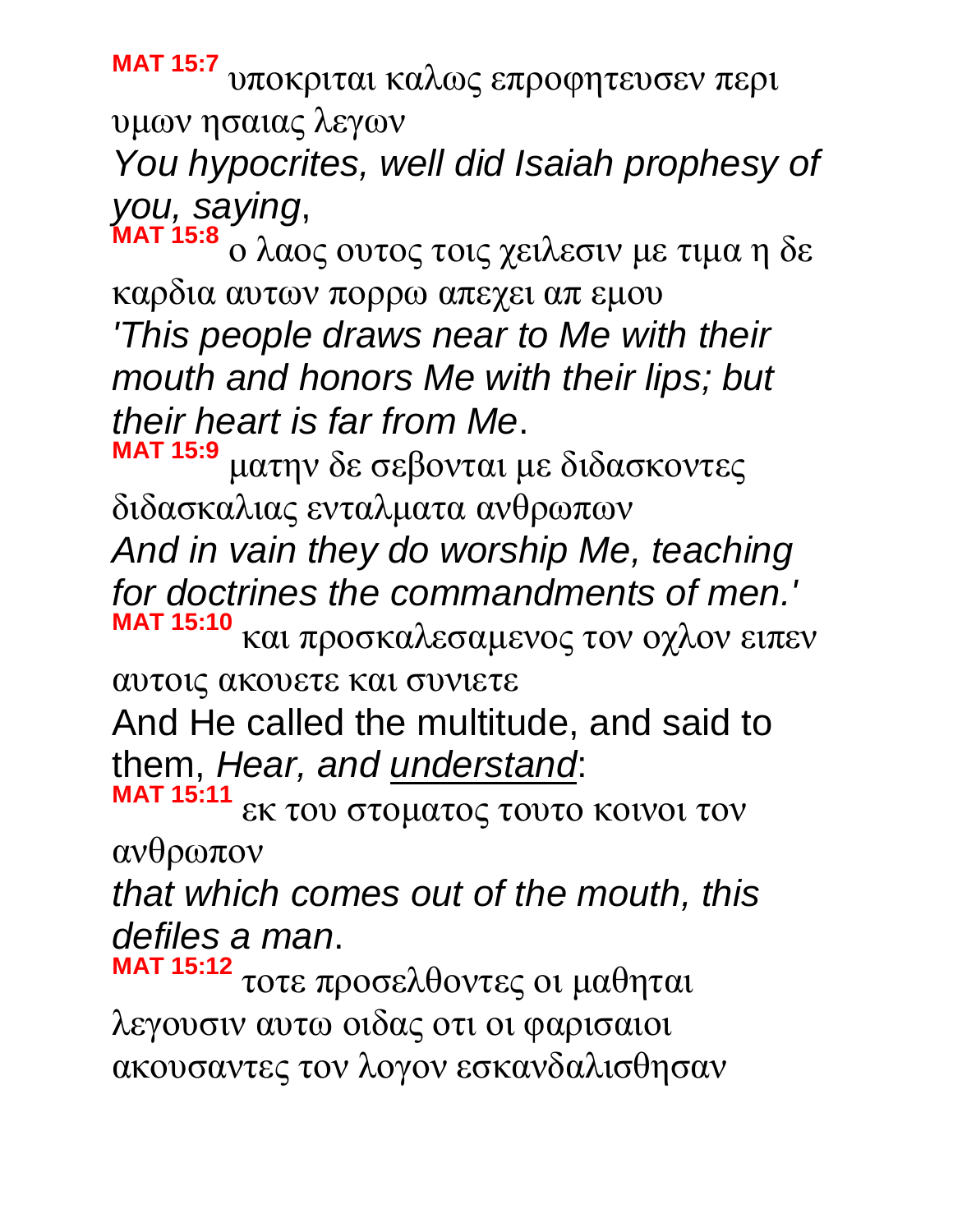**MAT 15:7** υποκριται καλως επροφητευσεν περι υμων ησαιας λεγων

*You hypocrites, well did Isaiah prophesy of you, saying*,

**MAT 15:8** ο λαος ουτος τοις χειλεσιν με τιμα η δε καρδια αυτων πορρω απεχει απ εμου

*'This people draws near to Me with their mouth and honors Me with their lips; but their heart is far from Me*.

**MAT 15:9** ματην δε σεβονται με διδασκοντες διδασκαλιας ενταλματα ανθρωπων

*And in vain they do worship Me, teaching for doctrines the commandments of men.'*

**MAT 15:10** και προσκαλεσαμενος τον οχλον ειπεν αυτοις ακουετε και συνιετε

And He called the multitude, and said to them, *Hear, and <u>understand</u>*:

**MAT 15:11** εκ του στοματος τουτο κοινοι τον ανθρωπον

*that which comes out of the mouth, this defiles a man*.

**MAT 15:12** τοτε προσελθοντες οι μαθηται λεγουσιν αυτω οιδας οτι οι φαρισαιοι ακουσαντες τον λογον εσκανδαλισθησαν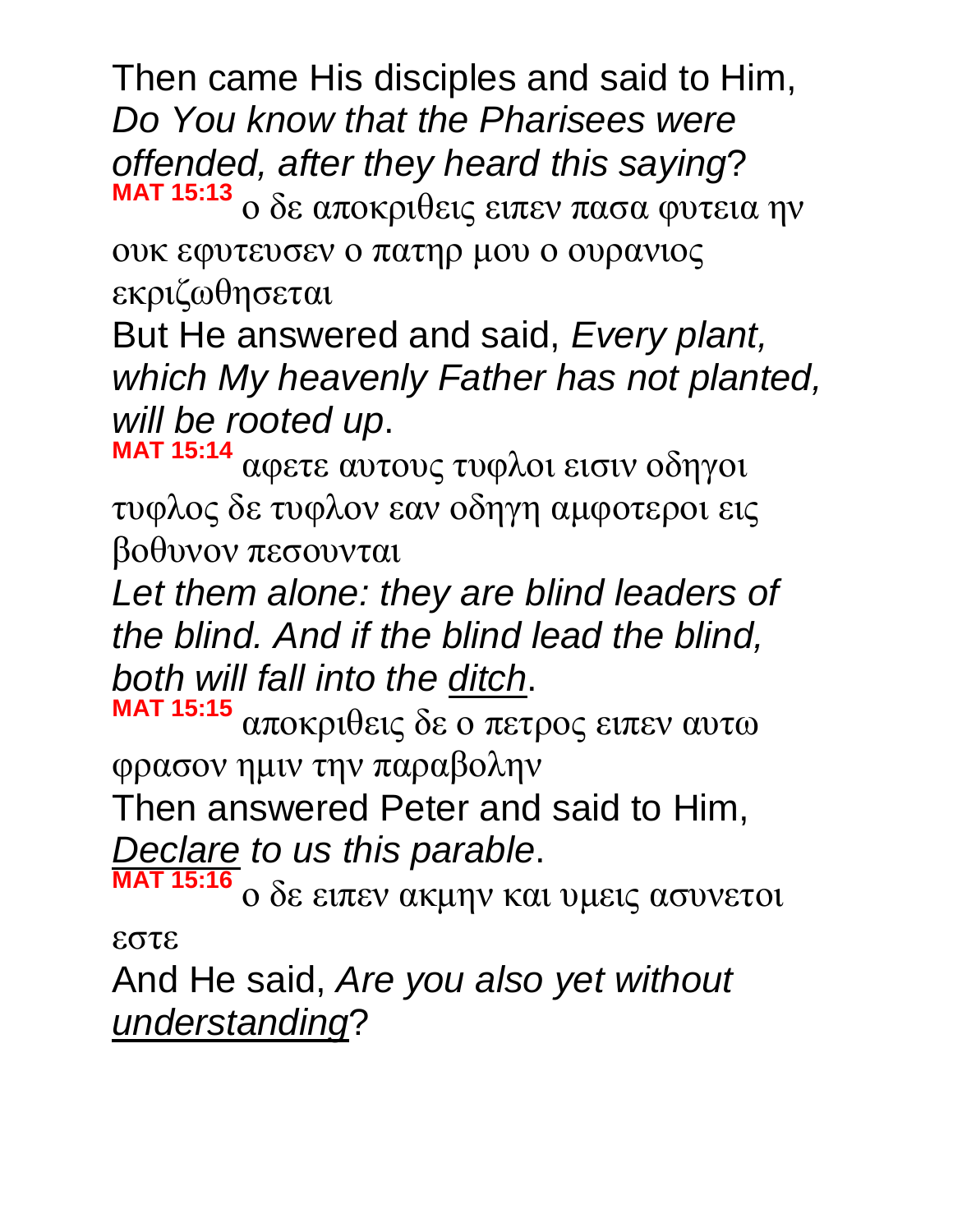Then came His disciples and said to Him, *Do You know that the Pharisees were offended, after they heard this saying*?

**MAT 15:13** ο δε αποκριθεις ειπεν πασα φυτεια ην ουκ εφυτευσεν ο πατηρ μου ο ουρανιος εκριζωθησεται

But He answered and said, *Every plant, which My heavenly Father has not planted, will be rooted up*.

**MAT 15:14** αφετε αυτους τυφλοι εισιν οδηγοι τυφλος δε τυφλον εαν οδηγη αμφοτεροι εις βοθυνον πεσουνται

*Let them alone: they are blind leaders of the blind. And if the blind lead the blind, both will fall into the <u>ditch</u>*.

**MAT 15:15** αποκριθεις δε ο πετρος ειπεν αυτω φρασον ημιν την παραβολην

Then answered Peter and said to Him, *<u>Declare</u> to us this parable*.

**MAT 15:16** ο δε ειπεν ακμην και υμεις ασυνετοι εστε

And He said, *Are you also yet without <u>understanding</u>*?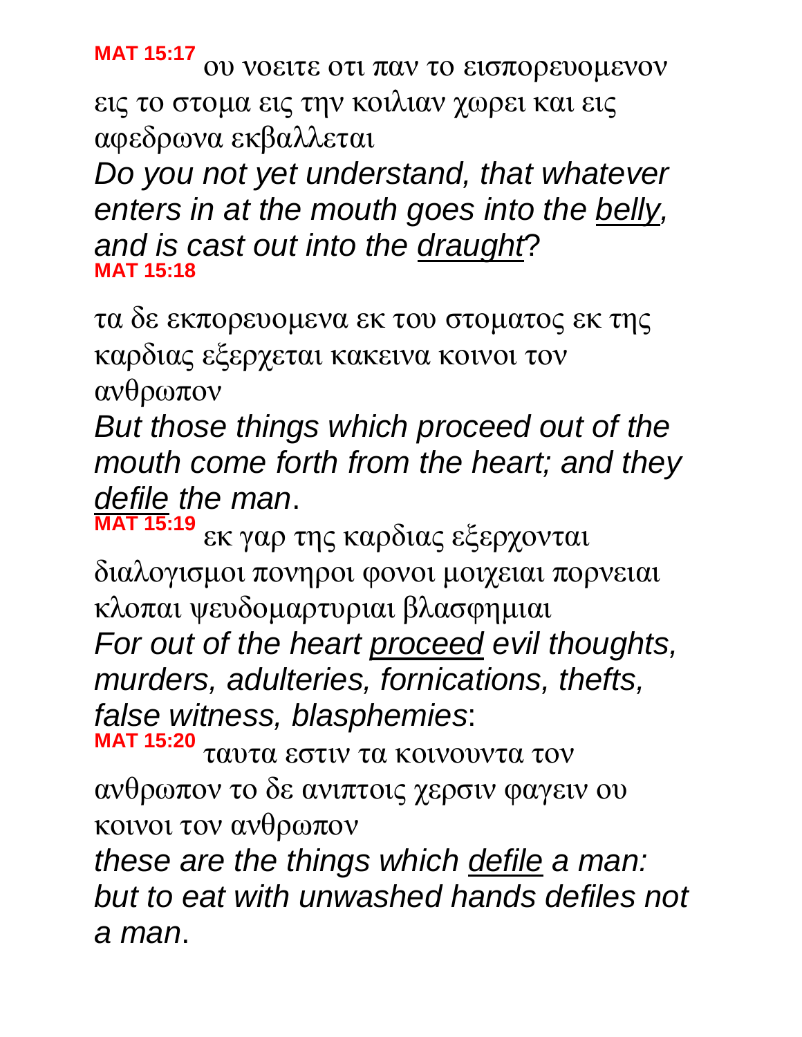**MAT 15:17** ου νοειτε οτι παν το εισπορευομενον εις το στομα εις την κοιλιαν χωρει και εις αφεδρωνα εκβαλλεται

*Do you not yet understand, that whatever enters in at the mouth goes into the belly, and is cast out into the draught?*

**MAT 15:18**

τα δε εκπορευομενα εκ του στοματος εκ της καρδιας εξερχεται κακεινα κοινοι τον ανθρωπον

*But those things which proceed out of the mouth come forth from the heart; and they defile the man*.

**MAT 15:19** εκ γαρ της καρδιας εξερχονται διαλογισμοι πονηροι φονοι μοιχειαι πορνειαι κλοπαι ψευδομαρτυριαι βλασφημιαι

*For out of the heart proceed evil thoughts, murders, adulteries, fornications, thefts, false witness, blasphemies*:

**MAT 15:20** ταυτα εστιν τα κοινουντα τον ανθρωπον το δε ανιπτοις χερσιν φαγειν ου κοινοι τον ανθρωπον

*these are the things which defile a man: but to eat with unwashed hands defiles not a man*.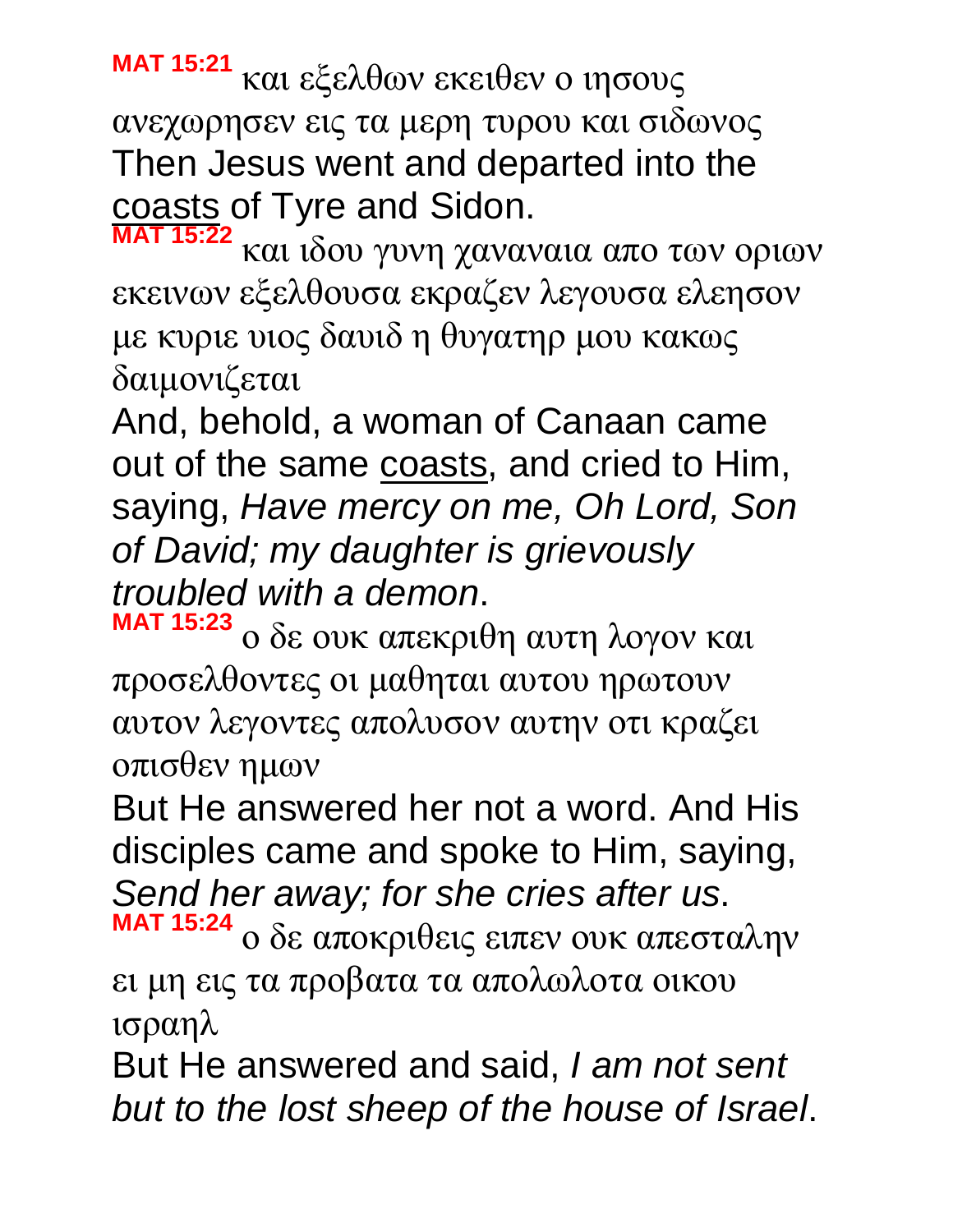**MAT 15:21** και εξελθων εκειθεν ο ιησους ανεχωρησεν εις τα μερη τυρου και σιδωνος

Then Jesus went and departed into the <u>coasts</u> of Tyre and Sidon.

**MAT 15:22** και ιδου γυνη χαναναια απο των οριων εκεινων εξελθουσα εκραζεν λεγουσα ελεησον με κυριε υιος δαυιδ η θυγατηρ μου κακως δαιμονιζεται

And, behold, a woman of Canaan came out of the same <u>coasts</u>, and cried to Him, saying, *Have mercy on me, Oh Lord, Son of David; my daughter is grievously troubled with a demon*.

**MAT 15:23** ο δε ουκ απεκριθη αυτη λογον και προσελθοντες οι μαθηται αυτου ηρωτουν αυτον λεγοντες απολυσον αυτην οτι κραζει οπισθεν ημων

But He answered her not a word. And His disciples came and spoke to Him, saying, *Send her away; for she cries after us*.

**MAT 15:24** ο δε αποκριθεις ειπεν ουκ απεσταλην ει μη εις τα προβατα τα απολωλοτα οικου ισραηλ

But He answered and said, *I am not sent but to the lost sheep of the house of Israel*.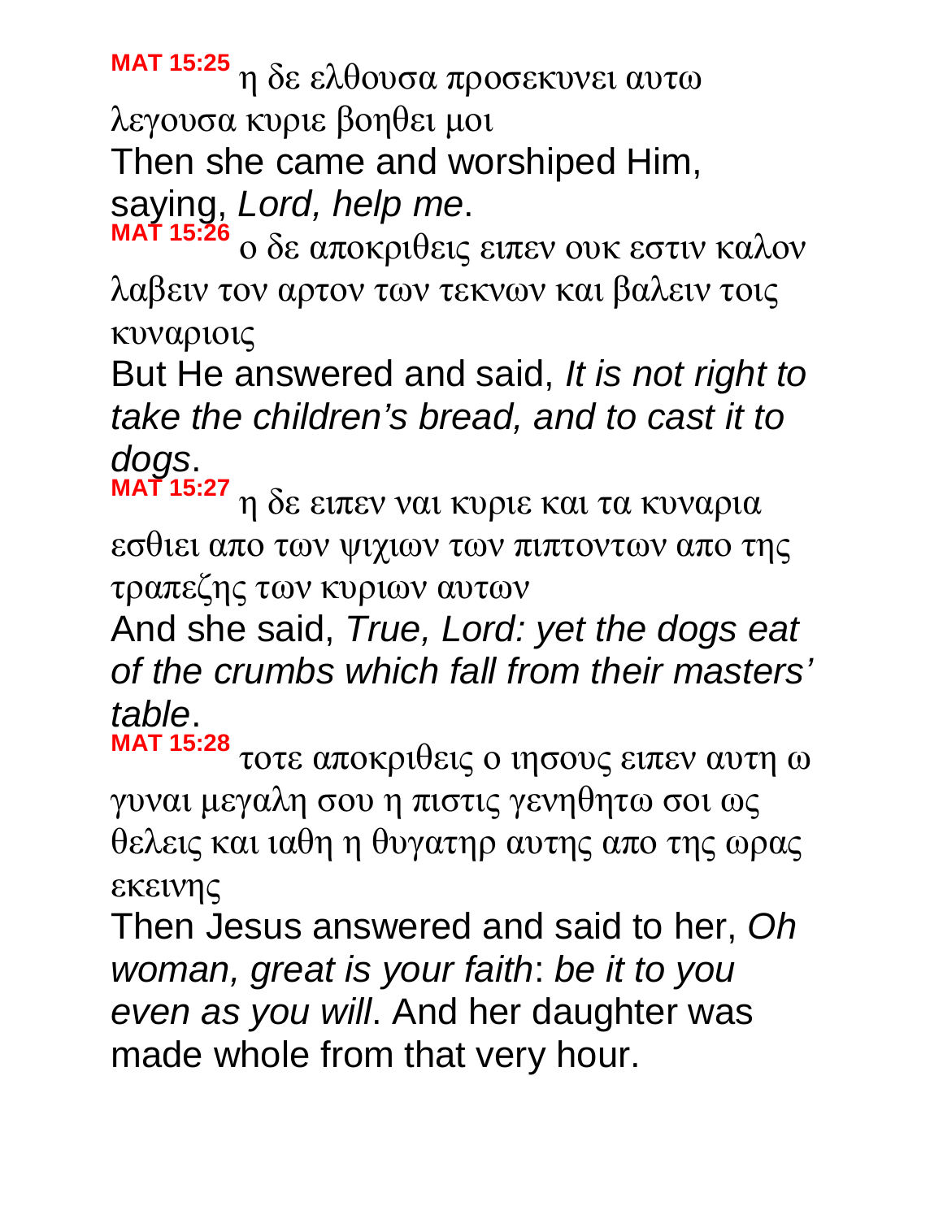**MAT 15:25** η δε ελθουσα προσεκυνει αυτω λεγουσα κυριε βοηθει μοι

Then she came and worshiped Him, saying, *Lord, help me*.

**MAT 15:26** ο δε αποκριθεις ειπεν ουκ εστιν καλον λαβειν τον αρτον των τεκνων και βαλειν τοις κυναριοις

But He answered and said, *It is not right to take the children's bread, and to cast it to dogs*.

**MAT 15:27** η δε ειπεν ναι κυριε και τα κυναρια εσθιει απο των ψιχιων των πιπτοντων απο της τραπεζης των κυριων αυτων

And she said, *True, Lord: yet the dogs eat of the crumbs which fall from their masters' table*.

**MAT 15:28** τοτε αποκριθεις ο ιησους ειπεν αυτη ω γυναι μεγαλη σου η πιστις γενηθητω σοι ως θελεις και ιαθη η θυγατηρ αυτης απο της ωρας εκεινης

Then Jesus answered and said to her, *Oh woman, great is your faith*: *be it to you even as you will*. And her daughter was made whole from that very hour.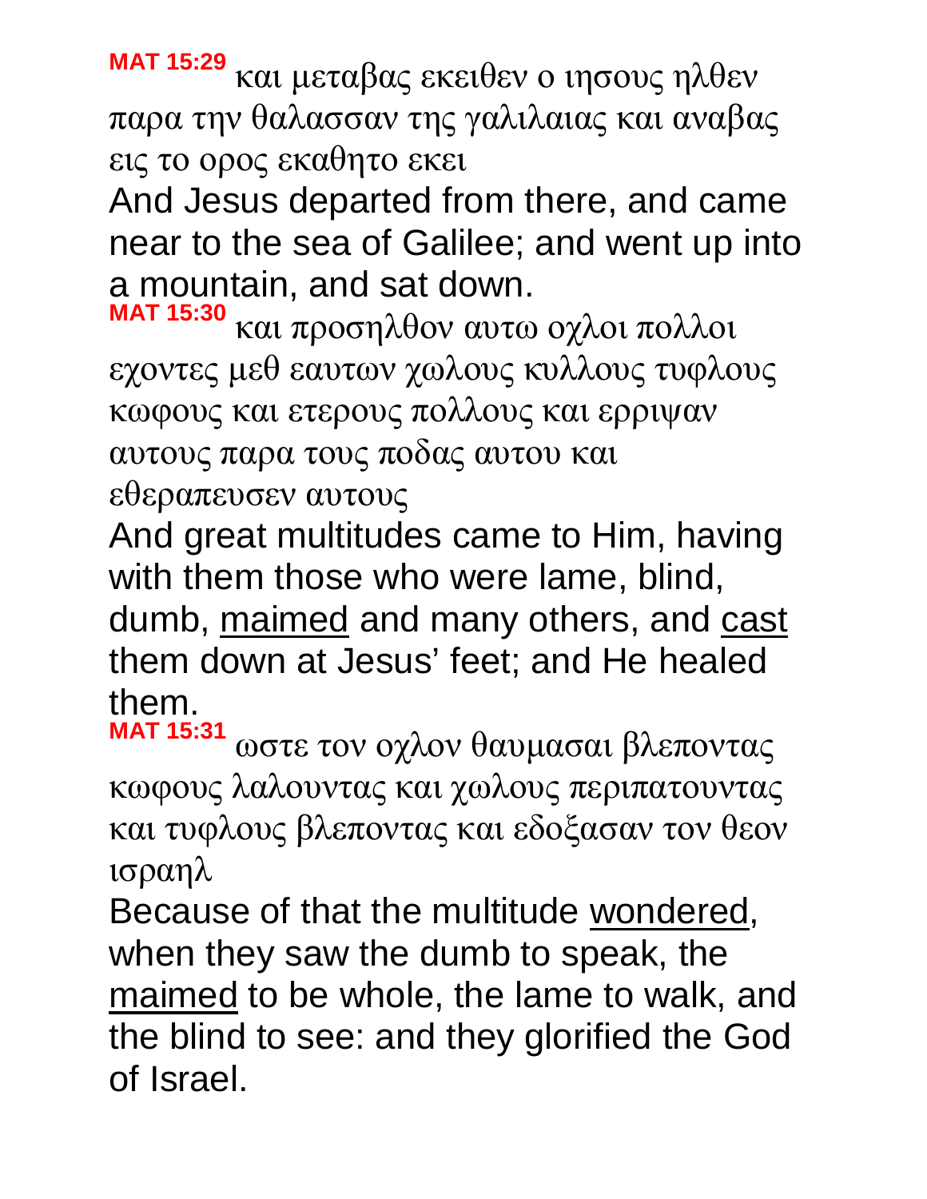**MAT 15:29** και μεταβας εκειθεν ο ιησους ηλθεν παρα την θαλασσαν της γαλιλαιας και αναβας εις το ορος εκαθητο εκει

And Jesus departed from there, and came near to the sea of Galilee; and went up into a mountain, and sat down.

**MAT 15:30** και προσηλθον αυτω οχλοι πολλοι εχοντες μεθ εαυτων χωλους κυλλους τυφλους κωφους και ετερους πολλους και ερριψαν αυτους παρα τους ποδας αυτου και εθεραπευσεν αυτους

And great multitudes came to Him, having with them those who were lame, blind, dumb, <u>maimed</u> and many others, and <u>cast</u> them down at Jesus' feet; and He healed them.

**MAT 15:31** ωστε τον οχλον θαυμασαι βλεποντας κωφους λαλουντας και χωλους περιπατουντας και τυφλους βλεποντας και εδοξασαν τον θεον ισραηλ

Because of that the multitude <u>wondered</u>, when they saw the dumb to speak, the <u>maimed</u> to be whole, the lame to walk, and the blind to see: and they glorified the God of Israel.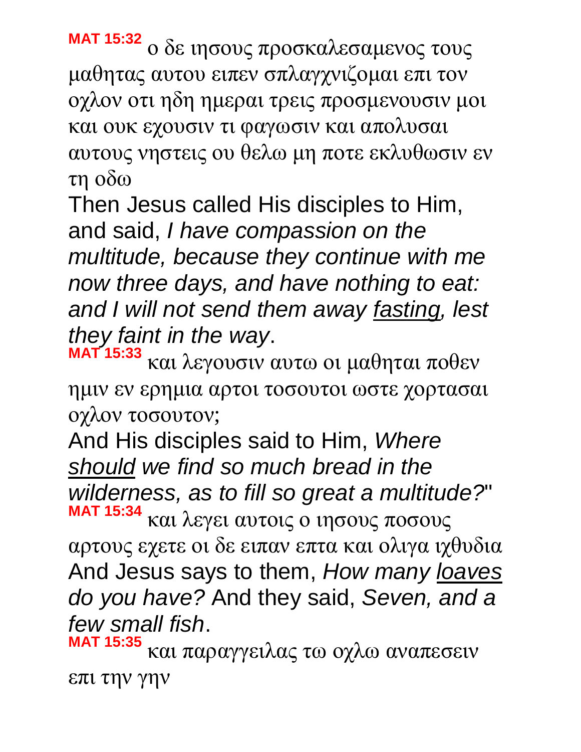**MAT 15:32** ο δε ιησους προσκαλεσαμενος τους μαθητας αυτου ειπεν σπλαγχνιζομαι επι τον οχλον οτι ηδη ημεραι τρεις προσμενουσιν μοι και ουκ εχουσιν τι φαγωσιν και απολυσαι αυτους νηστεις ου θελω μη ποτε εκλυθωσιν εν τη οδω

Then Jesus called His disciples to Him, and said, *I have compassion on the multitude, because they continue with me now three days, and have nothing to eat: and I will not send them away <u>fasting</u>, lest they faint in the way*.

**MAT 15:33** και λεγουσιν αυτω οι μαθηται ποθεν ημιν εν ερημια αρτοι τοσουτοι ωστε χορτασαι οχλον τοσουτον;

And His disciples said to Him, *Where <u>should</u> we find so much bread in the wilderness, as to fill so great a multitude?*"

**MAT 15:34** και λεγει αυτοις ο ιησους ποσους αρτους εχετε οι δε ειπαν επτα και ολιγα ιχθυδια

And Jesus says to them, *How many <u>loaves</u> do you have?* And they said, *Seven, and a few small fish*.

**MAT 15:35** και παραγγειλας τω οχλω αναπεσειν επι την γην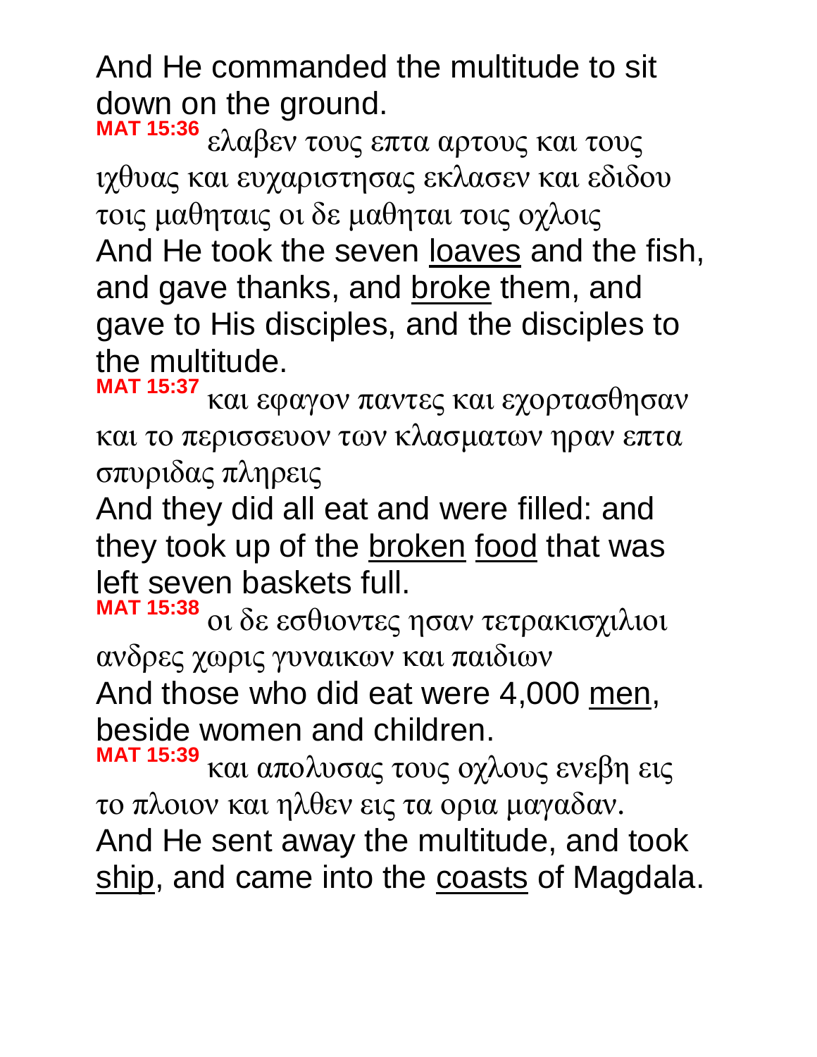And He commanded the multitude to sit down on the ground.

**MAT 15:36** ελαβεν τους επτα αρτους και τους ιχθυας και ευχαριστησας εκλασεν και εδιδου τοις μαθηταις οι δε μαθηται τοις οχλοις

And He took the seven <u>loaves</u> and the fish, and gave thanks, and <u>broke</u> them, and gave to His disciples, and the disciples to the multitude.

**MAT 15:37** και εφαγον παντες και εχορτασθησαν και το περισσευον των κλασματων ηραν επτα σπυριδας πληρεις

And they did all eat and were filled: and they took up of the <u>broken</u> <u>food</u> that was left seven baskets full.

**MAT 15:38** οι δε εσθιοντες ησαν τετρακισχιλιοι ανδρες χωρις γυναικων και παιδιων

And those who did eat were 4,000 <u>men</u>, beside women and children.

**MAT 15:39** και απολυσας τους οχλους ενεβη εις το πλοιον και ηλθεν εις τα ορια μαγαδαν.

And He sent away the multitude, and took <u>ship</u>, and came into the <u>coasts</u> of Magdala.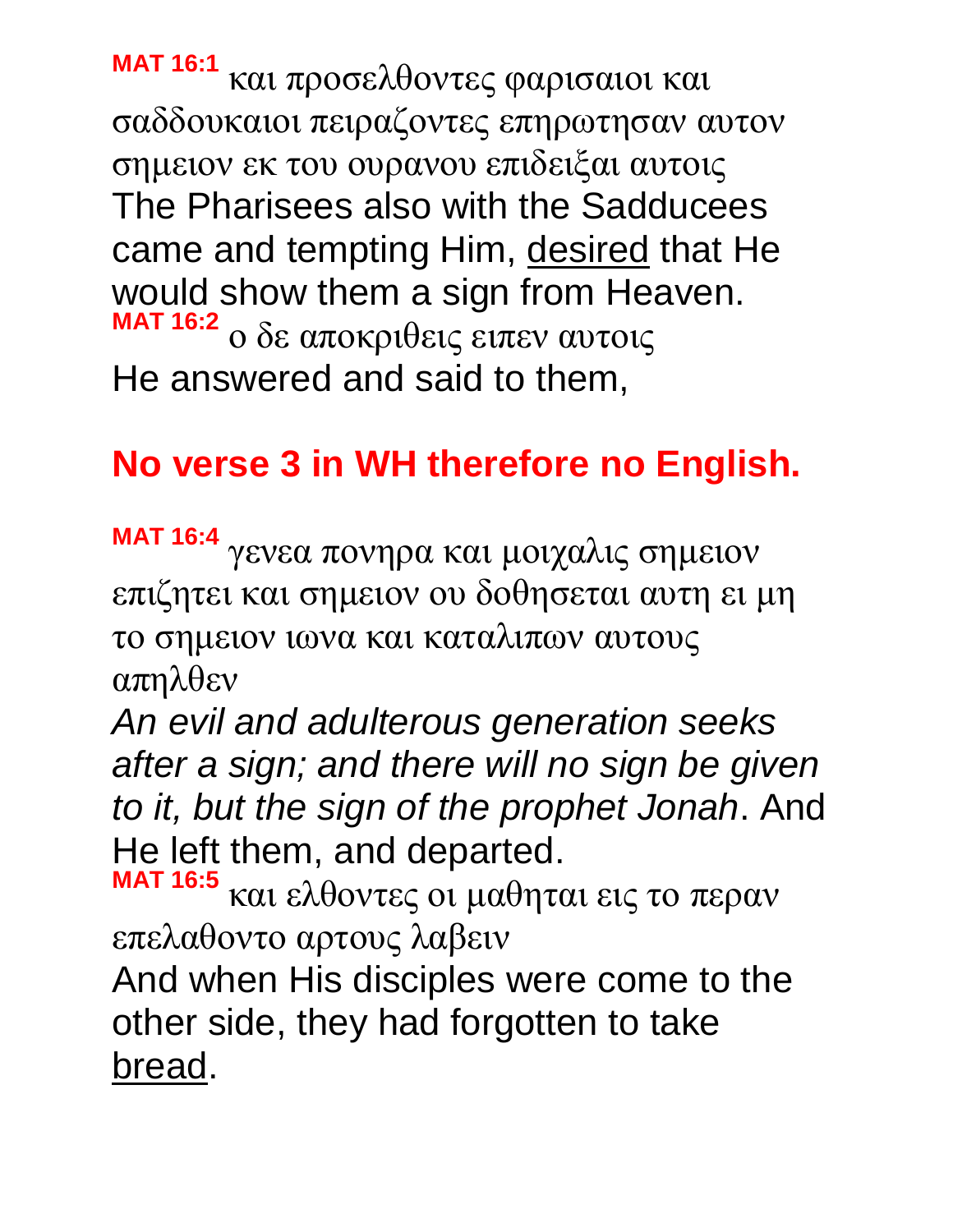**MAT 16:1** και προσελθοντες φαρισαιοι και σαδδουκαιοι πειραζοντες επηρωτησαν αυτον σημειον εκ του ουρανου επιδειξαι αυτοις
The Pharisees also with the Sadducees came and tempting Him, <u>desired</u> that He would show them a sign from Heaven.
**MAT 16:2** ο δε αποκριθεις ειπεν αυτοις
He answered and said to them,

**No verse 3 in WH therefore no English.**

**MAT 16:4** γενεα πονηρα και μοιχαλις σημειον επιζητει και σημειον ου δοθησεται αυτη ει μη το σημειον ιωνα και καταλιπων αυτους απηλθεν
*An evil and adulterous generation seeks after a sign; and there will no sign be given to it, but the sign of the prophet Jonah*. And He left them, and departed.
**MAT 16:5** και ελθοντες οι μαθηται εις το περαν επελαθοντο αρτους λαβειν
And when His disciples were come to the other side, they had forgotten to take <u>bread</u>.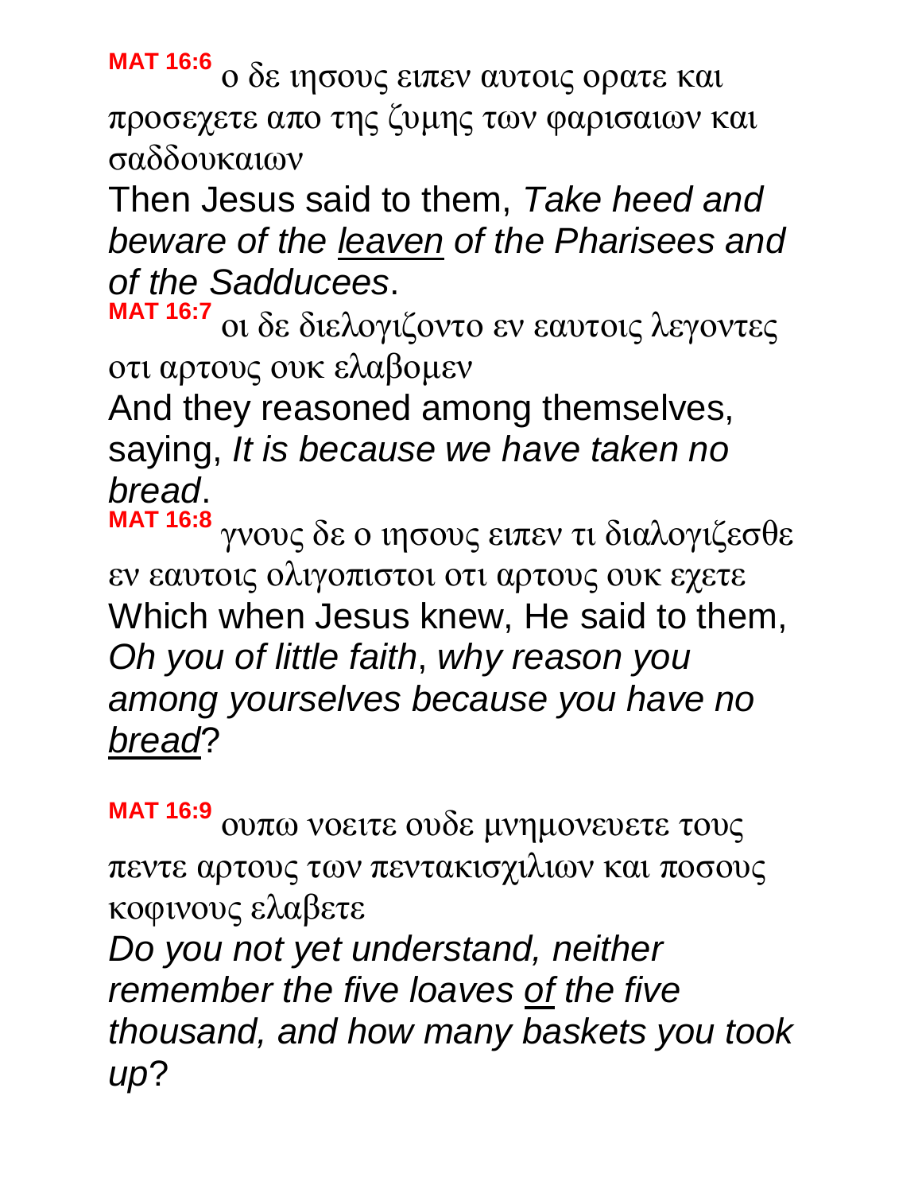**MAT 16:6** ο δε ιησους ειπεν αυτοις ορατε και προσεχετε απο της ζυμης των φαρισαιων και σαδδουκαιων

Then Jesus said to them, *Take heed and beware of the leaven of the Pharisees and of the Sadducees*.

**MAT 16:7** οι δε διελογιζοντο εν εαυτοις λεγοντες οτι αρτους ουκ ελαβομεν

And they reasoned among themselves, saying, *It is because we have taken no bread*.

**MAT 16:8** γνους δε ο ιησους ειπεν τι διαλογιζεσθε εν εαυτοις ολιγοπιστοι οτι αρτους ουκ εχετε

Which when Jesus knew, He said to them, *Oh you of little faith*, *why reason you among yourselves because you have no bread*?

**MAT 16:9** ουπω νοειτε ουδε μνημονευετε τους πεντε αρτους των πεντακισχιλιων και ποσους κοφινους ελαβετε

*Do you not yet understand, neither remember the five loaves of the five thousand, and how many baskets you took up*?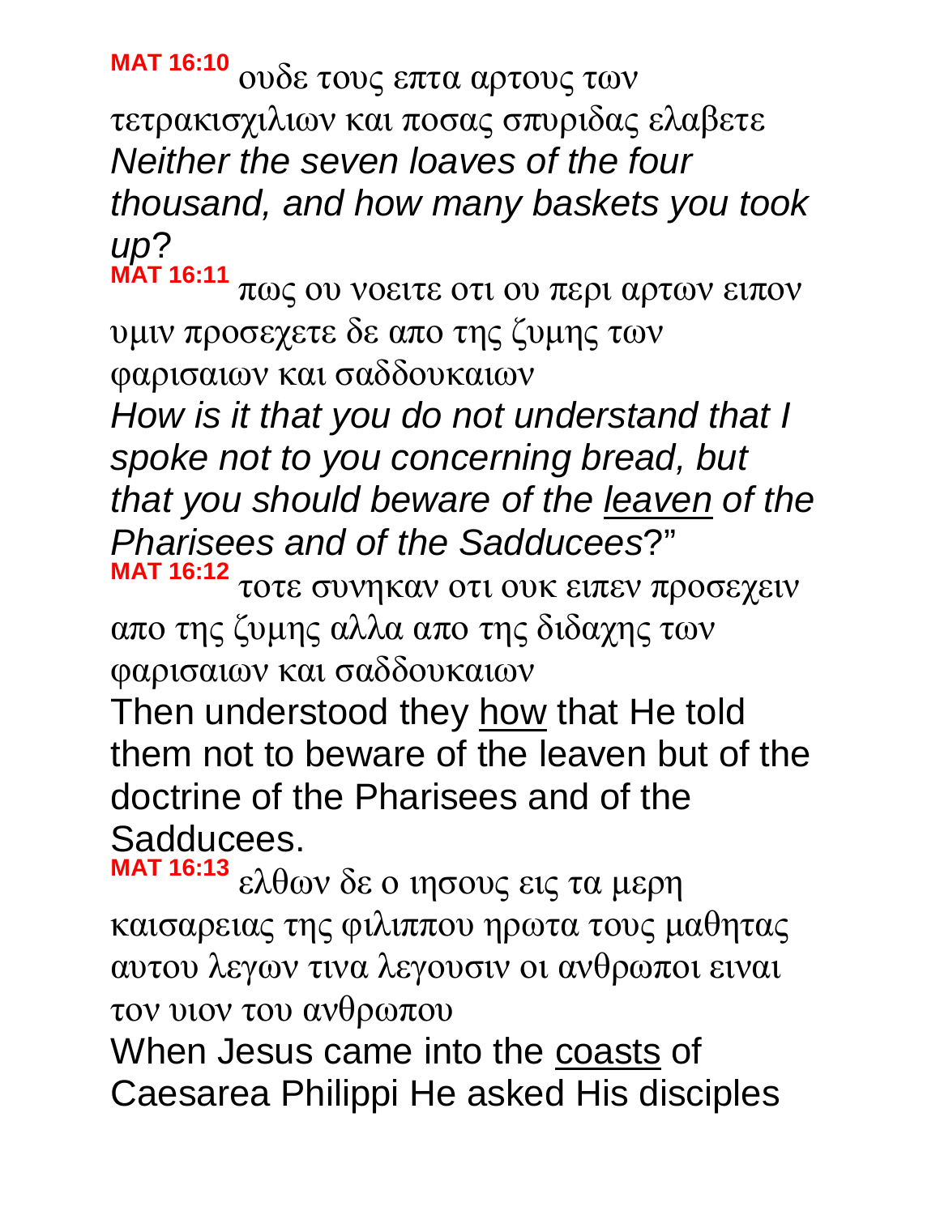**MAT 16:10** ουδε τους επτα αρτους των τετρακισχιλιων και ποσας σπυριδας ελαβετε

*Neither the seven loaves of the four thousand, and how many baskets you took up?*

**MAT 16:11** πως ου νοειτε οτι ου περι αρτων ειπον υμιν προσεχετε δε απο της ζυμης των φαρισαιων και σαδδουκαιων

*How is it that you do not understand that I spoke not to you concerning bread, but that you should beware of the <u>leaven</u> of the Pharisees and of the Sadducees?*"

**MAT 16:12** τοτε συνηκαν οτι ουκ ειπεν προσεχειν απο της ζυμης αλλα απο της διδαχης των φαρισαιων και σαδδουκαιων

Then understood they <u>how</u> that He told them not to beware of the leaven but of the doctrine of the Pharisees and of the Sadducees.

**MAT 16:13** ελθων δε ο ιησους εις τα μερη καισαρειας της φιλιππου ηρωτα τους μαθητας αυτου λεγων τινα λεγουσιν οι ανθρωποι ειναι τον υιον του ανθρωπου

When Jesus came into the <u>coasts</u> of Caesarea Philippi He asked His disciples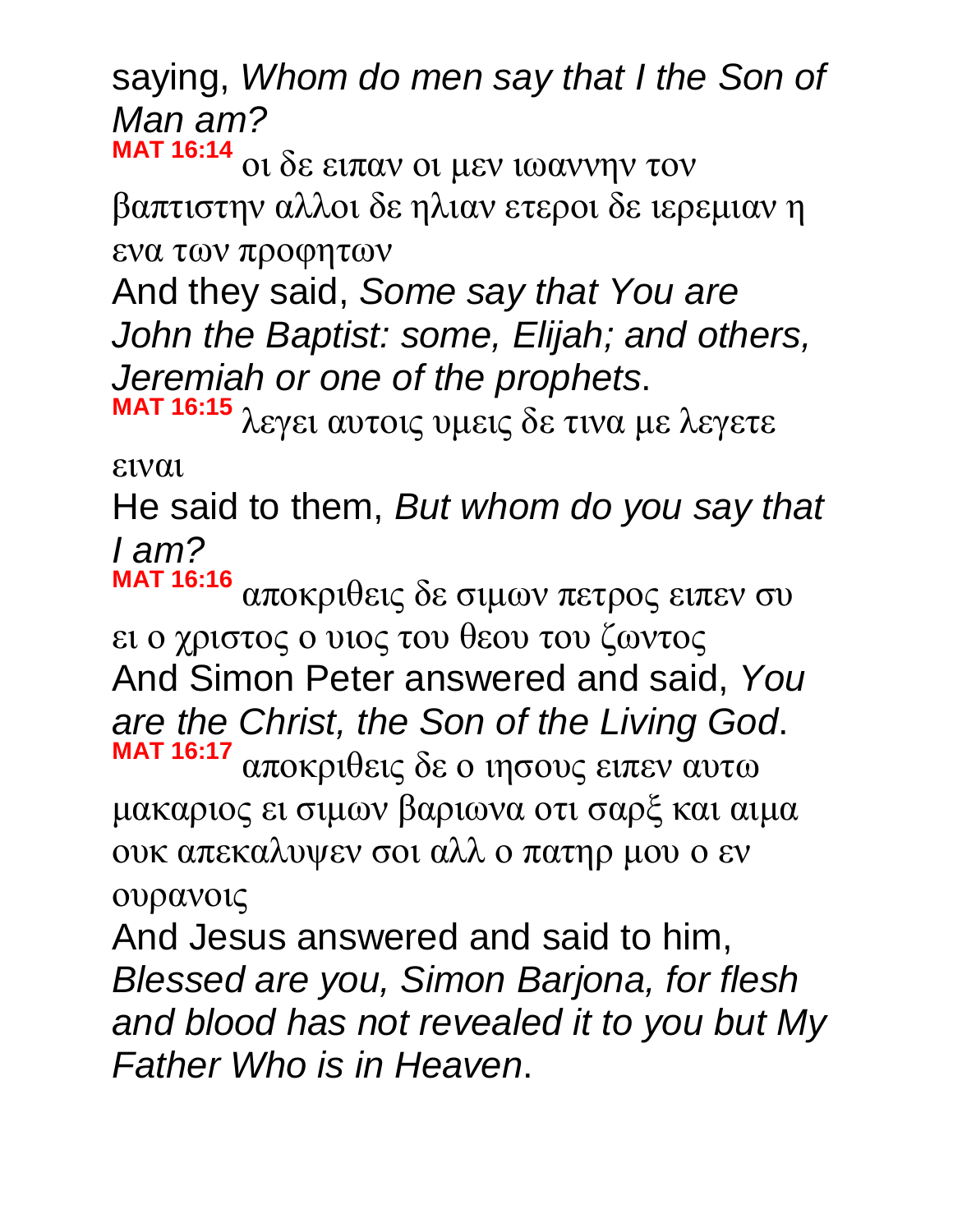saying, *Whom do men say that I the Son of Man am?*

**MAT 16:14** οι δε ειπαν οι μεν ιωαννην τον βαπτιστην αλλοι δε ηλιαν ετεροι δε ιερεμιαν η ενα των προφητων

And they said, *Some say that You are John the Baptist: some, Elijah; and others, Jeremiah or one of the prophets*.

**MAT 16:15** λεγει αυτοις υμεις δε τινα με λεγετε ειναι

He said to them, *But whom do you say that I am?*

**MAT 16:16** αποκριθεις δε σιμων πετρος ειπεν συ ει ο χριστος ο υιος του θεου του ζωντος

And Simon Peter answered and said, *You are the Christ, the Son of the Living God*.

**MAT 16:17** αποκριθεις δε ο ιησους ειπεν αυτω μακαριος ει σιμων βαριωνα οτι σαρξ και αιμα ουκ απεκαλυψεν σοι αλλ ο πατηρ μου ο εν ουρανοις

And Jesus answered and said to him, *Blessed are you, Simon Barjona, for flesh and blood has not revealed it to you but My Father Who is in Heaven*.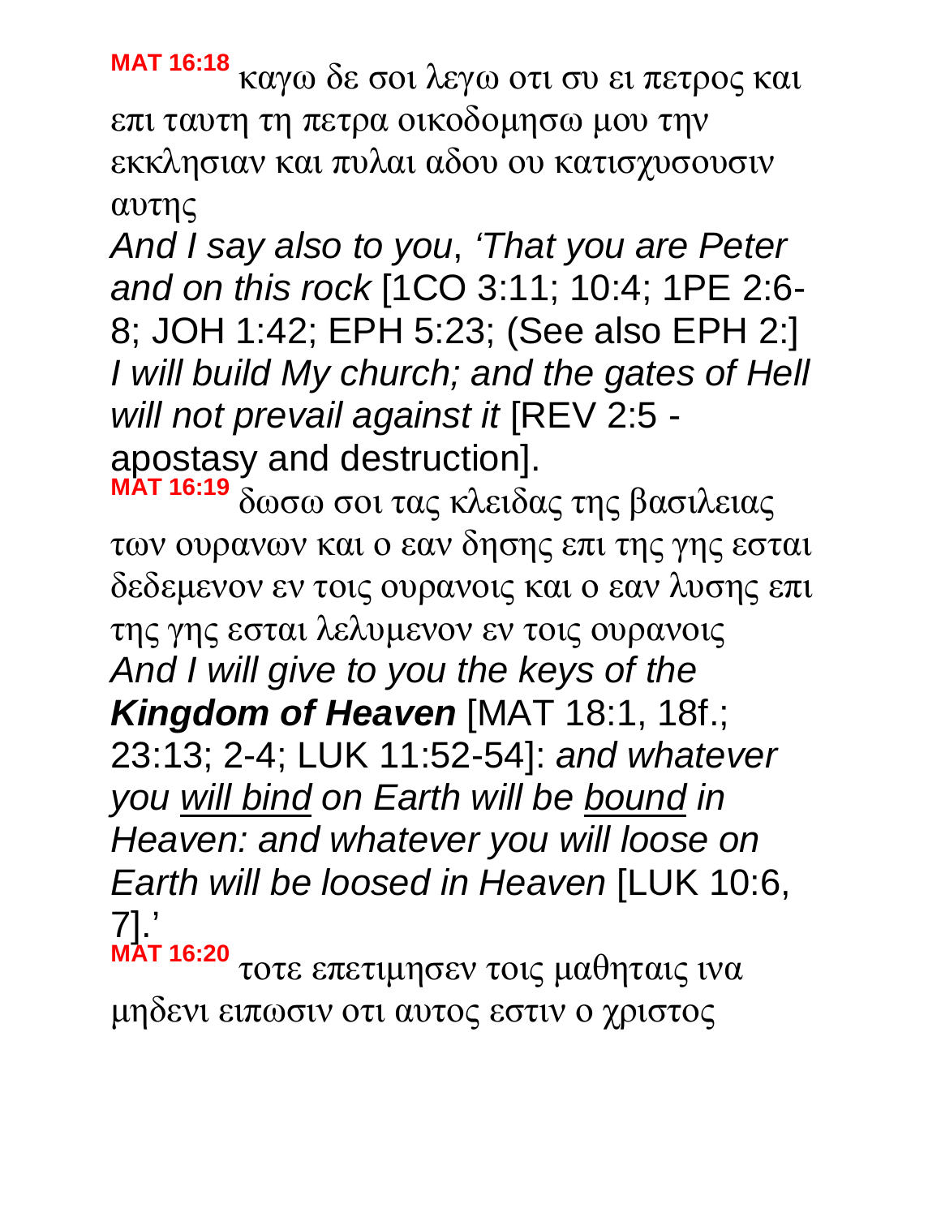**MAT 16:18** καγω δε σοι λεγω οτι συ ει πετρος και επι ταυτη τη πετρα οικοδομησω μου την εκκλησιαν και πυλαι αδου ου κατισχυσουσιν αυτης

*And I say also to you*, *'That you are Peter and on this rock* [1CO 3:11; 10:4; 1PE 2:6-8; JOH 1:42; EPH 5:23; (See also EPH 2:] *I will build My church; and the gates of Hell will not prevail against it* [REV 2:5 - apostasy and destruction].

**MAT 16:19** δωσω σοι τας κλειδας της βασιλειας των ουρανων και ο εαν δησης επι της γης εσται δεδεμενον εν τοις ουρανοις και ο εαν λυσης επι της γης εσται λελυμενον εν τοις ουρανοις

*And I will give to you the keys of the* ***Kingdom of Heaven*** [MAT 18:1, 18f.; 23:13; 2-4; LUK 11:52-54]: *and whatever you <u>will bind</u> on Earth will be <u>bound</u> in Heaven: and whatever you will loose on Earth will be loosed in Heaven* [LUK 10:6, 7].'

**MAT 16:20** τοτε επετιμησεν τοις μαθηταις ινα μηδενι ειπωσιν οτι αυτος εστιν ο χριστος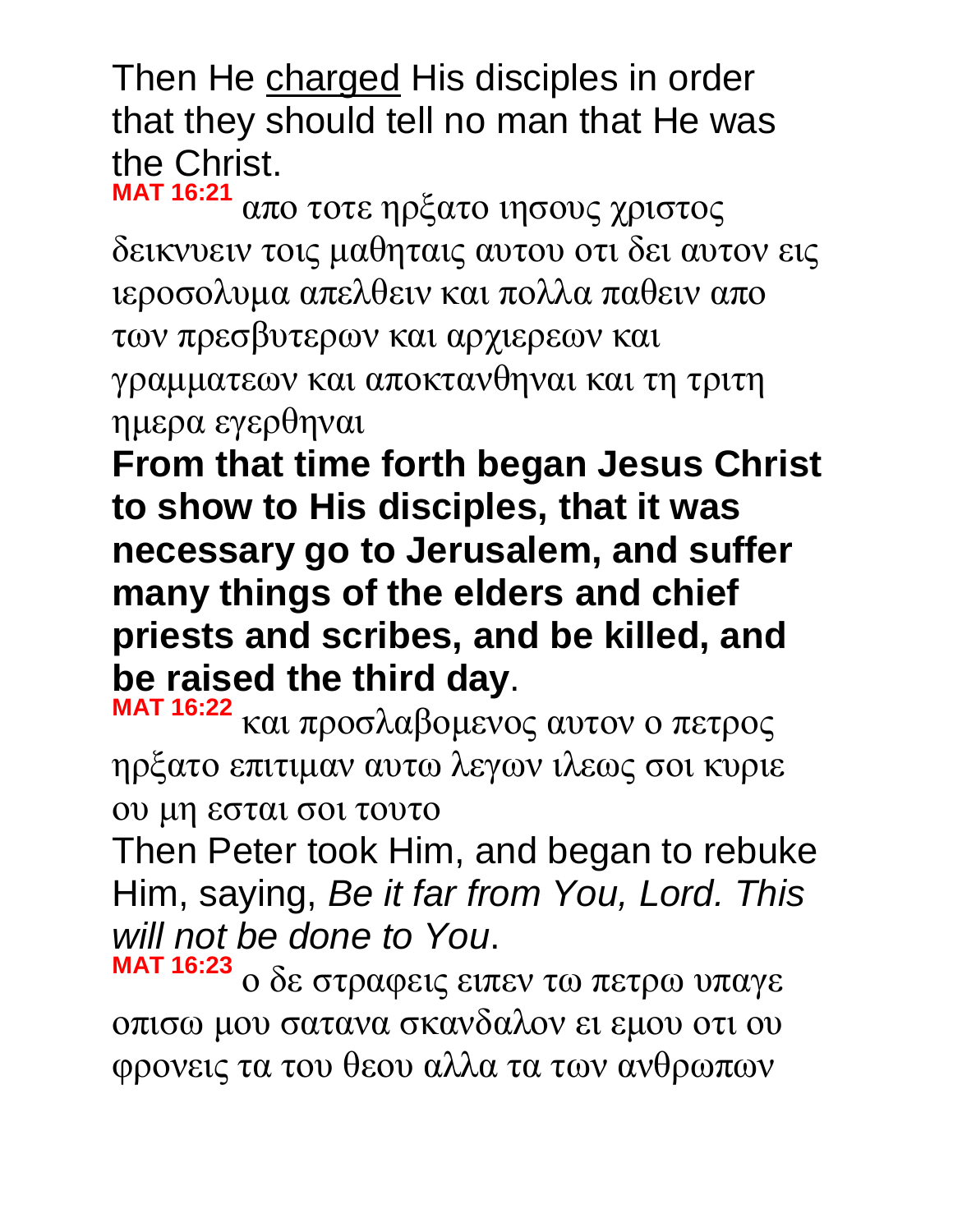Then He <u>charged</u> His disciples in order that they should tell no man that He was the Christ.

**MAT 16:21** απο τοτε ηρξατο ιησους χριστος δεικνυειν τοις μαθηταις αυτου οτι δει αυτον εις ιεροσολυμα απελθειν και πολλα παθειν απο των πρεσβυτερων και αρχιερεων και γραμματεων και αποκτανθηναι και τη τριτη ημερα εγερθηναι

**From that time forth began Jesus Christ to show to His disciples, that it was necessary go to Jerusalem, and suffer many things of the elders and chief priests and scribes, and be killed, and be raised the third day**.

**MAT 16:22** και προσλαβομενος αυτον ο πετρος ηρξατο επιτιμαν αυτω λεγων ιλεως σοι κυριε ου μη εσται σοι τουτο

Then Peter took Him, and began to rebuke Him, saying, *Be it far from You, Lord. This will not be done to You*.

**MAT 16:23** ο δε στραφεις ειπεν τω πετρω υπαγε οπισω μου σατανα σκανδαλον ει εμου οτι ου φρονεις τα του θεου αλλα τα των ανθρωπων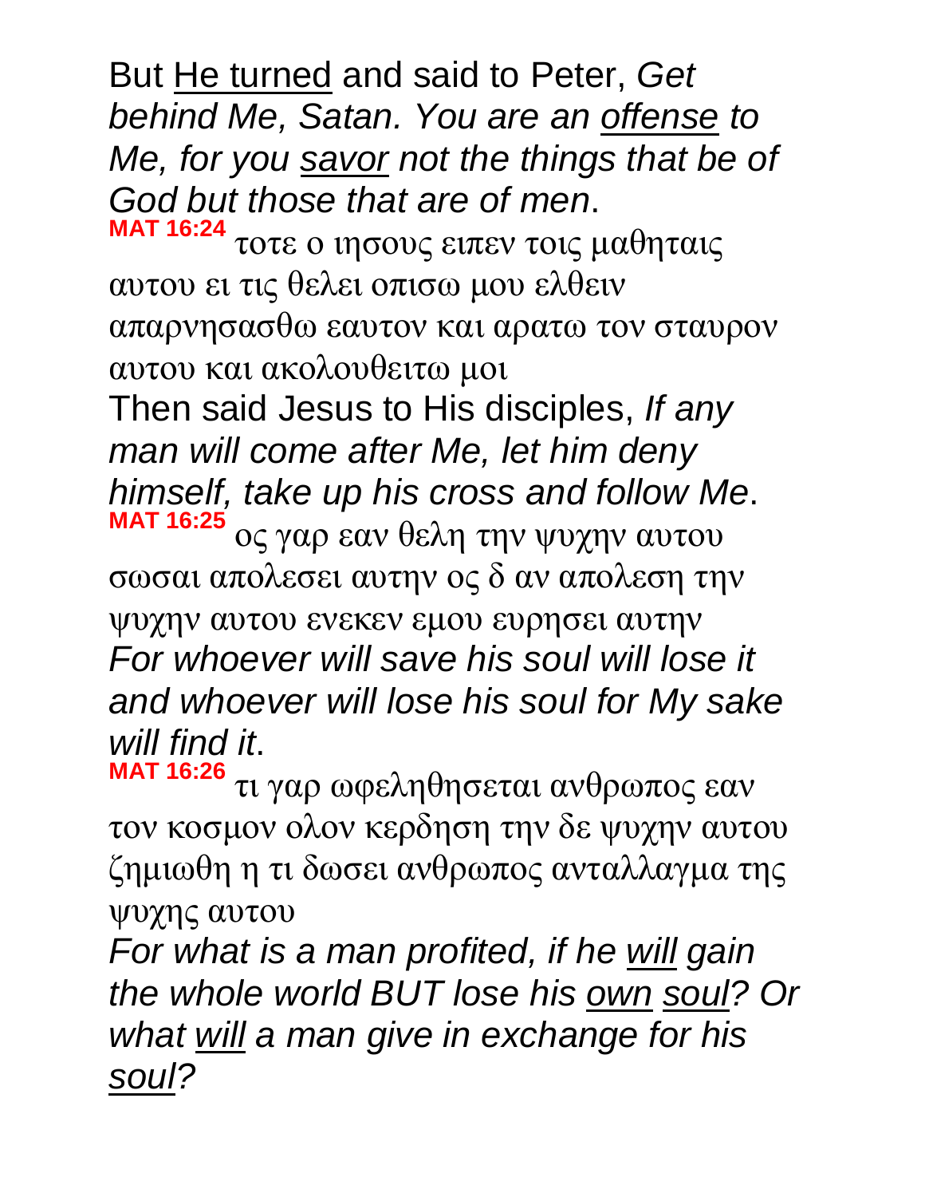But <u>He turned</u> and said to Peter, *Get behind Me, Satan. You are an <u>offense</u> to Me, for you <u>savor</u> not the things that be of God but those that are of men*.

**MAT 16:24** τοτε ο ιησους ειπεν τοις μαθηταις αυτου ει τις θελει οπισω μου ελθειν απαρνησασθω εαυτον και αρατω τον σταυρον αυτου και ακολουθειτω μοι

Then said Jesus to His disciples, *If any man will come after Me, let him deny himself, take up his cross and follow Me*.

**MAT 16:25** ος γαρ εαν θελη την ψυχην αυτου σωσαι απολεσει αυτην ος δ αν απολεση την ψυχην αυτου ενεκεν εμου ευρησει αυτην

*For whoever will save his soul will lose it and whoever will lose his soul for My sake will find it*.

**MAT 16:26** τι γαρ ωφεληθησεται ανθρωπος εαν τον κοσμον ολον κερδηση την δε ψυχην αυτου ζημιωθη η τι δωσει ανθρωπος ανταλλαγμα της ψυχης αυτου

*For what is a man profited, if he <u>will</u> gain the whole world BUT lose his <u>own</u> <u>soul</u>? Or what <u>will</u> a man give in exchange for his <u>soul</u>?*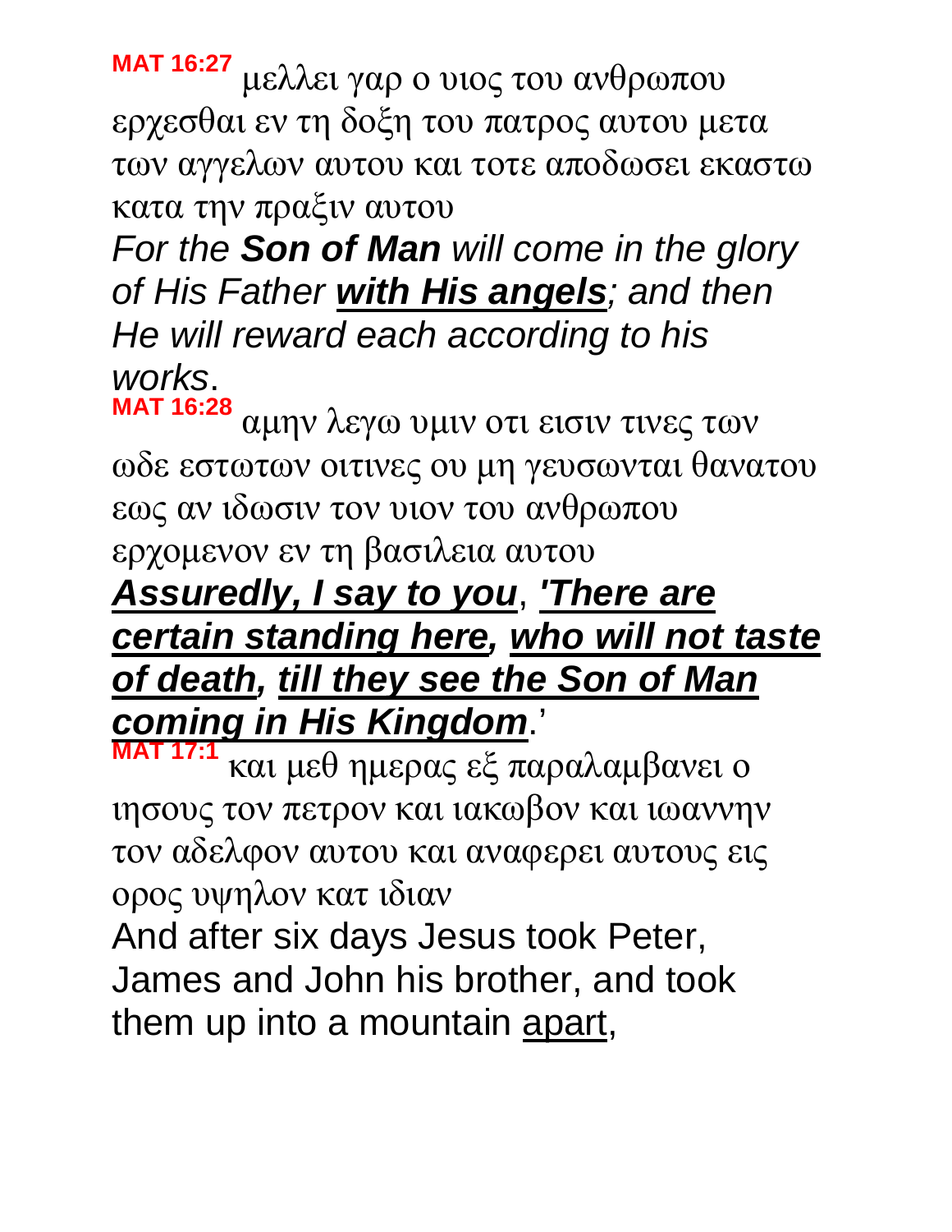**MAT 16:27** μελλει γαρ ο υιος του ανθρωπου ερχεσθαι εν τη δοξη του πατρος αυτου μετα των αγγελων αυτου και τοτε αποδωσει εκαστω κατα την πραξιν αυτου

*For the **Son of Man** will come in the glory of His Father **with His angels**; and then He will reward each according to his works*.

**MAT 16:28** αμην λεγω υμιν οτι εισιν τινες των ωδε εστωτων οιτινες ου μη γευσωνται θανατου εως αν ιδωσιν τον υιον του ανθρωπου ερχομενον εν τη βασιλεια αυτου

***Assuredly, I say to you**, **'There are certain standing here, who will not taste of death, till they see the Son of Man coming in His Kingdom***.'

**MAT 17:1** και μεθ ημερας εξ παραλαμβανει ο ιησους τον πετρον και ιακωβον και ιωαννην τον αδελφον αυτου και αναφερει αυτους εις ορος υψηλον κατ ιδιαν

And after six days Jesus took Peter, James and John his brother, and took them up into a mountain apart,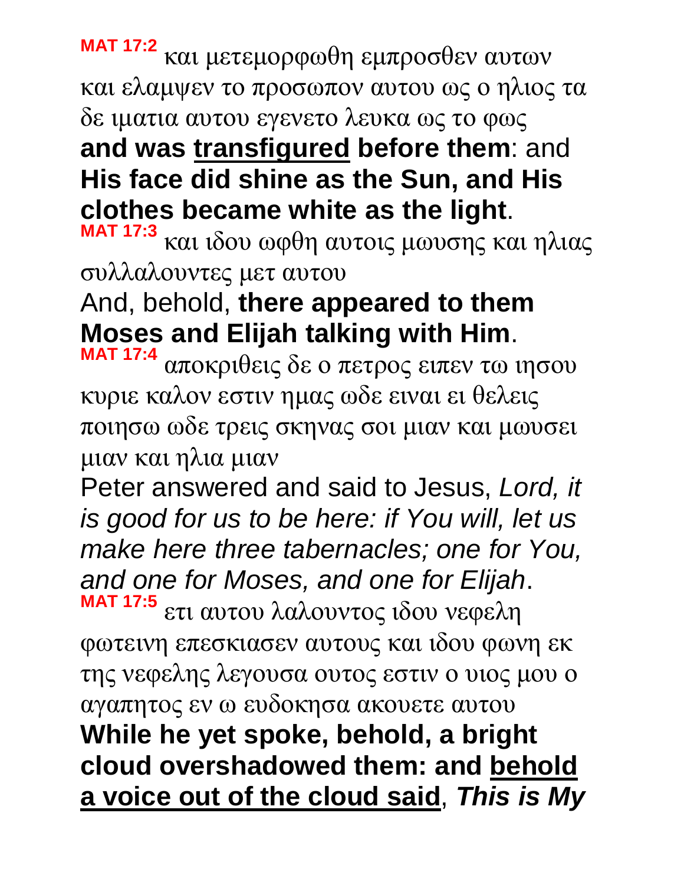**MAT 17:2** και μετεμορφωθη εμπροσθεν αυτων και ελαμψεν το προσωπον αυτου ως ο ηλιος τα δε ιματια αυτου εγενετο λευκα ως το φως
**and was transfigured before them**: and **His face did shine as the Sun, and His clothes became white as the light**.

**MAT 17:3** και ιδου ωφθη αυτοις μωυσης και ηλιας συλλαλουντες μετ αυτου
And, behold, **there appeared to them Moses and Elijah talking with Him**.

**MAT 17:4** αποκριθεις δε ο πετρος ειπεν τω ιησου κυριε καλον εστιν ημας ωδε ειναι ει θελεις ποιησω ωδε τρεις σκηνας σοι μιαν και μωυσει μιαν και ηλια μιαν
Peter answered and said to Jesus, *Lord, it is good for us to be here: if You will, let us make here three tabernacles; one for You, and one for Moses, and one for Elijah*.

**MAT 17:5** ετι αυτου λαλουντος ιδου νεφελη φωτεινη επεσκιασεν αυτους και ιδου φωνη εκ της νεφελης λεγουσα ουτος εστιν ο υιος μου ο αγαπητος εν ω ευδοκησα ακουετε αυτου
**While he yet spoke, behold, a bright cloud overshadowed them: and behold a voice out of the cloud said**, ***This is My***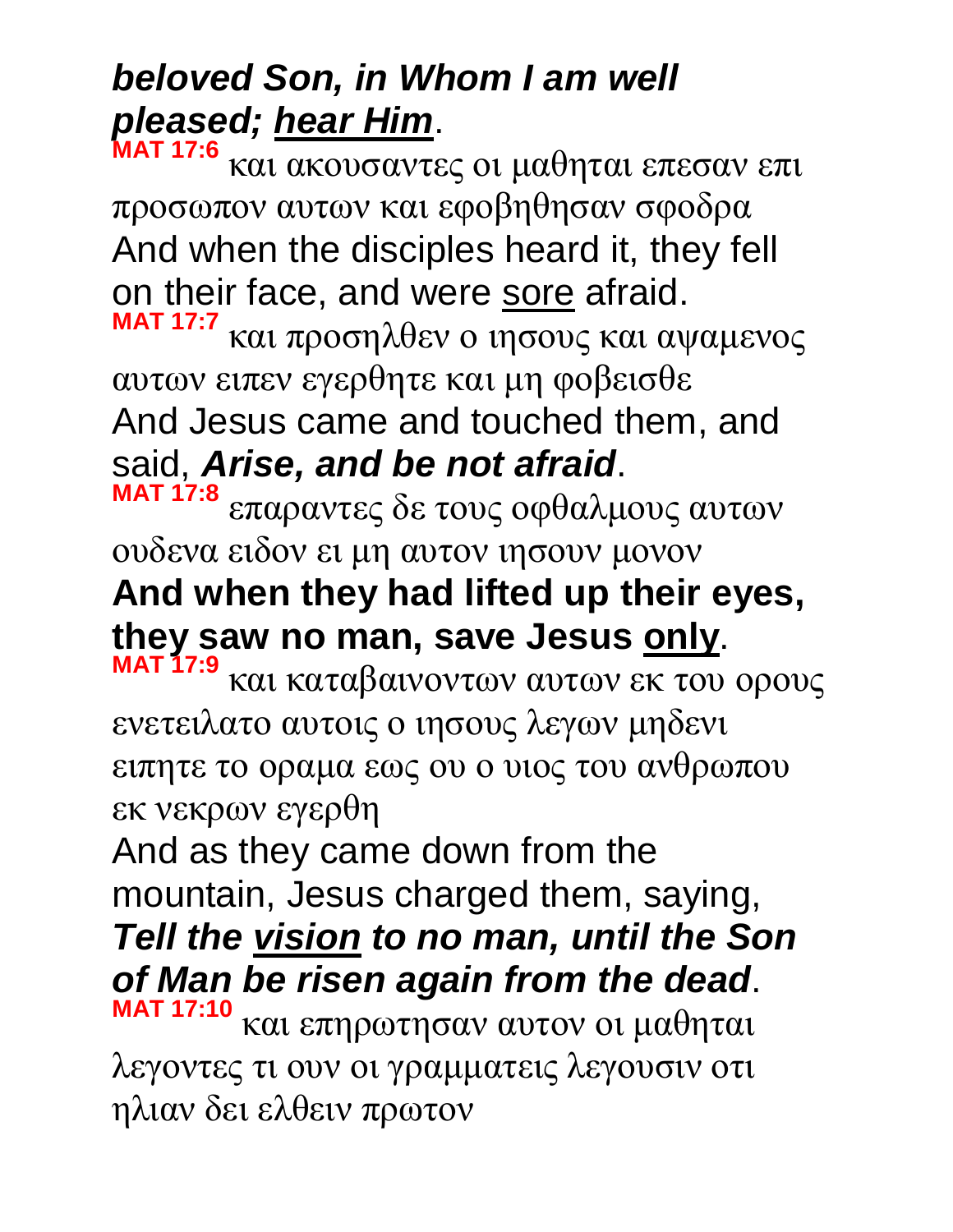***beloved Son, in Whom I am well pleased; <u>hear Him</u>***.

**MAT 17:6** και ακουσαντες οι μαθηται επεσαν επι προσωπον αυτων και εφοβηθησαν σφοδρα

And when the disciples heard it, they fell on their face, and were <u>sore</u> afraid.

**MAT 17:7** και προσηλθεν ο ιησους και αψαμενος αυτων ειπεν εγερθητε και μη φοβεισθε

And Jesus came and touched them, and said, ***Arise, and be not afraid***.

**MAT 17:8** επαραντες δε τους οφθαλμους αυτων ουδενα ειδον ει μη αυτον ιησουν μονον

**And when they had lifted up their eyes, they saw no man, save Jesus <u>only</u>**.

**MAT 17:9** και καταβαινοντων αυτων εκ του ορους ενετειλατο αυτοις ο ιησους λεγων μηδενι ειπητε το οραμα εως ου ο υιος του ανθρωπου εκ νεκρων εγερθη

And as they came down from the mountain, Jesus charged them, saying, ***Tell the <u>vision</u> to no man, until the Son of Man be risen again from the dead***.

**MAT 17:10** και επηρωτησαν αυτον οι μαθηται λεγοντες τι ουν οι γραμματεις λεγουσιν οτι ηλιαν δει ελθειν πρωτον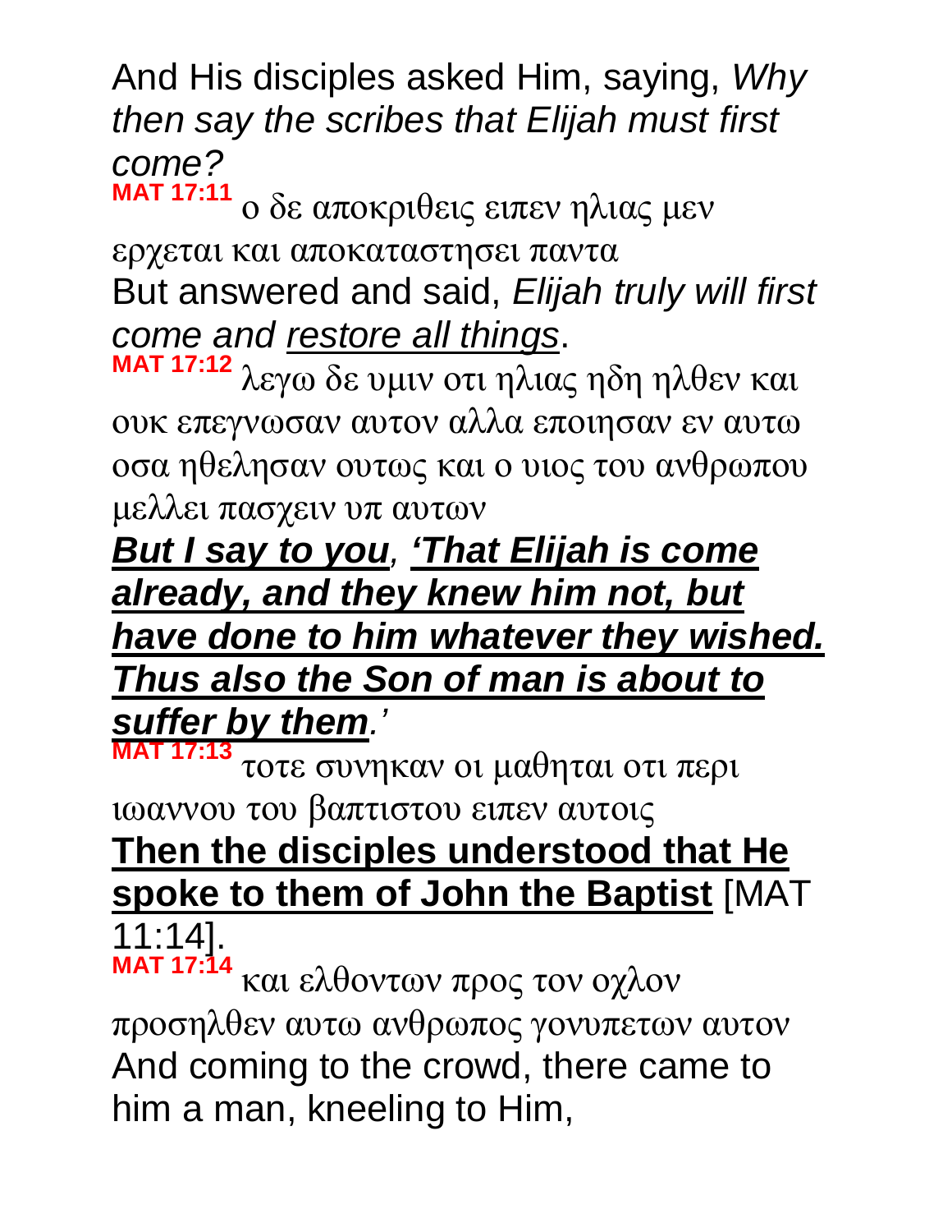And His disciples asked Him, saying, *Why then say the scribes that Elijah must first come?*

**MAT 17:11** ο δε αποκριθεις ειπεν ηλιας μεν ερχεται και αποκαταστησει παντα

But answered and said, *Elijah truly will first come and <u>restore all things</u>*.

**MAT 17:12** λεγω δε υμιν οτι ηλιας ηδη ηλθεν και ουκ επεγνωσαν αυτον αλλα εποιησαν εν αυτω οσα ηθελησαν ουτως και ο υιος του ανθρωπου μελλει πασχειν υπ αυτων

***<u>But I say to you</u>, <u>'That Elijah is come already, and they knew him not, but have done to him whatever they wished. Thus also the Son of man is about to suffer by them</u>.'***

**MAT 17:13** τοτε συνηκαν οι μαθηται οτι περι ιωαννου του βαπτιστου ειπεν αυτοις

**<u>Then the disciples understood that He spoke to them of John the Baptist</u>** [MAT 11:14].

**MAT 17:14** και ελθοντων προς τον οχλον προσηλθεν αυτω ανθρωπος γονυπετων αυτον

And coming to the crowd, there came to him a man, kneeling to Him,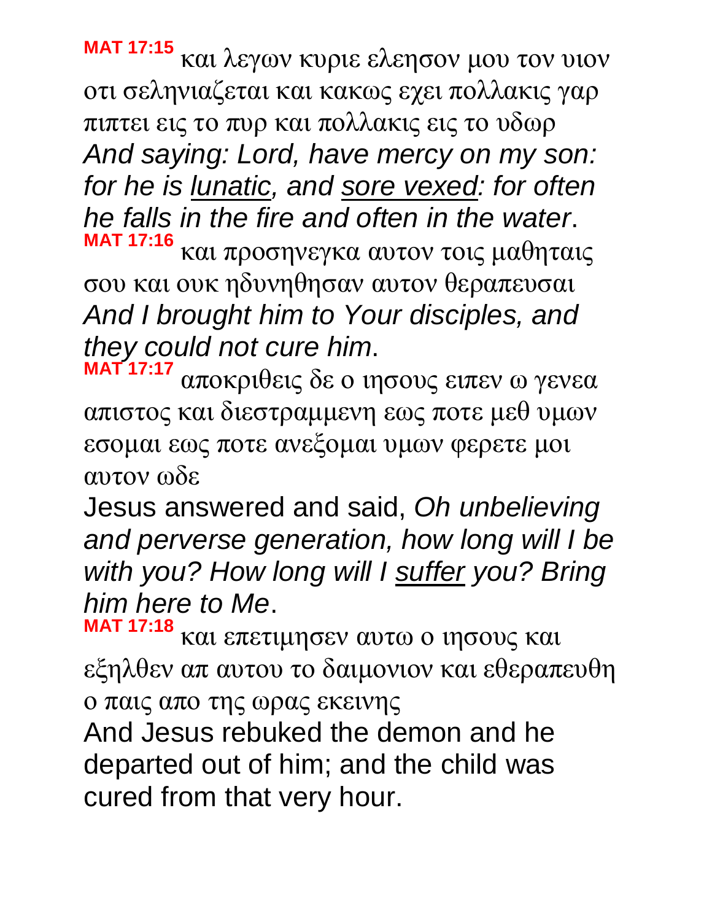**MAT 17:15** και λεγων κυριε ελεησον μου τον υιον οτι σεληνιαζεται και κακως εχει πολλακις γαρ πιπτει εις το πυρ και πολλακις εις το υδωρ
*And saying: Lord, have mercy on my son: for he is <u>lunatic</u>, and <u>sore vexed</u>: for often he falls in the fire and often in the water*.

**MAT 17:16** και προσηνεγκα αυτον τοις μαθηταις σου και ουκ ηδυνηθησαν αυτον θεραπευσαι
*And I brought him to Your disciples, and they could not cure him*.

**MAT 17:17** αποκριθεις δε ο ιησους ειπεν ω γενεα απιστος και διεστραμμενη εως ποτε μεθ υμων εσομαι εως ποτε ανεξομαι υμων φερετε μοι αυτον ωδε
Jesus answered and said, *Oh unbelieving and perverse generation, how long will I be with you? How long will I <u>suffer</u> you? Bring him here to Me*.

**MAT 17:18** και επετιμησεν αυτω ο ιησους και εξηλθεν απ αυτου το δαιμονιον και εθεραπευθη ο παις απο της ωρας εκεινης
And Jesus rebuked the demon and he departed out of him; and the child was cured from that very hour.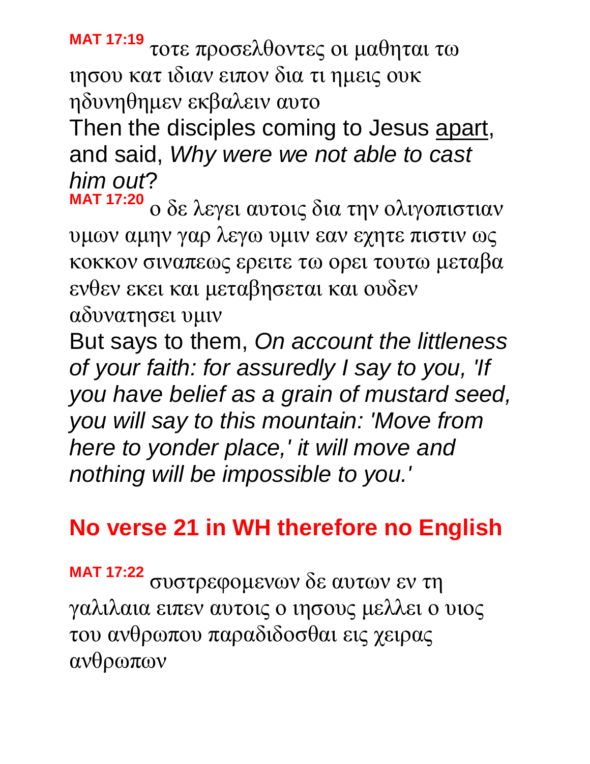**MAT 17:19** τοτε προσελθοντες οι μαθηται τω ιησου κατ ιδιαν ειπον δια τι ημεις ουκ ηδυνηθημεν εκβαλειν αυτο

Then the disciples coming to Jesus <u>apart</u>, and said, *Why were we not able to cast him out*?

**MAT 17:20** ο δε λεγει αυτοις δια την ολιγοπιστιαν υμων αμην γαρ λεγω υμιν εαν εχητε πιστιν ως κοκκον σιναπεως ερειτε τω ορει τουτω μεταβα ενθεν εκει και μεταβησεται και ουδεν αδυνατησει υμιν

But says to them, *On account the littleness of your faith: for assuredly I say to you, 'If you have belief as a grain of mustard seed, you will say to this mountain: 'Move from here to yonder place,' it will move and nothing will be impossible to you.'*

**No verse 21 in WH therefore no English**

**MAT 17:22** συστρεφομενων δε αυτων εν τη γαλιλαια ειπεν αυτοις ο ιησους μελλει ο υιος του ανθρωπου παραδιδοσθαι εις χειρας ανθρωπων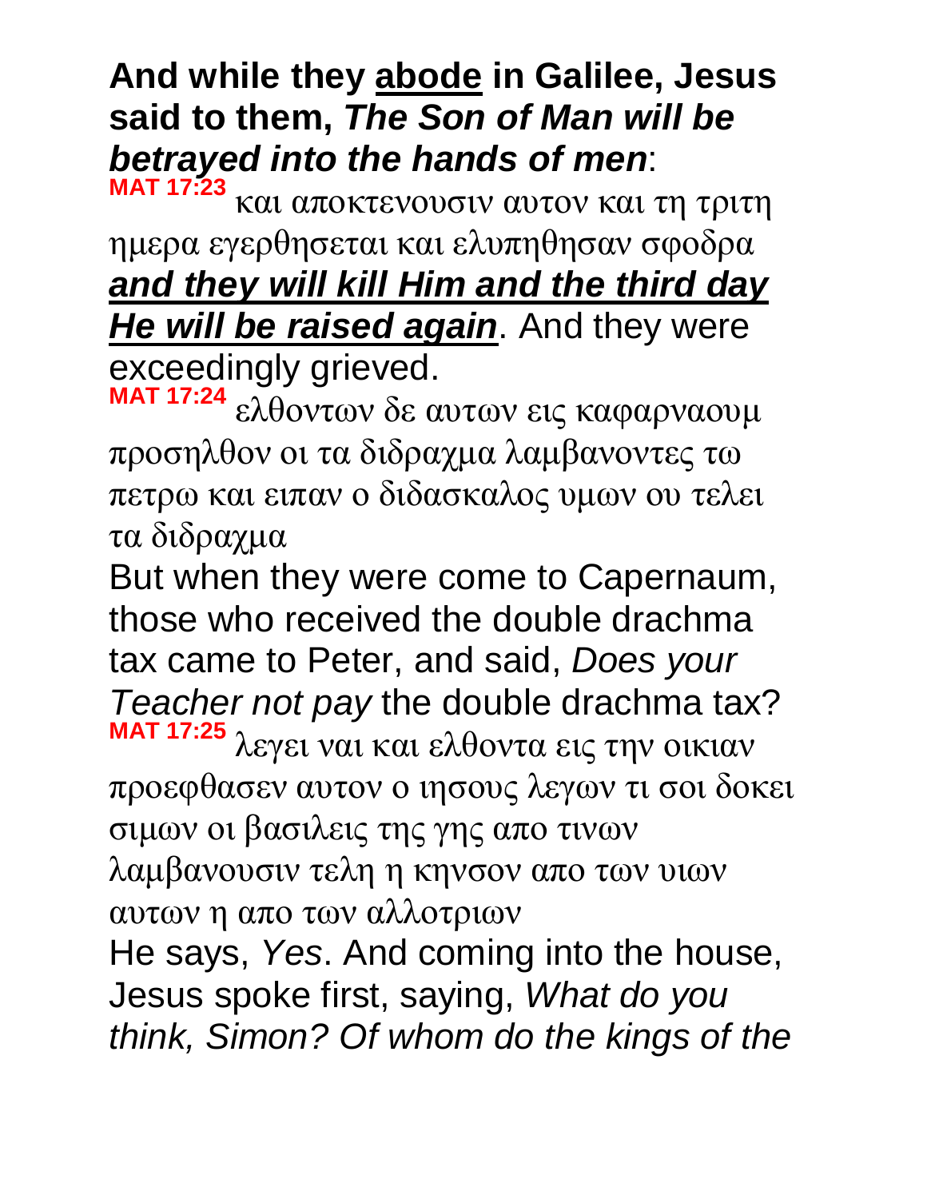**And while they <u>abode</u> in Galilee, Jesus said to them, *The Son of Man will be betrayed into the hands of men*:**

**MAT 17:23** και αποκτενουσιν αυτον και τη τριτη ημερα εγερθησεται και ελυπηθησαν σφοδρα

***<u>and they will kill Him and the third day He will be raised again</u>***. And they were exceedingly grieved.

**MAT 17:24** ελθοντων δε αυτων εις καφαρναουμ προσηλθον οι τα διδραχμα λαμβανοντες τω πετρω και ειπαν ο διδασκαλος υμων ου τελει τα διδραχμα

But when they were come to Capernaum, those who received the double drachma tax came to Peter, and said, *Does your Teacher not pay* the double drachma tax?

**MAT 17:25** λεγει ναι και ελθοντα εις την οικιαν προεφθασεν αυτον ο ιησους λεγων τι σοι δοκει σιμων οι βασιλεις της γης απο τινων λαμβανουσιν τελη η κηνσον απο των υιων αυτων η απο των αλλοτριων

He says, *Yes*. And coming into the house, Jesus spoke first, saying, *What do you think, Simon? Of whom do the kings of the*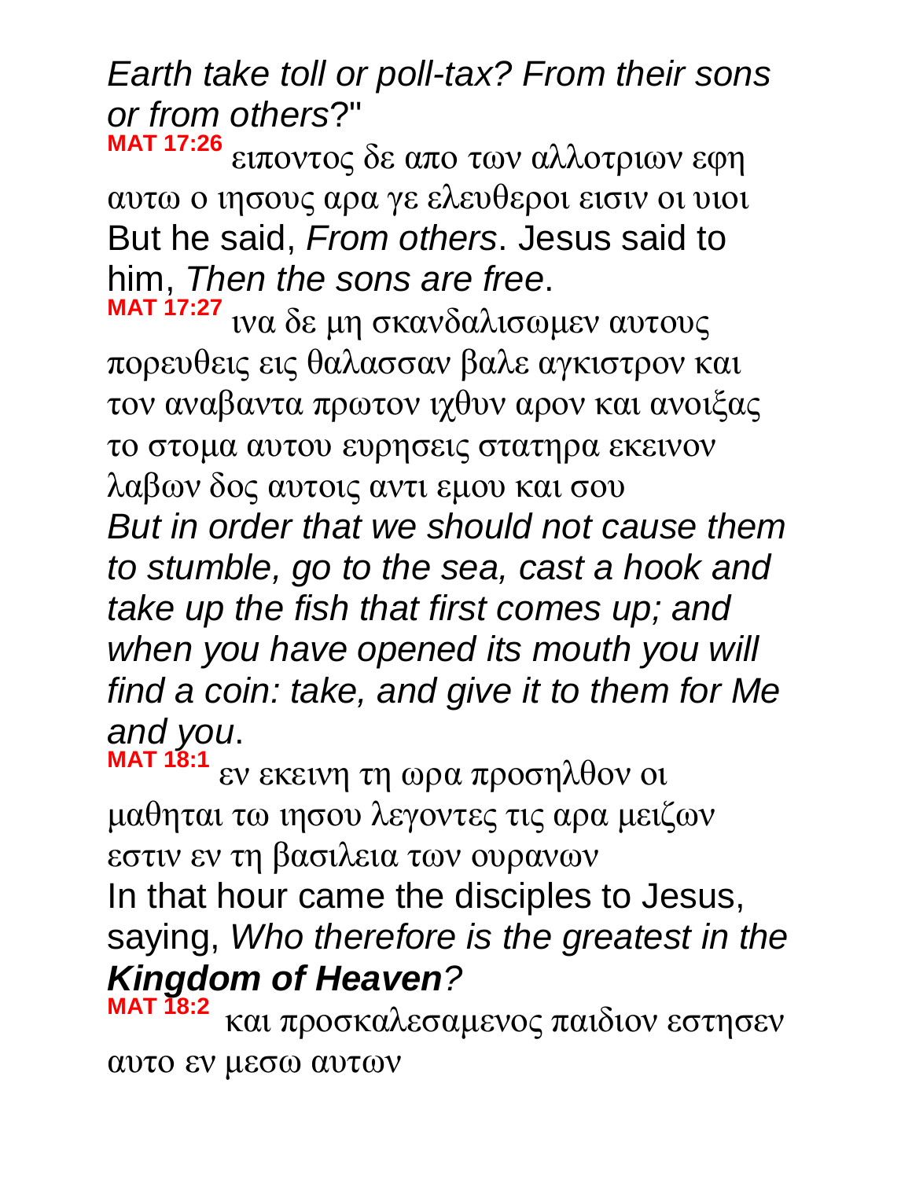*Earth take toll or poll-tax? From their sons or from others*?"

**MAT 17:26** ειποντος δε απο των αλλοτριων εφη αυτω ο ιησους αρα γε ελευθεροι εισιν οι υιοι
But he said, *From others*. Jesus said to him, *Then the sons are free*.

**MAT 17:27** ινα δε μη σκανδαλισωμεν αυτους πορευθεις εις θαλασσαν βαλε αγκιστρον και τον αναβαντα πρωτον ιχθυν αρον και ανοιξας το στομα αυτου ευρησεις στατηρα εκεινον λαβων δος αυτοις αντι εμου και σου
*But in order that we should not cause them to stumble, go to the sea, cast a hook and take up the fish that first comes up; and when you have opened its mouth you will find a coin: take, and give it to them for Me and you*.

**MAT 18:1** εν εκεινη τη ωρα προσηλθον οι μαθηται τω ιησου λεγοντες τις αρα μειζων εστιν εν τη βασιλεια των ουρανων
In that hour came the disciples to Jesus, saying, *Who therefore is the greatest in the **Kingdom of Heaven**?*

**MAT 18:2** και προσκαλεσαμενος παιδιον εστησεν αυτο εν μεσω αυτων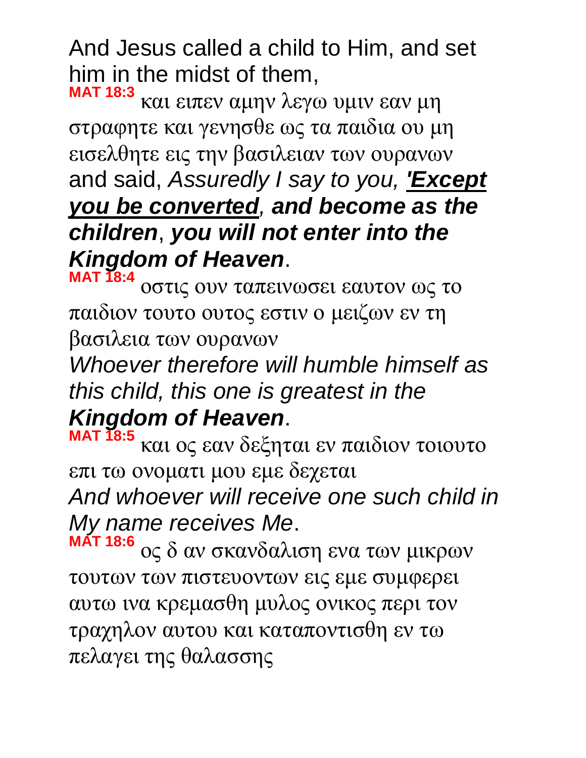And Jesus called a child to Him, and set him in the midst of them,

**MAT 18:3** και ειπεν αμην λεγω υμιν εαν μη στραφητε και γενησθε ως τα παιδια ου μη εισελθητε εις την βασιλειαν των ουρανων

and said, *Assuredly I say to you, '**Except you be converted**, **and become as the children**, **you will not enter into the Kingdom of Heaven***.

**MAT 18:4** οστις ουν ταπεινωσει εαυτον ως το παιδιον τουτο ουτος εστιν ο μειζων εν τη βασιλεια των ουρανων

*Whoever therefore will humble himself as this child, this one is greatest in the **Kingdom of Heaven***.

**MAT 18:5** και ος εαν δεξηται εν παιδιον τοιουτο επι τω ονοματι μου εμε δεχεται

*And whoever will receive one such child in My name receives Me*.

**MAT 18:6** ος δ αν σκανδαλιση ενα των μικρων τουτων των πιστευοντων εις εμε συμφερει αυτω ινα κρεμασθη μυλος ονικος περι τον τραχηλον αυτου και καταποντισθη εν τω πελαγει της θαλασσης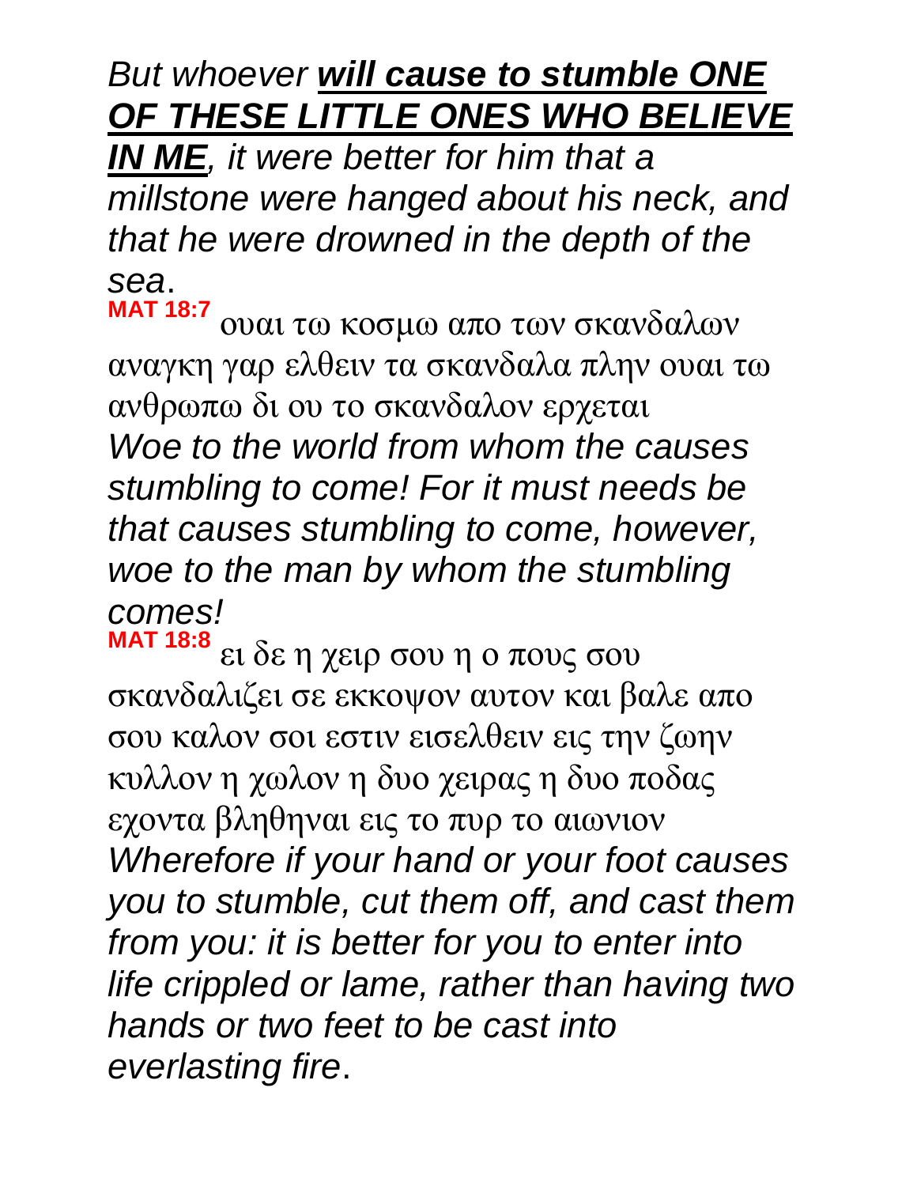*But whoever **will cause to stumble ONE OF THESE LITTLE ONES WHO BELIEVE IN ME**, it were better for him that a millstone were hanged about his neck, and that he were drowned in the depth of the sea*.

**MAT 18:7** ουαι τω κοσμω απο των σκανδαλων αναγκη γαρ ελθειν τα σκανδαλα πλην ουαι τω ανθρωπω δι ου το σκανδαλον ερχεται

*Woe to the world from whom the causes stumbling to come! For it must needs be that causes stumbling to come, however, woe to the man by whom the stumbling comes!*

**MAT 18:8** ει δε η χειρ σου η ο πους σου σκανδαλιζει σε εκκοψον αυτον και βαλε απο σου καλον σοι εστιν εισελθειν εις την ζωην κυλλον η χωλον η δυο χειρας η δυο ποδας εχοντα βληθηναι εις το πυρ το αιωνιον

*Wherefore if your hand or your foot causes you to stumble, cut them off, and cast them from you: it is better for you to enter into life crippled or lame, rather than having two hands or two feet to be cast into everlasting fire*.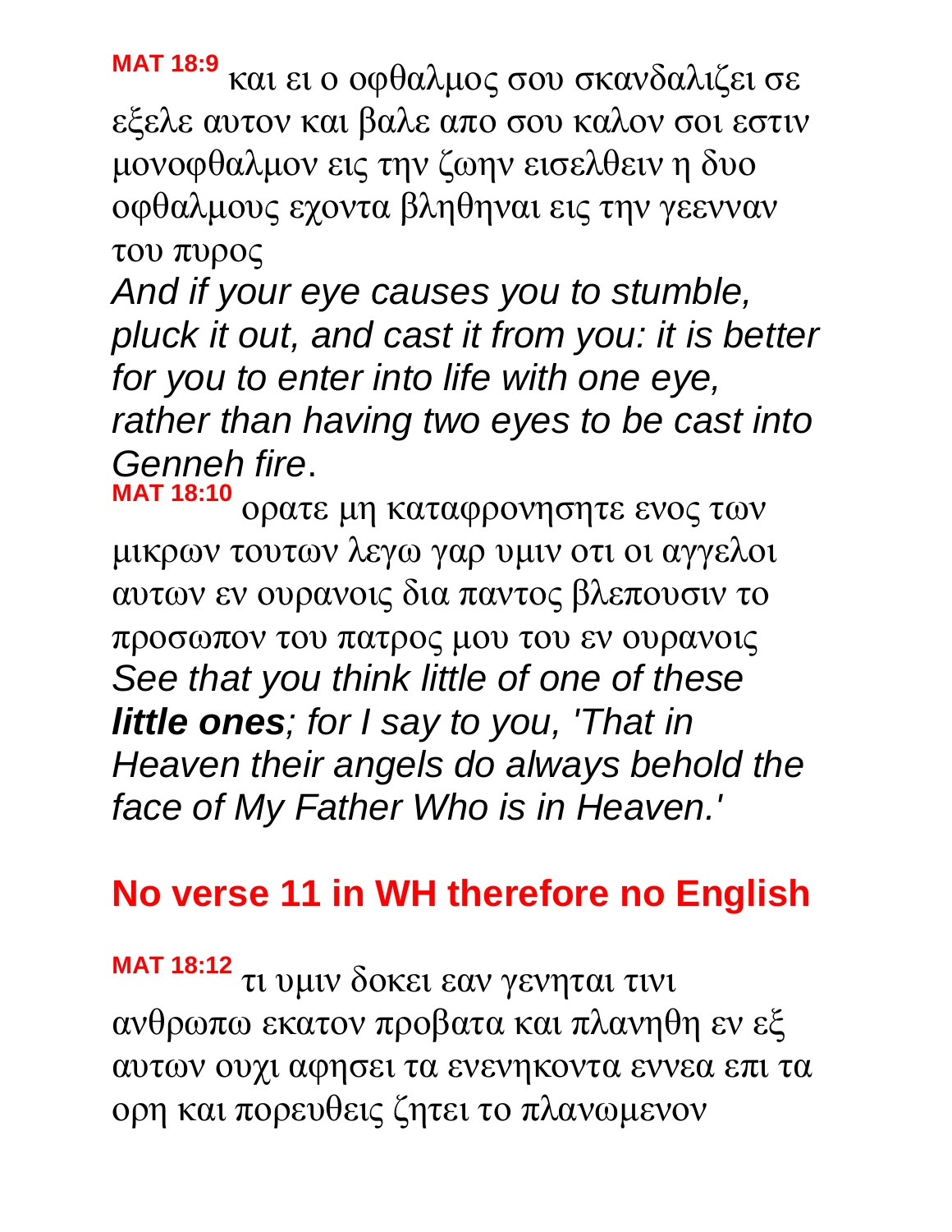**MAT 18:9** και ει ο οφθαλμος σου σκανδαλιζει σε εξελε αυτον και βαλε απο σου καλον σοι εστιν μονοφθαλμον εις την ζωην εισελθειν η δυο οφθαλμους εχοντα βληθηναι εις την γεενναν του πυρος

*And if your eye causes you to stumble, pluck it out, and cast it from you: it is better for you to enter into life with one eye, rather than having two eyes to be cast into Genneh fire*.

**MAT 18:10** ορατε μη καταφρονησητε ενος των μικρων τουτων λεγω γαρ υμιν οτι οι αγγελοι αυτων εν ουρανοις δια παντος βλεπουσιν το προσωπον του πατρος μου του εν ουρανοις

*See that you think little of one of these **little ones**; for I say to you, 'That in Heaven their angels do always behold the face of My Father Who is in Heaven.'*

**No verse 11 in WH therefore no English**

**MAT 18:12** τι υμιν δοκει εαν γενηται τινι ανθρωπω εκατον προβατα και πλανηθη εν εξ αυτων ουχι αφησει τα ενενηκοντα εννεα επι τα ορη και πορευθεις ζητει το πλανωμενον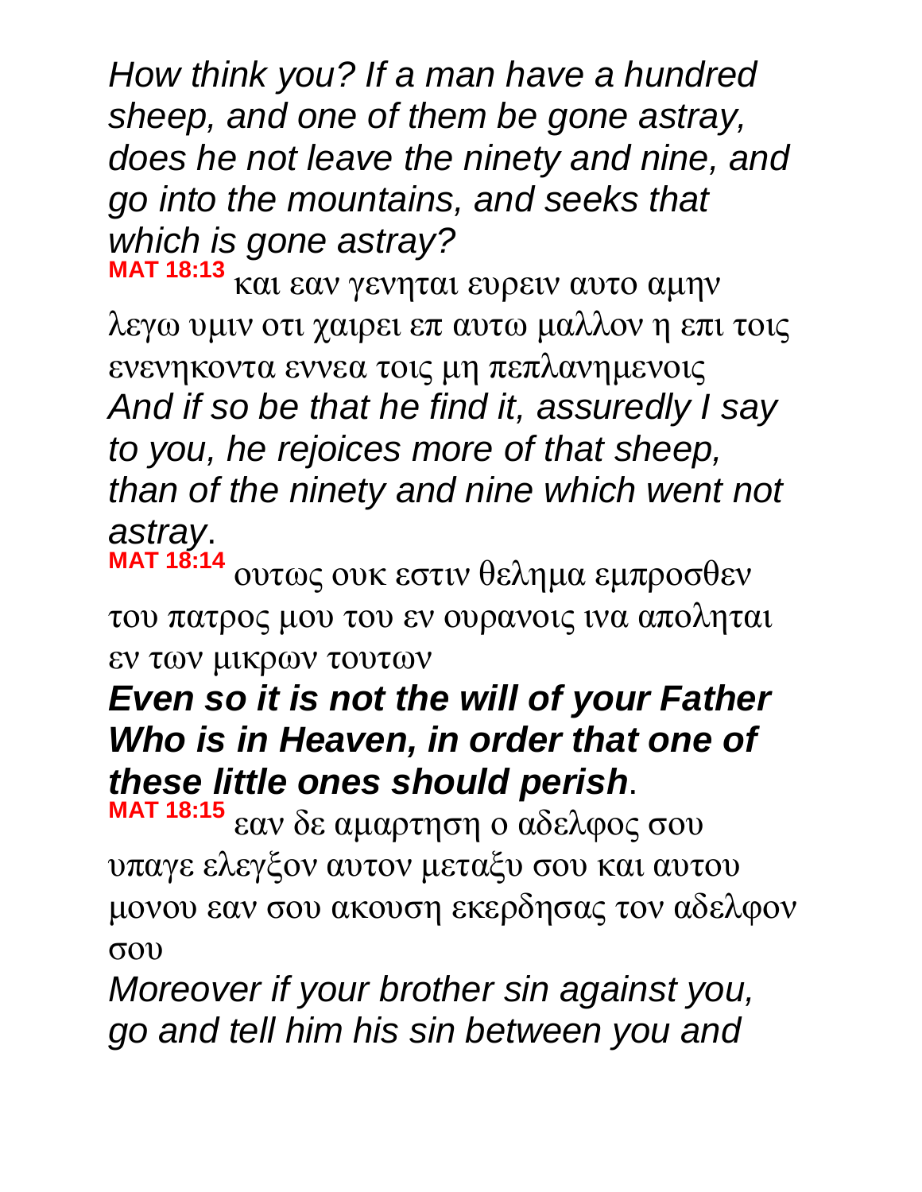*How think you? If a man have a hundred sheep, and one of them be gone astray, does he not leave the ninety and nine, and go into the mountains, and seeks that which is gone astray?*

**MAT 18:13** και εαν γενηται ευρειν αυτο αμην λεγω υμιν οτι χαιρει επ αυτω μαλλον η επι τοις ενενηκοντα εννεα τοις μη πεπλανημενοις

*And if so be that he find it, assuredly I say to you, he rejoices more of that sheep, than of the ninety and nine which went not astray*.

**MAT 18:14** ουτως ουκ εστιν θελημα εμπροσθεν του πατρος μου του εν ουρανοις ινα αποληται εν των μικρων τουτων

***Even so it is not the will of your Father Who is in Heaven, in order that one of these little ones should perish***.

**MAT 18:15** εαν δε αμαρτηση ο αδελφος σου υπαγε ελεγξον αυτον μεταξυ σου και αυτου μονου εαν σου ακουση εκερδησας τον αδελφον σου

*Moreover if your brother sin against you, go and tell him his sin between you and*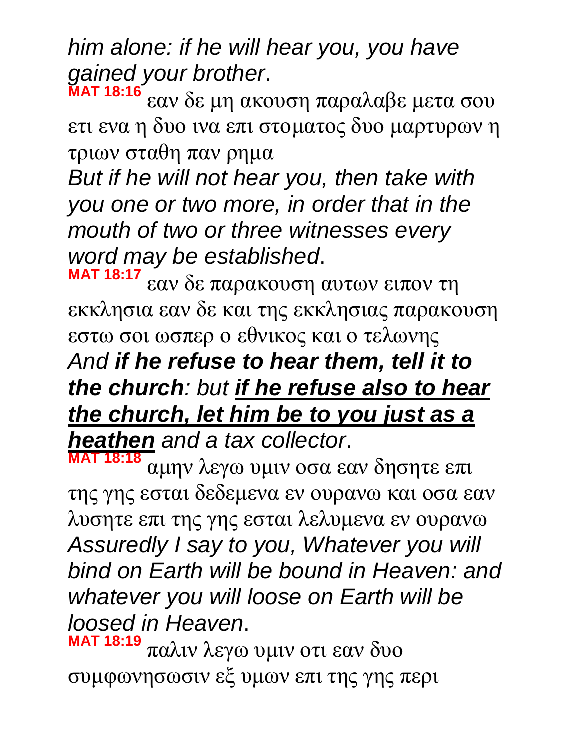*him alone: if he will hear you, you have gained your brother*.

**MAT 18:16** εαν δε μη ακουση παραλαβε μετα σου ετι ενα η δυο ινα επι στοματος δυο μαρτυρων η τριων σταθη παν ρημα

*But if he will not hear you, then take with you one or two more, in order that in the mouth of two or three witnesses every word may be established*.

**MAT 18:17** εαν δε παρακουση αυτων ειπον τη εκκλησια εαν δε και της εκκλησιας παρακουση εστω σοι ωσπερ ο εθνικος και ο τελωνης

*And **if he refuse to hear them, tell it to the church**: but <u>**if he refuse also to hear the church, let him be to you just as a heathen**</u> and a tax collector*.

**MAT 18:18** αμην λεγω υμιν οσα εαν δησητε επι της γης εσται δεδεμενα εν ουρανω και οσα εαν λυσητε επι της γης εσται λελυμενα εν ουρανω

*Assuredly I say to you, Whatever you will bind on Earth will be bound in Heaven: and whatever you will loose on Earth will be loosed in Heaven*.

**MAT 18:19** παλιν λεγω υμιν οτι εαν δυο συμφωνησωσιν εξ υμων επι της γης περι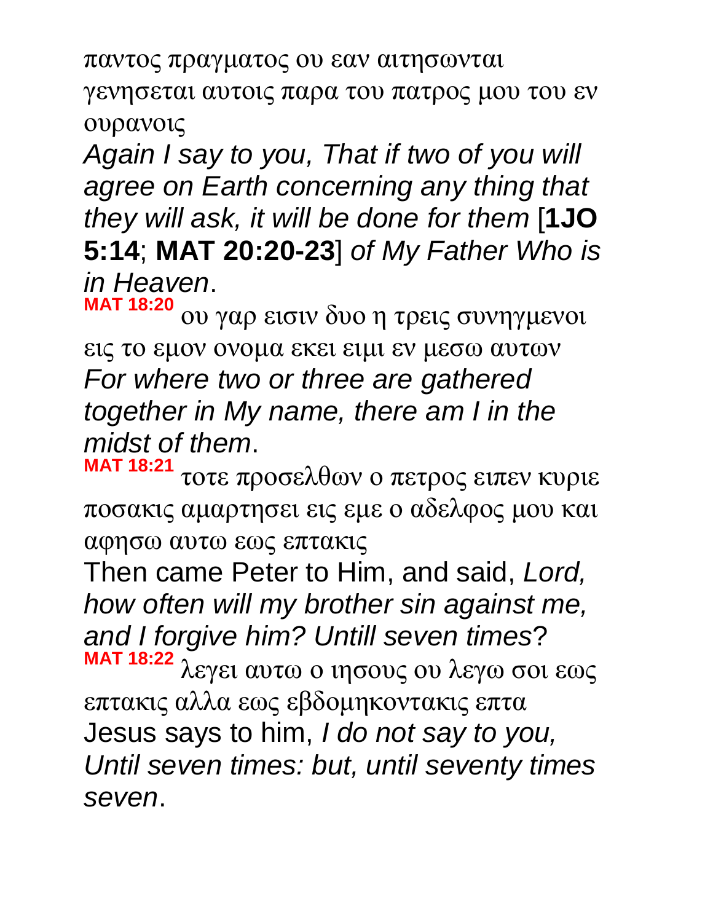παντος πραγματος ου εαν αιτησωνται γενησεται αυτοις παρα του πατρος μου του εν ουρανοις

*Again I say to you, That if two of you will agree on Earth concerning any thing that they will ask, it will be done for them* [**1JO 5:14**; **MAT 20:20-23**] *of My Father Who is in Heaven*.

**MAT 18:20** ου γαρ εισιν δυο η τρεις συνηγμενοι εις το εμον ονομα εκει ειμι εν μεσω αυτων

*For where two or three are gathered together in My name, there am I in the midst of them*.

**MAT 18:21** τοτε προσελθων ο πετρος ειπεν κυριε ποσακις αμαρτησει εις εμε ο αδελφος μου και αφησω αυτω εως επτακις

Then came Peter to Him, and said, *Lord, how often will my brother sin against me, and I forgive him? Untill seven times*?

**MAT 18:22** λεγει αυτω ο ιησους ου λεγω σοι εως επτακις αλλα εως εβδομηκοντακις επτα

Jesus says to him, *I do not say to you, Until seven times: but, until seventy times seven*.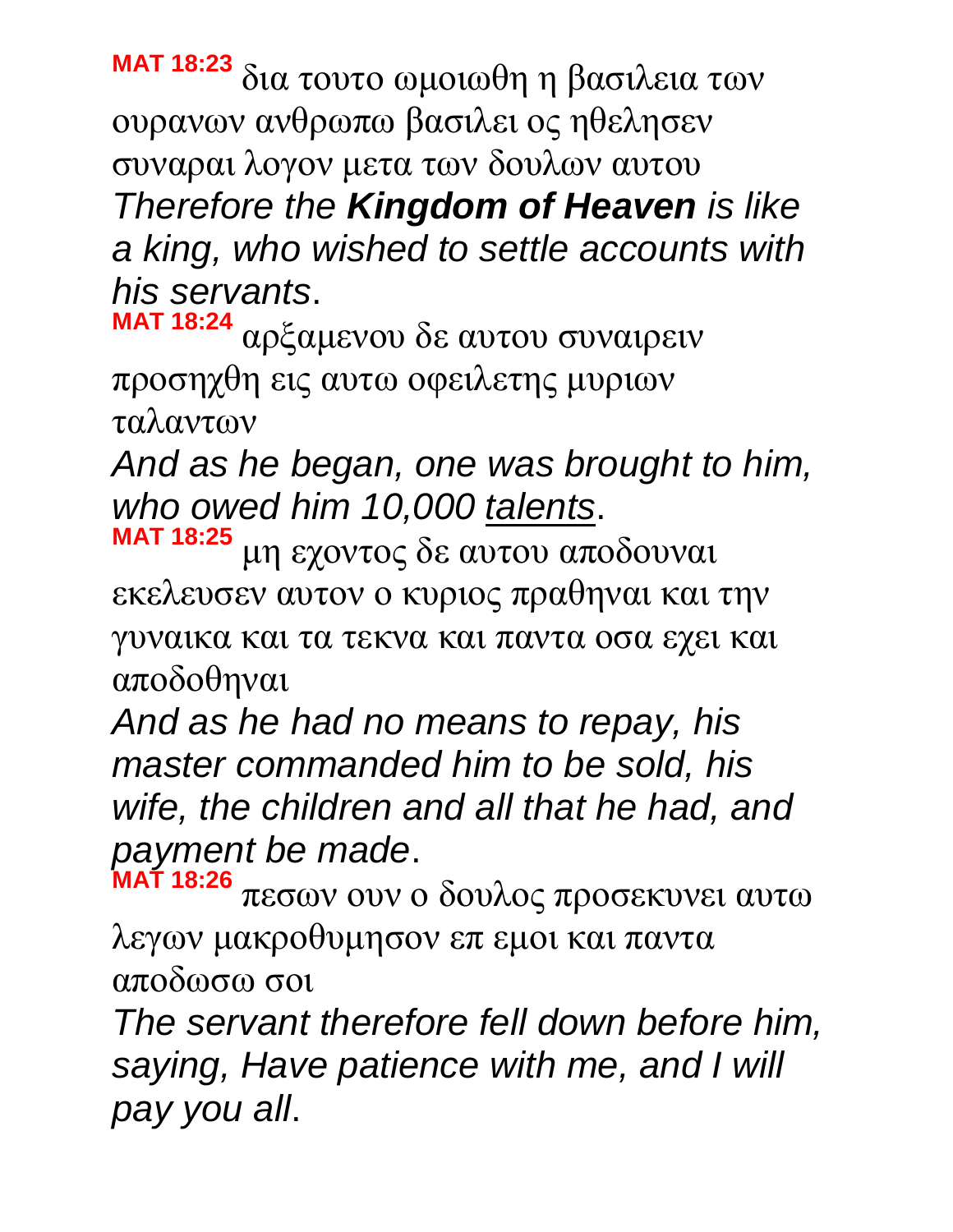**MAT 18:23** δια τουτο ωμοιωθη η βασιλεια των ουρανων ανθρωπω βασιλει ος ηθελησεν συναραι λογον μετα των δουλων αυτου

*Therefore the* ***Kingdom of Heaven*** *is like a king, who wished to settle accounts with his servants*.

**MAT 18:24** αρξαμενου δε αυτου συναιρειν προσηχθη εις αυτω οφειλετης μυριων ταλαντων

*And as he began, one was brought to him, who owed him 10,000 talents*.

**MAT 18:25** μη εχοντος δε αυτου αποδουναι εκελευσεν αυτον ο κυριος πραθηναι και την γυναικα και τα τεκνα και παντα οσα εχει και αποδοθηναι

*And as he had no means to repay, his master commanded him to be sold, his wife, the children and all that he had, and payment be made*.

**MAT 18:26** πεσων ουν ο δουλος προσεκυνει αυτω λεγων μακροθυμησον επ εμοι και παντα αποδωσω σοι

*The servant therefore fell down before him, saying, Have patience with me, and I will pay you all*.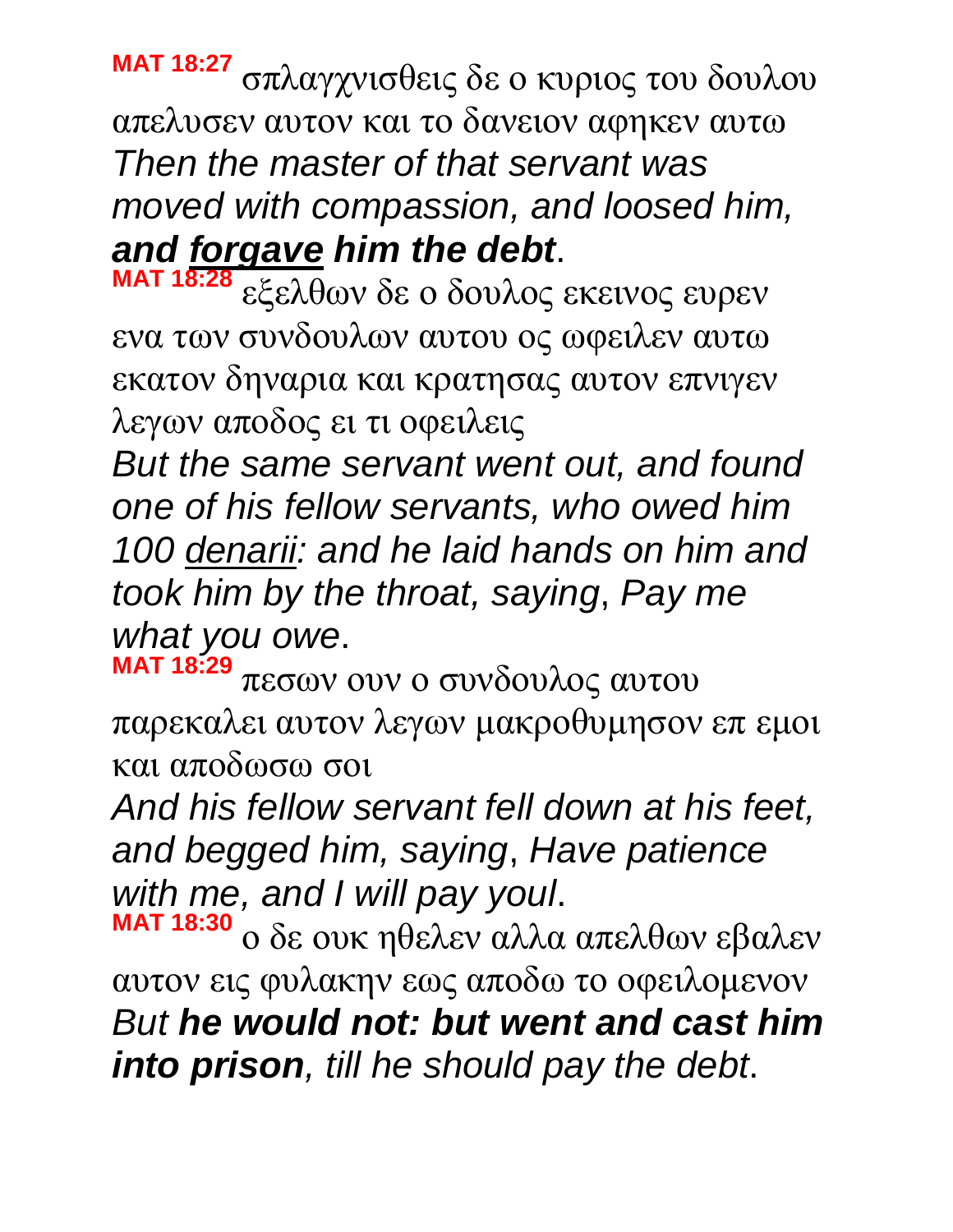**MAT 18:27** σπλαγχνισθεις δε ο κυριος του δουλου απελυσεν αυτον και το δανειον αφηκεν αυτω
*Then the master of that servant was moved with compassion, and loosed him,* ***and <u>forgave</u> him the debt***.

**MAT 18:28** εξελθων δε ο δουλος εκεινος ευρεν ενα των συνδουλων αυτου ος ωφειλεν αυτω εκατον δηναρια και κρατησας αυτον επνιγεν λεγων αποδος ει τι οφειλεις
*But the same servant went out, and found one of his fellow servants, who owed him 100 <u>denarii</u>: and he laid hands on him and took him by the throat, saying*, *Pay me what you owe*.

**MAT 18:29** πεσων ουν ο συνδουλος αυτου παρεκαλει αυτον λεγων μακροθυμησον επ εμοι και αποδωσω σοι
*And his fellow servant fell down at his feet, and begged him, saying*, *Have patience with me, and I will pay youI*.

**MAT 18:30** ο δε ουκ ηθελεν αλλα απελθων εβαλεν αυτον εις φυλακην εως αποδω το οφειλομενον
*But* ***he would not: but went and cast him into prison****, till he should pay the debt*.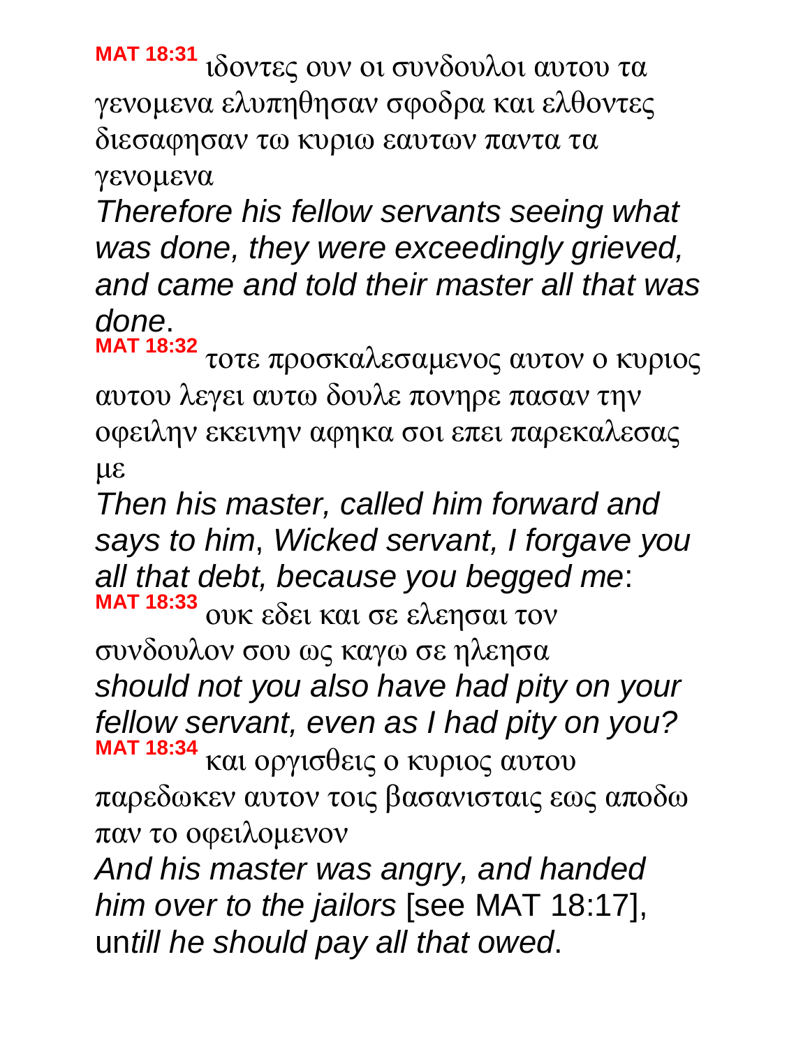**MAT 18:31** ιδοντες ουν οι συνδουλοι αυτου τα γενομενα ελυπηθησαν σφοδρα και ελθοντες διεσαφησαν τω κυριω εαυτων παντα τα γενομενα

*Therefore his fellow servants seeing what was done, they were exceedingly grieved, and came and told their master all that was done*.

**MAT 18:32** τοτε προσκαλεσαμενος αυτον ο κυριος αυτου λεγει αυτω δουλε πονηρε πασαν την οφειλην εκεινην αφηκα σοι επει παρεκαλεσας με

*Then his master, called him forward and says to him*, *Wicked servant, I forgave you all that debt, because you begged me*:

**MAT 18:33** ουκ εδει και σε ελεησαι τον συνδουλον σου ως καγω σε ηλεησα

*should not you also have had pity on your fellow servant, even as I had pity on you?*

**MAT 18:34** και οργισθεις ο κυριος αυτου παρεδωκεν αυτον τοις βασανισταις εως αποδω παν το οφειλομενον

*And his master was angry, and handed him over to the jailors* [see MAT 18:17], un*till he should pay all that owed*.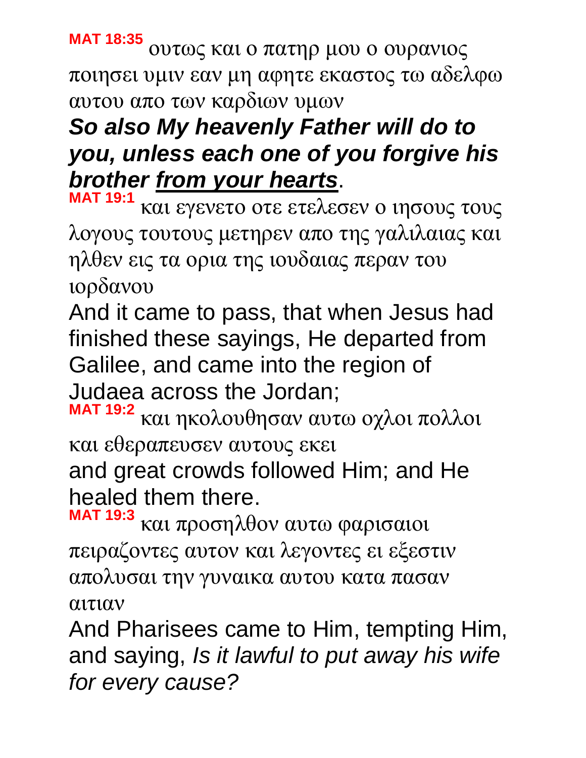**MAT 18:35** ουτως και ο πατηρ μου ο ουρανιος ποιησει υμιν εαν μη αφητε εκαστος τω αδελφω αυτου απο των καρδιων υμων

***So also My heavenly Father will do to you, unless each one of you forgive his brother <u>from your hearts</u>.***

**MAT 19:1** και εγενετο οτε ετελεσεν ο ιησους τους λογους τουτους μετηρεν απο της γαλιλαιας και ηλθεν εις τα ορια της ιουδαιας περαν του ιορδανου

And it came to pass, that when Jesus had finished these sayings, He departed from Galilee, and came into the region of Judaea across the Jordan;

**MAT 19:2** και ηκολουθησαν αυτω οχλοι πολλοι και εθεραπευσεν αυτους εκει

and great crowds followed Him; and He healed them there.

**MAT 19:3** και προσηλθον αυτω φαρισαιοι πειραζοντες αυτον και λεγοντες ει εξεστιν απολυσαι την γυναικα αυτου κατα πασαν αιτιαν

And Pharisees came to Him, tempting Him, and saying, *Is it lawful to put away his wife for every cause?*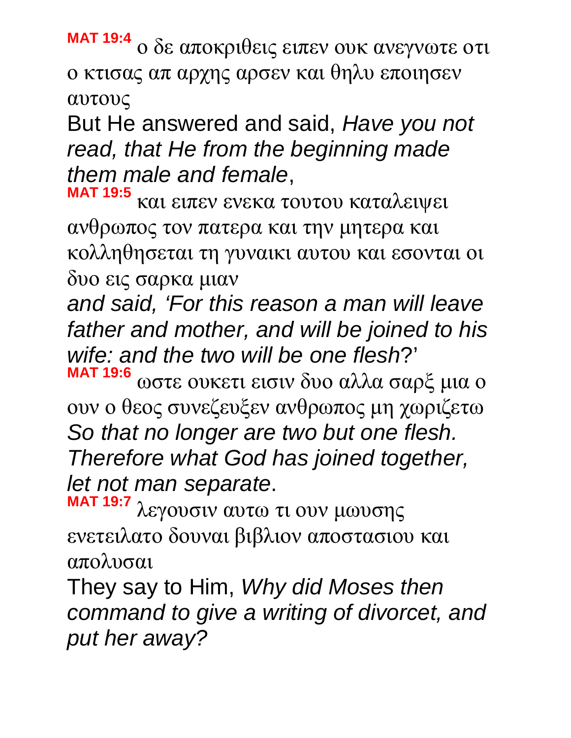**MAT 19:4** ο δε αποκριθεις ειπεν ουκ ανεγνωτε οτι ο κτισας απ αρχης αρσεν και θηλυ εποιησεν αυτους

But He answered and said, *Have you not read, that He from the beginning made them male and female*,

**MAT 19:5** και ειπεν ενεκα τουτου καταλειψει ανθρωπος τον πατερα και την μητερα και κολληθησεται τη γυναικι αυτου και εσονται οι δυο εις σαρκα μιαν

*and said, 'For this reason a man will leave father and mother, and will be joined to his wife: and the two will be one flesh*?'

**MAT 19:6** ωστε ουκετι εισιν δυο αλλα σαρξ μια ο ουν ο θεος συνεζευξεν ανθρωπος μη χωριζετω

*So that no longer are two but one flesh. Therefore what God has joined together, let not man separate*.

**MAT 19:7** λεγουσιν αυτω τι ουν μωυσης ενετειλατο δουναι βιβλιον αποστασιου και απολυσαι

They say to Him, *Why did Moses then command to give a writing of divorcet, and put her away?*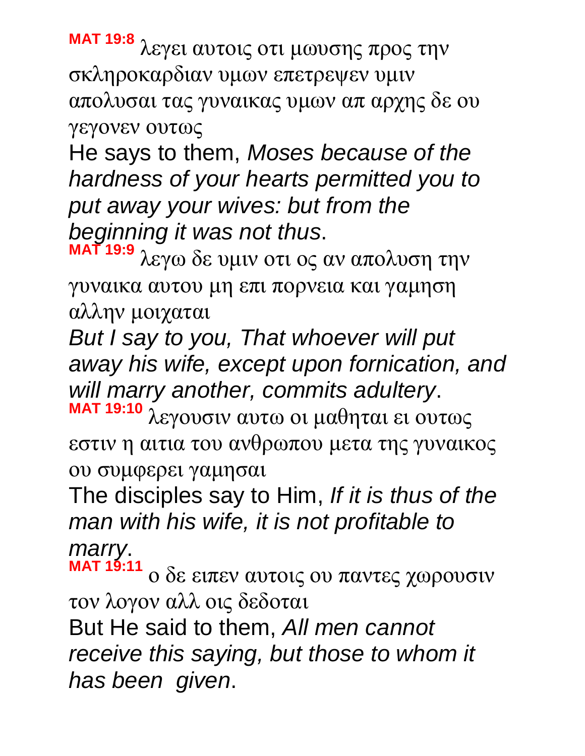**MAT 19:8** λεγει αυτοις οτι μωυσης προς την σκληροκαρδιαν υμων επετρεψεν υμιν απολυσαι τας γυναικας υμων απ αρχης δε ου γεγονεν ουτως

He says to them, *Moses because of the hardness of your hearts permitted you to put away your wives: but from the beginning it was not thus*.

**MAT 19:9** λεγω δε υμιν οτι ος αν απολυση την γυναικα αυτου μη επι πορνεια και γαμηση αλλην μοιχαται

*But I say to you, That whoever will put away his wife, except upon fornication, and will marry another, commits adultery*.

**MAT 19:10** λεγουσιν αυτω οι μαθηται ει ουτως εστιν η αιτια του ανθρωπου μετα της γυναικος ου συμφερει γαμησαι

The disciples say to Him, *If it is thus of the man with his wife, it is not profitable to marry*.

**MAT 19:11** ο δε ειπεν αυτοις ου παντες χωρουσιν τον λογον αλλ οις δεδοται

But He said to them, *All men cannot receive this saying, but those to whom it has been given*.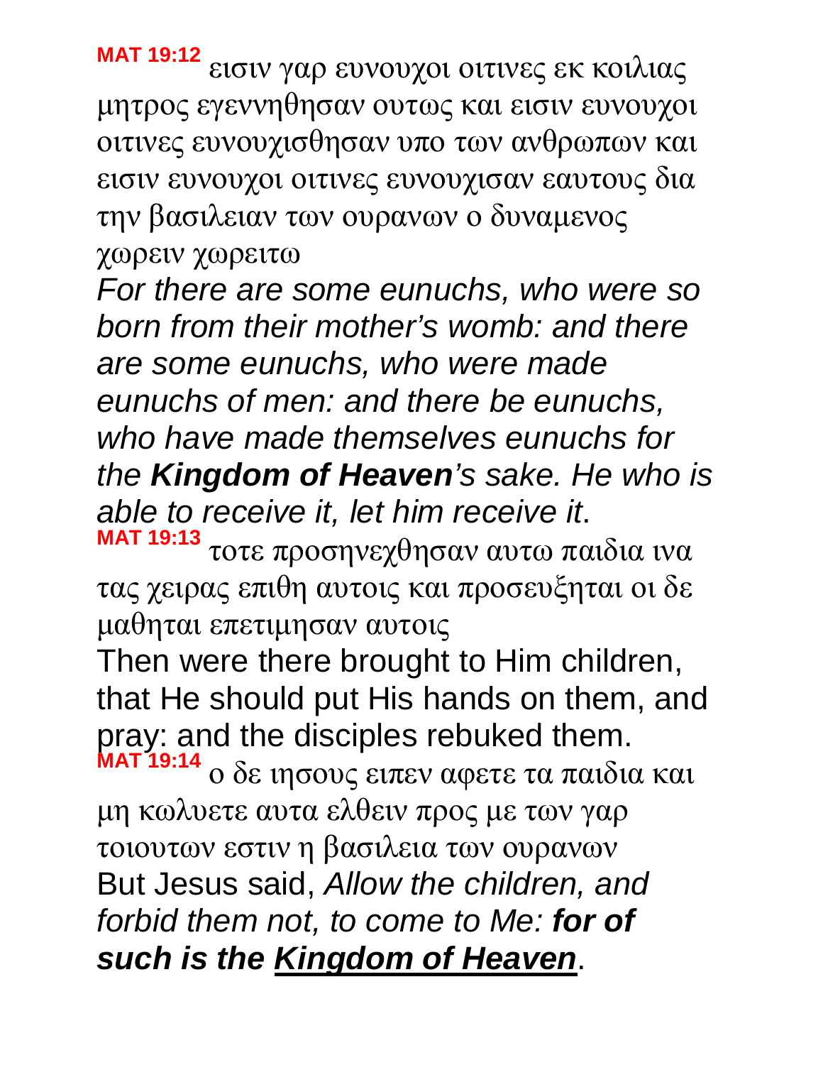**MAT 19:12** εισιν γαρ ευνουχοι οιτινες εκ κοιλιας μητρος εγεννηθησαν ουτως και εισιν ευνουχοι οιτινες ευνουχισθησαν υπο των ανθρωπων και εισιν ευνουχοι οιτινες ευνουχισαν εαυτους δια την βασιλειαν των ουρανων ο δυναμενος χωρειν χωρειτω

*For there are some eunuchs, who were so born from their mother's womb: and there are some eunuchs, who were made eunuchs of men: and there be eunuchs, who have made themselves eunuchs for the **Kingdom of Heaven**'s sake. He who is able to receive it, let him receive it*.

**MAT 19:13** τοτε προσηνεχθησαν αυτω παιδια ινα τας χειρας επιθη αυτοις και προσευξηται οι δε μαθηται επετιμησαν αυτοις

Then were there brought to Him children, that He should put His hands on them, and pray: and the disciples rebuked them.

**MAT 19:14** ο δε ιησους ειπεν αφετε τα παιδια και μη κωλυετε αυτα ελθειν προς με των γαρ τοιουτων εστιν η βασιλεια των ουρανων

But Jesus said, *Allow the children, and forbid them not, to come to Me: **for of such is the <u>Kingdom of Heaven</u>***.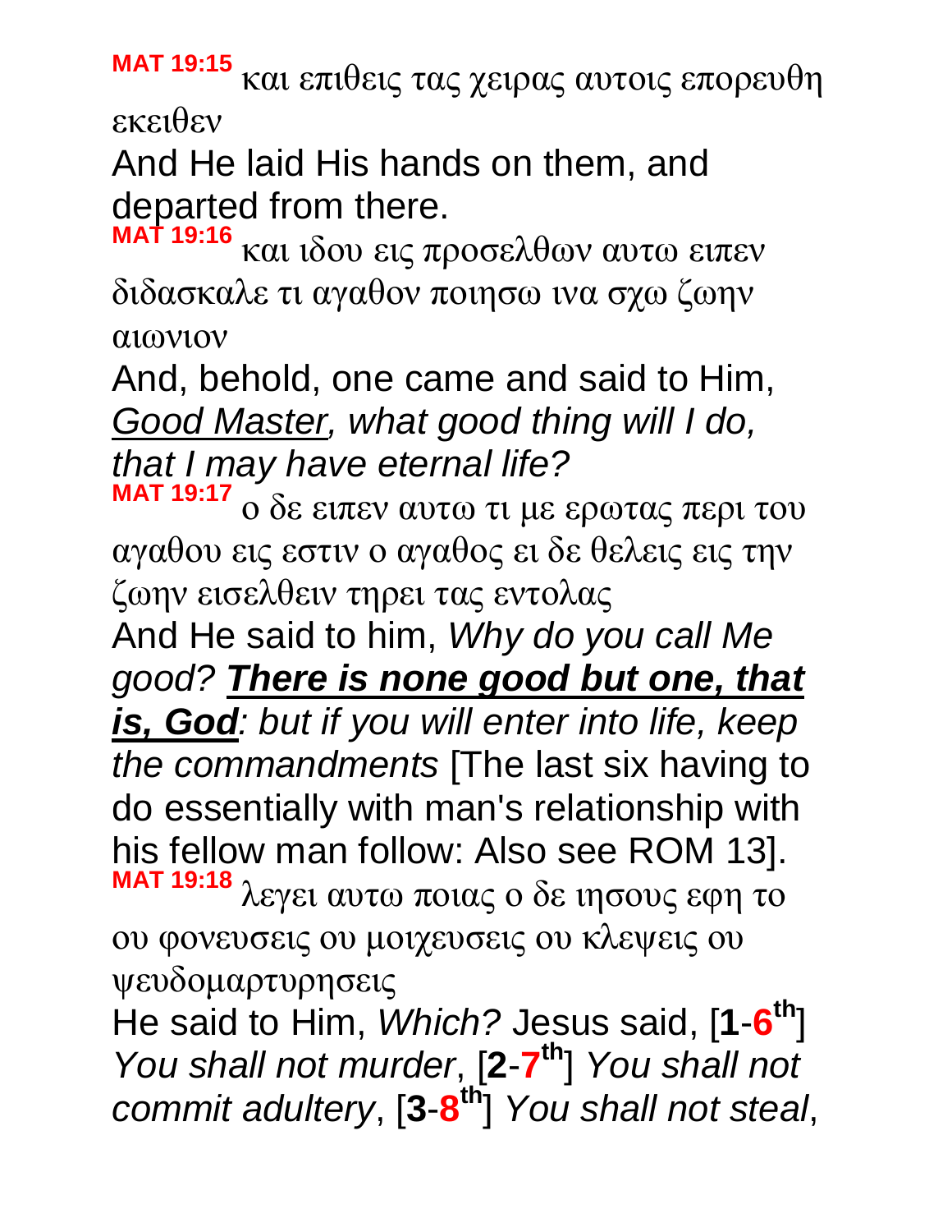**MAT 19:15** και επιθεις τας χειρας αυτοις επορευθη εκειθεν

And He laid His hands on them, and departed from there.

**MAT 19:16** και ιδου εις προσελθων αυτω ειπεν διδασκαλε τι αγαθον ποιησω ινα σχω ζωην αιωνιον

And, behold, one came and said to Him, *Good Master, what good thing will I do, that I may have eternal life?*

**MAT 19:17** ο δε ειπεν αυτω τι με ερωτας περι του αγαθου εις εστιν ο αγαθος ει δε θελεις εις την ζωην εισελθειν τηρει τας εντολας

And He said to him, *Why do you call Me good?* ***There is none good but one, that is, God****: but if you will enter into life, keep the commandments* [The last six having to do essentially with man's relationship with his fellow man follow: Also see ROM 13].

**MAT 19:18** λεγει αυτω ποιας ο δε ιησους εφη το ου φονευσεις ου μοιχευσεις ου κλεψεις ου ψευδομαρτυρησεις

He said to Him, *Which?* Jesus said, [**1**-**6**th] *You shall not murder*, [**2**-**7**th] *You shall not commit adultery*, [**3**-**8**th] *You shall not steal*,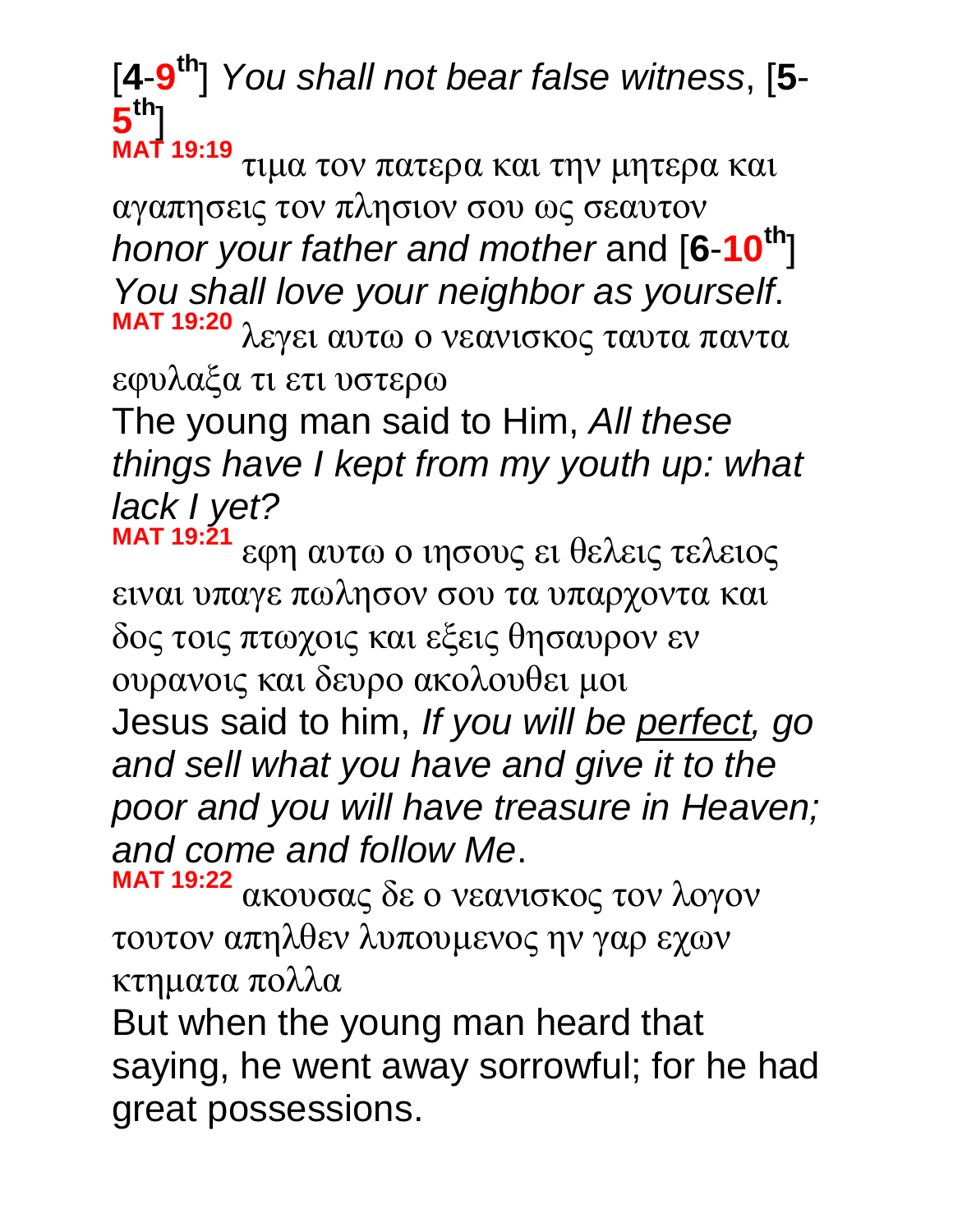[**4**-**9**th] *You shall not bear false witness*, [**5**-**5**th]

**MAT 19:19** τιμα τον πατερα και την μητερα και αγαπησεις τον πλησιον σου ως σεαυτον
*honor your father and mother* and [**6**-**10**th] *You shall love your neighbor as yourself*.

**MAT 19:20** λεγει αυτω ο νεανισκος ταυτα παντα εφυλαξα τι ετι υστερω
The young man said to Him, *All these things have I kept from my youth up: what lack I yet?*

**MAT 19:21** εφη αυτω ο ιησους ει θελεις τελειος ειναι υπαγε πωλησον σου τα υπαρχοντα και δος τοις πτωχοις και εξεις θησαυρον εν ουρανοις και δευρο ακολουθει μοι
Jesus said to him, *If you will be perfect, go and sell what you have and give it to the poor and you will have treasure in Heaven; and come and follow Me*.

**MAT 19:22** ακουσας δε ο νεανισκος τον λογον τουτον απηλθεν λυπουμενος ην γαρ εχων κτηματα πολλα
But when the young man heard that saying, he went away sorrowful; for he had great possessions.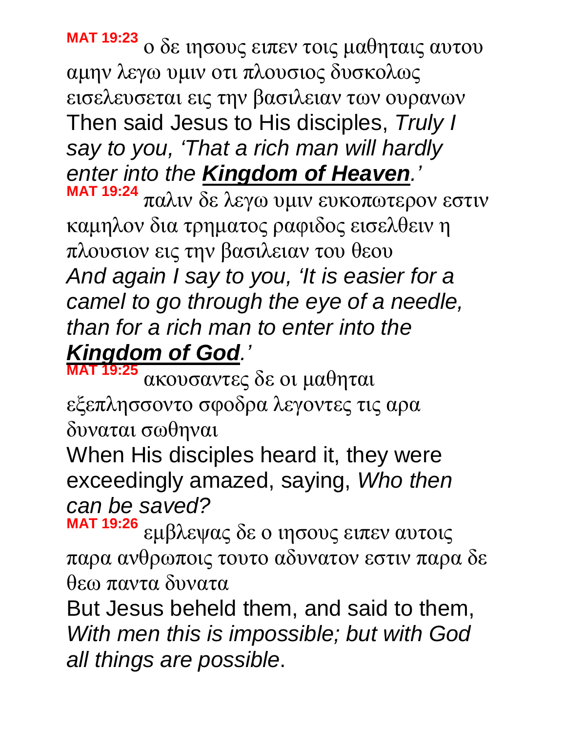**MAT 19:23** ο δε ιησους ειπεν τοις μαθηταις αυτου αμην λεγω υμιν οτι πλουσιος δυσκολως εισελευσεται εις την βασιλειαν των ουρανων

Then said Jesus to His disciples, *Truly I say to you, 'That a rich man will hardly enter into the **Kingdom of Heaven**.'*

**MAT 19:24** παλιν δε λεγω υμιν ευκοπωτερον εστιν καμηλον δια τρηματος ραφιδος εισελθειν η πλουσιον εις την βασιλειαν του θεου

*And again I say to you, 'It is easier for a camel to go through the eye of a needle, than for a rich man to enter into the **Kingdom of God**.'*

**MAT 19:25** ακουσαντες δε οι μαθηται εξεπλησσοντο σφοδρα λεγοντες τις αρα δυναται σωθηναι

When His disciples heard it, they were exceedingly amazed, saying, *Who then can be saved?*

**MAT 19:26** εμβλεψας δε ο ιησους ειπεν αυτοις παρα ανθρωποις τουτο αδυνατον εστιν παρα δε θεω παντα δυνατα

But Jesus beheld them, and said to them, *With men this is impossible; but with God all things are possible*.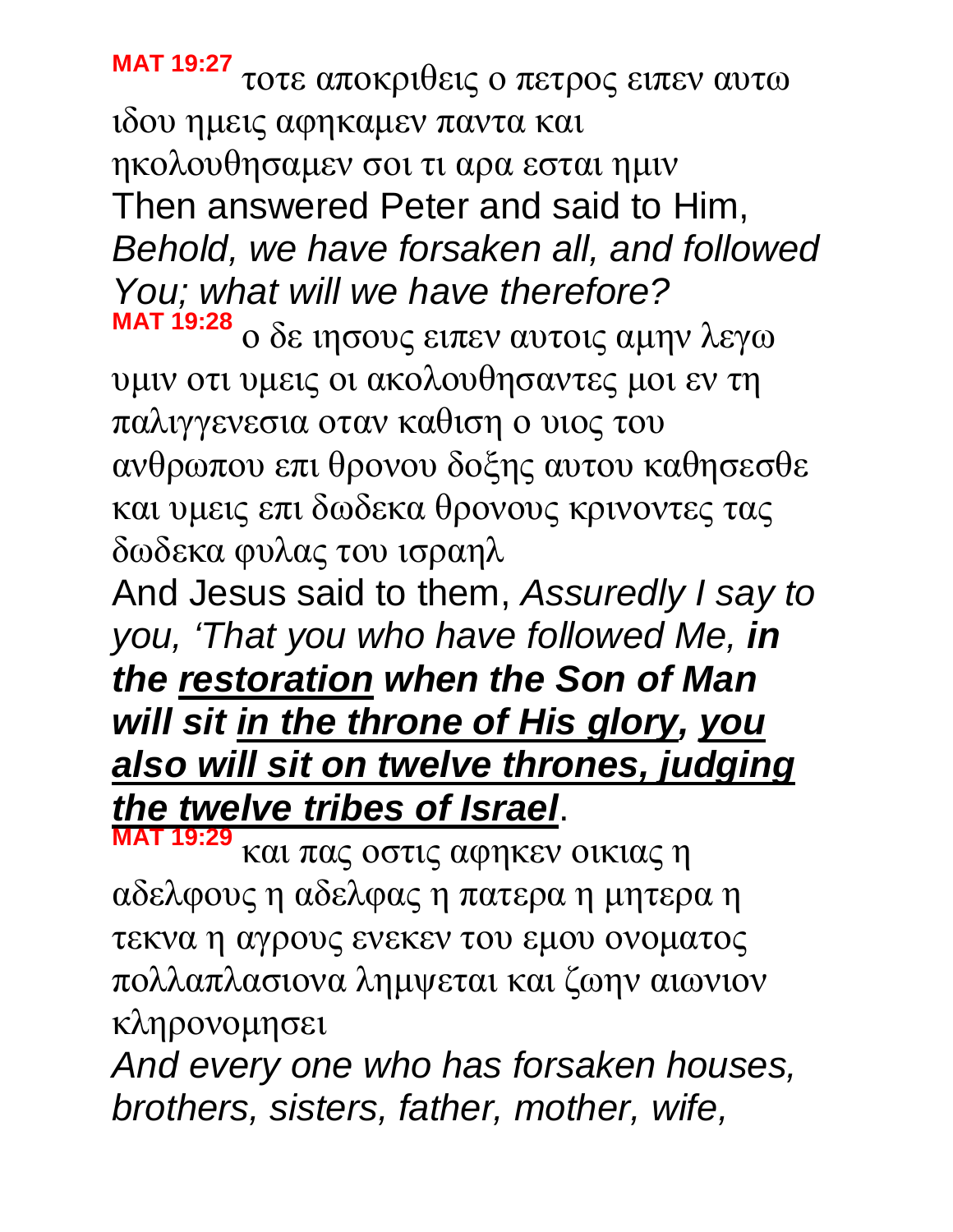**MAT 19:27** τοτε αποκριθεις ο πετρος ειπεν αυτω ιδου ημεις αφηκαμεν παντα και ηκολουθησαμεν σοι τι αρα εσται ημιν

Then answered Peter and said to Him, *Behold, we have forsaken all, and followed You; what will we have therefore?*

**MAT 19:28** ο δε ιησους ειπεν αυτοις αμην λεγω υμιν οτι υμεις οι ακολουθησαντες μοι εν τη παλιγγενεσια οταν καθιση ο υιος του ανθρωπου επι θρονου δοξης αυτου καθησεσθε και υμεις επι δωδεκα θρονους κρινοντες τας δωδεκα φυλας του ισραηλ

And Jesus said to them, *Assuredly I say to you, 'That you who have followed Me, **in the <u>restoration</u> when the Son of Man will sit <u>in the throne of His glory</u>, <u>you also will sit on twelve thrones, judging the twelve tribes of Israel</u>***.

**MAT 19:29** και πας οστις αφηκεν οικιας η αδελφους η αδελφας η πατερα η μητερα η τεκνα η αγρους ενεκεν του εμου ονοματος πολλαπλασιονα λημψεται και ζωην αιωνιον κληρονομησει

*And every one who has forsaken houses, brothers, sisters, father, mother, wife,*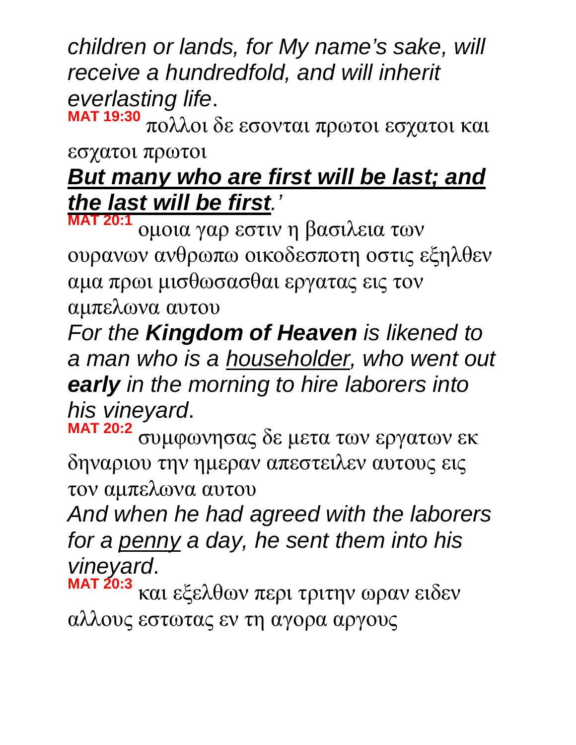*children or lands, for My name's sake, will receive a hundredfold, and will inherit everlasting life*.

**MAT 19:30** πολλοι δε εσονται πρωτοι εσχατοι και εσχατοι πρωτοι

***<u>But many who are first will be last; and the last will be first</u>.'***

**MAT 20:1** ομοια γαρ εστιν η βασιλεια των ουρανων ανθρωπω οικοδεσποτη οστις εξηλθεν αμα πρωι μισθωσασθαι εργατας εις τον αμπελωνα αυτου

*For the **Kingdom of Heaven** is likened to a man who is a <u>householder</u>, who went out **early** in the morning to hire laborers into his vineyard*.

**MAT 20:2** συμφωνησας δε μετα των εργατων εκ δηναριου την ημεραν απεστειλεν αυτους εις τον αμπελωνα αυτου

*And when he had agreed with the laborers for a <u>penny</u> a day, he sent them into his vineyard*.

**MAT 20:3** και εξελθων περι τριτην ωραν ειδεν αλλους εστωτας εν τη αγορα αργους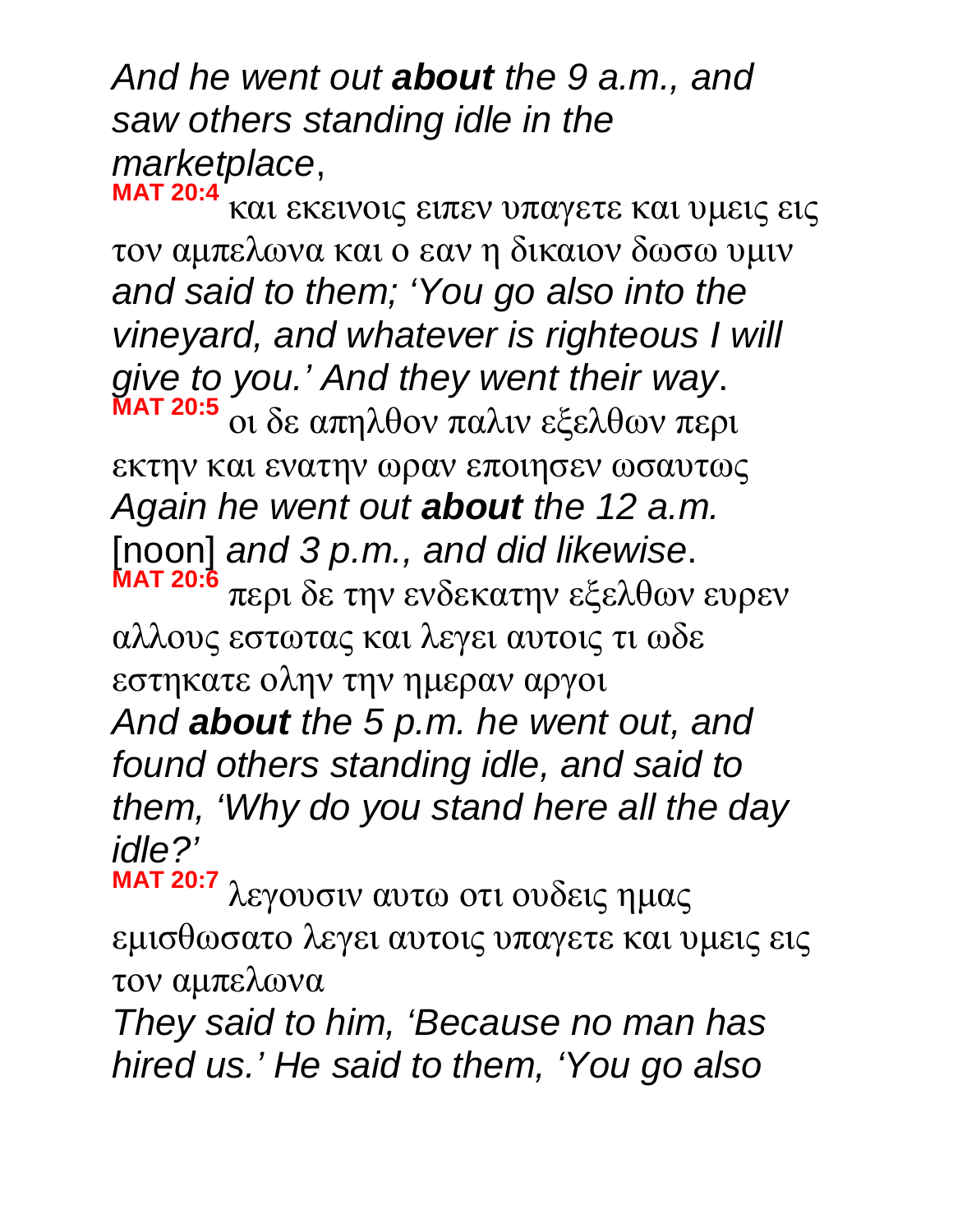*And he went out **about** the 9 a.m., and saw others standing idle in the marketplace*,

**MAT 20:4** και εκεινοις ειπεν υπαγετε και υμεις εις τον αμπελωνα και ο εαν η δικαιον δωσω υμιν

*and said to them; 'You go also into the vineyard, and whatever is righteous I will give to you.' And they went their way*.

**MAT 20:5** οι δε απηλθον παλιν εξελθων περι εκτην και ενατην ωραν εποιησεν ωσαυτως

*Again he went out **about** the 12 a.m.* [noon] *and 3 p.m., and did likewise*.

**MAT 20:6** περι δε την ενδεκατην εξελθων ευρεν αλλους εστωτας και λεγει αυτοις τι ωδε εστηκατε ολην την ημεραν αργοι

*And **about** the 5 p.m. he went out, and found others standing idle, and said to them, 'Why do you stand here all the day idle?'*

**MAT 20:7** λεγουσιν αυτω οτι ουδεις ημας εμισθωσατο λεγει αυτοις υπαγετε και υμεις εις τον αμπελωνα

*They said to him, 'Because no man has hired us.' He said to them, 'You go also*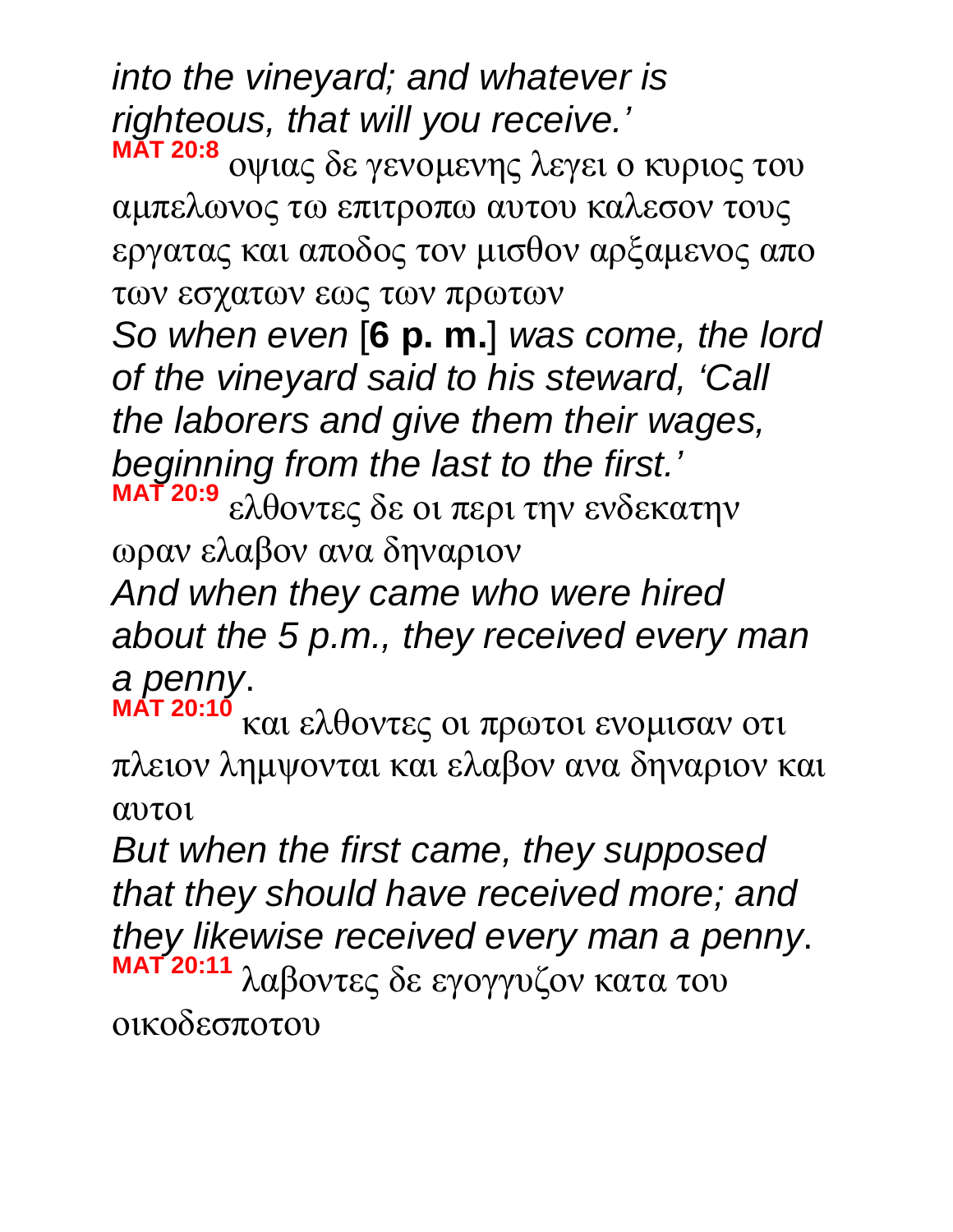*into the vineyard; and whatever is righteous, that will you receive.’*

**MAT 20:8** οψιας δε γενομενης λεγει ο κυριος του αμπελωνος τω επιτροπω αυτου καλεσον τους εργατας και αποδος τον μισθον αρξαμενος απο των εσχατων εως των πρωτων

*So when even* [**6 p. m.**] *was come, the lord of the vineyard said to his steward, ‘Call the laborers and give them their wages, beginning from the last to the first.’*

**MAT 20:9** ελθοντες δε οι περι την ενδεκατην ωραν ελαβον ανα δηναριον

*And when they came who were hired about the 5 p.m., they received every man a penny*.

**MAT 20:10** και ελθοντες οι πρωτοι ενομισαν οτι πλειον λημψονται και ελαβον ανα δηναριον και αυτοι

*But when the first came, they supposed that they should have received more; and they likewise received every man a penny*.

**MAT 20:11** λαβοντες δε εγογγυζον κατα του οικοδεσποτου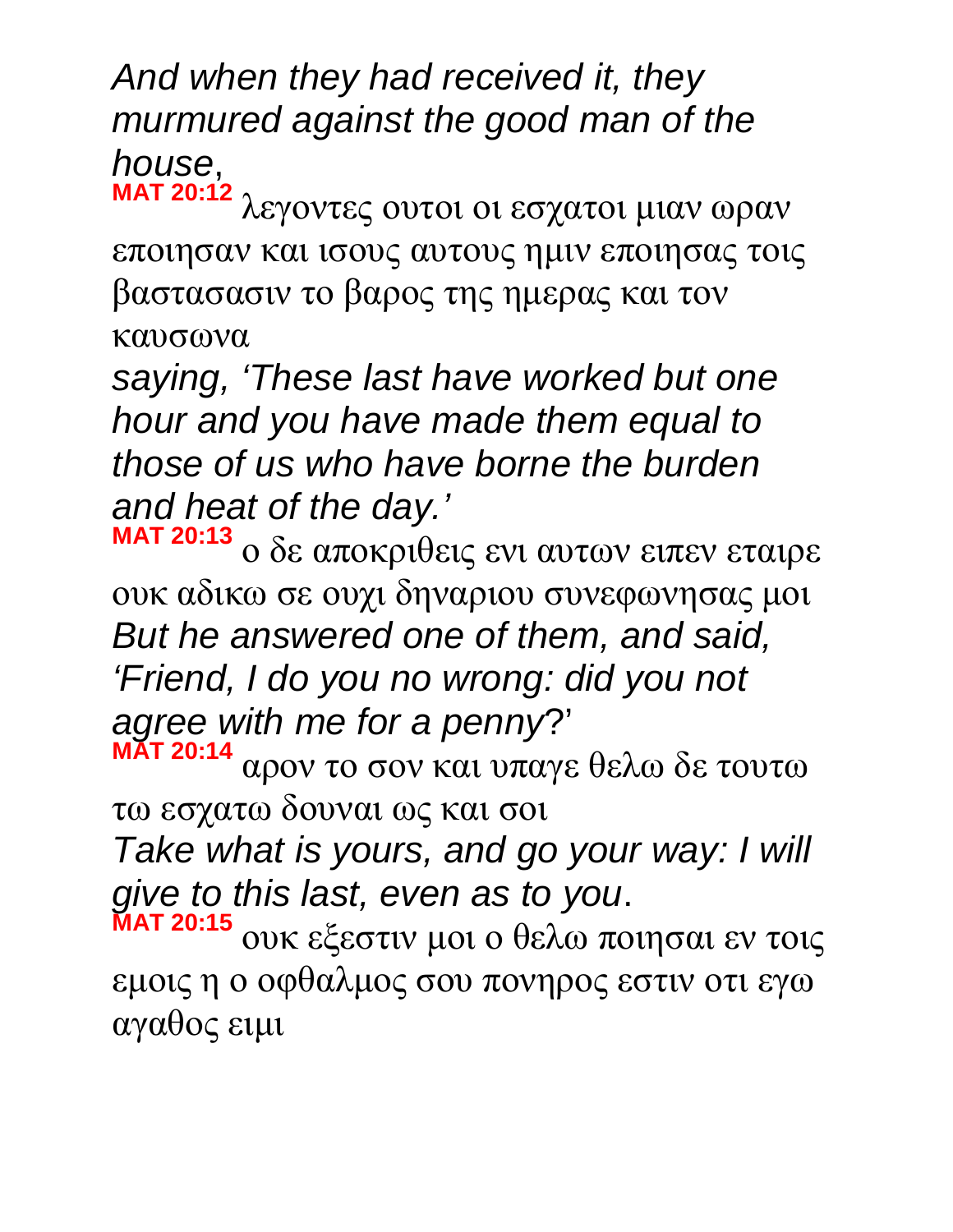*And when they had received it, they murmured against the good man of the house*,

**MAT 20:12** λεγοντες ουτοι οι εσχατοι μιαν ωραν εποιησαν και ισους αυτους ημιν εποιησας τοις βαστασασιν το βαρος της ημερας και τον καυσωνα

*saying, ‘These last have worked but one hour and you have made them equal to those of us who have borne the burden and heat of the day.’*

**MAT 20:13** ο δε αποκριθεις ενι αυτων ειπεν εταιρε ουκ αδικω σε ουχι δηναριου συνεφωνησας μοι

*But he answered one of them, and said, ‘Friend, I do you no wrong: did you not agree with me for a penny*?’

**MAT 20:14** αρον το σον και υπαγε θελω δε τουτω τω εσχατω δουναι ως και σοι

*Take what is yours, and go your way: I will give to this last, even as to you*.

**MAT 20:15** ουκ εξεστιν μοι ο θελω ποιησαι εν τοις εμοις η ο οφθαλμος σου πονηρος εστιν οτι εγω αγαθος ειμι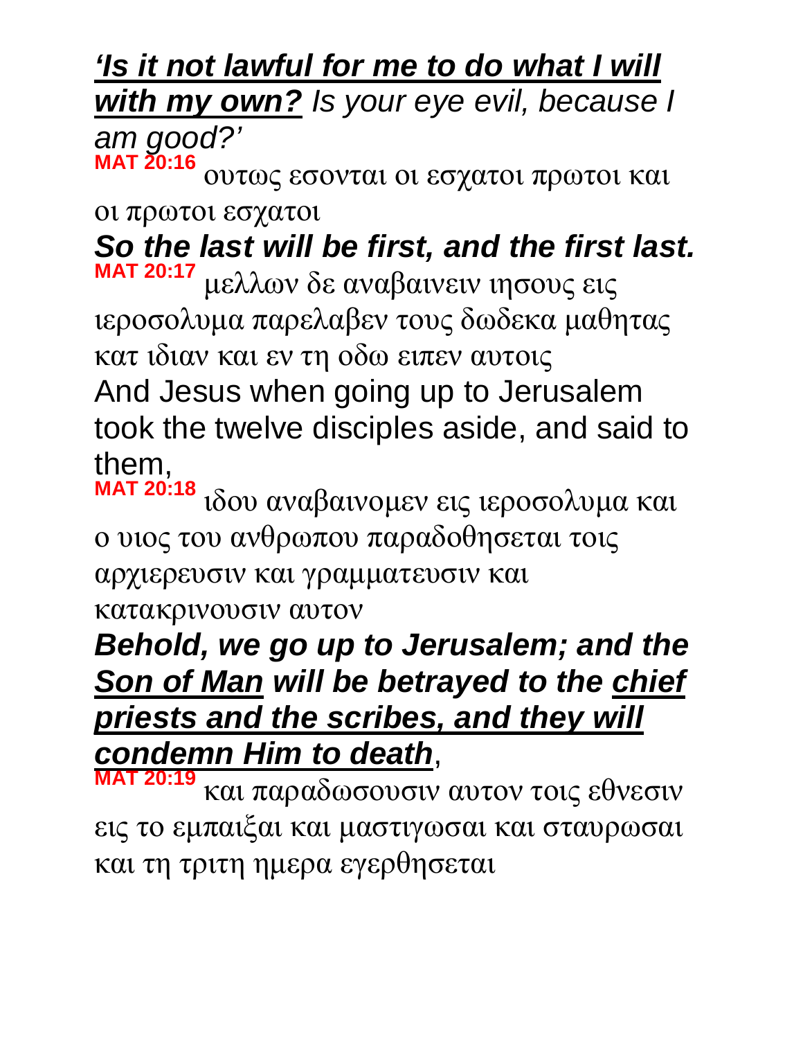***'Is it not lawful for me to do what I will with my own?*** *Is your eye evil, because I am good?'*

**MAT 20:16** ουτως εσονται οι εσχατοι πρωτοι και οι πρωτοι εσχατοι

***So the last will be first, and the first last.***

**MAT 20:17** μελλων δε αναβαινειν ιησους εις ιεροσολυμα παρελαβεν τους δωδεκα μαθητας κατ ιδιαν και εν τη οδω ειπεν αυτοις

And Jesus when going up to Jerusalem took the twelve disciples aside, and said to them,

**MAT 20:18** ιδου αναβαινομεν εις ιεροσολυμα και ο υιος του ανθρωπου παραδοθησεται τοις αρχιερευσιν και γραμματευσιν και κατακρινουσιν αυτον

***Behold, we go up to Jerusalem; and the Son of Man will be betrayed to the chief priests and the scribes, and they will condemn Him to death***,

**MAT 20:19** και παραδωσουσιν αυτον τοις εθνεσιν εις το εμπαιξαι και μαστιγωσαι και σταυρωσαι και τη τριτη ημερα εγερθησεται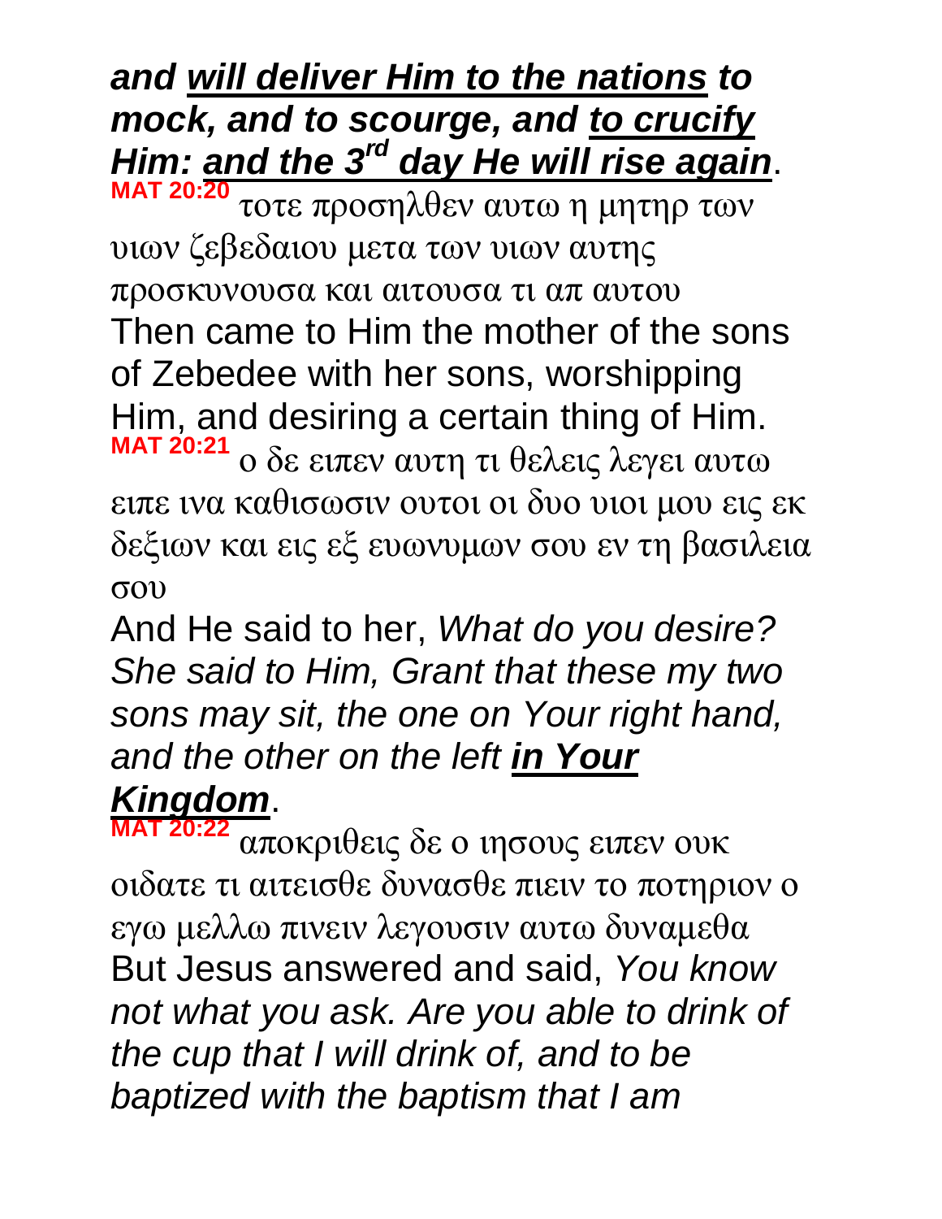***and <u>will deliver Him to the nations</u> to mock, and to scourge, and <u>to crucify</u> Him: <u>and the 3rd day He will rise again</u>***.

**MAT 20:20** τοτε προσηλθεν αυτω η μητηρ των υιων ζεβεδαιου μετα των υιων αυτης προσκυνουσα και αιτουσα τι απ αυτου

Then came to Him the mother of the sons of Zebedee with her sons, worshipping Him, and desiring a certain thing of Him.

**MAT 20:21** ο δε ειπεν αυτη τι θελεις λεγει αυτω ειπε ινα καθισωσιν ουτοι οι δυο υιοι μου εις εκ δεξιων και εις εξ ευωνυμων σου εν τη βασιλεια σου

And He said to her, *What do you desire? She said to Him, Grant that these my two sons may sit, the one on Your right hand, and the other on the left* ***<u>in Your Kingdom</u>***.

**MAT 20:22** αποκριθεις δε ο ιησους ειπεν ουκ οιδατε τι αιτεισθε δυνασθε πιειν το ποτηριον ο εγω μελλω πινειν λεγουσιν αυτω δυναμεθα

But Jesus answered and said, *You know not what you ask. Are you able to drink of the cup that I will drink of, and to be baptized with the baptism that I am*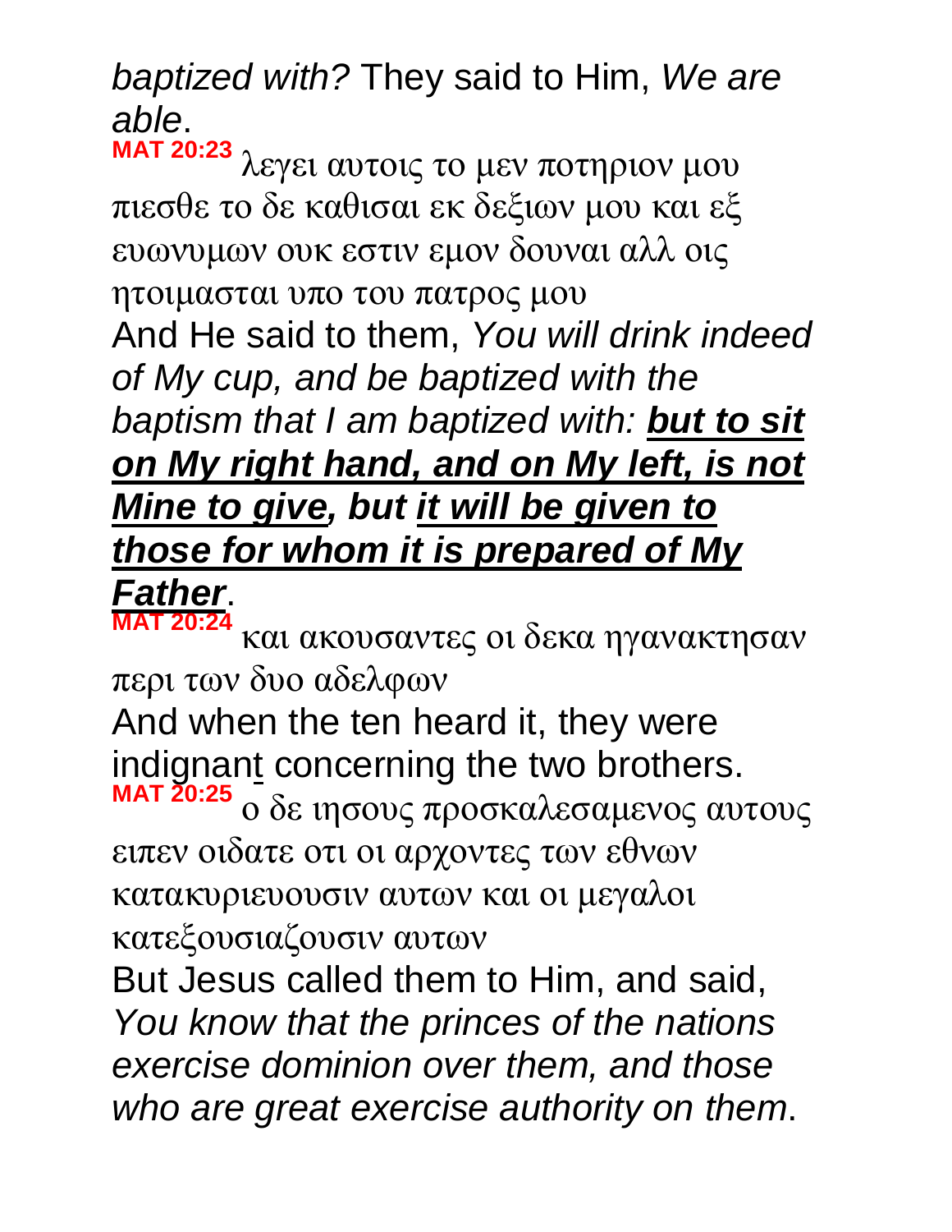*baptized with?* They said to Him, *We are able*.

**MAT 20:23** λεγει αυτοις το μεν ποτηριον μου πιεσθε το δε καθισαι εκ δεξιων μου και εξ ευωνυμων ουκ εστιν εμον δουναι αλλ οις ητοιμασται υπο του πατρος μου

And He said to them, *You will drink indeed of My cup, and be baptized with the baptism that I am baptized with:* ***but to sit on My right hand, and on My left, is not Mine to give*****, but** ***it will be given to those for whom it is prepared of My Father***.

**MAT 20:24** και ακουσαντες οι δεκα ηγανακτησαν περι των δυο αδελφων

And when the ten heard it, they were indignant concerning the two brothers.

**MAT 20:25** ο δε ιησους προσκαλεσαμενος αυτους ειπεν οιδατε οτι οι αρχοντες των εθνων κατακυριευουσιν αυτων και οι μεγαλοι κατεξουσιαζουσιν αυτων

But Jesus called them to Him, and said, *You know that the princes of the nations exercise dominion over them, and those who are great exercise authority on them*.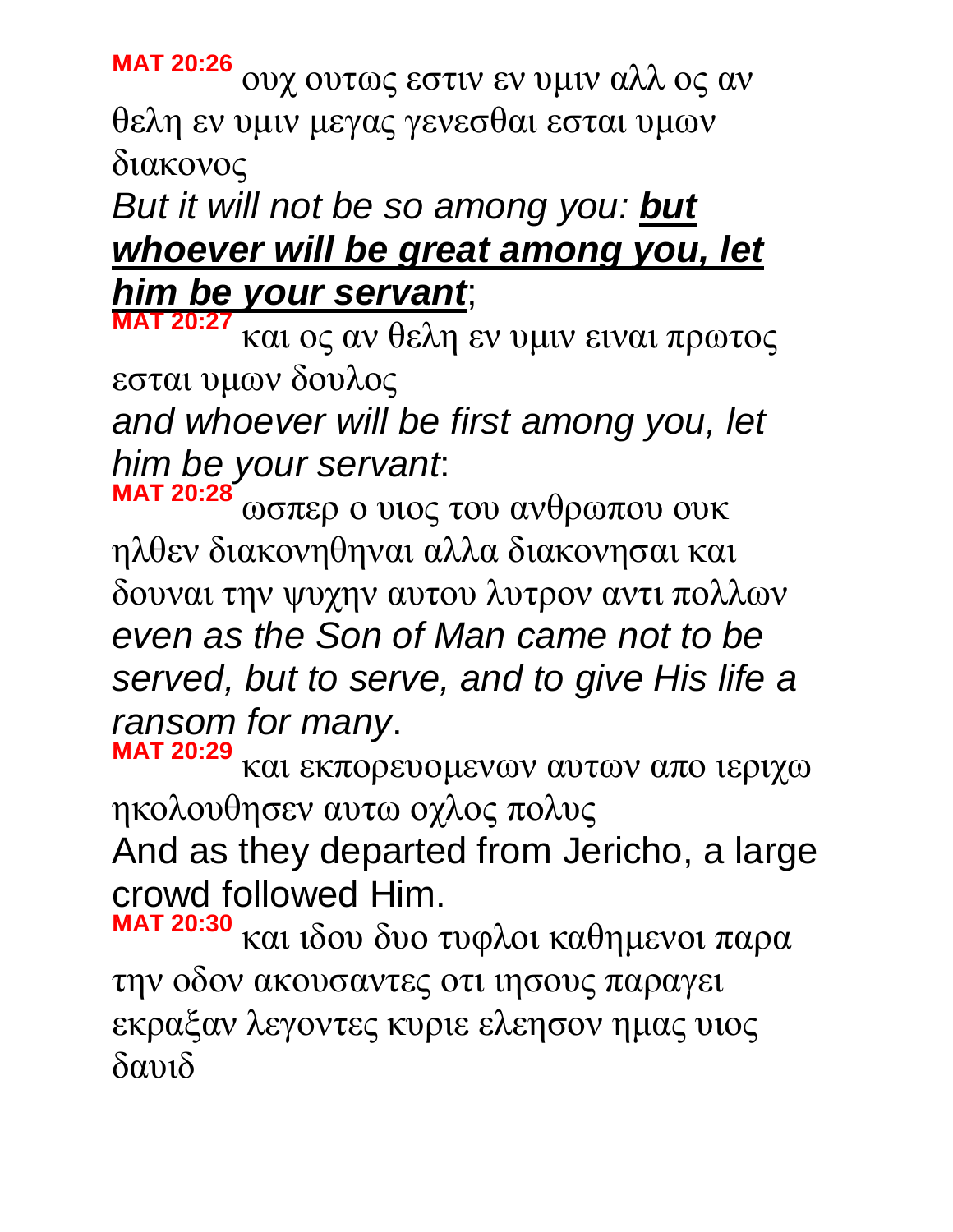**MAT 20:26** ουχ ουτως εστιν εν υμιν αλλ ος αν θελη εν υμιν μεγας γενεσθαι εσται υμων διακονος

*But it will not be so among you: **but whoever will be great among you, let him be your servant**;*

**MAT 20:27** και ος αν θελη εν υμιν ειναι πρωτος εσται υμων δουλος

*and whoever will be first among you, let him be your servant*:

**MAT 20:28** ωσπερ ο υιος του ανθρωπου ουκ ηλθεν διακονηθηναι αλλα διακονησαι και δουναι την ψυχην αυτου λυτρον αντι πολλων

*even as the Son of Man came not to be served, but to serve, and to give His life a ransom for many*.

**MAT 20:29** και εκπορευομενων αυτων απο ιεριχω ηκολουθησεν αυτω οχλος πολυς

And as they departed from Jericho, a large crowd followed Him.

**MAT 20:30** και ιδου δυο τυφλοι καθημενοι παρα την οδον ακουσαντες οτι ιησους παραγει εκραξαν λεγοντες κυριε ελεησον ημας υιος δαυιδ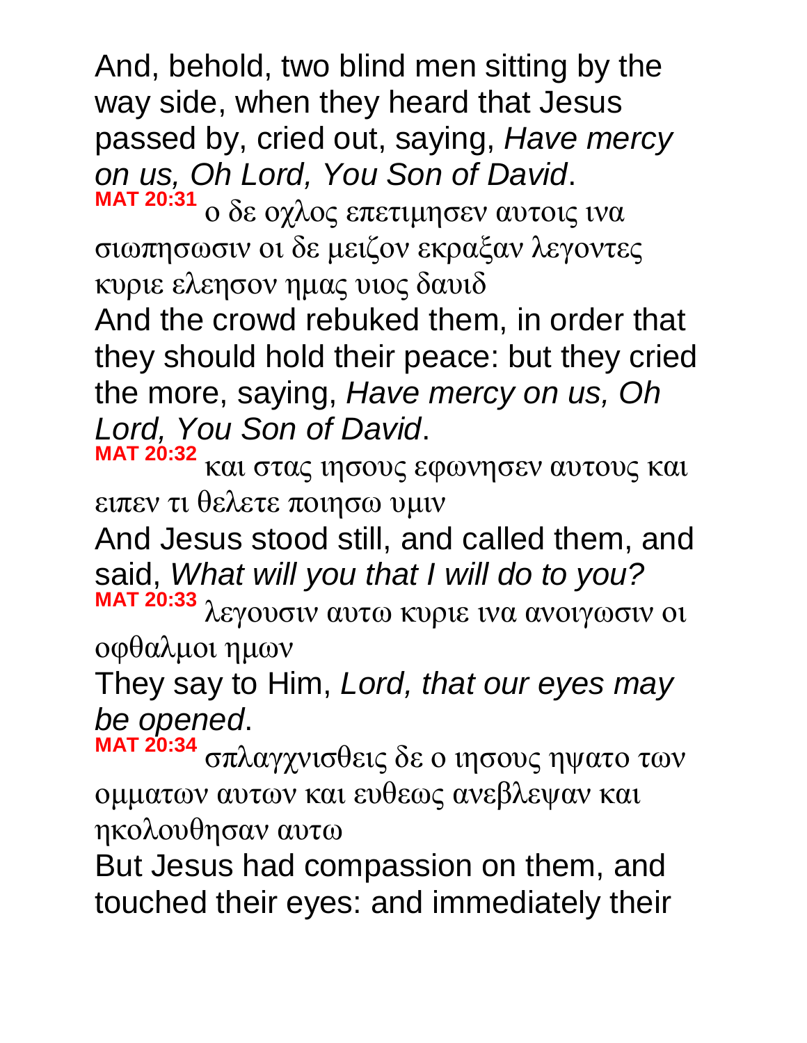And, behold, two blind men sitting by the way side, when they heard that Jesus passed by, cried out, saying, *Have mercy on us, Oh Lord, You Son of David*.

**MAT 20:31** ο δε οχλος επετιμησεν αυτοις ινα σιωπησωσιν οι δε μειζον εκραξαν λεγοντες κυριε ελεησον ημας υιος δαυιδ

And the crowd rebuked them, in order that they should hold their peace: but they cried the more, saying, *Have mercy on us, Oh Lord, You Son of David*.

**MAT 20:32** και στας ιησους εφωνησεν αυτους και ειπεν τι θελετε ποιησω υμιν

And Jesus stood still, and called them, and said, *What will you that I will do to you?*

**MAT 20:33** λεγουσιν αυτω κυριε ινα ανοιγωσιν οι οφθαλμοι ημων

They say to Him, *Lord, that our eyes may be opened*.

**MAT 20:34** σπλαγχνισθεις δε ο ιησους ηψατο των ομματων αυτων και ευθεως ανεβλεψαν και ηκολουθησαν αυτω

But Jesus had compassion on them, and touched their eyes: and immediately their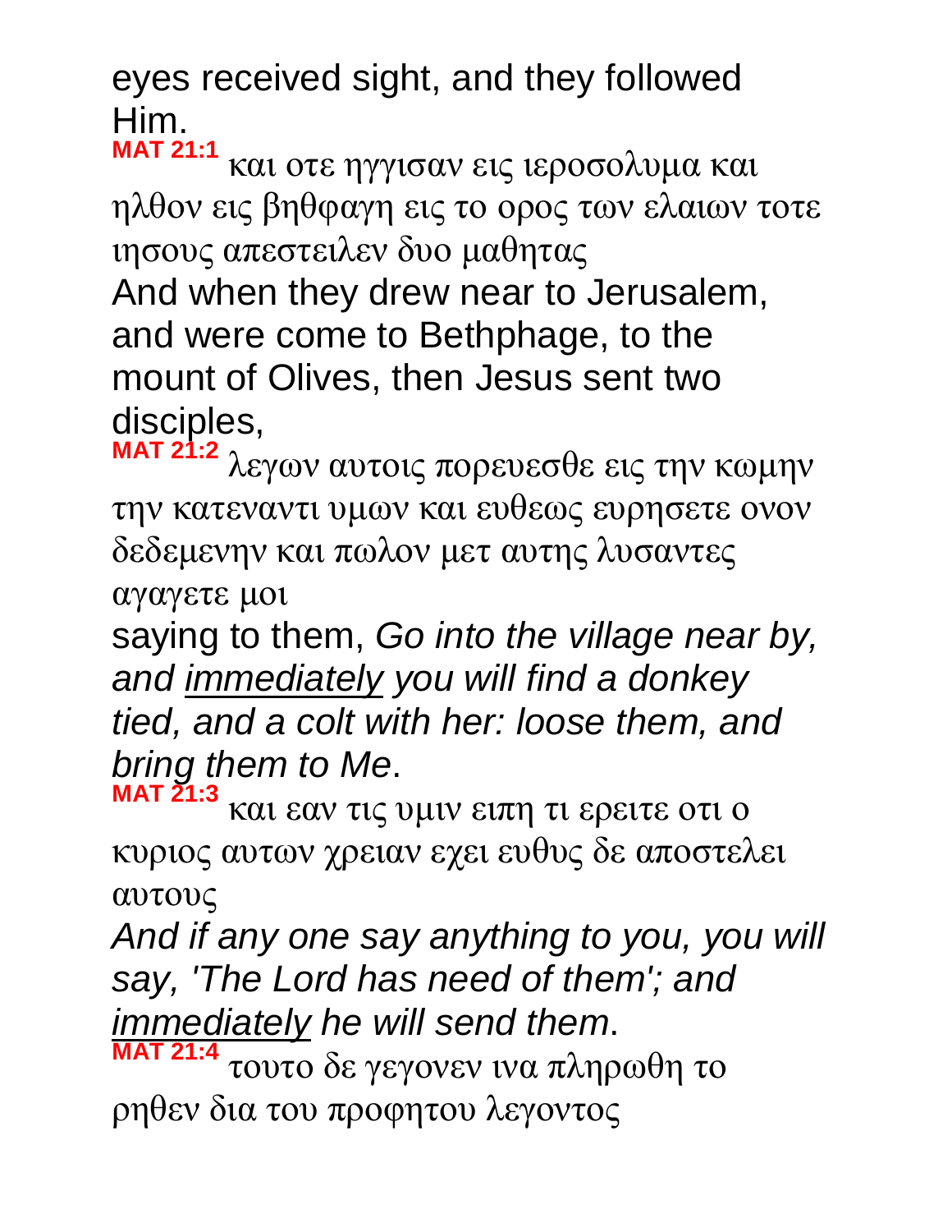eyes received sight, and they followed Him.

**MAT 21:1** και οτε ηγγισαν εις ιεροσολυμα και ηλθον εις βηθφαγη εις το ορος των ελαιων τοτε ιησους απεστειλεν δυο μαθητας

And when they drew near to Jerusalem, and were come to Bethphage, to the mount of Olives, then Jesus sent two disciples,

**MAT 21:2** λεγων αυτοις πορευεσθε εις την κωμην την κατεναντι υμων και ευθεως ευρησετε ονον δεδεμενην και πωλον μετ αυτης λυσαντες αγαγετε μοι

saying to them, *Go into the village near by, and <u>immediately</u> you will find a donkey tied, and a colt with her: loose them, and bring them to Me*.

**MAT 21:3** και εαν τις υμιν ειπη τι ερειτε οτι ο κυριος αυτων χρειαν εχει ευθυς δε αποστελει αυτους

*And if any one say anything to you, you will say, 'The Lord has need of them'; and <u>immediately</u> he will send them*.

**MAT 21:4** τουτο δε γεγονεν ινα πληρωθη το ρηθεν δια του προφητου λεγοντος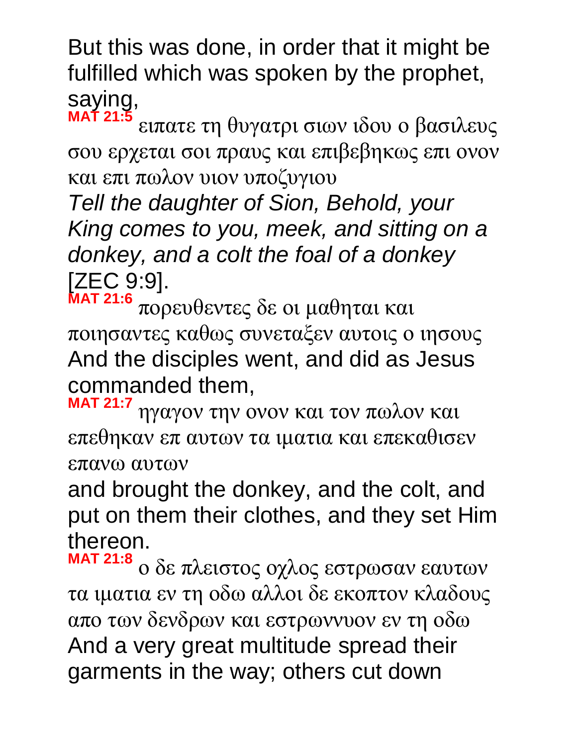But this was done, in order that it might be fulfilled which was spoken by the prophet, saying,

**MAT 21:5** ειπατε τη θυγατρι σιων ιδου ο βασιλευς σου ερχεται σοι πραυς και επιβεβηκως επι ονον και επι πωλον υιον υποζυγιου

*Tell the daughter of Sion, Behold, your King comes to you, meek, and sitting on a donkey, and a colt the foal of a donkey* [ZEC 9:9].

**MAT 21:6** πορευθεντες δε οι μαθηται και ποιησαντες καθως συνεταξεν αυτοις ο ιησους

And the disciples went, and did as Jesus commanded them,

**MAT 21:7** ηγαγον την ονον και τον πωλον και επεθηκαν επ αυτων τα ιματια και επεκαθισεν επανω αυτων

and brought the donkey, and the colt, and put on them their clothes, and they set Him thereon.

**MAT 21:8** ο δε πλειστος οχλος εστρωσαν εαυτων τα ιματια εν τη οδω αλλοι δε εκοπτον κλαδους απο των δενδρων και εστρωννυον εν τη οδω

And a very great multitude spread their garments in the way; others cut down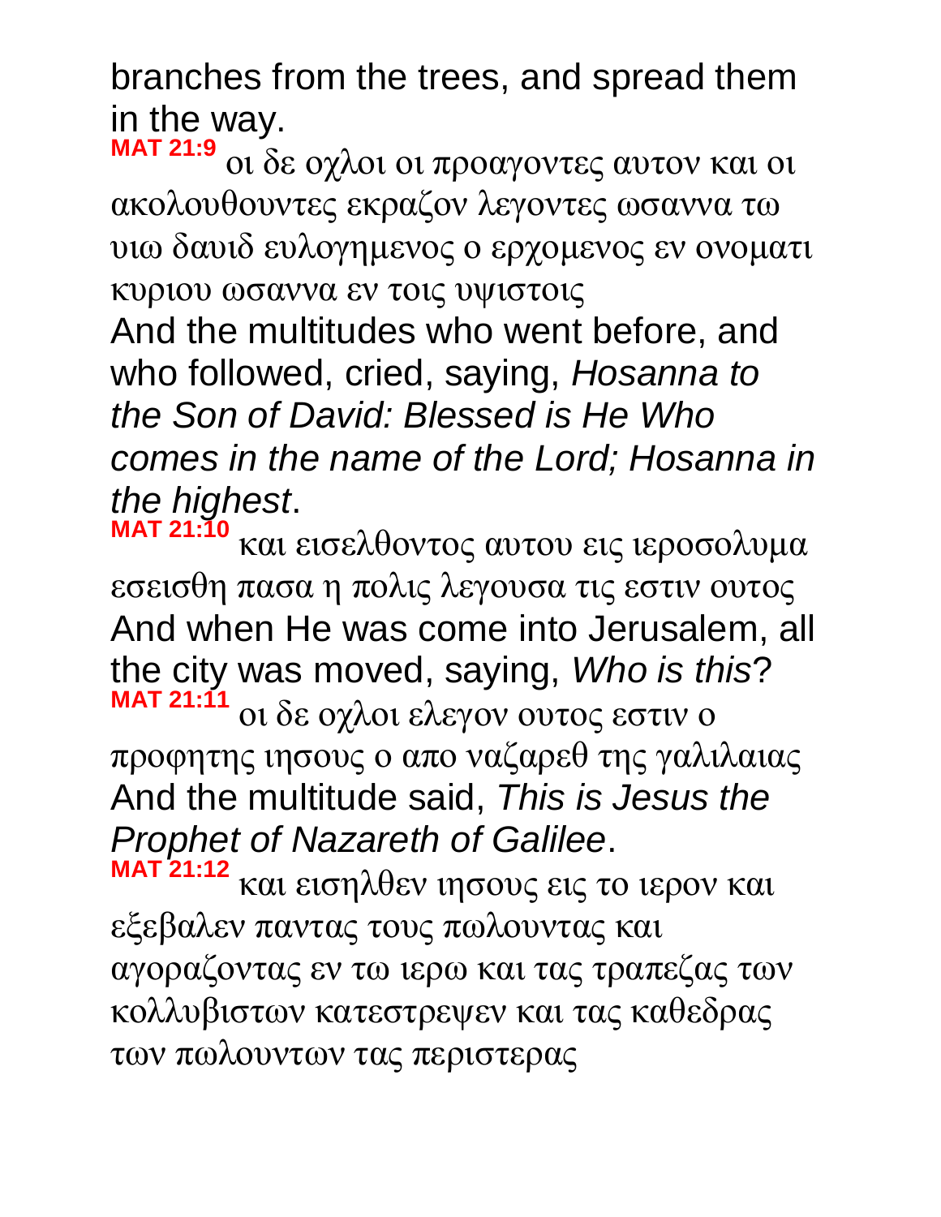branches from the trees, and spread them in the way.

**MAT 21:9** οι δε οχλοι οι προαγοντες αυτον και οι ακολουθουντες εκραζον λεγοντες ωσαννα τω υιω δαυιδ ευλογημενος ο ερχομενος εν ονοματι κυριου ωσαννα εν τοις υψιστοις

And the multitudes who went before, and who followed, cried, saying, *Hosanna to the Son of David: Blessed is He Who comes in the name of the Lord; Hosanna in the highest*.

**MAT 21:10** και εισελθοντος αυτου εις ιεροσολυμα εσεισθη πασα η πολις λεγουσα τις εστιν ουτος

And when He was come into Jerusalem, all the city was moved, saying, *Who is this*?

**MAT 21:11** οι δε οχλοι ελεγον ουτος εστιν ο προφητης ιησους ο απο ναζαρεθ της γαλιλαιας

And the multitude said, *This is Jesus the Prophet of Nazareth of Galilee*.

**MAT 21:12** και εισηλθεν ιησους εις το ιερον και εξεβαλεν παντας τους πωλουντας και αγοραζοντας εν τω ιερω και τας τραπεζας των κολλυβιστων κατεστρεψεν και τας καθεδρας των πωλουντων τας περιστερας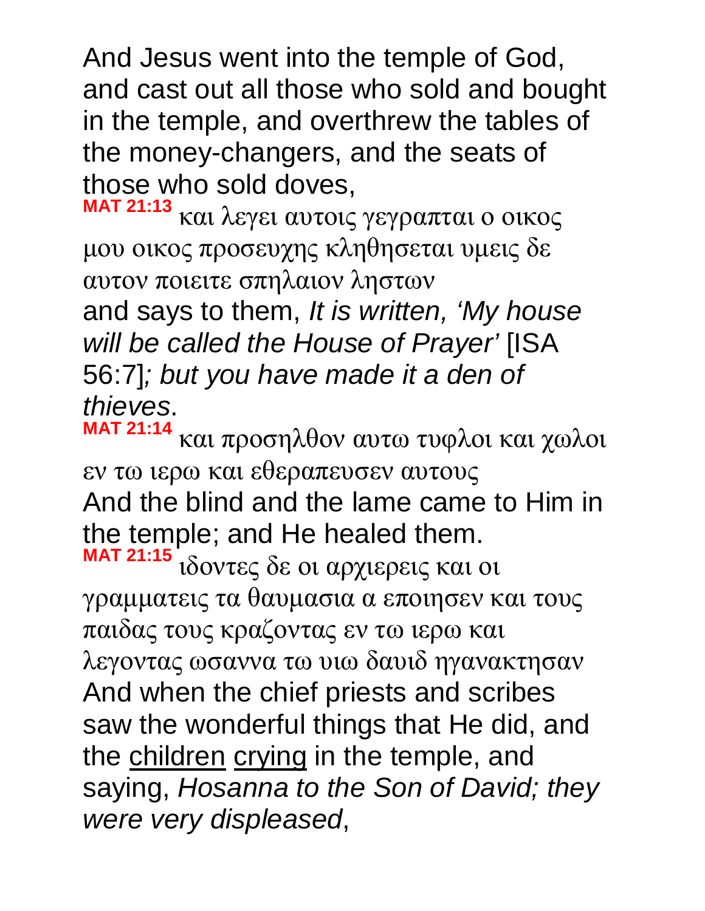And Jesus went into the temple of God, and cast out all those who sold and bought in the temple, and overthrew the tables of the money-changers, and the seats of those who sold doves,

**MAT 21:13** και λεγει αυτοις γεγραπται ο οικος μου οικος προσευχης κληθησεται υμεις δε αυτον ποιειτε σπηλαιον ληστων

and says to them, *It is written, 'My house will be called the House of Prayer'* [ISA 56:7]*; but you have made it a den of thieves*.

**MAT 21:14** και προσηλθον αυτω τυφλοι και χωλοι εν τω ιερω και εθεραπευσεν αυτους

And the blind and the lame came to Him in the temple; and He healed them.

**MAT 21:15** ιδοντες δε οι αρχιερεις και οι γραμματεις τα θαυμασια α εποιησεν και τους παιδας τους κραζοντας εν τω ιερω και λεγοντας ωσαννα τω υιω δαυιδ ηγανακτησαν

And when the chief priests and scribes saw the wonderful things that He did, and the <u>children</u> <u>crying</u> in the temple, and saying, *Hosanna to the Son of David; they were very displeased*,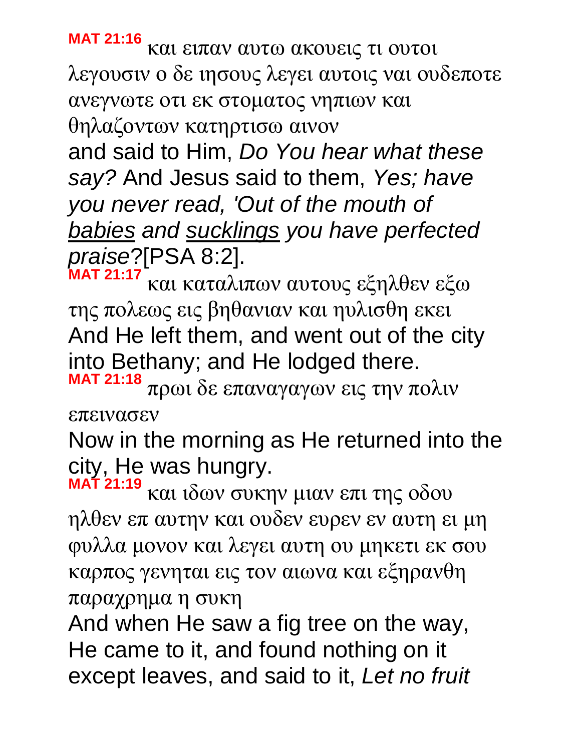**MAT 21:16** και ειπαν αυτω ακουεις τι ουτοι λεγουσιν ο δε ιησους λεγει αυτοις ναι ουδεποτε ανεγνωτε οτι εκ στοματος νηπιων και θηλαζοντων κατηρτισω αινον

and said to Him, *Do You hear what these say?* And Jesus said to them, *Yes; have you never read, 'Out of the mouth of <u>babies</u> and <u>sucklings</u> you have perfected praise*?[PSA 8:2].

**MAT 21:17** και καταλιπων αυτους εξηλθεν εξω της πολεως εις βηθανιαν και ηυλισθη εκει

And He left them, and went out of the city into Bethany; and He lodged there.

**MAT 21:18** πρωι δε επαναγαγων εις την πολιν επεινασεν

Now in the morning as He returned into the city, He was hungry.

**MAT 21:19** και ιδων συκην μιαν επι της οδου ηλθεν επ αυτην και ουδεν ευρεν εν αυτη ει μη φυλλα μονον και λεγει αυτη ου μηκετι εκ σου καρπος γενηται εις τον αιωνα και εξηρανθη παραχρημα η συκη

And when He saw a fig tree on the way, He came to it, and found nothing on it except leaves, and said to it, *Let no fruit*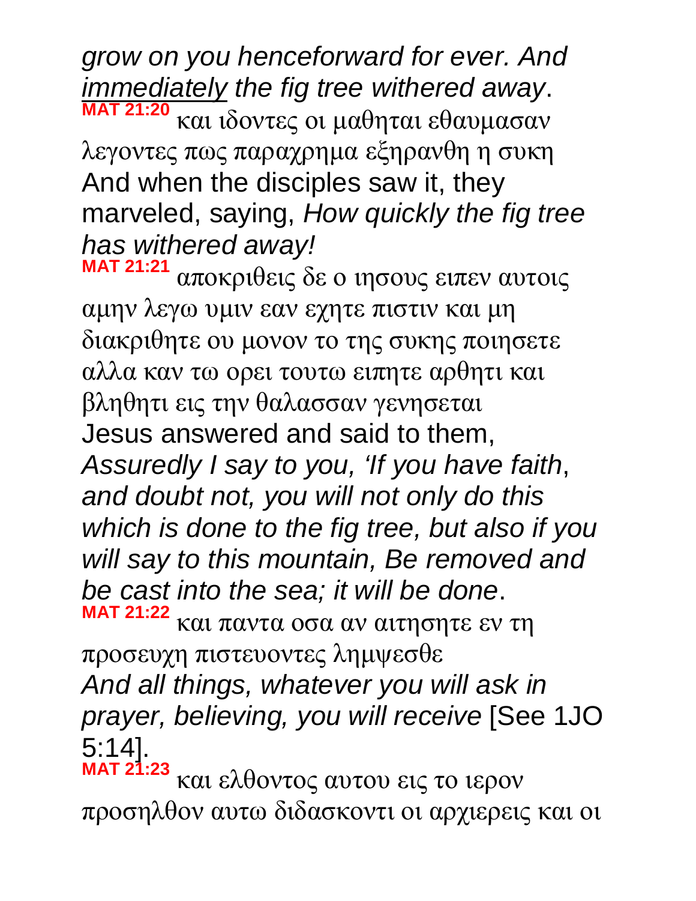*grow on you henceforward for ever. And* <u>*immediately*</u> *the fig tree withered away*.

**MAT 21:20** και ιδοντες οι μαθηται εθαυμασαν λεγοντες πως παραχρημα εξηρανθη η συκη
And when the disciples saw it, they marveled, saying, *How quickly the fig tree has withered away!*

**MAT 21:21** αποκριθεις δε ο ιησους ειπεν αυτοις αμην λεγω υμιν εαν εχητε πιστιν και μη διακριθητε ου μονον το της συκης ποιησετε αλλα καν τω ορει τουτω ειπητε αρθητι και βληθητι εις την θαλασσαν γενησεται
Jesus answered and said to them, *Assuredly I say to you, 'If you have faith*, *and doubt not, you will not only do this which is done to the fig tree, but also if you will say to this mountain, Be removed and be cast into the sea; it will be done*.

**MAT 21:22** και παντα οσα αν αιτησητε εν τη προσευχη πιστευοντες λημψεσθε
*And all things, whatever you will ask in prayer, believing, you will receive* [See 1JO 5:14].

**MAT 21:23** και ελθοντος αυτου εις το ιερον προσηλθον αυτω διδασκοντι οι αρχιερεις και οι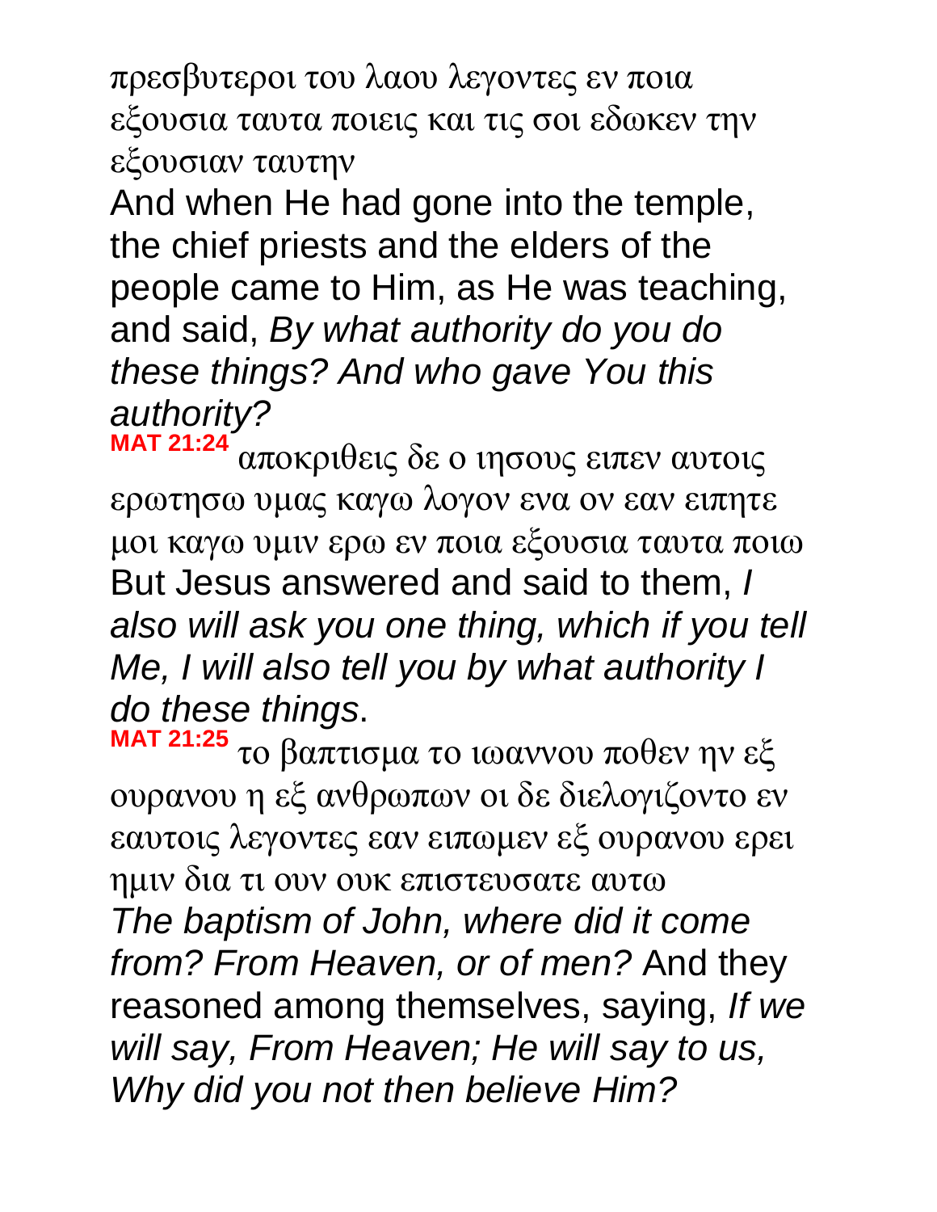πρεσβυτεροι του λαου λεγοντες εν ποια εξουσια ταυτα ποιεις και τις σοι εδωκεν την εξουσιαν ταυτην

And when He had gone into the temple, the chief priests and the elders of the people came to Him, as He was teaching, and said, *By what authority do you do these things? And who gave You this authority?*

**MAT 21:24** αποκριθεις δε ο ιησους ειπεν αυτοις ερωτησω υμας καγω λογον ενα ον εαν ειπητε μοι καγω υμιν ερω εν ποια εξουσια ταυτα ποιω

But Jesus answered and said to them, *I also will ask you one thing, which if you tell Me, I will also tell you by what authority I do these things*.

**MAT 21:25** το βαπτισμα το ιωαννου ποθεν ην εξ ουρανου η εξ ανθρωπων οι δε διελογιζοντο εν εαυτοις λεγοντες εαν ειπωμεν εξ ουρανου ερει ημιν δια τι ουν ουκ επιστευσατε αυτω

*The baptism of John, where did it come from? From Heaven, or of men?* And they reasoned among themselves, saying, *If we will say, From Heaven; He will say to us, Why did you not then believe Him?*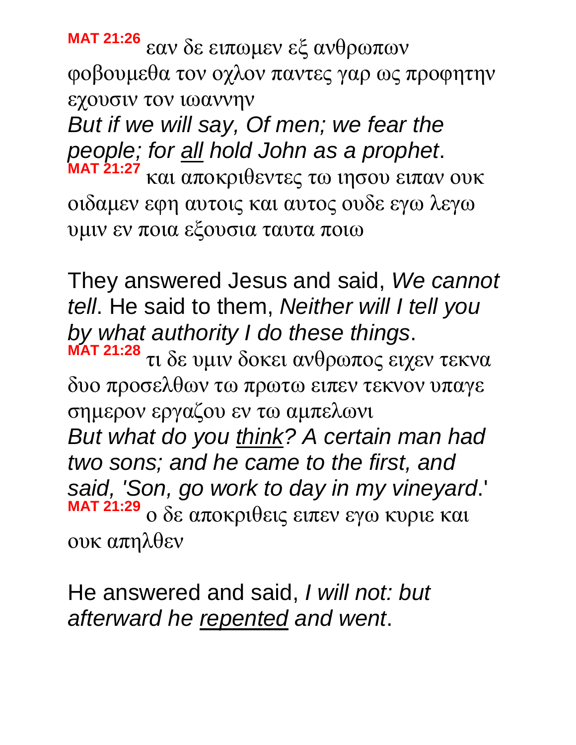**MAT 21:26** εαν δε ειπωμεν εξ ανθρωπων φοβουμεθα τον οχλον παντες γαρ ως προφητην εχουσιν τον ιωαννην

*But if we will say, Of men; we fear the people; for <u>all</u> hold John as a prophet*.

**MAT 21:27** και αποκριθεντες τω ιησου ειπαν ουκ οιδαμεν εφη αυτοις και αυτος ουδε εγω λεγω υμιν εν ποια εξουσια ταυτα ποιω

They answered Jesus and said, *We cannot tell*. He said to them, *Neither will I tell you by what authority I do these things*.

**MAT 21:28** τι δε υμιν δοκει ανθρωπος ειχεν τεκνα δυο προσελθων τω πρωτω ειπεν τεκνον υπαγε σημερον εργαζου εν τω αμπελωνι

*But what do you <u>think</u>? A certain man had two sons; and he came to the first, and said, 'Son, go work to day in my vineyard*.'

**MAT 21:29** ο δε αποκριθεις ειπεν εγω κυριε και ουκ απηλθεν

He answered and said, *I will not: but afterward he <u>repented</u> and went*.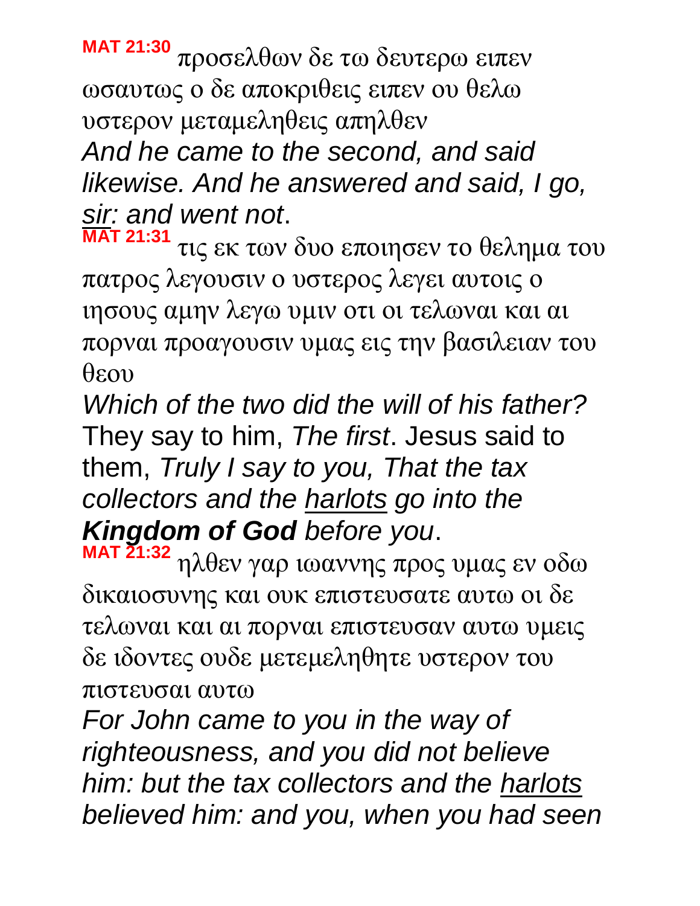**MAT 21:30** προσελθων δε τω δευτερω ειπεν ωσαυτως ο δε αποκριθεις ειπεν ου θελω υστερον μεταμεληθεις απηλθεν

*And he came to the second, and said likewise. And he answered and said, I go, sir: and went not*.

**MAT 21:31** τις εκ των δυο εποιησεν το θελημα του πατρος λεγουσιν ο υστερος λεγει αυτοις ο ιησους αμην λεγω υμιν οτι οι τελωναι και αι πορναι προαγουσιν υμας εις την βασιλειαν του θεου

*Which of the two did the will of his father?* They say to him, *The first*. Jesus said to them, *Truly I say to you, That the tax collectors and the harlots go into the* ***Kingdom of God*** *before you*.

**MAT 21:32** ηλθεν γαρ ιωαννης προς υμας εν οδω δικαιοσυνης και ουκ επιστευσατε αυτω οι δε τελωναι και αι πορναι επιστευσαν αυτω υμεις δε ιδοντες ουδε μετεμεληθητε υστερον του πιστευσαι αυτω

*For John came to you in the way of righteousness, and you did not believe him: but the tax collectors and the harlots believed him: and you, when you had seen*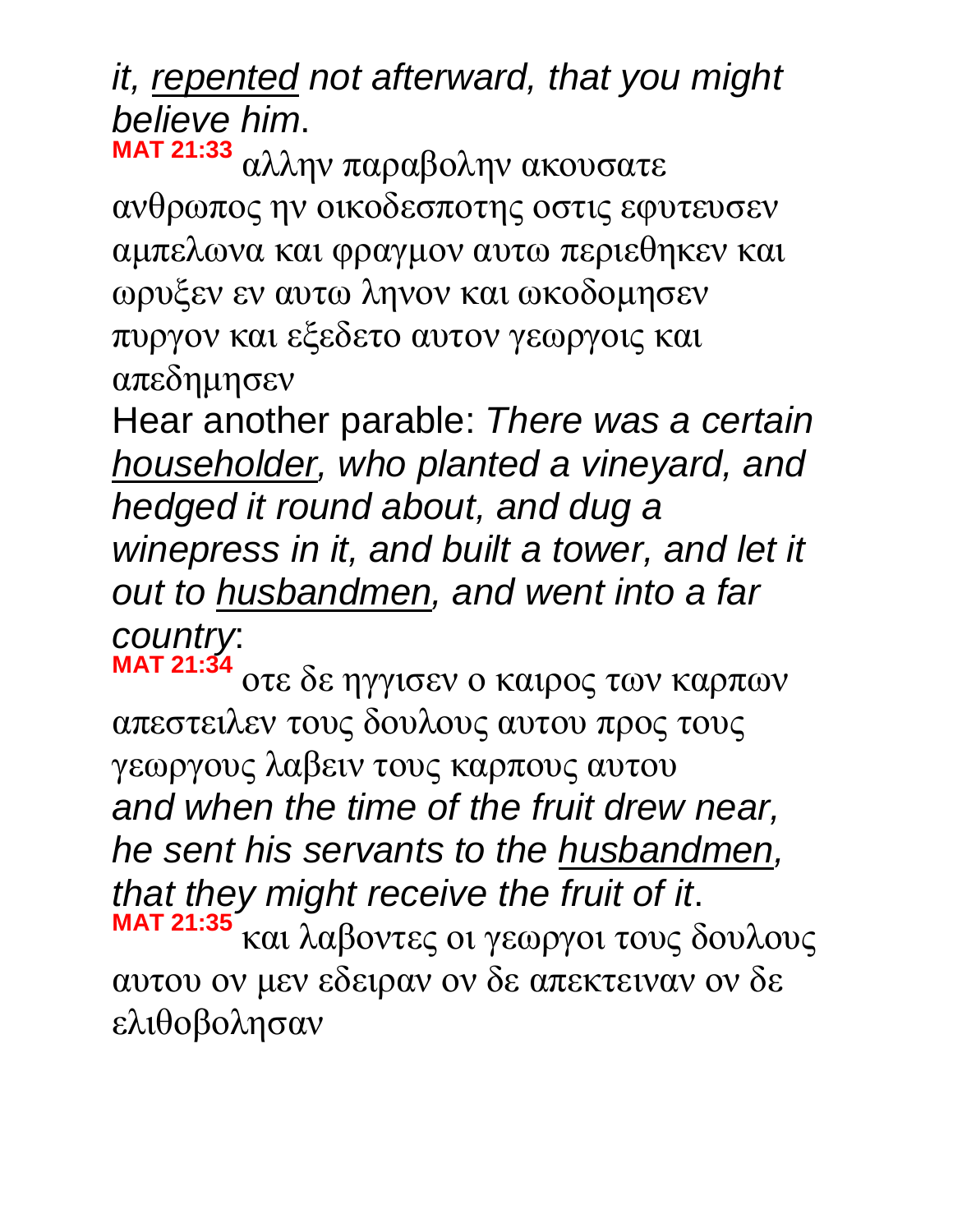*it, repented not afterward, that you might believe him*.

**MAT 21:33** αλλην παραβολην ακουσατε ανθρωπος ην οικοδεσποτης οστις εφυτευσεν αμπελωνα και φραγμον αυτω περιεθηκεν και ωρυξεν εν αυτω ληνον και ωκοδομησεν πυργον και εξεδετο αυτον γεωργοις και απεδημησεν

Hear another parable: *There was a certain householder, who planted a vineyard, and hedged it round about, and dug a winepress in it, and built a tower, and let it out to husbandmen, and went into a far country*:

**MAT 21:34** οτε δε ηγγισεν ο καιρος των καρπων απεστειλεν τους δουλους αυτου προς τους γεωργους λαβειν τους καρπους αυτου

*and when the time of the fruit drew near, he sent his servants to the husbandmen, that they might receive the fruit of it*.

**MAT 21:35** και λαβοντες οι γεωργοι τους δουλους αυτου ον μεν εδειραν ον δε απεκτειναν ον δε ελιθοβολησαν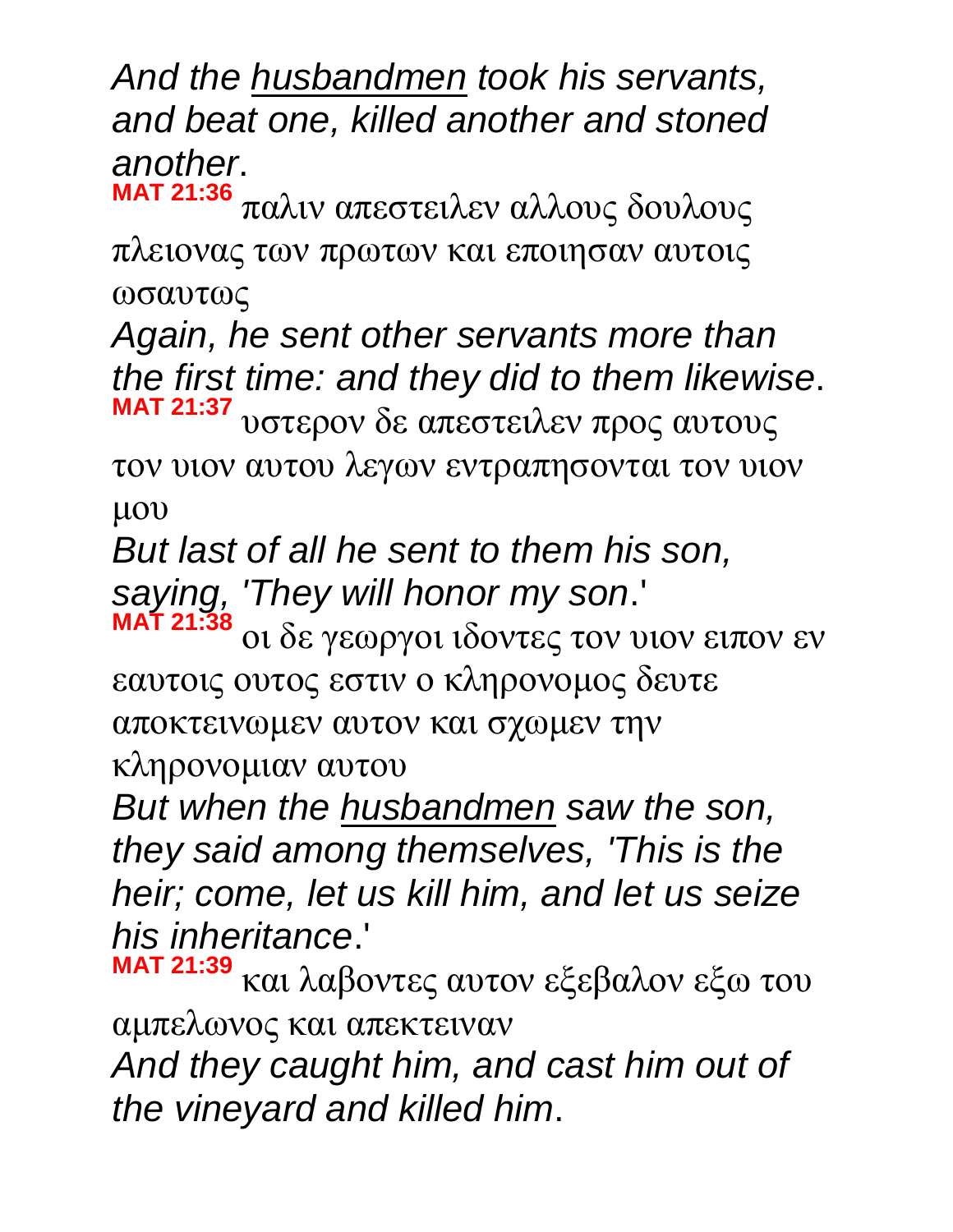*And the <u>husbandmen</u> took his servants, and beat one, killed another and stoned another*.

**MAT 21:36** παλιν απεστειλεν αλλους δουλους πλειονας των πρωτων και εποιησαν αυτοις ωσαυτως

*Again, he sent other servants more than the first time: and they did to them likewise*.

**MAT 21:37** υστερον δε απεστειλεν προς αυτους τον υιον αυτου λεγων εντραπησονται τον υιον μου

*But last of all he sent to them his son, saying, 'They will honor my son*.'

**MAT 21:38** οι δε γεωργοι ιδοντες τον υιον ειπον εν εαυτοις ουτος εστιν ο κληρονομος δευτε αποκτεινωμεν αυτον και σχωμεν την κληρονομιαν αυτου

*But when the <u>husbandmen</u> saw the son, they said among themselves, 'This is the heir; come, let us kill him, and let us seize his inheritance*.'

**MAT 21:39** και λαβοντες αυτον εξεβαλον εξω του αμπελωνος και απεκτειναν

*And they caught him, and cast him out of the vineyard and killed him*.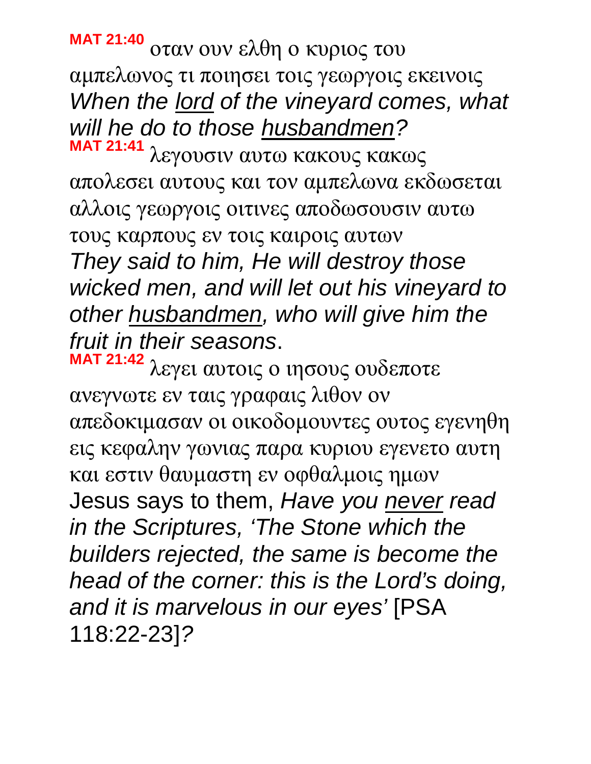**MAT 21:40** οταν ουν ελθη ο κυριος του αμπελωνος τι ποιησει τοις γεωργοις εκεινοις
*When the <u>lord</u> of the vineyard comes, what will he do to those <u>husbandmen</u>?*

**MAT 21:41** λεγουσιν αυτω κακους κακως απολεσει αυτους και τον αμπελωνα εκδωσεται αλλοις γεωργοις οιτινες αποδωσουσιν αυτω τους καρπους εν τοις καιροις αυτων
*They said to him, He will destroy those wicked men, and will let out his vineyard to other <u>husbandmen</u>, who will give him the fruit in their seasons*.

**MAT 21:42** λεγει αυτοις ο ιησους ουδεποτε ανεγνωτε εν ταις γραφαις λιθον ον απεδοκιμασαν οι οικοδομουντες ουτος εγενηθη εις κεφαλην γωνιας παρα κυριου εγενετο αυτη και εστιν θαυμαστη εν οφθαλμοις ημων
Jesus says to them, *Have you <u>never</u> read in the Scriptures, 'The Stone which the builders rejected, the same is become the head of the corner: this is the Lord's doing, and it is marvelous in our eyes'* [PSA 118:22-23]*?*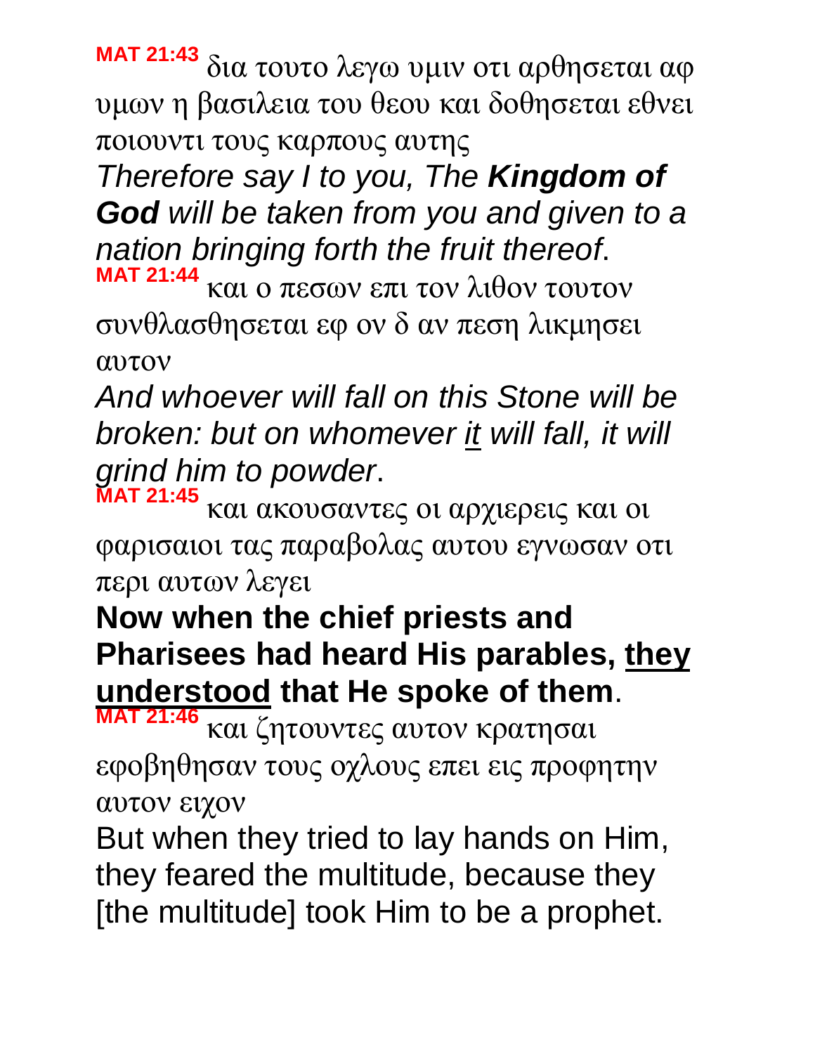**MAT 21:43** δια τουτο λεγω υμιν οτι αρθησεται αφ υμων η βασιλεια του θεου και δοθησεται εθνει ποιουντι τους καρπους αυτης

*Therefore say I to you, The* ***Kingdom of God*** *will be taken from you and given to a nation bringing forth the fruit thereof*.

**MAT 21:44** και ο πεσων επι τον λιθον τουτον συνθλασθησεται εφ ον δ αν πεση λικμησει αυτον

*And whoever will fall on this Stone will be broken: but on whomever <u>it</u> will fall, it will grind him to powder*.

**MAT 21:45** και ακουσαντες οι αρχιερεις και οι φαρισαιοι τας παραβολας αυτου εγνωσαν οτι περι αυτων λεγει

**Now when the chief priests and Pharisees had heard His parables, <u>they understood</u> that He spoke of them**.

**MAT 21:46** και ζητουντες αυτον κρατησαι εφοβηθησαν τους οχλους επει εις προφητην αυτον ειχον

But when they tried to lay hands on Him, they feared the multitude, because they [the multitude] took Him to be a prophet.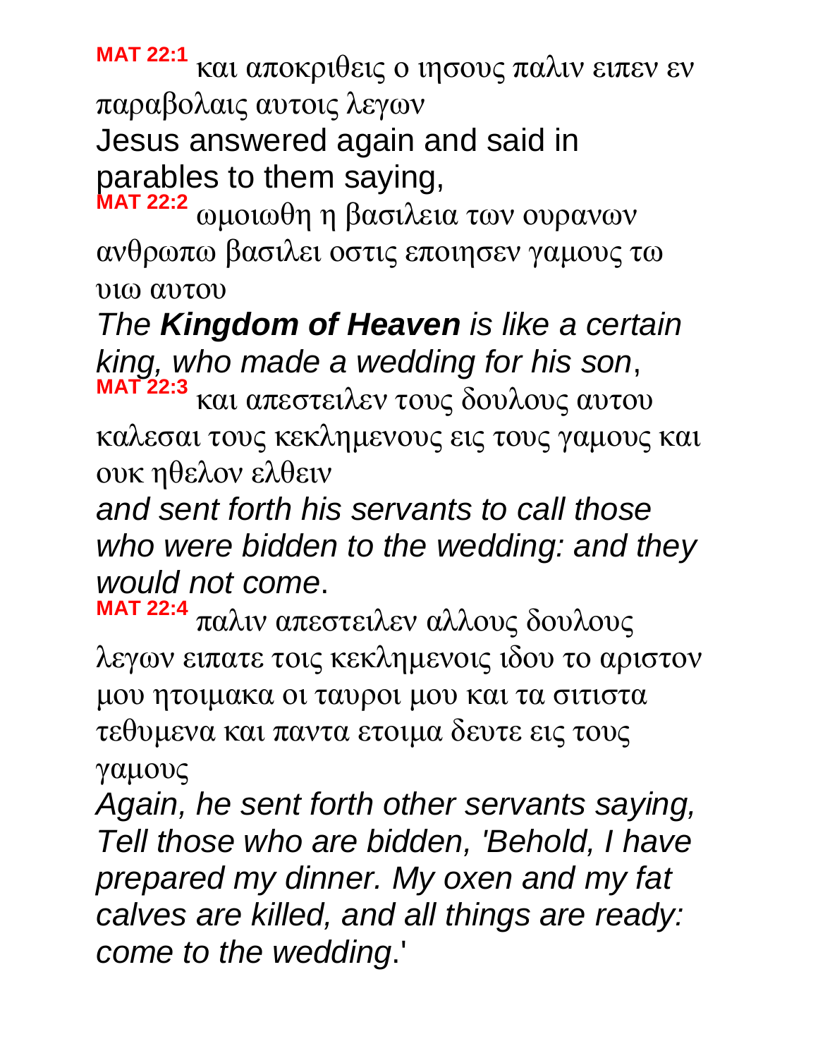**MAT 22:1** και αποκριθεις ο ιησους παλιν ειπεν εν παραβολαις αυτοις λεγων

Jesus answered again and said in parables to them saying,

**MAT 22:2** ωμοιωθη η βασιλεια των ουρανων ανθρωπω βασιλει οστις εποιησεν γαμους τω υιω αυτου

*The **Kingdom of Heaven** is like a certain king, who made a wedding for his son*,

**MAT 22:3** και απεστειλεν τους δουλους αυτου καλεσαι τους κεκλημενους εις τους γαμους και ουκ ηθελον ελθειν

*and sent forth his servants to call those who were bidden to the wedding: and they would not come*.

**MAT 22:4** παλιν απεστειλεν αλλους δουλους λεγων ειπατε τοις κεκλημενοις ιδου το αριστον μου ητοιμακα οι ταυροι μου και τα σιτιστα τεθυμενα και παντα ετοιμα δευτε εις τους γαμους

*Again, he sent forth other servants saying, Tell those who are bidden, 'Behold, I have prepared my dinner. My oxen and my fat calves are killed, and all things are ready: come to the wedding*.'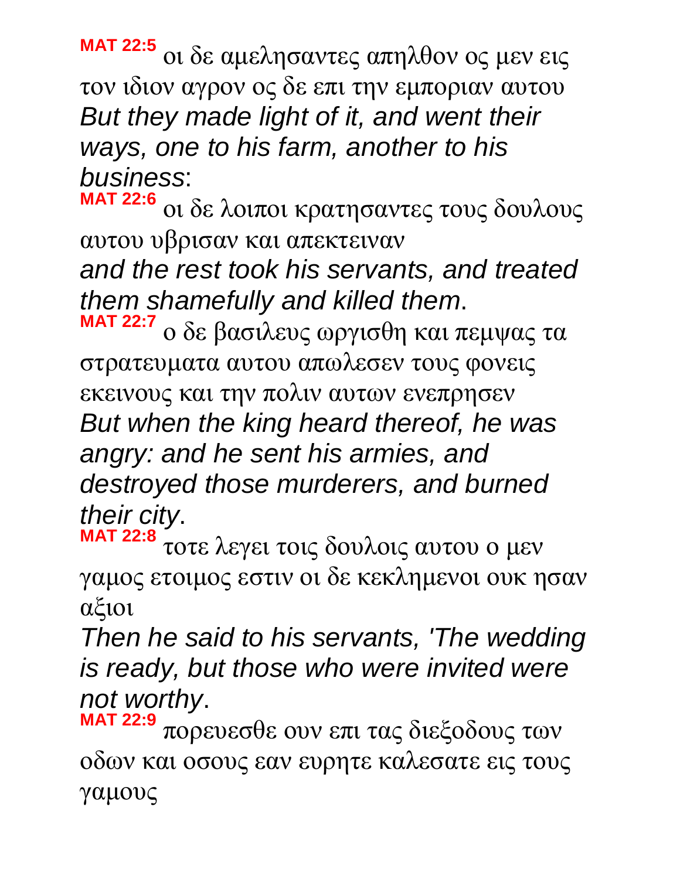**MAT 22:5** οι δε αμελησαντες απηλθον ος μεν εις τον ιδιον αγρον ος δε επι την εμποριαν αυτου
*But they made light of it, and went their ways, one to his farm, another to his business*:
**MAT 22:6** οι δε λοιποι κρατησαντες τους δουλους αυτου υβρισαν και απεκτειναν
*and the rest took his servants, and treated them shamefully and killed them*.
**MAT 22:7** ο δε βασιλευς ωργισθη και πεμψας τα στρατευματα αυτου απωλεσεν τους φονεις εκεινους και την πολιν αυτων ενεπρησεν
*But when the king heard thereof, he was angry: and he sent his armies, and destroyed those murderers, and burned their city*.
**MAT 22:8** τοτε λεγει τοις δουλοις αυτου ο μεν γαμος ετοιμος εστιν οι δε κεκλημενοι ουκ ησαν αξιοι
*Then he said to his servants, 'The wedding is ready, but those who were invited were not worthy*.
**MAT 22:9** πορευεσθε ουν επι τας διεξοδους των οδων και οσους εαν ευρητε καλεσατε εις τους γαμους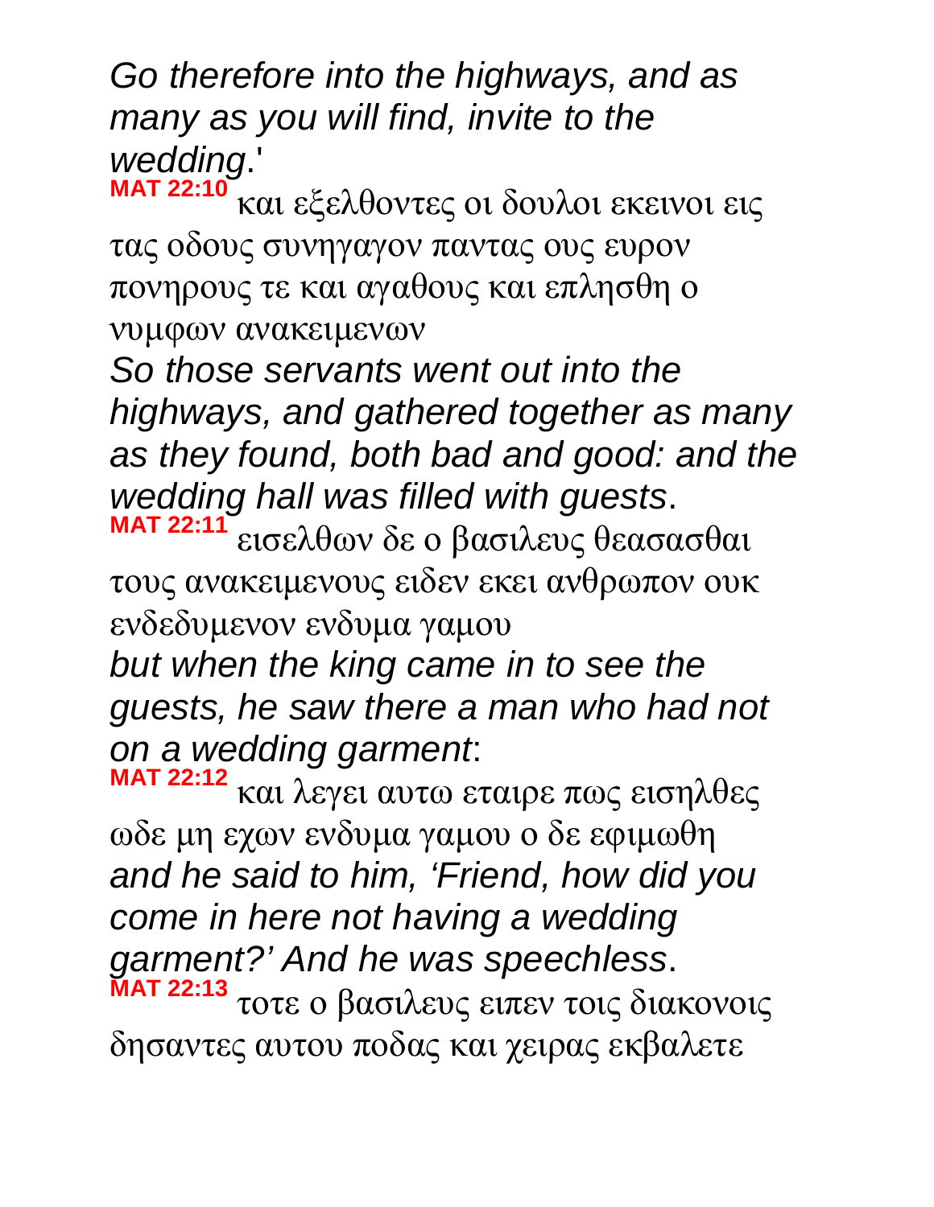*Go therefore into the highways, and as many as you will find, invite to the wedding*.'

**MAT 22:10** και εξελθοντες οι δουλοι εκεινοι εις τας οδους συνηγαγον παντας ους ευρον πονηρους τε και αγαθους και επλησθη ο νυμφων ανακειμενων

*So those servants went out into the highways, and gathered together as many as they found, both bad and good: and the wedding hall was filled with guests*.

**MAT 22:11** εισελθων δε ο βασιλευς θεασασθαι τους ανακειμενους ειδεν εκει ανθρωπον ουκ ενδεδυμενον ενδυμα γαμου

*but when the king came in to see the guests, he saw there a man who had not on a wedding garment*:

**MAT 22:12** και λεγει αυτω εταιρε πως εισηλθες ωδε μη εχων ενδυμα γαμου ο δε εφιμωθη

*and he said to him, 'Friend, how did you come in here not having a wedding garment?' And he was speechless*.

**MAT 22:13** τοτε ο βασιλευς ειπεν τοις διακονοις δησαντες αυτου ποδας και χειρας εκβαλετε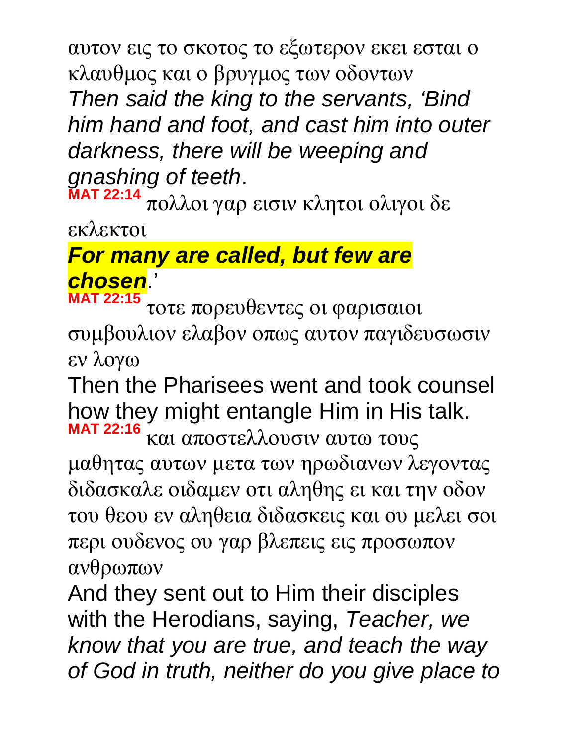αυτον εις το σκοτος το εξωτερον εκει εσται ο κλαυθμος και ο βρυγμος των οδοντων

*Then said the king to the servants, 'Bind him hand and foot, and cast him into outer darkness, there will be weeping and gnashing of teeth*.

**MAT 22:14** πολλοι γαρ εισιν κλητοι ολιγοι δε εκλεκτοι

***For many are called, but few are chosen***.'

**MAT 22:15** τοτε πορευθεντες οι φαρισαιοι συμβουλιον ελαβον οπως αυτον παγιδευσωσιν εν λογω

Then the Pharisees went and took counsel how they might entangle Him in His talk.

**MAT 22:16** και αποστελλουσιν αυτω τους μαθητας αυτων μετα των ηρωδιανων λεγοντας διδασκαλε οιδαμεν οτι αληθης ει και την οδον του θεου εν αληθεια διδασκεις και ου μελει σοι περι ουδενος ου γαρ βλεπεις εις προσωπον ανθρωπων

And they sent out to Him their disciples with the Herodians, saying, *Teacher, we know that you are true, and teach the way of God in truth, neither do you give place to*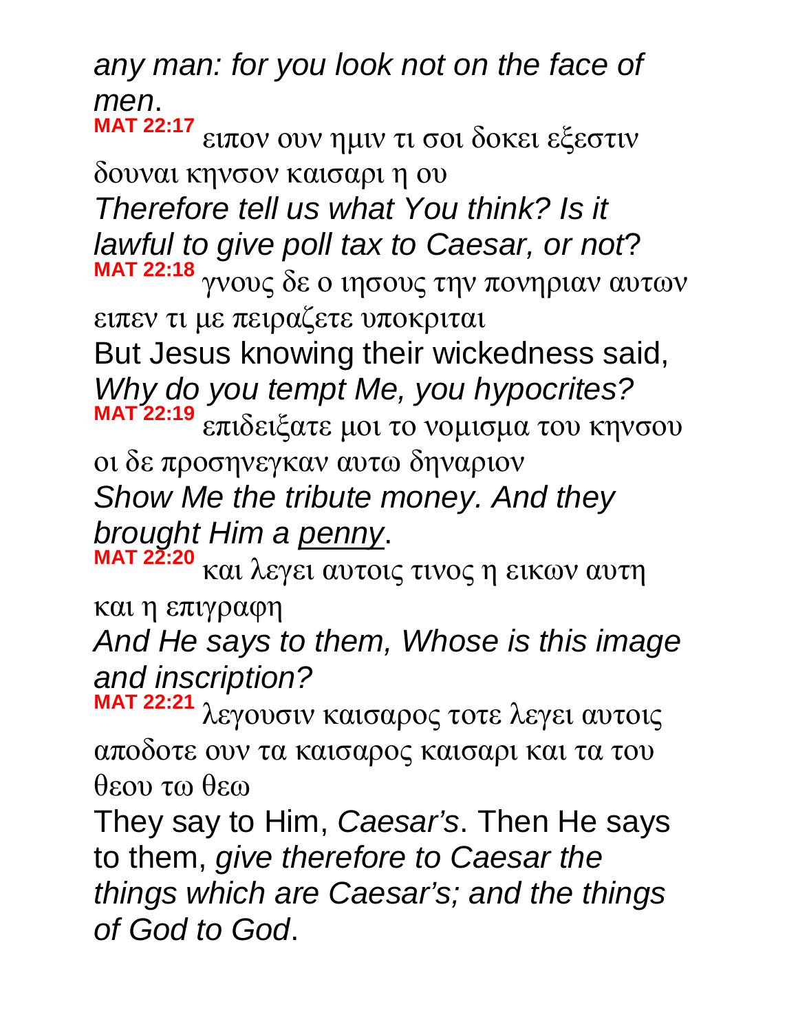*any man: for you look not on the face of men*.

**MAT 22:17** ειπον ουν ημιν τι σοι δοκει εξεστιν δουναι κηνσον καισαρι η ου

*Therefore tell us what You think? Is it lawful to give poll tax to Caesar, or not*?

**MAT 22:18** γνους δε ο ιησους την πονηριαν αυτων ειπεν τι με πειραζετε υποκριται

But Jesus knowing their wickedness said, *Why do you tempt Me, you hypocrites?*

**MAT 22:19** επιδειξατε μοι το νομισμα του κηνσου οι δε προσηνεγκαν αυτω δηναριον

*Show Me the tribute money. And they brought Him a* *penny*.

**MAT 22:20** και λεγει αυτοις τινος η εικων αυτη και η επιγραφη

*And He says to them, Whose is this image and inscription?*

**MAT 22:21** λεγουσιν καισαρος τοτε λεγει αυτοις αποδοτε ουν τα καισαρος καισαρι και τα του θεου τω θεω

They say to Him, *Caesar's*. Then He says to them, *give therefore to Caesar the things which are Caesar's; and the things of God to God*.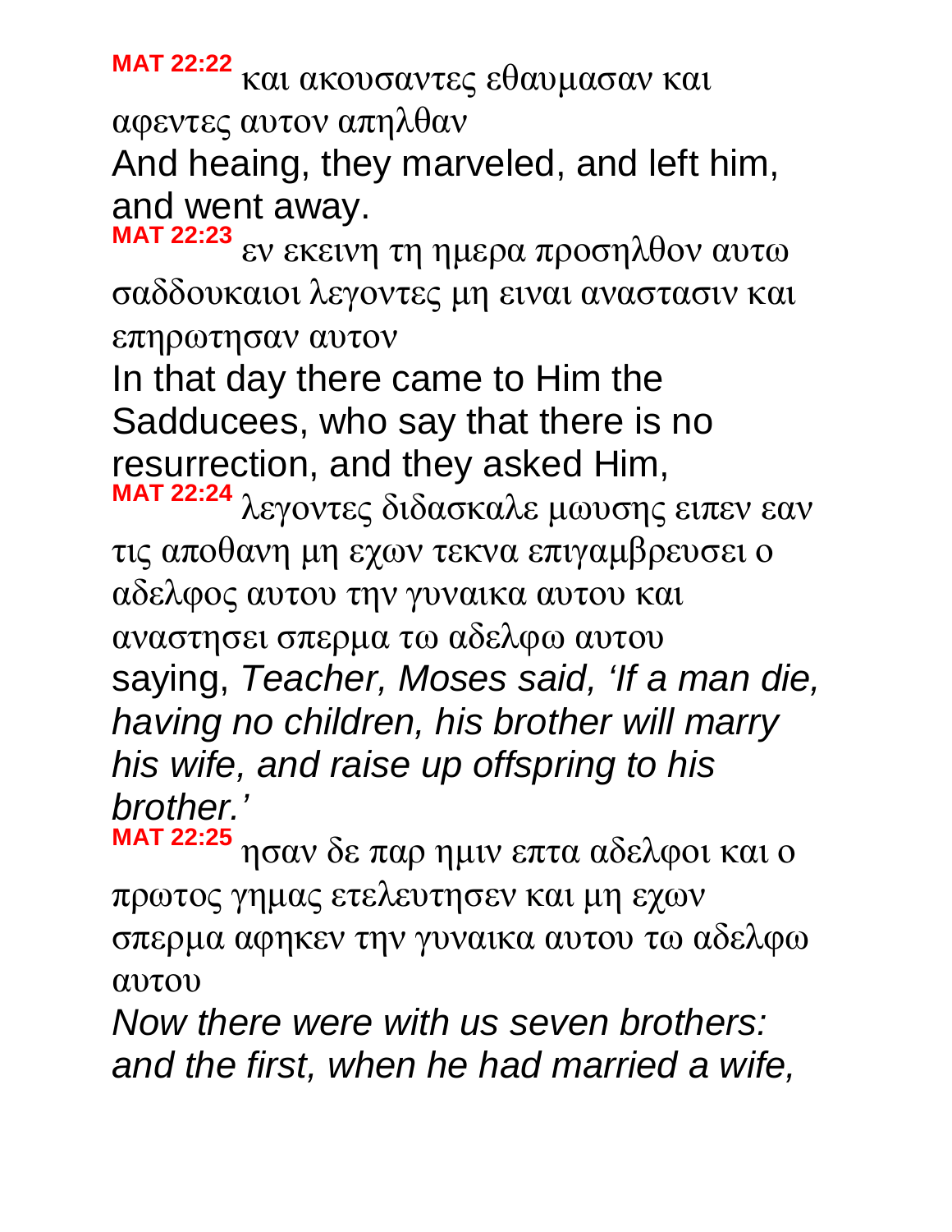**MAT 22:22** και ακουσαντες εθαυμασαν και αφεντες αυτον απηλθαν

And heaing, they marveled, and left him, and went away.

**MAT 22:23** εν εκεινη τη ημερα προσηλθον αυτω σαδδουκαιοι λεγοντες μη ειναι αναστασιν και επηρωτησαν αυτον

In that day there came to Him the Sadducees, who say that there is no resurrection, and they asked Him,

**MAT 22:24** λεγοντες διδασκαλε μωυσης ειπεν εαν τις αποθανη μη εχων τεκνα επιγαμβρευσει ο αδελφος αυτου την γυναικα αυτου και αναστησει σπερμα τω αδελφω αυτου

saying, *Teacher, Moses said, 'If a man die, having no children, his brother will marry his wife, and raise up offspring to his brother.'*

**MAT 22:25** ησαν δε παρ ημιν επτα αδελφοι και ο πρωτος γημας ετελευτησεν και μη εχων σπερμα αφηκεν την γυναικα αυτου τω αδελφω αυτου

*Now there were with us seven brothers: and the first, when he had married a wife,*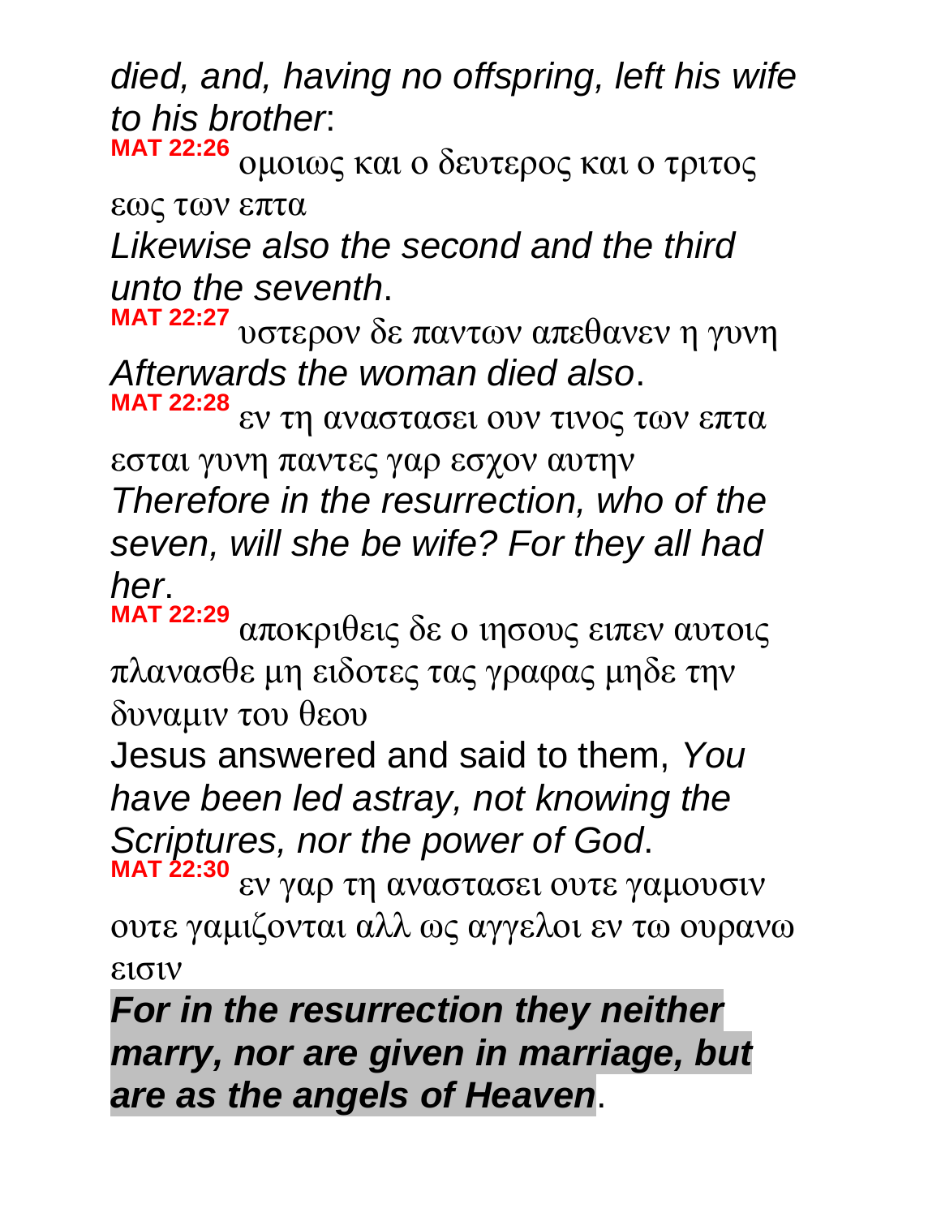*died, and, having no offspring, left his wife to his brother*:

**MAT 22:26** ομοιως και ο δευτερος και ο τριτος εως των επτα

*Likewise also the second and the third unto the seventh*.

**MAT 22:27** υστερον δε παντων απεθανεν η γυνη

*Afterwards the woman died also*.

**MAT 22:28** εν τη αναστασει ουν τινος των επτα εσται γυνη παντες γαρ εσχον αυτην

*Therefore in the resurrection, who of the seven, will she be wife? For they all had her*.

**MAT 22:29** αποκριθεις δε ο ιησους ειπεν αυτοις πλανασθε μη ειδοτες τας γραφας μηδε την δυναμιν του θεου

Jesus answered and said to them, *You have been led astray, not knowing the Scriptures, nor the power of God*.

**MAT 22:30** εν γαρ τη αναστασει ουτε γαμουσιν ουτε γαμιζονται αλλ ως αγγελοι εν τω ουρανω εισιν

***For in the resurrection they neither marry, nor are given in marriage, but are as the angels of Heaven***.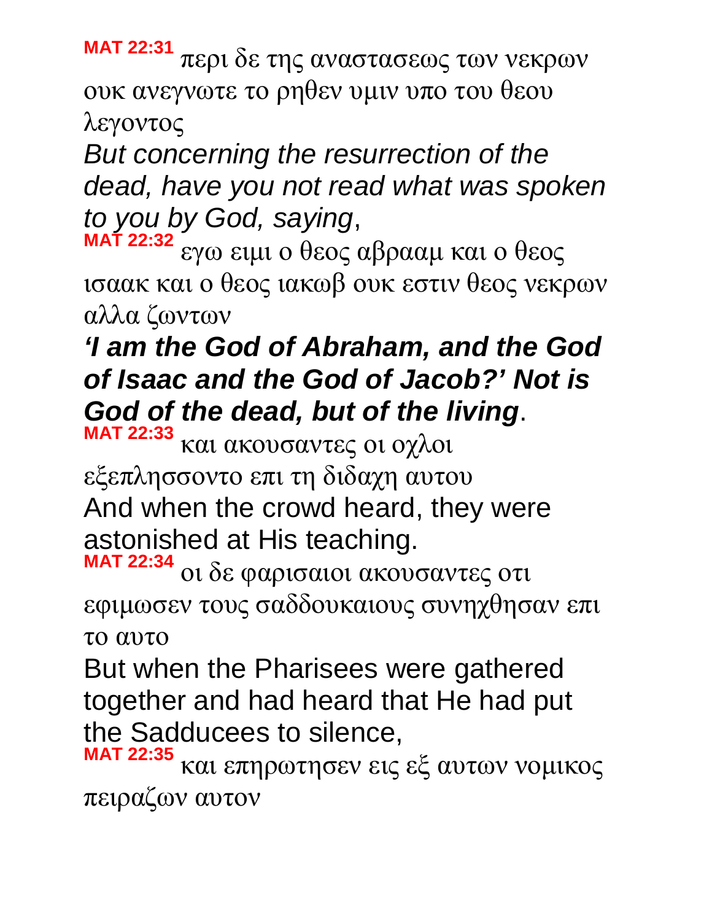**MAT 22:31** περι δε της αναστασεως των νεκρων ουκ ανεγνωτε το ρηθεν υμιν υπο του θεου λεγοντος

*But concerning the resurrection of the dead, have you not read what was spoken to you by God, saying*,

**MAT 22:32** εγω ειμι ο θεος αβρααμ και ο θεος ισαακ και ο θεος ιακωβ ουκ εστιν θεος νεκρων αλλα ζωντων

***'I am the God of Abraham, and the God of Isaac and the God of Jacob?' Not is God of the dead, but of the living***.

**MAT 22:33** και ακουσαντες οι οχλοι εξεπλησσοντο επι τη διδαχη αυτου

And when the crowd heard, they were astonished at His teaching.

**MAT 22:34** οι δε φαρισαιοι ακουσαντες οτι εφιμωσεν τους σαδδουκαιους συνηχθησαν επι το αυτο

But when the Pharisees were gathered together and had heard that He had put the Sadducees to silence,

**MAT 22:35** και επηρωτησεν εις εξ αυτων νομικος πειραζων αυτον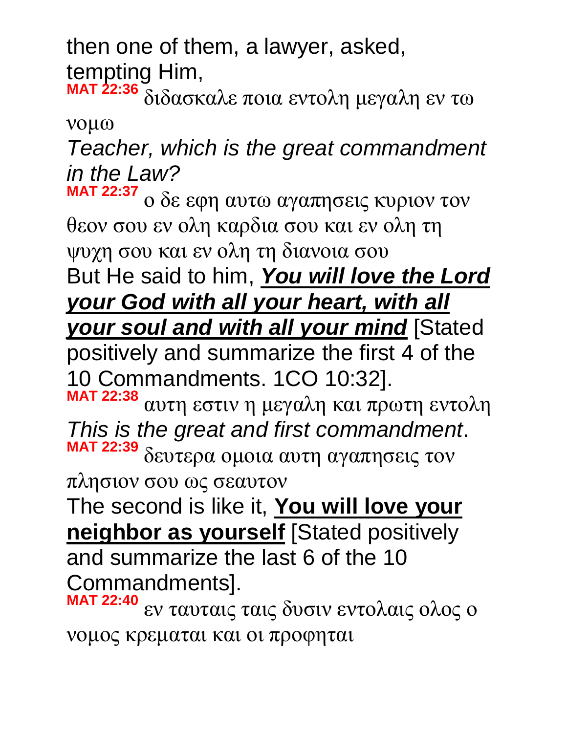then one of them, a lawyer, asked, tempting Him,

**MAT 22:36** διδασκαλε ποια εντολη μεγαλη εν τω νομω

*Teacher, which is the great commandment in the Law?*

**MAT 22:37** ο δε εφη αυτω αγαπησεις κυριον τον θεον σου εν ολη καρδια σου και εν ολη τη ψυχη σου και εν ολη τη διανοια σου

But He said to him, ***<u>You will love the Lord your God with all your heart, with all your soul and with all your mind</u>*** [Stated positively and summarize the first 4 of the 10 Commandments. 1CO 10:32].

**MAT 22:38** αυτη εστιν η μεγαλη και πρωτη εντολη

*This is the great and first commandment*.

**MAT 22:39** δευτερα ομοια αυτη αγαπησεις τον πλησιον σου ως σεαυτον

The second is like it, **<u>You will love your neighbor as yourself</u>** [Stated positively and summarize the last 6 of the 10 Commandments].

**MAT 22:40** εν ταυταις ταις δυσιν εντολαις ολος ο νομος κρεμαται και οι προφηται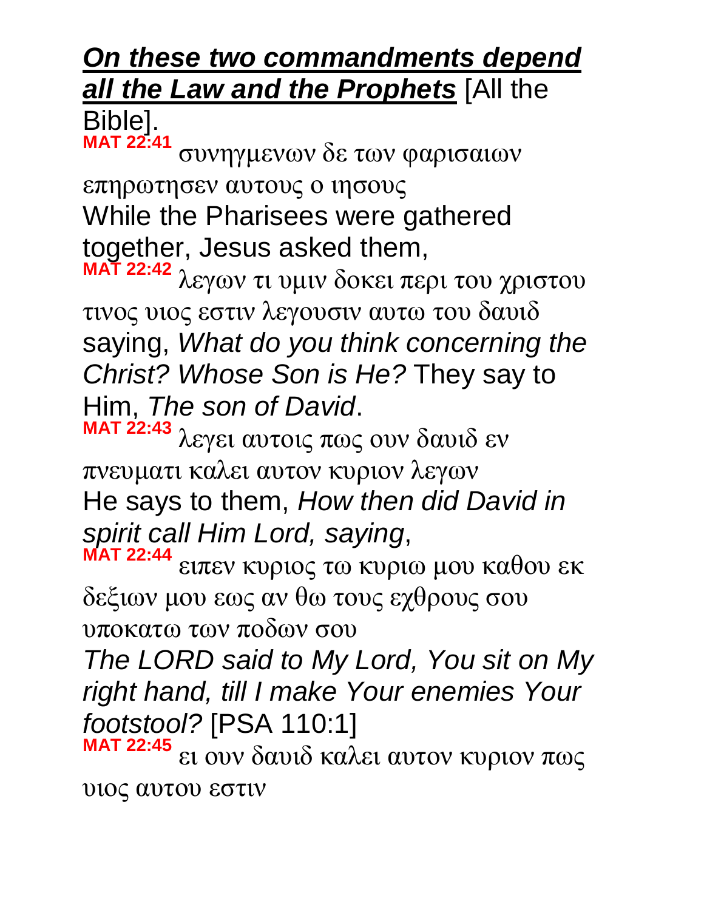***On these two commandments depend all the Law and the Prophets*** [All the Bible].

**MAT 22:41** συνηγμενων δε των φαρισαιων επηρωτησεν αυτους ο ιησους
While the Pharisees were gathered together, Jesus asked them,

**MAT 22:42** λεγων τι υμιν δοκει περι του χριστου τινος υιος εστιν λεγουσιν αυτω του δαυιδ
saying, *What do you think concerning the Christ? Whose Son is He?* They say to Him, *The son of David*.

**MAT 22:43** λεγει αυτοις πως ουν δαυιδ εν πνευματι καλει αυτον κυριον λεγων
He says to them, *How then did David in spirit call Him Lord, saying*,

**MAT 22:44** ειπεν κυριος τω κυριω μου καθου εκ δεξιων μου εως αν θω τους εχθρους σου υποκατω των ποδων σου
*The LORD said to My Lord, You sit on My right hand, till I make Your enemies Your footstool?* [PSA 110:1]

**MAT 22:45** ει ουν δαυιδ καλει αυτον κυριον πως υιος αυτου εστιν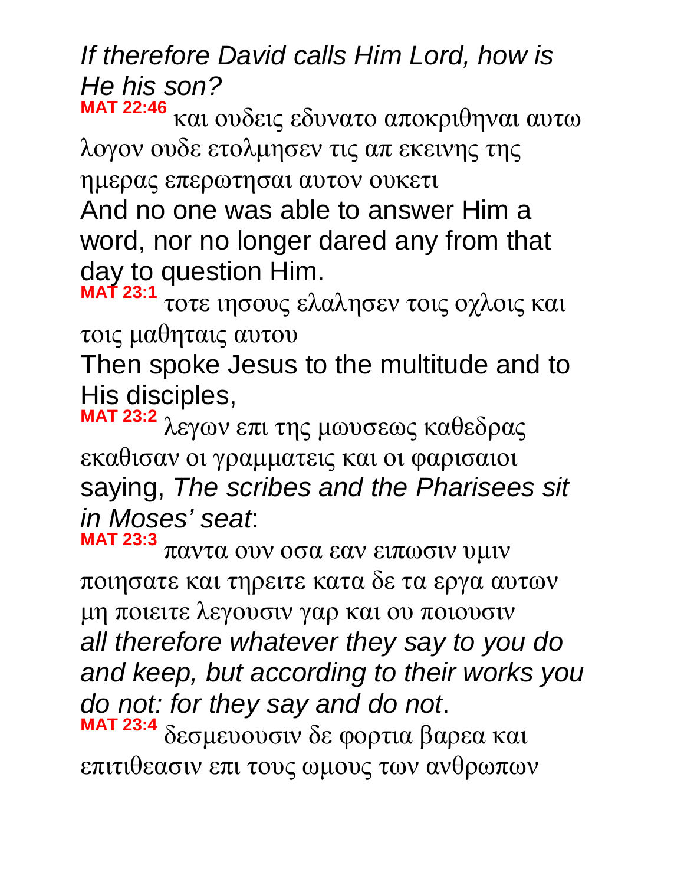*If therefore David calls Him Lord, how is He his son?*

**MAT 22:46** και ουδεις εδυνατο αποκριθηναι αυτω λογον ουδε ετολμησεν τις απ εκεινης της ημερας επερωτησαι αυτον ουκετι

And no one was able to answer Him a word, nor no longer dared any from that day to question Him.

**MAT 23:1** τοτε ιησους ελαλησεν τοις οχλοις και τοις μαθηταις αυτου

Then spoke Jesus to the multitude and to His disciples,

**MAT 23:2** λεγων επι της μωυσεως καθεδρας εκαθισαν οι γραμματεις και οι φαρισαιοι

saying, *The scribes and the Pharisees sit in Moses' seat*:

**MAT 23:3** παντα ουν οσα εαν ειπωσιν υμιν ποιησατε και τηρειτε κατα δε τα εργα αυτων μη ποιειτε λεγουσιν γαρ και ου ποιουσιν

*all therefore whatever they say to you do and keep, but according to their works you do not: for they say and do not*.

**MAT 23:4** δεσμευουσιν δε φορτια βαρεα και επιτιθεασιν επι τους ωμους των ανθρωπων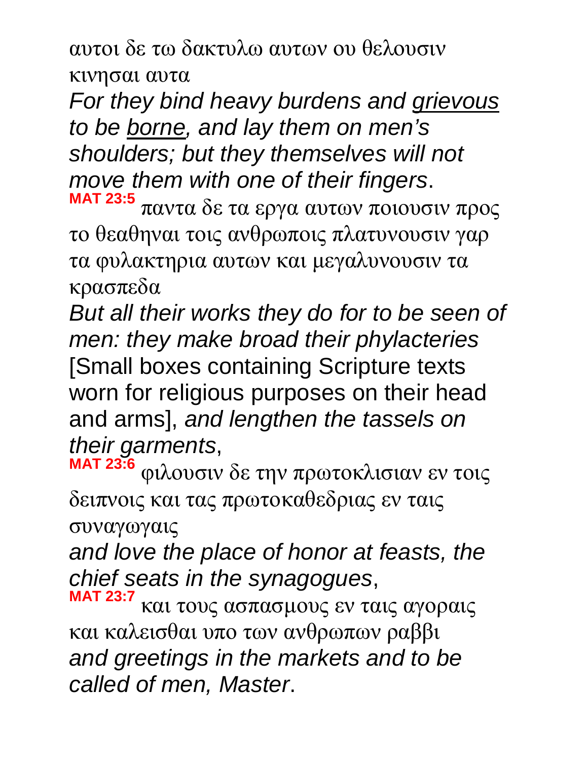αυτοι δε τω δακτυλω αυτων ου θελουσιν κινησαι αυτα

*For they bind heavy burdens and <u>grievous</u> to be <u>borne</u>, and lay them on men's shoulders; but they themselves will not move them with one of their fingers*.

**MAT 23:5** παντα δε τα εργα αυτων ποιουσιν προς το θεαθηναι τοις ανθρωποις πλατυνουσιν γαρ τα φυλακτηρια αυτων και μεγαλυνουσιν τα κρασπεδα

*But all their works they do for to be seen of men: they make broad their phylacteries* [Small boxes containing Scripture texts worn for religious purposes on their head and arms], *and lengthen the tassels on their garments*,

**MAT 23:6** φιλουσιν δε την πρωτοκλισιαν εν τοις δειπνοις και τας πρωτοκαθεδριας εν ταις συναγωγαις

*and love the place of honor at feasts, the chief seats in the synagogues*,

**MAT 23:7** και τους ασπασμους εν ταις αγοραις και καλεισθαι υπο των ανθρωπων ραββι

*and greetings in the markets and to be called of men, Master*.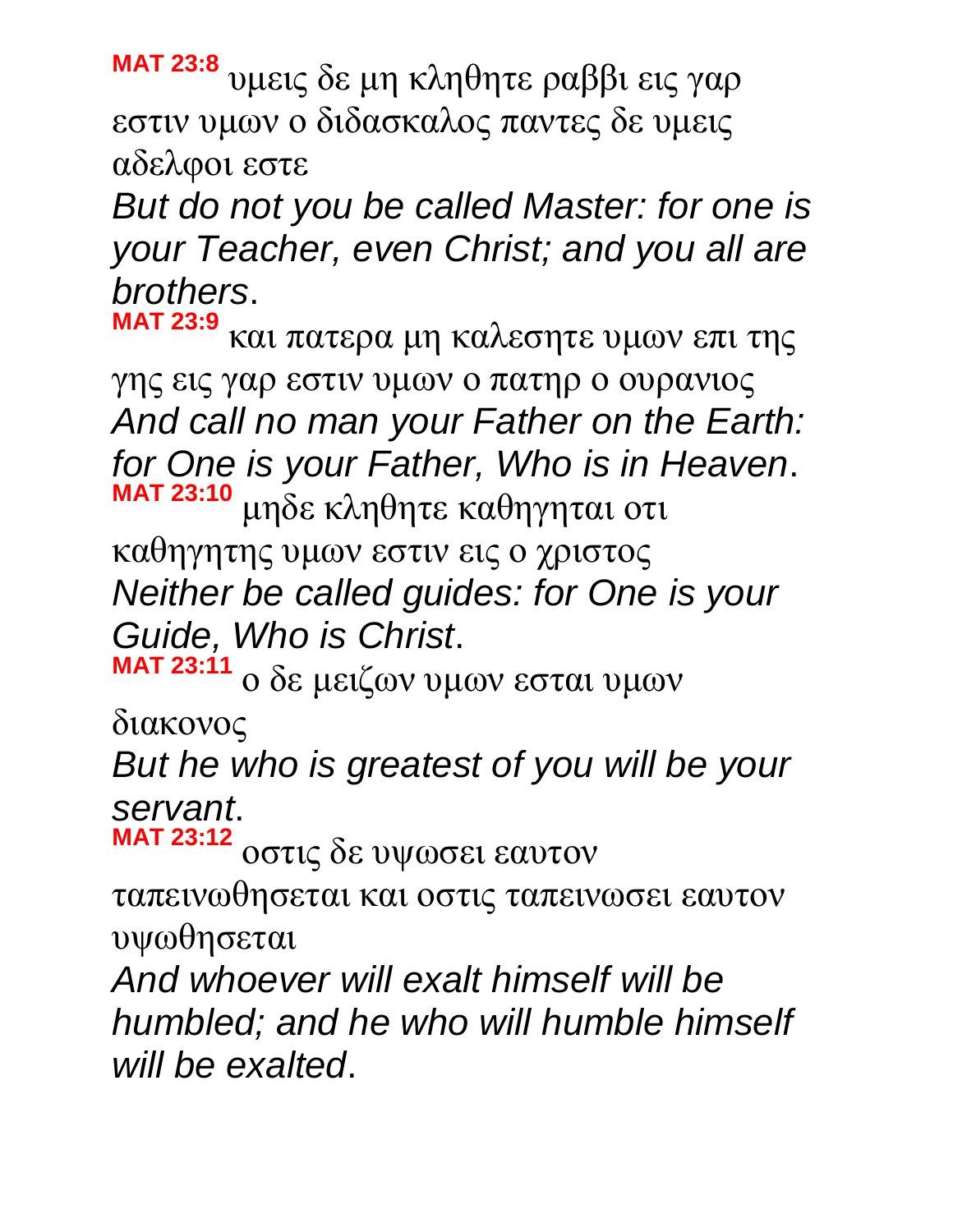**MAT 23:8** υμεις δε μη κληθητε ραββι εις γαρ εστιν υμων ο διδασκαλος παντες δε υμεις αδελφοι εστε

*But do not you be called Master: for one is your Teacher, even Christ; and you all are brothers*.

**MAT 23:9** και πατερα μη καλεσητε υμων επι της γης εις γαρ εστιν υμων ο πατηρ ο ουρανιος

*And call no man your Father on the Earth: for One is your Father, Who is in Heaven*.

**MAT 23:10** μηδε κληθητε καθηγηται οτι καθηγητης υμων εστιν εις ο χριστος

*Neither be called guides: for One is your Guide, Who is Christ*.

**MAT 23:11** ο δε μειζων υμων εσται υμων διακονος

*But he who is greatest of you will be your servant*.

**MAT 23:12** οστις δε υψωσει εαυτον ταπεινωθησεται και οστις ταπεινωσει εαυτον υψωθησεται

*And whoever will exalt himself will be humbled; and he who will humble himself will be exalted*.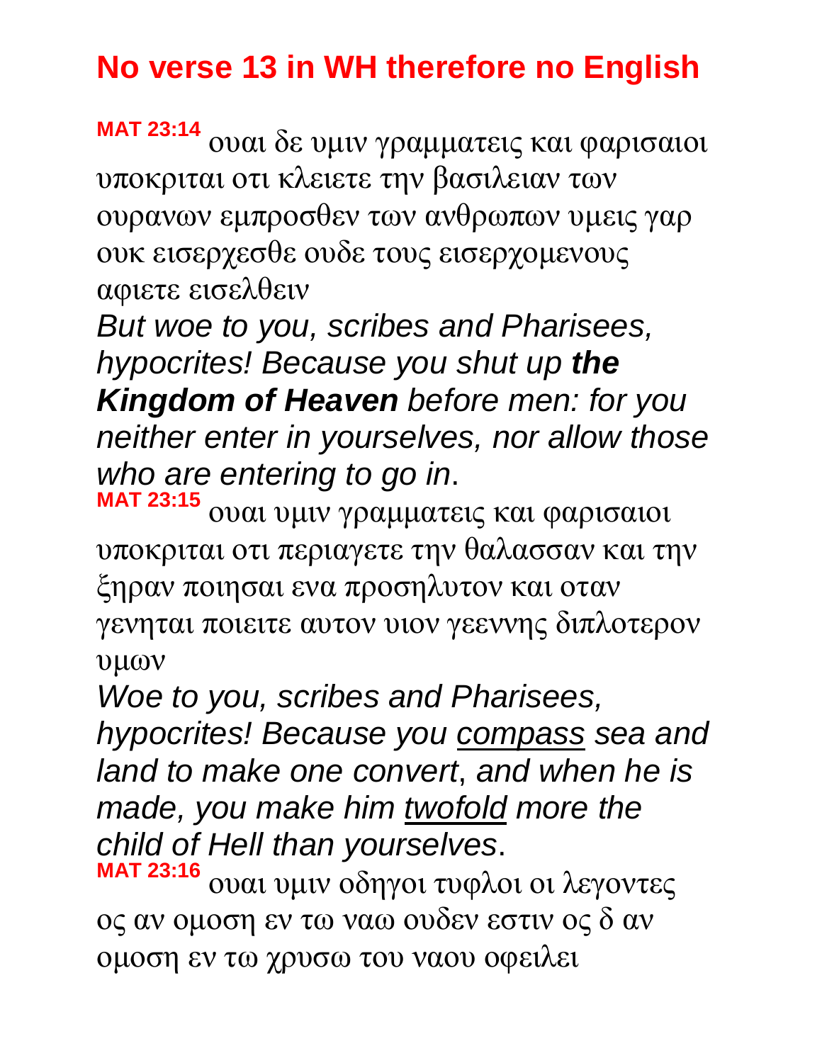# No verse 13 in WH therefore no English

**MAT 23:14** ουαι δε υμιν γραμματεις και φαρισαιοι υποκριται οτι κλειετε την βασιλειαν των ουρανων εμπροσθεν των ανθρωπων υμεις γαρ ουκ εισερχεσθε ουδε τους εισερχομενους αφιετε εισελθειν

*But woe to you, scribes and Pharisees, hypocrites! Because you shut up **the Kingdom of Heaven** before men: for you neither enter in yourselves, nor allow those who are entering to go in*.

**MAT 23:15** ουαι υμιν γραμματεις και φαρισαιοι υποκριται οτι περιαγετε την θαλασσαν και την ξηραν ποιησαι ενα προσηλυτον και οταν γενηται ποιειτε αυτον υιον γεεννης διπλοτερον υμων

*Woe to you, scribes and Pharisees, hypocrites! Because you <u>compass</u> sea and land to make one convert*, *and when he is made, you make him <u>twofold</u> more the child of Hell than yourselves*.

**MAT 23:16** ουαι υμιν οδηγοι τυφλοι οι λεγοντες ος αν ομοση εν τω ναω ουδεν εστιν ος δ αν ομοση εν τω χρυσω του ναου οφειλει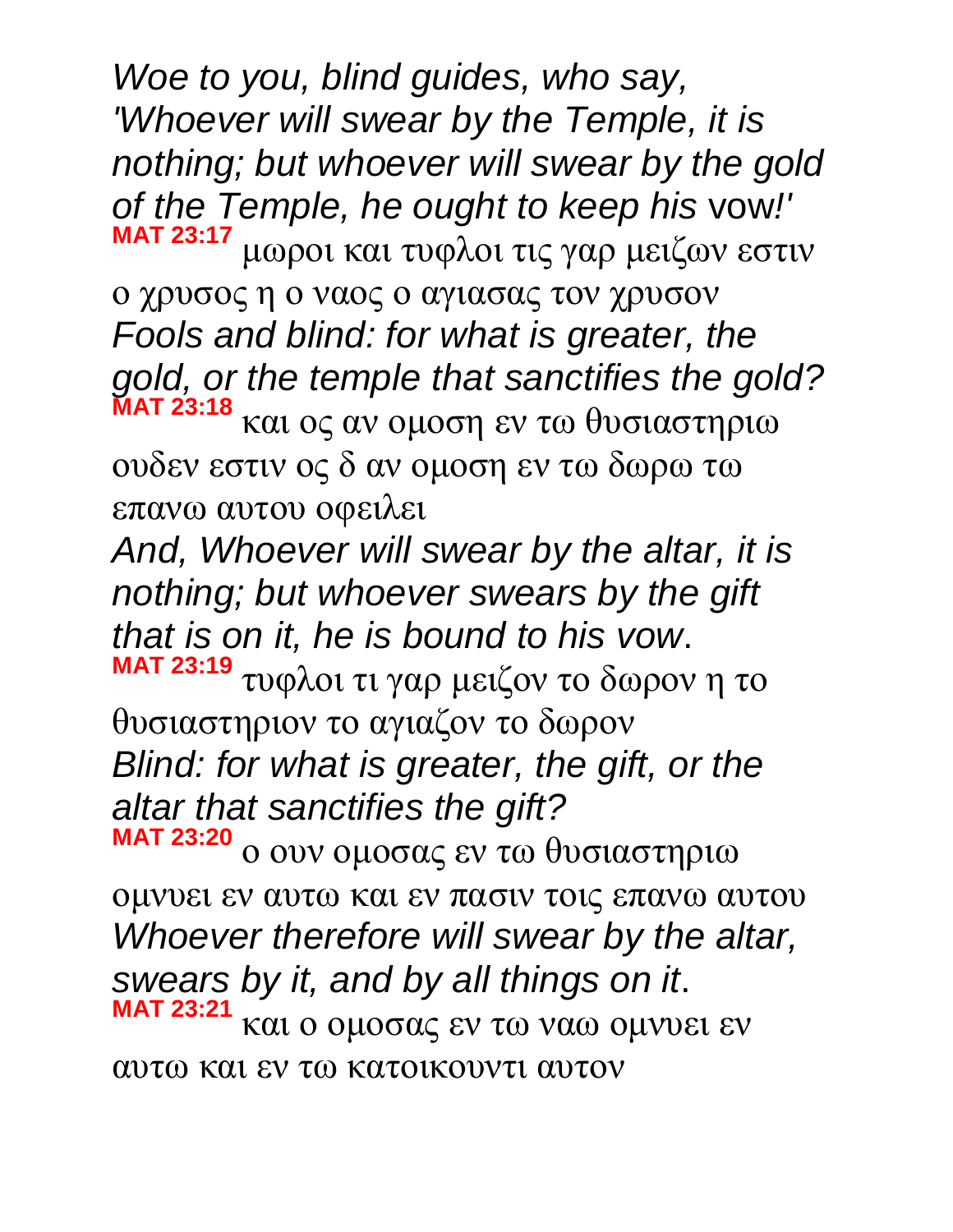*Woe to you, blind guides, who say, 'Whoever will swear by the Temple, it is nothing; but whoever will swear by the gold of the Temple, he ought to keep his* vow!'

**MAT 23:17** μωροι και τυφλοι τις γαρ μειζων εστιν ο χρυσος η ο ναος ο αγιασας τον χρυσον

*Fools and blind: for what is greater, the gold, or the temple that sanctifies the gold?*

**MAT 23:18** και ος αν ομοση εν τω θυσιαστηριω ουδεν εστιν ος δ αν ομοση εν τω δωρω τω επανω αυτου οφειλει

*And, Whoever will swear by the altar, it is nothing; but whoever swears by the gift that is on it, he is bound to his vow*.

**MAT 23:19** τυφλοι τι γαρ μειζον το δωρον η το θυσιαστηριον το αγιαζον το δωρον

*Blind: for what is greater, the gift, or the altar that sanctifies the gift?*

**MAT 23:20** ο ουν ομοσας εν τω θυσιαστηριω ομνυει εν αυτω και εν πασιν τοις επανω αυτου

*Whoever therefore will swear by the altar, swears by it, and by all things on it*.

**MAT 23:21** και ο ομοσας εν τω ναω ομνυει εν αυτω και εν τω κατοικουντι αυτον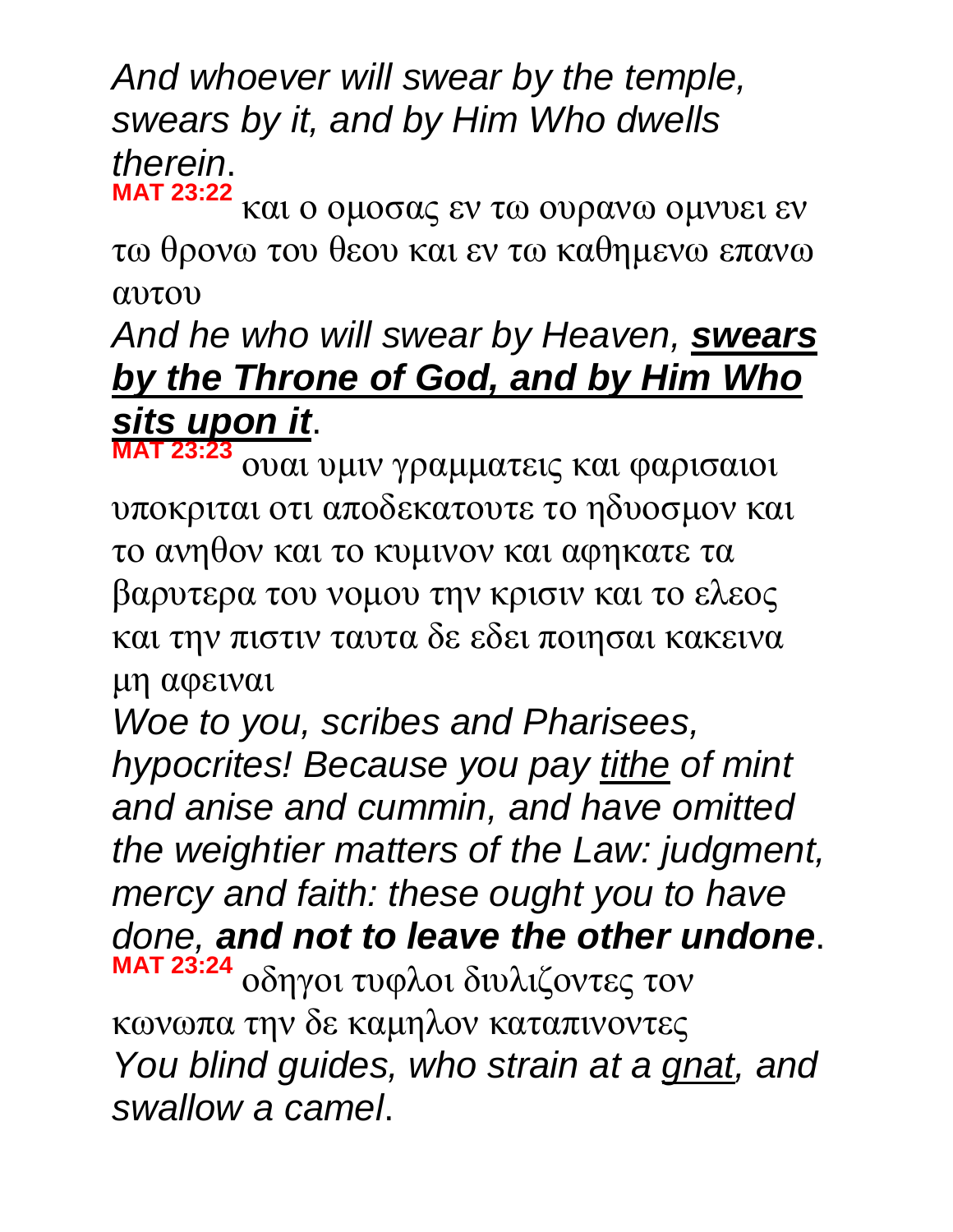*And whoever will swear by the temple, swears by it, and by Him Who dwells therein*.

**MAT 23:22** και ο ομοσας εν τω ουρανω ομνυει εν τω θρονω του θεου και εν τω καθημενω επανω αυτου

*And he who will swear by Heaven,* ***swears by the Throne of God, and by Him Who sits upon it***.

**MAT 23:23** ουαι υμιν γραμματεις και φαρισαιοι υποκριται οτι αποδεκατουτε το ηδυοσμον και το ανηθον και το κυμινον και αφηκατε τα βαρυτερα του νομου την κρισιν και το ελεος και την πιστιν ταυτα δε εδει ποιησαι κακεινα μη αφειναι

*Woe to you, scribes and Pharisees, hypocrites! Because you pay tithe of mint and anise and cummin, and have omitted the weightier matters of the Law: judgment, mercy and faith: these ought you to have done,* ***and not to leave the other undone***.

**MAT 23:24** οδηγοι τυφλοι διυλιζοντες τον κωνωπα την δε καμηλον καταπινοντες

*You blind guides, who strain at a gnat, and swallow a camel*.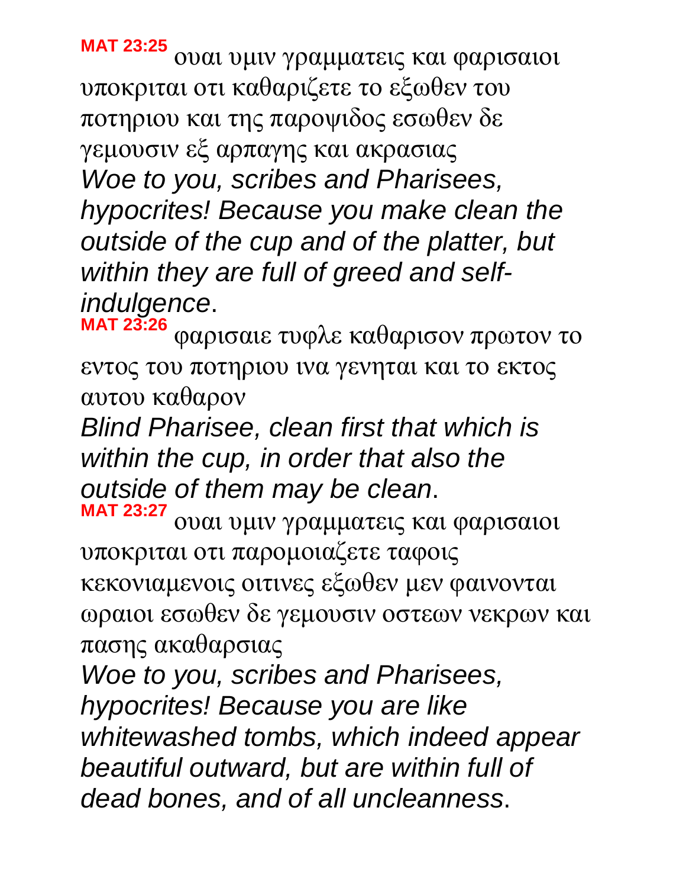**MAT 23:25** ουαι υμιν γραμματεις και φαρισαιοι υποκριται οτι καθαριζετε το εξωθεν του ποτηριου και της παροψιδος εσωθεν δε γεμουσιν εξ αρπαγης και ακρασιας

*Woe to you, scribes and Pharisees, hypocrites! Because you make clean the outside of the cup and of the platter, but within they are full of greed and self-indulgence*.

**MAT 23:26** φαρισαιε τυφλε καθαρισον πρωτον το εντος του ποτηριου ινα γενηται και το εκτος αυτου καθαρον

*Blind Pharisee, clean first that which is within the cup, in order that also the outside of them may be clean*.

**MAT 23:27** ουαι υμιν γραμματεις και φαρισαιοι υποκριται οτι παρομοιαζετε ταφοις κεκονιαμενοις οιτινες εξωθεν μεν φαινονται ωραιοι εσωθεν δε γεμουσιν οστεων νεκρων και πασης ακαθαρσιας

*Woe to you, scribes and Pharisees, hypocrites! Because you are like whitewashed tombs, which indeed appear beautiful outward, but are within full of dead bones, and of all uncleanness*.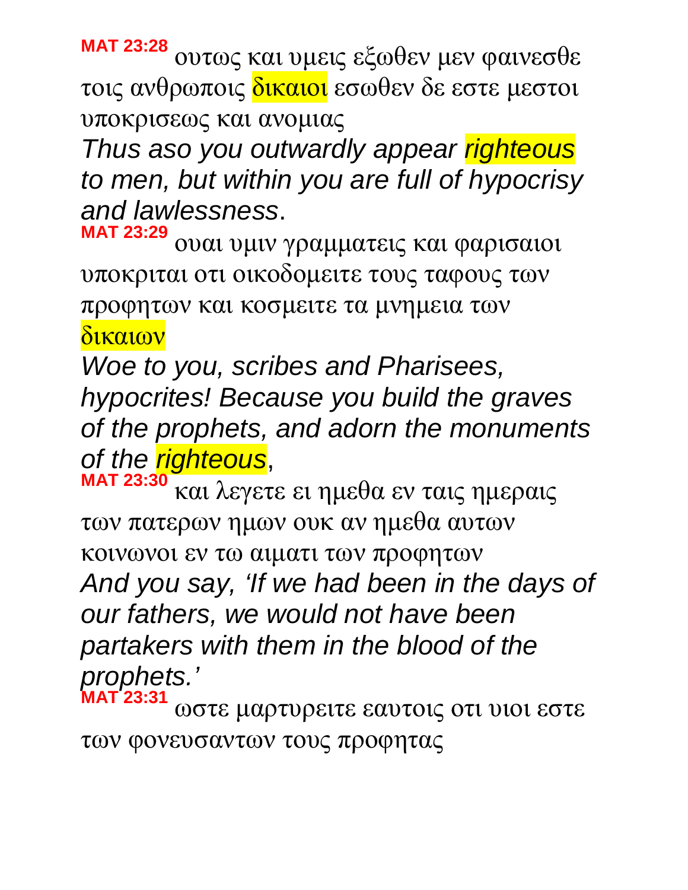**MAT 23:28** ουτως και υμεις εξωθεν μεν φαινεσθε τοις ανθρωποις δικαιοι εσωθεν δε εστε μεστοι υποκρισεως και ανομιας

*Thus aso you outwardly appear righteous to men, but within you are full of hypocrisy and lawlessness*.

**MAT 23:29** ουαι υμιν γραμματεις και φαρισαιοι υποκριται οτι οικοδομειτε τους ταφους των προφητων και κοσμειτε τα μνημεια των δικαιων

*Woe to you, scribes and Pharisees, hypocrites! Because you build the graves of the prophets, and adorn the monuments of the righteous*,

**MAT 23:30** και λεγετε ει ημεθα εν ταις ημεραις των πατερων ημων ουκ αν ημεθα αυτων κοινωνοι εν τω αιματι των προφητων

*And you say, 'If we had been in the days of our fathers, we would not have been partakers with them in the blood of the prophets.'*

**MAT 23:31** ωστε μαρτυρειτε εαυτοις οτι υιοι εστε των φονευσαντων τους προφητας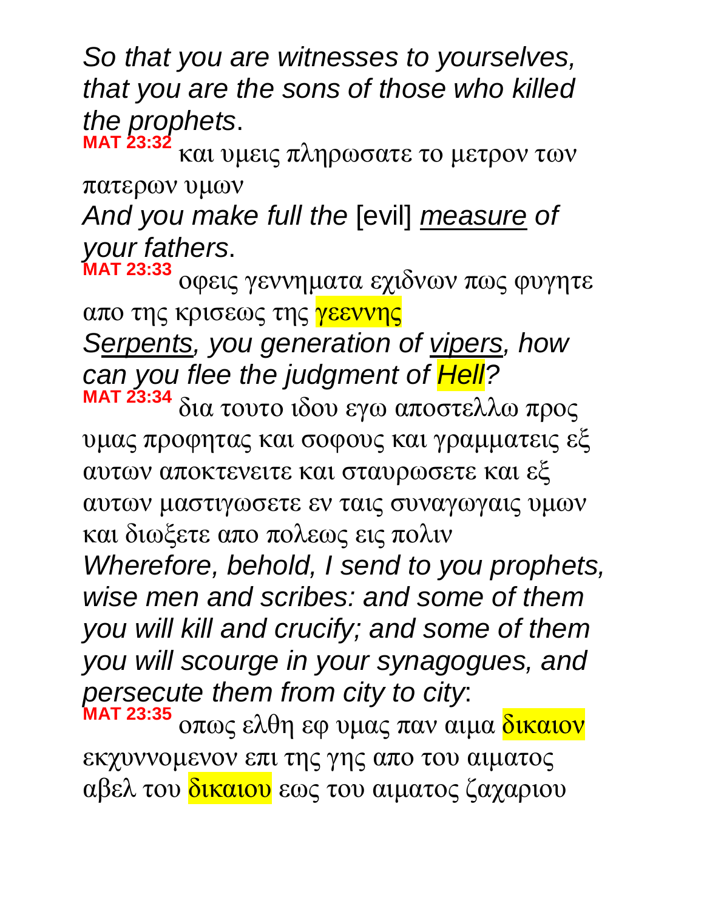*So that you are witnesses to yourselves, that you are the sons of those who killed the prophets*.

**MAT 23:32** και υμεις πληρωσατε το μετρον των πατερων υμων

*And you make full the* [evil] *<u>measure</u> of your fathers*.

**MAT 23:33** οφεις γεννηματα εχιδνων πως φυγητε απο της κρισεως της γεεννης

*S<u>erpents</u>, you generation of <u>vipers</u>, how can you flee the judgment of Hell?*

**MAT 23:34** δια τουτο ιδου εγω αποστελλω προς υμας προφητας και σοφους και γραμματεις εξ αυτων αποκτενειτε και σταυρωσετε και εξ αυτων μαστιγωσετε εν ταις συναγωγαις υμων και διωξετε απο πολεως εις πολιν

*Wherefore, behold, I send to you prophets, wise men and scribes: and some of them you will kill and crucify; and some of them you will scourge in your synagogues, and persecute them from city to city*:

**MAT 23:35** οπως ελθη εφ υμας παν αιμα δικαιον εκχυννομενον επι της γης απο του αιματος αβελ του δικαιου εως του αιματος ζαχαριου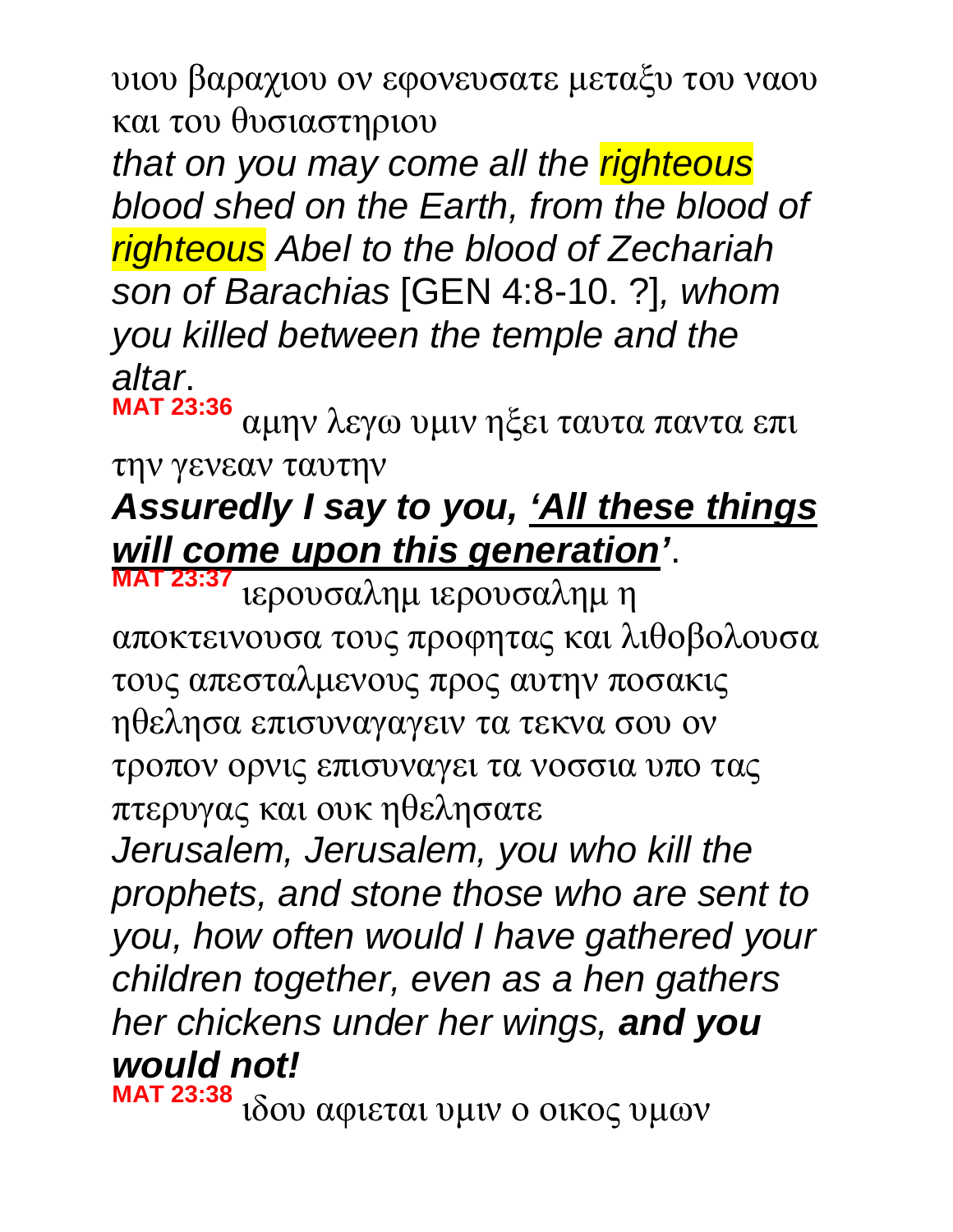υιου βαραχιου ον εφονευσατε μεταξυ του ναου και του θυσιαστηριου

*that on you may come all the righteous blood shed on the Earth, from the blood of righteous Abel to the blood of Zechariah son of Barachias* [GEN 4:8-10. ?], *whom you killed between the temple and the altar*.

**MAT 23:36** αμην λεγω υμιν ηξει ταυτα παντα επι την γενεαν ταυτην

***Assuredly I say to you, 'All these things will come upon this generation'***.

**MAT 23:37** ιερουσαλημ ιερουσαλημ η αποκτεινουσα τους προφητας και λιθοβολουσα τους απεσταλμενους προς αυτην ποσακις ηθελησα επισυναγαγειν τα τεκνα σου ον τροπον ορνις επισυναγει τα νοσσια υπο τας πτερυγας και ουκ ηθελησατε

*Jerusalem, Jerusalem, you who kill the prophets, and stone those who are sent to you, how often would I have gathered your children together, even as a hen gathers her chickens under her wings, **and you would not!***

**MAT 23:38** ιδου αφιεται υμιν ο οικος υμων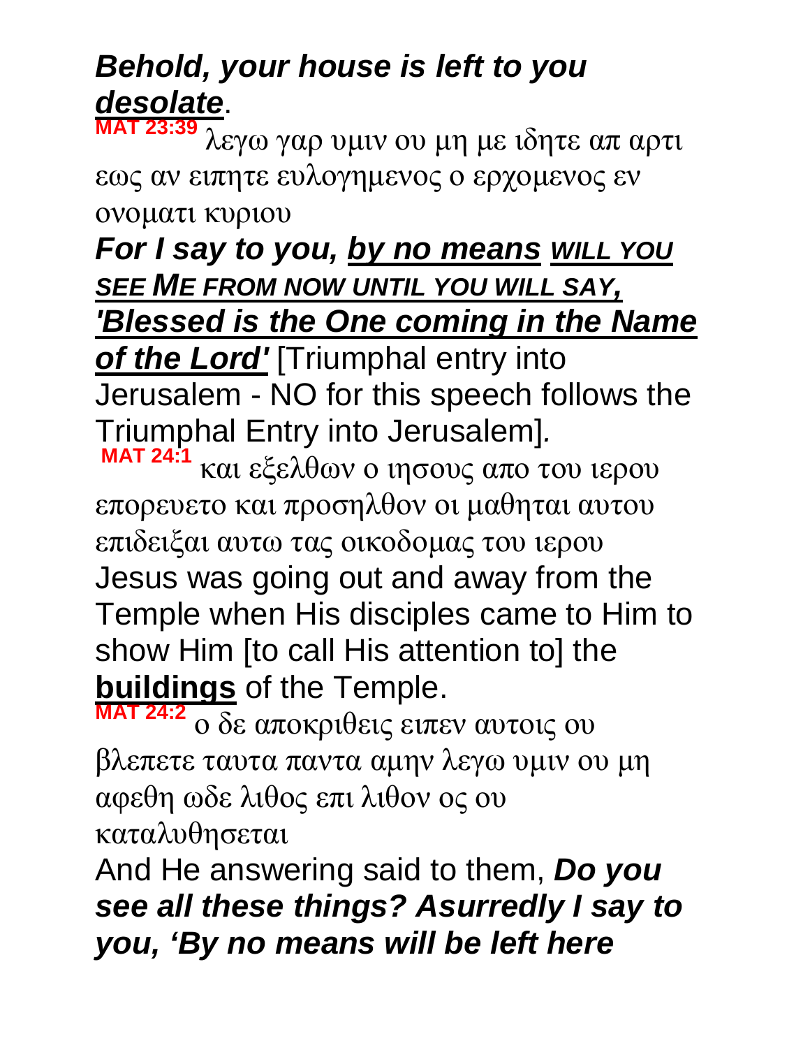***Behold, your house is left to you <u>desolate</u>***.

**MAT 23:39** λεγω γαρ υμιν ου μη με ιδητε απ αρτι εως αν ειπητε ευλογημενος ο ερχομενος εν ονοματι κυριου

***For I say to you, <u>by no means</u> <u>WILL YOU SEE ME FROM NOW UNTIL YOU WILL SAY, 'Blessed is the One coming in the Name of the Lord'</u>*** [Triumphal entry into Jerusalem - NO for this speech follows the Triumphal Entry into Jerusalem].

**MAT 24:1** και εξελθων ο ιησους απο του ιερου επορευετο και προσηλθον οι μαθηται αυτου επιδειξαι αυτω τας οικοδομας του ιερου

Jesus was going out and away from the Temple when His disciples came to Him to show Him [to call His attention to] the **<u>buildings</u>** of the Temple.

**MAT 24:2** ο δε αποκριθεις ειπεν αυτοις ου βλεπετε ταυτα παντα αμην λεγω υμιν ου μη αφεθη ωδε λιθος επι λιθον ος ου καταλυθησεται

And He answering said to them, ***Do you see all these things? Asurredly I say to you, 'By no means will be left here***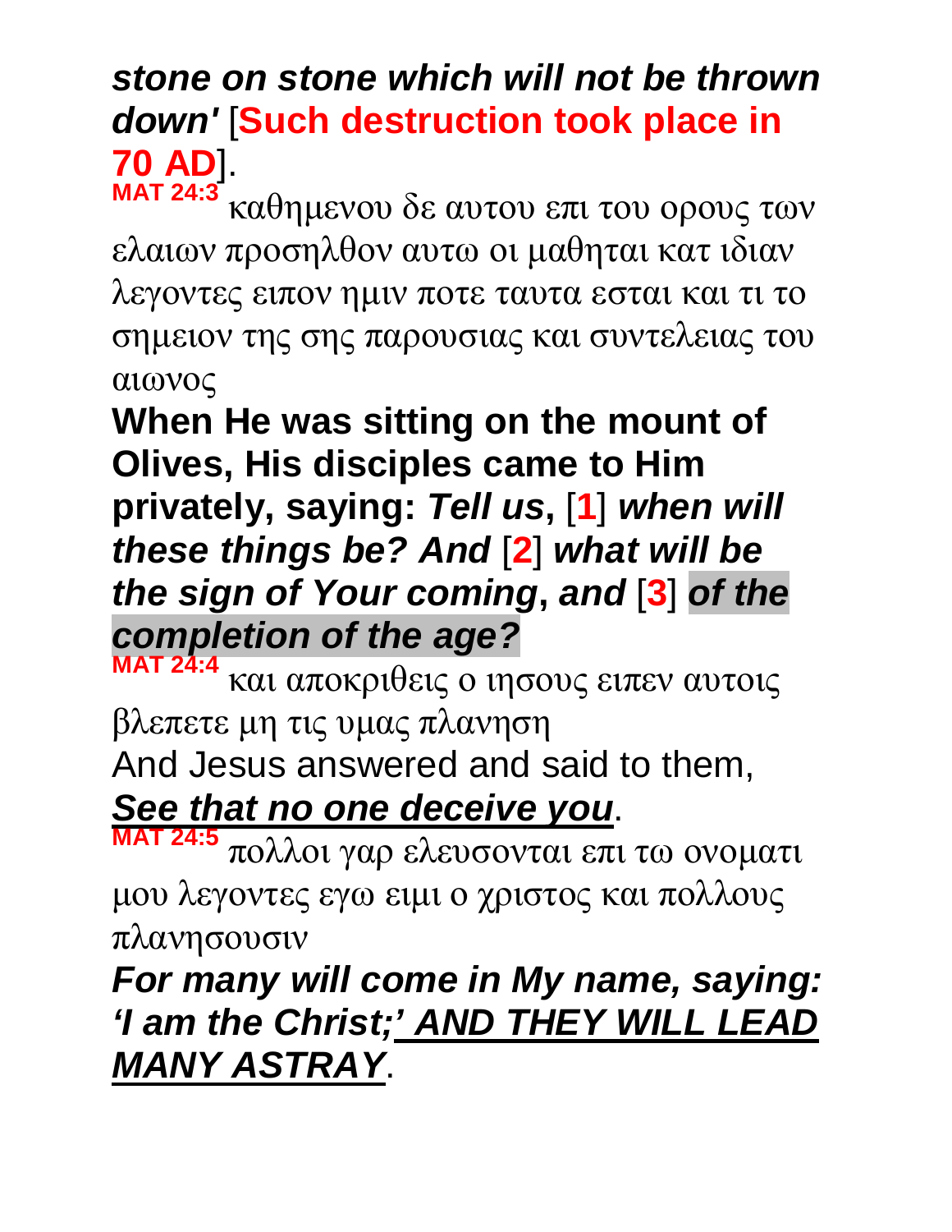***stone on stone which will not be thrown down'*** [**Such destruction took place in 70 AD**].

**MAT 24:3** καθημενου δε αυτου επι του ορους των ελαιων προσηλθον αυτω οι μαθηται κατ ιδιαν λεγοντες ειπον ημιν ποτε ταυτα εσται και τι το σημειον της σης παρουσιας και συντελειας του αιωνος

**When He was sitting on the mount of Olives, His disciples came to Him privately, saying: *Tell us*, [1] *when will these things be? And* [2] *what will be the sign of Your coming*, *and* [3] *of the completion of the age?***

**MAT 24:4** και αποκριθεις ο ιησους ειπεν αυτοις βλεπετε μη τις υμας πλανηση

And Jesus answered and said to them, ***See that no one deceive you***.

**MAT 24:5** πολλοι γαρ ελευσονται επι τω ονοματι μου λεγοντες εγω ειμι ο χριστος και πολλους πλανησουσιν

***For many will come in My name, saying: 'I am the Christ;' AND THEY WILL LEAD MANY ASTRAY***.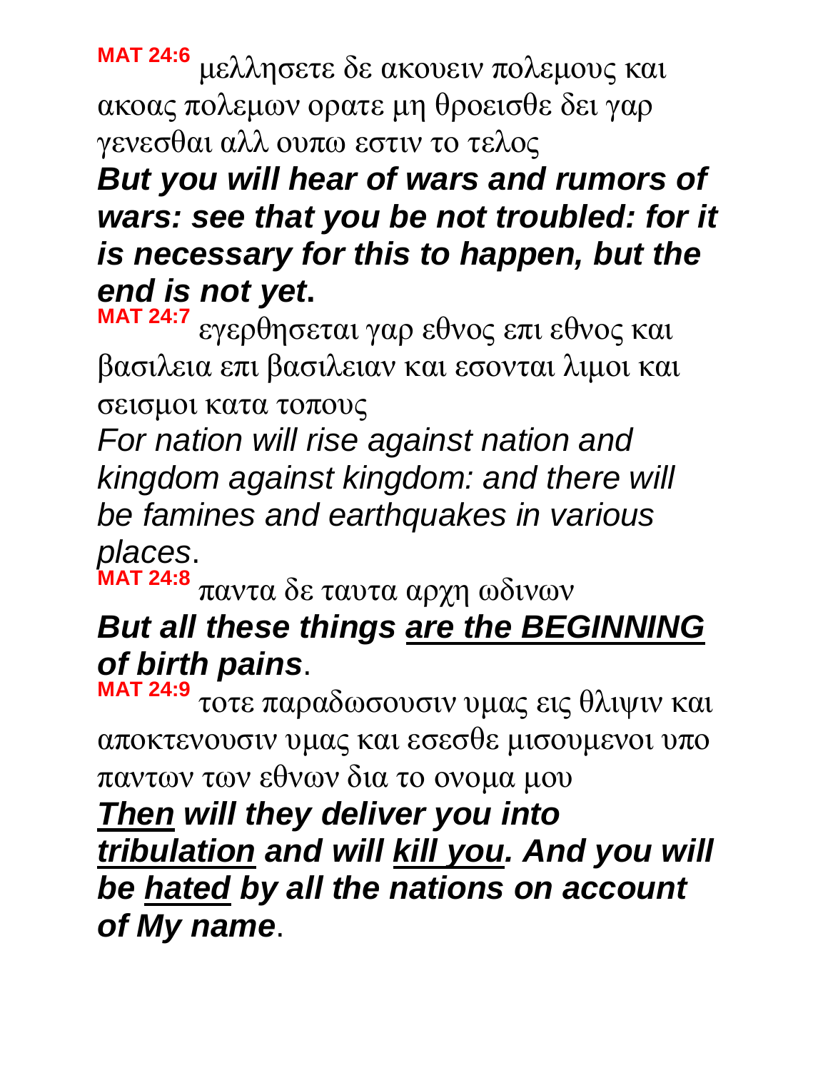**MAT 24:6** μελλησετε δε ακουειν πολεμους και ακοας πολεμων ορατε μη θροεισθε δει γαρ γενεσθαι αλλ ουπω εστιν το τελος

***But you will hear of wars and rumors of wars: see that you be not troubled: for it is necessary for this to happen, but the end is not yet*.**

**MAT 24:7** εγερθησεται γαρ εθνος επι εθνος και βασιλεια επι βασιλειαν και εσονται λιμοι και σεισμοι κατα τοπους

*For nation will rise against nation and kingdom against kingdom: and there will be famines and earthquakes in various places*.

**MAT 24:8** παντα δε ταυτα αρχη ωδινων

***But all these things <u>are the BEGINNING</u> of birth pains***.

**MAT 24:9** τοτε παραδωσουσιν υμας εις θλιψιν και αποκτενουσιν υμας και εσεσθε μισουμενοι υπο παντων των εθνων δια το ονομα μου

***<u>Then</u> will they deliver you into <u>tribulation</u> and will <u>kill you</u>. And you will be <u>hated</u> by all the nations on account of My name***.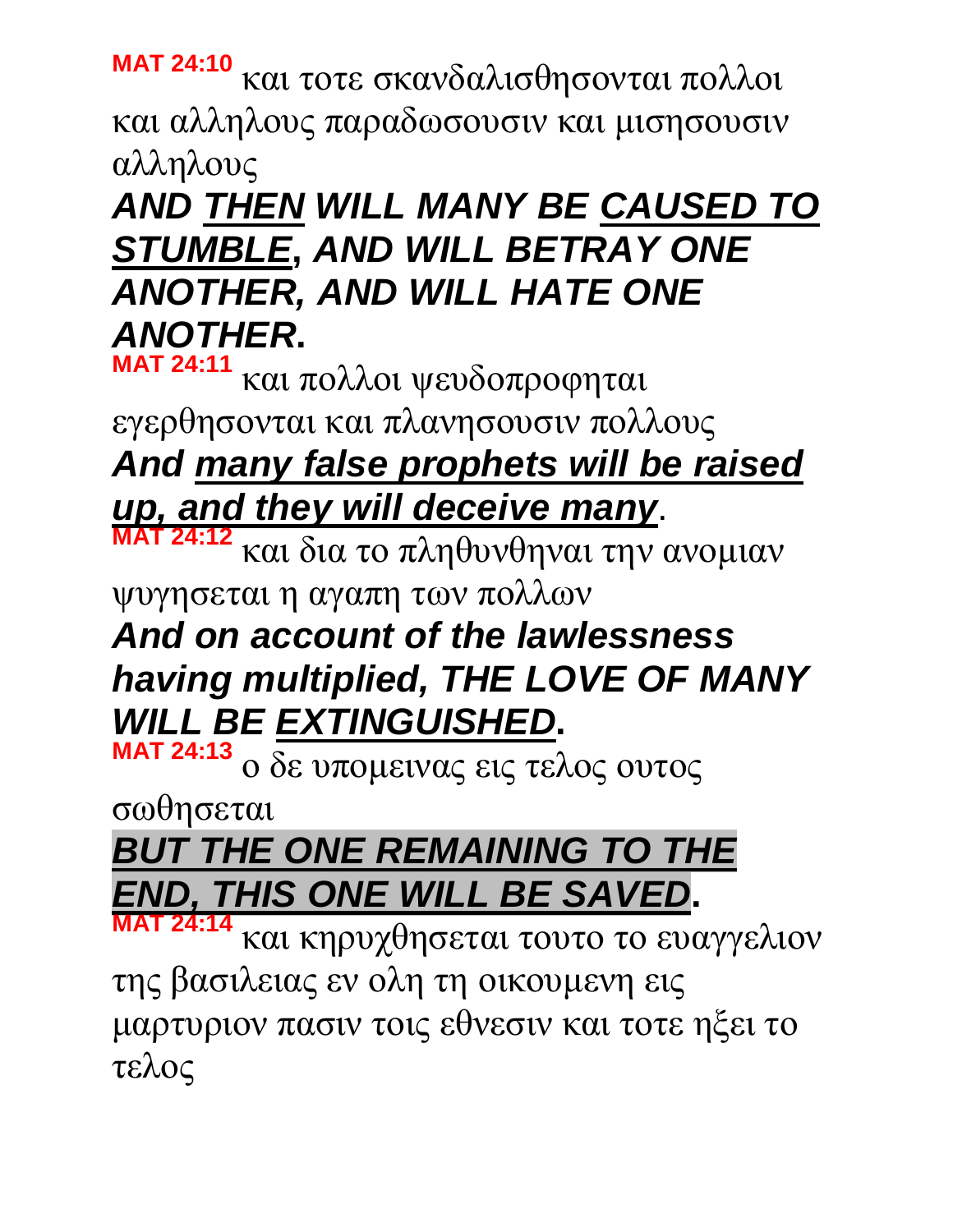**MAT 24:10** και τοτε σκανδαλισθησονται πολλοι και αλληλους παραδωσουσιν και μισησουσιν αλληλους

***AND <u>THEN</u> WILL MANY BE <u>CAUSED TO STUMBLE</u>, AND WILL BETRAY ONE ANOTHER, AND WILL HATE ONE ANOTHER*.**

**MAT 24:11** και πολλοι ψευδοπροφηται εγερθησονται και πλανησουσιν πολλους

***And <u>many false prophets will be raised up, and they will deceive many</u>*.**

**MAT 24:12** και δια το πληθυνθηναι την ανομιαν ψυγησεται η αγαπη των πολλων

***And on account of the lawlessness having multiplied, THE LOVE OF MANY WILL BE <u>EXTINGUISHED</u>*.**

**MAT 24:13** ο δε υπομεινας εις τελος ουτος σωθησεται

***<u>BUT THE ONE REMAINING TO THE END, THIS ONE WILL BE SAVED</u>*.**

**MAT 24:14** και κηρυχθησεται τουτο το ευαγγελιον της βασιλειας εν ολη τη οικουμενη εις μαρτυριον πασιν τοις εθνεσιν και τοτε ηξει το τελος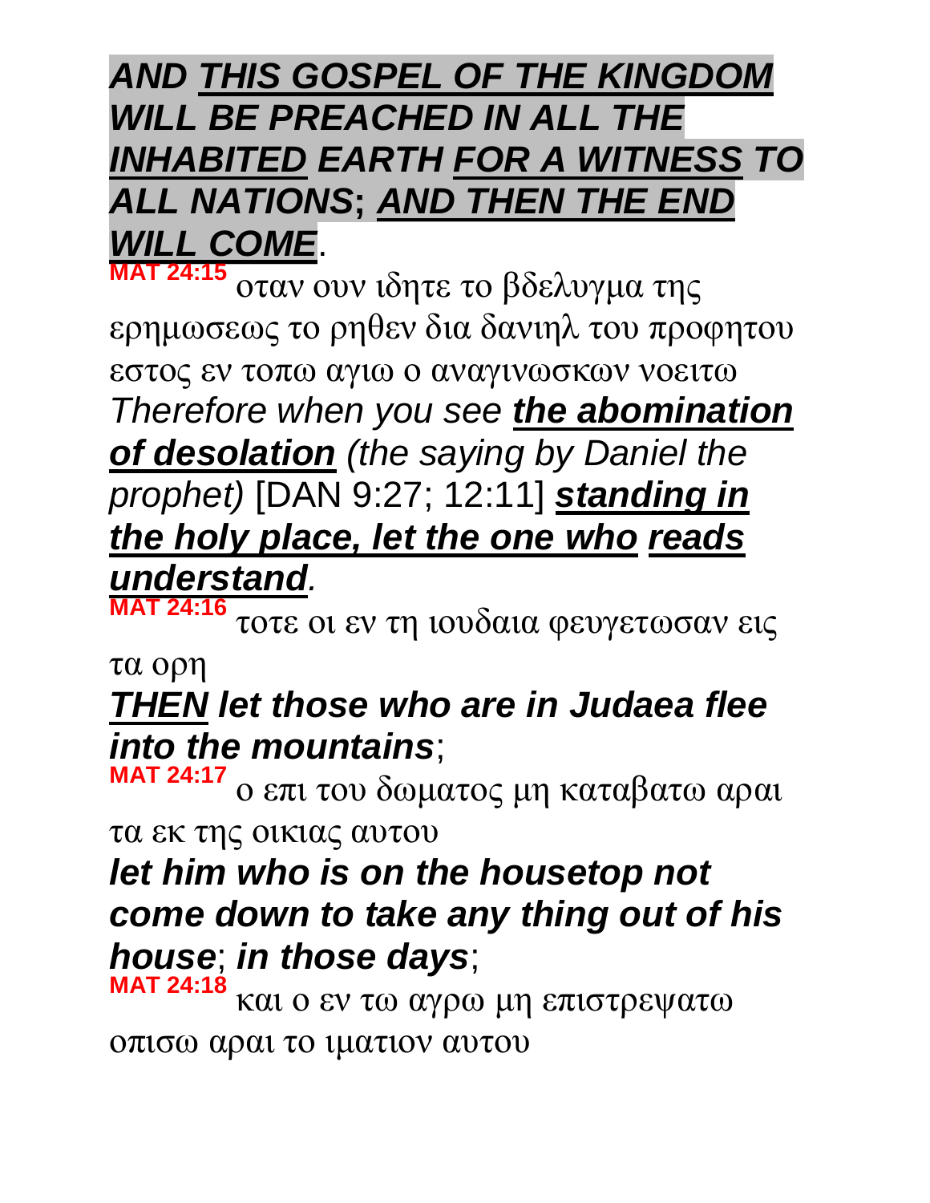***AND <u>THIS GOSPEL OF THE KINGDOM</u> WILL BE PREACHED IN ALL THE <u>INHABITED</u> EARTH <u>FOR A WITNESS</u> TO ALL NATIONS; <u>AND THEN THE END WILL COME</u>.***

**MAT 24:15** οταν ουν ιδητε το βδελυγμα της ερημωσεως το ρηθεν δια δανιηλ του προφητου εστος εν τοπω αγιω ο αναγινωσκων νοειτω

*Therefore when you see **<u>the abomination of desolation</u>** (the saying by Daniel the prophet)* [DAN 9:27; 12:11] ***<u>standing in the holy place, let the one who</u> <u>reads understand</u>.***

**MAT 24:16** τοτε οι εν τη ιουδαια φευγετωσαν εις τα ορη

***<u>THEN</u> let those who are in Judaea flee into the mountains*;**

**MAT 24:17** ο επι του δωματος μη καταβατω αραι τα εκ της οικιας αυτου

***let him who is on the housetop not come down to take any thing out of his house*; *in those days*;**

**MAT 24:18** και ο εν τω αγρω μη επιστρεψατω οπισω αραι το ιματιον αυτου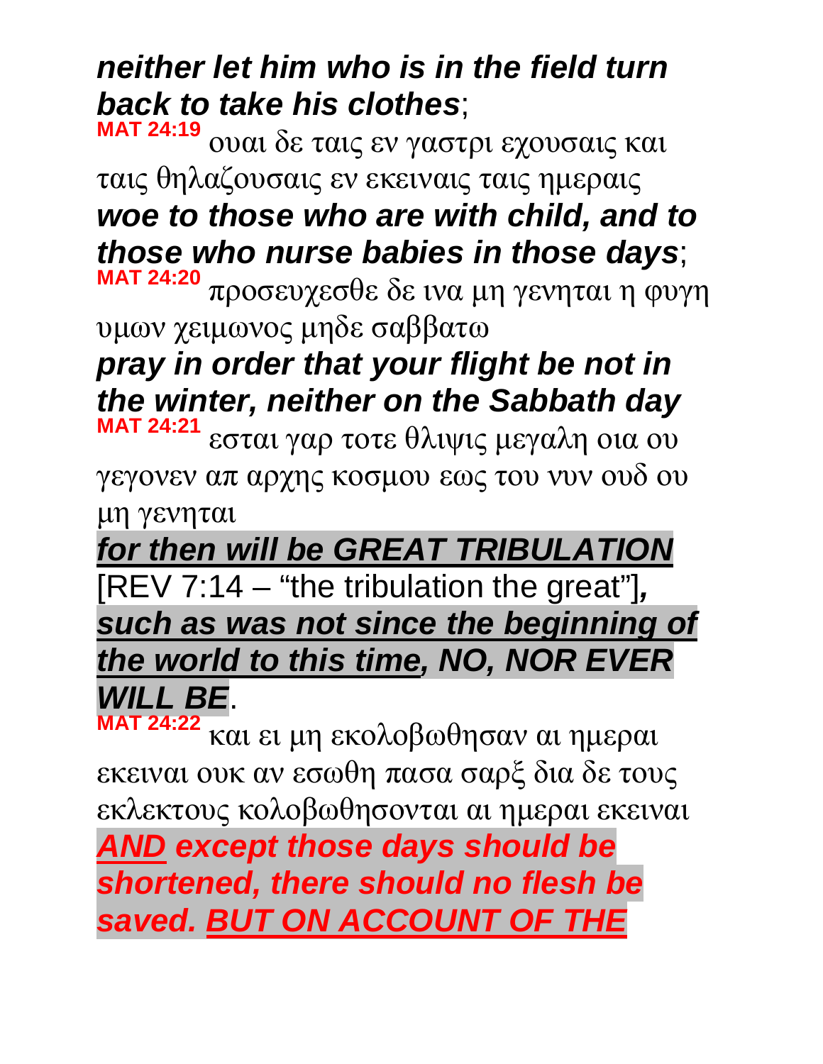***neither let him who is in the field turn back to take his clothes***;

**MAT 24:19** ουαι δε ταις εν γαστρι εχουσαις και ταις θηλαζουσαις εν εκειναις ταις ημεραις

***woe to those who are with child, and to those who nurse babies in those days***;

**MAT 24:20** προσευχεσθε δε ινα μη γενηται η φυγη υμων χειμωνος μηδε σαββατω

***pray in order that your flight be not in the winter, neither on the Sabbath day***

**MAT 24:21** εσται γαρ τοτε θλιψις μεγαλη οια ου γεγονεν απ αρχης κοσμου εως του νυν ουδ ου μη γενηται

***<u>for then will be GREAT TRIBULATION</u>*** [REV 7:14 – "the tribulation the great"]***, <u>such as was not since the beginning of the world to this time</u>, NO, NOR EVER WILL BE***.

**MAT 24:22** και ει μη εκολοβωθησαν αι ημεραι εκειναι ουκ αν εσωθη πασα σαρξ δια δε τους εκλεκτους κολοβωθησονται αι ημεραι εκειναι

***<u>AND</u> except those days should be shortened, there should no flesh be saved. <u>BUT ON ACCOUNT OF THE</u>***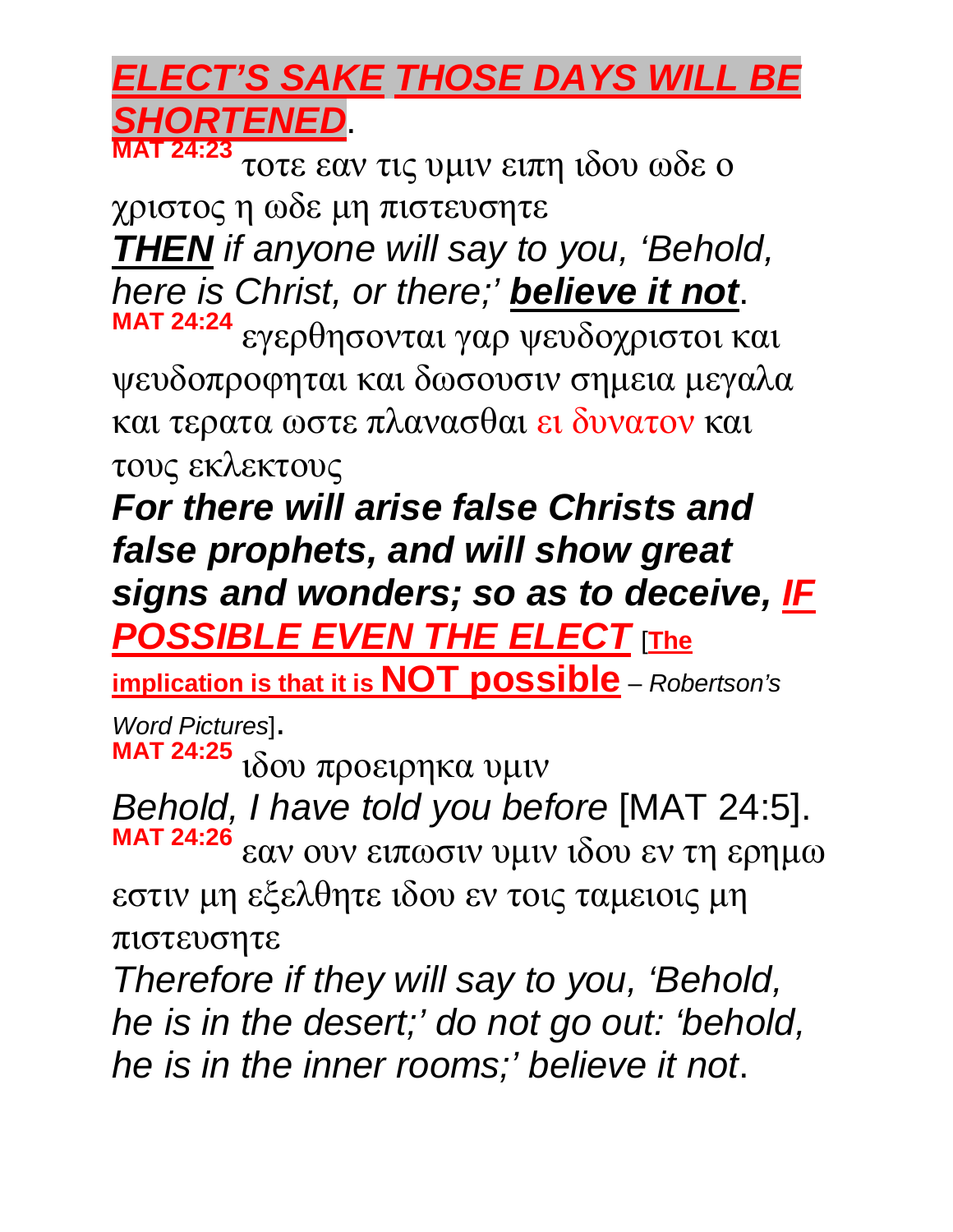***ELECT'S SAKE THOSE DAYS WILL BE SHORTENED***.

**MAT 24:23** τοτε εαν τις υμιν ειπη ιδου ωδε ο χριστος η ωδε μη πιστευσητε

***THEN*** *if anyone will say to you, 'Behold, here is Christ, or there;'* ***believe it not***.

**MAT 24:24** εγερθησονται γαρ ψευδοχριστοι και ψευδοπροφηται και δωσουσιν σημεια μεγαλα και τερατα ωστε πλανασθαι ει δυνατον και τους εκλεκτους

***For there will arise false Christs and false prophets, and will show great signs and wonders; so as to deceive, IF POSSIBLE EVEN THE ELECT*** [**The implication is that it is NOT possible** – *Robertson's Word Pictures*].

**MAT 24:25** ιδου προειρηκα υμιν

*Behold, I have told you before* [MAT 24:5].

**MAT 24:26** εαν ουν ειπωσιν υμιν ιδου εν τη ερημω εστιν μη εξελθητε ιδου εν τοις ταμειοις μη πιστευσητε

*Therefore if they will say to you, 'Behold, he is in the desert;' do not go out: 'behold, he is in the inner rooms;' believe it not*.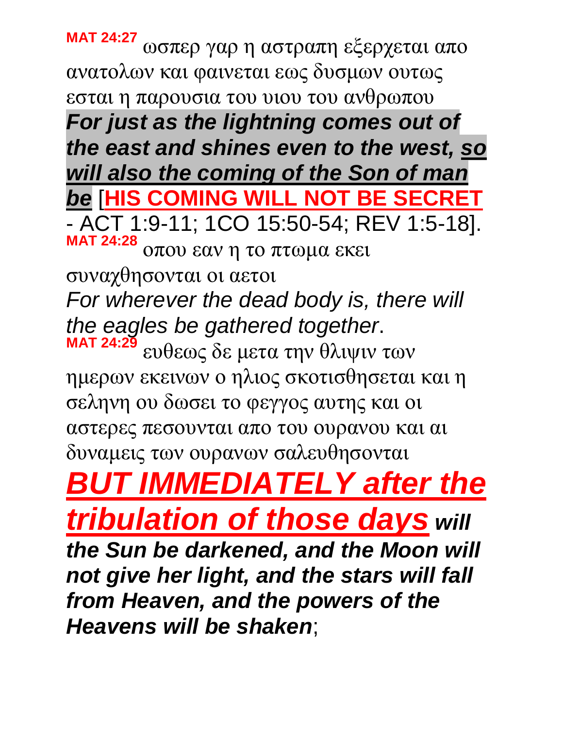**MAT 24:27** ωσπερ γαρ η αστραπη εξερχεται απο ανατολων και φαινεται εως δυσμων ουτως εσται η παρουσια του υιου του ανθρωπου

***For just as the lightning comes out of the east and shines even to the west, <u>so will also the coming of the Son of man be</u>*** [**<u>HIS COMING WILL NOT BE SECRET</u>** - ACT 1:9-11; 1CO 15:50-54; REV 1:5-18].

**MAT 24:28** οπου εαν η το πτωμα εκει συναχθησονται οι αετοι

*For wherever the dead body is, there will the eagles be gathered together*.

**MAT 24:29** ευθεως δε μετα την θλιψιν των ημερων εκεινων ο ηλιος σκοτισθησεται και η σεληνη ου δωσει το φεγγος αυτης και οι αστερες πεσουνται απο του ουρανου και αι δυναμεις των ουρανων σαλευθησονται

***<u>BUT IMMEDIATELY after the tribulation of those days</u> will the Sun be darkened, and the Moon will not give her light, and the stars will fall from Heaven, and the powers of the Heavens will be shaken***;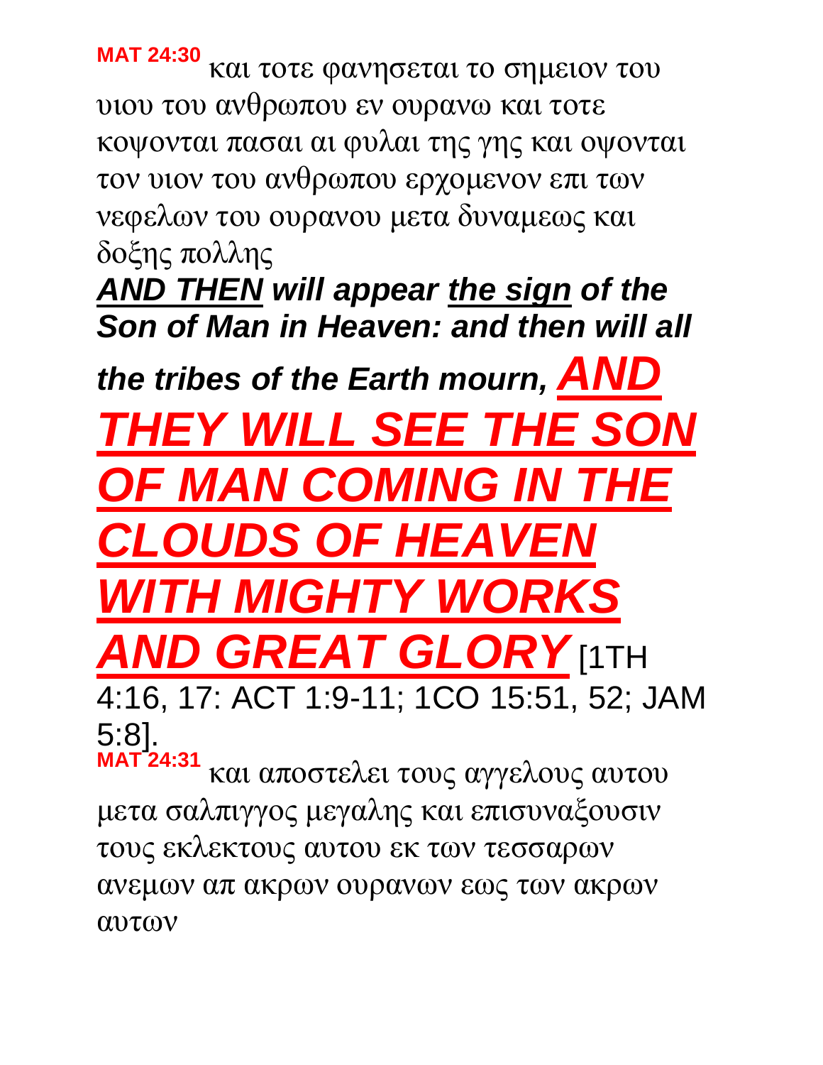**MAT 24:30** και τοτε φανησεται το σημειον του υιου του ανθρωπου εν ουρανω και τοτε κοψονται πασαι αι φυλαι της γης και οψονται τον υιον του ανθρωπου ερχομενον επι των νεφελων του ουρανου μετα δυναμεως και δοξης πολλης

***AND THEN* will appear *the sign* of the Son of Man in Heaven: and then will all the tribes of the Earth mourn, *AND THEY WILL SEE THE SON OF MAN COMING IN THE CLOUDS OF HEAVEN WITH MIGHTY WORKS AND GREAT GLORY*** [1TH 4:16, 17: ACT 1:9-11; 1CO 15:51, 52; JAM 5:8].

**MAT 24:31** και αποστελει τους αγγελους αυτου μετα σαλπιγγος μεγαλης και επισυναξουσιν τους εκλεκτους αυτου εκ των τεσσαρων ανεμων απ ακρων ουρανων εως των ακρων αυτων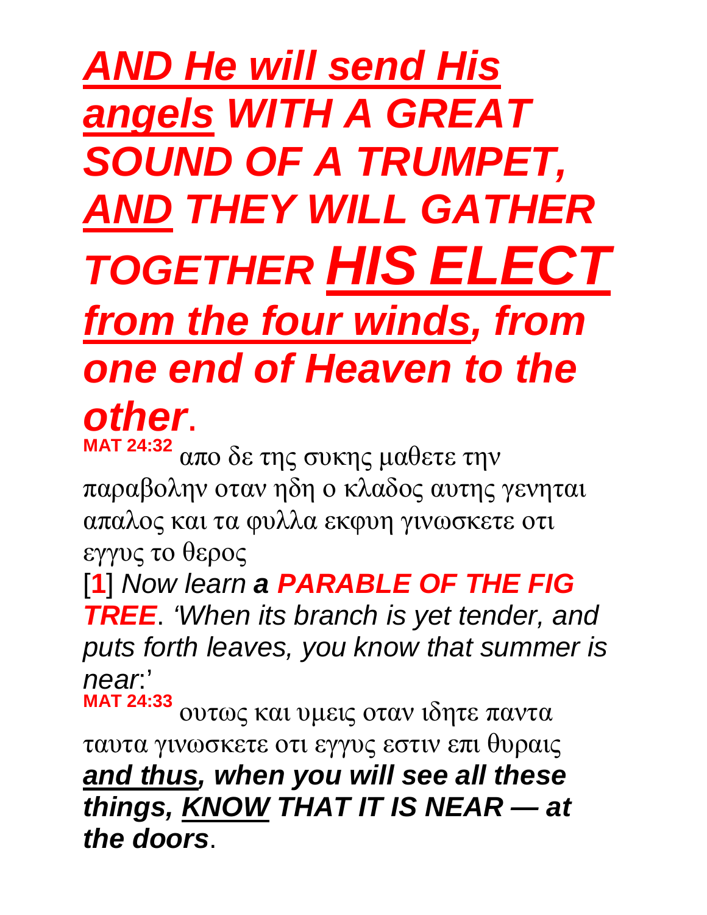***<u>AND He will send His angels</u> WITH A GREAT SOUND OF A TRUMPET, <u>AND</u> THEY WILL GATHER TOGETHER <u>HIS ELECT</u> <u>from the four winds</u>, from one end of Heaven to the other***.

**MAT 24:32** απο δε της συκης μαθετε την παραβολην οταν ηδη ο κλαδος αυτης γενηται απαλος και τα φυλλα εκφυη γινωσκετε οτι εγγυς το θερος

[**1**] *Now learn **a PARABLE OF THE FIG TREE**. 'When its branch is yet tender, and puts forth leaves, you know that summer is near*:'

**MAT 24:33** ουτως και υμεις οταν ιδητε παντα ταυτα γινωσκετε οτι εγγυς εστιν επι θυραις

***<u>and thus</u>, when you will see all these things, <u>KNOW</u> THAT IT IS NEAR — at the doors***.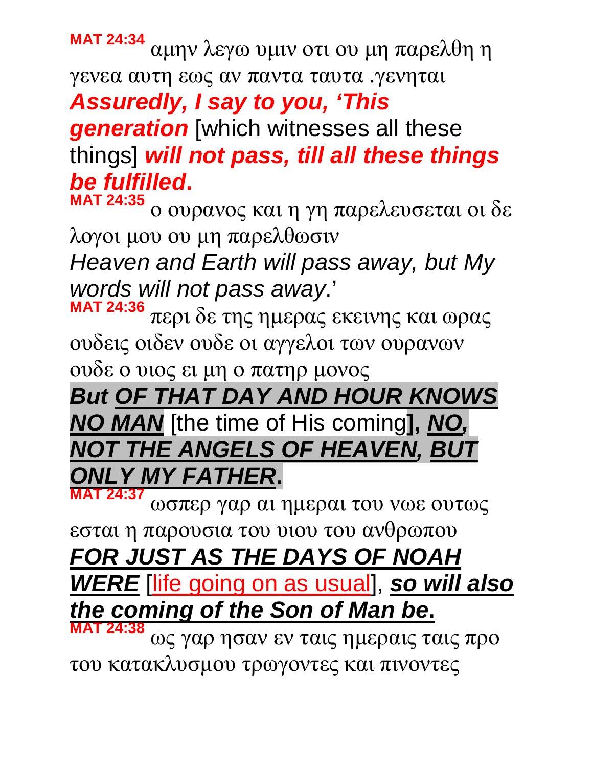**MAT 24:34** αμην λεγω υμιν οτι ου μη παρελθη η γενεα αυτη εως αν παντα ταυτα .γενηται

***Assuredly, I say to you, 'This generation*** [which witnesses all these things] ***will not pass, till all these things be fulfilled*.**

**MAT 24:35** ο ουρανος και η γη παρελευσεται οι δε λογοι μου ου μη παρελθωσιν

*Heaven and Earth will pass away, but My words will not pass away*.'

**MAT 24:36** περι δε της ημερας εκεινης και ωρας ουδεις οιδεν ουδε οι αγγελοι των ουρανων ουδε ο υιος ει μη ο πατηρ μονος

***But OF THAT DAY AND HOUR KNOWS NO MAN*** [the time of His coming]**, *NO, NOT THE ANGELS OF HEAVEN, BUT ONLY MY FATHER*.**

**MAT 24:37** ωσπερ γαρ αι ημεραι του νωε ουτως εσται η παρουσια του υιου του ανθρωπου

***FOR JUST AS THE DAYS OF NOAH WERE*** [life going on as usual], ***so will also the coming of the Son of Man be*.**

**MAT 24:38** ως γαρ ησαν εν ταις ημεραις ταις προ του κατακλυσμου τρωγοντες και πινοντες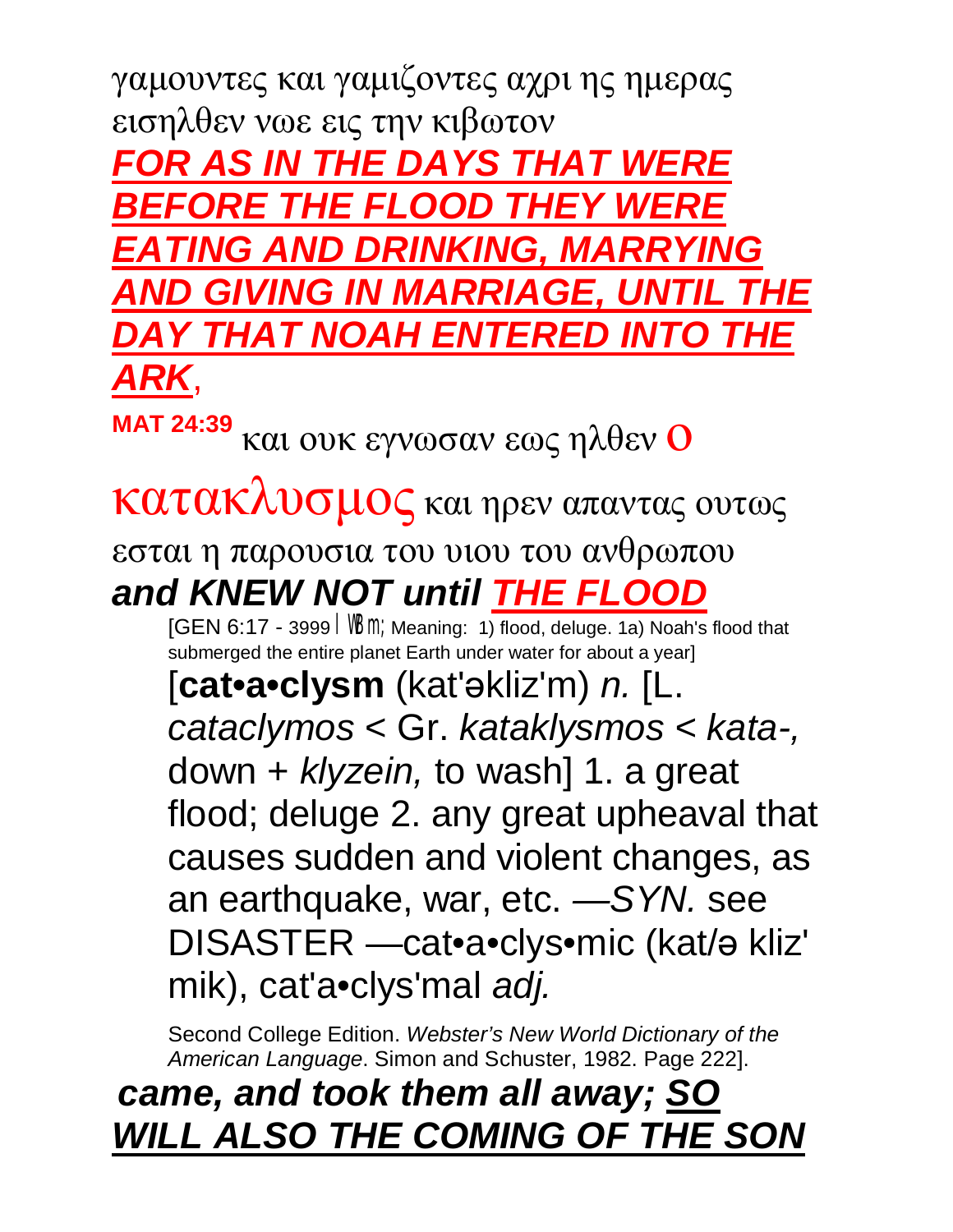γαμουντες και γαμιζοντες αχρι ης ημερας εισηλθεν νωε εις την κιβωτον

***FOR AS IN THE DAYS THAT WERE BEFORE THE FLOOD THEY WERE EATING AND DRINKING, MARRYING AND GIVING IN MARRIAGE, UNTIL THE DAY THAT NOAH ENTERED INTO THE ARK*****,**

**MAT 24:39** και ουκ εγνωσαν εως ηλθεν ο κατακλυσμος και ηρεν απαντας ουτως εσται η παρουσια του υιου του ανθρωπου

***and KNEW NOT until THE FLOOD***

[GEN 6:17 - 3999 לוּבּמַ; Meaning: 1) flood, deluge. 1a) Noah's flood that submerged the entire planet Earth under water for about a year]

[**cat•a•clysm** (kat'əkliz'm) *n.* [L. *cataclymos* < Gr. *kataklysmos* < *kata-,* down + *klyzein,* to wash] 1. a great flood; deluge 2. any great upheaval that causes sudden and violent changes, as an earthquake, war, etc. —*SYN.* see DISASTER —cat•a•clys•mic (kat/ə kliz' mik), cat'a•clys'mal *adj.*

Second College Edition. *Webster's New World Dictionary of the American Language*. Simon and Schuster, 1982. Page 222].

***came, and took them all away; SO WILL ALSO THE COMING OF THE SON***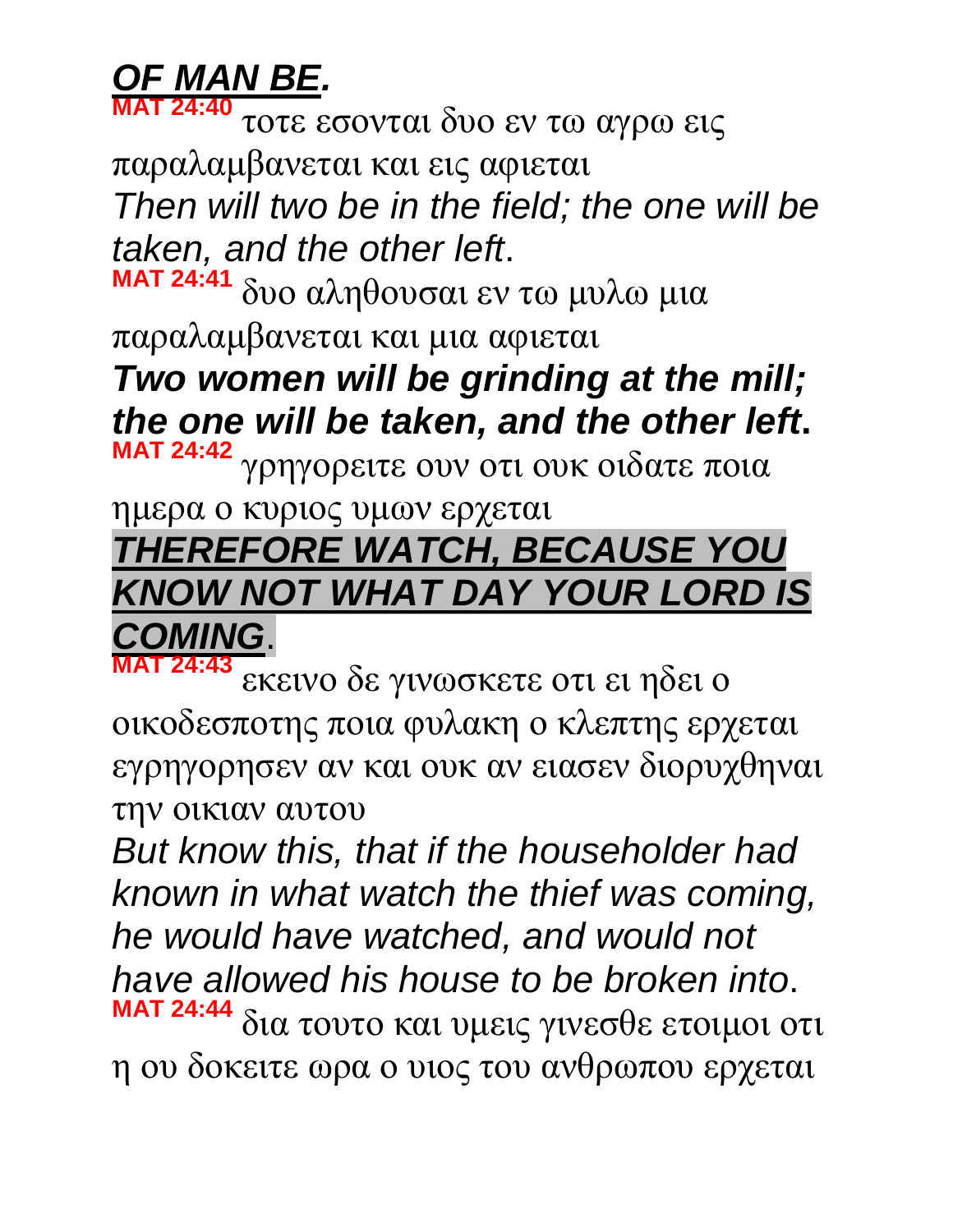***OF MAN BE.***

**MAT 24:40** τοτε εσονται δυο εν τω αγρω εις παραλαμβανεται και εις αφιεται

*Then will two be in the field; the one will be taken, and the other left*.

**MAT 24:41** δυο αληθουσαι εν τω μυλω μια παραλαμβανεται και μια αφιεται

***Two women will be grinding at the mill; the one will be taken, and the other left*.**

**MAT 24:42** γρηγορειτε ουν οτι ουκ οιδατε ποια ημερα ο κυριος υμων ερχεται

***THEREFORE WATCH, BECAUSE YOU KNOW NOT WHAT DAY YOUR LORD IS COMING*.**

**MAT 24:43** εκεινο δε γινωσκετε οτι ει ηδει ο οικοδεσποτης ποια φυλακη ο κλεπτης ερχεται εγρηγορησεν αν και ουκ αν ειασεν διορυχθηναι την οικιαν αυτου

*But know this, that if the householder had known in what watch the thief was coming, he would have watched, and would not have allowed his house to be broken into*.

**MAT 24:44** δια τουτο και υμεις γινεσθε ετοιμοι οτι η ου δοκειτε ωρα ο υιος του ανθρωπου ερχεται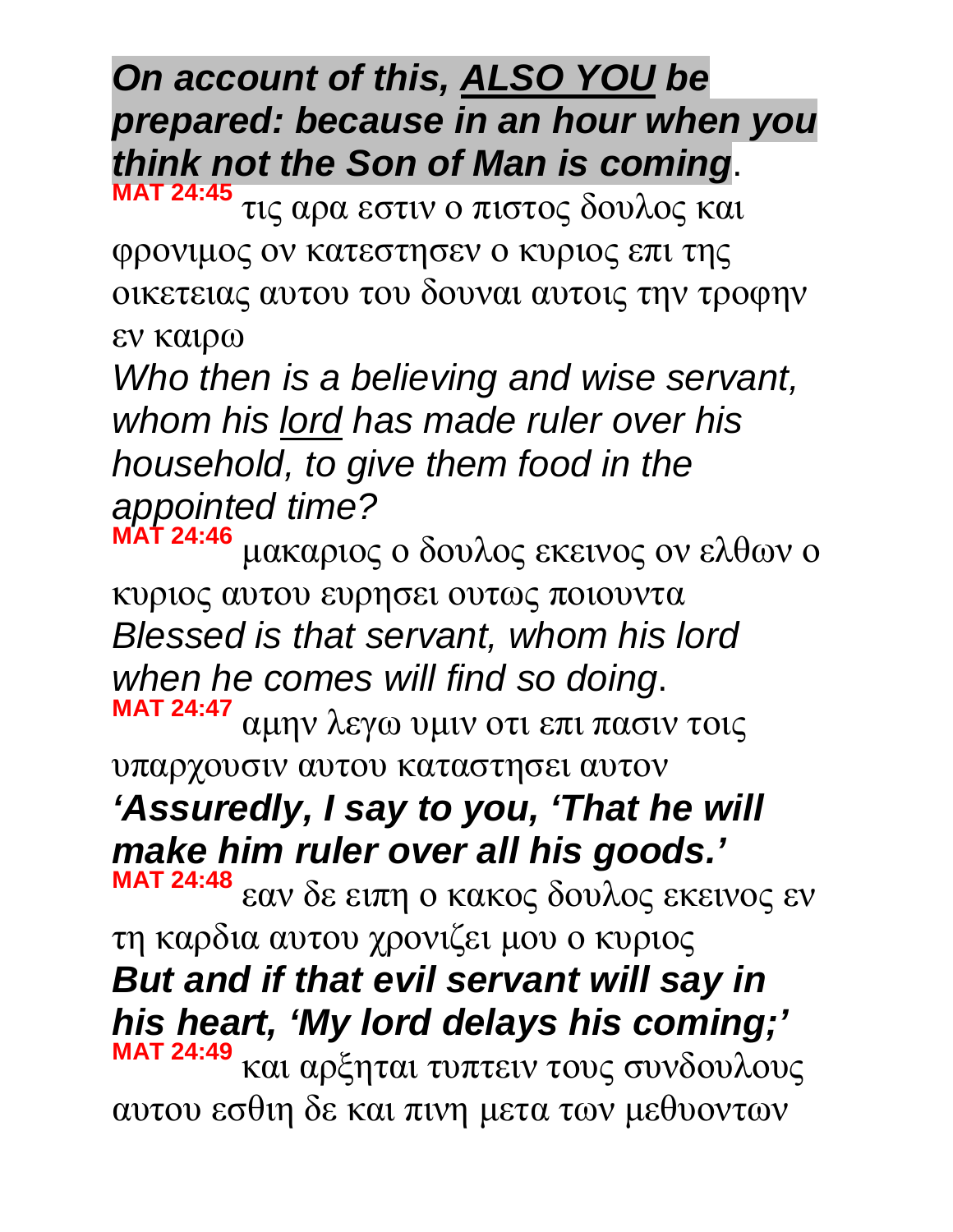***On account of this, <u>ALSO YOU</u> be prepared: because in an hour when you think not the Son of Man is coming***.

**MAT 24:45** τις αρα εστιν ο πιστος δουλος και φρονιμος ον κατεστησεν ο κυριος επι της οικετειας αυτου του δουναι αυτοις την τροφην εν καιρω

*Who then is a believing and wise servant, whom his <u>lord</u> has made ruler over his household, to give them food in the appointed time?*

**MAT 24:46** μακαριος ο δουλος εκεινος ον ελθων ο κυριος αυτου ευρησει ουτως ποιουντα

*Blessed is that servant, whom his lord when he comes will find so doing*.

**MAT 24:47** αμην λεγω υμιν οτι επι πασιν τοις υπαρχουσιν αυτου καταστησει αυτον

***'Assuredly, I say to you, 'That he will make him ruler over all his goods.'***

**MAT 24:48** εαν δε ειπη ο κακος δουλος εκεινος εν τη καρδια αυτου χρονιζει μου ο κυριος

***But and if that evil servant will say in his heart, 'My lord delays his coming;'***

**MAT 24:49** και αρξηται τυπτειν τους συνδουλους αυτου εσθιη δε και πινη μετα των μεθυοντων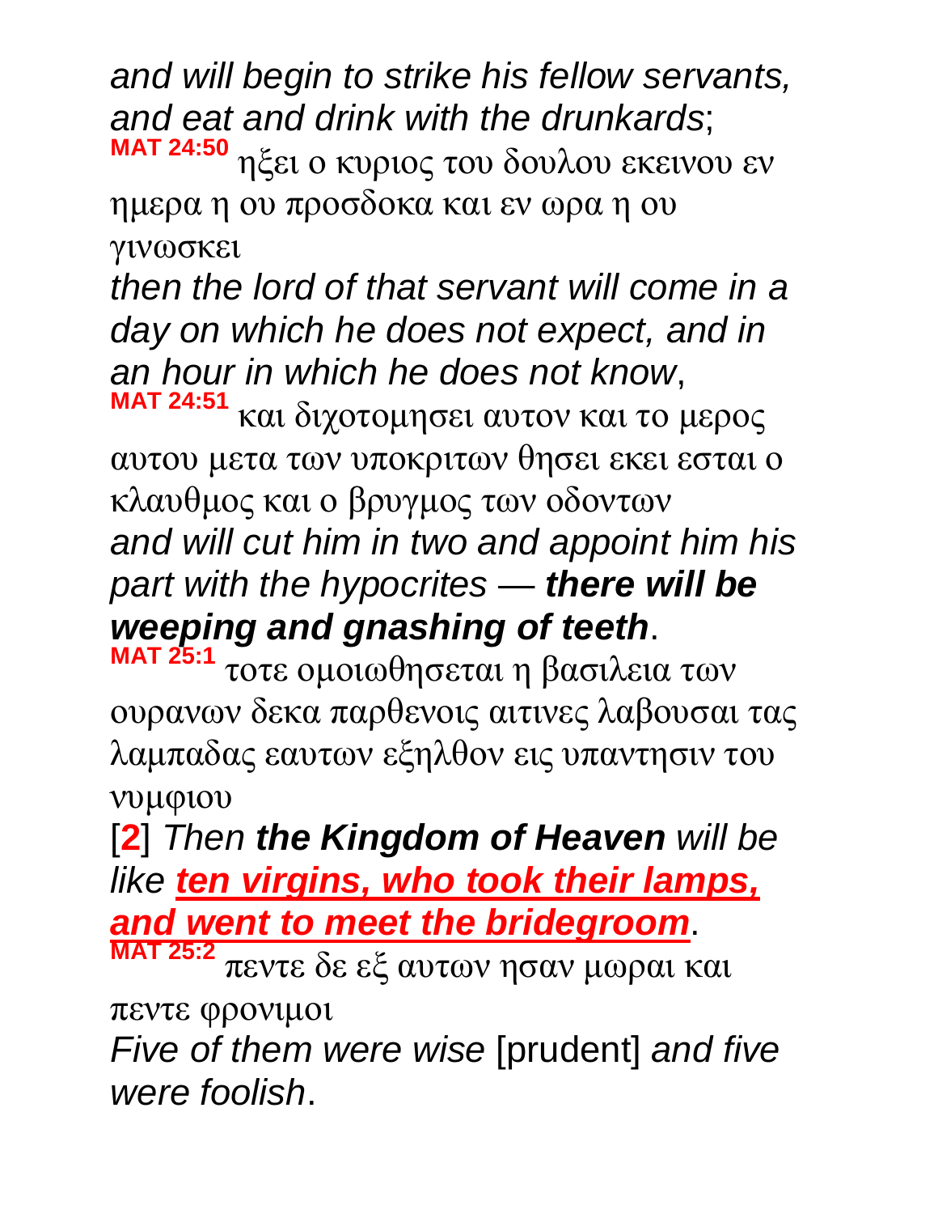*and will begin to strike his fellow servants, and eat and drink with the drunkards*;

**MAT 24:50** ηξει ο κυριος του δουλου εκεινου εν ημερα η ου προσδοκα και εν ωρα η ου γινωσκει

*then the lord of that servant will come in a day on which he does not expect, and in an hour in which he does not know*,

**MAT 24:51** και διχοτομησει αυτον και το μερος αυτου μετα των υποκριτων θησει εκει εσται ο κλαυθμος και ο βρυγμος των οδοντων

*and will cut him in two and appoint him his part with the hypocrites — **there will be weeping and gnashing of teeth***.

**MAT 25:1** τοτε ομοιωθησεται η βασιλεια των ουρανων δεκα παρθενοις αιτινες λαβουσαι τας λαμπαδας εαυτων εξηλθον εις υπαντησιν του νυμφιου

[**2**] *Then **the Kingdom of Heaven** will be like **ten virgins, who took their lamps, and went to meet the bridegroom***.

**MAT 25:2** πεντε δε εξ αυτων ησαν μωραι και πεντε φρονιμοι

*Five of them were wise* [prudent] *and five were foolish*.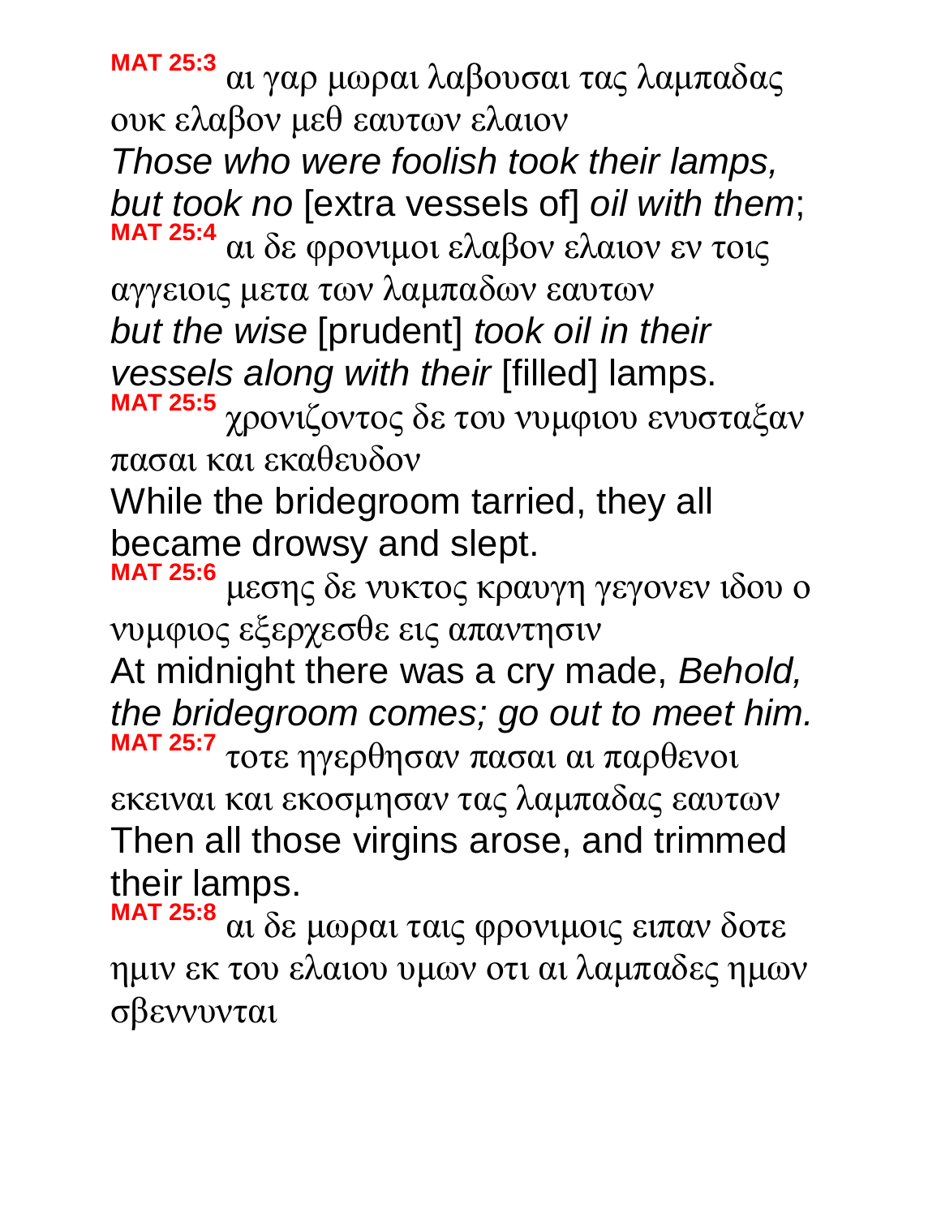**MAT 25:3** αι γαρ μωραι λαβουσαι τας λαμπαδας ουκ ελαβον μεθ εαυτων ελαιον

*Those who were foolish took their lamps, but took no* [extra vessels of] *oil with them*;

**MAT 25:4** αι δε φρονιμοι ελαβον ελαιον εν τοις αγγειοις μετα των λαμπαδων εαυτων

*but the wise* [prudent] *took oil in their vessels along with their* [filled] lamps.

**MAT 25:5** χρονιζοντος δε του νυμφιου ενυσταξαν πασαι και εκαθευδον

While the bridegroom tarried, they all became drowsy and slept.

**MAT 25:6** μεσης δε νυκτος κραυγη γεγονεν ιδου ο νυμφιος εξερχεσθε εις απαντησιν

At midnight there was a cry made, *Behold, the bridegroom comes; go out to meet him.*

**MAT 25:7** τοτε ηγερθησαν πασαι αι παρθενοι εκειναι και εκοσμησαν τας λαμπαδας εαυτων

Then all those virgins arose, and trimmed their lamps.

**MAT 25:8** αι δε μωραι ταις φρονιμοις ειπαν δοτε ημιν εκ του ελαιου υμων οτι αι λαμπαδες ημων σβεννυνται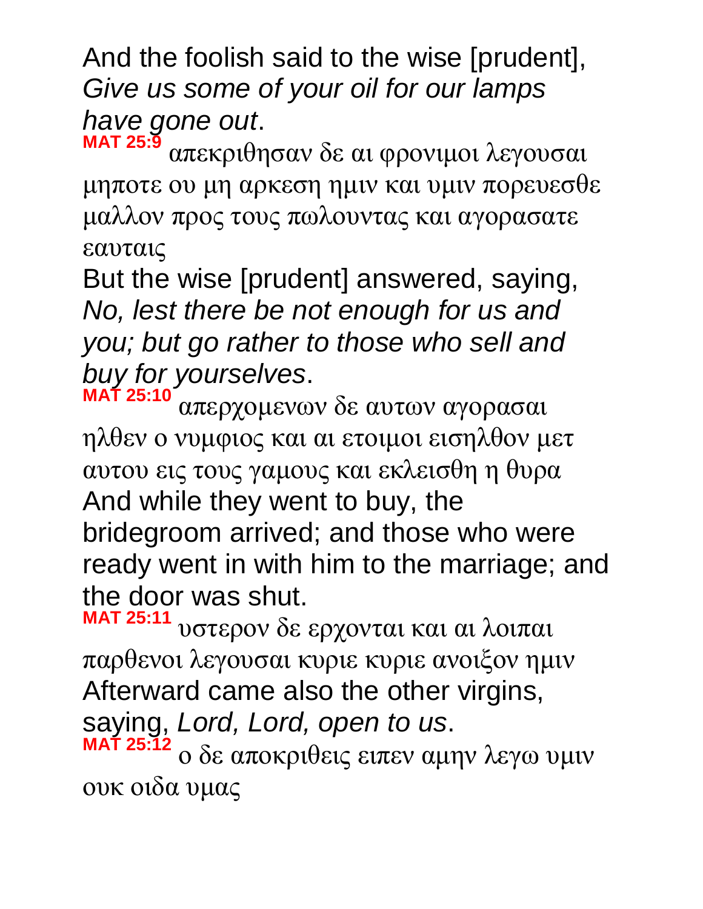And the foolish said to the wise [prudent], *Give us some of your oil for our lamps have gone out*.

**MAT 25:9** απεκριθησαν δε αι φρονιμοι λεγουσαι μηποτε ου μη αρκεση ημιν και υμιν πορευεσθε μαλλον προς τους πωλουντας και αγορασατε εαυταις

But the wise [prudent] answered, saying, *No, lest there be not enough for us and you; but go rather to those who sell and buy for yourselves*.

**MAT 25:10** απερχομενων δε αυτων αγορασαι ηλθεν ο νυμφιος και αι ετοιμοι εισηλθον μετ αυτου εις τους γαμους και εκλεισθη η θυρα

And while they went to buy, the bridegroom arrived; and those who were ready went in with him to the marriage; and the door was shut.

**MAT 25:11** υστερον δε ερχονται και αι λοιπαι παρθενοι λεγουσαι κυριε κυριε ανοιξον ημιν

Afterward came also the other virgins, saying, *Lord, Lord, open to us*.

**MAT 25:12** ο δε αποκριθεις ειπεν αμην λεγω υμιν ουκ οιδα υμας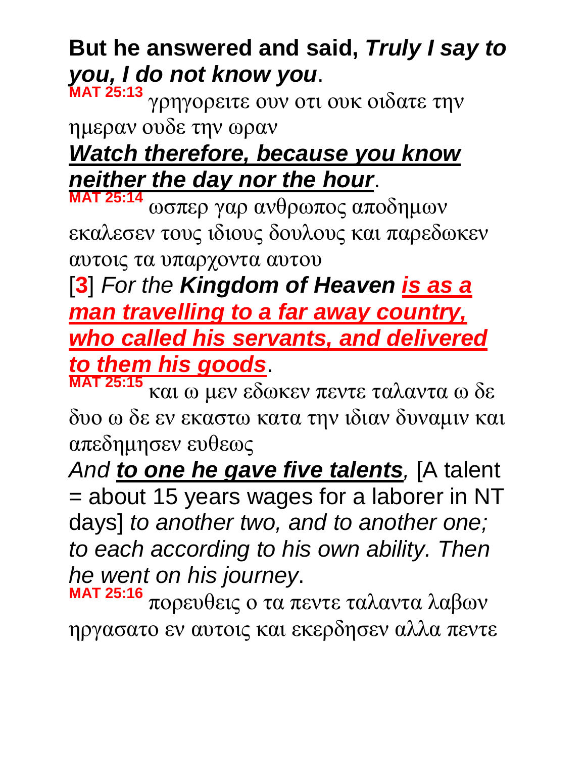**But he answered and said, *Truly I say to you, I do not know you*.**

**MAT 25:13** γρηγορειτε ουν οτι ουκ οιδατε την ημεραν ουδε την ωραν

***Watch therefore, because you know neither the day nor the hour*.**

**MAT 25:14** ωσπερ γαρ ανθρωπος αποδημων εκαλεσεν τους ιδιους δουλους και παρεδωκεν αυτοις τα υπαρχοντα αυτου

[**3**] *For the **Kingdom of Heaven** **is as a man travelling to a far away country, who called his servants, and delivered to them his goods***.

**MAT 25:15** και ω μεν εδωκεν πεντε ταλαντα ω δε δυο ω δε εν εκαστω κατα την ιδιαν δυναμιν και απεδημησεν ευθεως

*And **to one he gave five talents**,* [A talent = about 15 years wages for a laborer in NT days] *to another two, and to another one; to each according to his own ability. Then he went on his journey*.

**MAT 25:16** πορευθεις ο τα πεντε ταλαντα λαβων ηργασατο εν αυτοις και εκερδησεν αλλα πεντε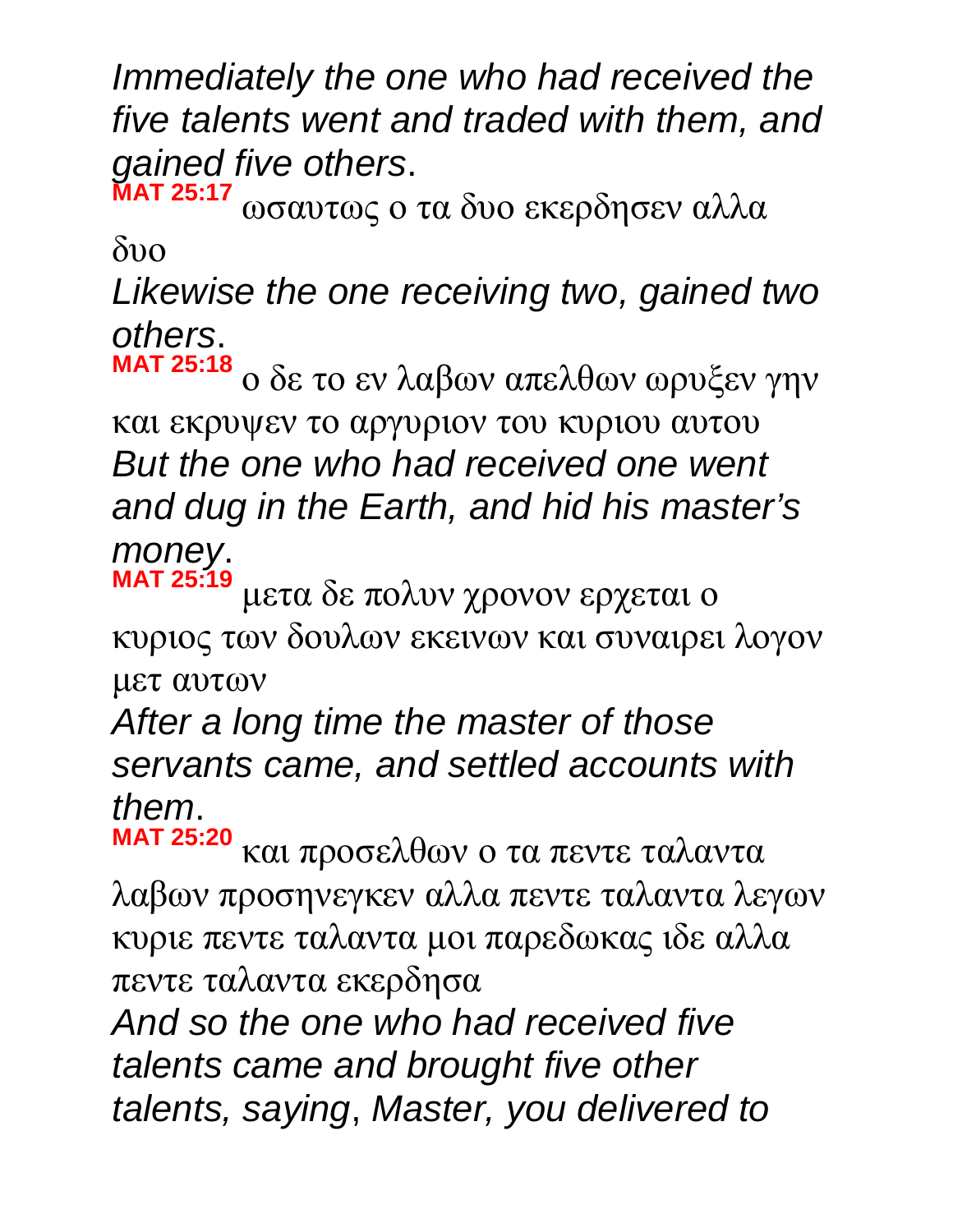*Immediately the one who had received the five talents went and traded with them, and gained five others*.

**MAT 25:17** ωσαυτως ο τα δυο εκερδησεν αλλα δυο

*Likewise the one receiving two, gained two others*.

**MAT 25:18** ο δε το εν λαβων απελθων ωρυξεν γην και εκρυψεν το αργυριον του κυριου αυτου

*But the one who had received one went and dug in the Earth, and hid his master's money*.

**MAT 25:19** μετα δε πολυν χρονον ερχεται ο κυριος των δουλων εκεινων και συναιρει λογον μετ αυτων

*After a long time the master of those servants came, and settled accounts with them*.

**MAT 25:20** και προσελθων ο τα πεντε ταλαντα λαβων προσηνεγκεν αλλα πεντε ταλαντα λεγων κυριε πεντε ταλαντα μοι παρεδωκας ιδε αλλα πεντε ταλαντα εκερδησα

*And so the one who had received five talents came and brought five other talents, saying*, *Master, you delivered to*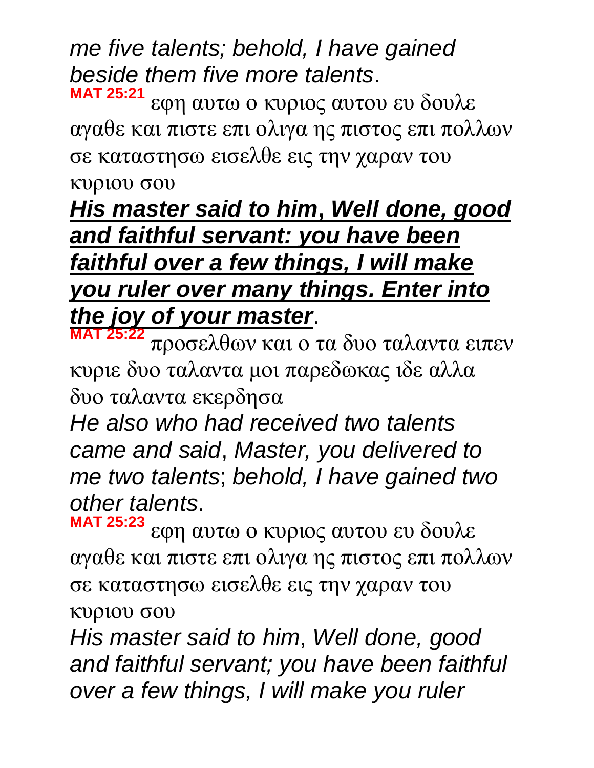*me five talents; behold, I have gained beside them five more talents*.

**MAT 25:21** εφη αυτω ο κυριος αυτου ευ δουλε αγαθε και πιστε επι ολιγα ης πιστος επι πολλων σε καταστησω εισελθε εις την χαραν του κυριου σου

***His master said to him*, *Well done, good and faithful servant: you have been faithful over a few things, I will make you ruler over many things. Enter into the joy of your master***.

**MAT 25:22** προσελθων και ο τα δυο ταλαντα ειπεν κυριε δυο ταλαντα μοι παρεδωκας ιδε αλλα δυο ταλαντα εκερδησα

*He also who had received two talents came and said*, *Master, you delivered to me two talents*; *behold, I have gained two other talents*.

**MAT 25:23** εφη αυτω ο κυριος αυτου ευ δουλε αγαθε και πιστε επι ολιγα ης πιστος επι πολλων σε καταστησω εισελθε εις την χαραν του κυριου σου

*His master said to him*, *Well done, good and faithful servant; you have been faithful over a few things, I will make you ruler*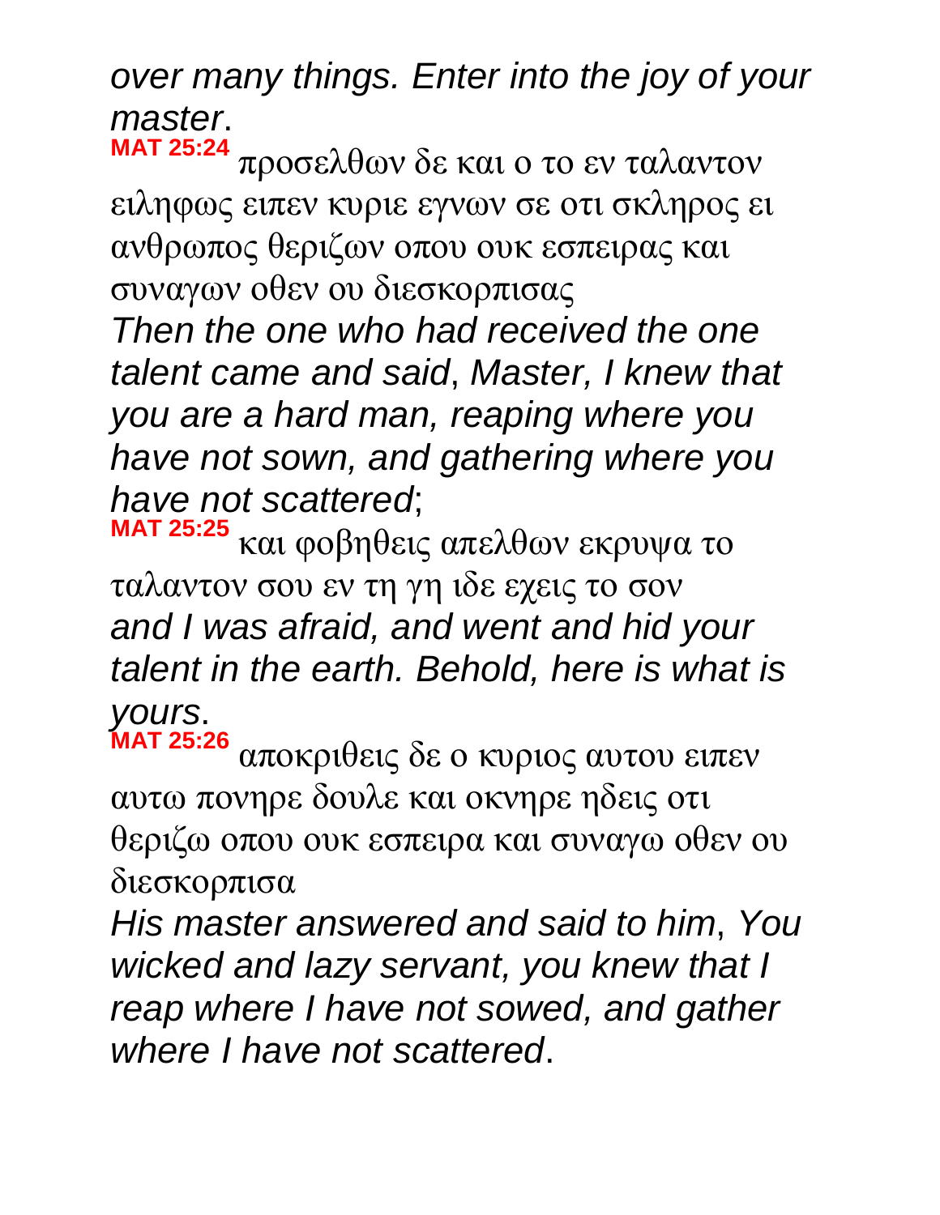*over many things. Enter into the joy of your master*.

**MAT 25:24** προσελθων δε και ο το εν ταλαντον ειληφως ειπεν κυριε εγνων σε οτι σκληρος ει ανθρωπος θεριζων οπου ουκ εσπειρας και συναγων οθεν ου διεσκορπισας

*Then the one who had received the one talent came and said*, *Master, I knew that you are a hard man, reaping where you have not sown, and gathering where you have not scattered*;

**MAT 25:25** και φοβηθεις απελθων εκρυψα το ταλαντον σου εν τη γη ιδε εχεις το σον

*and I was afraid, and went and hid your talent in the earth. Behold, here is what is yours*.

**MAT 25:26** αποκριθεις δε ο κυριος αυτου ειπεν αυτω πονηρε δουλε και οκνηρε ηδεις οτι θεριζω οπου ουκ εσπειρα και συναγω οθεν ου διεσκορπισα

*His master answered and said to him*, *You wicked and lazy servant, you knew that I reap where I have not sowed, and gather where I have not scattered*.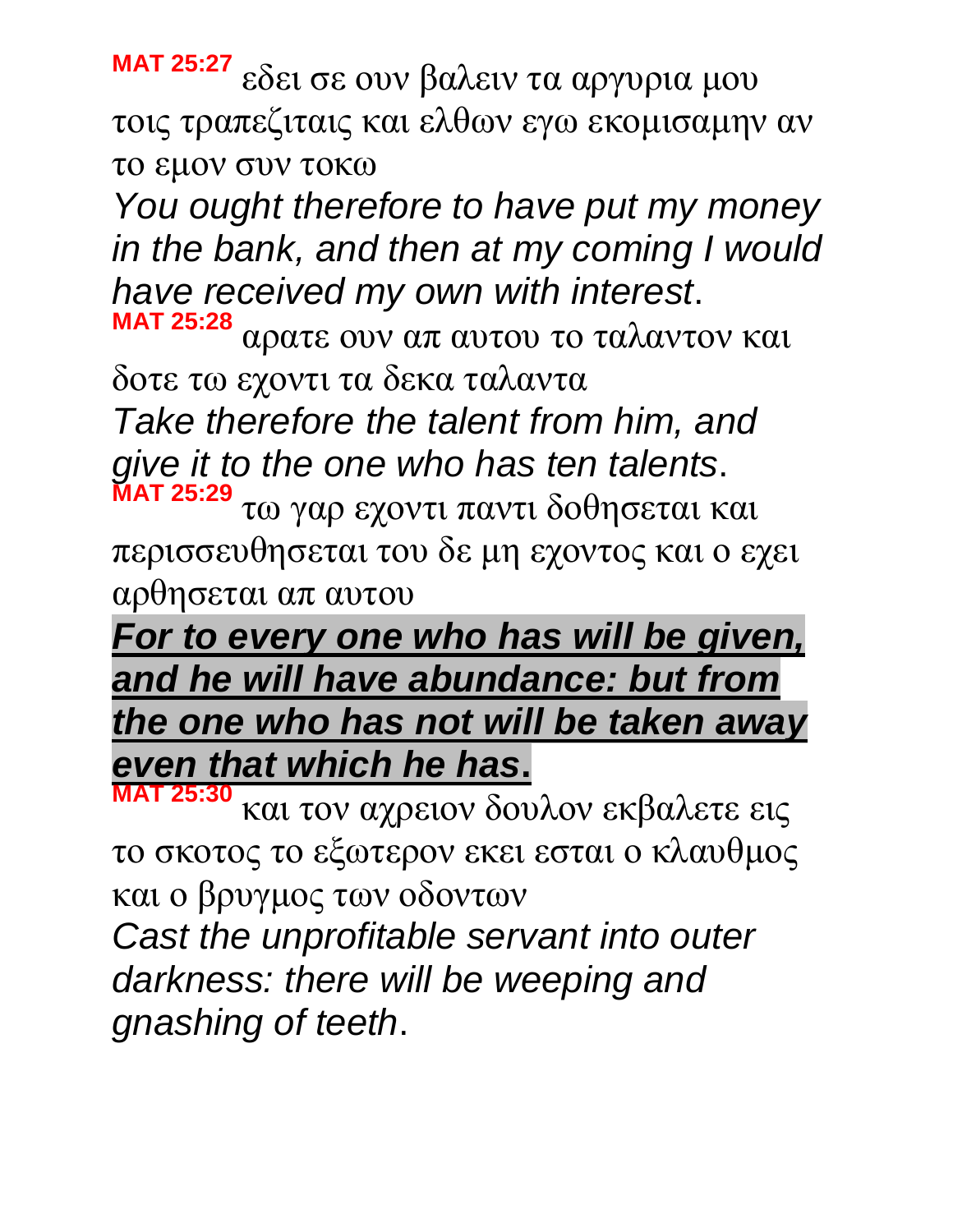**MAT 25:27** εδει σε ουν βαλειν τα αργυρια μου τοις τραπεζιταις και ελθων εγω εκομισαμην αν το εμον συν τοκω

*You ought therefore to have put my money in the bank, and then at my coming I would have received my own with interest*.

**MAT 25:28** αρατε ουν απ αυτου το ταλαντον και δοτε τω εχοντι τα δεκα ταλαντα

*Take therefore the talent from him, and give it to the one who has ten talents*.

**MAT 25:29** τω γαρ εχοντι παντι δοθησεται και περισσευθησεται του δε μη εχοντος και ο εχει αρθησεται απ αυτου

***For to every one who has will be given, and he will have abundance: but from the one who has not will be taken away even that which he has*.**

**MAT 25:30** και τον αχρειον δουλον εκβαλετε εις το σκοτος το εξωτερον εκει εσται ο κλαυθμος και ο βρυγμος των οδοντων

*Cast the unprofitable servant into outer darkness: there will be weeping and gnashing of teeth*.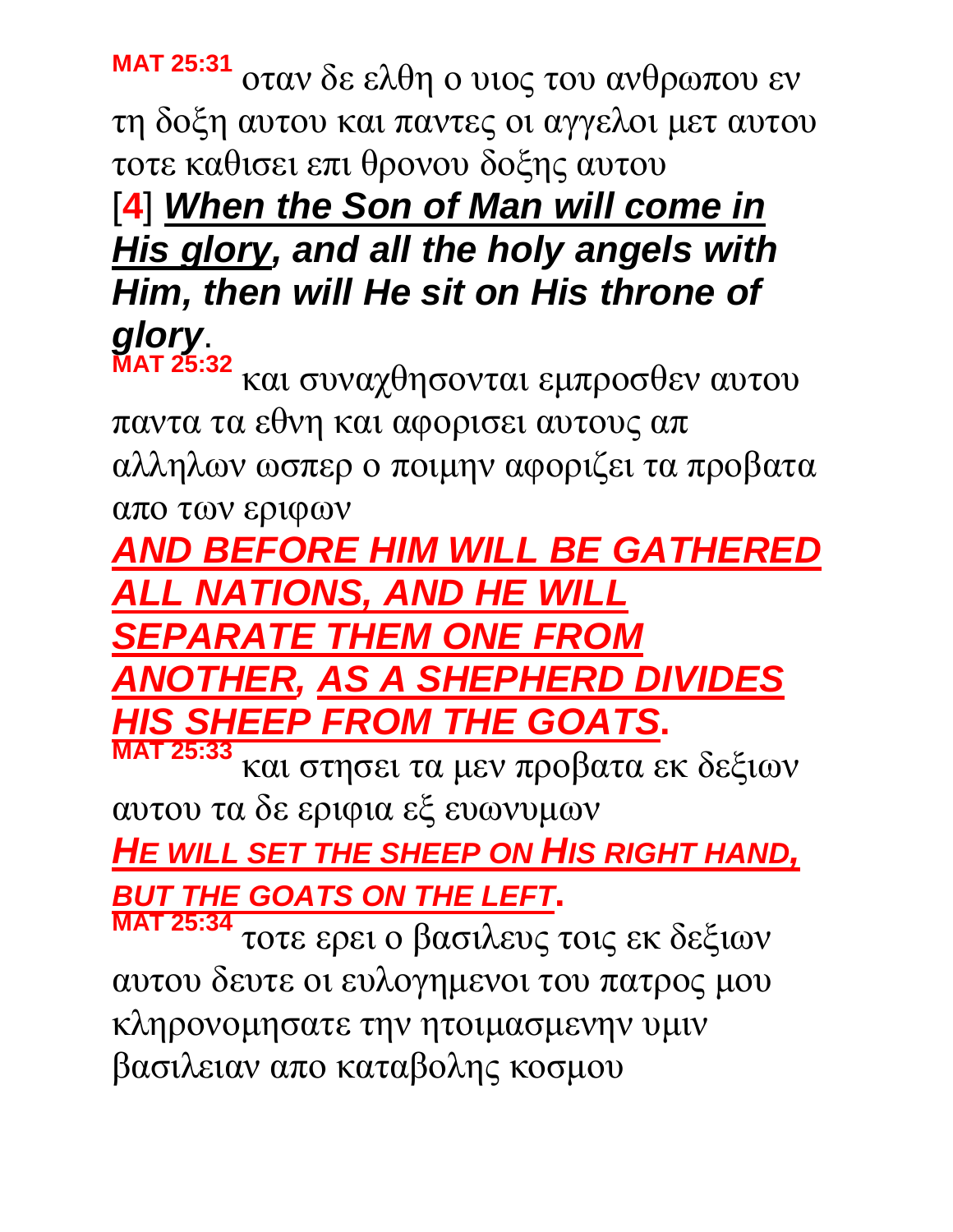**MAT 25:31** οταν δε ελθη ο υιος του ανθρωπου εν τη δοξη αυτου και παντες οι αγγελοι μετ αυτου τοτε καθισει επι θρονου δοξης αυτου

[**4**] ***When the Son of Man will come in His glory, and all the holy angels with Him, then will He sit on His throne of glory***.

**MAT 25:32** και συναχθησονται εμπροσθεν αυτου παντα τα εθνη και αφορισει αυτους απ αλληλων ωσπερ ο ποιμην αφοριζει τα προβατα απο των εριφων

***AND BEFORE HIM WILL BE GATHERED ALL NATIONS, AND HE WILL SEPARATE THEM ONE FROM ANOTHER, AS A SHEPHERD DIVIDES HIS SHEEP FROM THE GOATS*.**

**MAT 25:33** και στησει τα μεν προβατα εκ δεξιων αυτου τα δε εριφια εξ ευωνυμων

***HE WILL SET THE SHEEP ON HIS RIGHT HAND, BUT THE GOATS ON THE LEFT*.**

**MAT 25:34** τοτε ερει ο βασιλευς τοις εκ δεξιων αυτου δευτε οι ευλογημενοι του πατρος μου κληρονομησατε την ητοιμασμενην υμιν βασιλειαν απο καταβολης κοσμου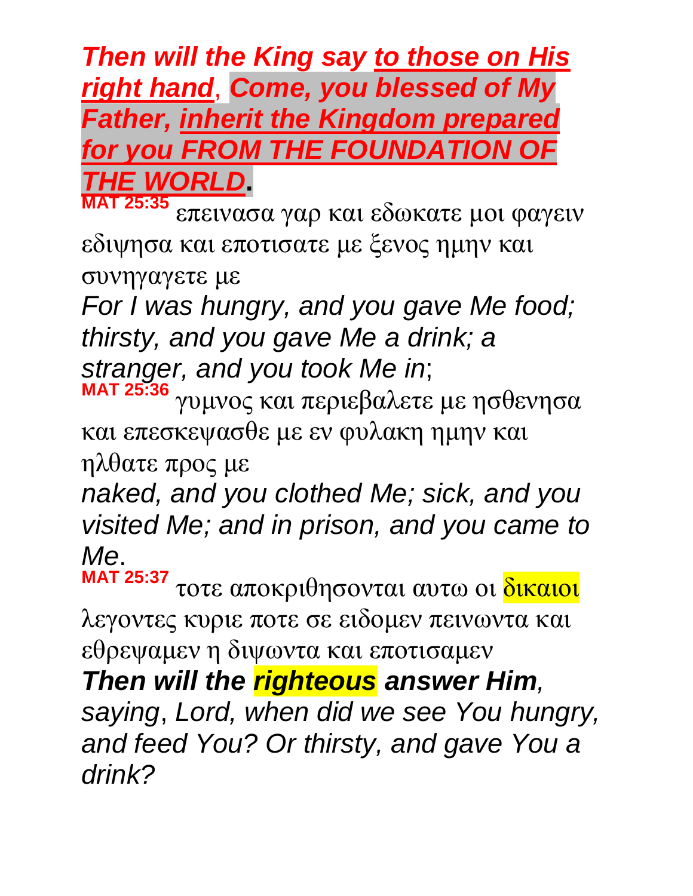***Then will the King say to those on His right hand, Come, you blessed of My Father, inherit the Kingdom prepared for you FROM THE FOUNDATION OF THE WORLD*.**

**MAT 25:35** επεινασα γαρ και εδωκατε μοι φαγειν εδιψησα και εποτισατε με ξενος ημην και συνηγαγετε με

*For I was hungry, and you gave Me food; thirsty, and you gave Me a drink; a stranger, and you took Me in*;

**MAT 25:36** γυμνος και περιεβαλετε με ησθενησα και επεσκεψασθε με εν φυλακη ημην και ηλθατε προς με

*naked, and you clothed Me; sick, and you visited Me; and in prison, and you came to Me*.

**MAT 25:37** τοτε αποκριθησονται αυτω οι δικαιοι λεγοντες κυριε ποτε σε ειδομεν πεινωντα και εθρεψαμεν η διψωντα και εποτισαμεν

***Then will the righteous answer Him**, saying*, *Lord, when did we see You hungry, and feed You? Or thirsty, and gave You a drink?*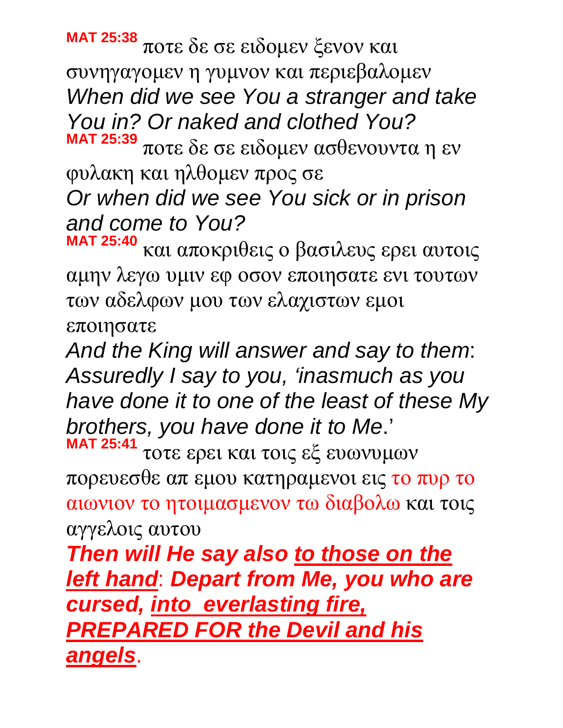**MAT 25:38** ποτε δε σε ειδομεν ξενον και συνηγαγομεν η γυμνον και περιεβαλομεν

*When did we see You a stranger and take You in? Or naked and clothed You?*

**MAT 25:39** ποτε δε σε ειδομεν ασθενουντα η εν φυλακη και ηλθομεν προς σε

*Or when did we see You sick or in prison and come to You?*

**MAT 25:40** και αποκριθεις ο βασιλευς ερει αυτοις αμην λεγω υμιν εφ οσον εποιησατε ενι τουτων των αδελφων μου των ελαχιστων εμοι εποιησατε

*And the King will answer and say to them*: *Assuredly I say to you, 'inasmuch as you have done it to one of the least of these My brothers, you have done it to Me*.'

**MAT 25:41** τοτε ερει και τοις εξ ευωνυμων πορευεσθε απ εμου κατηραμενοι εις το πυρ το αιωνιον το ητοιμασμενον τω διαβολω και τοις αγγελοις αυτου

***Then will He say also <u>to those on the left hand</u>*: *Depart from Me, you who are cursed, <u>into everlasting fire, PREPARED FOR the Devil and his angels</u>*.**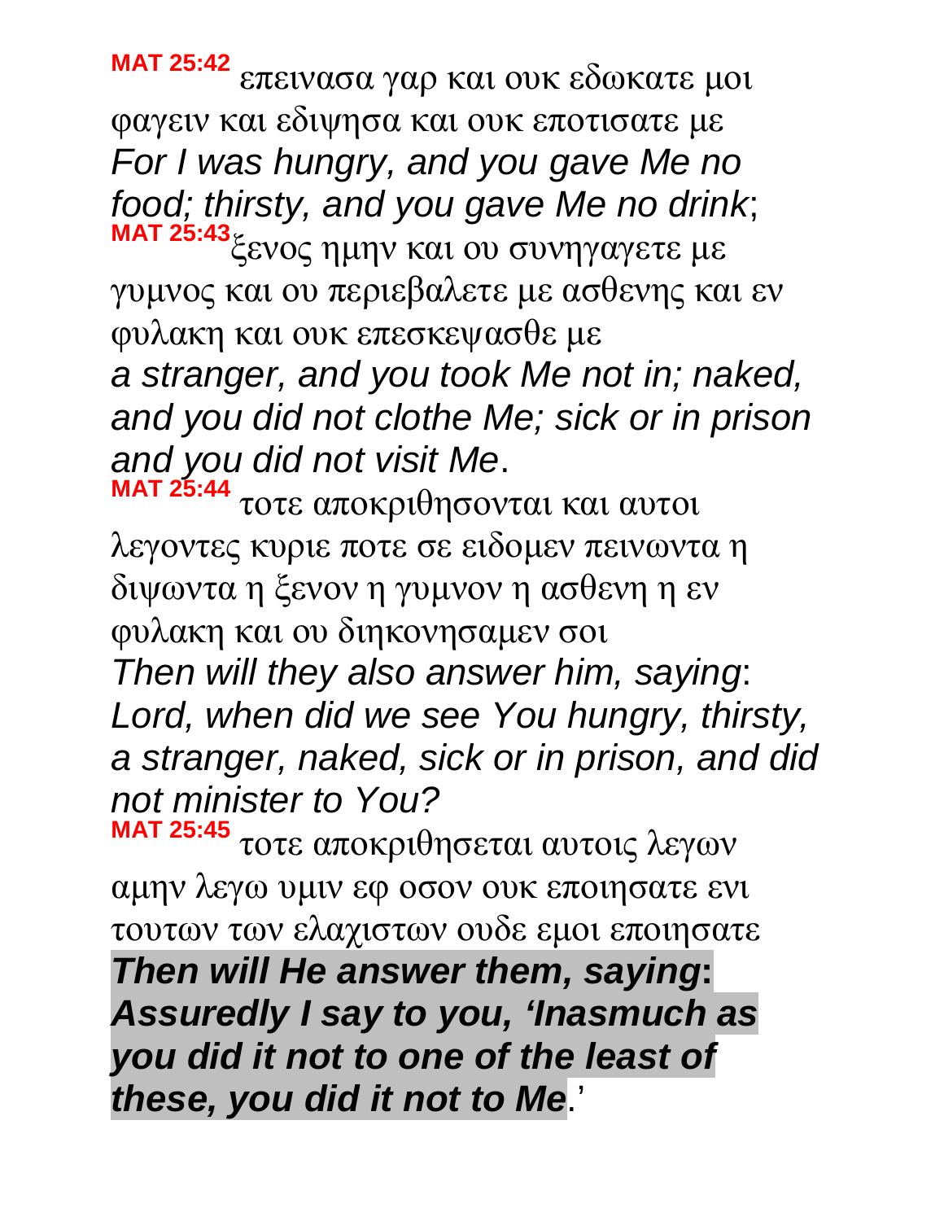**MAT 25:42** επεινασα γαρ και ουκ εδωκατε μοι φαγειν και εδιψησα και ουκ εποτισατε με
*For I was hungry, and you gave Me no food; thirsty, and you gave Me no drink*;
**MAT 25:43** ξενος ημην και ου συνηγαγετε με γυμνος και ου περιεβαλετε με ασθενης και εν φυλακη και ουκ επεσκεψασθε με
*a stranger, and you took Me not in; naked, and you did not clothe Me; sick or in prison and you did not visit Me*.
**MAT 25:44** τοτε αποκριθησονται και αυτοι λεγοντες κυριε ποτε σε ειδομεν πεινωντα η διψωντα η ξενον η γυμνον η ασθενη η εν φυλακη και ου διηκονησαμεν σοι
*Then will they also answer him, saying*: *Lord, when did we see You hungry, thirsty, a stranger, naked, sick or in prison, and did not minister to You?*
**MAT 25:45** τοτε αποκριθησεται αυτοις λεγων αμην λεγω υμιν εφ οσον ουκ εποιησατε ενι τουτων των ελαχιστων ουδε εμοι εποιησατε
***Then will He answer them, saying*: *Assuredly I say to you, 'Inasmuch as you did it not to one of the least of these, you did it not to Me***.'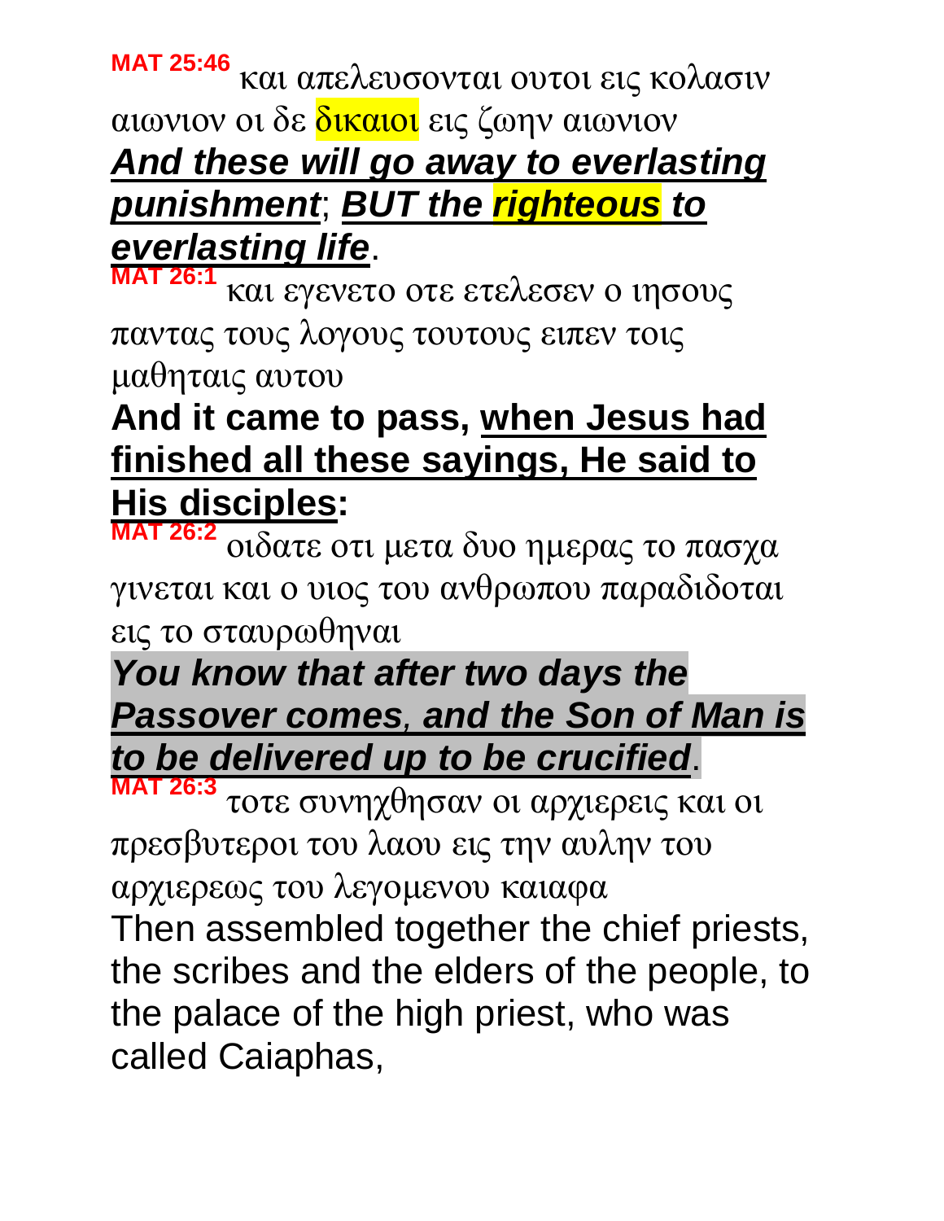**MAT 25:46** και απελευσονται ουτοι εις κολασιν αιωνιον οι δε δικαιοι εις ζωην αιωνιον

***And these will go away to everlasting punishment***; ***BUT the righteous to everlasting life***.

**MAT 26:1** και εγενετο οτε ετελεσεν ο ιησους παντας τους λογους τουτους ειπεν τοις μαθηταις αυτου

**And it came to pass, when Jesus had finished all these sayings, He said to His disciples:**

**MAT 26:2** οιδατε οτι μετα δυο ημερας το πασχα γινεται και ο υιος του ανθρωπου παραδιδοται εις το σταυρωθηναι

***You know that after two days the Passover comes, and the Son of Man is to be delivered up to be crucified***.

**MAT 26:3** τοτε συνηχθησαν οι αρχιερεις και οι πρεσβυτεροι του λαου εις την αυλην του αρχιερεως του λεγομενου καιαφα

Then assembled together the chief priests, the scribes and the elders of the people, to the palace of the high priest, who was called Caiaphas,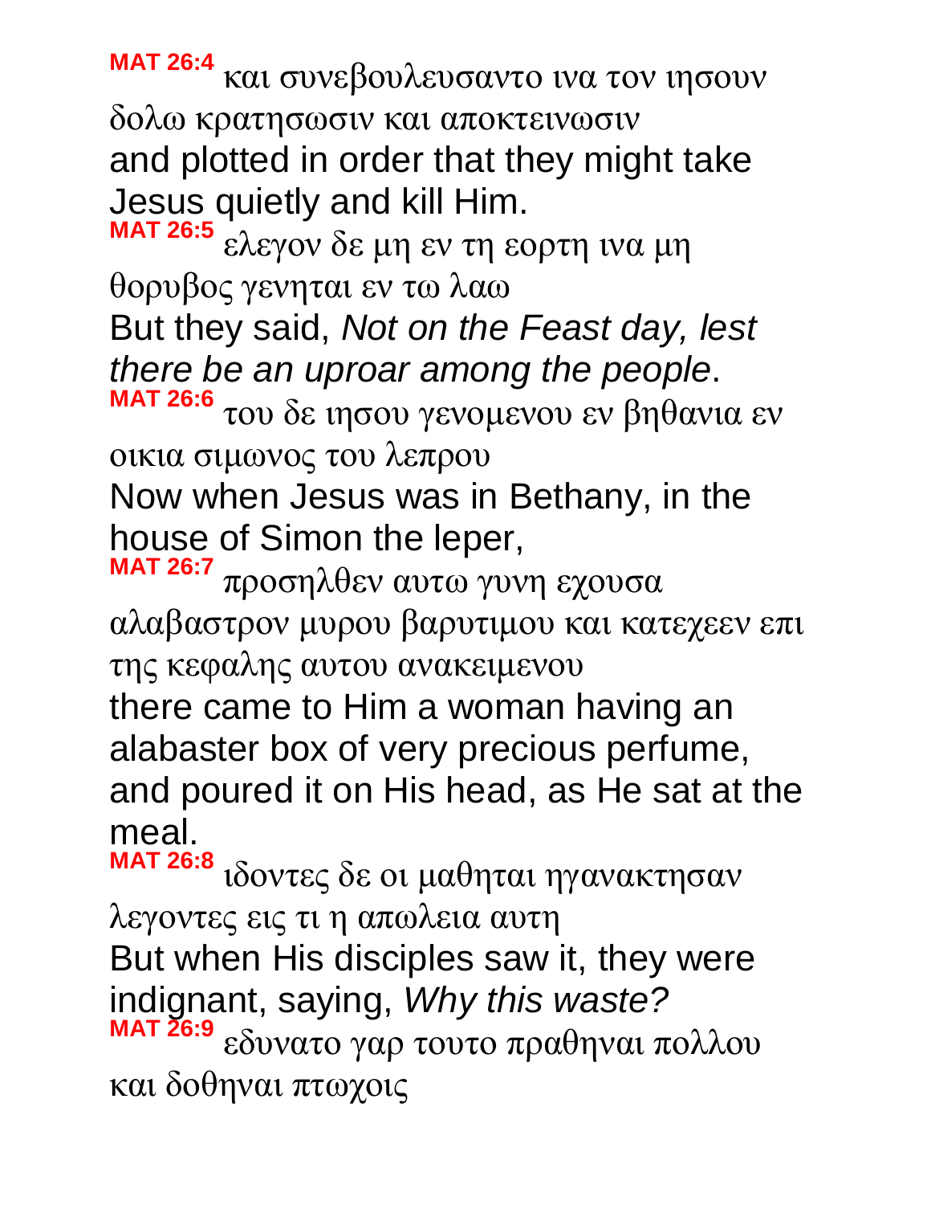**MAT 26:4** και συνεβουλευσαντο ινα τον ιησουν δολω κρατησωσιν και αποκτεινωσιν

and plotted in order that they might take Jesus quietly and kill Him.

**MAT 26:5** ελεγον δε μη εν τη εορτη ινα μη θορυβος γενηται εν τω λαω

But they said, *Not on the Feast day, lest there be an uproar among the people*.

**MAT 26:6** του δε ιησου γενομενου εν βηθανια εν οικια σιμωνος του λεπρου

Now when Jesus was in Bethany, in the house of Simon the leper,

**MAT 26:7** προσηλθεν αυτω γυνη εχουσα αλαβαστρον μυρου βαρυτιμου και κατεχεεν επι της κεφαλης αυτου ανακειμενου

there came to Him a woman having an alabaster box of very precious perfume, and poured it on His head, as He sat at the meal.

**MAT 26:8** ιδοντες δε οι μαθηται ηγανακτησαν λεγοντες εις τι η απωλεια αυτη

But when His disciples saw it, they were indignant, saying, *Why this waste?*

**MAT 26:9** εδυνατο γαρ τουτο πραθηναι πολλου και δοθηναι πτωχοις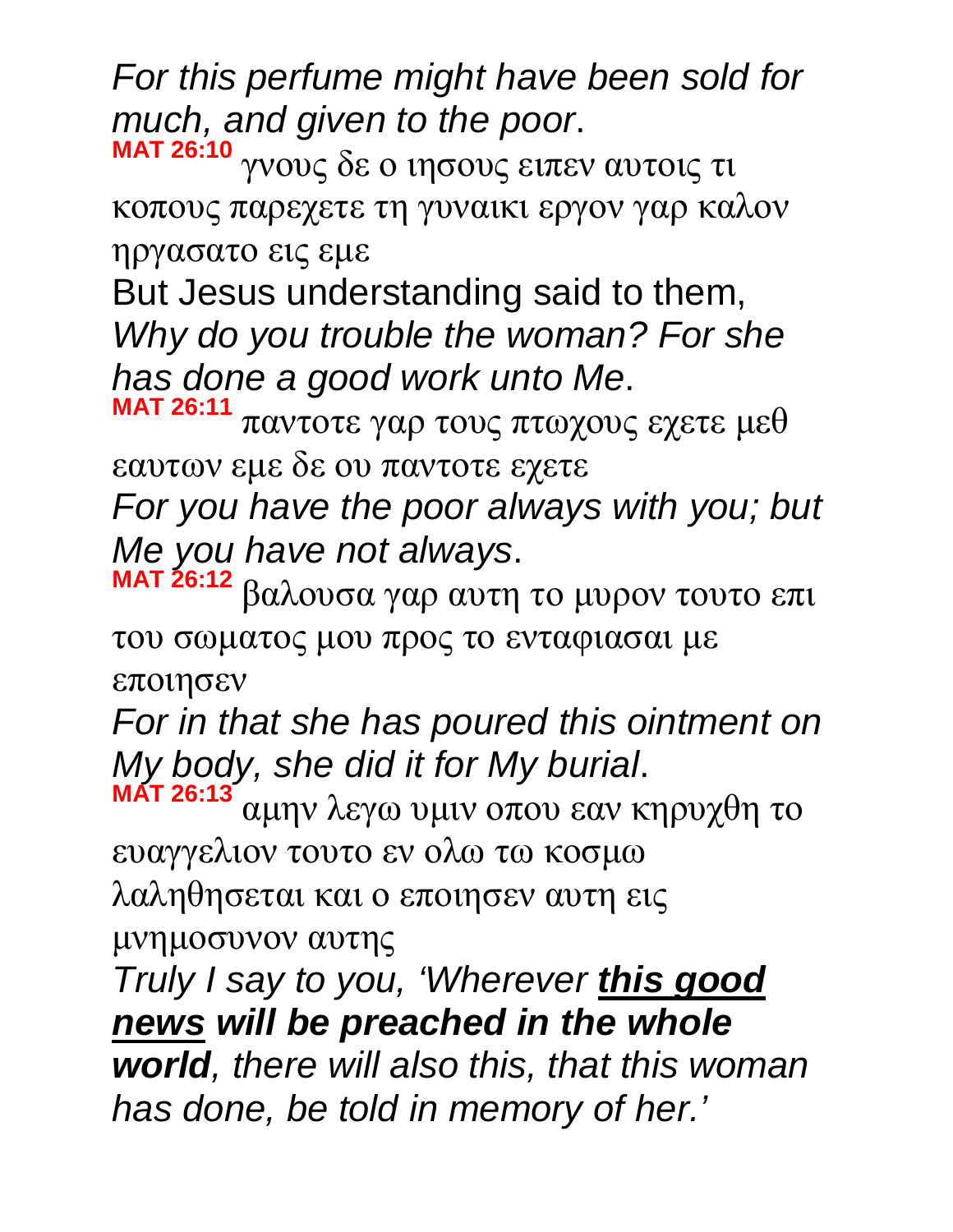*For this perfume might have been sold for much, and given to the poor*.

**MAT 26:10** γνους δε ο ιησους ειπεν αυτοις τι κοπους παρεχετε τη γυναικι εργον γαρ καλον ηργασατο εις εμε

But Jesus understanding said to them, *Why do you trouble the woman? For she has done a good work unto Me*.

**MAT 26:11** παντοτε γαρ τους πτωχους εχετε μεθ εαυτων εμε δε ου παντοτε εχετε

*For you have the poor always with you; but Me you have not always*.

**MAT 26:12** βαλουσα γαρ αυτη το μυρον τουτο επι του σωματος μου προς το ενταφιασαι με εποιησεν

*For in that she has poured this ointment on My body, she did it for My burial*.

**MAT 26:13** αμην λεγω υμιν οπου εαν κηρυχθη το ευαγγελιον τουτο εν ολω τω κοσμω λαληθησεται και ο εποιησεν αυτη εις μνημοσυνον αυτης

*Truly I say to you, 'Wherever **this good news** **will be preached in the whole world**, there will also this, that this woman has done, be told in memory of her.'*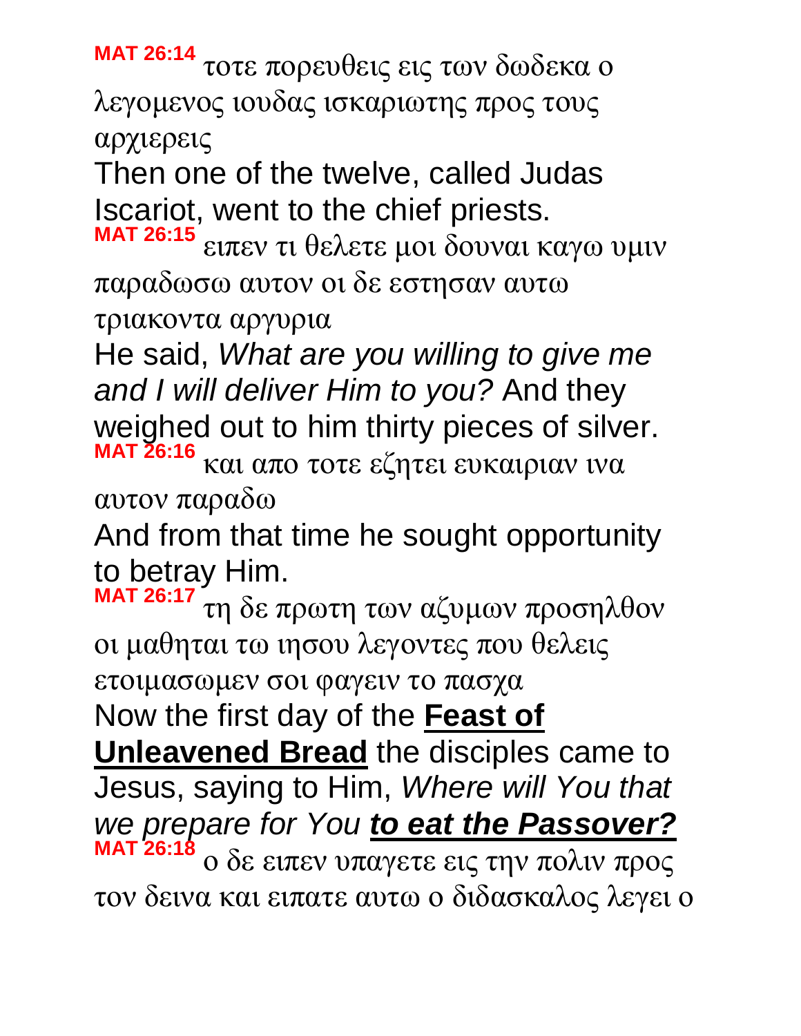**MAT 26:14** τοτε πορευθεις εις των δωδεκα ο λεγομενος ιουδας ισκαριωτης προς τους αρχιερεις

Then one of the twelve, called Judas Iscariot, went to the chief priests.

**MAT 26:15** ειπεν τι θελετε μοι δουναι καγω υμιν παραδωσω αυτον οι δε εστησαν αυτω τριακοντα αργυρια

He said, *What are you willing to give me and I will deliver Him to you?* And they weighed out to him thirty pieces of silver.

**MAT 26:16** και απο τοτε εζητει ευκαιριαν ινα αυτον παραδω

And from that time he sought opportunity to betray Him.

**MAT 26:17** τη δε πρωτη των αζυμων προσηλθον οι μαθηται τω ιησου λεγοντες που θελεις ετοιμασωμεν σοι φαγειν το πασχα

Now the first day of the **Feast of Unleavened Bread** the disciples came to Jesus, saying to Him, *Where will You that we prepare for You* ***to eat the Passover?***

**MAT 26:18** ο δε ειπεν υπαγετε εις την πολιν προς τον δεινα και ειπατε αυτω ο διδασκαλος λεγει ο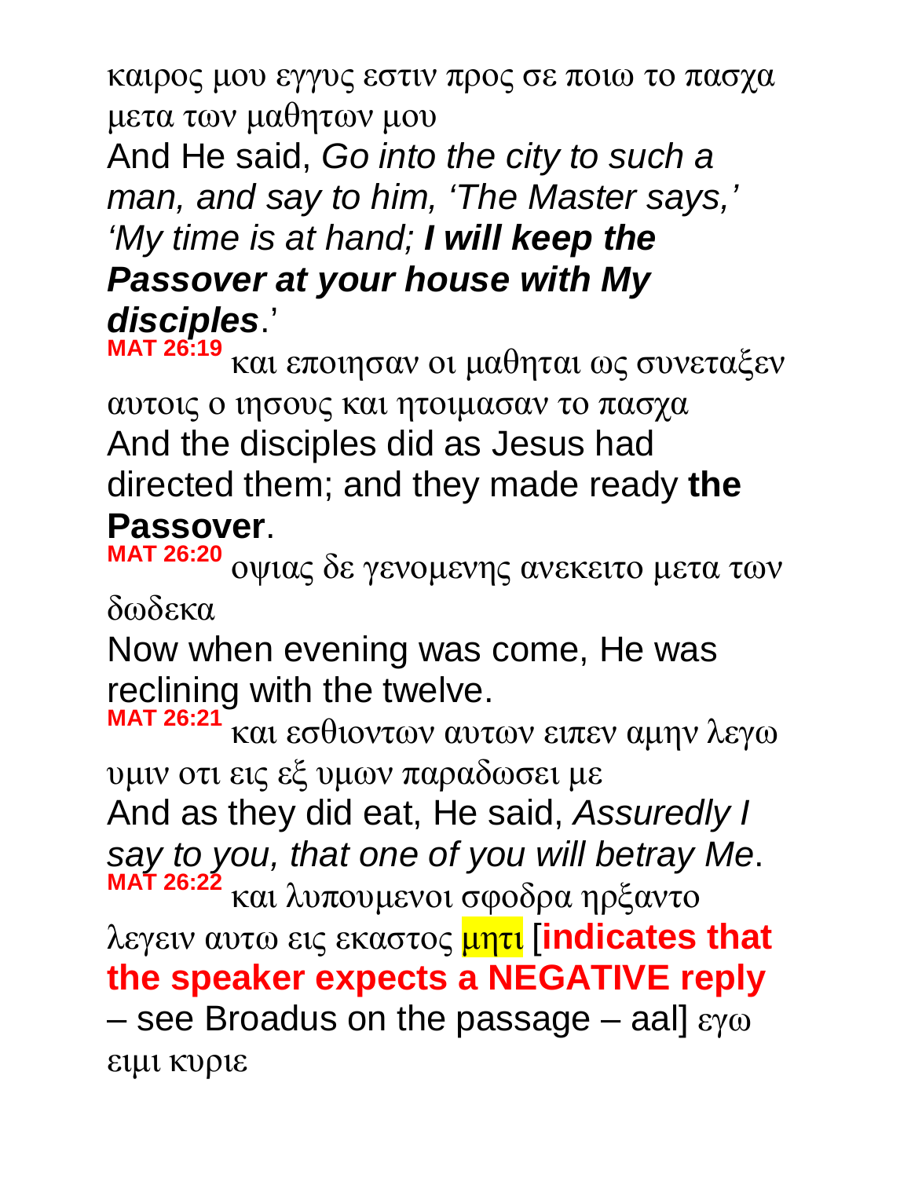καιρος μου εγγυς εστιν προς σε ποιω το πασχα μετα των μαθητων μου

And He said, *Go into the city to such a man, and say to him, 'The Master says,' 'My time is at hand;* ***I will keep the Passover at your house with My disciples***.'

**MAT 26:19** και εποιησαν οι μαθηται ως συνεταξεν αυτοις ο ιησους και ητοιμασαν το πασχα

And the disciples did as Jesus had directed them; and they made ready **the Passover**.

**MAT 26:20** οψιας δε γενομενης ανεκειτο μετα των δωδεκα

Now when evening was come, He was reclining with the twelve.

**MAT 26:21** και εσθιοντων αυτων ειπεν αμην λεγω υμιν οτι εις εξ υμων παραδωσει με

And as they did eat, He said, *Assuredly I say to you, that one of you will betray Me*.

**MAT 26:22** και λυπουμενοι σφοδρα ηρξαντο λεγειν αυτω εις εκαστος μητι [**indicates that the speaker expects a NEGATIVE reply** – see Broadus on the passage – aal] εγω ειμι κυριε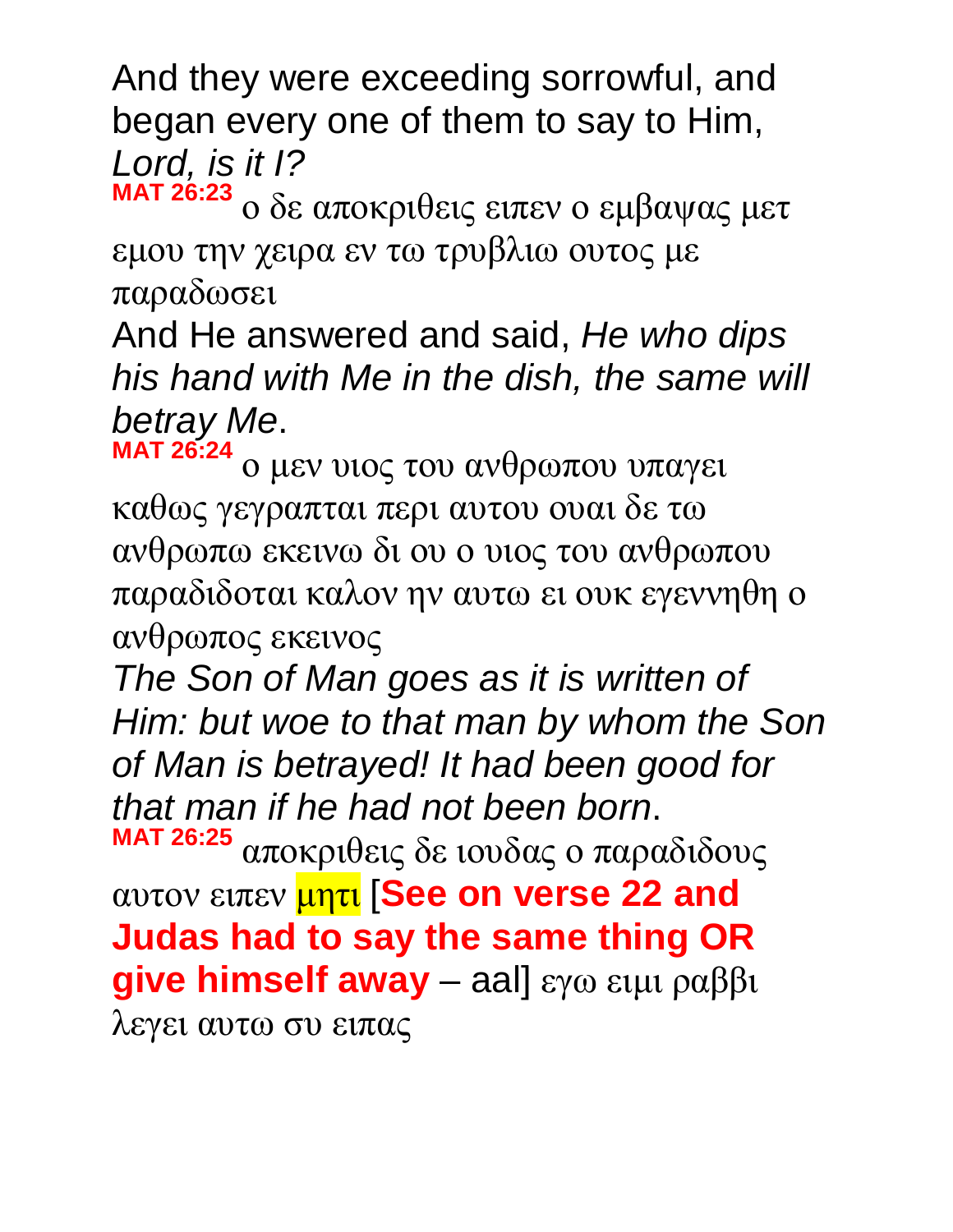And they were exceeding sorrowful, and began every one of them to say to Him, *Lord, is it I?*

**MAT 26:23** ο δε αποκριθεις ειπεν ο εμβαψας μετ εμου την χειρα εν τω τρυβλιω ουτος με παραδωσει

And He answered and said, *He who dips his hand with Me in the dish, the same will betray Me*.

**MAT 26:24** ο μεν υιος του ανθρωπου υπαγει καθως γεγραπται περι αυτου ουαι δε τω ανθρωπω εκεινω δι ου ο υιος του ανθρωπου παραδιδοται καλον ην αυτω ει ουκ εγεννηθη ο ανθρωπος εκεινος

*The Son of Man goes as it is written of Him: but woe to that man by whom the Son of Man is betrayed! It had been good for that man if he had not been born*.

**MAT 26:25** αποκριθεις δε ιουδας ο παραδιδους αυτον ειπεν μητι [**See on verse 22 and Judas had to say the same thing OR give himself away** – aal] εγω ειμι ραββι λεγει αυτω συ ειπας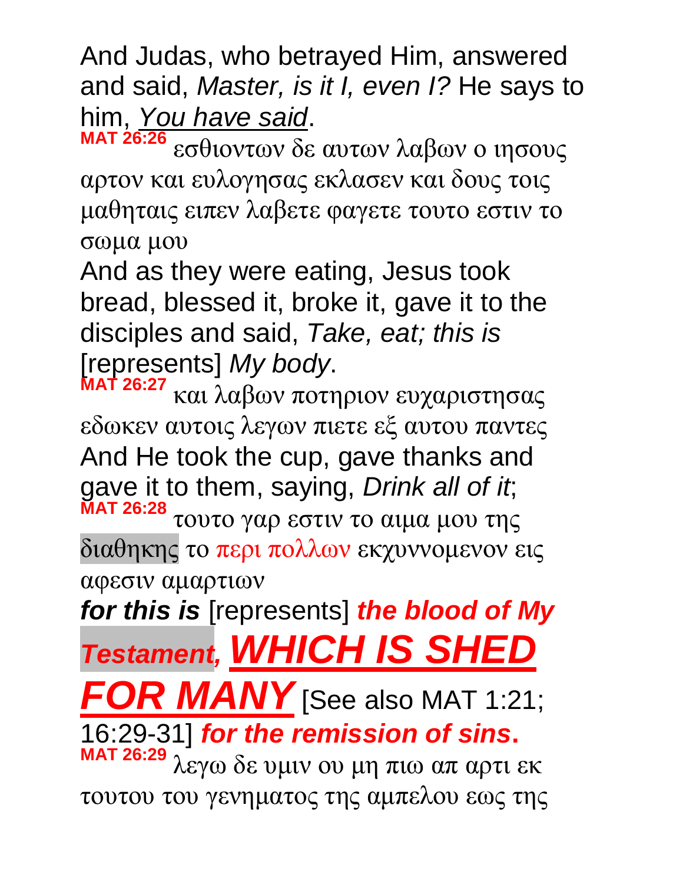And Judas, who betrayed Him, answered and said, *Master, is it I, even I?* He says to him, *You have said*.

**MAT 26:26** εσθιοντων δε αυτων λαβων ο ιησους αρτον και ευλογησας εκλασεν και δους τοις μαθηταις ειπεν λαβετε φαγετε τουτο εστιν το σωμα μου

And as they were eating, Jesus took bread, blessed it, broke it, gave it to the disciples and said, *Take, eat; this is* [represents] *My body*.

**MAT 26:27** και λαβων ποτηριον ευχαριστησας εδωκεν αυτοις λεγων πιετε εξ αυτου παντες

And He took the cup, gave thanks and gave it to them, saying, *Drink all of it*;

**MAT 26:28** τουτο γαρ εστιν το αιμα μου της διαθηκης το περι πολλων εκχυννομενον εις αφεσιν αμαρτιων

***for this is*** [represents] ***the blood of My Testament, WHICH IS SHED FOR MANY*** [See also MAT 1:21; 16:29-31] ***for the remission of sins*.**

**MAT 26:29** λεγω δε υμιν ου μη πιω απ αρτι εκ τουτου του γενηματος της αμπελου εως της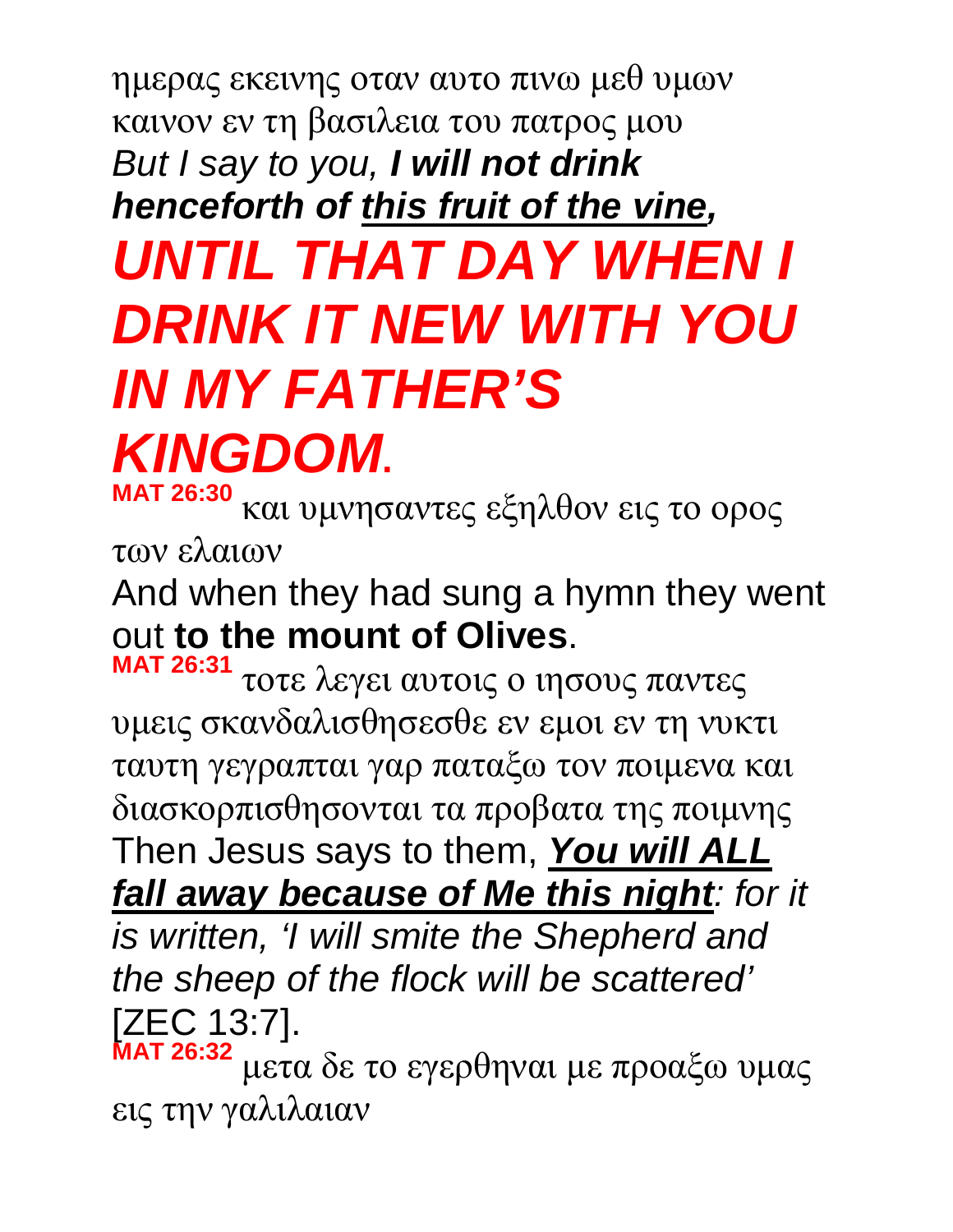ημερας εκεινης οταν αυτο πινω μεθ υμων καινον εν τη βασιλεια του πατρος μου

*But I say to you, **I will not drink henceforth of <u>this fruit of the vine</u>,***

***UNTIL THAT DAY WHEN I DRINK IT NEW WITH YOU IN MY FATHER'S KINGDOM*.**

**MAT 26:30** και υμνησαντες εξηλθον εις το ορος των ελαιων

And when they had sung a hymn they went out **to the mount of Olives**.

**MAT 26:31** τοτε λεγει αυτοις ο ιησους παντες υμεις σκανδαλισθησεσθε εν εμοι εν τη νυκτι ταυτη γεγραπται γαρ παταξω τον ποιμενα και διασκορπισθησονται τα προβατα της ποιμνης

Then Jesus says to them, ***<u>You will ALL fall away because of Me this night</u>****: for it is written, 'I will smite the Shepherd and the sheep of the flock will be scattered'* [ZEC 13:7].

**MAT 26:32** μετα δε το εγερθηναι με προαξω υμας εις την γαλιλαιαν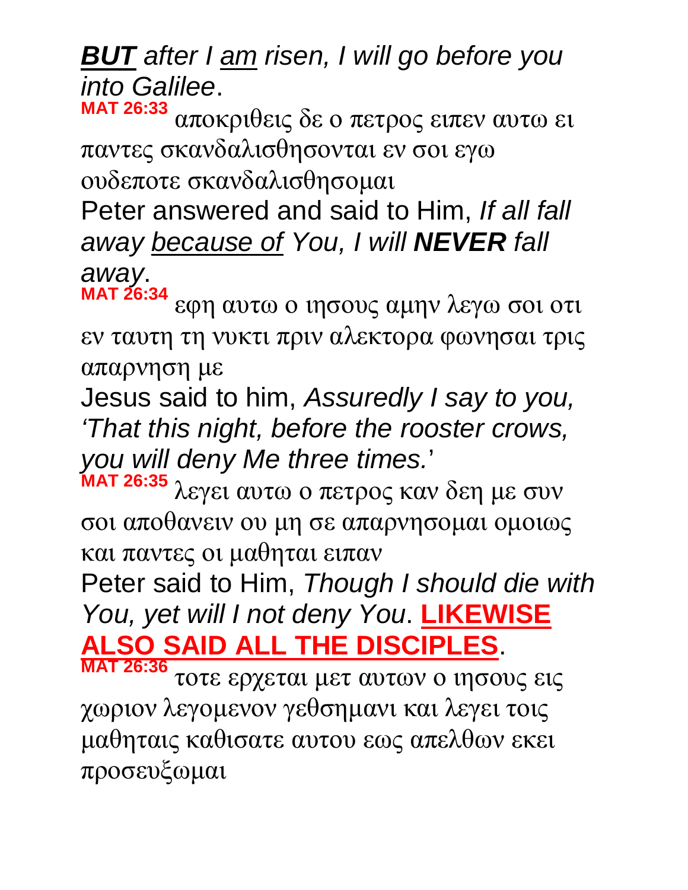***BUT*** *after I* <u>*am*</u> *risen, I will go before you into Galilee*.

**MAT 26:33** αποκριθεις δε ο πετρος ειπεν αυτω ει παντες σκανδαλισθησονται εν σοι εγω ουδεποτε σκανδαλισθησομαι

Peter answered and said to Him, *If all fall away* <u>*because of*</u> *You, I will* ***NEVER*** *fall away*.

**MAT 26:34** εφη αυτω ο ιησους αμην λεγω σοι οτι εν ταυτη τη νυκτι πριν αλεκτορα φωνησαι τρις απαρνηση με

Jesus said to him, *Assuredly I say to you, 'That this night, before the rooster crows, you will deny Me three times.*'

**MAT 26:35** λεγει αυτω ο πετρος καν δεη με συν σοι αποθανειν ου μη σε απαρνησομαι ομοιως και παντες οι μαθηται ειπαν

Peter said to Him, *Though I should die with You, yet will I not deny You*. <u>**LIKEWISE ALSO SAID ALL THE DISCIPLES**</u>.

**MAT 26:36** τοτε ερχεται μετ αυτων ο ιησους εις χωριον λεγομενον γεθσημανι και λεγει τοις μαθηταις καθισατε αυτου εως απελθων εκει προσευξωμαι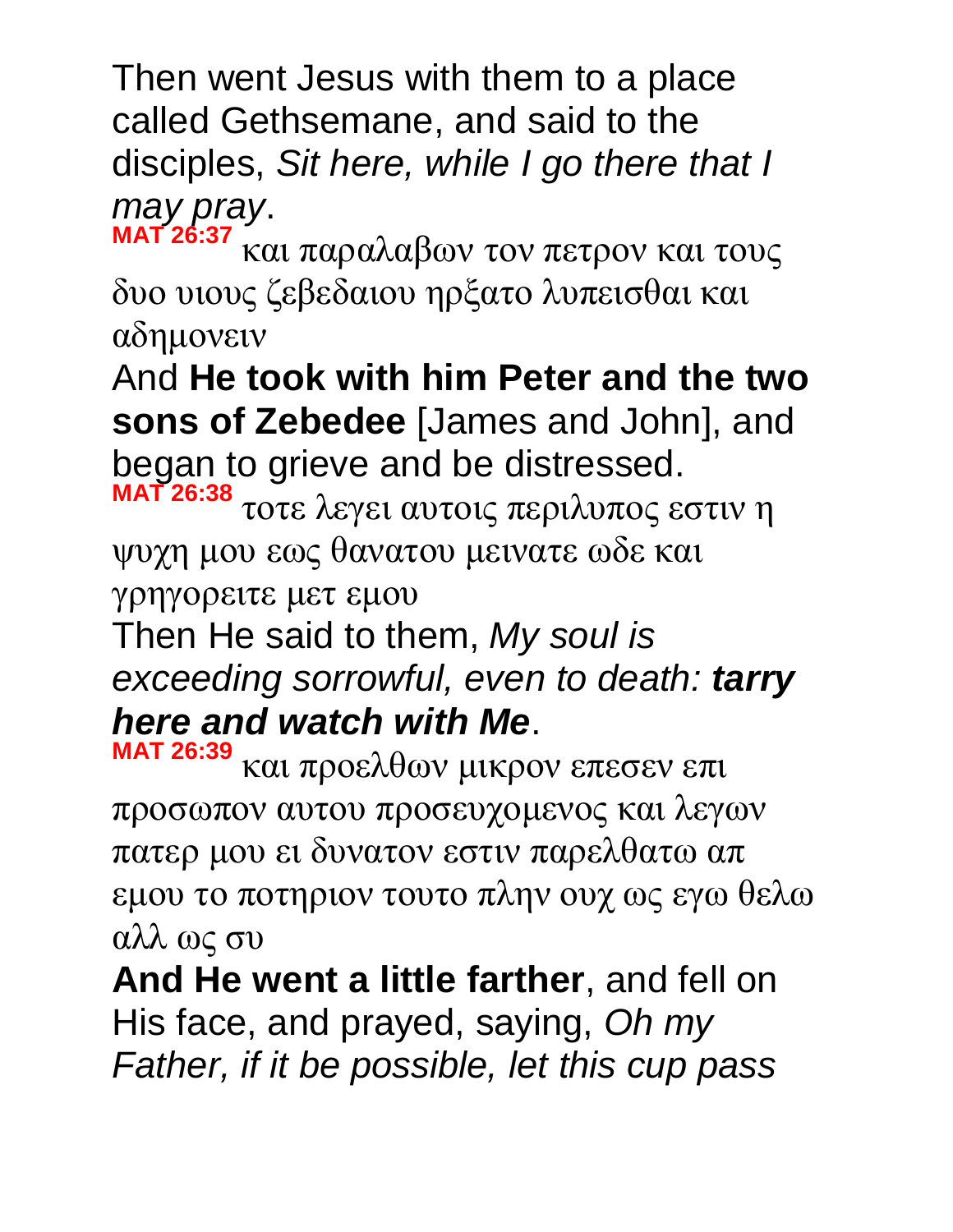Then went Jesus with them to a place called Gethsemane, and said to the disciples, *Sit here, while I go there that I may pray*.

**MAT 26:37** και παραλαβων τον πετρον και τους δυο υιους ζεβεδαιου ηρξατο λυπεισθαι και αδημονειν

And **He took with him Peter and the two sons of Zebedee** [James and John], and began to grieve and be distressed.

**MAT 26:38** τοτε λεγει αυτοις περιλυπος εστιν η ψυχη μου εως θανατου μεινατε ωδε και γρηγορειτε μετ εμου

Then He said to them, *My soul is exceeding sorrowful, even to death: **tarry here and watch with Me***.

**MAT 26:39** και προελθων μικρον επεσεν επι προσωπον αυτου προσευχομενος και λεγων πατερ μου ει δυνατον εστιν παρελθατω απ εμου το ποτηριον τουτο πλην ουχ ως εγω θελω αλλ ως συ

**And He went a little farther**, and fell on His face, and prayed, saying, *Oh my Father, if it be possible, let this cup pass*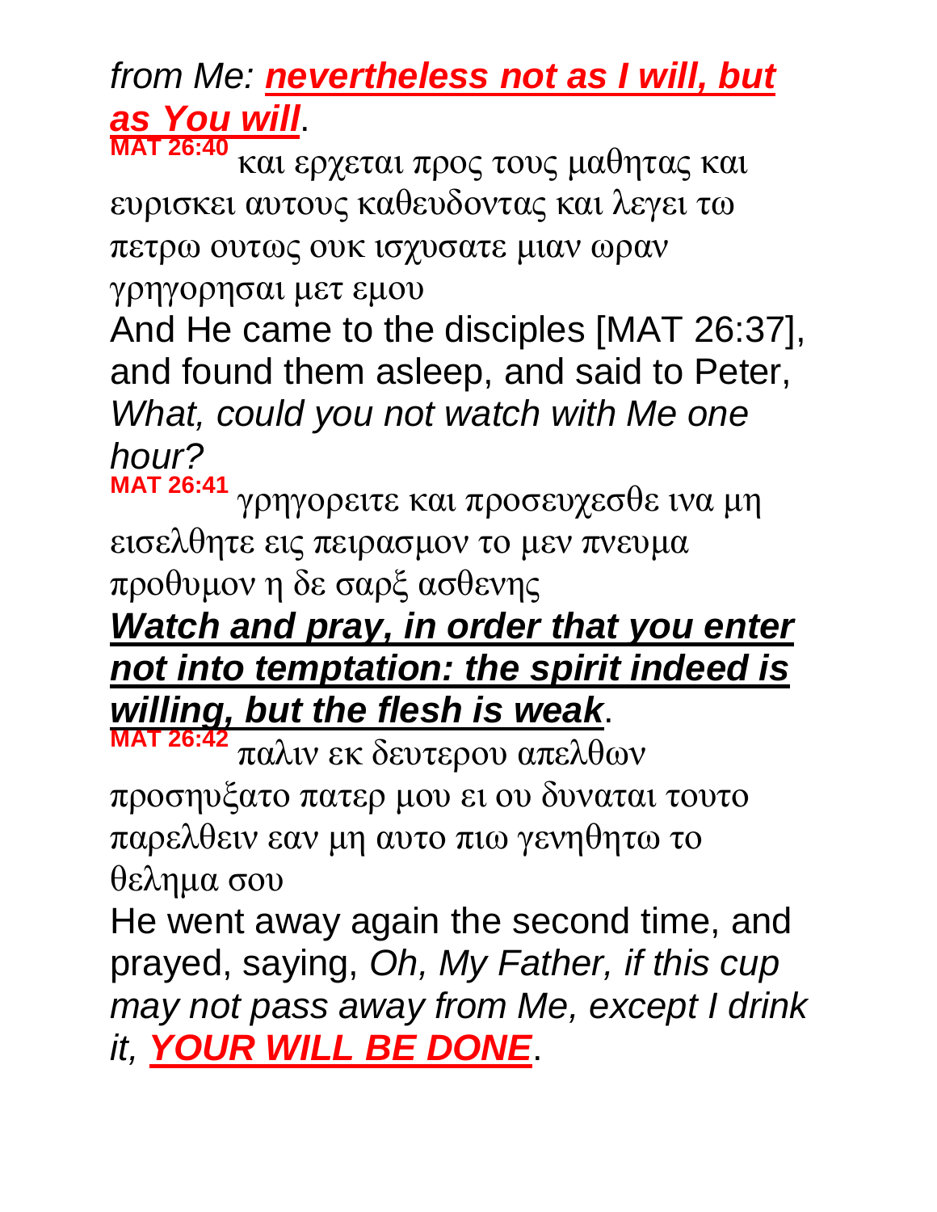*from Me: **nevertheless not as I will, but as You will**.*

**MAT 26:40** και ερχεται προς τους μαθητας και ευρισκει αυτους καθευδοντας και λεγει τω πετρω ουτως ουκ ισχυσατε μιαν ωραν γρηγορησαι μετ εμου

And He came to the disciples [MAT 26:37], and found them asleep, and said to Peter, *What, could you not watch with Me one hour?*

**MAT 26:41** γρηγορειτε και προσευχεσθε ινα μη εισελθητε εις πειρασμον το μεν πνευμα προθυμον η δε σαρξ ασθενης

***Watch and pray, in order that you enter not into temptation: the spirit indeed is willing, but the flesh is weak***.

**MAT 26:42** παλιν εκ δευτερου απελθων προσηυξατο πατερ μου ει ου δυναται τουτο παρελθειν εαν μη αυτο πιω γενηθητω το θελημα σου

He went away again the second time, and prayed, saying, *Oh, My Father, if this cup may not pass away from Me, except I drink it, **YOUR WILL BE DONE***.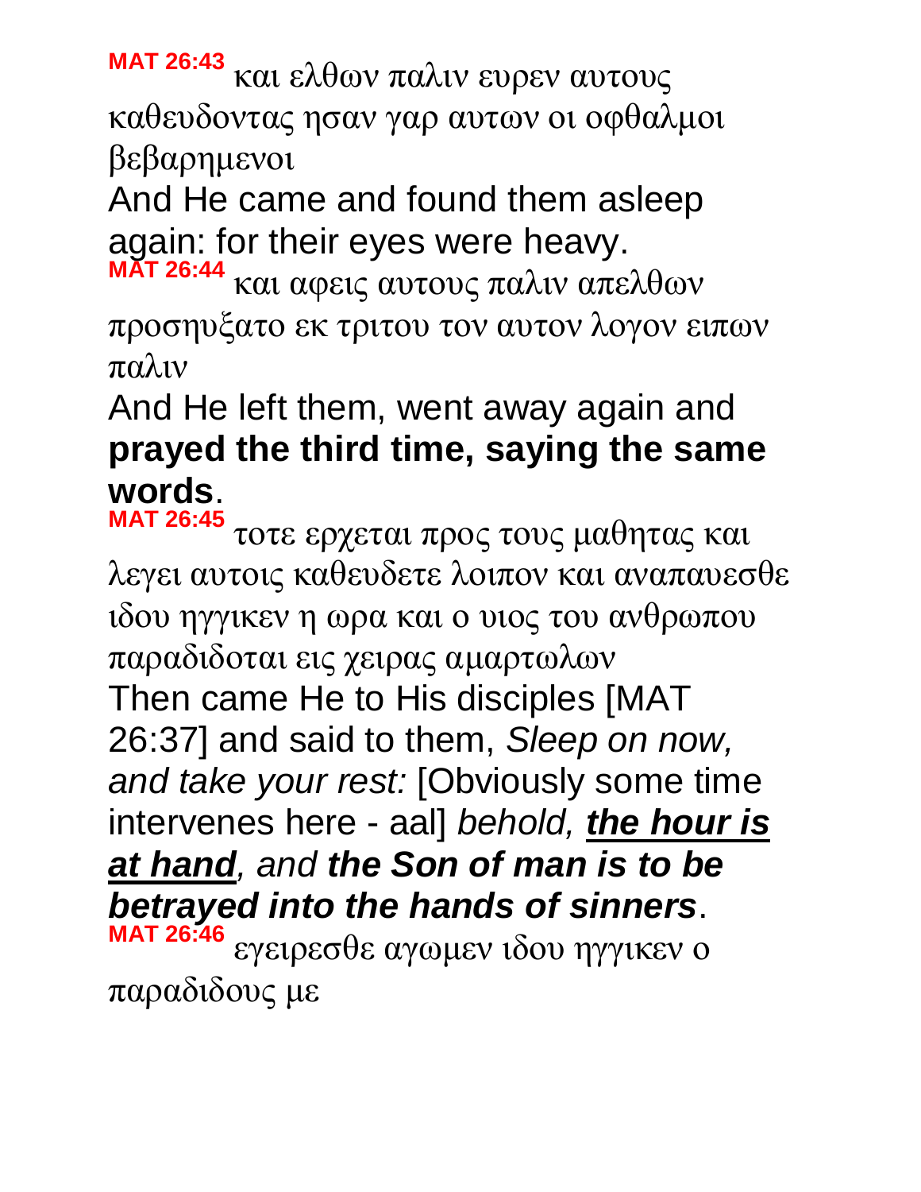**MAT 26:43** και ελθων παλιν ευρεν αυτους καθευδοντας ησαν γαρ αυτων οι οφθαλμοι βεβαρημενοι

And He came and found them asleep again: for their eyes were heavy.

**MAT 26:44** και αφεις αυτους παλιν απελθων προσηυξατο εκ τριτου τον αυτον λογον ειπων παλιν

And He left them, went away again and **prayed the third time, saying the same words**.

**MAT 26:45** τοτε ερχεται προς τους μαθητας και λεγει αυτοις καθευδετε λοιπον και αναπαυεσθε ιδου ηγγικεν η ωρα και ο υιος του ανθρωπου παραδιδοται εις χειρας αμαρτωλων

Then came He to His disciples [MAT 26:37] and said to them, *Sleep on now, and take your rest:* [Obviously some time intervenes here - aal] *behold, **<u>the hour is at hand</u>**, and **the Son of man is to be betrayed into the hands of sinners***.

**MAT 26:46** εγειρεσθε αγωμεν ιδου ηγγικεν ο παραδιδους με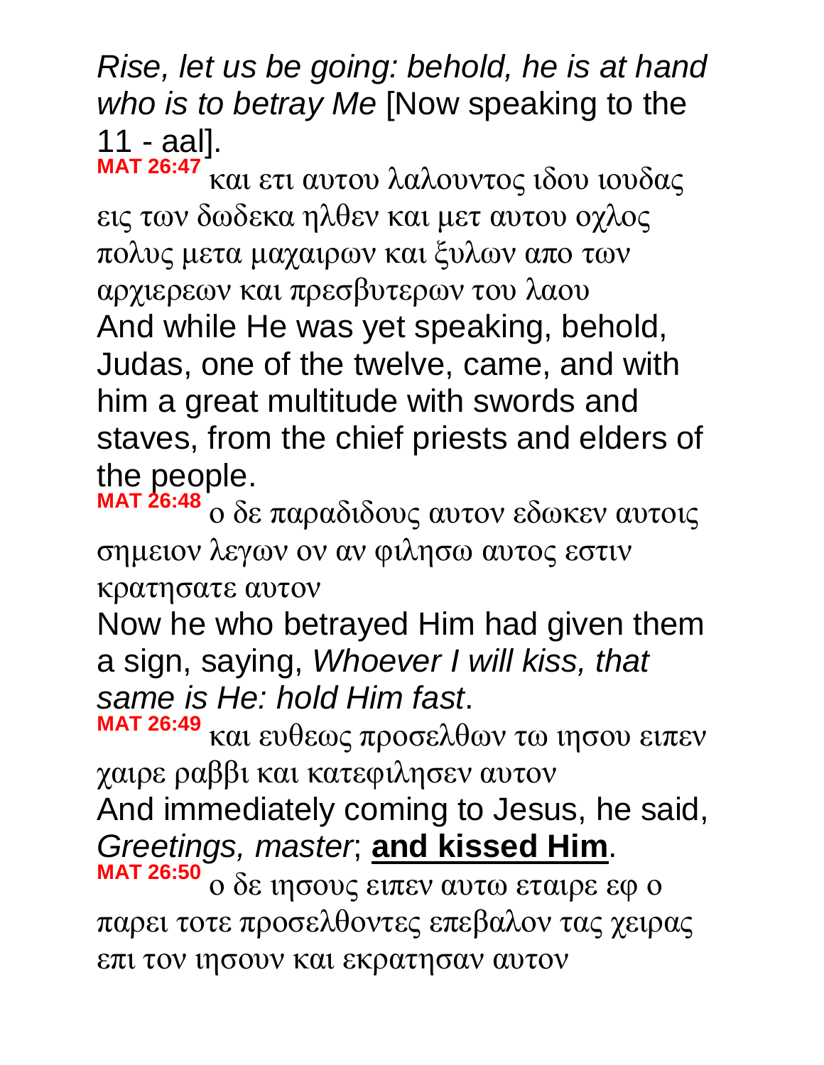*Rise, let us be going: behold, he is at hand who is to betray Me* [Now speaking to the 11 - aal].

**MAT 26:47** και ετι αυτου λαλουντος ιδου ιουδας εις των δωδεκα ηλθεν και μετ αυτου οχλος πολυς μετα μαχαιρων και ξυλων απο των αρχιερεων και πρεσβυτερων του λαου

And while He was yet speaking, behold, Judas, one of the twelve, came, and with him a great multitude with swords and staves, from the chief priests and elders of the people.

**MAT 26:48** ο δε παραδιδους αυτον εδωκεν αυτοις σημειον λεγων ον αν φιλησω αυτος εστιν κρατησατε αυτον

Now he who betrayed Him had given them a sign, saying, *Whoever I will kiss, that same is He: hold Him fast*.

**MAT 26:49** και ευθεως προσελθων τω ιησου ειπεν χαιρε ραββι και κατεφιλησεν αυτον

And immediately coming to Jesus, he said, *Greetings, master*; **and kissed Him**.

**MAT 26:50** ο δε ιησους ειπεν αυτω εταιρε εφ ο παρει τοτε προσελθοντες επεβαλον τας χειρας επι τον ιησουν και εκρατησαν αυτον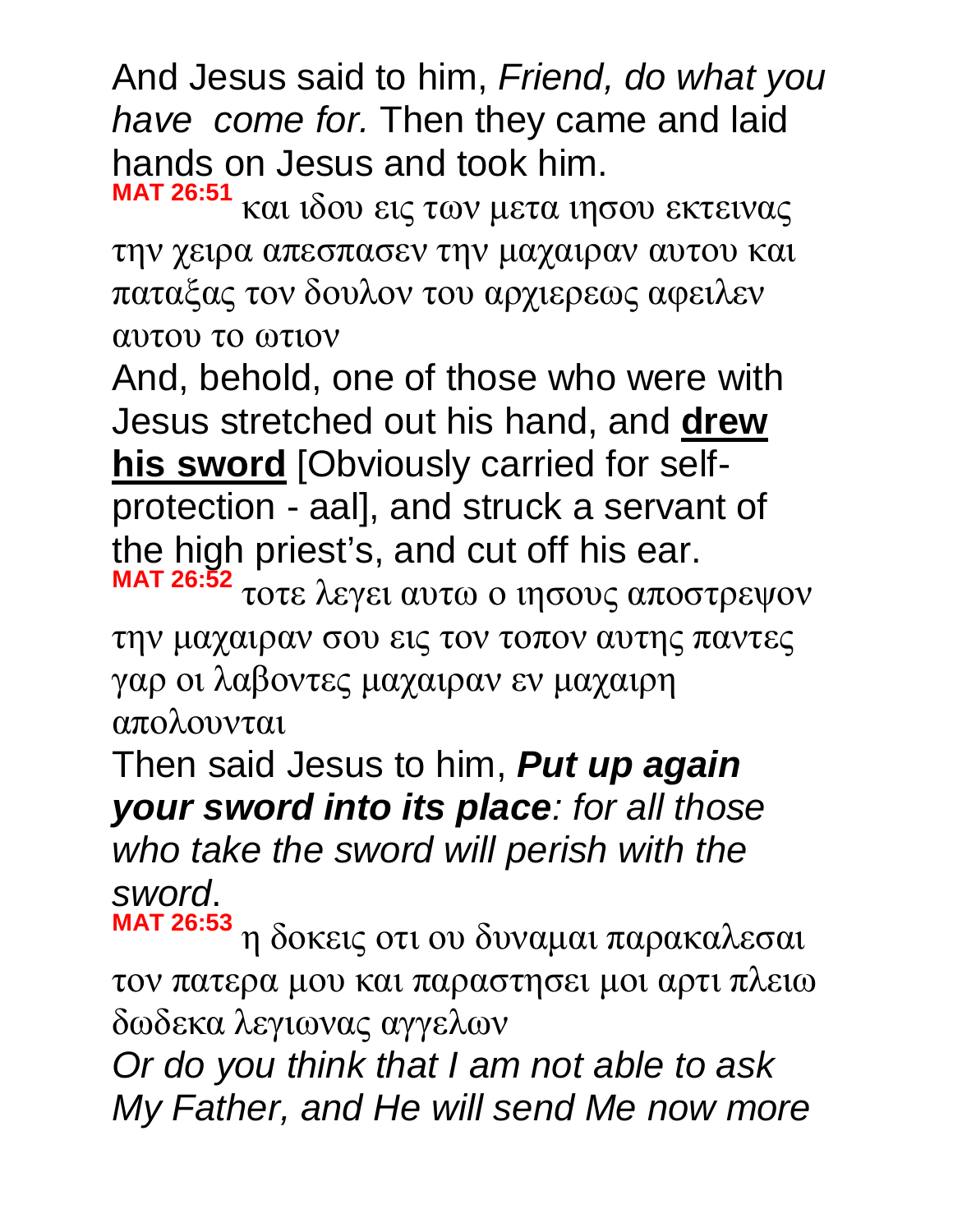And Jesus said to him, *Friend, do what you have  come for.* Then they came and laid hands on Jesus and took him.

**MAT 26:51** και ιδου εις των μετα ιησου εκτεινας την χειρα απεσπασεν την μαχαιραν αυτου και παταξας τον δουλον του αρχιερεως αφειλεν αυτου το ωτιον

And, behold, one of those who were with Jesus stretched out his hand, and **<u>drew his sword</u>** [Obviously carried for self-protection - aal], and struck a servant of the high priest's, and cut off his ear.

**MAT 26:52** τοτε λεγει αυτω ο ιησους αποστρεψον την μαχαιραν σου εις τον τοπον αυτης παντες γαρ οι λαβοντες μαχαιραν εν μαχαιρη απολουνται

Then said Jesus to him, ***Put up again your sword into its place****: for all those who take the sword will perish with the sword*.

**MAT 26:53** η δοκεις οτι ου δυναμαι παρακαλεσαι τον πατερα μου και παραστησει μοι αρτι πλειω δωδεκα λεγιωνας αγγελων

*Or do you think that I am not able to ask My Father, and He will send Me now more*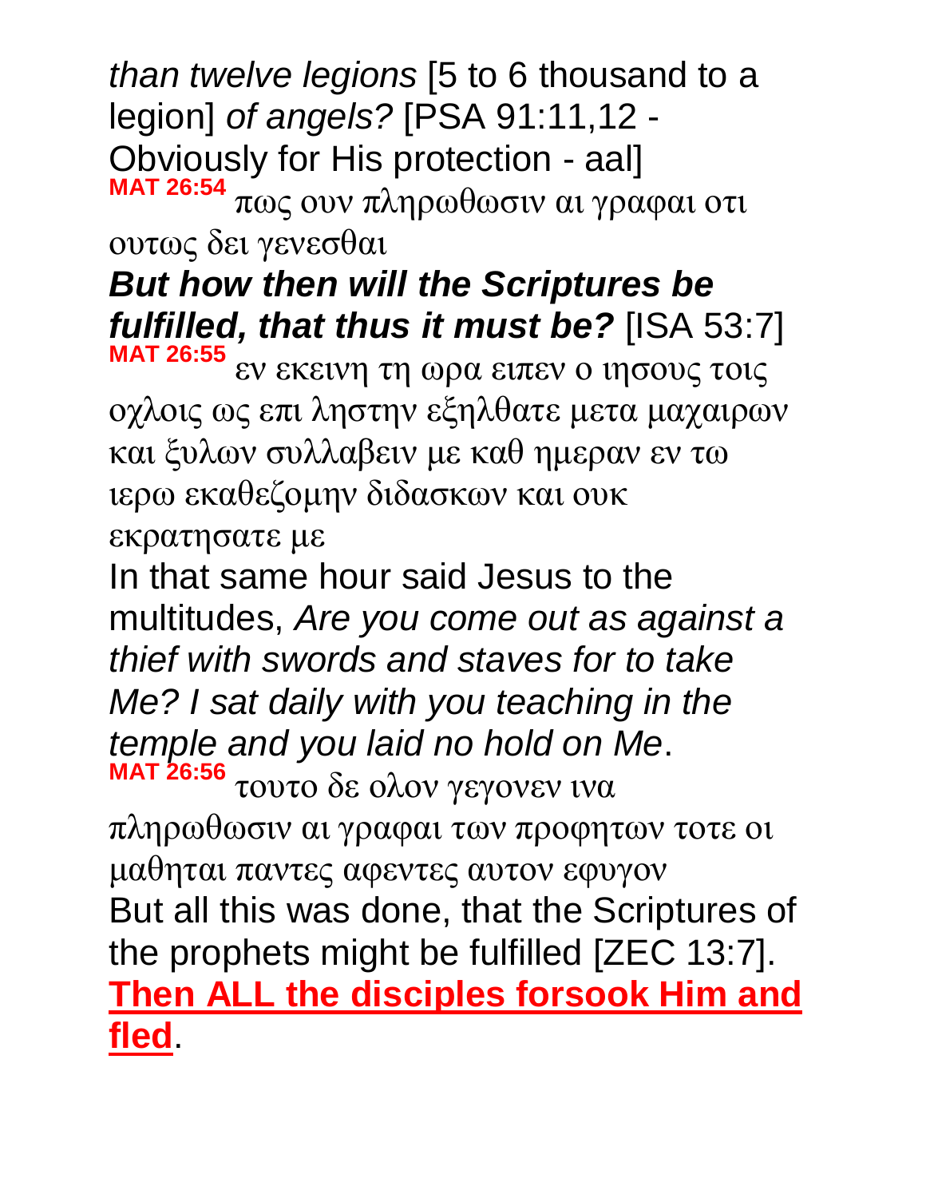*than twelve legions* [5 to 6 thousand to a legion] *of angels?* [PSA 91:11,12 - Obviously for His protection - aal]

**MAT 26:54** πως ουν πληρωθωσιν αι γραφαι οτι ουτως δει γενεσθαι

***But how then will the Scriptures be fulfilled, that thus it must be?*** [ISA 53:7]

**MAT 26:55** εν εκεινη τη ωρα ειπεν ο ιησους τοις οχλοις ως επι ληστην εξηλθατε μετα μαχαιρων και ξυλων συλλαβειν με καθ ημεραν εν τω ιερω εκαθεζομην διδασκων και ουκ εκρατησατε με

In that same hour said Jesus to the multitudes, *Are you come out as against a thief with swords and staves for to take Me? I sat daily with you teaching in the temple and you laid no hold on Me*.

**MAT 26:56** τουτο δε ολον γεγονεν ινα πληρωθωσιν αι γραφαι των προφητων τοτε οι μαθηται παντες αφεντες αυτον εφυγον

But all this was done, that the Scriptures of the prophets might be fulfilled [ZEC 13:7]. **Then ALL the disciples forsook Him and fled**.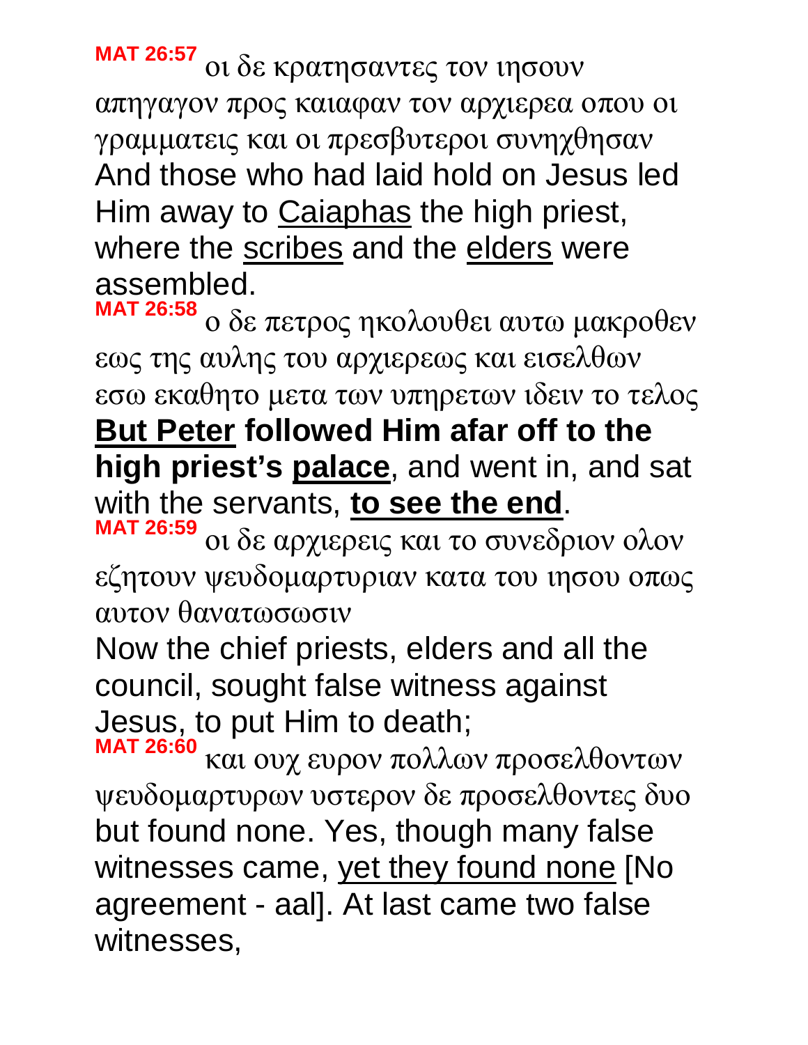**MAT 26:57** οι δε κρατησαντες τον ιησουν απηγαγον προς καιαφαν τον αρχιερεα οπου οι γραμματεις και οι πρεσβυτεροι συνηχθησαν
And those who had laid hold on Jesus led Him away to Caiaphas the high priest, where the scribes and the elders were assembled.

**MAT 26:58** ο δε πετρος ηκολουθει αυτω μακροθεν εως της αυλης του αρχιερεως και εισελθων εσω εκαθητο μετα των υπηρετων ιδειν το τελος
**But Peter followed Him afar off to the high priest's palace**, and went in, and sat with the servants, **to see the end**.

**MAT 26:59** οι δε αρχιερεις και το συνεδριον ολον εζητουν ψευδομαρτυριαν κατα του ιησου οπως αυτον θανατωσωσιν
Now the chief priests, elders and all the council, sought false witness against Jesus, to put Him to death;

**MAT 26:60** και ουχ ευρον πολλων προσελθοντων ψευδομαρτυρων υστερον δε προσελθοντες δυο
but found none. Yes, though many false witnesses came, yet they found none [No agreement - aal]. At last came two false witnesses,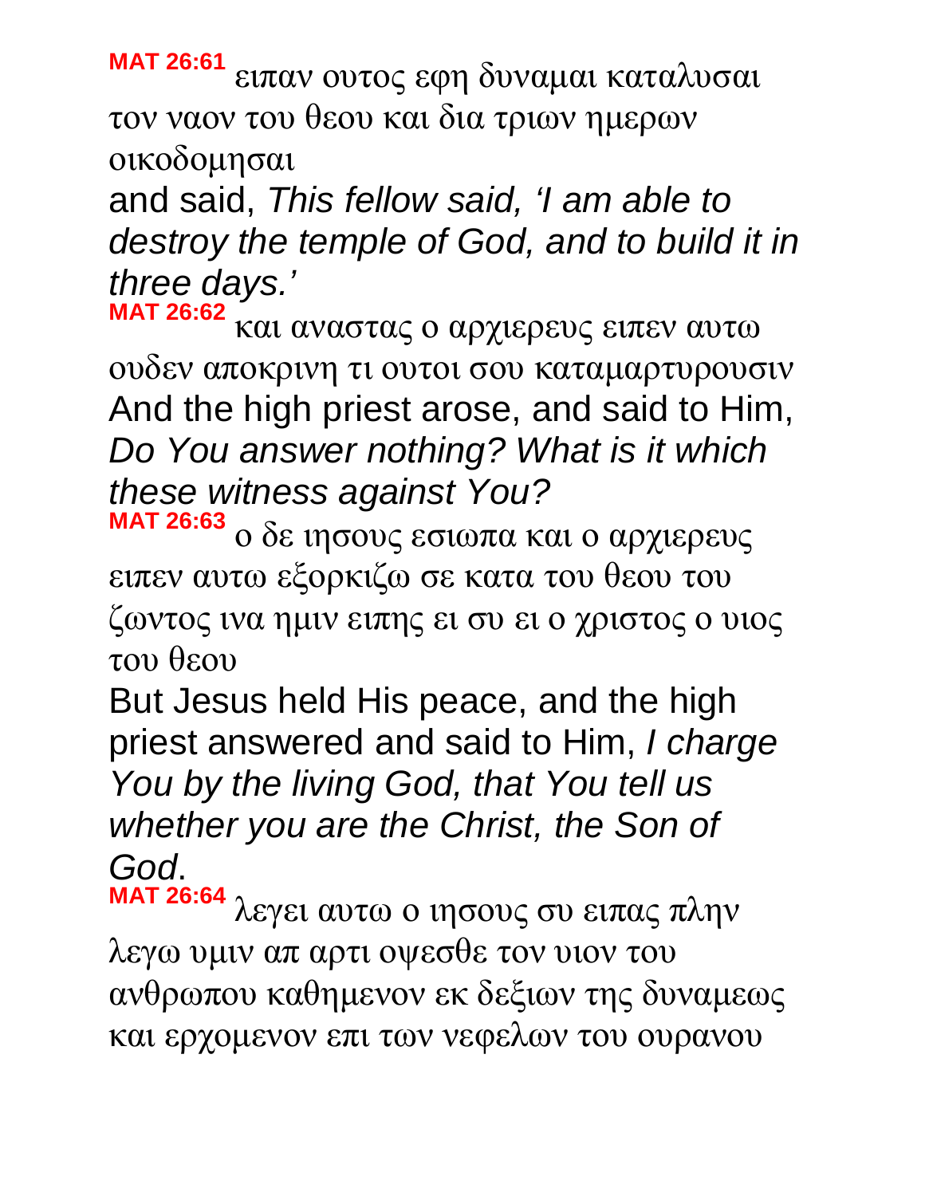**MAT 26:61** ειπαν ουτος εφη δυναμαι καταλυσαι τον ναον του θεου και δια τριων ημερων οικοδομησαι

and said, *This fellow said, 'I am able to destroy the temple of God, and to build it in three days.'*

**MAT 26:62** και αναστας ο αρχιερευς ειπεν αυτω ουδεν αποκρινη τι ουτοι σου καταμαρτυρουσιν

And the high priest arose, and said to Him, *Do You answer nothing? What is it which these witness against You?*

**MAT 26:63** ο δε ιησους εσιωπα και ο αρχιερευς ειπεν αυτω εξορκιζω σε κατα του θεου του ζωντος ινα ημιν ειπης ει συ ει ο χριστος ο υιος του θεου

But Jesus held His peace, and the high priest answered and said to Him, *I charge You by the living God, that You tell us whether you are the Christ, the Son of God*.

**MAT 26:64** λεγει αυτω ο ιησους συ ειπας πλην λεγω υμιν απ αρτι οψεσθε τον υιον του ανθρωπου καθημενον εκ δεξιων της δυναμεως και ερχομενον επι των νεφελων του ουρανου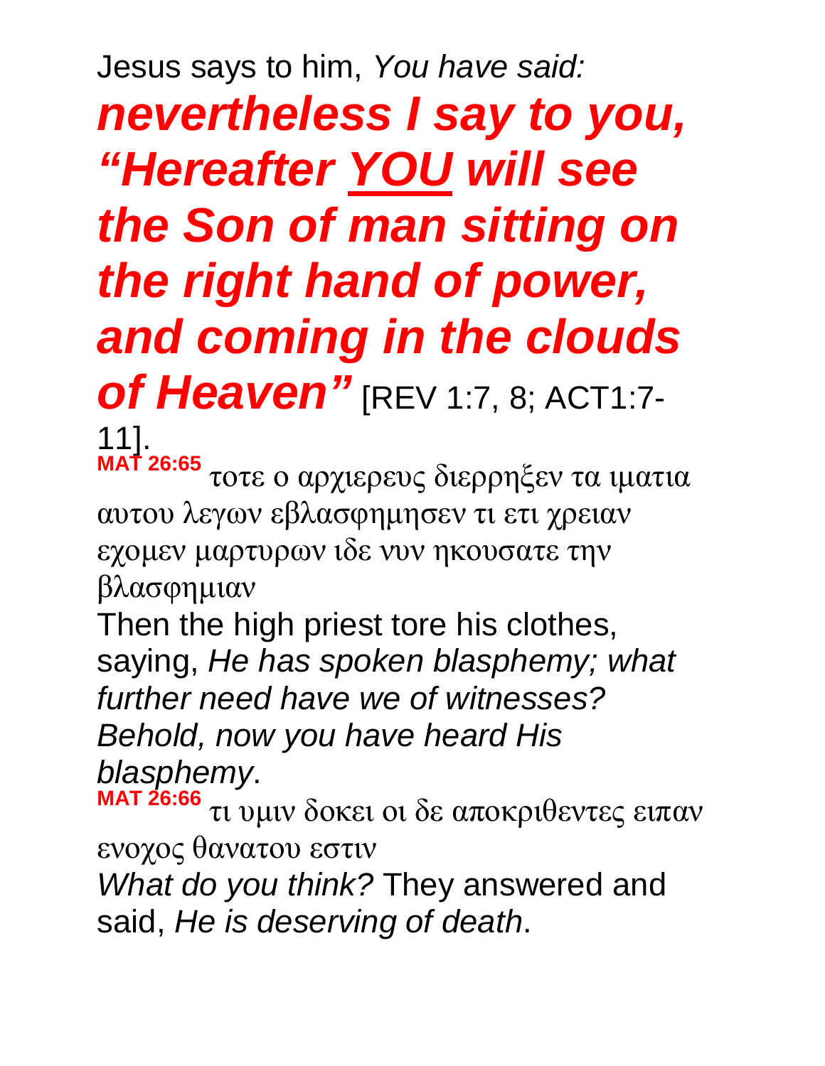Jesus says to him, *You have said:*

***nevertheless I say to you, "Hereafter YOU will see the Son of man sitting on the right hand of power, and coming in the clouds of Heaven"*** [REV 1:7, 8; ACT1:7-11].

**MAT 26:65** τοτε ο αρχιερευς διερρηξεν τα ιματια αυτου λεγων εβλασφημησεν τι ετι χρειαν εχομεν μαρτυρων ιδε νυν ηκουσατε την βλασφημιαν

Then the high priest tore his clothes, saying, *He has spoken blasphemy; what further need have we of witnesses? Behold, now you have heard His blasphemy*.

**MAT 26:66** τι υμιν δοκει οι δε αποκριθεντες ειπαν ενοχος θανατου εστιν

*What do you think?* They answered and said, *He is deserving of death*.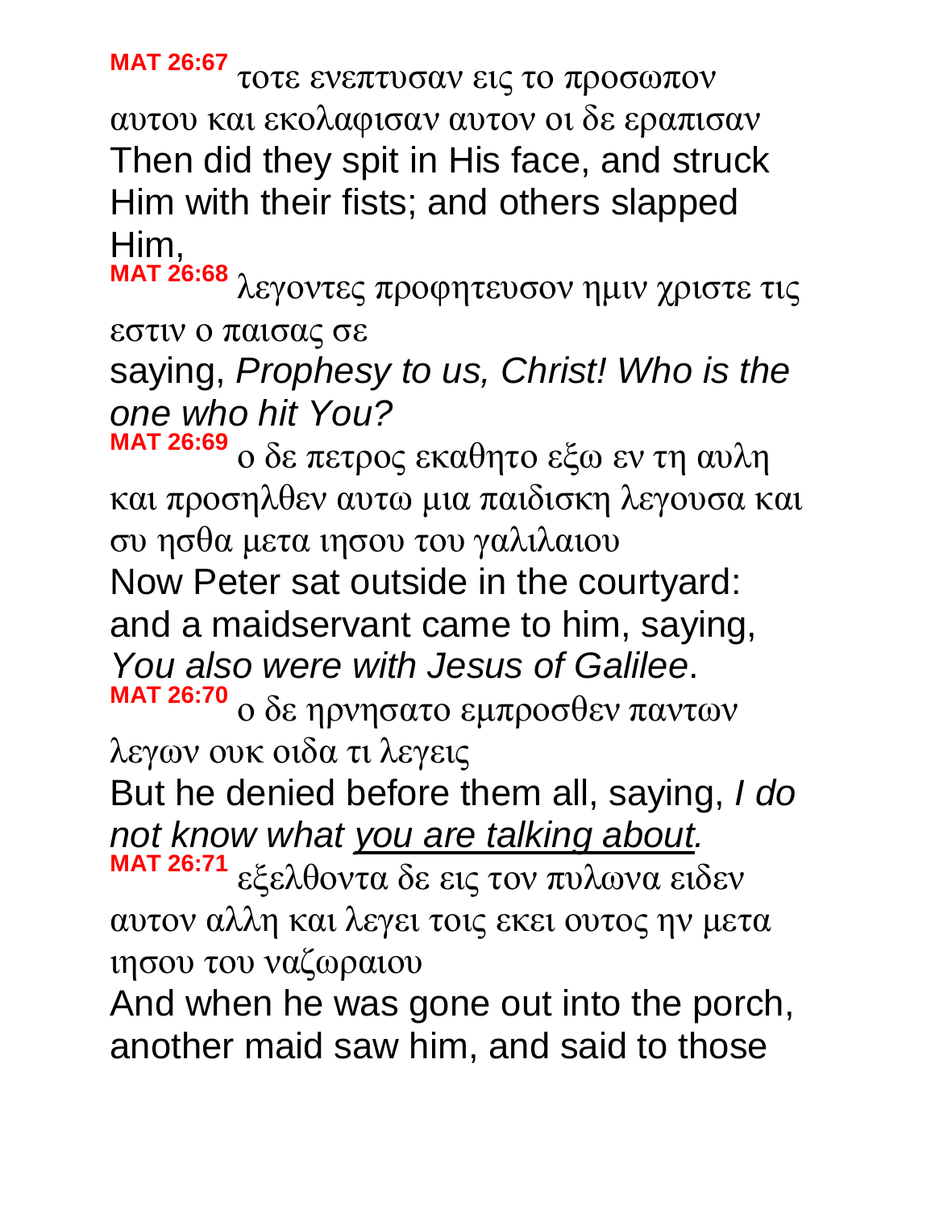**MAT 26:67** τοτε ενεπτυσαν εις το προσωπον αυτου και εκολαφισαν αυτον οι δε εραπισαν
Then did they spit in His face, and struck Him with their fists; and others slapped Him,

**MAT 26:68** λεγοντες προφητευσον ημιν χριστε τις εστιν ο παισας σε
saying, *Prophesy to us, Christ! Who is the one who hit You?*

**MAT 26:69** ο δε πετρος εκαθητο εξω εν τη αυλη και προσηλθεν αυτω μια παιδισκη λεγουσα και συ ησθα μετα ιησου του γαλιλαιου
Now Peter sat outside in the courtyard: and a maidservant came to him, saying, *You also were with Jesus of Galilee*.

**MAT 26:70** ο δε ηρνησατο εμπροσθεν παντων λεγων ουκ οιδα τι λεγεις
But he denied before them all, saying, *I do not know what <u>you are talking about</u>.*

**MAT 26:71** εξελθοντα δε εις τον πυλωνα ειδεν αυτον αλλη και λεγει τοις εκει ουτος ην μετα ιησου του ναζωραιου
And when he was gone out into the porch, another maid saw him, and said to those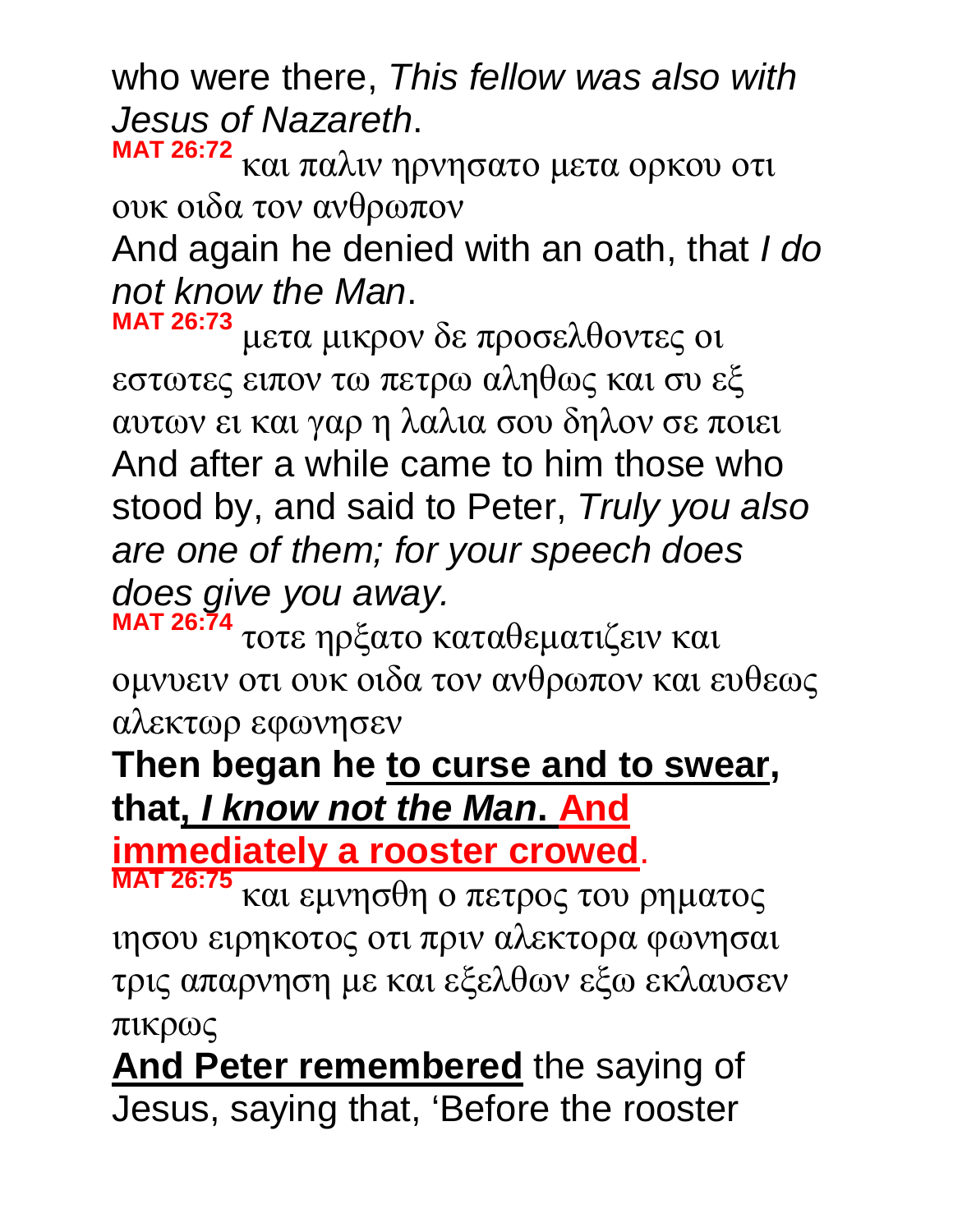who were there, *This fellow was also with Jesus of Nazareth*.

**MAT 26:72** και παλιν ηρνησατο μετα ορκου οτι ουκ οιδα τον ανθρωπον

And again he denied with an oath, that *I do not know the Man*.

**MAT 26:73** μετα μικρον δε προσελθοντες οι εστωτες ειπον τω πετρω αληθως και συ εξ αυτων ει και γαρ η λαλια σου δηλον σε ποιει

And after a while came to him those who stood by, and said to Peter, *Truly you also are one of them; for your speech does does give you away.*

**MAT 26:74** τοτε ηρξατο καταθεματιζειν και ομνυειν οτι ουκ οιδα τον ανθρωπον και ευθεως αλεκτωρ εφωνησεν

**Then began he to curse and to swear, that, *I know not the Man*. And immediately a rooster crowed**.

**MAT 26:75** και εμνησθη ο πετρος του ρηματος ιησου ειρηκοτος οτι πριν αλεκτορα φωνησαι τρις απαρνηση με και εξελθων εξω εκλαυσεν πικρως

**And Peter remembered** the saying of Jesus, saying that, 'Before the rooster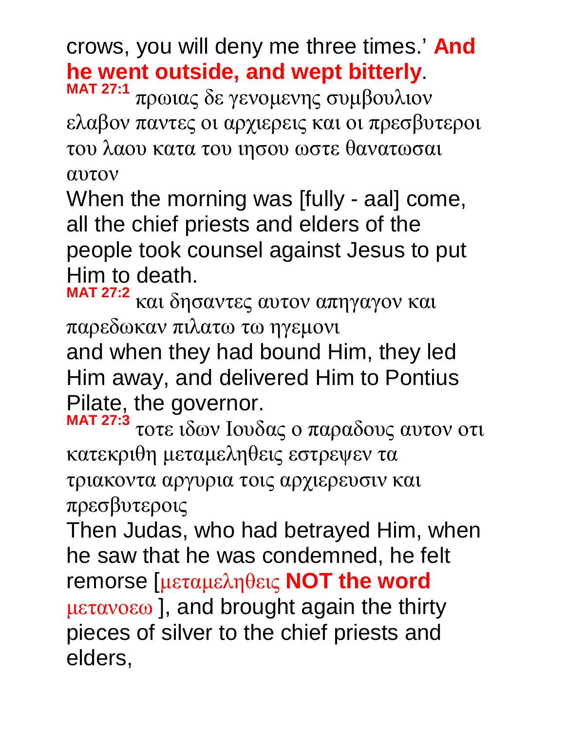crows, you will deny me three times.' **And he went outside, and wept bitterly**.

**MAT 27:1** πρωιας δε γενομενης συμβουλιον ελαβον παντες οι αρχιερεις και οι πρεσβυτεροι του λαου κατα του ιησου ωστε θανατωσαι αυτον

When the morning was [fully - aal] come, all the chief priests and elders of the people took counsel against Jesus to put Him to death.

**MAT 27:2** και δησαντες αυτον απηγαγον και παρεδωκαν πιλατω τω ηγεμονι

and when they had bound Him, they led Him away, and delivered Him to Pontius Pilate, the governor.

**MAT 27:3** τοτε ιδων Ιουδας ο παραδους αυτον οτι κατεκριθη μεταμεληθεις εστρεψεν τα τριακοντα αργυρια τοις αρχιερευσιν και πρεσβυτεροις

Then Judas, who had betrayed Him, when he saw that he was condemned, he felt remorse [μεταμεληθεις **NOT the word** μετανοεω ], and brought again the thirty pieces of silver to the chief priests and elders,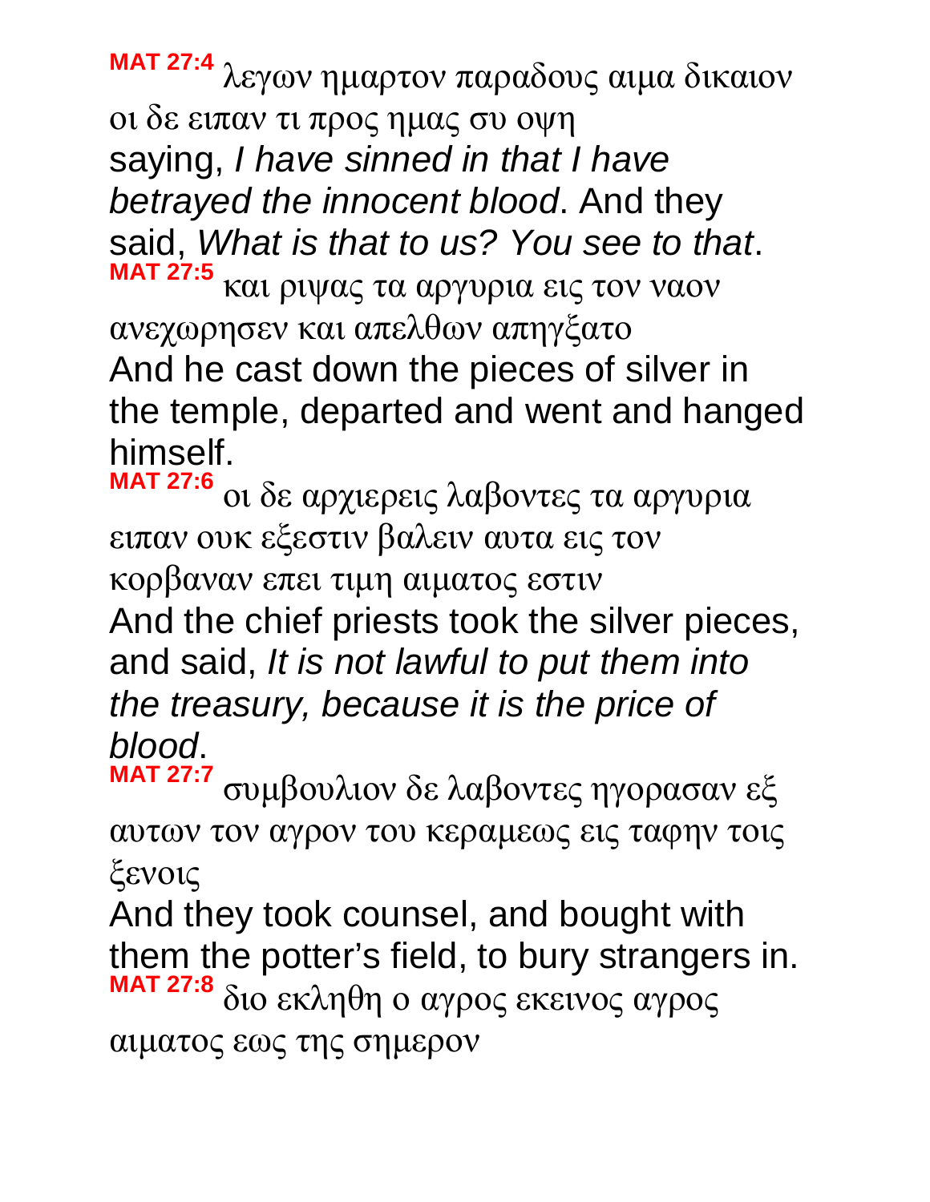**MAT 27:4** λεγων ημαρτον παραδους αιμα δικαιον οι δε ειπαν τι προς ημας συ οψη
saying, *I have sinned in that I have betrayed the innocent blood*. And they said, *What is that to us? You see to that*.
**MAT 27:5** και ριψας τα αργυρια εις τον ναον ανεχωρησεν και απελθων απηγξατο
And he cast down the pieces of silver in the temple, departed and went and hanged himself.
**MAT 27:6** οι δε αρχιερεις λαβοντες τα αργυρια ειπαν ουκ εξεστιν βαλειν αυτα εις τον κορβαναν επει τιμη αιματος εστιν
And the chief priests took the silver pieces, and said, *It is not lawful to put them into the treasury, because it is the price of blood*.
**MAT 27:7** συμβουλιον δε λαβοντες ηγορασαν εξ αυτων τον αγρον του κεραμεως εις ταφην τοις ξενοις
And they took counsel, and bought with them the potter's field, to bury strangers in.
**MAT 27:8** διο εκληθη ο αγρος εκεινος αγρος αιματος εως της σημερον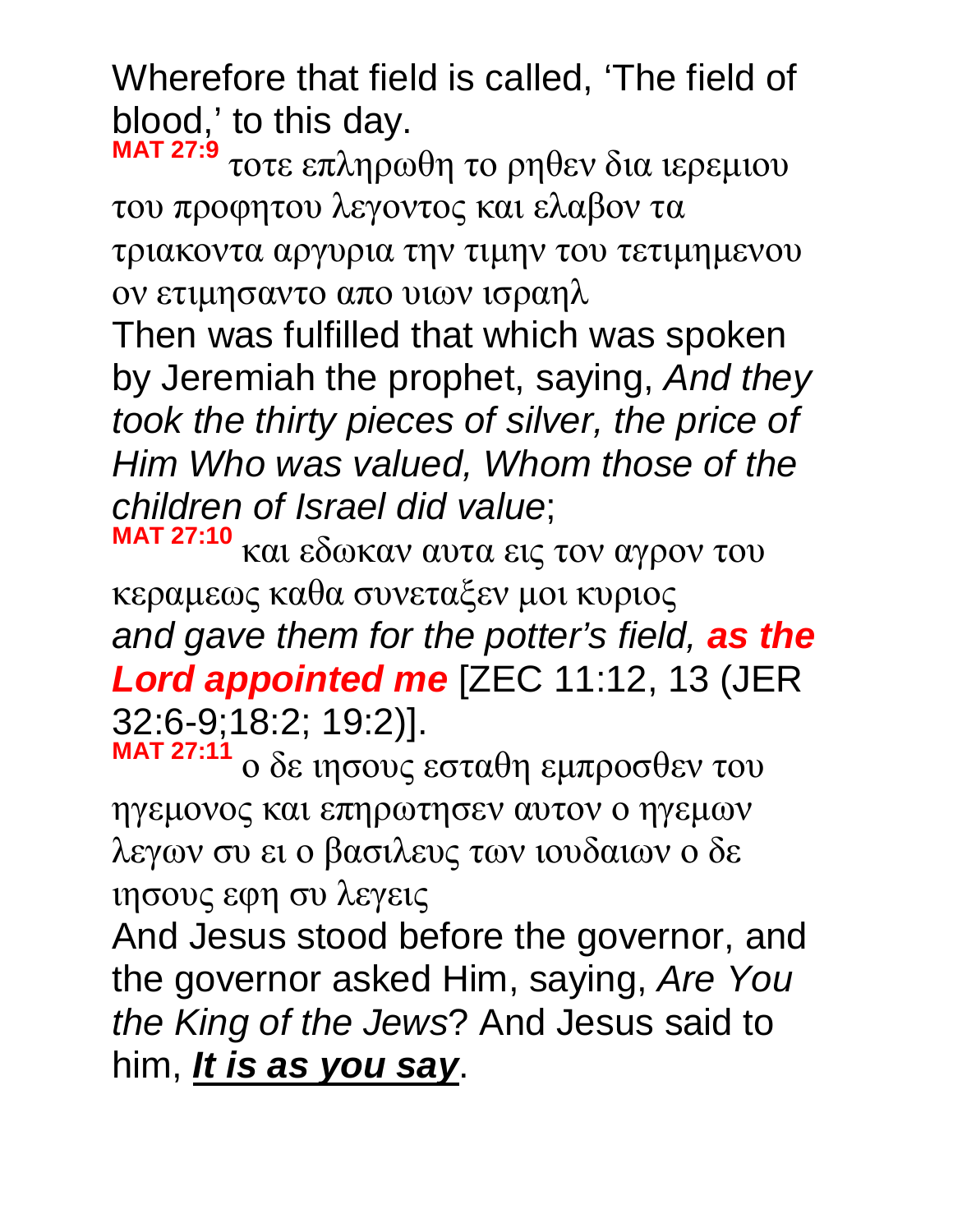Wherefore that field is called, 'The field of blood,' to this day.

**MAT 27:9** τοτε επληρωθη το ρηθεν δια ιερεμιου του προφητου λεγοντος και ελαβον τα τριακοντα αργυρια την τιμην του τετιμημενου ον ετιμησαντο απο υιων ισραηλ

Then was fulfilled that which was spoken by Jeremiah the prophet, saying, *And they took the thirty pieces of silver, the price of Him Who was valued, Whom those of the children of Israel did value*;

**MAT 27:10** και εδωκαν αυτα εις τον αγρον του κεραμεως καθα συνεταξεν μοι κυριος

*and gave them for the potter's field,* ***as the Lord appointed me*** [ZEC 11:12, 13 (JER 32:6-9;18:2; 19:2)].

**MAT 27:11** ο δε ιησους εσταθη εμπροσθεν του ηγεμονος και επηρωτησεν αυτον ο ηγεμων λεγων συ ει ο βασιλευς των ιουδαιων ο δε ιησους εφη συ λεγεις

And Jesus stood before the governor, and the governor asked Him, saying, *Are You the King of the Jews*? And Jesus said to him, ***It is as you say***.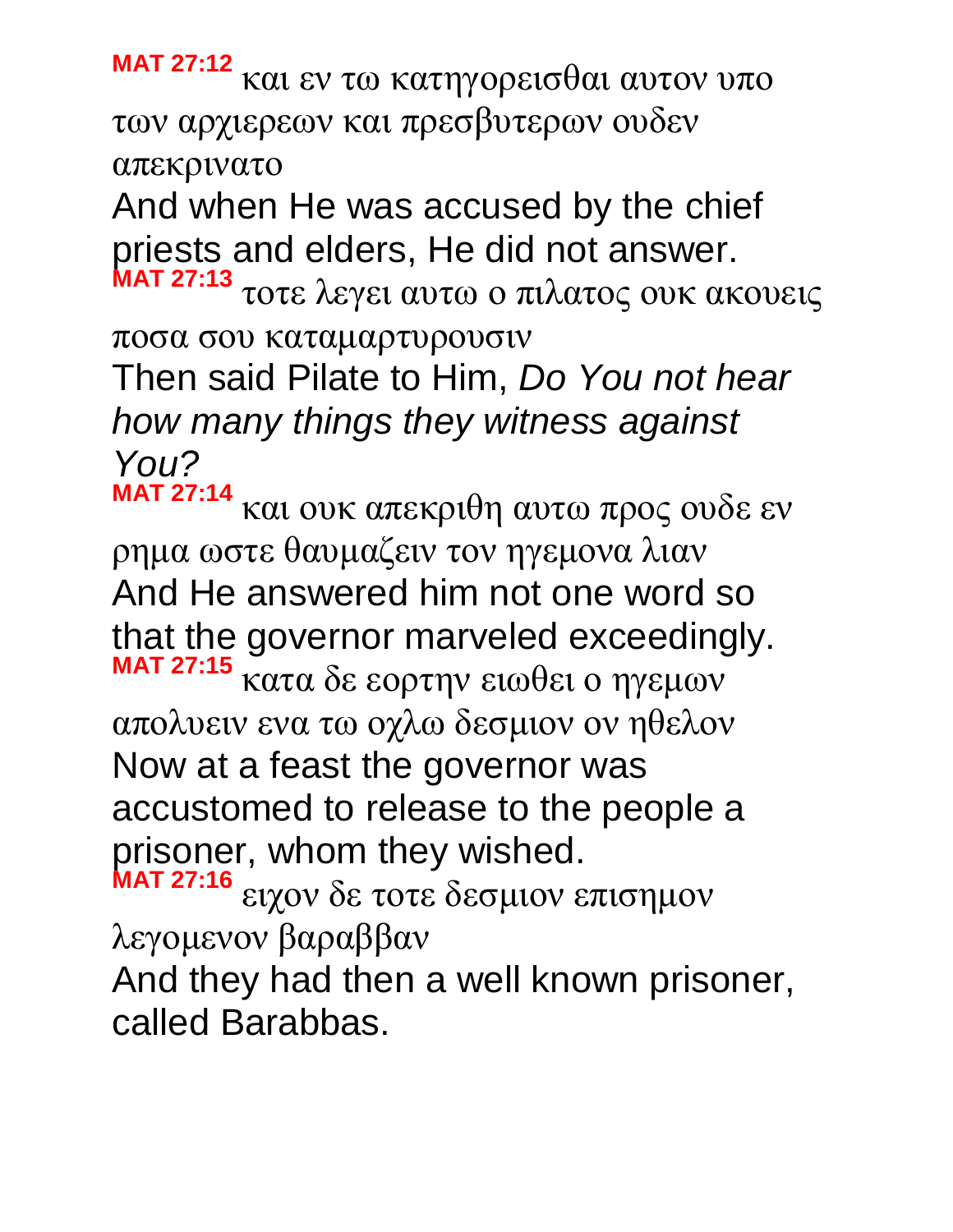**MAT 27:12** και εν τω κατηγορεισθαι αυτον υπο των αρχιερεων και πρεσβυτερων ουδεν απεκρινατο

And when He was accused by the chief priests and elders, He did not answer.

**MAT 27:13** τοτε λεγει αυτω ο πιλατος ουκ ακουεις ποσα σου καταμαρτυρουσιν

Then said Pilate to Him, *Do You not hear how many things they witness against You?*

**MAT 27:14** και ουκ απεκριθη αυτω προς ουδε εν ρημα ωστε θαυμαζειν τον ηγεμονα λιαν

And He answered him not one word so that the governor marveled exceedingly.

**MAT 27:15** κατα δε εορτην ειωθει ο ηγεμων απολυειν ενα τω οχλω δεσμιον ον ηθελον

Now at a feast the governor was accustomed to release to the people a prisoner, whom they wished.

**MAT 27:16** ειχον δε τοτε δεσμιον επισημον λεγομενον βαραββαν

And they had then a well known prisoner, called Barabbas.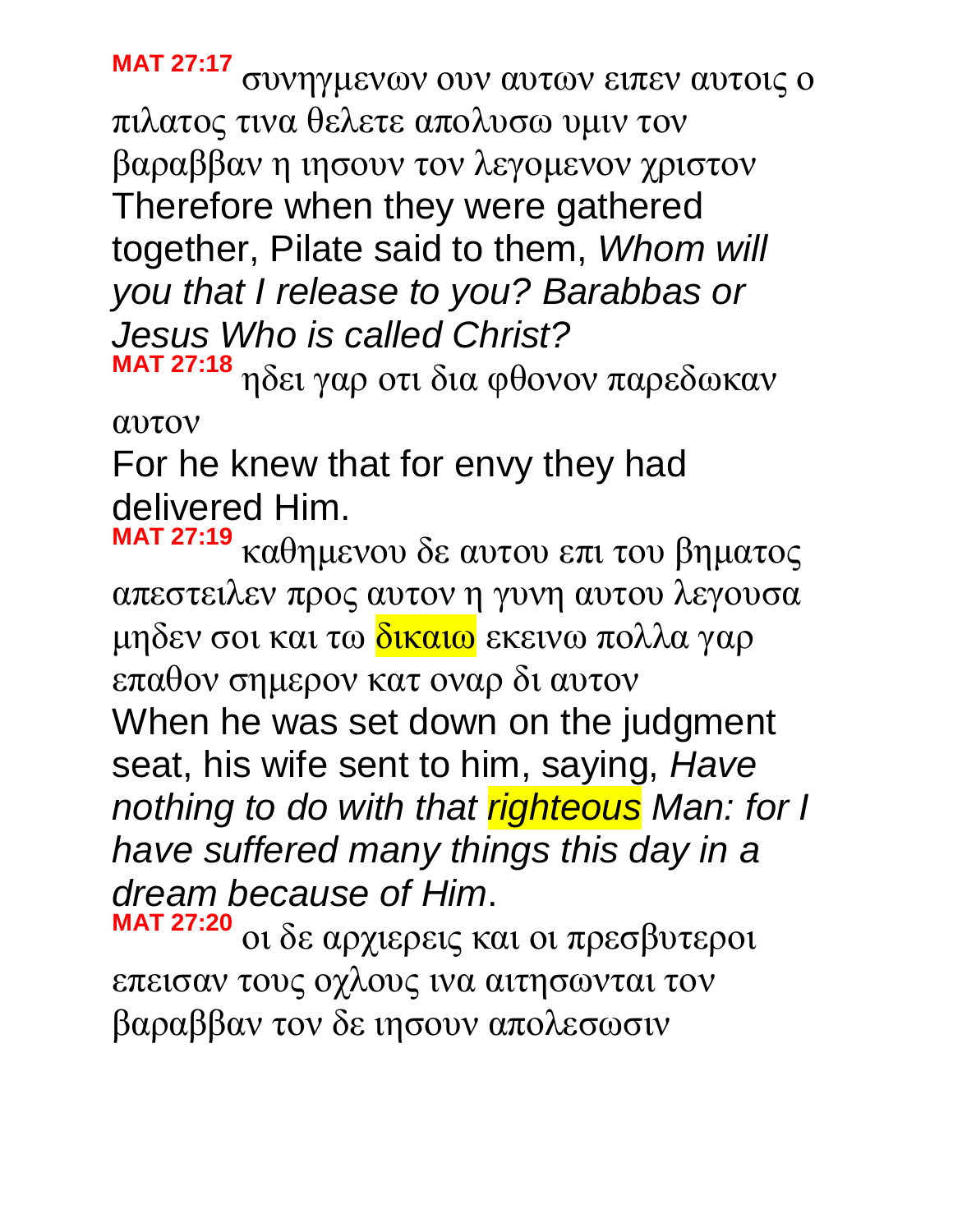**MAT 27:17** συνηγμενων ουν αυτων ειπεν αυτοις ο πιλατος τινα θελετε απολυσω υμιν τον βαραββαν η ιησουν τον λεγομενον χριστον
Therefore when they were gathered together, Pilate said to them, *Whom will you that I release to you? Barabbas or Jesus Who is called Christ?*
**MAT 27:18** ηδει γαρ οτι δια φθονον παρεδωκαν αυτον
For he knew that for envy they had delivered Him.
**MAT 27:19** καθημενου δε αυτου επι του βηματος απεστειλεν προς αυτον η γυνη αυτου λεγουσα μηδεν σοι και τω δικαιω εκεινω πολλα γαρ επαθον σημερον κατ οναρ δι αυτον
When he was set down on the judgment seat, his wife sent to him, saying, *Have nothing to do with that righteous Man: for I have suffered many things this day in a dream because of Him*.
**MAT 27:20** οι δε αρχιερεις και οι πρεσβυτεροι επεισαν τους οχλους ινα αιτησωνται τον βαραββαν τον δε ιησουν απολεσωσιν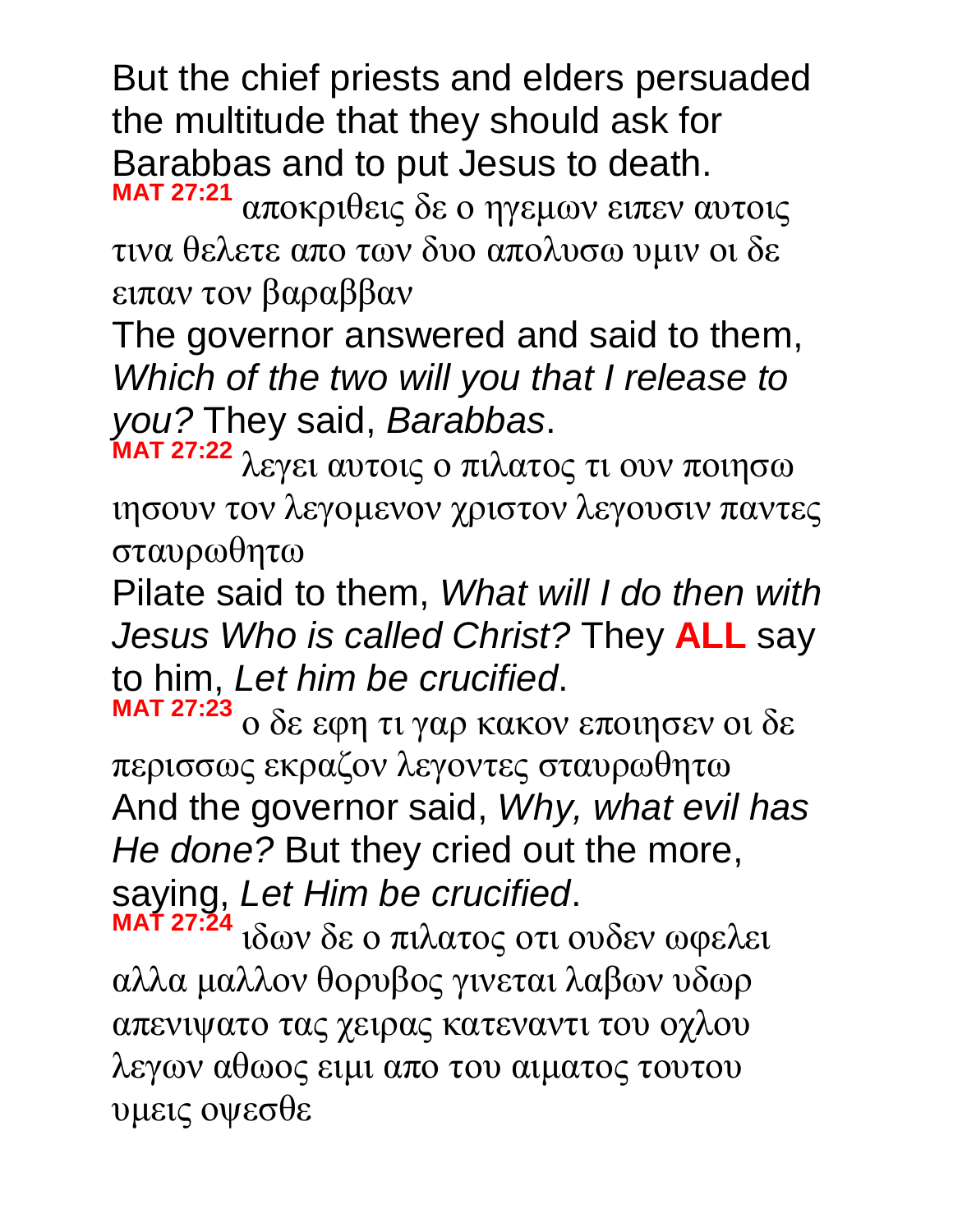But the chief priests and elders persuaded the multitude that they should ask for Barabbas and to put Jesus to death.

**MAT 27:21** αποκριθεις δε ο ηγεμων ειπεν αυτοις τινα θελετε απο των δυο απολυσω υμιν οι δε ειπαν τον βαραββαν

The governor answered and said to them, *Which of the two will you that I release to you?* They said, *Barabbas*.

**MAT 27:22** λεγει αυτοις ο πιλατος τι ουν ποιησω ιησουν τον λεγομενον χριστον λεγουσιν παντες σταυρωθητω

Pilate said to them, *What will I do then with Jesus Who is called Christ?* They **ALL** say to him, *Let him be crucified*.

**MAT 27:23** ο δε εφη τι γαρ κακον εποιησεν οι δε περισσως εκραζον λεγοντες σταυρωθητω

And the governor said, *Why, what evil has He done?* But they cried out the more, saying, *Let Him be crucified*.

**MAT 27:24** ιδων δε ο πιλατος οτι ουδεν ωφελει αλλα μαλλον θορυβος γινεται λαβων υδωρ απενιψατο τας χειρας κατεναντι του οχλου λεγων αθωος ειμι απο του αιματος τουτου υμεις οψεσθε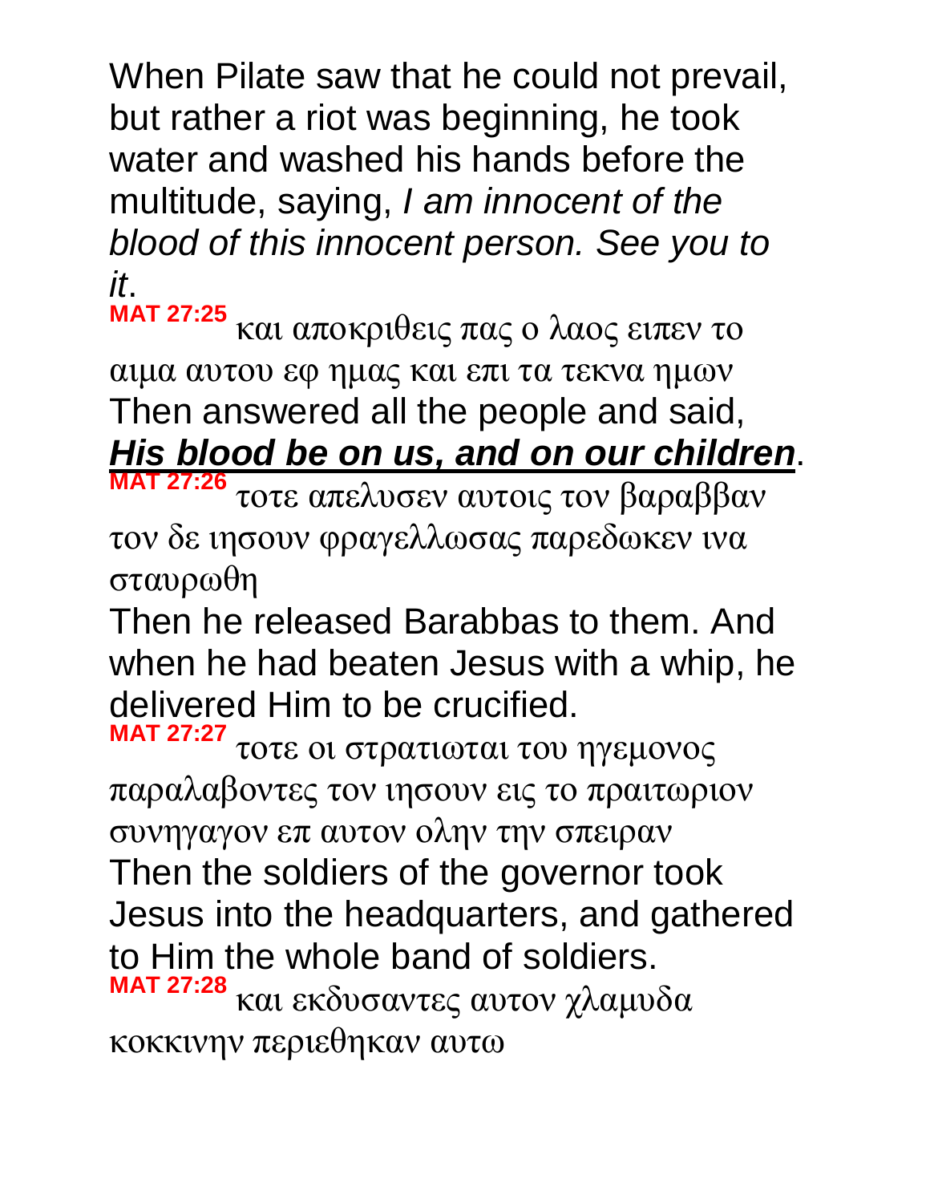When Pilate saw that he could not prevail, but rather a riot was beginning, he took water and washed his hands before the multitude, saying, *I am innocent of the blood of this innocent person. See you to it*.

**MAT 27:25** και αποκριθεις πας ο λαος ειπεν το αιμα αυτου εφ ημας και επι τα τεκνα ημων

Then answered all the people and said, ***<u>His blood be on us, and on our children</u>***.

**MAT 27:26** τοτε απελυσεν αυτοις τον βαραββαν τον δε ιησουν φραγελλωσας παρεδωκεν ινα σταυρωθη

Then he released Barabbas to them. And when he had beaten Jesus with a whip, he delivered Him to be crucified.

**MAT 27:27** τοτε οι στρατιωται του ηγεμονος παραλαβοντες τον ιησουν εις το πραιτωριον συνηγαγον επ αυτον ολην την σπειραν

Then the soldiers of the governor took Jesus into the headquarters, and gathered to Him the whole band of soldiers.

**MAT 27:28** και εκδυσαντες αυτον χλαμυδα κοκκινην περιεθηκαν αυτω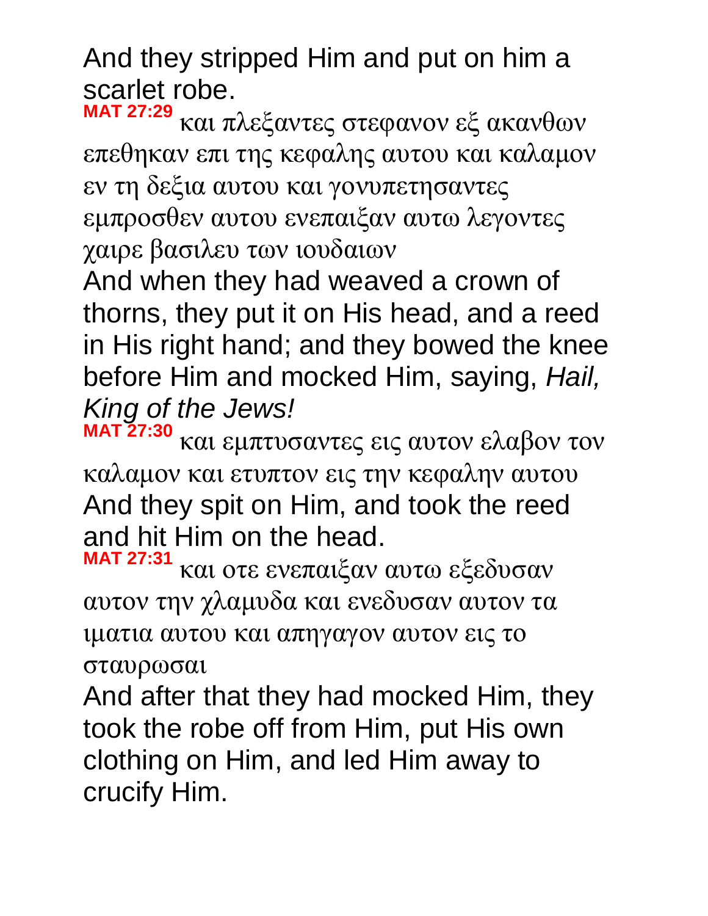And they stripped Him and put on him a scarlet robe.

**MAT 27:29** και πλεξαντες στεφανον εξ ακανθων επεθηκαν επι της κεφαλης αυτου και καλαμον εν τη δεξια αυτου και γονυπετησαντες εμπροσθεν αυτου ενεπαιξαν αυτω λεγοντες χαιρε βασιλευ των ιουδαιων

And when they had weaved a crown of thorns, they put it on His head, and a reed in His right hand; and they bowed the knee before Him and mocked Him, saying, *Hail, King of the Jews!*

**MAT 27:30** και εμπτυσαντες εις αυτον ελαβον τον καλαμον και ετυπτον εις την κεφαλην αυτου

And they spit on Him, and took the reed and hit Him on the head.

**MAT 27:31** και οτε ενεπαιξαν αυτω εξεδυσαν αυτον την χλαμυδα και ενεδυσαν αυτον τα ιματια αυτου και απηγαγον αυτον εις το σταυρωσαι

And after that they had mocked Him, they took the robe off from Him, put His own clothing on Him, and led Him away to crucify Him.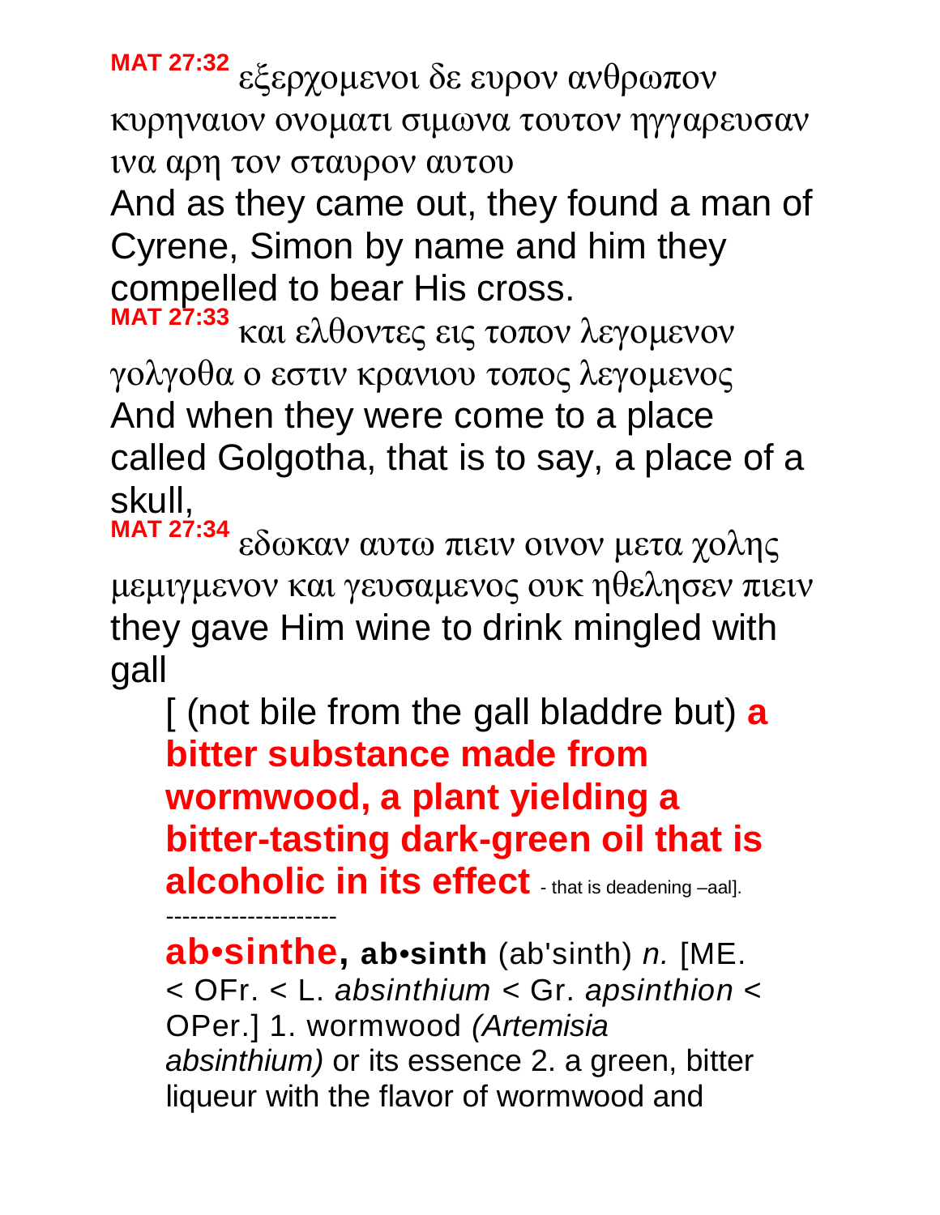**MAT 27:32** εξερχομενοι δε ευρον ανθρωπον κυρηναιον ονοματι σιμωνα τουτον ηγγαρευσαν ινα αρη τον σταυρον αυτου

And as they came out, they found a man of Cyrene, Simon by name and him they compelled to bear His cross.

**MAT 27:33** και ελθοντες εις τοπον λεγομενον γολγοθα ο εστιν κρανιου τοπος λεγομενος

And when they were come to a place called Golgotha, that is to say, a place of a skull,

**MAT 27:34** εδωκαν αυτω πιειν οινον μετα χολης μεμιγμενον και γευσαμενος ουκ ηθελησεν πιειν

they gave Him wine to drink mingled with gall

> [ (not bile from the gall bladdre but) **a bitter substance made from wormwood, a plant yielding a bitter-tasting dark-green oil that is alcoholic in its effect** - that is deadening –aal].
>
> --------------------
>
> **ab•sinthe, ab•sinth** (ab'sinth) *n.* [ME. < OFr. < L. *absinthium* < Gr. *apsinthion* < OPer.] 1. wormwood *(Artemisia absinthium)* or its essence 2. a green, bitter liqueur with the flavor of wormwood and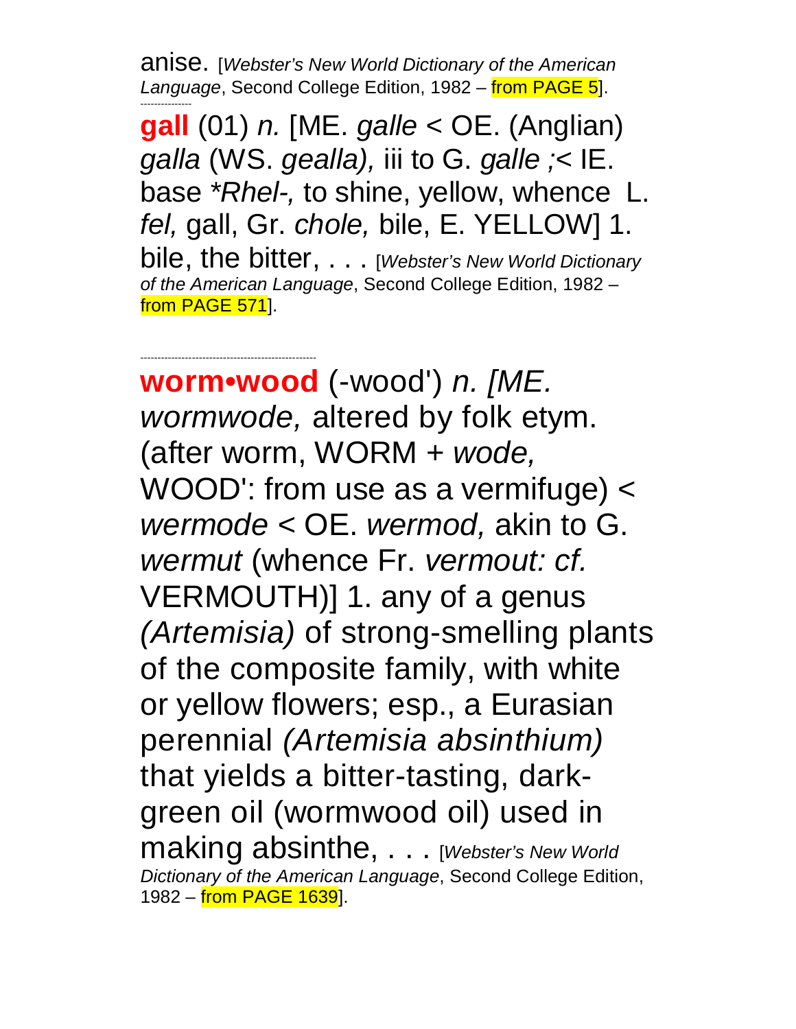anise. [*Webster's New World Dictionary of the American Language*, Second College Edition, 1982 – from PAGE 5].

---

**gall** (01) *n.* [ME. *galle* < OE. (Anglian) *galla* (WS. *gealla),* iii to G. *galle ;*< IE. base *\*Rhel-,* to shine, yellow, whence L. *fel,* gall, Gr. *chole,* bile, E. YELLOW] 1. bile, the bitter, . . . [*Webster's New World Dictionary of the American Language*, Second College Edition, 1982 – from PAGE 571].

---

**worm•wood** (-wood') *n. [ME. wormwode,* altered by folk etym. (after worm, WORM + *wode,* WOOD': from use as a vermifuge) < *wermode* < OE. *wermod,* akin to G. *wermut* (whence Fr. *vermout: cf.* VERMOUTH)] 1. any of a genus *(Artemisia)* of strong-smelling plants of the composite family, with white or yellow flowers; esp., a Eurasian perennial *(Artemisia absinthium)* that yields a bitter-tasting, dark-green oil (wormwood oil) used in making absinthe, . . . [*Webster's New World Dictionary of the American Language*, Second College Edition, 1982 – from PAGE 1639].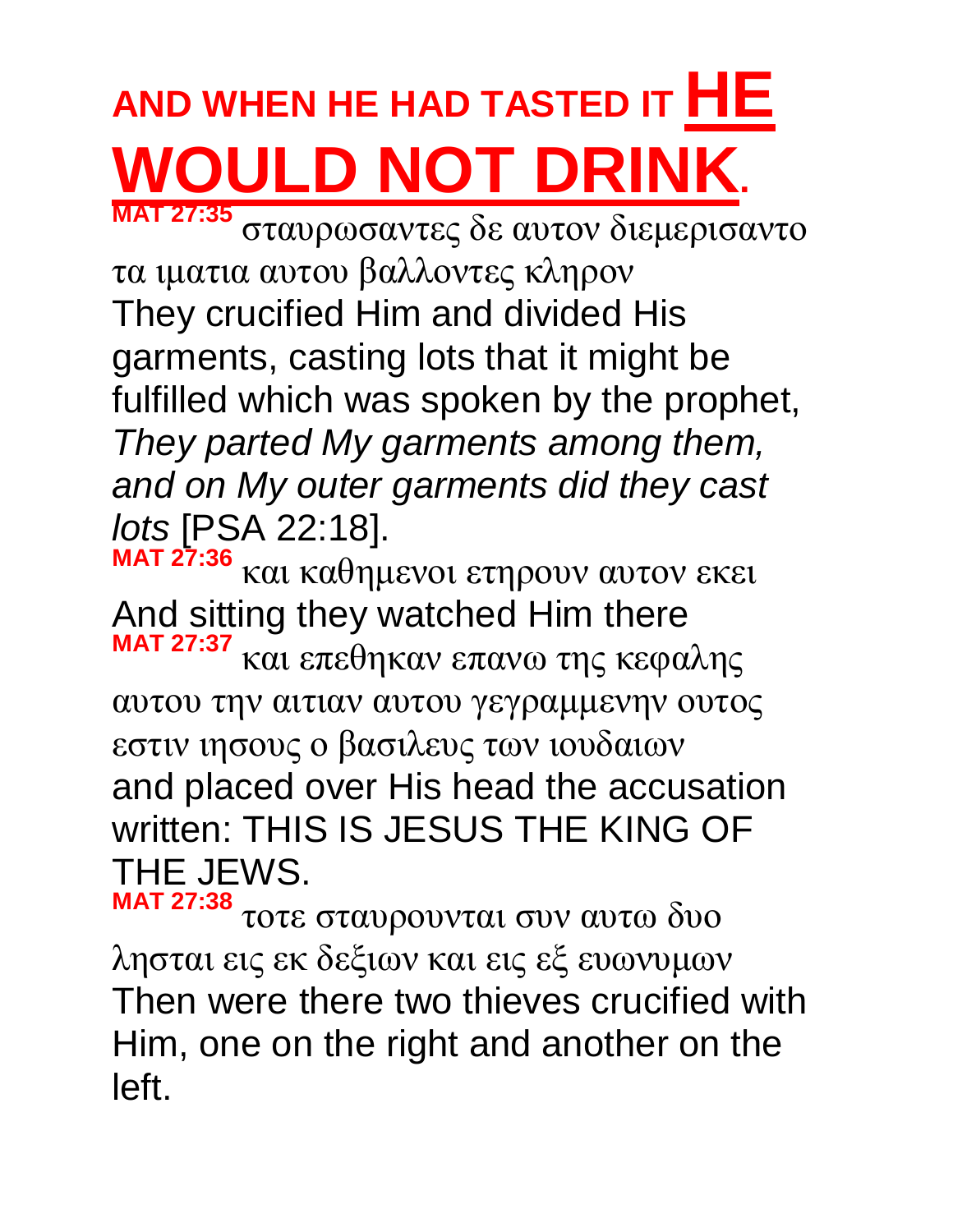# AND WHEN HE HAD TASTED IT **HE WOULD NOT DRINK**.

**MAT 27:35** σταυρωσαντες δε αυτον διεμερισαντο τα ιματια αυτου βαλλοντες κληρον
They crucified Him and divided His garments, casting lots that it might be fulfilled which was spoken by the prophet, *They parted My garments among them, and on My outer garments did they cast lots* [PSA 22:18].

**MAT 27:36** και καθημενοι ετηρουν αυτον εκει
And sitting they watched Him there

**MAT 27:37** και επεθηκαν επανω της κεφαλης αυτου την αιτιαν αυτου γεγραμμενην ουτος εστιν ιησους ο βασιλευς των ιουδαιων
and placed over His head the accusation written: THIS IS JESUS THE KING OF THE JEWS.

**MAT 27:38** τοτε σταυρουνται συν αυτω δυο λησται εις εκ δεξιων και εις εξ ευωνυμων
Then were there two thieves crucified with Him, one on the right and another on the left.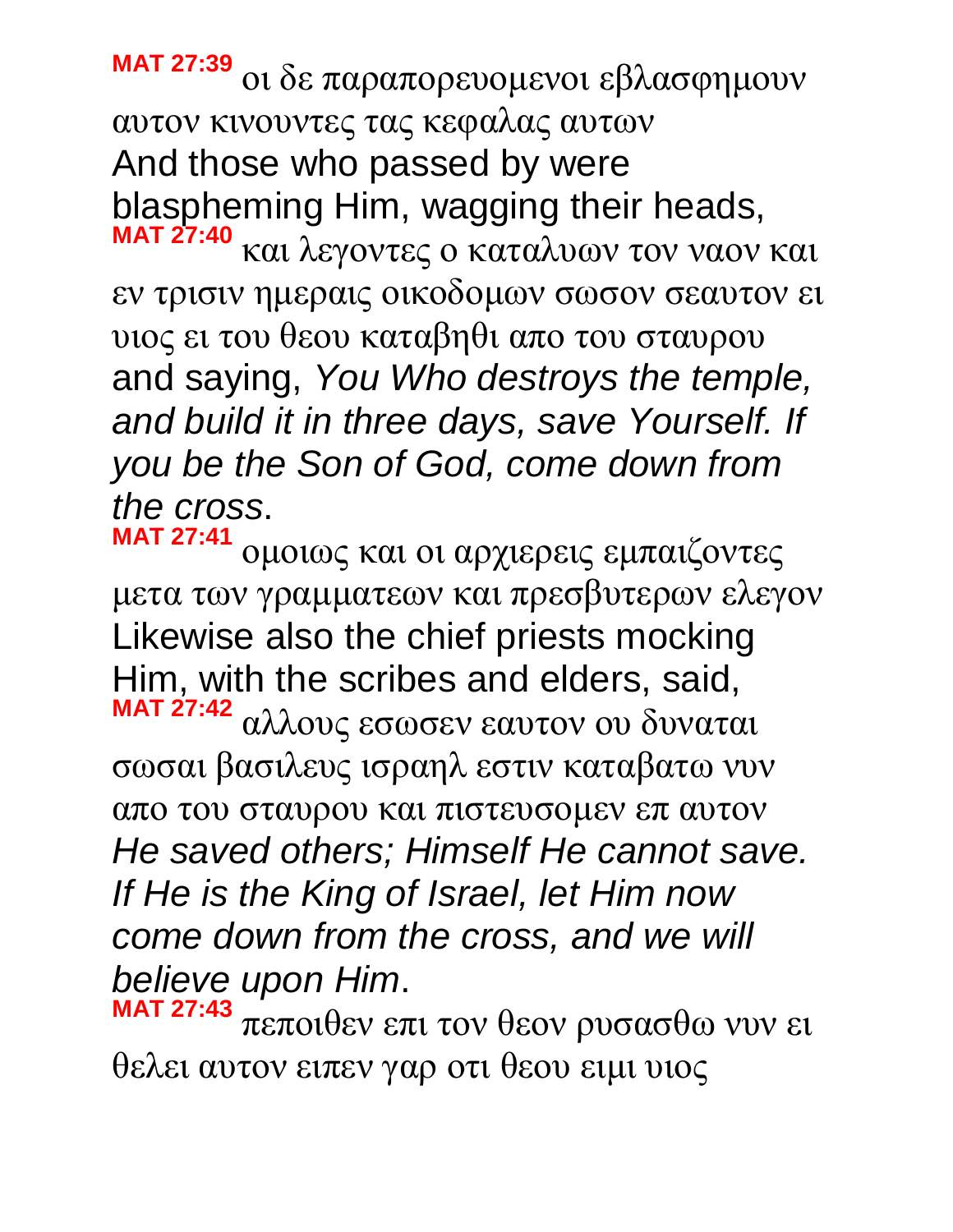**MAT 27:39** οι δε παραπορευομενοι εβλασφημουν αυτον κινουντες τας κεφαλας αυτων
And those who passed by were blaspheming Him, wagging their heads,
**MAT 27:40** και λεγοντες ο καταλυων τον ναον και εν τρισιν ημεραις οικοδομων σωσον σεαυτον ει υιος ει του θεου καταβηθι απο του σταυρου
and saying, *You Who destroys the temple, and build it in three days, save Yourself. If you be the Son of God, come down from the cross*.
**MAT 27:41** ομοιως και οι αρχιερεις εμπαιζοντες μετα των γραμματεων και πρεσβυτερων ελεγον
Likewise also the chief priests mocking Him, with the scribes and elders, said,
**MAT 27:42** αλλους εσωσεν εαυτον ου δυναται σωσαι βασιλευς ισραηλ εστιν καταβατω νυν απο του σταυρου και πιστευσομεν επ αυτον
*He saved others; Himself He cannot save. If He is the King of Israel, let Him now come down from the cross, and we will believe upon Him*.
**MAT 27:43** πεποιθεν επι τον θεον ρυσασθω νυν ει θελει αυτον ειπεν γαρ οτι θεου ειμι υιος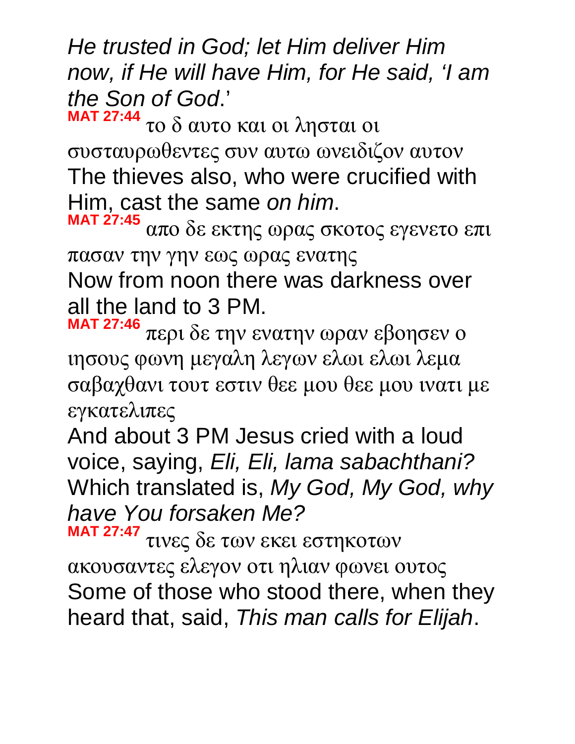*He trusted in God; let Him deliver Him now, if He will have Him, for He said, 'I am the Son of God*.'

**MAT 27:44** το δ αυτο και οι λησται οι συσταυρωθεντες συν αυτω ωνειδιζον αυτον
The thieves also, who were crucified with Him, cast the same *on him*.

**MAT 27:45** απο δε εκτης ωρας σκοτος εγενετο επι πασαν την γην εως ωρας ενατης
Now from noon there was darkness over all the land to 3 PM.

**MAT 27:46** περι δε την ενατην ωραν εβοησεν ο ιησους φωνη μεγαλη λεγων ελωι ελωι λεμα σαβαχθανι τουτ εστιν θεε μου θεε μου ινατι με εγκατελιπες
And about 3 PM Jesus cried with a loud voice, saying, *Eli, Eli, lama sabachthani?* Which translated is, *My God, My God, why have You forsaken Me?*

**MAT 27:47** τινες δε των εκει εστηκοτων ακουσαντες ελεγον οτι ηλιαν φωνει ουτος
Some of those who stood there, when they heard that, said, *This man calls for Elijah*.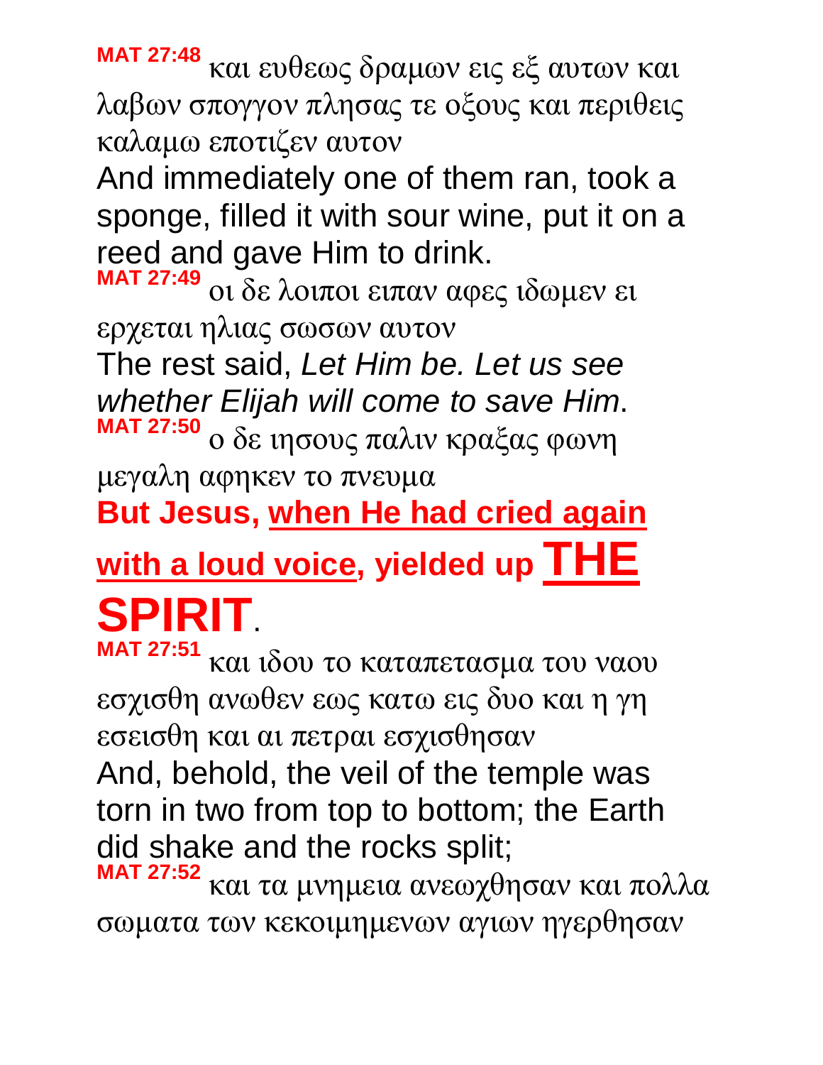**MAT 27:48** και ευθεως δραμων εις εξ αυτων και λαβων σπογγον πλησας τε οξους και περιθεις καλαμω εποτιζεν αυτον

And immediately one of them ran, took a sponge, filled it with sour wine, put it on a reed and gave Him to drink.

**MAT 27:49** οι δε λοιποι ειπαν αφες ιδωμεν ει ερχεται ηλιας σωσων αυτον

The rest said, *Let Him be. Let us see whether Elijah will come to save Him*.

**MAT 27:50** ο δε ιησους παλιν κραξας φωνη μεγαλη αφηκεν το πνευμα

**But Jesus, <u>when He had cried again with a loud voice</u>, yielded up <u>THE SPIRIT</u>.**

**MAT 27:51** και ιδου το καταπετασμα του ναου εσχισθη ανωθεν εως κατω εις δυο και η γη εσεισθη και αι πετραι εσχισθησαν

And, behold, the veil of the temple was torn in two from top to bottom; the Earth did shake and the rocks split;

**MAT 27:52** και τα μνημεια ανεωχθησαν και πολλα σωματα των κεκοιμημενων αγιων ηγερθησαν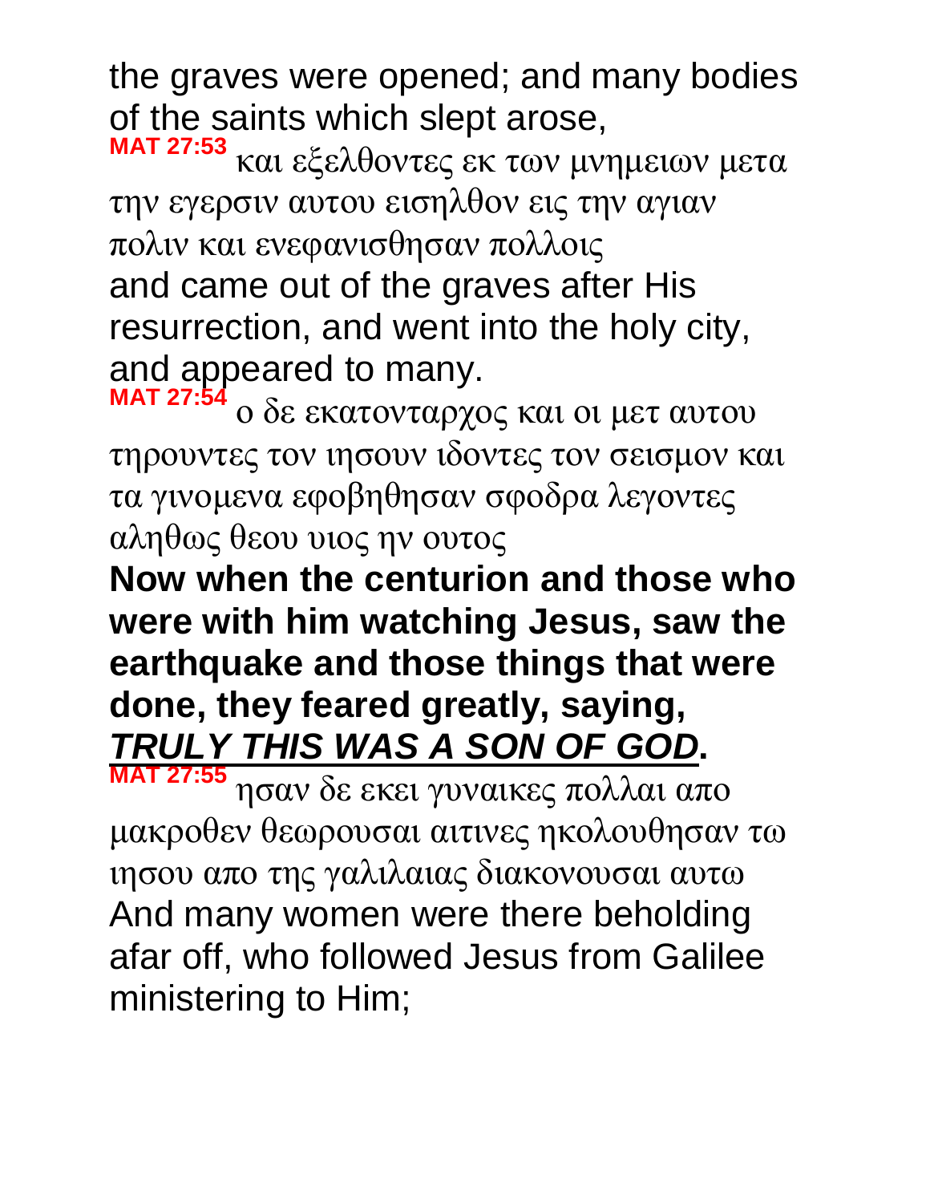the graves were opened; and many bodies of the saints which slept arose,

**MAT 27:53** και εξελθοντες εκ των μνημειων μετα την εγερσιν αυτου εισηλθον εις την αγιαν πολιν και ενεφανισθησαν πολλοις

and came out of the graves after His resurrection, and went into the holy city, and appeared to many.

**MAT 27:54** ο δε εκατονταρχος και οι μετ αυτου τηρουντες τον ιησουν ιδοντες τον σεισμον και τα γινομενα εφοβηθησαν σφοδρα λεγοντες αληθως θεου υιος ην ουτος

**Now when the centurion and those who were with him watching Jesus, saw the earthquake and those things that were done, they feared greatly, saying, *TRULY THIS WAS A SON OF GOD*.**

**MAT 27:55** ησαν δε εκει γυναικες πολλαι απο μακροθεν θεωρουσαι αιτινες ηκολουθησαν τω ιησου απο της γαλιλαιας διακονουσαι αυτω

And many women were there beholding afar off, who followed Jesus from Galilee ministering to Him;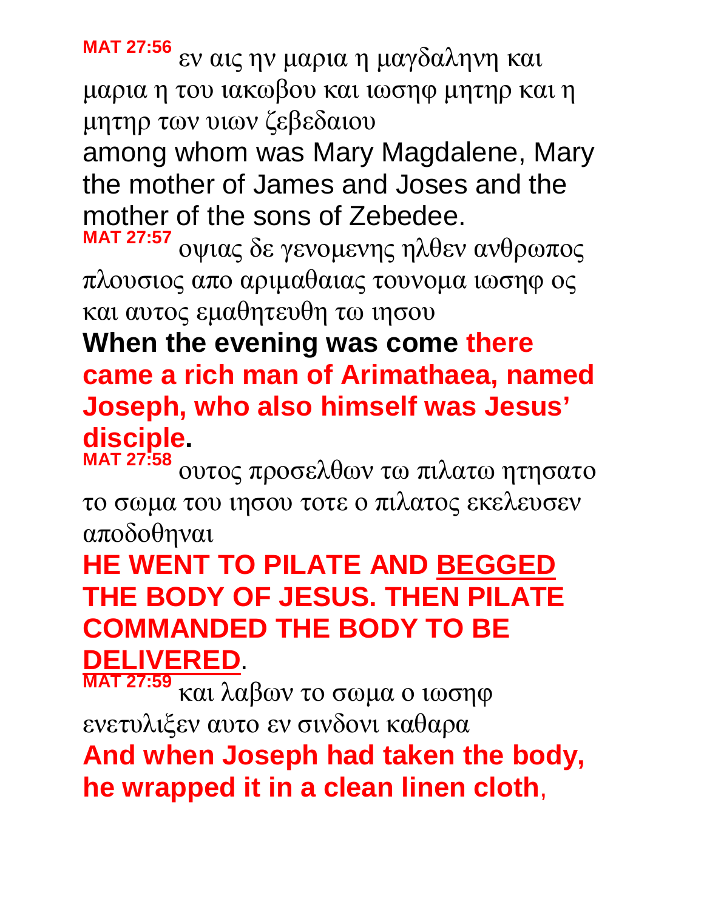**MAT 27:56** εν αις ην μαρια η μαγδαληνη και μαρια η του ιακωβου και ιωσηφ μητηρ και η μητηρ των υιων ζεβεδαιου

among whom was Mary Magdalene, Mary the mother of James and Joses and the mother of the sons of Zebedee.

**MAT 27:57** οψιας δε γενομενης ηλθεν ανθρωπος πλουσιος απο αριμαθαιας τουνομα ιωσηφ ος και αυτος εμαθητευθη τω ιησου

**When the evening was come there came a rich man of Arimathaea, named Joseph, who also himself was Jesus' disciple.**

**MAT 27:58** ουτος προσελθων τω πιλατω ητησατο το σωμα του ιησου τοτε ο πιλατος εκελευσεν αποδοθηναι

**HE WENT TO PILATE AND BEGGED THE BODY OF JESUS. THEN PILATE COMMANDED THE BODY TO BE DELIVERED.**

**MAT 27:59** και λαβων το σωμα ο ιωσηφ ενετυλιξεν αυτο εν σινδονι καθαρα

**And when Joseph had taken the body, he wrapped it in a clean linen cloth**,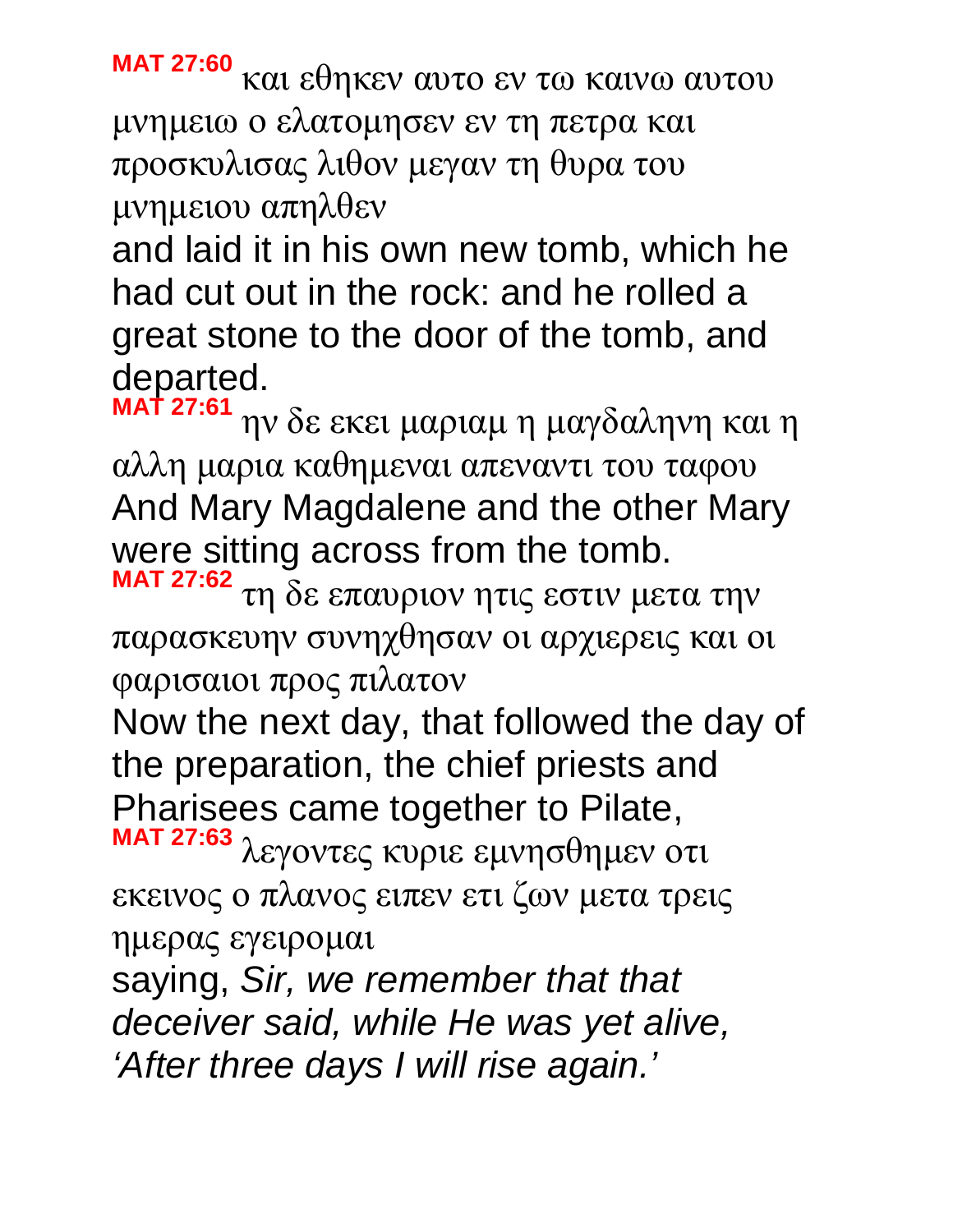**MAT 27:60** και εθηκεν αυτο εν τω καινω αυτου μνημειω ο ελατομησεν εν τη πετρα και προσκυλισας λιθον μεγαν τη θυρα του μνημειου απηλθεν

and laid it in his own new tomb, which he had cut out in the rock: and he rolled a great stone to the door of the tomb, and departed.

**MAT 27:61** ην δε εκει μαριαμ η μαγδαληνη και η αλλη μαρια καθημεναι απεναντι του ταφου

And Mary Magdalene and the other Mary were sitting across from the tomb.

**MAT 27:62** τη δε επαυριον ητις εστιν μετα την παρασκευην συνηχθησαν οι αρχιερεις και οι φαρισαιοι προς πιλατον

Now the next day, that followed the day of the preparation, the chief priests and Pharisees came together to Pilate,

**MAT 27:63** λεγοντες κυριε εμνησθημεν οτι εκεινος ο πλανος ειπεν ετι ζων μετα τρεις ημερας εγειρομαι

saying, *Sir, we remember that that deceiver said, while He was yet alive, 'After three days I will rise again.'*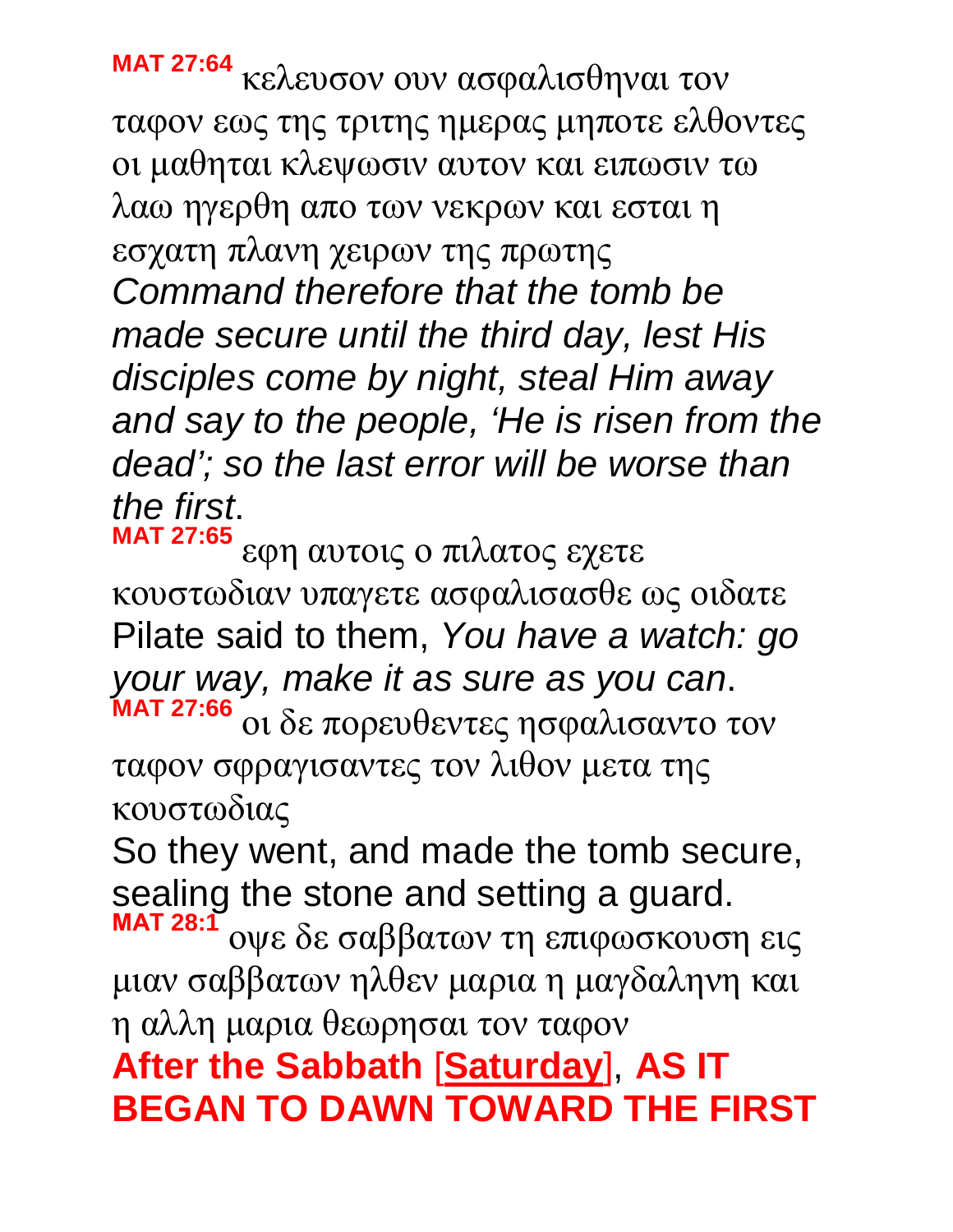**MAT 27:64** κελευσον ουν ασφαλισθηναι τον ταφον εως της τριτης ημερας μηποτε ελθοντες οι μαθηται κλεψωσιν αυτον και ειπωσιν τω λαω ηγερθη απο των νεκρων και εσται η εσχατη πλανη χειρων της πρωτης

*Command therefore that the tomb be made secure until the third day, lest His disciples come by night, steal Him away and say to the people, 'He is risen from the dead'; so the last error will be worse than the first*.

**MAT 27:65** εφη αυτοις ο πιλατος εχετε κουστωδιαν υπαγετε ασφαλισασθε ως οιδατε

Pilate said to them, *You have a watch: go your way, make it as sure as you can*.

**MAT 27:66** οι δε πορευθεντες ησφαλισαντο τον ταφον σφραγισαντες τον λιθον μετα της κουστωδιας

So they went, and made the tomb secure, sealing the stone and setting a guard.

**MAT 28:1** οψε δε σαββατων τη επιφωσκουση εις μιαν σαββατων ηλθεν μαρια η μαγδαληνη και η αλλη μαρια θεωρησαι τον ταφον

**After the Sabbath** [**Saturday**], **AS IT BEGAN TO DAWN TOWARD THE FIRST**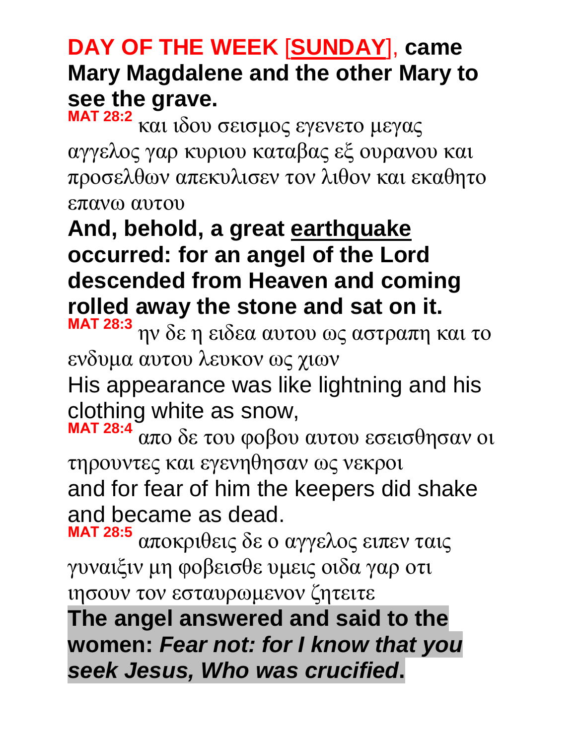**DAY OF THE WEEK [SUNDAY], came Mary Magdalene and the other Mary to see the grave.**

**MAT 28:2** και ιδου σεισμος εγενετο μεγας αγγελος γαρ κυριου καταβας εξ ουρανου και προσελθων απεκυλισεν τον λιθον και εκαθητο επανω αυτου

**And, behold, a great earthquake occurred: for an angel of the Lord descended from Heaven and coming rolled away the stone and sat on it.**

**MAT 28:3** ην δε η ειδεα αυτου ως αστραπη και το ενδυμα αυτου λευκον ως χιων

His appearance was like lightning and his clothing white as snow,

**MAT 28:4** απο δε του φοβου αυτου εσεισθησαν οι τηρουντες και εγενηθησαν ως νεκροι

and for fear of him the keepers did shake and became as dead.

**MAT 28:5** αποκριθεις δε ο αγγελος ειπεν ταις γυναιξιν μη φοβεισθε υμεις οιδα γαρ οτι ιησουν τον εσταυρωμενον ζητειτε

**The angel answered and said to the women: *Fear not: for I know that you seek Jesus, Who was crucified*.**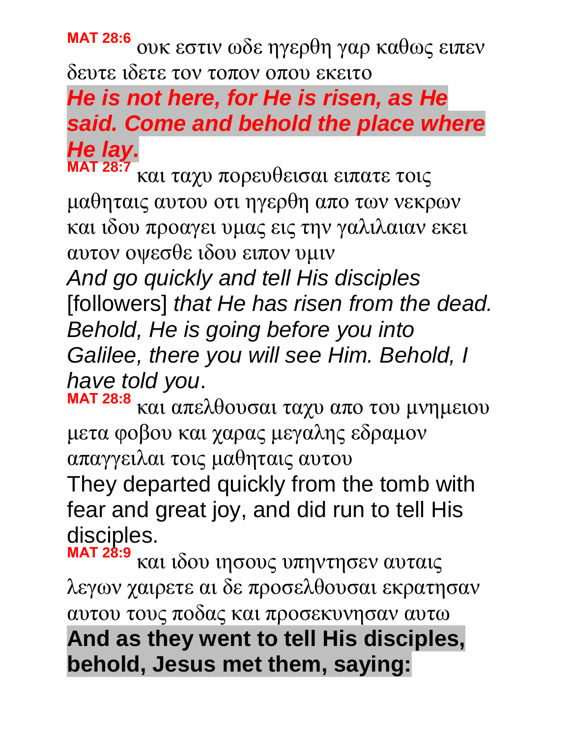**MAT 28:6** ουκ εστιν ωδε ηγερθη γαρ καθως ειπεν δευτε ιδετε τον τοπον οπου εκειτο

***He is not here, for He is risen, as He said. Come and behold the place where He lay*.**

**MAT 28:7** και ταχυ πορευθεισαι ειπατε τοις μαθηταις αυτου οτι ηγερθη απο των νεκρων και ιδου προαγει υμας εις την γαλιλαιαν εκει αυτον οψεσθε ιδου ειπον υμιν

*And go quickly and tell His disciples* [followers] *that He has risen from the dead. Behold, He is going before you into Galilee, there you will see Him. Behold, I have told you*.

**MAT 28:8** και απελθουσαι ταχυ απο του μνημειου μετα φοβου και χαρας μεγαλης εδραμον απαγγειλαι τοις μαθηταις αυτου

They departed quickly from the tomb with fear and great joy, and did run to tell His disciples.

**MAT 28:9** και ιδου ιησους υπηντησεν αυταις λεγων χαιρετε αι δε προσελθουσαι εκρατησαν αυτου τους ποδας και προσεκυνησαν αυτω

**And as they went to tell His disciples, behold, Jesus met them, saying:**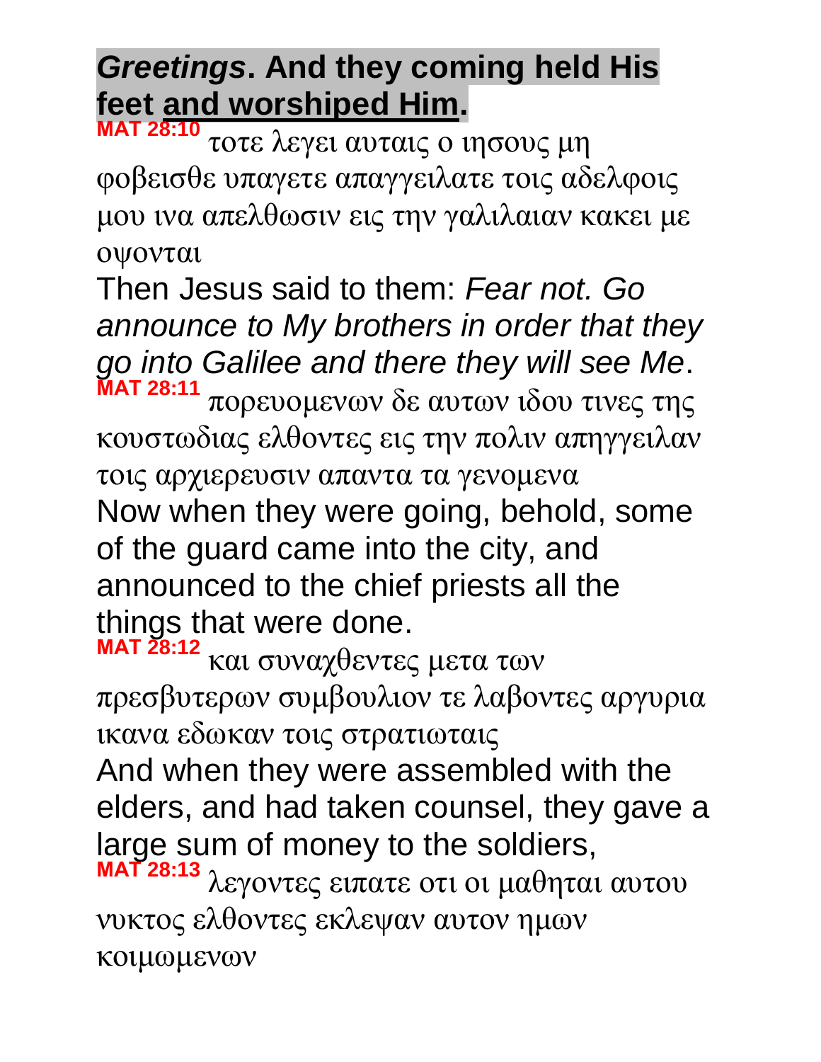***Greetings*. And they coming held His feet and worshiped Him.**

**MAT 28:10** τοτε λεγει αυταις ο ιησους μη φοβεισθε υπαγετε απαγγειλατε τοις αδελφοις μου ινα απελθωσιν εις την γαλιλαιαν κακει με οψονται

Then Jesus said to them: *Fear not. Go announce to My brothers in order that they go into Galilee and there they will see Me*.

**MAT 28:11** πορευομενων δε αυτων ιδου τινες της κουστωδιας ελθοντες εις την πολιν απηγγειλαν τοις αρχιερευσιν απαντα τα γενομενα

Now when they were going, behold, some of the guard came into the city, and announced to the chief priests all the things that were done.

**MAT 28:12** και συναχθεντες μετα των πρεσβυτερων συμβουλιον τε λαβοντες αργυρια ικανα εδωκαν τοις στρατιωταις

And when they were assembled with the elders, and had taken counsel, they gave a large sum of money to the soldiers,

**MAT 28:13** λεγοντες ειπατε οτι οι μαθηται αυτου νυκτος ελθοντες εκλεψαν αυτον ημων κοιμωμενων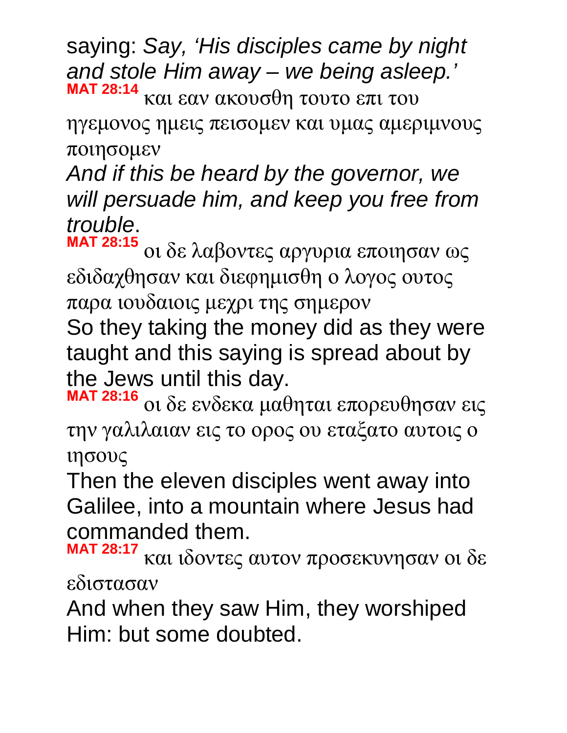saying: *Say, 'His disciples came by night and stole Him away – we being asleep.'*

**MAT 28:14** και εαν ακουσθη τουτο επι του ηγεμονος ημεις πεισομεν και υμας αμεριμνους ποιησομεν

*And if this be heard by the governor, we will persuade him, and keep you free from trouble*.

**MAT 28:15** οι δε λαβοντες αργυρια εποιησαν ως εδιδαχθησαν και διεφημισθη ο λογος ουτος παρα ιουδαιοις μεχρι της σημερον

So they taking the money did as they were taught and this saying is spread about by the Jews until this day.

**MAT 28:16** οι δε ενδεκα μαθηται επορευθησαν εις την γαλιλαιαν εις το ορος ου εταξατο αυτοις ο ιησους

Then the eleven disciples went away into Galilee, into a mountain where Jesus had commanded them.

**MAT 28:17** και ιδοντες αυτον προσεκυνησαν οι δε εδιστασαν

And when they saw Him, they worshiped Him: but some doubted.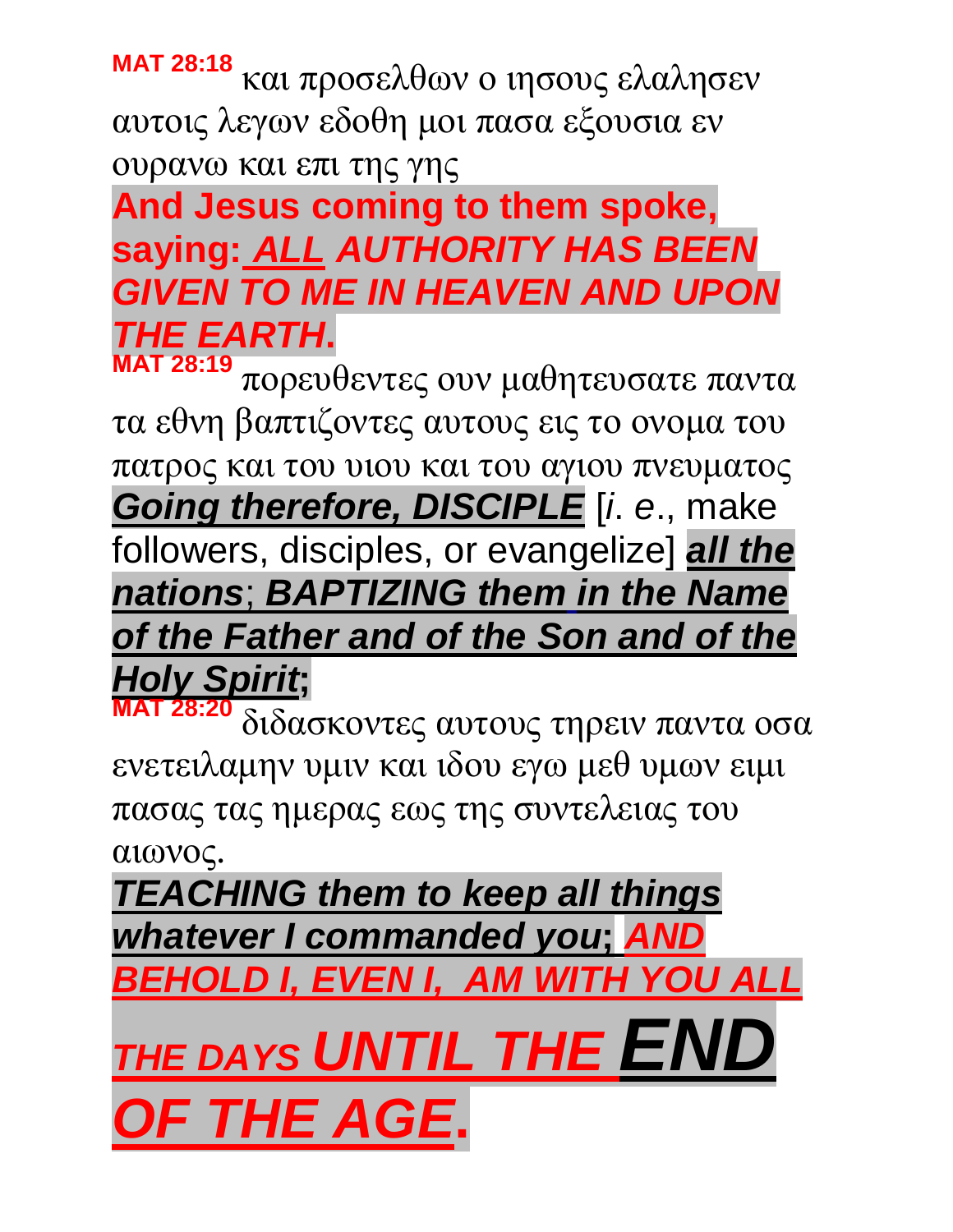**MAT 28:18** και προσελθων ο ιησους ελαλησεν αυτοις λεγων εδοθη μοι πασα εξουσια εν ουρανω και επι της γης

**And Jesus coming to them spoke, saying: *ALL AUTHORITY HAS BEEN GIVEN TO ME IN HEAVEN AND UPON THE EARTH*.**

**MAT 28:19** πορευθεντες ουν μαθητευσατε παντα τα εθνη βαπτιζοντες αυτους εις το ονομα του πατρος και του υιου και του αγιου πνευματος

***Going therefore, DISCIPLE*** [*i. e*., make followers, disciples, or evangelize] ***all the nations***; ***BAPTIZING them in the Name of the Father and of the Son and of the Holy Spirit*;**

**MAT 28:20** διδασκοντες αυτους τηρειν παντα οσα ενετειλαμην υμιν και ιδου εγω μεθ υμων ειμι πασας τας ημερας εως της συντελειας του αιωνος.

***TEACHING them to keep all things whatever I commanded you*; *AND BEHOLD I, EVEN I, AM WITH YOU ALL THE DAYS UNTIL THE END OF THE AGE*.**